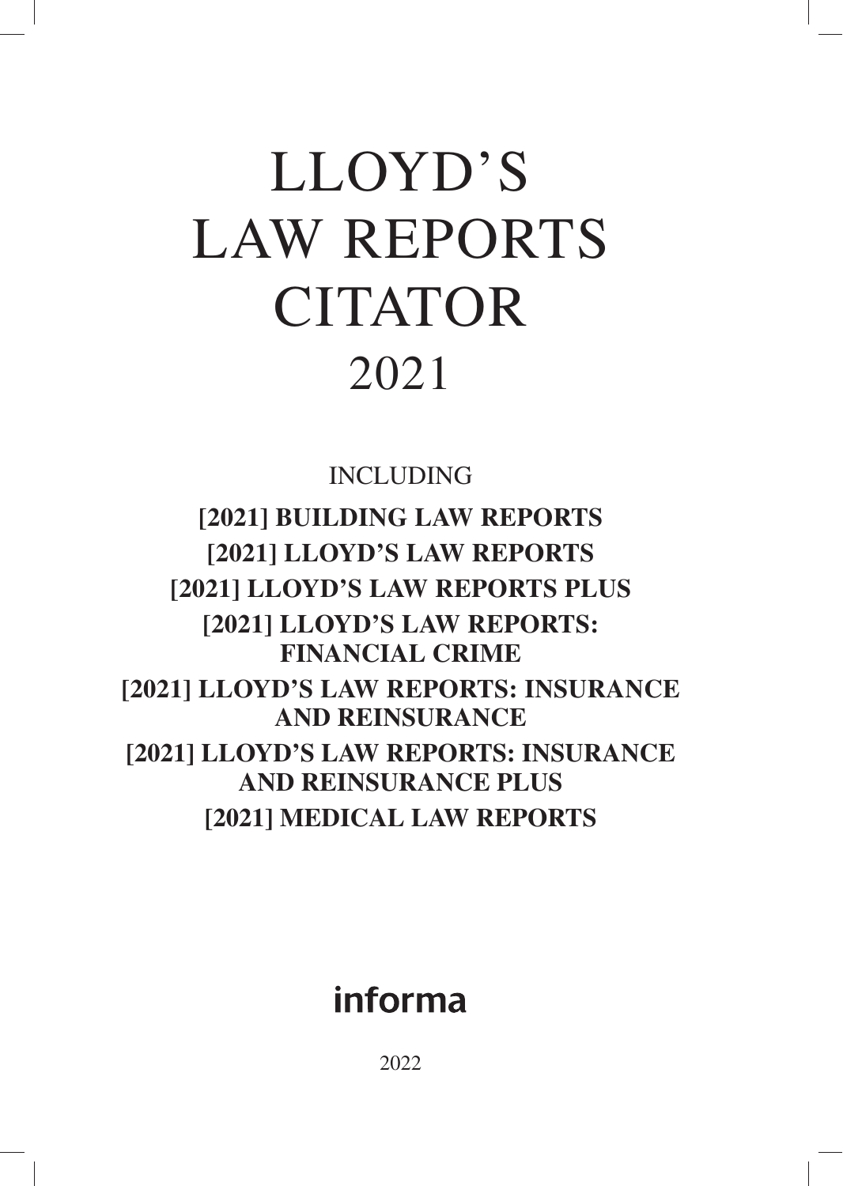# LLOYD'S LAW REPORTS CITATOR 2021

INCLUDING

**[2021] BUILDING LAW REPORTS**

**[2021] LLOYD'S LAW REPORTS**

**[2021] LLOYD'S LAW REPORTS PLUS**

**[2021] LLOYD'S LAW REPORTS: FINANCIAL CRIME**

**[2021] LLOYD'S LAW REPORTS: INSURANCE AND REINSURANCE**

**[2021] LLOYD'S LAW REPORTS: INSURANCE AND REINSURANCE PLUS**

**[2021] MEDICAL LAW REPORTS**

informa

2022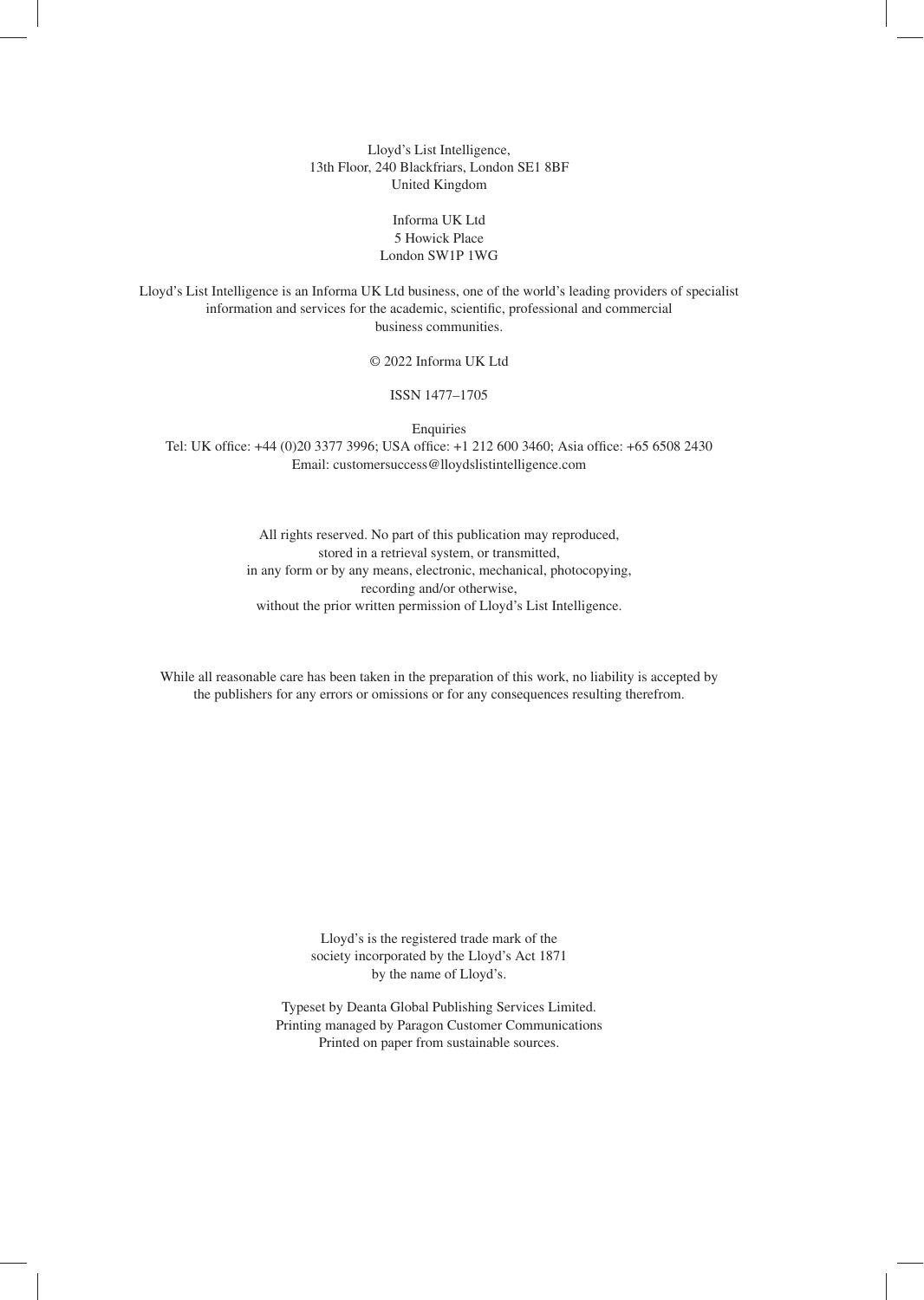Lloyd's List Intelligence,
13th Floor, 240 Blackfriars, London SE1 8BF
United Kingdom

Informa UK Ltd
5 Howick Place
London SW1P 1WG

Lloyd's List Intelligence is an Informa UK Ltd business, one of the world's leading providers of specialist information and services for the academic, scientific, professional and commercial business communities.

© 2022 Informa UK Ltd

ISSN 1477–1705

Enquiries
Tel: UK office: +44 (0)20 3377 3996; USA office: +1 212 600 3460; Asia office: +65 6508 2430
Email: customersuccess@lloydslistintelligence.com

All rights reserved. No part of this publication may reproduced, stored in a retrieval system, or transmitted, in any form or by any means, electronic, mechanical, photocopying, recording and/or otherwise, without the prior written permission of Lloyd's List Intelligence.

While all reasonable care has been taken in the preparation of this work, no liability is accepted by the publishers for any errors or omissions or for any consequences resulting therefrom.

Lloyd's is the registered trade mark of the society incorporated by the Lloyd's Act 1871 by the name of Lloyd's.

Typeset by Deanta Global Publishing Services Limited.
Printing managed by Paragon Customer Communications
Printed on paper from sustainable sources.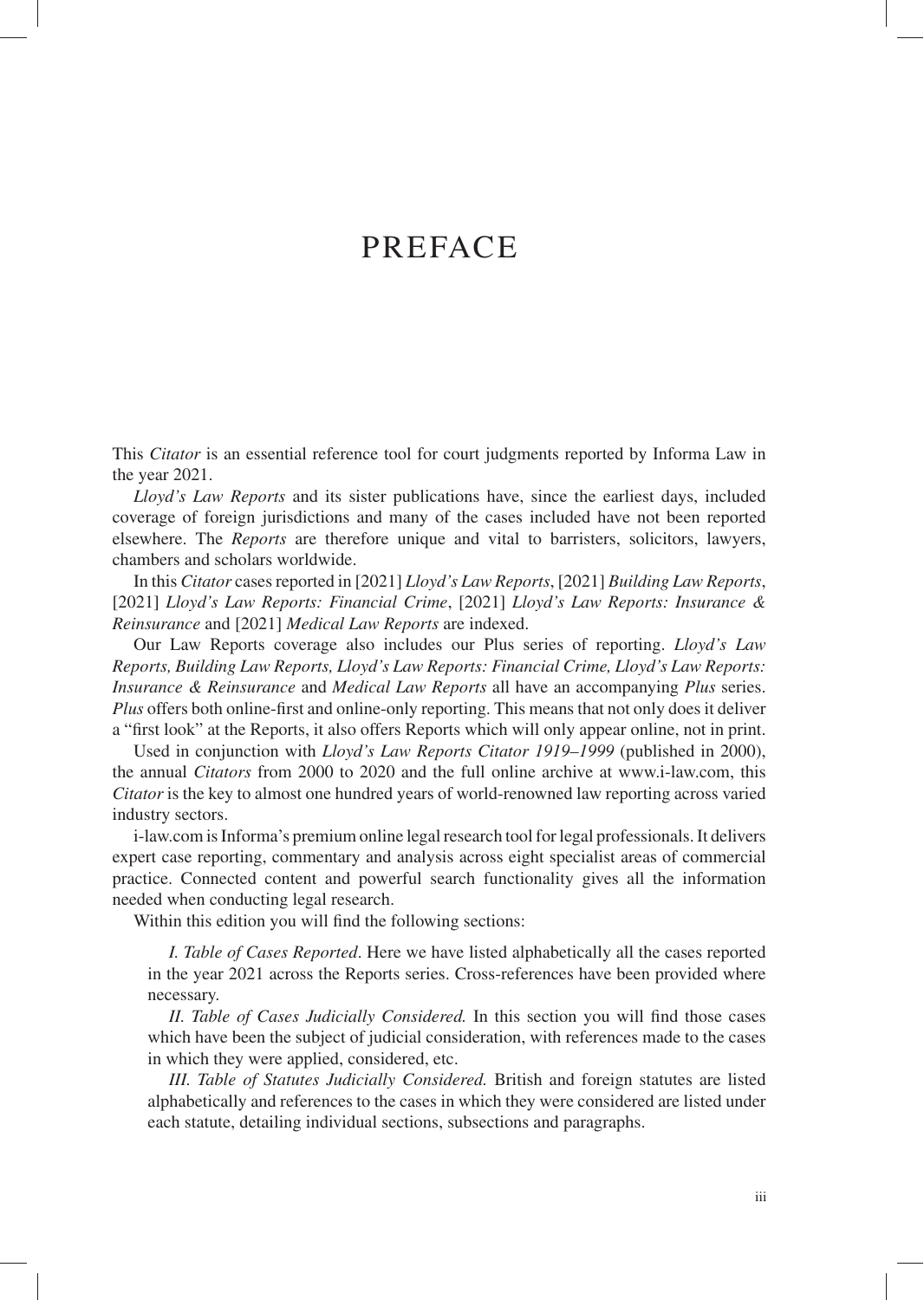# PREFACE

This *Citator* is an essential reference tool for court judgments reported by Informa Law in the year 2021.

*Lloyd's Law Reports* and its sister publications have, since the earliest days, included coverage of foreign jurisdictions and many of the cases included have not been reported elsewhere. The *Reports* are therefore unique and vital to barristers, solicitors, lawyers, chambers and scholars worldwide.

In this *Citator* cases reported in [2021] *Lloyd's Law Reports*, [2021] *Building Law Reports*, [2021] *Lloyd's Law Reports: Financial Crime*, [2021] *Lloyd's Law Reports: Insurance & Reinsurance* and [2021] *Medical Law Reports* are indexed.

Our Law Reports coverage also includes our Plus series of reporting. *Lloyd's Law Reports, Building Law Reports, Lloyd's Law Reports: Financial Crime, Lloyd's Law Reports: Insurance & Reinsurance* and *Medical Law Reports* all have an accompanying *Plus* series. *Plus* offers both online-first and online-only reporting. This means that not only does it deliver a "first look" at the Reports, it also offers Reports which will only appear online, not in print.

Used in conjunction with *Lloyd's Law Reports Citator 1919–1999* (published in 2000), the annual *Citators* from 2000 to 2020 and the full online archive at www.i-law.com, this *Citator* is the key to almost one hundred years of world-renowned law reporting across varied industry sectors.

i-law.com is Informa's premium online legal research tool for legal professionals. It delivers expert case reporting, commentary and analysis across eight specialist areas of commercial practice. Connected content and powerful search functionality gives all the information needed when conducting legal research.

Within this edition you will find the following sections:

*I. Table of Cases Reported*. Here we have listed alphabetically all the cases reported in the year 2021 across the Reports series. Cross-references have been provided where necessary.

*II. Table of Cases Judicially Considered.* In this section you will find those cases which have been the subject of judicial consideration, with references made to the cases in which they were applied, considered, etc.

*III. Table of Statutes Judicially Considered.* British and foreign statutes are listed alphabetically and references to the cases in which they were considered are listed under each statute, detailing individual sections, subsections and paragraphs.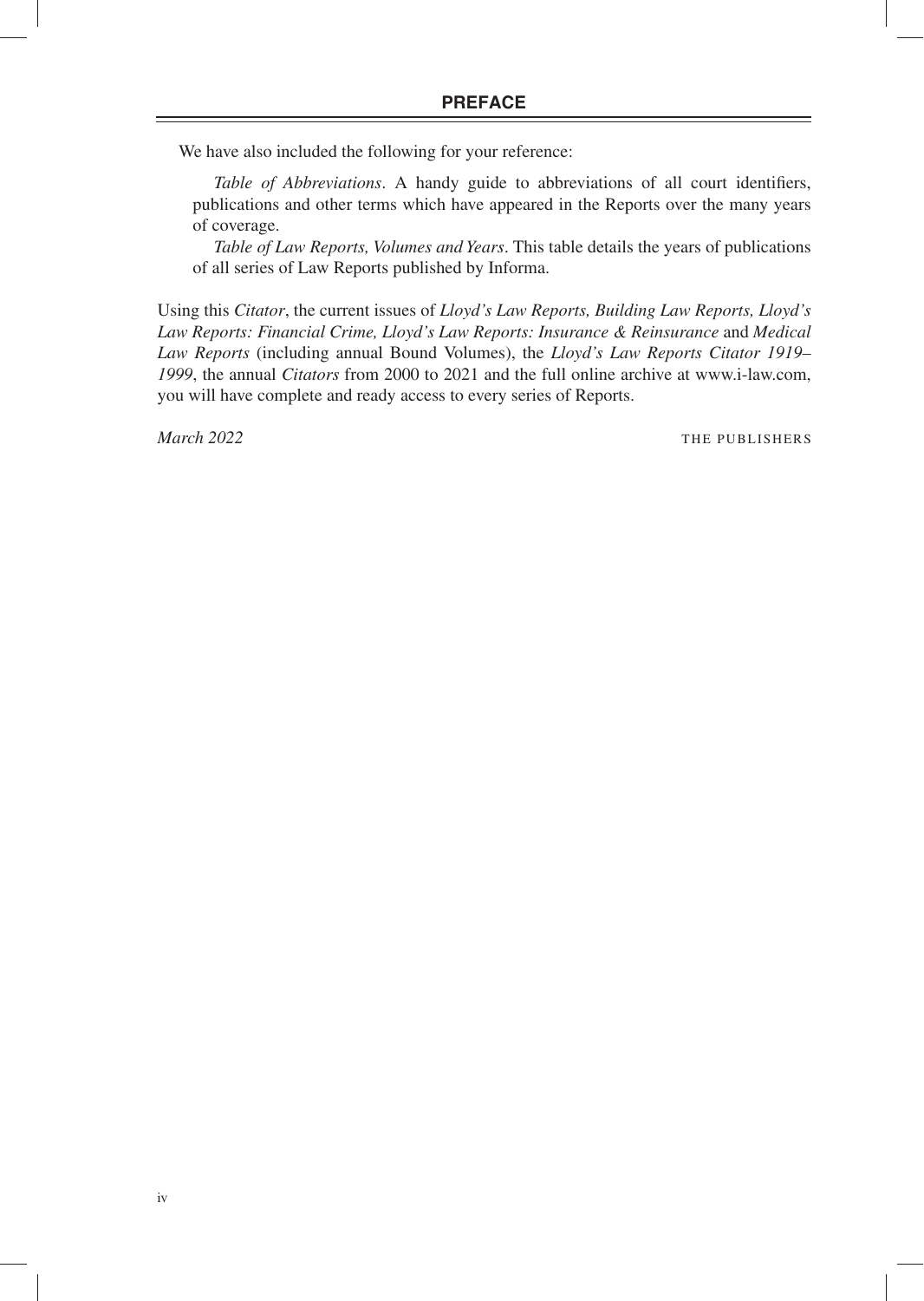## PREFACE

We have also included the following for your reference:

*Table of Abbreviations*. A handy guide to abbreviations of all court identifiers, publications and other terms which have appeared in the Reports over the many years of coverage.

*Table of Law Reports, Volumes and Years*. This table details the years of publications of all series of Law Reports published by Informa.

Using this *Citator*, the current issues of *Lloyd's Law Reports, Building Law Reports, Lloyd's Law Reports: Financial Crime, Lloyd's Law Reports: Insurance & Reinsurance* and *Medical Law Reports* (including annual Bound Volumes), the *Lloyd's Law Reports Citator 1919–1999*, the annual *Citators* from 2000 to 2021 and the full online archive at www.i-law.com, you will have complete and ready access to every series of Reports.

*March 2022* THE PUBLISHERS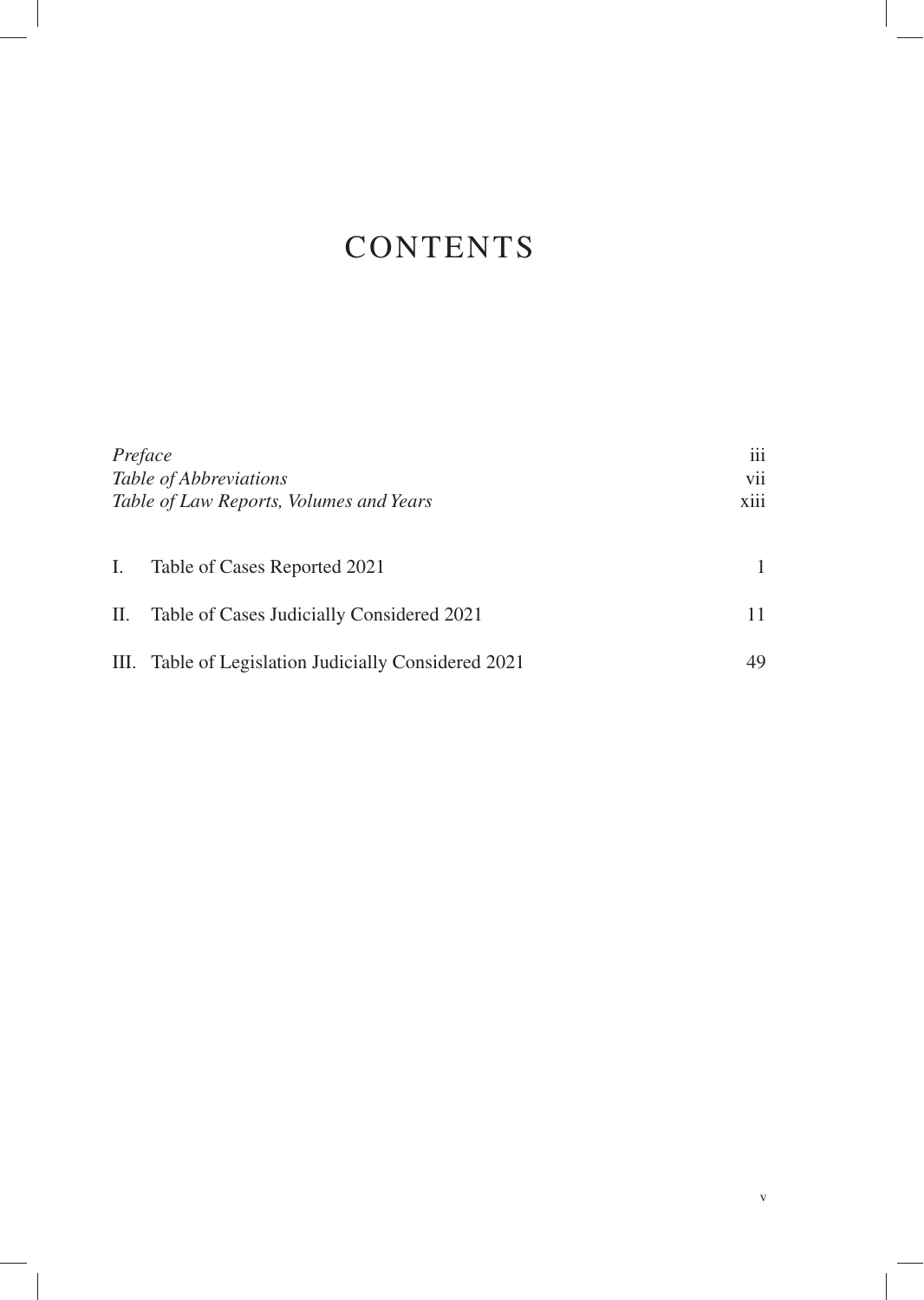# CONTENTS

| | |
|---|---|
| *Preface* | iii |
| *Table of Abbreviations* | vii |
| *Table of Law Reports, Volumes and Years* | xiii |
| I. Table of Cases Reported 2021 | 1 |
| II. Table of Cases Judicially Considered 2021 | 11 |
| III. Table of Legislation Judicially Considered 2021 | 49 |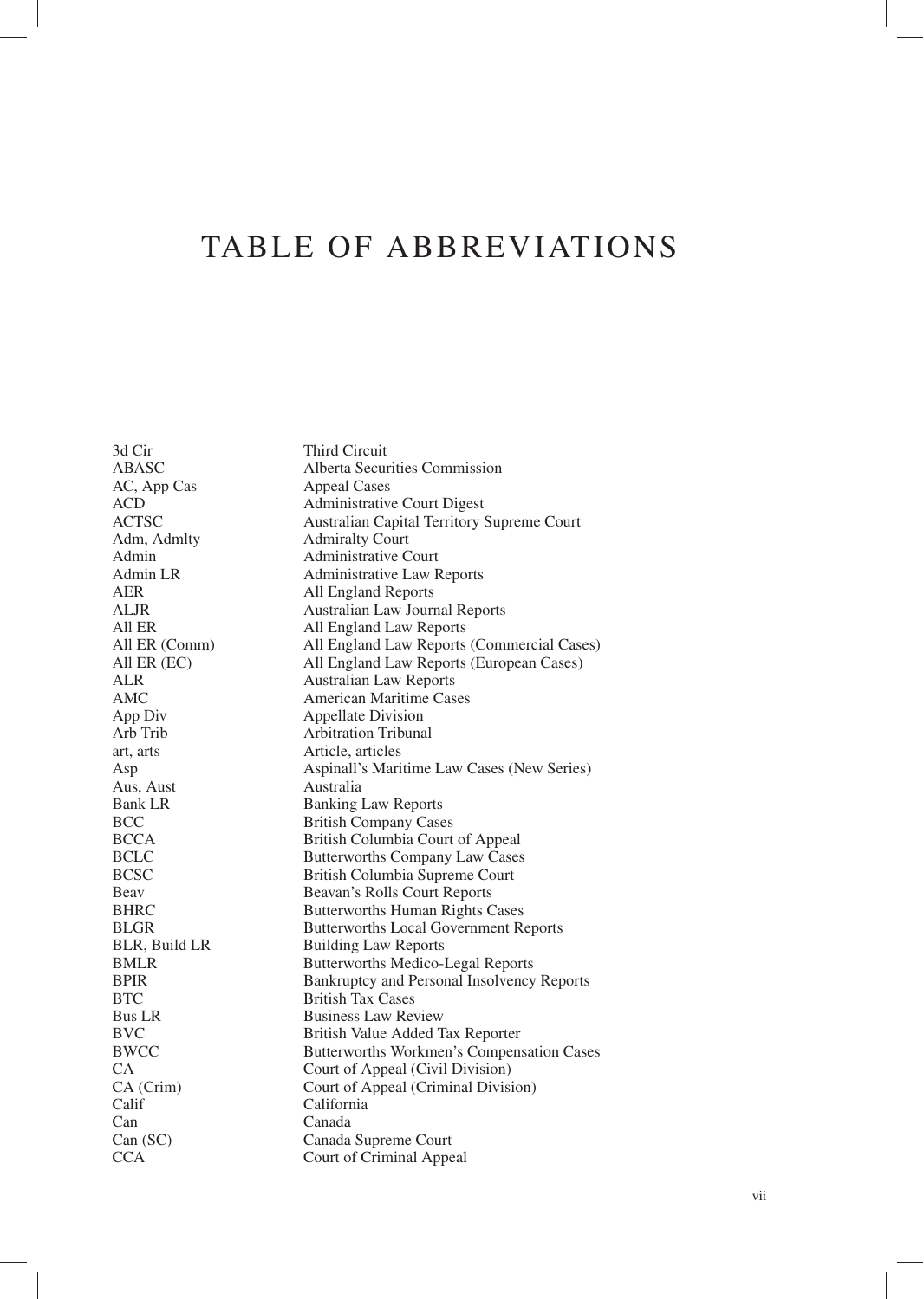# TABLE OF ABBREVIATIONS

| | |
|---|---|
| 3d Cir | Third Circuit |
| ABASC | Alberta Securities Commission |
| AC, App Cas | Appeal Cases |
| ACD | Administrative Court Digest |
| ACTSC | Australian Capital Territory Supreme Court |
| Adm, Admlty | Admiralty Court |
| Admin | Administrative Court |
| Admin LR | Administrative Law Reports |
| AER | All England Reports |
| ALJR | Australian Law Journal Reports |
| All ER | All England Law Reports |
| All ER (Comm) | All England Law Reports (Commercial Cases) |
| All ER (EC) | All England Law Reports (European Cases) |
| ALR | Australian Law Reports |
| AMC | American Maritime Cases |
| App Div | Appellate Division |
| Arb Trib | Arbitration Tribunal |
| art, arts | Article, articles |
| Asp | Aspinall's Maritime Law Cases (New Series) |
| Aus, Aust | Australia |
| Bank LR | Banking Law Reports |
| BCC | British Company Cases |
| BCCA | British Columbia Court of Appeal |
| BCLC | Butterworths Company Law Cases |
| BCSC | British Columbia Supreme Court |
| Beav | Beavan's Rolls Court Reports |
| BHRC | Butterworths Human Rights Cases |
| BLGR | Butterworths Local Government Reports |
| BLR, Build LR | Building Law Reports |
| BMLR | Butterworths Medico-Legal Reports |
| BPIR | Bankruptcy and Personal Insolvency Reports |
| BTC | British Tax Cases |
| Bus LR | Business Law Review |
| BVC | British Value Added Tax Reporter |
| BWCC | Butterworths Workmen's Compensation Cases |
| CA | Court of Appeal (Civil Division) |
| CA (Crim) | Court of Appeal (Criminal Division) |
| Calif | California |
| Can | Canada |
| Can (SC) | Canada Supreme Court |
| CCA | Court of Criminal Appeal |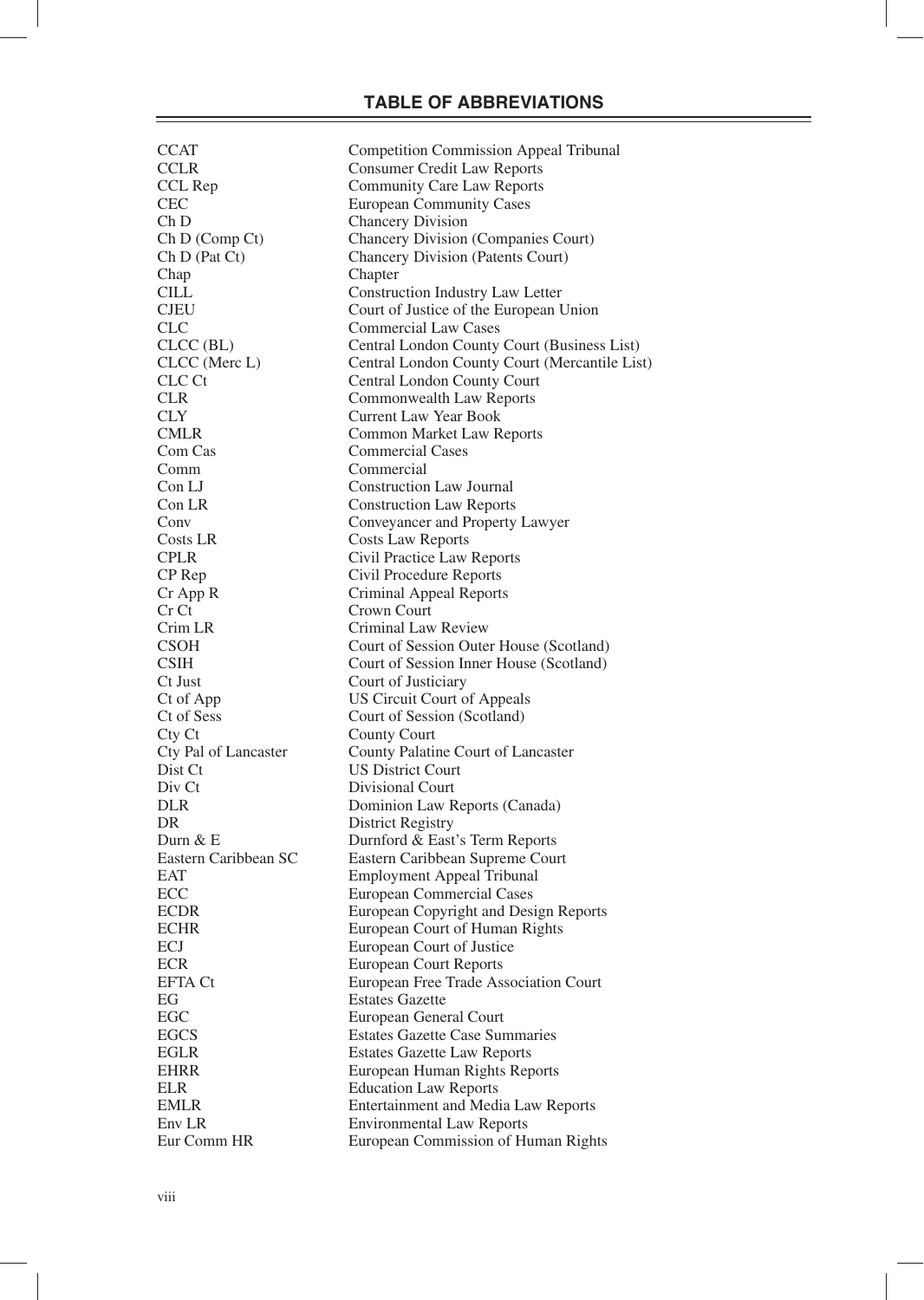## TABLE OF ABBREVIATIONS

| | |
|---|---|
| CCAT | Competition Commission Appeal Tribunal |
| CCLR | Consumer Credit Law Reports |
| CCL Rep | Community Care Law Reports |
| CEC | European Community Cases |
| Ch D | Chancery Division |
| Ch D (Comp Ct) | Chancery Division (Companies Court) |
| Ch D (Pat Ct) | Chancery Division (Patents Court) |
| Chap | Chapter |
| CILL | Construction Industry Law Letter |
| CJEU | Court of Justice of the European Union |
| CLC | Commercial Law Cases |
| CLCC (BL) | Central London County Court (Business List) |
| CLCC (Merc L) | Central London County Court (Mercantile List) |
| CLC Ct | Central London County Court |
| CLR | Commonwealth Law Reports |
| CLY | Current Law Year Book |
| CMLR | Common Market Law Reports |
| Com Cas | Commercial Cases |
| Comm | Commercial |
| Con LJ | Construction Law Journal |
| Con LR | Construction Law Reports |
| Conv | Conveyancer and Property Lawyer |
| Costs LR | Costs Law Reports |
| CPLR | Civil Practice Law Reports |
| CP Rep | Civil Procedure Reports |
| Cr App R | Criminal Appeal Reports |
| Cr Ct | Crown Court |
| Crim LR | Criminal Law Review |
| CSOH | Court of Session Outer House (Scotland) |
| CSIH | Court of Session Inner House (Scotland) |
| Ct Just | Court of Justiciary |
| Ct of App | US Circuit Court of Appeals |
| Ct of Sess | Court of Session (Scotland) |
| Cty Ct | County Court |
| Cty Pal of Lancaster | County Palatine Court of Lancaster |
| Dist Ct | US District Court |
| Div Ct | Divisional Court |
| DLR | Dominion Law Reports (Canada) |
| DR | District Registry |
| Durn & E | Durnford & East's Term Reports |
| Eastern Caribbean SC | Eastern Caribbean Supreme Court |
| EAT | Employment Appeal Tribunal |
| ECC | European Commercial Cases |
| ECDR | European Copyright and Design Reports |
| ECHR | European Court of Human Rights |
| ECJ | European Court of Justice |
| ECR | European Court Reports |
| EFTA Ct | European Free Trade Association Court |
| EG | Estates Gazette |
| EGC | European General Court |
| EGCS | Estates Gazette Case Summaries |
| EGLR | Estates Gazette Law Reports |
| EHRR | European Human Rights Reports |
| ELR | Education Law Reports |
| EMLR | Entertainment and Media Law Reports |
| Env LR | Environmental Law Reports |
| Eur Comm HR | European Commission of Human Rights |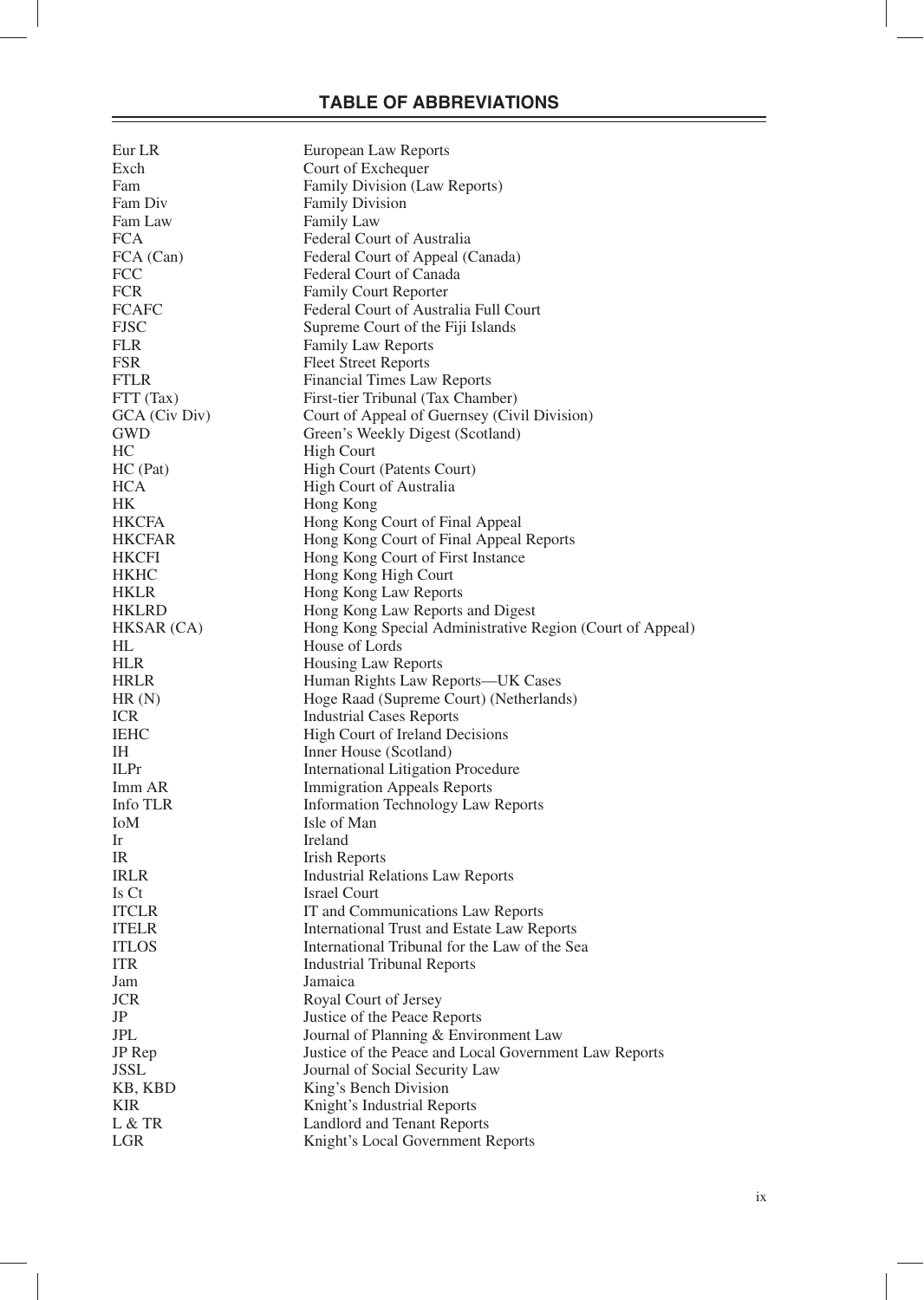## TABLE OF ABBREVIATIONS

| | |
|---|---|
| Eur LR | European Law Reports |
| Exch | Court of Exchequer |
| Fam | Family Division (Law Reports) |
| Fam Div | Family Division |
| Fam Law | Family Law |
| FCA | Federal Court of Australia |
| FCA (Can) | Federal Court of Appeal (Canada) |
| FCC | Federal Court of Canada |
| FCR | Family Court Reporter |
| FCAFC | Federal Court of Australia Full Court |
| FJSC | Supreme Court of the Fiji Islands |
| FLR | Family Law Reports |
| FSR | Fleet Street Reports |
| FTLR | Financial Times Law Reports |
| FTT (Tax) | First-tier Tribunal (Tax Chamber) |
| GCA (Civ Div) | Court of Appeal of Guernsey (Civil Division) |
| GWD | Green's Weekly Digest (Scotland) |
| HC | High Court |
| HC (Pat) | High Court (Patents Court) |
| HCA | High Court of Australia |
| HK | Hong Kong |
| HKCFA | Hong Kong Court of Final Appeal |
| HKCFAR | Hong Kong Court of Final Appeal Reports |
| HKCFI | Hong Kong Court of First Instance |
| HKHC | Hong Kong High Court |
| HKLR | Hong Kong Law Reports |
| HKLRD | Hong Kong Law Reports and Digest |
| HKSAR (CA) | Hong Kong Special Administrative Region (Court of Appeal) |
| HL | House of Lords |
| HLR | Housing Law Reports |
| HRLR | Human Rights Law Reports—UK Cases |
| HR (N) | Hoge Raad (Supreme Court) (Netherlands) |
| ICR | Industrial Cases Reports |
| IEHC | High Court of Ireland Decisions |
| IH | Inner House (Scotland) |
| ILPr | International Litigation Procedure |
| Imm AR | Immigration Appeals Reports |
| Info TLR | Information Technology Law Reports |
| IoM | Isle of Man |
| Ir | Ireland |
| IR | Irish Reports |
| IRLR | Industrial Relations Law Reports |
| Is Ct | Israel Court |
| ITCLR | IT and Communications Law Reports |
| ITELR | International Trust and Estate Law Reports |
| ITLOS | International Tribunal for the Law of the Sea |
| ITR | Industrial Tribunal Reports |
| Jam | Jamaica |
| JCR | Royal Court of Jersey |
| JP | Justice of the Peace Reports |
| JPL | Journal of Planning & Environment Law |
| JP Rep | Justice of the Peace and Local Government Law Reports |
| JSSL | Journal of Social Security Law |
| KB, KBD | King's Bench Division |
| KIR | Knight's Industrial Reports |
| L & TR | Landlord and Tenant Reports |
| LGR | Knight's Local Government Reports |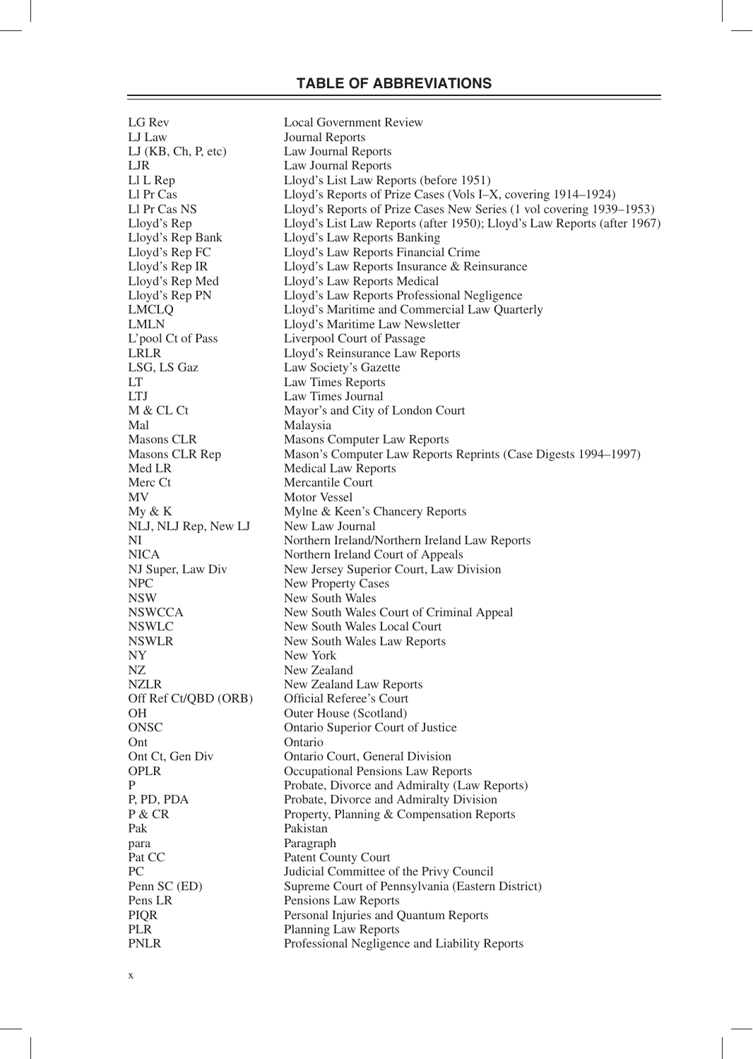## TABLE OF ABBREVIATIONS

| | |
|---|---|
| LG Rev | Local Government Review |
| LJ Law | Journal Reports |
| LJ (KB, Ch, P, etc) | Law Journal Reports |
| LJR | Law Journal Reports |
| Ll L Rep | Lloyd's List Law Reports (before 1951) |
| Ll Pr Cas | Lloyd's Reports of Prize Cases (Vols I–X, covering 1914–1924) |
| Ll Pr Cas NS | Lloyd's Reports of Prize Cases New Series (1 vol covering 1939–1953) |
| Lloyd's Rep | Lloyd's List Law Reports (after 1950); Lloyd's Law Reports (after 1967) |
| Lloyd's Rep Bank | Lloyd's Law Reports Banking |
| Lloyd's Rep FC | Lloyd's Law Reports Financial Crime |
| Lloyd's Rep IR | Lloyd's Law Reports Insurance & Reinsurance |
| Lloyd's Rep Med | Lloyd's Law Reports Medical |
| Lloyd's Rep PN | Lloyd's Law Reports Professional Negligence |
| LMCLQ | Lloyd's Maritime and Commercial Law Quarterly |
| LMLN | Lloyd's Maritime Law Newsletter |
| L'pool Ct of Pass | Liverpool Court of Passage |
| LRLR | Lloyd's Reinsurance Law Reports |
| LSG, LS Gaz | Law Society's Gazette |
| LT | Law Times Reports |
| LTJ | Law Times Journal |
| M & CL Ct | Mayor's and City of London Court |
| Mal | Malaysia |
| Masons CLR | Masons Computer Law Reports |
| Masons CLR Rep | Mason's Computer Law Reports Reprints (Case Digests 1994–1997) |
| Med LR | Medical Law Reports |
| Merc Ct | Mercantile Court |
| MV | Motor Vessel |
| My & K | Mylne & Keen's Chancery Reports |
| NLJ, NLJ Rep, New LJ | New Law Journal |
| NI | Northern Ireland/Northern Ireland Law Reports |
| NICA | Northern Ireland Court of Appeals |
| NJ Super, Law Div | New Jersey Superior Court, Law Division |
| NPC | New Property Cases |
| NSW | New South Wales |
| NSWCCA | New South Wales Court of Criminal Appeal |
| NSWLC | New South Wales Local Court |
| NSWLR | New South Wales Law Reports |
| NY | New York |
| NZ | New Zealand |
| NZLR | New Zealand Law Reports |
| Off Ref Ct/QBD (ORB) | Official Referee's Court |
| OH | Outer House (Scotland) |
| ONSC | Ontario Superior Court of Justice |
| Ont | Ontario |
| Ont Ct, Gen Div | Ontario Court, General Division |
| OPLR | Occupational Pensions Law Reports |
| P | Probate, Divorce and Admiralty (Law Reports) |
| P, PD, PDA | Probate, Divorce and Admiralty Division |
| P & CR | Property, Planning & Compensation Reports |
| Pak | Pakistan |
| para | Paragraph |
| Pat CC | Patent County Court |
| PC | Judicial Committee of the Privy Council |
| Penn SC (ED) | Supreme Court of Pennsylvania (Eastern District) |
| Pens LR | Pensions Law Reports |
| PIQR | Personal Injuries and Quantum Reports |
| PLR | Planning Law Reports |
| PNLR | Professional Negligence and Liability Reports |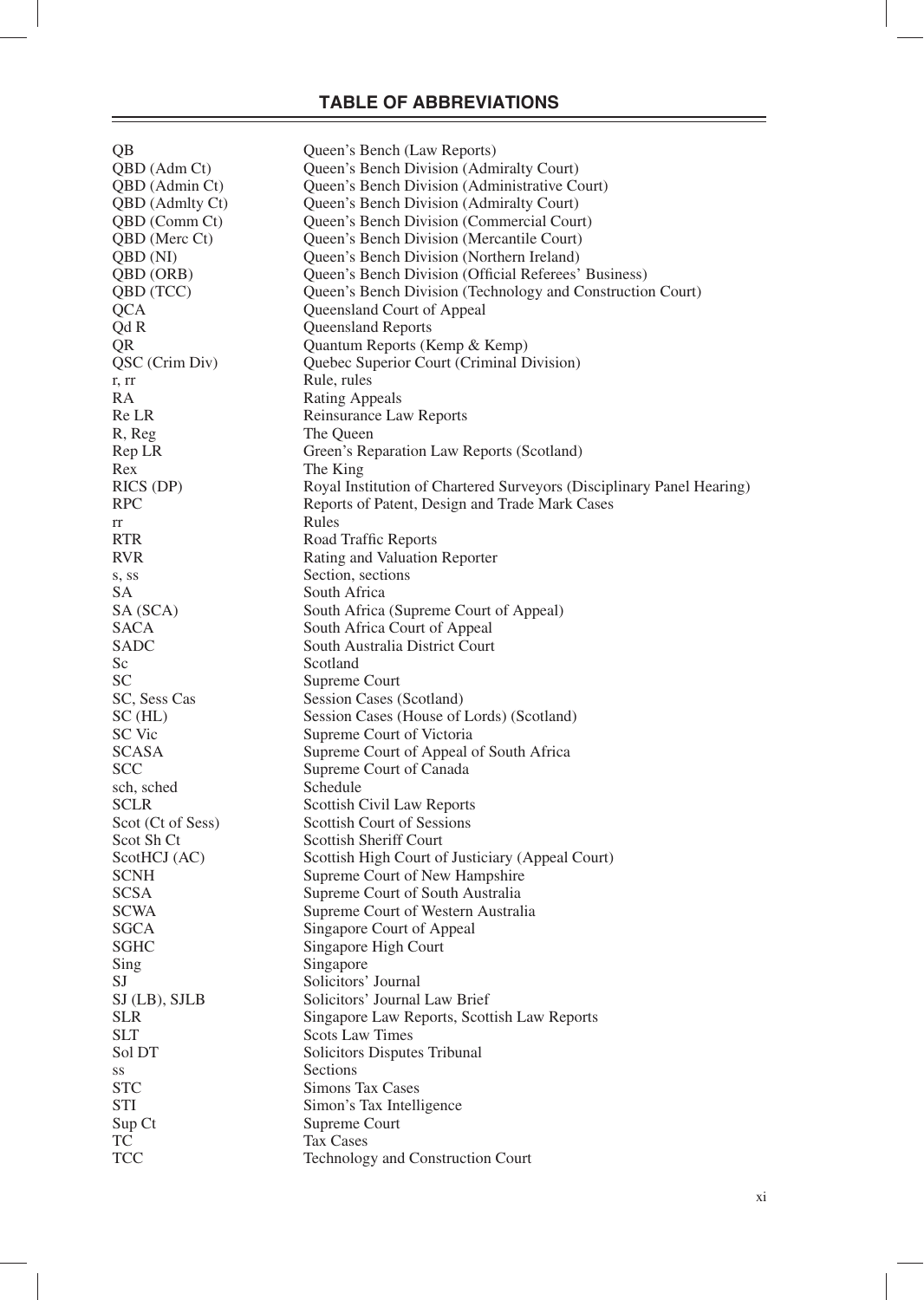## TABLE OF ABBREVIATIONS

| | |
|---|---|
| QB | Queen's Bench (Law Reports) |
| QBD (Adm Ct) | Queen's Bench Division (Admiralty Court) |
| QBD (Admin Ct) | Queen's Bench Division (Administrative Court) |
| QBD (Admlty Ct) | Queen's Bench Division (Admiralty Court) |
| QBD (Comm Ct) | Queen's Bench Division (Commercial Court) |
| QBD (Merc Ct) | Queen's Bench Division (Mercantile Court) |
| QBD (NI) | Queen's Bench Division (Northern Ireland) |
| QBD (ORB) | Queen's Bench Division (Official Referees' Business) |
| QBD (TCC) | Queen's Bench Division (Technology and Construction Court) |
| QCA | Queensland Court of Appeal |
| Qd R | Queensland Reports |
| QR | Quantum Reports (Kemp & Kemp) |
| QSC (Crim Div) | Quebec Superior Court (Criminal Division) |
| r, rr | Rule, rules |
| RA | Rating Appeals |
| Re LR | Reinsurance Law Reports |
| R, Reg | The Queen |
| Rep LR | Green's Reparation Law Reports (Scotland) |
| Rex | The King |
| RICS (DP) | Royal Institution of Chartered Surveyors (Disciplinary Panel Hearing) |
| RPC | Reports of Patent, Design and Trade Mark Cases |
| rr | Rules |
| RTR | Road Traffic Reports |
| RVR | Rating and Valuation Reporter |
| s, ss | Section, sections |
| SA | South Africa |
| SA (SCA) | South Africa (Supreme Court of Appeal) |
| SACA | South Africa Court of Appeal |
| SADC | South Australia District Court |
| Sc | Scotland |
| SC | Supreme Court |
| SC, Sess Cas | Session Cases (Scotland) |
| SC (HL) | Session Cases (House of Lords) (Scotland) |
| SC Vic | Supreme Court of Victoria |
| SCASA | Supreme Court of Appeal of South Africa |
| SCC | Supreme Court of Canada |
| sch, sched | Schedule |
| SCLR | Scottish Civil Law Reports |
| Scot (Ct of Sess) | Scottish Court of Sessions |
| Scot Sh Ct | Scottish Sheriff Court |
| ScotHCJ (AC) | Scottish High Court of Justiciary (Appeal Court) |
| SCNH | Supreme Court of New Hampshire |
| SCSA | Supreme Court of South Australia |
| SCWA | Supreme Court of Western Australia |
| SGCA | Singapore Court of Appeal |
| SGHC | Singapore High Court |
| Sing | Singapore |
| SJ | Solicitors' Journal |
| SJ (LB), SJLB | Solicitors' Journal Law Brief |
| SLR | Singapore Law Reports, Scottish Law Reports |
| SLT | Scots Law Times |
| Sol DT | Solicitors Disputes Tribunal |
| ss | Sections |
| STC | Simons Tax Cases |
| STI | Simon's Tax Intelligence |
| Sup Ct | Supreme Court |
| TC | Tax Cases |
| TCC | Technology and Construction Court |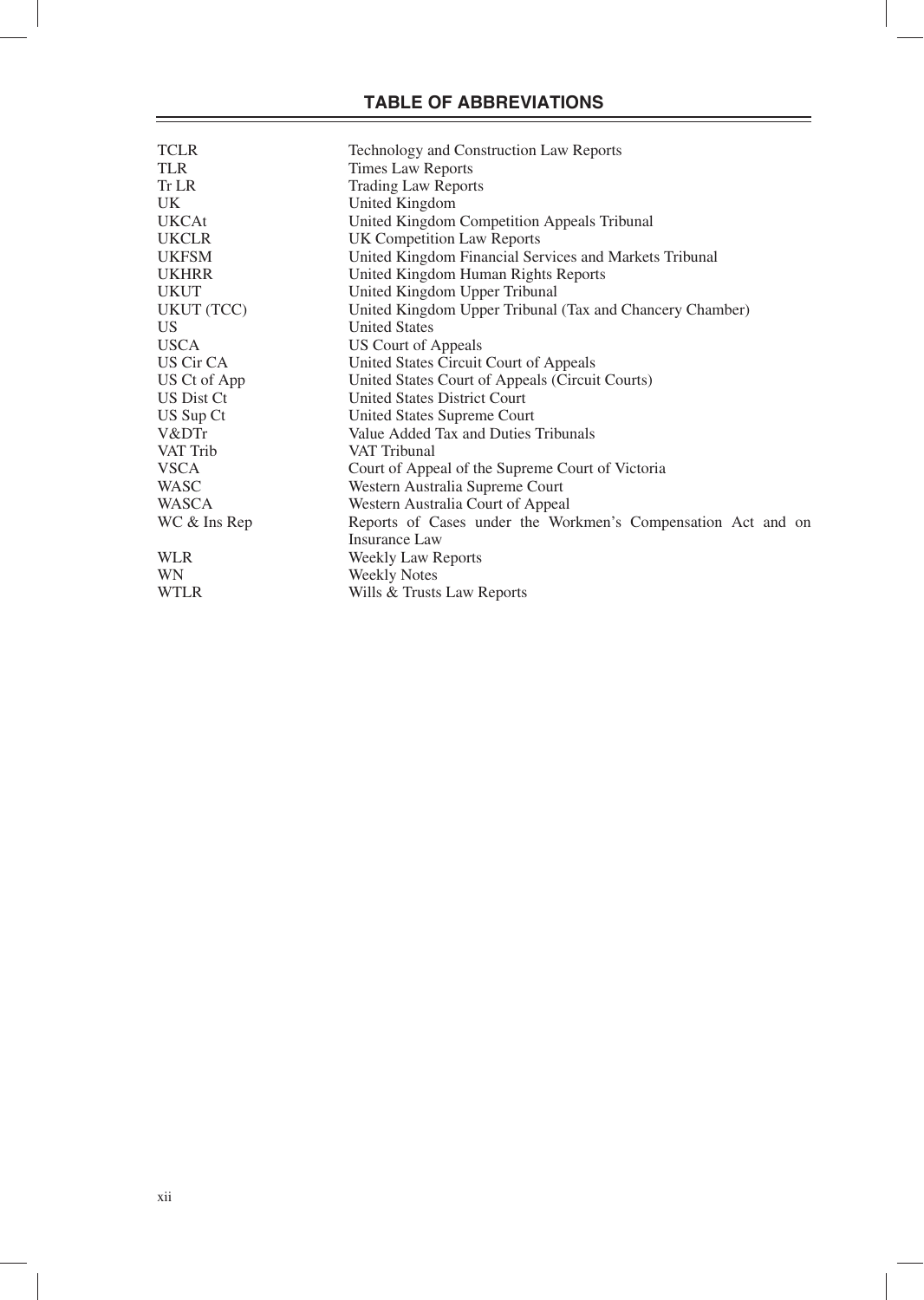## TABLE OF ABBREVIATIONS

| | |
|---|---|
| TCLR | Technology and Construction Law Reports |
| TLR | Times Law Reports |
| Tr LR | Trading Law Reports |
| UK | United Kingdom |
| UKCAt | United Kingdom Competition Appeals Tribunal |
| UKCLR | UK Competition Law Reports |
| UKFSM | United Kingdom Financial Services and Markets Tribunal |
| UKHRR | United Kingdom Human Rights Reports |
| UKUT | United Kingdom Upper Tribunal |
| UKUT (TCC) | United Kingdom Upper Tribunal (Tax and Chancery Chamber) |
| US | United States |
| USCA | US Court of Appeals |
| US Cir CA | United States Circuit Court of Appeals |
| US Ct of App | United States Court of Appeals (Circuit Courts) |
| US Dist Ct | United States District Court |
| US Sup Ct | United States Supreme Court |
| V&DTr | Value Added Tax and Duties Tribunals |
| VAT Trib | VAT Tribunal |
| VSCA | Court of Appeal of the Supreme Court of Victoria |
| WASC | Western Australia Supreme Court |
| WASCA | Western Australia Court of Appeal |
| WC & Ins Rep | Reports of Cases under the Workmen's Compensation Act and on Insurance Law |
| WLR | Weekly Law Reports |
| WN | Weekly Notes |
| WTLR | Wills & Trusts Law Reports |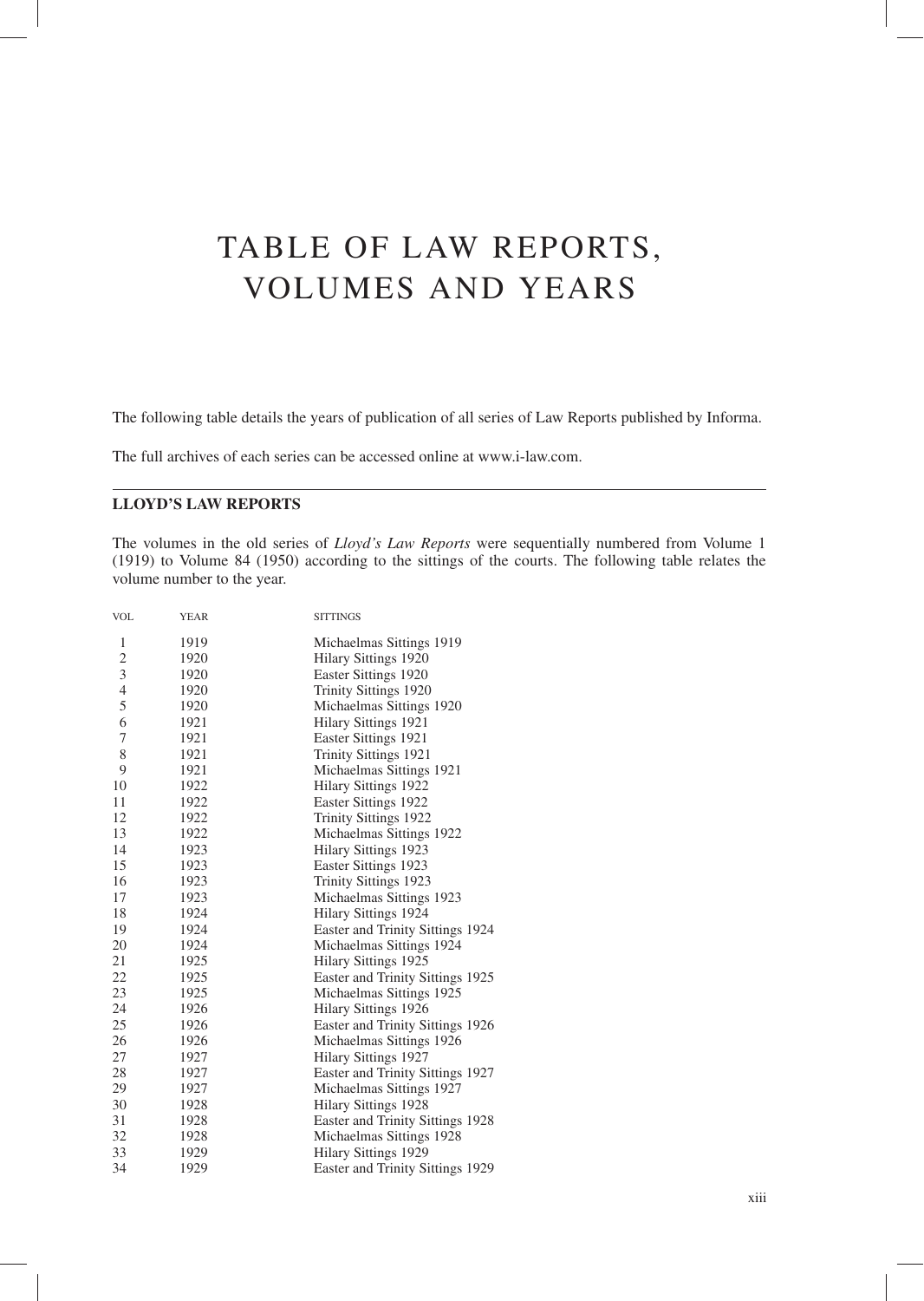# TABLE OF LAW REPORTS, VOLUMES AND YEARS

The following table details the years of publication of all series of Law Reports published by Informa.

The full archives of each series can be accessed online at www.i-law.com.

---

**LLOYD'S LAW REPORTS**

The volumes in the old series of *Lloyd's Law Reports* were sequentially numbered from Volume 1 (1919) to Volume 84 (1950) according to the sittings of the courts. The following table relates the volume number to the year.

| VOL | YEAR | SITTINGS |
|---|---|---|
| 1 | 1919 | Michaelmas Sittings 1919 |
| 2 | 1920 | Hilary Sittings 1920 |
| 3 | 1920 | Easter Sittings 1920 |
| 4 | 1920 | Trinity Sittings 1920 |
| 5 | 1920 | Michaelmas Sittings 1920 |
| 6 | 1921 | Hilary Sittings 1921 |
| 7 | 1921 | Easter Sittings 1921 |
| 8 | 1921 | Trinity Sittings 1921 |
| 9 | 1921 | Michaelmas Sittings 1921 |
| 10 | 1922 | Hilary Sittings 1922 |
| 11 | 1922 | Easter Sittings 1922 |
| 12 | 1922 | Trinity Sittings 1922 |
| 13 | 1922 | Michaelmas Sittings 1922 |
| 14 | 1923 | Hilary Sittings 1923 |
| 15 | 1923 | Easter Sittings 1923 |
| 16 | 1923 | Trinity Sittings 1923 |
| 17 | 1923 | Michaelmas Sittings 1923 |
| 18 | 1924 | Hilary Sittings 1924 |
| 19 | 1924 | Easter and Trinity Sittings 1924 |
| 20 | 1924 | Michaelmas Sittings 1924 |
| 21 | 1925 | Hilary Sittings 1925 |
| 22 | 1925 | Easter and Trinity Sittings 1925 |
| 23 | 1925 | Michaelmas Sittings 1925 |
| 24 | 1926 | Hilary Sittings 1926 |
| 25 | 1926 | Easter and Trinity Sittings 1926 |
| 26 | 1926 | Michaelmas Sittings 1926 |
| 27 | 1927 | Hilary Sittings 1927 |
| 28 | 1927 | Easter and Trinity Sittings 1927 |
| 29 | 1927 | Michaelmas Sittings 1927 |
| 30 | 1928 | Hilary Sittings 1928 |
| 31 | 1928 | Easter and Trinity Sittings 1928 |
| 32 | 1928 | Michaelmas Sittings 1928 |
| 33 | 1929 | Hilary Sittings 1929 |
| 34 | 1929 | Easter and Trinity Sittings 1929 |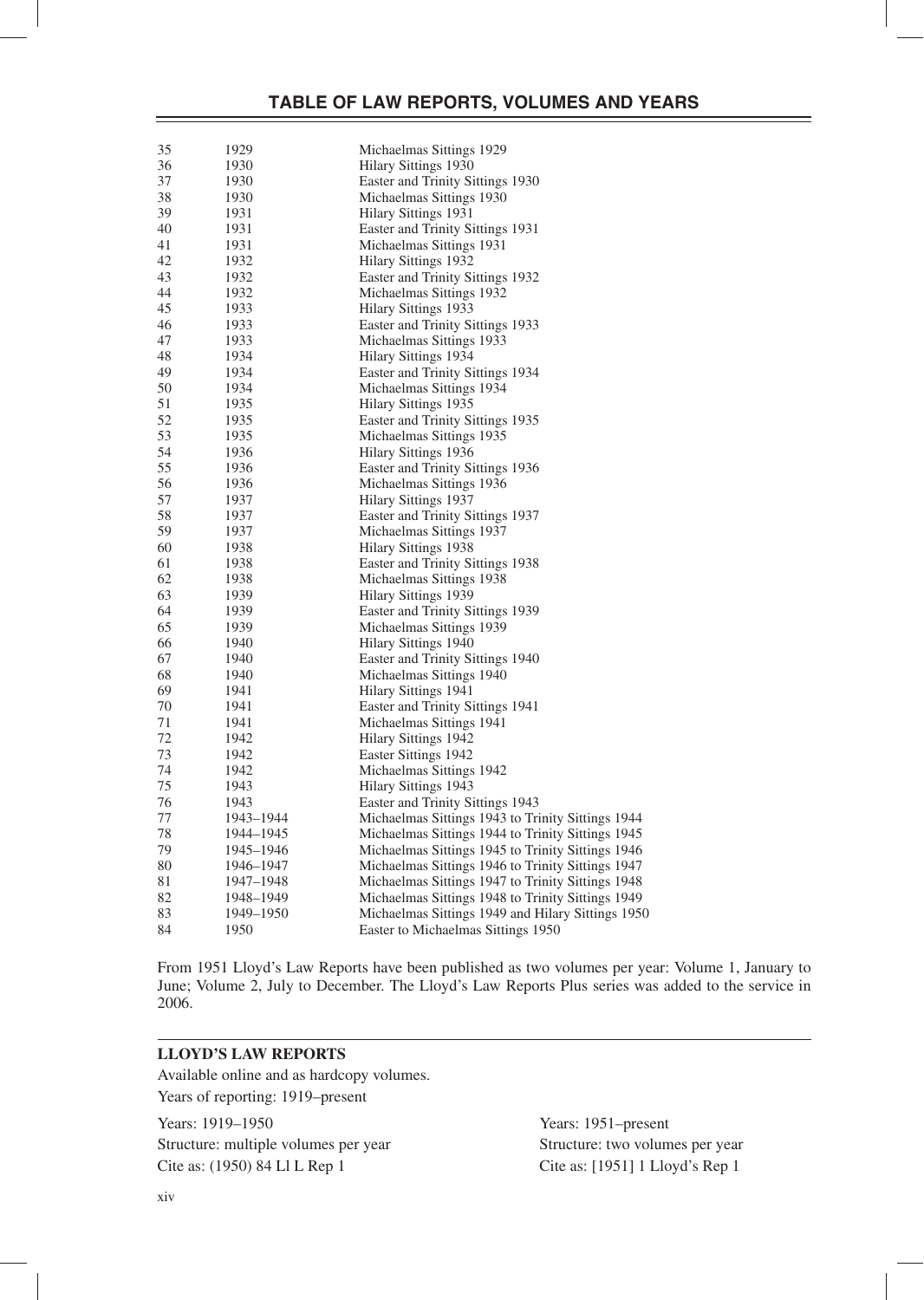## TABLE OF LAW REPORTS, VOLUMES AND YEARS

| | | |
|---|---|---|
| 35 | 1929 | Michaelmas Sittings 1929 |
| 36 | 1930 | Hilary Sittings 1930 |
| 37 | 1930 | Easter and Trinity Sittings 1930 |
| 38 | 1930 | Michaelmas Sittings 1930 |
| 39 | 1931 | Hilary Sittings 1931 |
| 40 | 1931 | Easter and Trinity Sittings 1931 |
| 41 | 1931 | Michaelmas Sittings 1931 |
| 42 | 1932 | Hilary Sittings 1932 |
| 43 | 1932 | Easter and Trinity Sittings 1932 |
| 44 | 1932 | Michaelmas Sittings 1932 |
| 45 | 1933 | Hilary Sittings 1933 |
| 46 | 1933 | Easter and Trinity Sittings 1933 |
| 47 | 1933 | Michaelmas Sittings 1933 |
| 48 | 1934 | Hilary Sittings 1934 |
| 49 | 1934 | Easter and Trinity Sittings 1934 |
| 50 | 1934 | Michaelmas Sittings 1934 |
| 51 | 1935 | Hilary Sittings 1935 |
| 52 | 1935 | Easter and Trinity Sittings 1935 |
| 53 | 1935 | Michaelmas Sittings 1935 |
| 54 | 1936 | Hilary Sittings 1936 |
| 55 | 1936 | Easter and Trinity Sittings 1936 |
| 56 | 1936 | Michaelmas Sittings 1936 |
| 57 | 1937 | Hilary Sittings 1937 |
| 58 | 1937 | Easter and Trinity Sittings 1937 |
| 59 | 1937 | Michaelmas Sittings 1937 |
| 60 | 1938 | Hilary Sittings 1938 |
| 61 | 1938 | Easter and Trinity Sittings 1938 |
| 62 | 1938 | Michaelmas Sittings 1938 |
| 63 | 1939 | Hilary Sittings 1939 |
| 64 | 1939 | Easter and Trinity Sittings 1939 |
| 65 | 1939 | Michaelmas Sittings 1939 |
| 66 | 1940 | Hilary Sittings 1940 |
| 67 | 1940 | Easter and Trinity Sittings 1940 |
| 68 | 1940 | Michaelmas Sittings 1940 |
| 69 | 1941 | Hilary Sittings 1941 |
| 70 | 1941 | Easter and Trinity Sittings 1941 |
| 71 | 1941 | Michaelmas Sittings 1941 |
| 72 | 1942 | Hilary Sittings 1942 |
| 73 | 1942 | Easter Sittings 1942 |
| 74 | 1942 | Michaelmas Sittings 1942 |
| 75 | 1943 | Hilary Sittings 1943 |
| 76 | 1943 | Easter and Trinity Sittings 1943 |
| 77 | 1943–1944 | Michaelmas Sittings 1943 to Trinity Sittings 1944 |
| 78 | 1944–1945 | Michaelmas Sittings 1944 to Trinity Sittings 1945 |
| 79 | 1945–1946 | Michaelmas Sittings 1945 to Trinity Sittings 1946 |
| 80 | 1946–1947 | Michaelmas Sittings 1946 to Trinity Sittings 1947 |
| 81 | 1947–1948 | Michaelmas Sittings 1947 to Trinity Sittings 1948 |
| 82 | 1948–1949 | Michaelmas Sittings 1948 to Trinity Sittings 1949 |
| 83 | 1949–1950 | Michaelmas Sittings 1949 and Hilary Sittings 1950 |
| 84 | 1950 | Easter to Michaelmas Sittings 1950 |

From 1951 Lloyd's Law Reports have been published as two volumes per year: Volume 1, January to June; Volume 2, July to December. The Lloyd's Law Reports Plus series was added to the service in 2006.

**LLOYD'S LAW REPORTS**

Available online and as hardcopy volumes.
Years of reporting: 1919–present

Years: 1919–1950
Structure: multiple volumes per year
Cite as: (1950) 84 Ll L Rep 1

Years: 1951–present
Structure: two volumes per year
Cite as: [1951] 1 Lloyd's Rep 1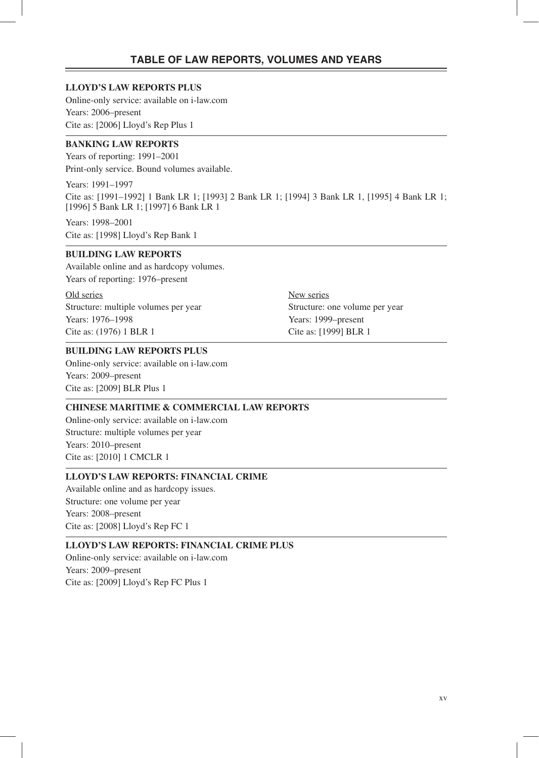## TABLE OF LAW REPORTS, VOLUMES AND YEARS

**LLOYD'S LAW REPORTS PLUS**

Online-only service: available on i-law.com
Years: 2006–present
Cite as: [2006] Lloyd's Rep Plus 1

---

**BANKING LAW REPORTS**

Years of reporting: 1991–2001
Print-only service. Bound volumes available.

Years: 1991–1997
Cite as: [1991–1992] 1 Bank LR 1; [1993] 2 Bank LR 1; [1994] 3 Bank LR 1, [1995] 4 Bank LR 1; [1996] 5 Bank LR 1; [1997] 6 Bank LR 1

Years: 1998–2001
Cite as: [1998] Lloyd's Rep Bank 1

---

**BUILDING LAW REPORTS**

Available online and as hardcopy volumes.
Years of reporting: 1976–present

Old series
Structure: multiple volumes per year
Years: 1976–1998
Cite as: (1976) 1 BLR 1

New series
Structure: one volume per year
Years: 1999–present
Cite as: [1999] BLR 1

---

**BUILDING LAW REPORTS PLUS**

Online-only service: available on i-law.com
Years: 2009–present
Cite as: [2009] BLR Plus 1

---

**CHINESE MARITIME & COMMERCIAL LAW REPORTS**

Online-only service: available on i-law.com
Structure: multiple volumes per year
Years: 2010–present
Cite as: [2010] 1 CMCLR 1

---

**LLOYD'S LAW REPORTS: FINANCIAL CRIME**

Available online and as hardcopy issues.
Structure: one volume per year
Years: 2008–present
Cite as: [2008] Lloyd's Rep FC 1

---

**LLOYD'S LAW REPORTS: FINANCIAL CRIME PLUS**

Online-only service: available on i-law.com
Years: 2009–present
Cite as: [2009] Lloyd's Rep FC Plus 1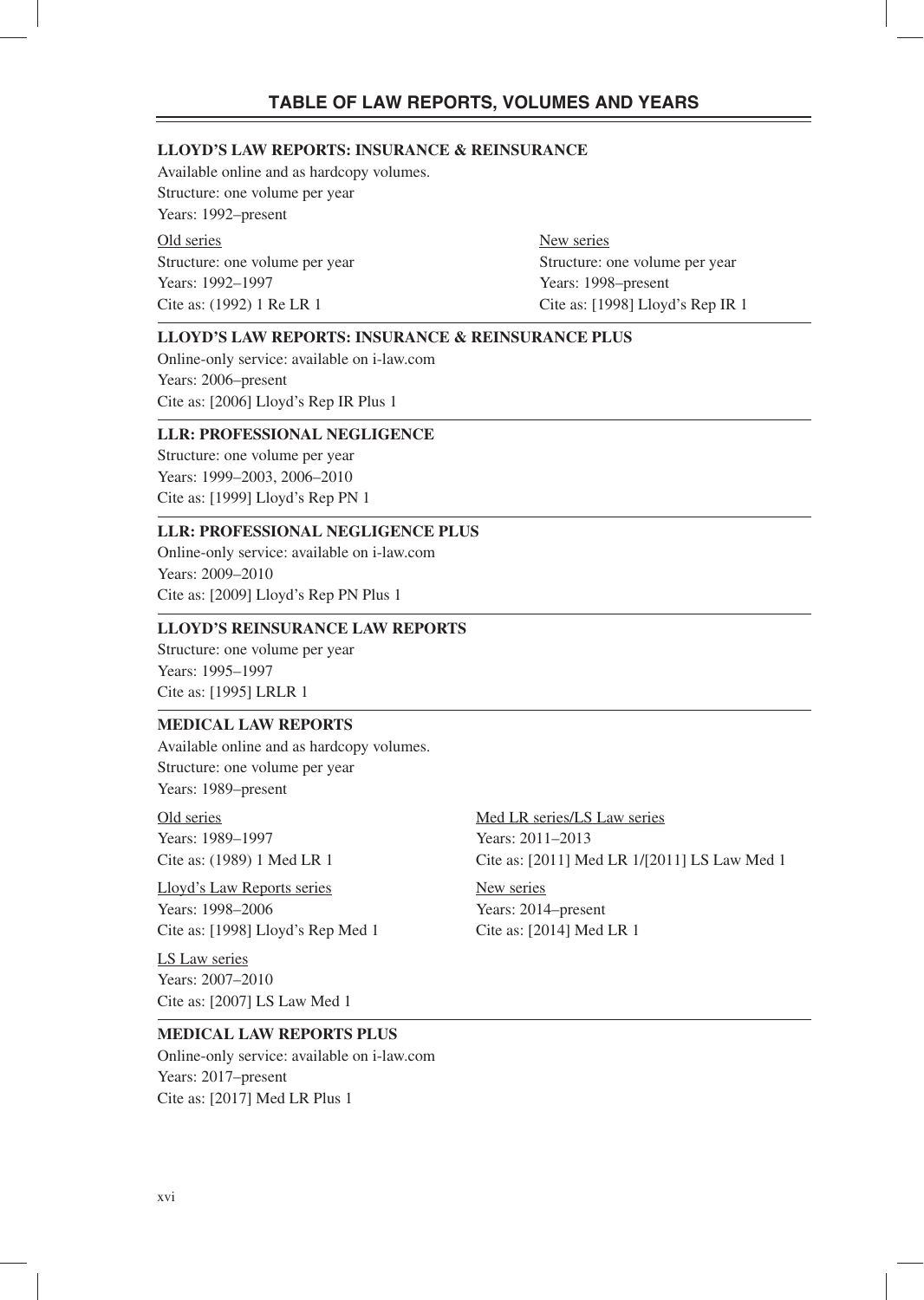## TABLE OF LAW REPORTS, VOLUMES AND YEARS

### LLOYD'S LAW REPORTS: INSURANCE & REINSURANCE

Available online and as hardcopy volumes.
Structure: one volume per year
Years: 1992–present

Old series
Structure: one volume per year
Years: 1992–1997
Cite as: (1992) 1 Re LR 1

New series
Structure: one volume per year
Years: 1998–present
Cite as: [1998] Lloyd's Rep IR 1

---

### LLOYD'S LAW REPORTS: INSURANCE & REINSURANCE PLUS

Online-only service: available on i-law.com
Years: 2006–present
Cite as: [2006] Lloyd's Rep IR Plus 1

---

### LLR: PROFESSIONAL NEGLIGENCE

Structure: one volume per year
Years: 1999–2003, 2006–2010
Cite as: [1999] Lloyd's Rep PN 1

---

### LLR: PROFESSIONAL NEGLIGENCE PLUS

Online-only service: available on i-law.com
Years: 2009–2010
Cite as: [2009] Lloyd's Rep PN Plus 1

---

### LLOYD'S REINSURANCE LAW REPORTS

Structure: one volume per year
Years: 1995–1997
Cite as: [1995] LRLR 1

---

### MEDICAL LAW REPORTS

Available online and as hardcopy volumes.
Structure: one volume per year
Years: 1989–present

Old series
Years: 1989–1997
Cite as: (1989) 1 Med LR 1

Lloyd's Law Reports series
Years: 1998–2006
Cite as: [1998] Lloyd's Rep Med 1

LS Law series
Years: 2007–2010
Cite as: [2007] LS Law Med 1

Med LR series/LS Law series
Years: 2011–2013
Cite as: [2011] Med LR 1/[2011] LS Law Med 1

New series
Years: 2014–present
Cite as: [2014] Med LR 1

---

### MEDICAL LAW REPORTS PLUS

Online-only service: available on i-law.com
Years: 2017–present
Cite as: [2017] Med LR Plus 1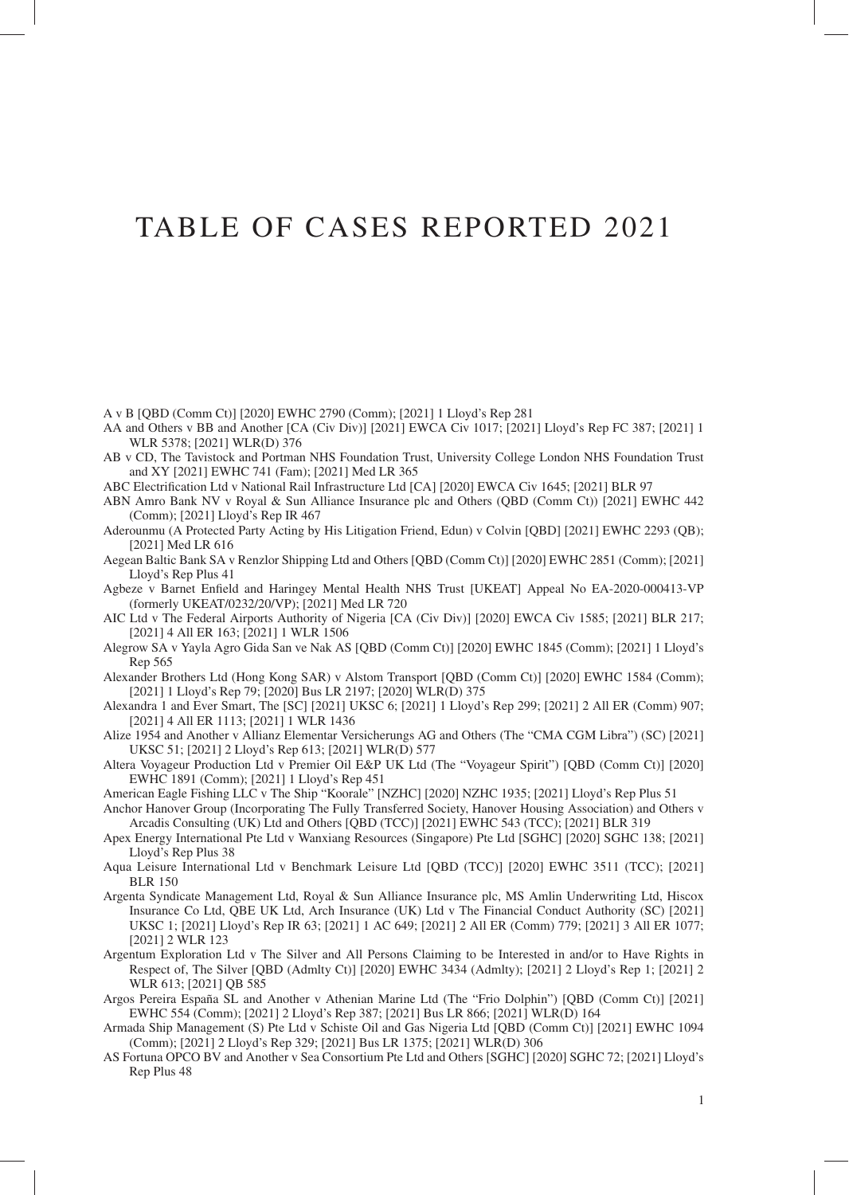# TABLE OF CASES REPORTED 2021

A v B [QBD (Comm Ct)] [2020] EWHC 2790 (Comm); [2021] 1 Lloyd's Rep 281

AA and Others v BB and Another [CA (Civ Div)] [2021] EWCA Civ 1017; [2021] Lloyd's Rep FC 387; [2021] 1 WLR 5378; [2021] WLR(D) 376

AB v CD, The Tavistock and Portman NHS Foundation Trust, University College London NHS Foundation Trust and XY [2021] EWHC 741 (Fam); [2021] Med LR 365

ABC Electrification Ltd v National Rail Infrastructure Ltd [CA] [2020] EWCA Civ 1645; [2021] BLR 97

ABN Amro Bank NV v Royal & Sun Alliance Insurance plc and Others (QBD (Comm Ct)) [2021] EWHC 442 (Comm); [2021] Lloyd's Rep IR 467

Aderounmu (A Protected Party Acting by His Litigation Friend, Edun) v Colvin [QBD] [2021] EWHC 2293 (QB); [2021] Med LR 616

Aegean Baltic Bank SA v Renzlor Shipping Ltd and Others [QBD (Comm Ct)] [2020] EWHC 2851 (Comm); [2021] Lloyd's Rep Plus 41

Agbeze v Barnet Enfield and Haringey Mental Health NHS Trust [UKEAT] Appeal No EA-2020-000413-VP (formerly UKEAT/0232/20/VP); [2021] Med LR 720

AIC Ltd v The Federal Airports Authority of Nigeria [CA (Civ Div)] [2020] EWCA Civ 1585; [2021] BLR 217; [2021] 4 All ER 163; [2021] 1 WLR 1506

Alegrow SA v Yayla Agro Gida San ve Nak AS [QBD (Comm Ct)] [2020] EWHC 1845 (Comm); [2021] 1 Lloyd's Rep 565

Alexander Brothers Ltd (Hong Kong SAR) v Alstom Transport [QBD (Comm Ct)] [2020] EWHC 1584 (Comm); [2021] 1 Lloyd's Rep 79; [2020] Bus LR 2197; [2020] WLR(D) 375

Alexandra 1 and Ever Smart, The [SC] [2021] UKSC 6; [2021] 1 Lloyd's Rep 299; [2021] 2 All ER (Comm) 907; [2021] 4 All ER 1113; [2021] 1 WLR 1436

Alize 1954 and Another v Allianz Elementar Versicherungs AG and Others (The "CMA CGM Libra") (SC) [2021] UKSC 51; [2021] 2 Lloyd's Rep 613; [2021] WLR(D) 577

Altera Voyageur Production Ltd v Premier Oil E&P UK Ltd (The "Voyageur Spirit") [QBD (Comm Ct)] [2020] EWHC 1891 (Comm); [2021] 1 Lloyd's Rep 451

American Eagle Fishing LLC v The Ship "Koorale" [NZHC] [2020] NZHC 1935; [2021] Lloyd's Rep Plus 51

Anchor Hanover Group (Incorporating The Fully Transferred Society, Hanover Housing Association) and Others v Arcadis Consulting (UK) Ltd and Others [QBD (TCC)] [2021] EWHC 543 (TCC); [2021] BLR 319

Apex Energy International Pte Ltd v Wanxiang Resources (Singapore) Pte Ltd [SGHC] [2020] SGHC 138; [2021] Lloyd's Rep Plus 38

Aqua Leisure International Ltd v Benchmark Leisure Ltd [QBD (TCC)] [2020] EWHC 3511 (TCC); [2021] BLR 150

Argenta Syndicate Management Ltd, Royal & Sun Alliance Insurance plc, MS Amlin Underwriting Ltd, Hiscox Insurance Co Ltd, QBE UK Ltd, Arch Insurance (UK) Ltd v The Financial Conduct Authority (SC) [2021] UKSC 1; [2021] Lloyd's Rep IR 63; [2021] 1 AC 649; [2021] 2 All ER (Comm) 779; [2021] 3 All ER 1077; [2021] 2 WLR 123

Argentum Exploration Ltd v The Silver and All Persons Claiming to be Interested in and/or to Have Rights in Respect of, The Silver [QBD (Admlty Ct)] [2020] EWHC 3434 (Admlty); [2021] 2 Lloyd's Rep 1; [2021] 2 WLR 613; [2021] QB 585

Argos Pereira España SL and Another v Athenian Marine Ltd (The "Frio Dolphin") [QBD (Comm Ct)] [2021] EWHC 554 (Comm); [2021] 2 Lloyd's Rep 387; [2021] Bus LR 866; [2021] WLR(D) 164

Armada Ship Management (S) Pte Ltd v Schiste Oil and Gas Nigeria Ltd [QBD (Comm Ct)] [2021] EWHC 1094 (Comm); [2021] 2 Lloyd's Rep 329; [2021] Bus LR 1375; [2021] WLR(D) 306

AS Fortuna OPCO BV and Another v Sea Consortium Pte Ltd and Others [SGHC] [2020] SGHC 72; [2021] Lloyd's Rep Plus 48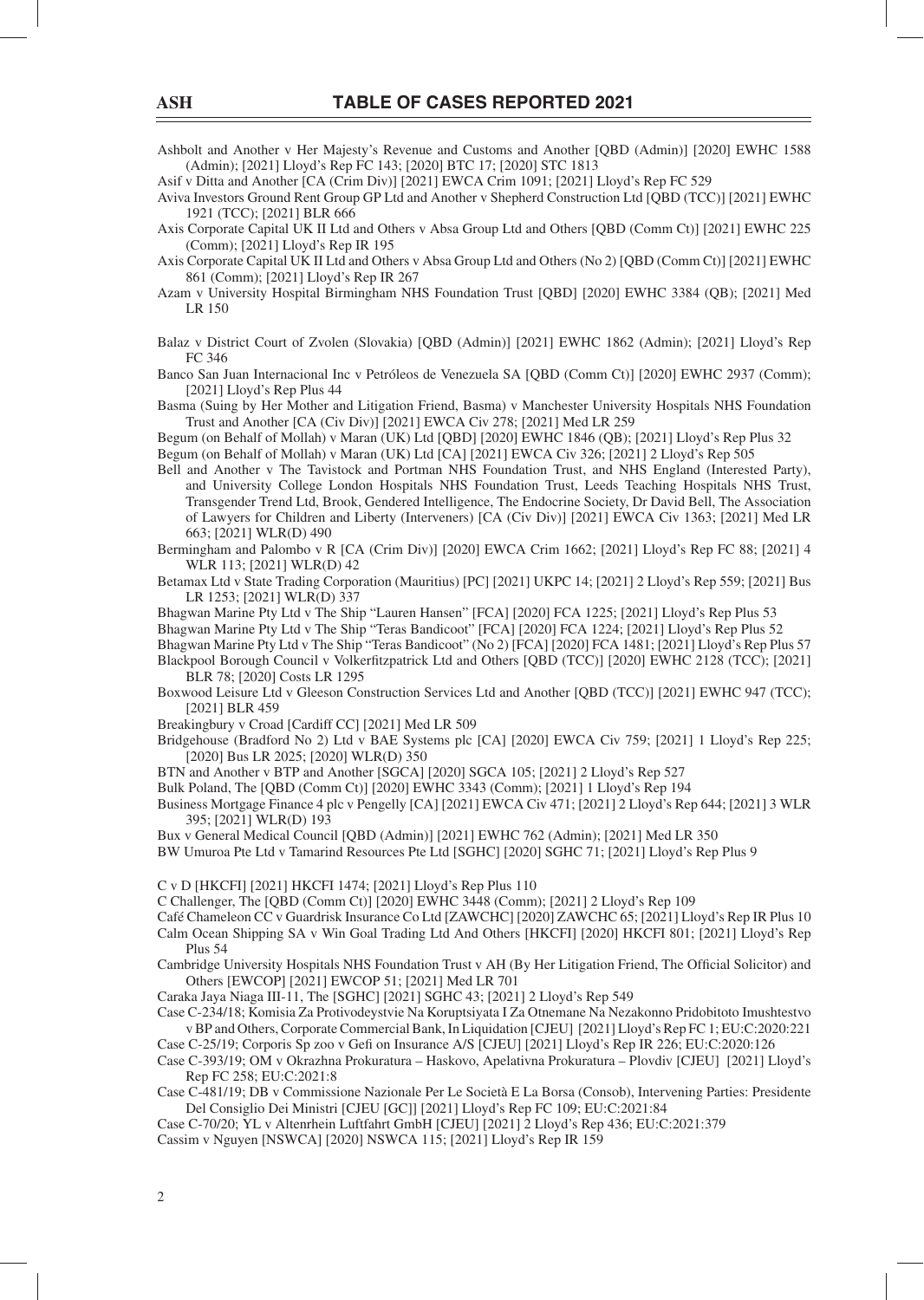# TABLE OF CASES REPORTED 2021

Ashbolt and Another v Her Majesty's Revenue and Customs and Another [QBD (Admin)] [2020] EWHC 1588 (Admin); [2021] Lloyd's Rep FC 143; [2020] BTC 17; [2020] STC 1813

Asif v Ditta and Another [CA (Crim Div)] [2021] EWCA Crim 1091; [2021] Lloyd's Rep FC 529

Aviva Investors Ground Rent Group GP Ltd and Another v Shepherd Construction Ltd [QBD (TCC)] [2021] EWHC 1921 (TCC); [2021] BLR 666

Axis Corporate Capital UK II Ltd and Others v Absa Group Ltd and Others [QBD (Comm Ct)] [2021] EWHC 225 (Comm); [2021] Lloyd's Rep IR 195

Axis Corporate Capital UK II Ltd and Others v Absa Group Ltd and Others (No 2) [QBD (Comm Ct)] [2021] EWHC 861 (Comm); [2021] Lloyd's Rep IR 267

Azam v University Hospital Birmingham NHS Foundation Trust [QBD] [2020] EWHC 3384 (QB); [2021] Med LR 150

Balaz v District Court of Zvolen (Slovakia) [QBD (Admin)] [2021] EWHC 1862 (Admin); [2021] Lloyd's Rep FC 346

Banco San Juan Internacional Inc v Petróleos de Venezuela SA [QBD (Comm Ct)] [2020] EWHC 2937 (Comm); [2021] Lloyd's Rep Plus 44

Basma (Suing by Her Mother and Litigation Friend, Basma) v Manchester University Hospitals NHS Foundation Trust and Another [CA (Civ Div)] [2021] EWCA Civ 278; [2021] Med LR 259

Begum (on Behalf of Mollah) v Maran (UK) Ltd [QBD] [2020] EWHC 1846 (QB); [2021] Lloyd's Rep Plus 32

Begum (on Behalf of Mollah) v Maran (UK) Ltd [CA] [2021] EWCA Civ 326; [2021] 2 Lloyd's Rep 505

Bell and Another v The Tavistock and Portman NHS Foundation Trust, and NHS England (Interested Party), and University College London Hospitals NHS Foundation Trust, Leeds Teaching Hospitals NHS Trust, Transgender Trend Ltd, Brook, Gendered Intelligence, The Endocrine Society, Dr David Bell, The Association of Lawyers for Children and Liberty (Interveners) [CA (Civ Div)] [2021] EWCA Civ 1363; [2021] Med LR 663; [2021] WLR(D) 490

Bermingham and Palombo v R [CA (Crim Div)] [2020] EWCA Crim 1662; [2021] Lloyd's Rep FC 88; [2021] 4 WLR 113; [2021] WLR(D) 42

Betamax Ltd v State Trading Corporation (Mauritius) [PC] [2021] UKPC 14; [2021] 2 Lloyd's Rep 559; [2021] Bus LR 1253; [2021] WLR(D) 337

Bhagwan Marine Pty Ltd v The Ship "Lauren Hansen" [FCA] [2020] FCA 1225; [2021] Lloyd's Rep Plus 53

Bhagwan Marine Pty Ltd v The Ship "Teras Bandicoot" [FCA] [2020] FCA 1224; [2021] Lloyd's Rep Plus 52

Bhagwan Marine Pty Ltd v The Ship "Teras Bandicoot" (No 2) [FCA] [2020] FCA 1481; [2021] Lloyd's Rep Plus 57

Blackpool Borough Council v Volkerfitzpatrick Ltd and Others [QBD (TCC)] [2020] EWHC 2128 (TCC); [2021] BLR 78; [2020] Costs LR 1295

Boxwood Leisure Ltd v Gleeson Construction Services Ltd and Another [QBD (TCC)] [2021] EWHC 947 (TCC); [2021] BLR 459

Breakingbury v Croad [Cardiff CC] [2021] Med LR 509

Bridgehouse (Bradford No 2) Ltd v BAE Systems plc [CA] [2020] EWCA Civ 759; [2021] 1 Lloyd's Rep 225; [2020] Bus LR 2025; [2020] WLR(D) 350

BTN and Another v BTP and Another [SGCA] [2020] SGCA 105; [2021] 2 Lloyd's Rep 527

Bulk Poland, The [QBD (Comm Ct)] [2020] EWHC 3343 (Comm); [2021] 1 Lloyd's Rep 194

Business Mortgage Finance 4 plc v Pengelly [CA] [2021] EWCA Civ 471; [2021] 2 Lloyd's Rep 644; [2021] 3 WLR 395; [2021] WLR(D) 193

Bux v General Medical Council [QBD (Admin)] [2021] EWHC 762 (Admin); [2021] Med LR 350

BW Umuroa Pte Ltd v Tamarind Resources Pte Ltd [SGHC] [2020] SGHC 71; [2021] Lloyd's Rep Plus 9

C v D [HKCFI] [2021] HKCFI 1474; [2021] Lloyd's Rep Plus 110

C Challenger, The [QBD (Comm Ct)] [2020] EWHC 3448 (Comm); [2021] 2 Lloyd's Rep 109

Café Chameleon CC v Guardrisk Insurance Co Ltd [ZAWCHC] [2020] ZAWCHC 65; [2021] Lloyd's Rep IR Plus 10

Calm Ocean Shipping SA v Win Goal Trading Ltd And Others [HKCFI] [2020] HKCFI 801; [2021] Lloyd's Rep Plus 54

Cambridge University Hospitals NHS Foundation Trust v AH (By Her Litigation Friend, The Official Solicitor) and Others [EWCOP] [2021] EWCOP 51; [2021] Med LR 701

Caraka Jaya Niaga III-11, The [SGHC] [2021] SGHC 43; [2021] 2 Lloyd's Rep 549

Case C-234/18; Komisia Za Protivodeystvie Na Koruptsiyata I Za Otnemane Na Nezakonno Pridobitoto Imushtestvo v BP and Others, Corporate Commercial Bank, In Liquidation [CJEU] [2021] Lloyd's Rep FC 1; EU:C:2020:221

Case C-25/19; Corporis Sp zoo v Gefi on Insurance A/S [CJEU] [2021] Lloyd's Rep IR 226; EU:C:2020:126

Case C-393/19; OM v Okrazhna Prokuratura – Haskovo, Apelativna Prokuratura – Plovdiv [CJEU] [2021] Lloyd's Rep FC 258; EU:C:2021:8

Case C-481/19; DB v Commissione Nazionale Per Le Società E La Borsa (Consob), Intervening Parties: Presidente Del Consiglio Dei Ministri [CJEU [GC]] [2021] Lloyd's Rep FC 109; EU:C:2021:84

Case C-70/20; YL v Altenrhein Luftfahrt GmbH [CJEU] [2021] 2 Lloyd's Rep 436; EU:C:2021:379

Cassim v Nguyen [NSWCA] [2020] NSWCA 115; [2021] Lloyd's Rep IR 159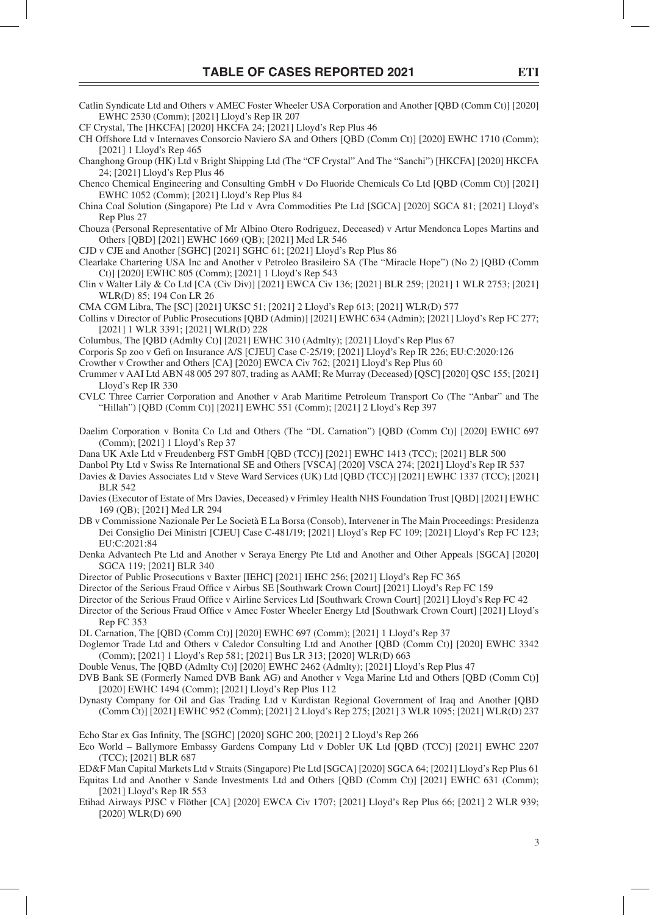Catlin Syndicate Ltd and Others v AMEC Foster Wheeler USA Corporation and Another [QBD (Comm Ct)] [2020] EWHC 2530 (Comm); [2021] Lloyd's Rep IR 207

CF Crystal, The [HKCFA] [2020] HKCFA 24; [2021] Lloyd's Rep Plus 46

CH Offshore Ltd v Internaves Consorcio Naviero SA and Others [QBD (Comm Ct)] [2020] EWHC 1710 (Comm); [2021] 1 Lloyd's Rep 465

Changhong Group (HK) Ltd v Bright Shipping Ltd (The "CF Crystal" And The "Sanchi") [HKCFA] [2020] HKCFA 24; [2021] Lloyd's Rep Plus 46

Chenco Chemical Engineering and Consulting GmbH v Do Fluoride Chemicals Co Ltd [QBD (Comm Ct)] [2021] EWHC 1052 (Comm); [2021] Lloyd's Rep Plus 84

China Coal Solution (Singapore) Pte Ltd v Avra Commodities Pte Ltd [SGCA] [2020] SGCA 81; [2021] Lloyd's Rep Plus 27

Chouza (Personal Representative of Mr Albino Otero Rodriguez, Deceased) v Artur Mendonca Lopes Martins and Others [QBD] [2021] EWHC 1669 (QB); [2021] Med LR 546

CJD v CJE and Another [SGHC] [2021] SGHC 61; [2021] Lloyd's Rep Plus 86

Clearlake Chartering USA Inc and Another v Petroleo Brasileiro SA (The "Miracle Hope") (No 2) [QBD (Comm Ct)] [2020] EWHC 805 (Comm); [2021] 1 Lloyd's Rep 543

Clin v Walter Lily & Co Ltd [CA (Civ Div)] [2021] EWCA Civ 136; [2021] BLR 259; [2021] 1 WLR 2753; [2021] WLR(D) 85; 194 Con LR 26

CMA CGM Libra, The [SC] [2021] UKSC 51; [2021] 2 Lloyd's Rep 613; [2021] WLR(D) 577

Collins v Director of Public Prosecutions [QBD (Admin)] [2021] EWHC 634 (Admin); [2021] Lloyd's Rep FC 277; [2021] 1 WLR 3391; [2021] WLR(D) 228

Columbus, The [QBD (Admlty Ct)] [2021] EWHC 310 (Admlty); [2021] Lloyd's Rep Plus 67

Corporis Sp zoo v Gefion Insurance A/S [CJEU] Case C-25/19; [2021] Lloyd's Rep IR 226; EU:C:2020:126

Crowther v Crowther and Others [CA] [2020] EWCA Civ 762; [2021] Lloyd's Rep Plus 60

Crummer v AAI Ltd ABN 48 005 297 807, trading as AAMI; Re Murray (Deceased) [QSC] [2020] QSC 155; [2021] Lloyd's Rep IR 330

CVLC Three Carrier Corporation and Another v Arab Maritime Petroleum Transport Co (The "Anbar" and The "Hillah") [QBD (Comm Ct)] [2021] EWHC 551 (Comm); [2021] 2 Lloyd's Rep 397

Daelim Corporation v Bonita Co Ltd and Others (The "DL Carnation") [QBD (Comm Ct)] [2020] EWHC 697 (Comm); [2021] 1 Lloyd's Rep 37

Dana UK Axle Ltd v Freudenberg FST GmbH [QBD (TCC)] [2021] EWHC 1413 (TCC); [2021] BLR 500

Danbol Pty Ltd v Swiss Re International SE and Others [VSCA] [2020] VSCA 274; [2021] Lloyd's Rep IR 537

Davies & Davies Associates Ltd v Steve Ward Services (UK) Ltd [QBD (TCC)] [2021] EWHC 1337 (TCC); [2021] BLR 542

Davies (Executor of Estate of Mrs Davies, Deceased) v Frimley Health NHS Foundation Trust [QBD] [2021] EWHC 169 (QB); [2021] Med LR 294

DB v Commissione Nazionale Per Le Società E La Borsa (Consob), Intervener in The Main Proceedings: Presidenza Dei Consiglio Dei Ministri [CJEU] Case C-481/19; [2021] Lloyd's Rep FC 109; [2021] Lloyd's Rep FC 123; EU:C:2021:84

Denka Advantech Pte Ltd and Another v Seraya Energy Pte Ltd and Another and Other Appeals [SGCA] [2020] SGCA 119; [2021] BLR 340

Director of Public Prosecutions v Baxter [IEHC] [2021] IEHC 256; [2021] Lloyd's Rep FC 365

Director of the Serious Fraud Office v Airbus SE [Southwark Crown Court] [2021] Lloyd's Rep FC 159

Director of the Serious Fraud Office v Airline Services Ltd [Southwark Crown Court] [2021] Lloyd's Rep FC 42

Director of the Serious Fraud Office v Amec Foster Wheeler Energy Ltd [Southwark Crown Court] [2021] Lloyd's Rep FC 353

DL Carnation, The [QBD (Comm Ct)] [2020] EWHC 697 (Comm); [2021] 1 Lloyd's Rep 37

Doglemor Trade Ltd and Others v Caledor Consulting Ltd and Another [QBD (Comm Ct)] [2020] EWHC 3342 (Comm); [2021] 1 Lloyd's Rep 581; [2021] Bus LR 313; [2020] WLR(D) 663

Double Venus, The [QBD (Admlty Ct)] [2020] EWHC 2462 (Admlty); [2021] Lloyd's Rep Plus 47

DVB Bank SE (Formerly Named DVB Bank AG) and Another v Vega Marine Ltd and Others [QBD (Comm Ct)] [2020] EWHC 1494 (Comm); [2021] Lloyd's Rep Plus 112

Dynasty Company for Oil and Gas Trading Ltd v Kurdistan Regional Government of Iraq and Another [QBD (Comm Ct)] [2021] EWHC 952 (Comm); [2021] 2 Lloyd's Rep 275; [2021] 3 WLR 1095; [2021] WLR(D) 237

Echo Star ex Gas Infinity, The [SGHC] [2020] SGHC 200; [2021] 2 Lloyd's Rep 266

Eco World – Ballymore Embassy Gardens Company Ltd v Dobler UK Ltd [QBD (TCC)] [2021] EWHC 2207 (TCC); [2021] BLR 687

ED&F Man Capital Markets Ltd v Straits (Singapore) Pte Ltd [SGCA] [2020] SGCA 64; [2021] Lloyd's Rep Plus 61

Equitas Ltd and Another v Sande Investments Ltd and Others [QBD (Comm Ct)] [2021] EWHC 631 (Comm); [2021] Lloyd's Rep IR 553

Etihad Airways PJSC v Flöther [CA] [2020] EWCA Civ 1707; [2021] Lloyd's Rep Plus 66; [2021] 2 WLR 939; [2020] WLR(D) 690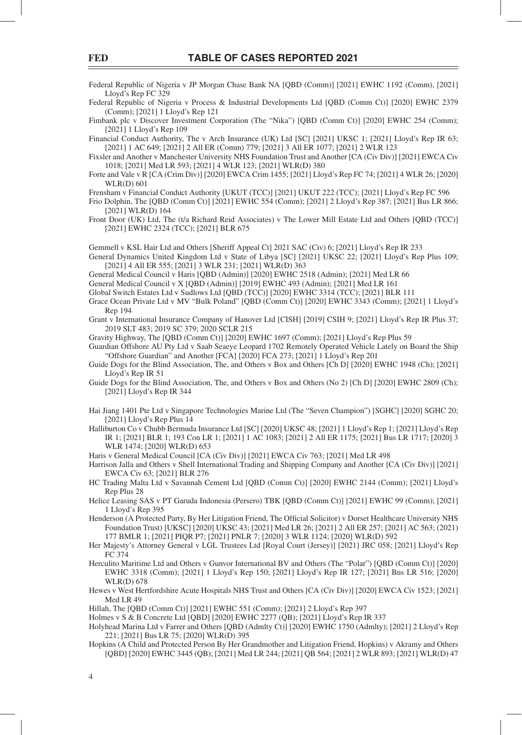Federal Republic of Nigeria v JP Morgan Chase Bank NA [QBD (Comm)] [2021] EWHC 1192 (Comm), [2021] Lloyd's Rep FC 329

Federal Republic of Nigeria v Process & Industrial Developments Ltd [QBD (Comm Ct)] [2020] EWHC 2379 (Comm); [2021] 1 Lloyd's Rep 121

Fimbank plc v Discover Investment Corporation (The "Nika") [QBD (Comm Ct)] [2020] EWHC 254 (Comm); [2021] 1 Lloyd's Rep 109

Financial Conduct Authority, The v Arch Insurance (UK) Ltd [SC] [2021] UKSC 1; [2021] Lloyd's Rep IR 63; [2021] 1 AC 649; [2021] 2 All ER (Comm) 779; [2021] 3 All ER 1077; [2021] 2 WLR 123

Fixsler and Another v Manchester University NHS Foundation Trust and Another [CA (Civ Div)] [2021] EWCA Civ 1018; [2021] Med LR 593; [2021] 4 WLR 123; [2021] WLR(D) 380

Forte and Vale v R [CA (Crim Div)] [2020] EWCA Crim 1455; [2021] Lloyd's Rep FC 74; [2021] 4 WLR 26; [2020] WLR(D) 601

Frensham v Financial Conduct Authority [UKUT (TCC)] [2021] UKUT 222 (TCC); [2021] Lloyd's Rep FC 596

Frio Dolphin, The [QBD (Comm Ct)] [2021] EWHC 554 (Comm); [2021] 2 Lloyd's Rep 387; [2021] Bus LR 866; [2021] WLR(D) 164

Front Door (UK) Ltd, The (t/a Richard Reid Associates) v The Lower Mill Estate Ltd and Others [QBD (TCC)] [2021] EWHC 2324 (TCC); [2021] BLR 675

Gemmell v KSL Hair Ltd and Others [Sheriff Appeal Ct] 2021 SAC (Civ) 6; [2021] Lloyd's Rep IR 233

General Dynamics United Kingdom Ltd v State of Libya [SC] [2021] UKSC 22; [2021] Lloyd's Rep Plus 109; [2021] 4 All ER 555; [2021] 3 WLR 231; [2021] WLR(D) 363

General Medical Council v Haris [QBD (Admin)] [2020] EWHC 2518 (Admin); [2021] Med LR 66

General Medical Council v X [QBD (Admin)] [2019] EWHC 493 (Admin); [2021] Med LR 161

Global Switch Estates Ltd v Sudlows Ltd [QBD (TCC)] [2020] EWHC 3314 (TCC); [2021] BLR 111

Grace Ocean Private Ltd v MV "Bulk Poland" [QBD (Comm Ct)] [2020] EWHC 3343 (Comm); [2021] 1 Lloyd's Rep 194

Grant v International Insurance Company of Hanover Ltd [CISH] [2019] CSIH 9; [2021] Lloyd's Rep IR Plus 37; 2019 SLT 483; 2019 SC 379; 2020 SCLR 215

Gravity Highway, The [QBD (Comm Ct)] [2020] EWHC 1697 (Comm); [2021] Lloyd's Rep Plus 59

Guardian Offshore AU Pty Ltd v Saab Seaeye Leopard 1702 Remotely Operated Vehicle Lately on Board the Ship "Offshore Guardian" and Another [FCA] [2020] FCA 273; [2021] 1 Lloyd's Rep 201

Guide Dogs for the Blind Association, The, and Others v Box and Others [Ch D] [2020] EWHC 1948 (Ch); [2021] Lloyd's Rep IR 51

Guide Dogs for the Blind Association, The, and Others v Box and Others (No 2) [Ch D] [2020] EWHC 2809 (Ch); [2021] Lloyd's Rep IR 344

Hai Jiang 1401 Pte Ltd v Singapore Technologies Marine Ltd (The "Seven Champion") [SGHC] [2020] SGHC 20; [2021] Lloyd's Rep Plus 14

Halliburton Co v Chubb Bermuda Insurance Ltd [SC] [2020] UKSC 48; [2021] 1 Lloyd's Rep 1; [2021] Lloyd's Rep IR 1; [2021] BLR 1; 193 Con LR 1; [2021] 1 AC 1083; [2021] 2 All ER 1175; [2021] Bus LR 1717; [2020] 3 WLR 1474; [2020] WLR(D) 653

Haris v General Medical Council [CA (Civ Div)] [2021] EWCA Civ 763; [2021] Med LR 498

Harrison Jalla and Others v Shell International Trading and Shipping Company and Another [CA (Civ Div)] [2021] EWCA Civ 63; [2021] BLR 276

HC Trading Malta Ltd v Savannah Cement Ltd [QBD (Comm Ct)] [2020] EWHC 2144 (Comm); [2021] Lloyd's Rep Plus 28

Helice Leasing SAS v PT Garuda Indonesia (Persero) TBK [QBD (Comm Ct)] [2021] EWHC 99 (Comm); [2021] 1 Lloyd's Rep 395

Henderson (A Protected Party, By Her Litigation Friend, The Official Solicitor) v Dorset Healthcare University NHS Foundation Trust) [UKSC] [2020] UKSC 43; [2021] Med LR 26; [2021] 2 All ER 257; [2021] AC 563; (2021) 177 BMLR 1; [2021] PIQR P7; [2021] PNLR 7; [2020] 3 WLR 1124; [2020] WLR(D) 592

Her Majesty's Attorney General v LGL Trustees Ltd [Royal Court (Jersey)] [2021] JRC 058; [2021] Lloyd's Rep FC 374

Herculito Maritime Ltd and Others v Gunvor International BV and Others (The "Polar") [QBD (Comm Ct)] [2020] EWHC 3318 (Comm); [2021] 1 Lloyd's Rep 150; [2021] Lloyd's Rep IR 127; [2021] Bus LR 516; [2020] WLR(D) 678

Hewes v West Hertfordshire Acute Hospitals NHS Trust and Others [CA (Civ Div)] [2020] EWCA Civ 1523; [2021] Med LR 49

Hillah, The [QBD (Comm Ct)] [2021] EWHC 551 (Comm); [2021] 2 Lloyd's Rep 397

Holmes v S & B Concrete Ltd [QBD] [2020] EWHC 2277 (QB); [2021] Lloyd's Rep IR 337

Holyhead Marina Ltd v Farrer and Others [QBD (Admlty Ct)] [2020] EWHC 1750 (Admlty); [2021] 2 Lloyd's Rep 221; [2021] Bus LR 75; [2020] WLR(D) 395

Hopkins (A Child and Protected Person By Her Grandmother and Litigation Friend, Hopkins) v Akramy and Others [QBD] [2020] EWHC 3445 (QB); [2021] Med LR 244; [2021] QB 564; [2021] 2 WLR 893; [2021] WLR(D) 47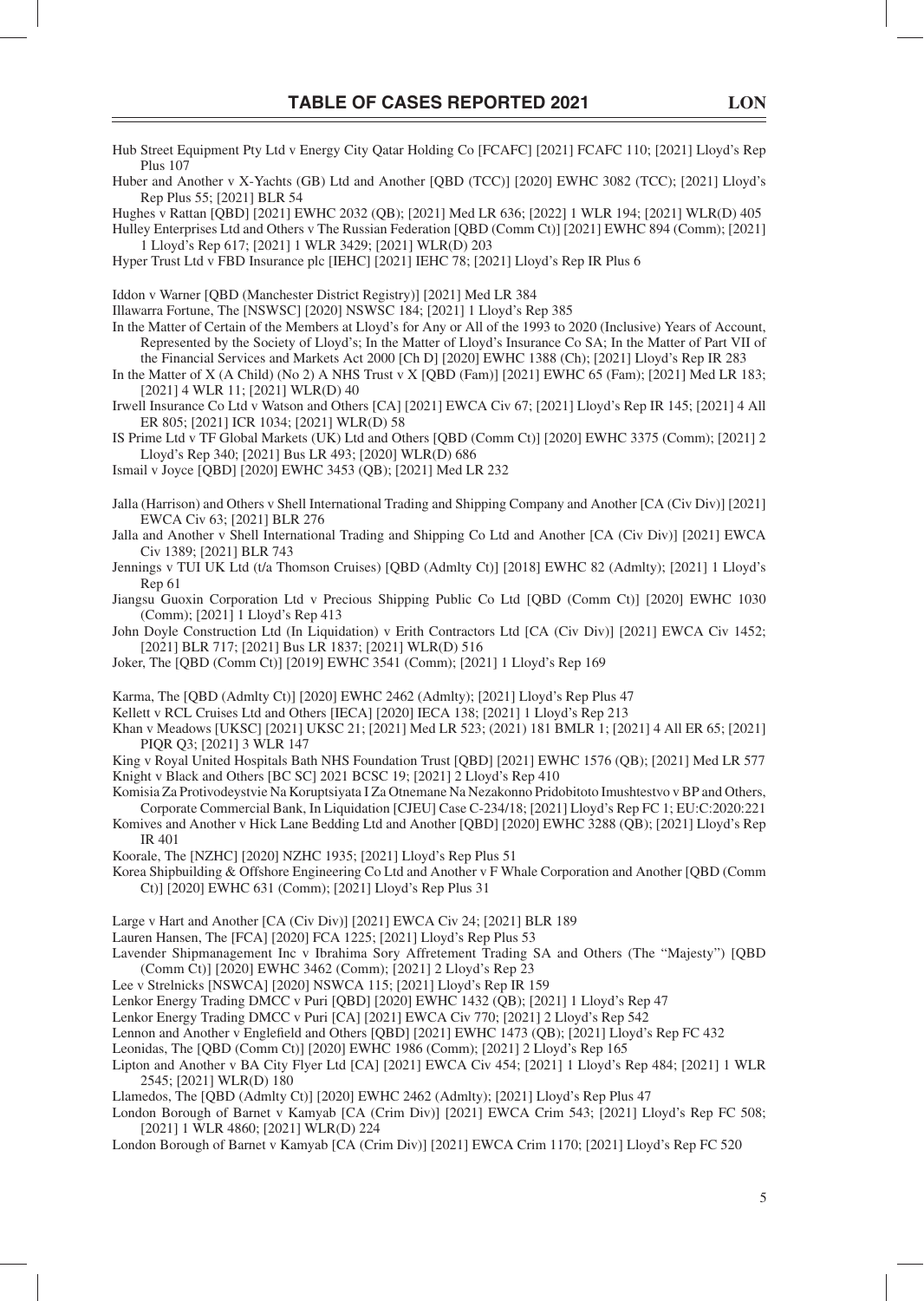Hub Street Equipment Pty Ltd v Energy City Qatar Holding Co [FCAFC] [2021] FCAFC 110; [2021] Lloyd's Rep Plus 107

Huber and Another v X-Yachts (GB) Ltd and Another [QBD (TCC)] [2020] EWHC 3082 (TCC); [2021] Lloyd's Rep Plus 55; [2021] BLR 54

Hughes v Rattan [QBD] [2021] EWHC 2032 (QB); [2021] Med LR 636; [2022] 1 WLR 194; [2021] WLR(D) 405

Hulley Enterprises Ltd and Others v The Russian Federation [QBD (Comm Ct)] [2021] EWHC 894 (Comm); [2021] 1 Lloyd's Rep 617; [2021] 1 WLR 3429; [2021] WLR(D) 203

Hyper Trust Ltd v FBD Insurance plc [IEHC] [2021] IEHC 78; [2021] Lloyd's Rep IR Plus 6

Iddon v Warner [QBD (Manchester District Registry)] [2021] Med LR 384

Illawarra Fortune, The [NSWSC] [2020] NSWSC 184; [2021] 1 Lloyd's Rep 385

In the Matter of Certain of the Members at Lloyd's for Any or All of the 1993 to 2020 (Inclusive) Years of Account, Represented by the Society of Lloyd's; In the Matter of Lloyd's Insurance Co SA; In the Matter of Part VII of the Financial Services and Markets Act 2000 [Ch D] [2020] EWHC 1388 (Ch); [2021] Lloyd's Rep IR 283

In the Matter of X (A Child) (No 2) A NHS Trust v X [QBD (Fam)] [2021] EWHC 65 (Fam); [2021] Med LR 183; [2021] 4 WLR 11; [2021] WLR(D) 40

Irwell Insurance Co Ltd v Watson and Others [CA] [2021] EWCA Civ 67; [2021] Lloyd's Rep IR 145; [2021] 4 All ER 805; [2021] ICR 1034; [2021] WLR(D) 58

IS Prime Ltd v TF Global Markets (UK) Ltd and Others [QBD (Comm Ct)] [2020] EWHC 3375 (Comm); [2021] 2 Lloyd's Rep 340; [2021] Bus LR 493; [2020] WLR(D) 686

Ismail v Joyce [QBD] [2020] EWHC 3453 (QB); [2021] Med LR 232

Jalla (Harrison) and Others v Shell International Trading and Shipping Company and Another [CA (Civ Div)] [2021] EWCA Civ 63; [2021] BLR 276

Jalla and Another v Shell International Trading and Shipping Co Ltd and Another [CA (Civ Div)] [2021] EWCA Civ 1389; [2021] BLR 743

Jennings v TUI UK Ltd (t/a Thomson Cruises) [QBD (Admlty Ct)] [2018] EWHC 82 (Admlty); [2021] 1 Lloyd's Rep 61

Jiangsu Guoxin Corporation Ltd v Precious Shipping Public Co Ltd [QBD (Comm Ct)] [2020] EWHC 1030 (Comm); [2021] 1 Lloyd's Rep 413

John Doyle Construction Ltd (In Liquidation) v Erith Contractors Ltd [CA (Civ Div)] [2021] EWCA Civ 1452; [2021] BLR 717; [2021] Bus LR 1837; [2021] WLR(D) 516

Joker, The [QBD (Comm Ct)] [2019] EWHC 3541 (Comm); [2021] 1 Lloyd's Rep 169

Karma, The [QBD (Admlty Ct)] [2020] EWHC 2462 (Admlty); [2021] Lloyd's Rep Plus 47

Kellett v RCL Cruises Ltd and Others [IECA] [2020] IECA 138; [2021] 1 Lloyd's Rep 213

Khan v Meadows [UKSC] [2021] UKSC 21; [2021] Med LR 523; (2021) 181 BMLR 1; [2021] 4 All ER 65; [2021] PIQR Q3; [2021] 3 WLR 147

King v Royal United Hospitals Bath NHS Foundation Trust [QBD] [2021] EWHC 1576 (QB); [2021] Med LR 577

Knight v Black and Others [BC SC] 2021 BCSC 19; [2021] 2 Lloyd's Rep 410

Komisia Za Protivodeystvie Na Koruptsiyata I Za Otnemane Na Nezakonno Pridobitoto Imushtestvo v BP and Others, Corporate Commercial Bank, In Liquidation [CJEU] Case C-234/18; [2021] Lloyd's Rep FC 1; EU:C:2020:221

Komives and Another v Hick Lane Bedding Ltd and Another [QBD] [2020] EWHC 3288 (QB); [2021] Lloyd's Rep IR 401

Koorale, The [NZHC] [2020] NZHC 1935; [2021] Lloyd's Rep Plus 51

Korea Shipbuilding & Offshore Engineering Co Ltd and Another v F Whale Corporation and Another [QBD (Comm Ct)] [2020] EWHC 631 (Comm); [2021] Lloyd's Rep Plus 31

Large v Hart and Another [CA (Civ Div)] [2021] EWCA Civ 24; [2021] BLR 189

Lauren Hansen, The [FCA] [2020] FCA 1225; [2021] Lloyd's Rep Plus 53

Lavender Shipmanagement Inc v Ibrahima Sory Affretement Trading SA and Others (The "Majesty") [QBD (Comm Ct)] [2020] EWHC 3462 (Comm); [2021] 2 Lloyd's Rep 23

Lee v Strelnicks [NSWCA] [2020] NSWCA 115; [2021] Lloyd's Rep IR 159

Lenkor Energy Trading DMCC v Puri [QBD] [2020] EWHC 1432 (QB); [2021] 1 Lloyd's Rep 47

Lenkor Energy Trading DMCC v Puri [CA] [2021] EWCA Civ 770; [2021] 2 Lloyd's Rep 542

Lennon and Another v Englefield and Others [QBD] [2021] EWHC 1473 (QB); [2021] Lloyd's Rep FC 432

Leonidas, The [QBD (Comm Ct)] [2020] EWHC 1986 (Comm); [2021] 2 Lloyd's Rep 165

Lipton and Another v BA City Flyer Ltd [CA] [2021] EWCA Civ 454; [2021] 1 Lloyd's Rep 484; [2021] 1 WLR 2545; [2021] WLR(D) 180

Llamedos, The [QBD (Admlty Ct)] [2020] EWHC 2462 (Admlty); [2021] Lloyd's Rep Plus 47

London Borough of Barnet v Kamyab [CA (Crim Div)] [2021] EWCA Crim 543; [2021] Lloyd's Rep FC 508; [2021] 1 WLR 4860; [2021] WLR(D) 224

London Borough of Barnet v Kamyab [CA (Crim Div)] [2021] EWCA Crim 1170; [2021] Lloyd's Rep FC 520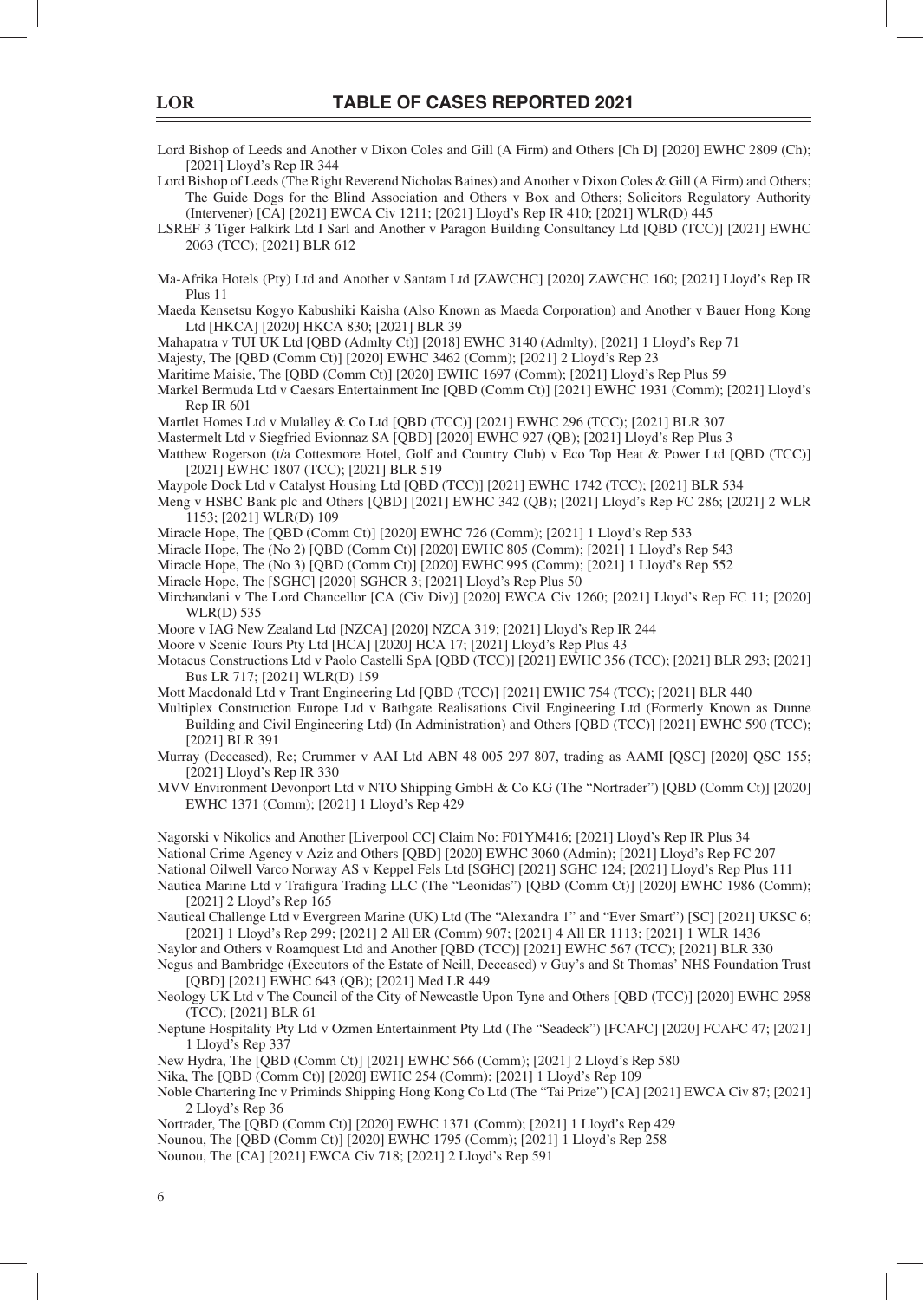Lord Bishop of Leeds and Another v Dixon Coles and Gill (A Firm) and Others [Ch D] [2020] EWHC 2809 (Ch); [2021] Lloyd's Rep IR 344

Lord Bishop of Leeds (The Right Reverend Nicholas Baines) and Another v Dixon Coles & Gill (A Firm) and Others; The Guide Dogs for the Blind Association and Others v Box and Others; Solicitors Regulatory Authority (Intervener) [CA] [2021] EWCA Civ 1211; [2021] Lloyd's Rep IR 410; [2021] WLR(D) 445

LSREF 3 Tiger Falkirk Ltd I Sarl and Another v Paragon Building Consultancy Ltd [QBD (TCC)] [2021] EWHC 2063 (TCC); [2021] BLR 612

Ma-Afrika Hotels (Pty) Ltd and Another v Santam Ltd [ZAWCHC] [2020] ZAWCHC 160; [2021] Lloyd's Rep IR Plus 11

Maeda Kensetsu Kogyo Kabushiki Kaisha (Also Known as Maeda Corporation) and Another v Bauer Hong Kong Ltd [HKCA] [2020] HKCA 830; [2021] BLR 39

Mahapatra v TUI UK Ltd [QBD (Admlty Ct)] [2018] EWHC 3140 (Admlty); [2021] 1 Lloyd's Rep 71

Majesty, The [QBD (Comm Ct)] [2020] EWHC 3462 (Comm); [2021] 2 Lloyd's Rep 23

Maritime Maisie, The [QBD (Comm Ct)] [2020] EWHC 1697 (Comm); [2021] Lloyd's Rep Plus 59

Markel Bermuda Ltd v Caesars Entertainment Inc [QBD (Comm Ct)] [2021] EWHC 1931 (Comm); [2021] Lloyd's Rep IR 601

Martlet Homes Ltd v Mulalley & Co Ltd [QBD (TCC)] [2021] EWHC 296 (TCC); [2021] BLR 307

Mastermelt Ltd v Siegfried Evionnaz SA [QBD] [2020] EWHC 927 (QB); [2021] Lloyd's Rep Plus 3

Matthew Rogerson (t/a Cottesmore Hotel, Golf and Country Club) v Eco Top Heat & Power Ltd [QBD (TCC)] [2021] EWHC 1807 (TCC); [2021] BLR 519

Maypole Dock Ltd v Catalyst Housing Ltd [QBD (TCC)] [2021] EWHC 1742 (TCC); [2021] BLR 534

Meng v HSBC Bank plc and Others [QBD] [2021] EWHC 342 (QB); [2021] Lloyd's Rep FC 286; [2021] 2 WLR 1153; [2021] WLR(D) 109

Miracle Hope, The [QBD (Comm Ct)] [2020] EWHC 726 (Comm); [2021] 1 Lloyd's Rep 533

Miracle Hope, The (No 2) [QBD (Comm Ct)] [2020] EWHC 805 (Comm); [2021] 1 Lloyd's Rep 543

Miracle Hope, The (No 3) [QBD (Comm Ct)] [2020] EWHC 995 (Comm); [2021] 1 Lloyd's Rep 552

Miracle Hope, The [SGHC] [2020] SGHCR 3; [2021] Lloyd's Rep Plus 50

Mirchandani v The Lord Chancellor [CA (Civ Div)] [2020] EWCA Civ 1260; [2021] Lloyd's Rep FC 11; [2020] WLR(D) 535

Moore v IAG New Zealand Ltd [NZCA] [2020] NZCA 319; [2021] Lloyd's Rep IR 244

Moore v Scenic Tours Pty Ltd [HCA] [2020] HCA 17; [2021] Lloyd's Rep Plus 43

Motacus Constructions Ltd v Paolo Castelli SpA [QBD (TCC)] [2021] EWHC 356 (TCC); [2021] BLR 293; [2021] Bus LR 717; [2021] WLR(D) 159

Mott Macdonald Ltd v Trant Engineering Ltd [QBD (TCC)] [2021] EWHC 754 (TCC); [2021] BLR 440

Multiplex Construction Europe Ltd v Bathgate Realisations Civil Engineering Ltd (Formerly Known as Dunne Building and Civil Engineering Ltd) (In Administration) and Others [QBD (TCC)] [2021] EWHC 590 (TCC); [2021] BLR 391

Murray (Deceased), Re; Crummer v AAI Ltd ABN 48 005 297 807, trading as AAMI [QSC] [2020] QSC 155; [2021] Lloyd's Rep IR 330

MVV Environment Devonport Ltd v NTO Shipping GmbH & Co KG (The "Nortrader") [QBD (Comm Ct)] [2020] EWHC 1371 (Comm); [2021] 1 Lloyd's Rep 429

Nagorski v Nikolics and Another [Liverpool CC] Claim No: F01YM416; [2021] Lloyd's Rep IR Plus 34

National Crime Agency v Aziz and Others [QBD] [2020] EWHC 3060 (Admin); [2021] Lloyd's Rep FC 207

National Oilwell Varco Norway AS v Keppel Fels Ltd [SGHC] [2021] SGHC 124; [2021] Lloyd's Rep Plus 111

Nautica Marine Ltd v Trafigura Trading LLC (The "Leonidas") [QBD (Comm Ct)] [2020] EWHC 1986 (Comm); [2021] 2 Lloyd's Rep 165

Nautical Challenge Ltd v Evergreen Marine (UK) Ltd (The "Alexandra 1" and "Ever Smart") [SC] [2021] UKSC 6; [2021] 1 Lloyd's Rep 299; [2021] 2 All ER (Comm) 907; [2021] 4 All ER 1113; [2021] 1 WLR 1436

Naylor and Others v Roamquest Ltd and Another [QBD (TCC)] [2021] EWHC 567 (TCC); [2021] BLR 330

Negus and Bambridge (Executors of the Estate of Neill, Deceased) v Guy's and St Thomas' NHS Foundation Trust [QBD] [2021] EWHC 643 (QB); [2021] Med LR 449

Neology UK Ltd v The Council of the City of Newcastle Upon Tyne and Others [QBD (TCC)] [2020] EWHC 2958 (TCC); [2021] BLR 61

Neptune Hospitality Pty Ltd v Ozmen Entertainment Pty Ltd (The "Seadeck") [FCAFC] [2020] FCAFC 47; [2021] 1 Lloyd's Rep 337

New Hydra, The [QBD (Comm Ct)] [2021] EWHC 566 (Comm); [2021] 2 Lloyd's Rep 580

Nika, The [QBD (Comm Ct)] [2020] EWHC 254 (Comm); [2021] 1 Lloyd's Rep 109

Noble Chartering Inc v Priminds Shipping Hong Kong Co Ltd (The "Tai Prize") [CA] [2021] EWCA Civ 87; [2021] 2 Lloyd's Rep 36

Nortrader, The [QBD (Comm Ct)] [2020] EWHC 1371 (Comm); [2021] 1 Lloyd's Rep 429

Nounou, The [QBD (Comm Ct)] [2020] EWHC 1795 (Comm); [2021] 1 Lloyd's Rep 258

Nounou, The [CA] [2021] EWCA Civ 718; [2021] 2 Lloyd's Rep 591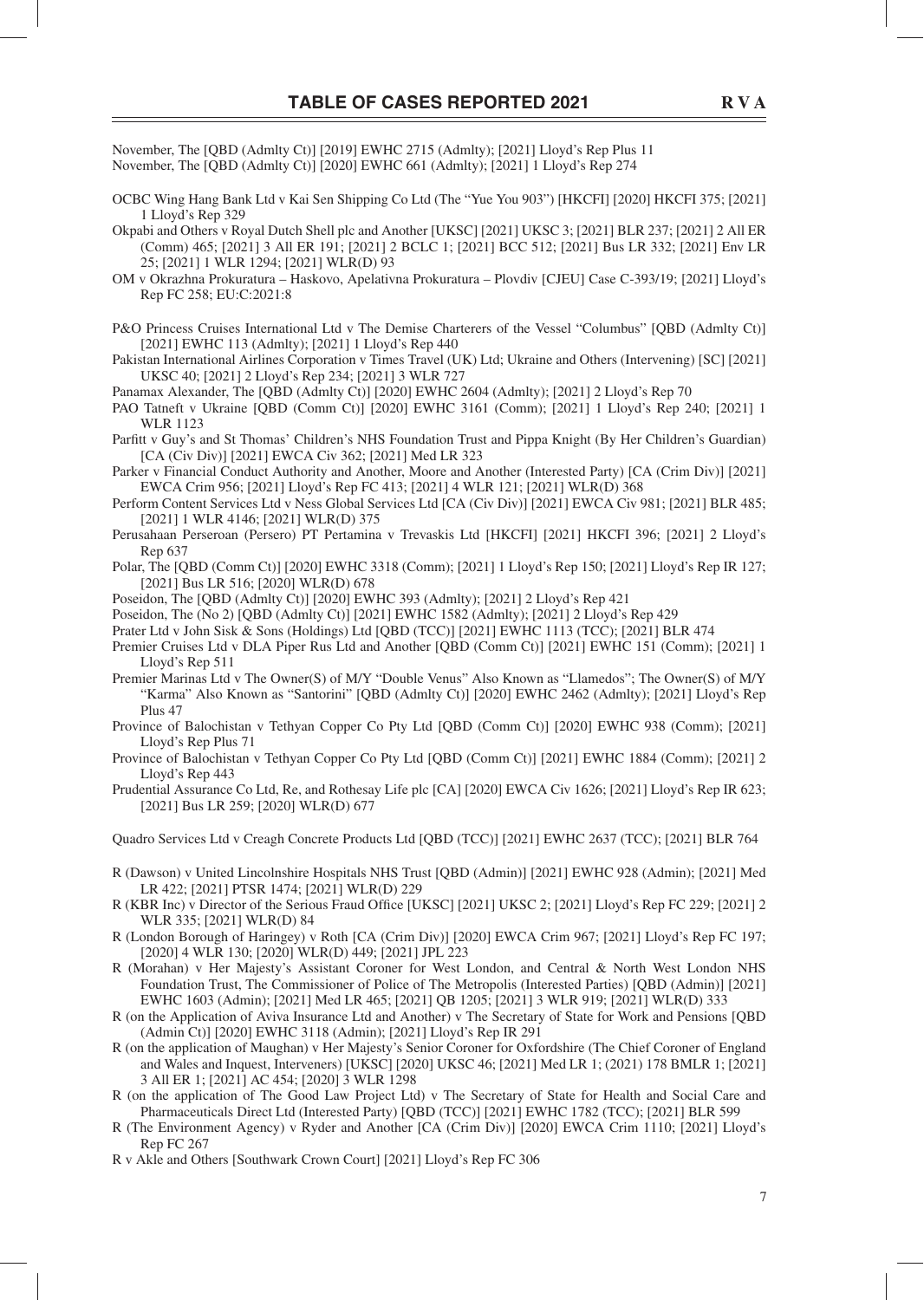November, The [QBD (Admlty Ct)] [2019] EWHC 2715 (Admlty); [2021] Lloyd's Rep Plus 11

November, The [QBD (Admlty Ct)] [2020] EWHC 661 (Admlty); [2021] 1 Lloyd's Rep 274

OCBC Wing Hang Bank Ltd v Kai Sen Shipping Co Ltd (The "Yue You 903") [HKCFI] [2020] HKCFI 375; [2021] 1 Lloyd's Rep 329

Okpabi and Others v Royal Dutch Shell plc and Another [UKSC] [2021] UKSC 3; [2021] BLR 237; [2021] 2 All ER (Comm) 465; [2021] 3 All ER 191; [2021] 2 BCLC 1; [2021] BCC 512; [2021] Bus LR 332; [2021] Env LR 25; [2021] 1 WLR 1294; [2021] WLR(D) 93

OM v Okrazhna Prokuratura – Haskovo, Apelativna Prokuratura – Plovdiv [CJEU] Case C-393/19; [2021] Lloyd's Rep FC 258; EU:C:2021:8

P&O Princess Cruises International Ltd v The Demise Charterers of the Vessel "Columbus" [QBD (Admlty Ct)] [2021] EWHC 113 (Admlty); [2021] 1 Lloyd's Rep 440

Pakistan International Airlines Corporation v Times Travel (UK) Ltd; Ukraine and Others (Intervening) [SC] [2021] UKSC 40; [2021] 2 Lloyd's Rep 234; [2021] 3 WLR 727

Panamax Alexander, The [QBD (Admlty Ct)] [2020] EWHC 2604 (Admlty); [2021] 2 Lloyd's Rep 70

PAO Tatneft v Ukraine [QBD (Comm Ct)] [2020] EWHC 3161 (Comm); [2021] 1 Lloyd's Rep 240; [2021] 1 WLR 1123

Parfitt v Guy's and St Thomas' Children's NHS Foundation Trust and Pippa Knight (By Her Children's Guardian) [CA (Civ Div)] [2021] EWCA Civ 362; [2021] Med LR 323

Parker v Financial Conduct Authority and Another, Moore and Another (Interested Party) [CA (Crim Div)] [2021] EWCA Crim 956; [2021] Lloyd's Rep FC 413; [2021] 4 WLR 121; [2021] WLR(D) 368

Perform Content Services Ltd v Ness Global Services Ltd [CA (Civ Div)] [2021] EWCA Civ 981; [2021] BLR 485; [2021] 1 WLR 4146; [2021] WLR(D) 375

Perusahaan Perseroan (Persero) PT Pertamina v Trevaskis Ltd [HKCFI] [2021] HKCFI 396; [2021] 2 Lloyd's Rep 637

Polar, The [QBD (Comm Ct)] [2020] EWHC 3318 (Comm); [2021] 1 Lloyd's Rep 150; [2021] Lloyd's Rep IR 127; [2021] Bus LR 516; [2020] WLR(D) 678

Poseidon, The [QBD (Admlty Ct)] [2020] EWHC 393 (Admlty); [2021] 2 Lloyd's Rep 421

Poseidon, The (No 2) [QBD (Admlty Ct)] [2021] EWHC 1582 (Admlty); [2021] 2 Lloyd's Rep 429

Prater Ltd v John Sisk & Sons (Holdings) Ltd [QBD (TCC)] [2021] EWHC 1113 (TCC); [2021] BLR 474

Premier Cruises Ltd v DLA Piper Rus Ltd and Another [QBD (Comm Ct)] [2021] EWHC 151 (Comm); [2021] 1 Lloyd's Rep 511

Premier Marinas Ltd v The Owner(S) of M/Y "Double Venus" Also Known as "Llamedos"; The Owner(S) of M/Y "Karma" Also Known as "Santorini" [QBD (Admlty Ct)] [2020] EWHC 2462 (Admlty); [2021] Lloyd's Rep Plus 47

Province of Balochistan v Tethyan Copper Co Pty Ltd [QBD (Comm Ct)] [2020] EWHC 938 (Comm); [2021] Lloyd's Rep Plus 71

Province of Balochistan v Tethyan Copper Co Pty Ltd [QBD (Comm Ct)] [2021] EWHC 1884 (Comm); [2021] 2 Lloyd's Rep 443

Prudential Assurance Co Ltd, Re, and Rothesay Life plc [CA] [2020] EWCA Civ 1626; [2021] Lloyd's Rep IR 623; [2021] Bus LR 259; [2020] WLR(D) 677

Quadro Services Ltd v Creagh Concrete Products Ltd [QBD (TCC)] [2021] EWHC 2637 (TCC); [2021] BLR 764

R (Dawson) v United Lincolnshire Hospitals NHS Trust [QBD (Admin)] [2021] EWHC 928 (Admin); [2021] Med LR 422; [2021] PTSR 1474; [2021] WLR(D) 229

R (KBR Inc) v Director of the Serious Fraud Office [UKSC] [2021] UKSC 2; [2021] Lloyd's Rep FC 229; [2021] 2 WLR 335; [2021] WLR(D) 84

R (London Borough of Haringey) v Roth [CA (Crim Div)] [2020] EWCA Crim 967; [2021] Lloyd's Rep FC 197; [2020] 4 WLR 130; [2020] WLR(D) 449; [2021] JPL 223

R (Morahan) v Her Majesty's Assistant Coroner for West London, and Central & North West London NHS Foundation Trust, The Commissioner of Police of The Metropolis (Interested Parties) [QBD (Admin)] [2021] EWHC 1603 (Admin); [2021] Med LR 465; [2021] QB 1205; [2021] 3 WLR 919; [2021] WLR(D) 333

R (on the Application of Aviva Insurance Ltd and Another) v The Secretary of State for Work and Pensions [QBD (Admin Ct)] [2020] EWHC 3118 (Admin); [2021] Lloyd's Rep IR 291

R (on the application of Maughan) v Her Majesty's Senior Coroner for Oxfordshire (The Chief Coroner of England and Wales and Inquest, Interveners) [UKSC] [2020] UKSC 46; [2021] Med LR 1; (2021) 178 BMLR 1; [2021] 3 All ER 1; [2021] AC 454; [2020] 3 WLR 1298

R (on the application of The Good Law Project Ltd) v The Secretary of State for Health and Social Care and Pharmaceuticals Direct Ltd (Interested Party) [QBD (TCC)] [2021] EWHC 1782 (TCC); [2021] BLR 599

R (The Environment Agency) v Ryder and Another [CA (Crim Div)] [2020] EWCA Crim 1110; [2021] Lloyd's Rep FC 267

R v Akle and Others [Southwark Crown Court] [2021] Lloyd's Rep FC 306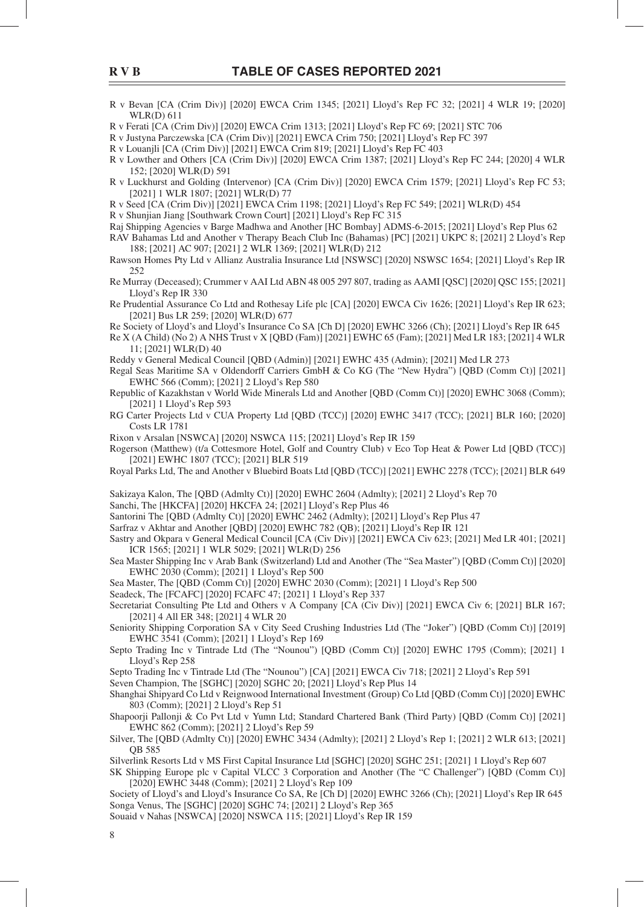R v Bevan [CA (Crim Div)] [2020] EWCA Crim 1345; [2021] Lloyd's Rep FC 32; [2021] 4 WLR 19; [2020] WLR(D) 611

R v Ferati [CA (Crim Div)] [2020] EWCA Crim 1313; [2021] Lloyd's Rep FC 69; [2021] STC 706

R v Justyna Parczewska [CA (Crim Div)] [2021] EWCA Crim 750; [2021] Lloyd's Rep FC 397

R v Louanjli [CA (Crim Div)] [2021] EWCA Crim 819; [2021] Lloyd's Rep FC 403

R v Lowther and Others [CA (Crim Div)] [2020] EWCA Crim 1387; [2021] Lloyd's Rep FC 244; [2020] 4 WLR 152; [2020] WLR(D) 591

R v Luckhurst and Golding (Intervenor) [CA (Crim Div)] [2020] EWCA Crim 1579; [2021] Lloyd's Rep FC 53; [2021] 1 WLR 1807; [2021] WLR(D) 77

R v Seed [CA (Crim Div)] [2021] EWCA Crim 1198; [2021] Lloyd's Rep FC 549; [2021] WLR(D) 454

R v Shunjian Jiang [Southwark Crown Court] [2021] Lloyd's Rep FC 315

Raj Shipping Agencies v Barge Madhwa and Another [HC Bombay] ADMS-6-2015; [2021] Lloyd's Rep Plus 62

RAV Bahamas Ltd and Another v Therapy Beach Club Inc (Bahamas) [PC] [2021] UKPC 8; [2021] 2 Lloyd's Rep 188; [2021] AC 907; [2021] 2 WLR 1369; [2021] WLR(D) 212

Rawson Homes Pty Ltd v Allianz Australia Insurance Ltd [NSWSC] [2020] NSWSC 1654; [2021] Lloyd's Rep IR 252

Re Murray (Deceased); Crummer v AAI Ltd ABN 48 005 297 807, trading as AAMI [QSC] [2020] QSC 155; [2021] Lloyd's Rep IR 330

Re Prudential Assurance Co Ltd and Rothesay Life plc [CA] [2020] EWCA Civ 1626; [2021] Lloyd's Rep IR 623; [2021] Bus LR 259; [2020] WLR(D) 677

Re Society of Lloyd's and Lloyd's Insurance Co SA [Ch D] [2020] EWHC 3266 (Ch); [2021] Lloyd's Rep IR 645

Re X (A Child) (No 2) A NHS Trust v X [QBD (Fam)] [2021] EWHC 65 (Fam); [2021] Med LR 183; [2021] 4 WLR 11; [2021] WLR(D) 40

Reddy v General Medical Council [QBD (Admin)] [2021] EWHC 435 (Admin); [2021] Med LR 273

Regal Seas Maritime SA v Oldendorff Carriers GmbH & Co KG (The "New Hydra") [QBD (Comm Ct)] [2021] EWHC 566 (Comm); [2021] 2 Lloyd's Rep 580

Republic of Kazakhstan v World Wide Minerals Ltd and Another [QBD (Comm Ct)] [2020] EWHC 3068 (Comm); [2021] 1 Lloyd's Rep 593

RG Carter Projects Ltd v CUA Property Ltd [QBD (TCC)] [2020] EWHC 3417 (TCC); [2021] BLR 160; [2020] Costs LR 1781

Rixon v Arsalan [NSWCA] [2020] NSWCA 115; [2021] Lloyd's Rep IR 159

Rogerson (Matthew) (t/a Cottesmore Hotel, Golf and Country Club) v Eco Top Heat & Power Ltd [QBD (TCC)] [2021] EWHC 1807 (TCC); [2021] BLR 519

Royal Parks Ltd, The and Another v Bluebird Boats Ltd [QBD (TCC)] [2021] EWHC 2278 (TCC); [2021] BLR 649

Sakizaya Kalon, The [QBD (Admlty Ct)] [2020] EWHC 2604 (Admlty); [2021] 2 Lloyd's Rep 70

Sanchi, The [HKCFA] [2020] HKCFA 24; [2021] Lloyd's Rep Plus 46

Santorini The [QBD (Admlty Ct)] [2020] EWHC 2462 (Admlty); [2021] Lloyd's Rep Plus 47

Sarfraz v Akhtar and Another [QBD] [2020] EWHC 782 (QB); [2021] Lloyd's Rep IR 121

Sastry and Okpara v General Medical Council [CA (Civ Div)] [2021] EWCA Civ 623; [2021] Med LR 401; [2021] ICR 1565; [2021] 1 WLR 5029; [2021] WLR(D) 256

Sea Master Shipping Inc v Arab Bank (Switzerland) Ltd and Another (The "Sea Master") [QBD (Comm Ct)] [2020] EWHC 2030 (Comm); [2021] 1 Lloyd's Rep 500

Sea Master, The [QBD (Comm Ct)] [2020] EWHC 2030 (Comm); [2021] 1 Lloyd's Rep 500

Seadeck, The [FCAFC] [2020] FCAFC 47; [2021] 1 Lloyd's Rep 337

Secretariat Consulting Pte Ltd and Others v A Company [CA (Civ Div)] [2021] EWCA Civ 6; [2021] BLR 167; [2021] 4 All ER 348; [2021] 4 WLR 20

Seniority Shipping Corporation SA v City Seed Crushing Industries Ltd (The "Joker") [QBD (Comm Ct)] [2019] EWHC 3541 (Comm); [2021] 1 Lloyd's Rep 169

Septo Trading Inc v Tintrade Ltd (The "Nounou") [QBD (Comm Ct)] [2020] EWHC 1795 (Comm); [2021] 1 Lloyd's Rep 258

Septo Trading Inc v Tintrade Ltd (The "Nounou") [CA] [2021] EWCA Civ 718; [2021] 2 Lloyd's Rep 591

Seven Champion, The [SGHC] [2020] SGHC 20; [2021] Lloyd's Rep Plus 14

Shanghai Shipyard Co Ltd v Reignwood International Investment (Group) Co Ltd [QBD (Comm Ct)] [2020] EWHC 803 (Comm); [2021] 2 Lloyd's Rep 51

Shapoorji Pallonji & Co Pvt Ltd v Yumn Ltd; Standard Chartered Bank (Third Party) [QBD (Comm Ct)] [2021] EWHC 862 (Comm); [2021] 2 Lloyd's Rep 59

Silver, The [QBD (Admlty Ct)] [2020] EWHC 3434 (Admlty); [2021] 2 Lloyd's Rep 1; [2021] 2 WLR 613; [2021] QB 585

Silverlink Resorts Ltd v MS First Capital Insurance Ltd [SGHC] [2020] SGHC 251; [2021] 1 Lloyd's Rep 607

SK Shipping Europe plc v Capital VLCC 3 Corporation and Another (The "C Challenger") [QBD (Comm Ct)] [2020] EWHC 3448 (Comm); [2021] 2 Lloyd's Rep 109

Society of Lloyd's and Lloyd's Insurance Co SA, Re [Ch D] [2020] EWHC 3266 (Ch); [2021] Lloyd's Rep IR 645

Songa Venus, The [SGHC] [2020] SGHC 74; [2021] 2 Lloyd's Rep 365

Souaid v Nahas [NSWCA] [2020] NSWCA 115; [2021] Lloyd's Rep IR 159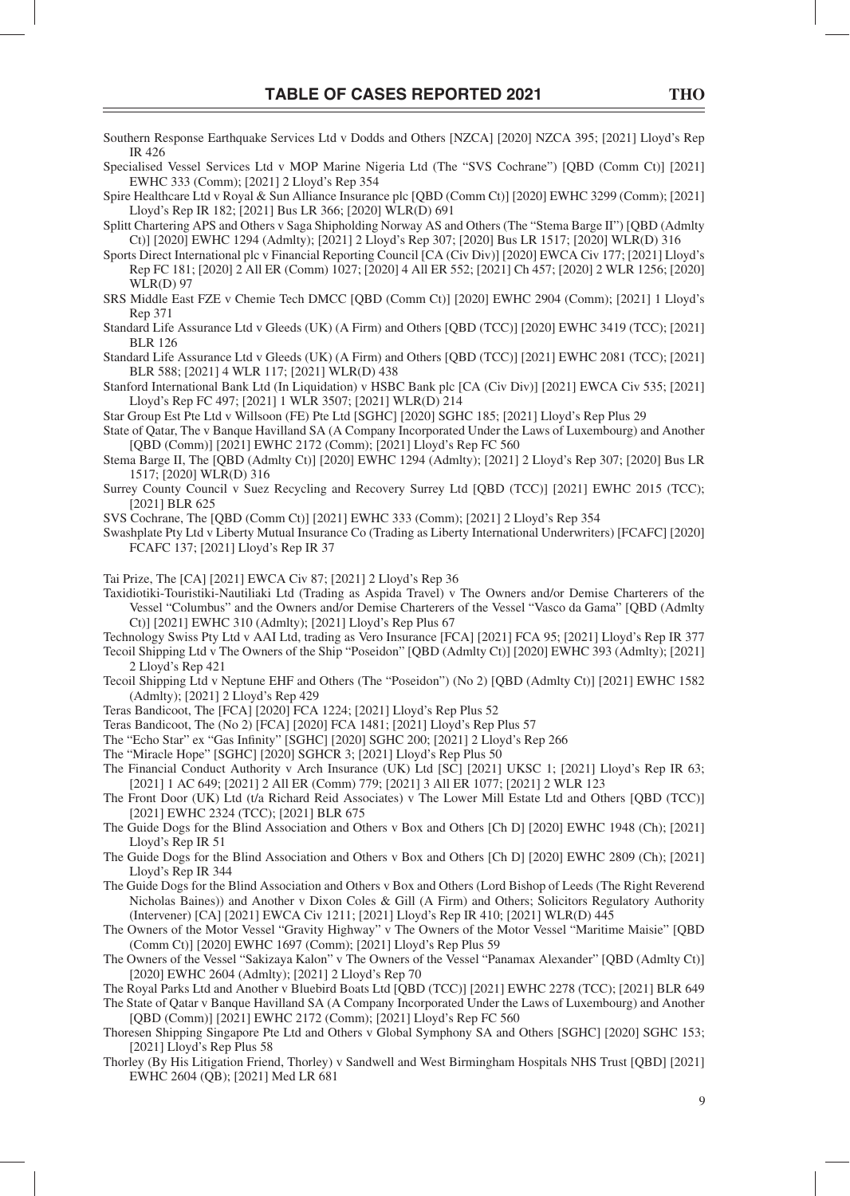Southern Response Earthquake Services Ltd v Dodds and Others [NZCA] [2020] NZCA 395; [2021] Lloyd's Rep IR 426

Specialised Vessel Services Ltd v MOP Marine Nigeria Ltd (The "SVS Cochrane") [QBD (Comm Ct)] [2021] EWHC 333 (Comm); [2021] 2 Lloyd's Rep 354

Spire Healthcare Ltd v Royal & Sun Alliance Insurance plc [QBD (Comm Ct)] [2020] EWHC 3299 (Comm); [2021] Lloyd's Rep IR 182; [2021] Bus LR 366; [2020] WLR(D) 691

Splitt Chartering APS and Others v Saga Shipholding Norway AS and Others (The "Stema Barge II") [QBD (Admlty Ct)] [2020] EWHC 1294 (Admlty); [2021] 2 Lloyd's Rep 307; [2020] Bus LR 1517; [2020] WLR(D) 316

Sports Direct International plc v Financial Reporting Council [CA (Civ Div)] [2020] EWCA Civ 177; [2021] Lloyd's Rep FC 181; [2020] 2 All ER (Comm) 1027; [2020] 4 All ER 552; [2021] Ch 457; [2020] 2 WLR 1256; [2020] WLR(D) 97

SRS Middle East FZE v Chemie Tech DMCC [QBD (Comm Ct)] [2020] EWHC 2904 (Comm); [2021] 1 Lloyd's Rep 371

Standard Life Assurance Ltd v Gleeds (UK) (A Firm) and Others [QBD (TCC)] [2020] EWHC 3419 (TCC); [2021] BLR 126

Standard Life Assurance Ltd v Gleeds (UK) (A Firm) and Others [QBD (TCC)] [2021] EWHC 2081 (TCC); [2021] BLR 588; [2021] 4 WLR 117; [2021] WLR(D) 438

Stanford International Bank Ltd (In Liquidation) v HSBC Bank plc [CA (Civ Div)] [2021] EWCA Civ 535; [2021] Lloyd's Rep FC 497; [2021] 1 WLR 3507; [2021] WLR(D) 214

Star Group Est Pte Ltd v Willsoon (FE) Pte Ltd [SGHC] [2020] SGHC 185; [2021] Lloyd's Rep Plus 29

State of Qatar, The v Banque Havilland SA (A Company Incorporated Under the Laws of Luxembourg) and Another [QBD (Comm)] [2021] EWHC 2172 (Comm); [2021] Lloyd's Rep FC 560

Stema Barge II, The [QBD (Admlty Ct)] [2020] EWHC 1294 (Admlty); [2021] 2 Lloyd's Rep 307; [2020] Bus LR 1517; [2020] WLR(D) 316

Surrey County Council v Suez Recycling and Recovery Surrey Ltd [QBD (TCC)] [2021] EWHC 2015 (TCC); [2021] BLR 625

SVS Cochrane, The [QBD (Comm Ct)] [2021] EWHC 333 (Comm); [2021] 2 Lloyd's Rep 354

Swashplate Pty Ltd v Liberty Mutual Insurance Co (Trading as Liberty International Underwriters) [FCAFC] [2020] FCAFC 137; [2021] Lloyd's Rep IR 37

Tai Prize, The [CA] [2021] EWCA Civ 87; [2021] 2 Lloyd's Rep 36

Taxidiotiki-Touristiki-Nautiliaki Ltd (Trading as Aspida Travel) v The Owners and/or Demise Charterers of the Vessel "Columbus" and the Owners and/or Demise Charterers of the Vessel "Vasco da Gama" [QBD (Admlty Ct)] [2021] EWHC 310 (Admlty); [2021] Lloyd's Rep Plus 67

Technology Swiss Pty Ltd v AAI Ltd, trading as Vero Insurance [FCA] [2021] FCA 95; [2021] Lloyd's Rep IR 377

Tecoil Shipping Ltd v The Owners of the Ship "Poseidon" [QBD (Admlty Ct)] [2020] EWHC 393 (Admlty); [2021] 2 Lloyd's Rep 421

Tecoil Shipping Ltd v Neptune EHF and Others (The "Poseidon") (No 2) [QBD (Admlty Ct)] [2021] EWHC 1582 (Admlty); [2021] 2 Lloyd's Rep 429

Teras Bandicoot, The [FCA] [2020] FCA 1224; [2021] Lloyd's Rep Plus 52

Teras Bandicoot, The (No 2) [FCA] [2020] FCA 1481; [2021] Lloyd's Rep Plus 57

The "Echo Star" ex "Gas Infinity" [SGHC] [2020] SGHC 200; [2021] 2 Lloyd's Rep 266

The "Miracle Hope" [SGHC] [2020] SGHCR 3; [2021] Lloyd's Rep Plus 50

The Financial Conduct Authority v Arch Insurance (UK) Ltd [SC] [2021] UKSC 1; [2021] Lloyd's Rep IR 63; [2021] 1 AC 649; [2021] 2 All ER (Comm) 779; [2021] 3 All ER 1077; [2021] 2 WLR 123

The Front Door (UK) Ltd (t/a Richard Reid Associates) v The Lower Mill Estate Ltd and Others [QBD (TCC)] [2021] EWHC 2324 (TCC); [2021] BLR 675

The Guide Dogs for the Blind Association and Others v Box and Others [Ch D] [2020] EWHC 1948 (Ch); [2021] Lloyd's Rep IR 51

The Guide Dogs for the Blind Association and Others v Box and Others [Ch D] [2020] EWHC 2809 (Ch); [2021] Lloyd's Rep IR 344

The Guide Dogs for the Blind Association and Others v Box and Others (Lord Bishop of Leeds (The Right Reverend Nicholas Baines)) and Another v Dixon Coles & Gill (A Firm) and Others; Solicitors Regulatory Authority (Intervener) [CA] [2021] EWCA Civ 1211; [2021] Lloyd's Rep IR 410; [2021] WLR(D) 445

The Owners of the Motor Vessel "Gravity Highway" v The Owners of the Motor Vessel "Maritime Maisie" [QBD (Comm Ct)] [2020] EWHC 1697 (Comm); [2021] Lloyd's Rep Plus 59

The Owners of the Vessel "Sakizaya Kalon" v The Owners of the Vessel "Panamax Alexander" [QBD (Admlty Ct)] [2020] EWHC 2604 (Admlty); [2021] 2 Lloyd's Rep 70

The Royal Parks Ltd and Another v Bluebird Boats Ltd [QBD (TCC)] [2021] EWHC 2278 (TCC); [2021] BLR 649

The State of Qatar v Banque Havilland SA (A Company Incorporated Under the Laws of Luxembourg) and Another [QBD (Comm)] [2021] EWHC 2172 (Comm); [2021] Lloyd's Rep FC 560

Thoresen Shipping Singapore Pte Ltd and Others v Global Symphony SA and Others [SGHC] [2020] SGHC 153; [2021] Lloyd's Rep Plus 58

Thorley (By His Litigation Friend, Thorley) v Sandwell and West Birmingham Hospitals NHS Trust [QBD] [2021] EWHC 2604 (QB); [2021] Med LR 681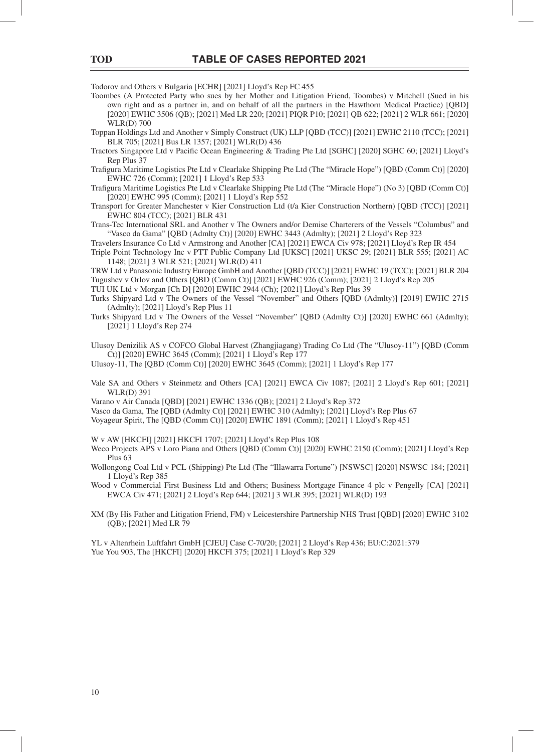Todorov and Others v Bulgaria [ECHR] [2021] Lloyd's Rep FC 455

Toombes (A Protected Party who sues by her Mother and Litigation Friend, Toombes) v Mitchell (Sued in his own right and as a partner in, and on behalf of all the partners in the Hawthorn Medical Practice) [QBD] [2020] EWHC 3506 (QB); [2021] Med LR 220; [2021] PIQR P10; [2021] QB 622; [2021] 2 WLR 661; [2020] WLR(D) 700

Toppan Holdings Ltd and Another v Simply Construct (UK) LLP [QBD (TCC)] [2021] EWHC 2110 (TCC); [2021] BLR 705; [2021] Bus LR 1357; [2021] WLR(D) 436

Tractors Singapore Ltd v Pacific Ocean Engineering & Trading Pte Ltd [SGHC] [2020] SGHC 60; [2021] Lloyd's Rep Plus 37

Trafigura Maritime Logistics Pte Ltd v Clearlake Shipping Pte Ltd (The "Miracle Hope") [QBD (Comm Ct)] [2020] EWHC 726 (Comm); [2021] 1 Lloyd's Rep 533

Trafigura Maritime Logistics Pte Ltd v Clearlake Shipping Pte Ltd (The "Miracle Hope") (No 3) [QBD (Comm Ct)] [2020] EWHC 995 (Comm); [2021] 1 Lloyd's Rep 552

Transport for Greater Manchester v Kier Construction Ltd (t/a Kier Construction Northern) [QBD (TCC)] [2021] EWHC 804 (TCC); [2021] BLR 431

Trans-Tec International SRL and Another v The Owners and/or Demise Charterers of the Vessels "Columbus" and "Vasco da Gama" [QBD (Admlty Ct)] [2020] EWHC 3443 (Admlty); [2021] 2 Lloyd's Rep 323

Travelers Insurance Co Ltd v Armstrong and Another [CA] [2021] EWCA Civ 978; [2021] Lloyd's Rep IR 454

Triple Point Technology Inc v PTT Public Company Ltd [UKSC] [2021] UKSC 29; [2021] BLR 555; [2021] AC 1148; [2021] 3 WLR 521; [2021] WLR(D) 411

TRW Ltd v Panasonic Industry Europe GmbH and Another [QBD (TCC)] [2021] EWHC 19 (TCC); [2021] BLR 204

Tugushev v Orlov and Others [QBD (Comm Ct)] [2021] EWHC 926 (Comm); [2021] 2 Lloyd's Rep 205

TUI UK Ltd v Morgan [Ch D] [2020] EWHC 2944 (Ch); [2021] Lloyd's Rep Plus 39

Turks Shipyard Ltd v The Owners of the Vessel "November" and Others [QBD (Admlty)] [2019] EWHC 2715 (Admlty); [2021] Lloyd's Rep Plus 11

Turks Shipyard Ltd v The Owners of the Vessel "November" [QBD (Admlty Ct)] [2020] EWHC 661 (Admlty); [2021] 1 Lloyd's Rep 274

Ulusoy Denizilik AS v COFCO Global Harvest (Zhangjiagang) Trading Co Ltd (The "Ulusoy-11") [QBD (Comm Ct)] [2020] EWHC 3645 (Comm); [2021] 1 Lloyd's Rep 177

Ulusoy-11, The [QBD (Comm Ct)] [2020] EWHC 3645 (Comm); [2021] 1 Lloyd's Rep 177

Vale SA and Others v Steinmetz and Others [CA] [2021] EWCA Civ 1087; [2021] 2 Lloyd's Rep 601; [2021] WLR(D) 391

Varano v Air Canada [QBD] [2021] EWHC 1336 (QB); [2021] 2 Lloyd's Rep 372

Vasco da Gama, The [QBD (Admlty Ct)] [2021] EWHC 310 (Admlty); [2021] Lloyd's Rep Plus 67

Voyageur Spirit, The [QBD (Comm Ct)] [2020] EWHC 1891 (Comm); [2021] 1 Lloyd's Rep 451

W v AW [HKCFI] [2021] HKCFI 1707; [2021] Lloyd's Rep Plus 108

Weco Projects APS v Loro Piana and Others [QBD (Comm Ct)] [2020] EWHC 2150 (Comm); [2021] Lloyd's Rep Plus 63

Wollongong Coal Ltd v PCL (Shipping) Pte Ltd (The "Illawarra Fortune") [NSWSC] [2020] NSWSC 184; [2021] 1 Lloyd's Rep 385

Wood v Commercial First Business Ltd and Others; Business Mortgage Finance 4 plc v Pengelly [CA] [2021] EWCA Civ 471; [2021] 2 Lloyd's Rep 644; [2021] 3 WLR 395; [2021] WLR(D) 193

XM (By His Father and Litigation Friend, FM) v Leicestershire Partnership NHS Trust [QBD] [2020] EWHC 3102 (QB); [2021] Med LR 79

YL v Altenrhein Luftfahrt GmbH [CJEU] Case C-70/20; [2021] 2 Lloyd's Rep 436; EU:C:2021:379

Yue You 903, The [HKCFI] [2020] HKCFI 375; [2021] 1 Lloyd's Rep 329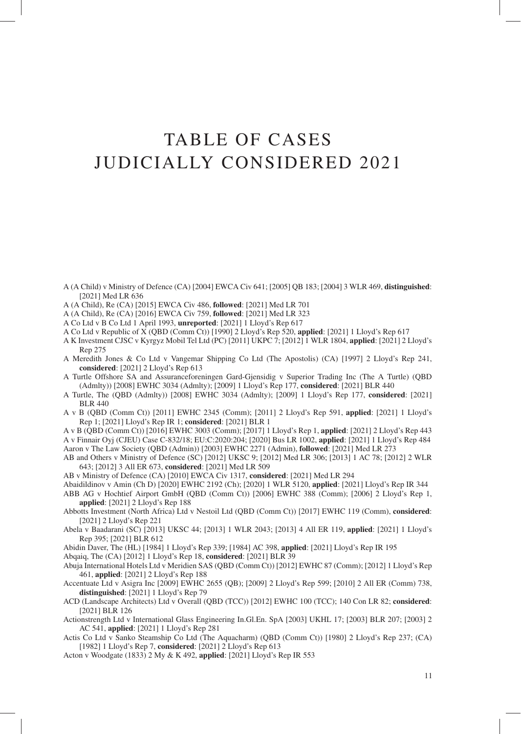# TABLE OF CASES JUDICIALLY CONSIDERED 2021

A (A Child) v Ministry of Defence (CA) [2004] EWCA Civ 641; [2005] QB 183; [2004] 3 WLR 469, **distinguished**: [2021] Med LR 636

A (A Child), Re (CA) [2015] EWCA Civ 486, **followed**: [2021] Med LR 701

A (A Child), Re (CA) [2016] EWCA Civ 759, **followed**: [2021] Med LR 323

A Co Ltd v B Co Ltd 1 April 1993, **unreported**: [2021] 1 Lloyd's Rep 617

A Co Ltd v Republic of X (QBD (Comm Ct)) [1990] 2 Lloyd's Rep 520, **applied**: [2021] 1 Lloyd's Rep 617

A K Investment CJSC v Kyrgyz Mobil Tel Ltd (PC) [2011] UKPC 7; [2012] 1 WLR 1804, **applied**: [2021] 2 Lloyd's Rep 275

A Meredith Jones & Co Ltd v Vangemar Shipping Co Ltd (The Apostolis) (CA) [1997] 2 Lloyd's Rep 241, **considered**: [2021] 2 Lloyd's Rep 613

A Turtle Offshore SA and Assuranceforeningen Gard-Gjensidig v Superior Trading Inc (The A Turtle) (QBD (Admlty)) [2008] EWHC 3034 (Admlty); [2009] 1 Lloyd's Rep 177, **considered**: [2021] BLR 440

A Turtle, The (QBD (Admlty)) [2008] EWHC 3034 (Admlty); [2009] 1 Lloyd's Rep 177, **considered**: [2021] BLR 440

A v B (QBD (Comm Ct)) [2011] EWHC 2345 (Comm); [2011] 2 Lloyd's Rep 591, **applied**: [2021] 1 Lloyd's Rep 1; [2021] Lloyd's Rep IR 1; **considered**: [2021] BLR 1

A v B (QBD (Comm Ct)) [2016] EWHC 3003 (Comm); [2017] 1 Lloyd's Rep 1, **applied**: [2021] 2 Lloyd's Rep 443

A v Finnair Oyj (CJEU) Case C-832/18; EU:C:2020:204; [2020] Bus LR 1002, **applied**: [2021] 1 Lloyd's Rep 484

Aaron v The Law Society (QBD (Admin)) [2003] EWHC 2271 (Admin), **followed**: [2021] Med LR 273

AB and Others v Ministry of Defence (SC) [2012] UKSC 9; [2012] Med LR 306; [2013] 1 AC 78; [2012] 2 WLR 643; [2012] 3 All ER 673, **considered**: [2021] Med LR 509

AB v Ministry of Defence (CA) [2010] EWCA Civ 1317, **considered**: [2021] Med LR 294

Abaidildinov v Amin (Ch D) [2020] EWHC 2192 (Ch); [2020] 1 WLR 5120, **applied**: [2021] Lloyd's Rep IR 344

ABB AG v Hochtief Airport GmbH (QBD (Comm Ct)) [2006] EWHC 388 (Comm); [2006] 2 Lloyd's Rep 1, **applied**: [2021] 2 Lloyd's Rep 188

Abbotts Investment (North Africa) Ltd v Nestoil Ltd (QBD (Comm Ct)) [2017] EWHC 119 (Comm), **considered**: [2021] 2 Lloyd's Rep 221

Abela v Baadarani (SC) [2013] UKSC 44; [2013] 1 WLR 2043; [2013] 4 All ER 119, **applied**: [2021] 1 Lloyd's Rep 395; [2021] BLR 612

Abidin Daver, The (HL) [1984] 1 Lloyd's Rep 339; [1984] AC 398, **applied**: [2021] Lloyd's Rep IR 195

Abqaiq, The (CA) [2012] 1 Lloyd's Rep 18, **considered**: [2021] BLR 39

Abuja International Hotels Ltd v Meridien SAS (QBD (Comm Ct)) [2012] EWHC 87 (Comm); [2012] 1 Lloyd's Rep 461, **applied**: [2021] 2 Lloyd's Rep 188

Accentuate Ltd v Asigra Inc [2009] EWHC 2655 (QB); [2009] 2 Lloyd's Rep 599; [2010] 2 All ER (Comm) 738, **distinguished**: [2021] 1 Lloyd's Rep 79

ACD (Landscape Architects) Ltd v Overall (QBD (TCC)) [2012] EWHC 100 (TCC); 140 Con LR 82; **considered**: [2021] BLR 126

Actionstrength Ltd v International Glass Engineering In.Gl.En. SpA [2003] UKHL 17; [2003] BLR 207; [2003] 2 AC 541, **applied**: [2021] 1 Lloyd's Rep 281

Actis Co Ltd v Sanko Steamship Co Ltd (The Aquacharm) (QBD (Comm Ct)) [1980] 2 Lloyd's Rep 237; (CA) [1982] 1 Lloyd's Rep 7, **considered**: [2021] 2 Lloyd's Rep 613

Acton v Woodgate (1833) 2 My & K 492, **applied**: [2021] Lloyd's Rep IR 553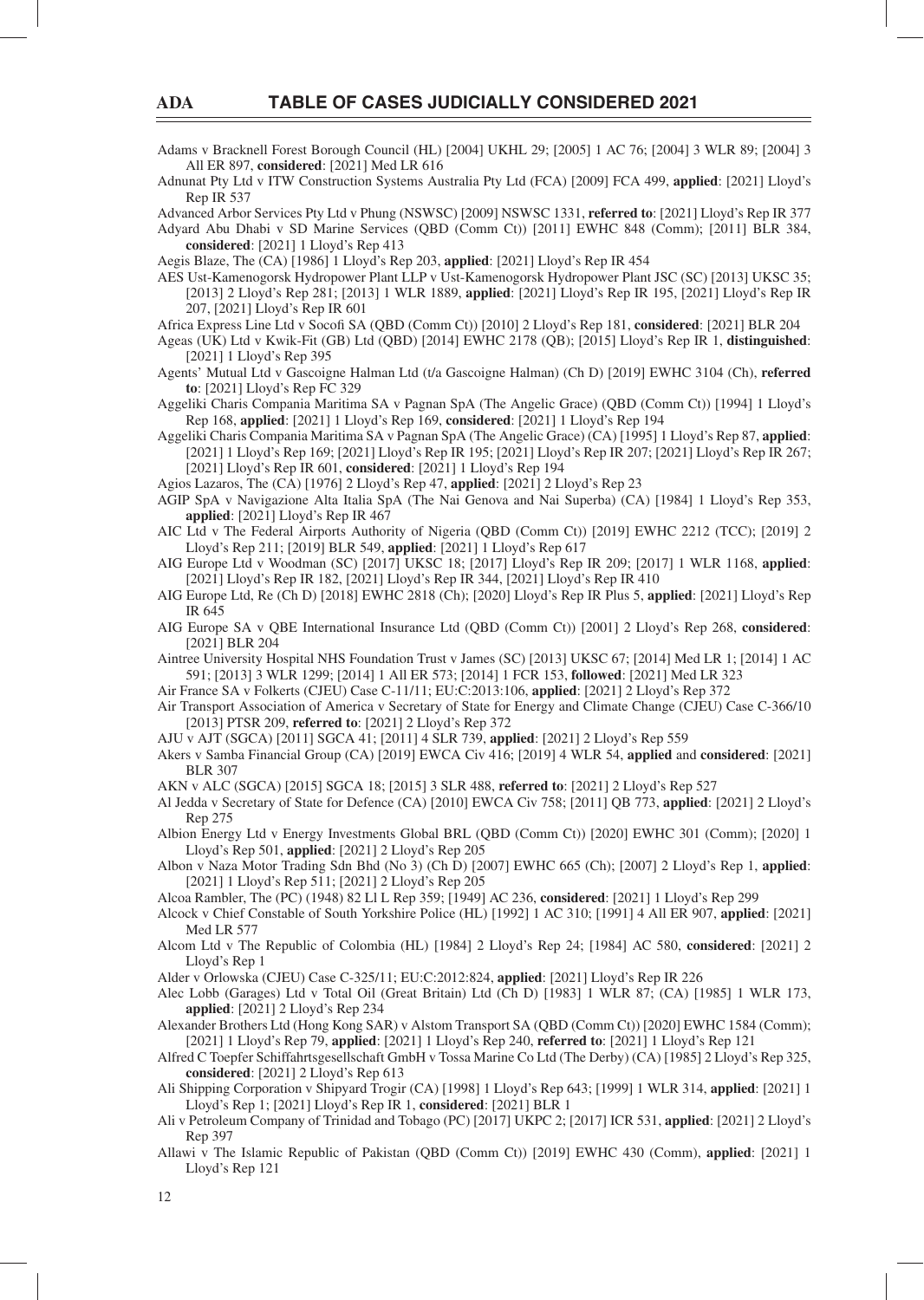Adams v Bracknell Forest Borough Council (HL) [2004] UKHL 29; [2005] 1 AC 76; [2004] 3 WLR 89; [2004] 3 All ER 897, **considered**: [2021] Med LR 616

Adnunat Pty Ltd v ITW Construction Systems Australia Pty Ltd (FCA) [2009] FCA 499, **applied**: [2021] Lloyd's Rep IR 537

Advanced Arbor Services Pty Ltd v Phung (NSWSC) [2009] NSWSC 1331, **referred to**: [2021] Lloyd's Rep IR 377

Adyard Abu Dhabi v SD Marine Services (QBD (Comm Ct)) [2011] EWHC 848 (Comm); [2011] BLR 384, **considered**: [2021] 1 Lloyd's Rep 413

Aegis Blaze, The (CA) [1986] 1 Lloyd's Rep 203, **applied**: [2021] Lloyd's Rep IR 454

AES Ust-Kamenogorsk Hydropower Plant LLP v Ust-Kamenogorsk Hydropower Plant JSC (SC) [2013] UKSC 35; [2013] 2 Lloyd's Rep 281; [2013] 1 WLR 1889, **applied**: [2021] Lloyd's Rep IR 195, [2021] Lloyd's Rep IR 207, [2021] Lloyd's Rep IR 601

Africa Express Line Ltd v Socofi SA (QBD (Comm Ct)) [2010] 2 Lloyd's Rep 181, **considered**: [2021] BLR 204

Ageas (UK) Ltd v Kwik-Fit (GB) Ltd (QBD) [2014] EWHC 2178 (QB); [2015] Lloyd's Rep IR 1, **distinguished**: [2021] 1 Lloyd's Rep 395

Agents' Mutual Ltd v Gascoigne Halman Ltd (t/a Gascoigne Halman) (Ch D) [2019] EWHC 3104 (Ch), **referred to**: [2021] Lloyd's Rep FC 329

Aggeliki Charis Compania Maritima SA v Pagnan SpA (The Angelic Grace) (QBD (Comm Ct)) [1994] 1 Lloyd's Rep 168, **applied**: [2021] 1 Lloyd's Rep 169, **considered**: [2021] 1 Lloyd's Rep 194

Aggeliki Charis Compania Maritima SA v Pagnan SpA (The Angelic Grace) (CA) [1995] 1 Lloyd's Rep 87, **applied**: [2021] 1 Lloyd's Rep 169; [2021] Lloyd's Rep IR 195; [2021] Lloyd's Rep IR 207; [2021] Lloyd's Rep IR 267; [2021] Lloyd's Rep IR 601, **considered**: [2021] 1 Lloyd's Rep 194

Agios Lazaros, The (CA) [1976] 2 Lloyd's Rep 47, **applied**: [2021] 2 Lloyd's Rep 23

AGIP SpA v Navigazione Alta Italia SpA (The Nai Genova and Nai Superba) (CA) [1984] 1 Lloyd's Rep 353, **applied**: [2021] Lloyd's Rep IR 467

AIC Ltd v The Federal Airports Authority of Nigeria (QBD (Comm Ct)) [2019] EWHC 2212 (TCC); [2019] 2 Lloyd's Rep 211; [2019] BLR 549, **applied**: [2021] 1 Lloyd's Rep 617

AIG Europe Ltd v Woodman (SC) [2017] UKSC 18; [2017] Lloyd's Rep IR 209; [2017] 1 WLR 1168, **applied**: [2021] Lloyd's Rep IR 182, [2021] Lloyd's Rep IR 344, [2021] Lloyd's Rep IR 410

AIG Europe Ltd, Re (Ch D) [2018] EWHC 2818 (Ch); [2020] Lloyd's Rep IR Plus 5, **applied**: [2021] Lloyd's Rep IR 645

AIG Europe SA v QBE International Insurance Ltd (QBD (Comm Ct)) [2001] 2 Lloyd's Rep 268, **considered**: [2021] BLR 204

Aintree University Hospital NHS Foundation Trust v James (SC) [2013] UKSC 67; [2014] Med LR 1; [2014] 1 AC 591; [2013] 3 WLR 1299; [2014] 1 All ER 573; [2014] 1 FCR 153, **followed**: [2021] Med LR 323

Air France SA v Folkerts (CJEU) Case C-11/11; EU:C:2013:106, **applied**: [2021] 2 Lloyd's Rep 372

Air Transport Association of America v Secretary of State for Energy and Climate Change (CJEU) Case C-366/10 [2013] PTSR 209, **referred to**: [2021] 2 Lloyd's Rep 372

AJU v AJT (SGCA) [2011] SGCA 41; [2011] 4 SLR 739, **applied**: [2021] 2 Lloyd's Rep 559

Akers v Samba Financial Group (CA) [2019] EWCA Civ 416; [2019] 4 WLR 54, **applied** and **considered**: [2021] BLR 307

AKN v ALC (SGCA) [2015] SGCA 18; [2015] 3 SLR 488, **referred to**: [2021] 2 Lloyd's Rep 527

Al Jedda v Secretary of State for Defence (CA) [2010] EWCA Civ 758; [2011] QB 773, **applied**: [2021] 2 Lloyd's Rep 275

Albion Energy Ltd v Energy Investments Global BRL (QBD (Comm Ct)) [2020] EWHC 301 (Comm); [2020] 1 Lloyd's Rep 501, **applied**: [2021] 2 Lloyd's Rep 205

Albon v Naza Motor Trading Sdn Bhd (No 3) (Ch D) [2007] EWHC 665 (Ch); [2007] 2 Lloyd's Rep 1, **applied**: [2021] 1 Lloyd's Rep 511; [2021] 2 Lloyd's Rep 205

Alcoa Rambler, The (PC) (1948) 82 Ll L Rep 359; [1949] AC 236, **considered**: [2021] 1 Lloyd's Rep 299

Alcock v Chief Constable of South Yorkshire Police (HL) [1992] 1 AC 310; [1991] 4 All ER 907, **applied**: [2021] Med LR 577

Alcom Ltd v The Republic of Colombia (HL) [1984] 2 Lloyd's Rep 24; [1984] AC 580, **considered**: [2021] 2 Lloyd's Rep 1

Alder v Orlowska (CJEU) Case C-325/11; EU:C:2012:824, **applied**: [2021] Lloyd's Rep IR 226

Alec Lobb (Garages) Ltd v Total Oil (Great Britain) Ltd (Ch D) [1983] 1 WLR 87; (CA) [1985] 1 WLR 173, **applied**: [2021] 2 Lloyd's Rep 234

Alexander Brothers Ltd (Hong Kong SAR) v Alstom Transport SA (QBD (Comm Ct)) [2020] EWHC 1584 (Comm); [2021] 1 Lloyd's Rep 79, **applied**: [2021] 1 Lloyd's Rep 240, **referred to**: [2021] 1 Lloyd's Rep 121

Alfred C Toepfer Schiffahrtsgesellschaft GmbH v Tossa Marine Co Ltd (The Derby) (CA) [1985] 2 Lloyd's Rep 325, **considered**: [2021] 2 Lloyd's Rep 613

Ali Shipping Corporation v Shipyard Trogir (CA) [1998] 1 Lloyd's Rep 643; [1999] 1 WLR 314, **applied**: [2021] 1 Lloyd's Rep 1; [2021] Lloyd's Rep IR 1, **considered**: [2021] BLR 1

Ali v Petroleum Company of Trinidad and Tobago (PC) [2017] UKPC 2; [2017] ICR 531, **applied**: [2021] 2 Lloyd's Rep 397

Allawi v The Islamic Republic of Pakistan (QBD (Comm Ct)) [2019] EWHC 430 (Comm), **applied**: [2021] 1 Lloyd's Rep 121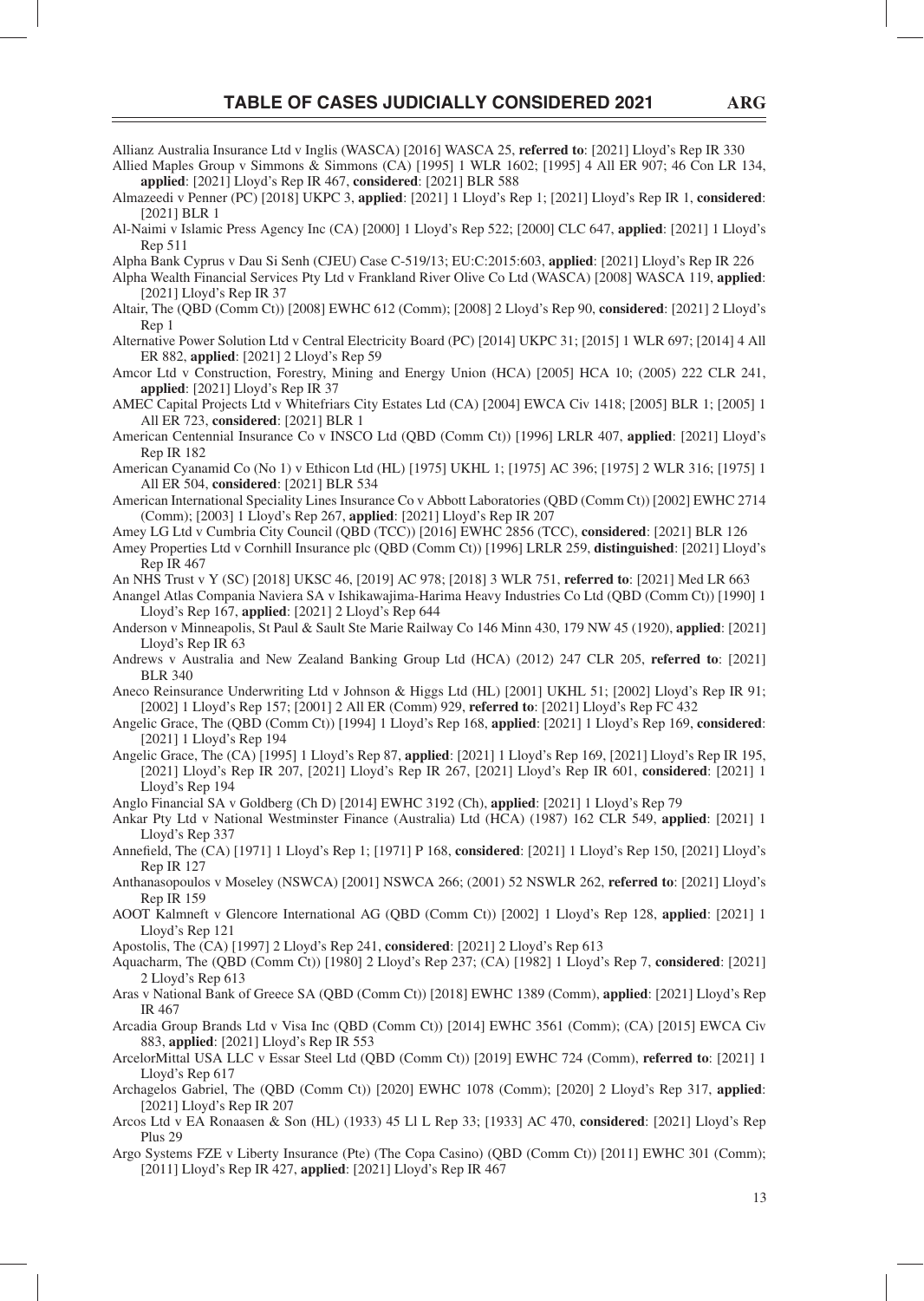Allianz Australia Insurance Ltd v Inglis (WASCA) [2016] WASCA 25, **referred to**: [2021] Lloyd's Rep IR 330

Allied Maples Group v Simmons & Simmons (CA) [1995] 1 WLR 1602; [1995] 4 All ER 907; 46 Con LR 134, **applied**: [2021] Lloyd's Rep IR 467, **considered**: [2021] BLR 588

Almazeedi v Penner (PC) [2018] UKPC 3, **applied**: [2021] 1 Lloyd's Rep 1; [2021] Lloyd's Rep IR 1, **considered**: [2021] BLR 1

Al-Naimi v Islamic Press Agency Inc (CA) [2000] 1 Lloyd's Rep 522; [2000] CLC 647, **applied**: [2021] 1 Lloyd's Rep 511

Alpha Bank Cyprus v Dau Si Senh (CJEU) Case C-519/13; EU:C:2015:603, **applied**: [2021] Lloyd's Rep IR 226

Alpha Wealth Financial Services Pty Ltd v Frankland River Olive Co Ltd (WASCA) [2008] WASCA 119, **applied**: [2021] Lloyd's Rep IR 37

Altair, The (QBD (Comm Ct)) [2008] EWHC 612 (Comm); [2008] 2 Lloyd's Rep 90, **considered**: [2021] 2 Lloyd's Rep 1

Alternative Power Solution Ltd v Central Electricity Board (PC) [2014] UKPC 31; [2015] 1 WLR 697; [2014] 4 All ER 882, **applied**: [2021] 2 Lloyd's Rep 59

Amcor Ltd v Construction, Forestry, Mining and Energy Union (HCA) [2005] HCA 10; (2005) 222 CLR 241, **applied**: [2021] Lloyd's Rep IR 37

AMEC Capital Projects Ltd v Whitefriars City Estates Ltd (CA) [2004] EWCA Civ 1418; [2005] BLR 1; [2005] 1 All ER 723, **considered**: [2021] BLR 1

American Centennial Insurance Co v INSCO Ltd (QBD (Comm Ct)) [1996] LRLR 407, **applied**: [2021] Lloyd's Rep IR 182

American Cyanamid Co (No 1) v Ethicon Ltd (HL) [1975] UKHL 1; [1975] AC 396; [1975] 2 WLR 316; [1975] 1 All ER 504, **considered**: [2021] BLR 534

American International Speciality Lines Insurance Co v Abbott Laboratories (QBD (Comm Ct)) [2002] EWHC 2714 (Comm); [2003] 1 Lloyd's Rep 267, **applied**: [2021] Lloyd's Rep IR 207

Amey LG Ltd v Cumbria City Council (QBD (TCC)) [2016] EWHC 2856 (TCC), **considered**: [2021] BLR 126

Amey Properties Ltd v Cornhill Insurance plc (QBD (Comm Ct)) [1996] LRLR 259, **distinguished**: [2021] Lloyd's Rep IR 467

An NHS Trust v Y (SC) [2018] UKSC 46, [2019] AC 978; [2018] 3 WLR 751, **referred to**: [2021] Med LR 663

Anangel Atlas Compania Naviera SA v Ishikawajima-Harima Heavy Industries Co Ltd (QBD (Comm Ct)) [1990] 1 Lloyd's Rep 167, **applied**: [2021] 2 Lloyd's Rep 644

Anderson v Minneapolis, St Paul & Sault Ste Marie Railway Co 146 Minn 430, 179 NW 45 (1920), **applied**: [2021] Lloyd's Rep IR 63

Andrews v Australia and New Zealand Banking Group Ltd (HCA) (2012) 247 CLR 205, **referred to**: [2021] BLR 340

Aneco Reinsurance Underwriting Ltd v Johnson & Higgs Ltd (HL) [2001] UKHL 51; [2002] Lloyd's Rep IR 91; [2002] 1 Lloyd's Rep 157; [2001] 2 All ER (Comm) 929, **referred to**: [2021] Lloyd's Rep FC 432

Angelic Grace, The (QBD (Comm Ct)) [1994] 1 Lloyd's Rep 168, **applied**: [2021] 1 Lloyd's Rep 169, **considered**: [2021] 1 Lloyd's Rep 194

Angelic Grace, The (CA) [1995] 1 Lloyd's Rep 87, **applied**: [2021] 1 Lloyd's Rep 169, [2021] Lloyd's Rep IR 195, [2021] Lloyd's Rep IR 207, [2021] Lloyd's Rep IR 267, [2021] Lloyd's Rep IR 601, **considered**: [2021] 1 Lloyd's Rep 194

Anglo Financial SA v Goldberg (Ch D) [2014] EWHC 3192 (Ch), **applied**: [2021] 1 Lloyd's Rep 79

Ankar Pty Ltd v National Westminster Finance (Australia) Ltd (HCA) (1987) 162 CLR 549, **applied**: [2021] 1 Lloyd's Rep 337

Annefield, The (CA) [1971] 1 Lloyd's Rep 1; [1971] P 168, **considered**: [2021] 1 Lloyd's Rep 150, [2021] Lloyd's Rep IR 127

Anthanasopoulos v Moseley (NSWCA) [2001] NSWCA 266; (2001) 52 NSWLR 262, **referred to**: [2021] Lloyd's Rep IR 159

AOOT Kalmneft v Glencore International AG (QBD (Comm Ct)) [2002] 1 Lloyd's Rep 128, **applied**: [2021] 1 Lloyd's Rep 121

Apostolis, The (CA) [1997] 2 Lloyd's Rep 241, **considered**: [2021] 2 Lloyd's Rep 613

Aquacharm, The (QBD (Comm Ct)) [1980] 2 Lloyd's Rep 237; (CA) [1982] 1 Lloyd's Rep 7, **considered**: [2021] 2 Lloyd's Rep 613

Aras v National Bank of Greece SA (QBD (Comm Ct)) [2018] EWHC 1389 (Comm), **applied**: [2021] Lloyd's Rep IR 467

Arcadia Group Brands Ltd v Visa Inc (QBD (Comm Ct)) [2014] EWHC 3561 (Comm); (CA) [2015] EWCA Civ 883, **applied**: [2021] Lloyd's Rep IR 553

ArcelorMittal USA LLC v Essar Steel Ltd (QBD (Comm Ct)) [2019] EWHC 724 (Comm), **referred to**: [2021] 1 Lloyd's Rep 617

Archagelos Gabriel, The (QBD (Comm Ct)) [2020] EWHC 1078 (Comm); [2020] 2 Lloyd's Rep 317, **applied**: [2021] Lloyd's Rep IR 207

Arcos Ltd v EA Ronaasen & Son (HL) (1933) 45 Ll L Rep 33; [1933] AC 470, **considered**: [2021] Lloyd's Rep Plus 29

Argo Systems FZE v Liberty Insurance (Pte) (The Copa Casino) (QBD (Comm Ct)) [2011] EWHC 301 (Comm); [2011] Lloyd's Rep IR 427, **applied**: [2021] Lloyd's Rep IR 467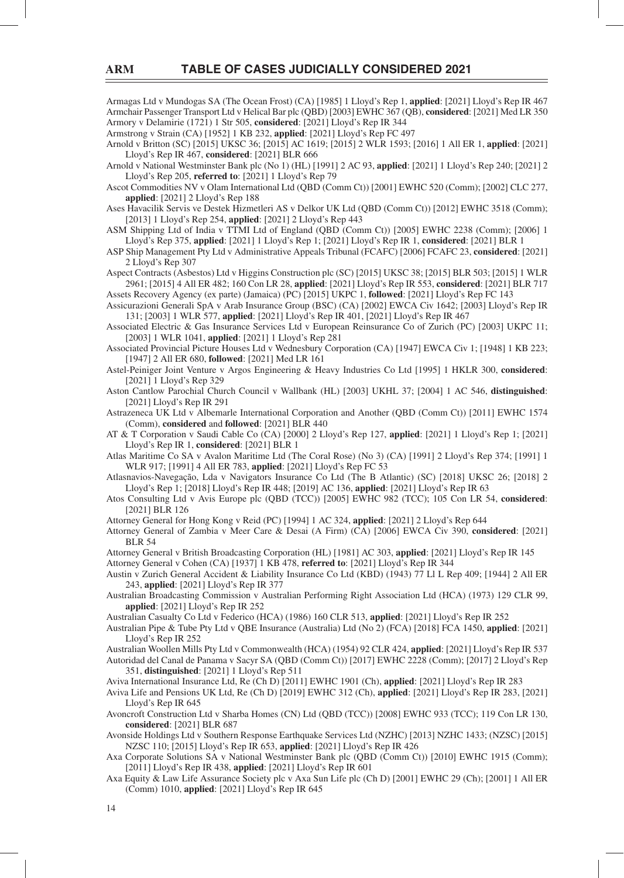Armagas Ltd v Mundogas SA (The Ocean Frost) (CA) [1985] 1 Lloyd's Rep 1, **applied**: [2021] Lloyd's Rep IR 467

Armchair Passenger Transport Ltd v Helical Bar plc (QBD) [2003] EWHC 367 (QB), **considered**: [2021] Med LR 350

Armory v Delamirie (1721) 1 Str 505, **considered**: [2021] Lloyd's Rep IR 344

Armstrong v Strain (CA) [1952] 1 KB 232, **applied**: [2021] Lloyd's Rep FC 497

Arnold v Britton (SC) [2015] UKSC 36; [2015] AC 1619; [2015] 2 WLR 1593; [2016] 1 All ER 1, **applied**: [2021] Lloyd's Rep IR 467, **considered**: [2021] BLR 666

Arnold v National Westminster Bank plc (No 1) (HL) [1991] 2 AC 93, **applied**: [2021] 1 Lloyd's Rep 240; [2021] 2 Lloyd's Rep 205, **referred to**: [2021] 1 Lloyd's Rep 79

Ascot Commodities NV v Olam International Ltd (QBD (Comm Ct)) [2001] EWHC 520 (Comm); [2002] CLC 277, **applied**: [2021] 2 Lloyd's Rep 188

Ases Havacilik Servis ve Destek Hizmetleri AS v Delkor UK Ltd (QBD (Comm Ct)) [2012] EWHC 3518 (Comm); [2013] 1 Lloyd's Rep 254, **applied**: [2021] 2 Lloyd's Rep 443

ASM Shipping Ltd of India v TTMI Ltd of England (QBD (Comm Ct)) [2005] EWHC 2238 (Comm); [2006] 1 Lloyd's Rep 375, **applied**: [2021] 1 Lloyd's Rep 1; [2021] Lloyd's Rep IR 1, **considered**: [2021] BLR 1

ASP Ship Management Pty Ltd v Administrative Appeals Tribunal (FCAFC) [2006] FCAFC 23, **considered**: [2021] 2 Lloyd's Rep 307

Aspect Contracts (Asbestos) Ltd v Higgins Construction plc (SC) [2015] UKSC 38; [2015] BLR 503; [2015] 1 WLR 2961; [2015] 4 All ER 482; 160 Con LR 28, **applied**: [2021] Lloyd's Rep IR 553, **considered**: [2021] BLR 717

Assets Recovery Agency (ex parte) (Jamaica) (PC) [2015] UKPC 1, **followed**: [2021] Lloyd's Rep FC 143

Assicurazioni Generali SpA v Arab Insurance Group (BSC) (CA) [2002] EWCA Civ 1642; [2003] Lloyd's Rep IR 131; [2003] 1 WLR 577, **applied**: [2021] Lloyd's Rep IR 401, [2021] Lloyd's Rep IR 467

Associated Electric & Gas Insurance Services Ltd v European Reinsurance Co of Zurich (PC) [2003] UKPC 11; [2003] 1 WLR 1041, **applied**: [2021] 1 Lloyd's Rep 281

Associated Provincial Picture Houses Ltd v Wednesbury Corporation (CA) [1947] EWCA Civ 1; [1948] 1 KB 223; [1947] 2 All ER 680, **followed**: [2021] Med LR 161

Astel-Peiniger Joint Venture v Argos Engineering & Heavy Industries Co Ltd [1995] 1 HKLR 300, **considered**: [2021] 1 Lloyd's Rep 329

Aston Cantlow Parochial Church Council v Wallbank (HL) [2003] UKHL 37; [2004] 1 AC 546, **distinguished**: [2021] Lloyd's Rep IR 291

Astrazeneca UK Ltd v Albemarle International Corporation and Another (QBD (Comm Ct)) [2011] EWHC 1574 (Comm), **considered** and **followed**: [2021] BLR 440

AT & T Corporation v Saudi Cable Co (CA) [2000] 2 Lloyd's Rep 127, **applied**: [2021] 1 Lloyd's Rep 1; [2021] Lloyd's Rep IR 1, **considered**: [2021] BLR 1

Atlas Maritime Co SA v Avalon Maritime Ltd (The Coral Rose) (No 3) (CA) [1991] 2 Lloyd's Rep 374; [1991] 1 WLR 917; [1991] 4 All ER 783, **applied**: [2021] Lloyd's Rep FC 53

Atlasnavios-Navegação, Lda v Navigators Insurance Co Ltd (The B Atlantic) (SC) [2018] UKSC 26; [2018] 2 Lloyd's Rep 1; [2018] Lloyd's Rep IR 448; [2019] AC 136, **applied**: [2021] Lloyd's Rep IR 63

Atos Consulting Ltd v Avis Europe plc (QBD (TCC)) [2005] EWHC 982 (TCC); 105 Con LR 54, **considered**: [2021] BLR 126

Attorney General for Hong Kong v Reid (PC) [1994] 1 AC 324, **applied**: [2021] 2 Lloyd's Rep 644

Attorney General of Zambia v Meer Care & Desai (A Firm) (CA) [2006] EWCA Civ 390, **considered**: [2021] BLR 54

Attorney General v British Broadcasting Corporation (HL) [1981] AC 303, **applied**: [2021] Lloyd's Rep IR 145

Attorney General v Cohen (CA) [1937] 1 KB 478, **referred to**: [2021] Lloyd's Rep IR 344

Austin v Zurich General Accident & Liability Insurance Co Ltd (KBD) (1943) 77 Ll L Rep 409; [1944] 2 All ER 243, **applied**: [2021] Lloyd's Rep IR 377

Australian Broadcasting Commission v Australian Performing Right Association Ltd (HCA) (1973) 129 CLR 99, **applied**: [2021] Lloyd's Rep IR 252

Australian Casualty Co Ltd v Federico (HCA) (1986) 160 CLR 513, **applied**: [2021] Lloyd's Rep IR 252

Australian Pipe & Tube Pty Ltd v QBE Insurance (Australia) Ltd (No 2) (FCA) [2018] FCA 1450, **applied**: [2021] Lloyd's Rep IR 252

Australian Woollen Mills Pty Ltd v Commonwealth (HCA) (1954) 92 CLR 424, **applied**: [2021] Lloyd's Rep IR 537

Autoridad del Canal de Panama v Sacyr SA (QBD (Comm Ct)) [2017] EWHC 2228 (Comm); [2017] 2 Lloyd's Rep 351, **distinguished**: [2021] 1 Lloyd's Rep 511

Aviva International Insurance Ltd, Re (Ch D) [2011] EWHC 1901 (Ch), **applied**: [2021] Lloyd's Rep IR 283

Aviva Life and Pensions UK Ltd, Re (Ch D) [2019] EWHC 312 (Ch), **applied**: [2021] Lloyd's Rep IR 283, [2021] Lloyd's Rep IR 645

Avoncroft Construction Ltd v Sharba Homes (CN) Ltd (QBD (TCC)) [2008] EWHC 933 (TCC); 119 Con LR 130, **considered**: [2021] BLR 687

Avonside Holdings Ltd v Southern Response Earthquake Services Ltd (NZHC) [2013] NZHC 1433; (NZSC) [2015] NZSC 110; [2015] Lloyd's Rep IR 653, **applied**: [2021] Lloyd's Rep IR 426

Axa Corporate Solutions SA v National Westminster Bank plc (QBD (Comm Ct)) [2010] EWHC 1915 (Comm); [2011] Lloyd's Rep IR 438, **applied**: [2021] Lloyd's Rep IR 601

Axa Equity & Law Life Assurance Society plc v Axa Sun Life plc (Ch D) [2001] EWHC 29 (Ch); [2001] 1 All ER (Comm) 1010, **applied**: [2021] Lloyd's Rep IR 645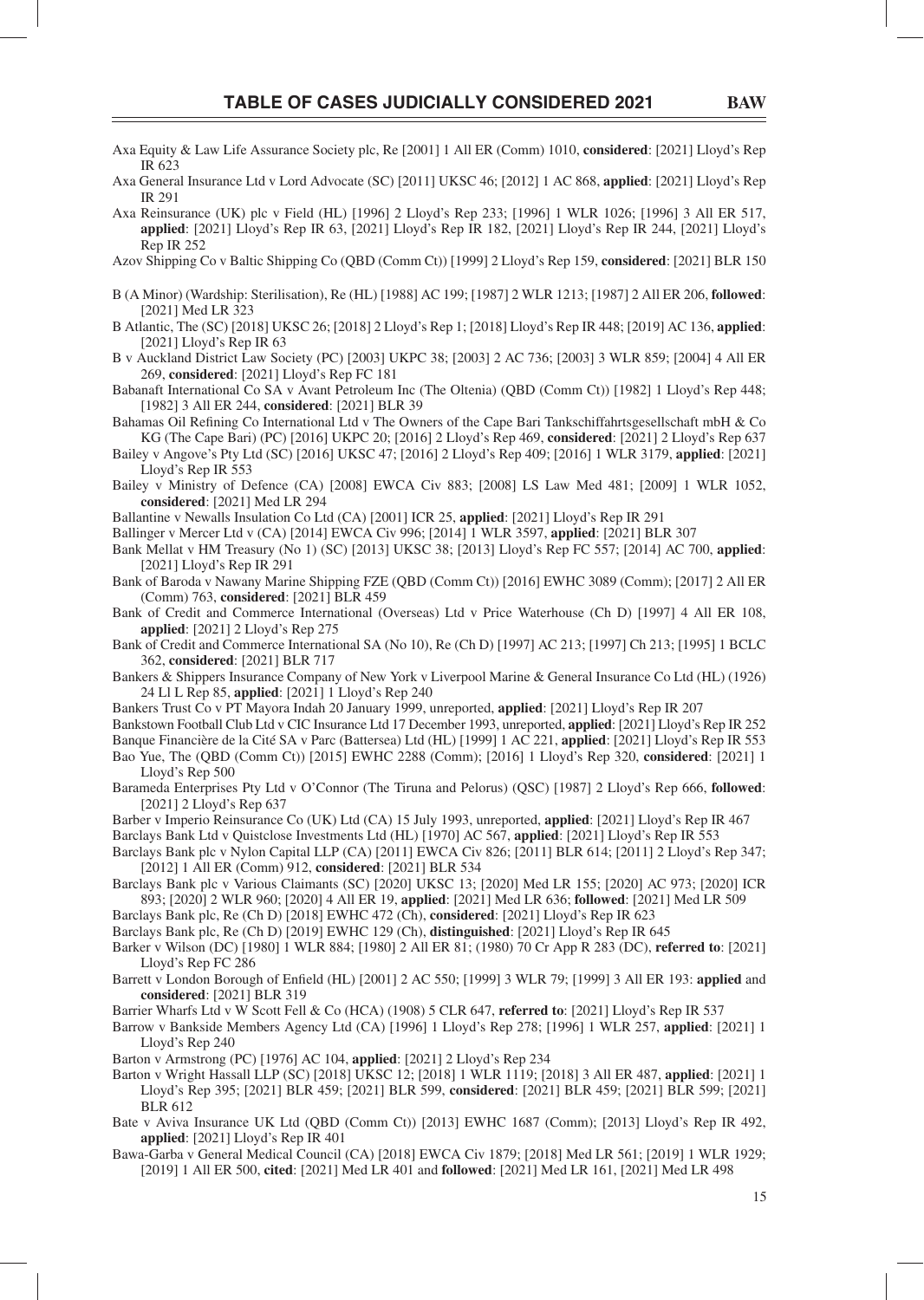Axa Equity & Law Life Assurance Society plc, Re [2001] 1 All ER (Comm) 1010, **considered**: [2021] Lloyd's Rep IR 623

Axa General Insurance Ltd v Lord Advocate (SC) [2011] UKSC 46; [2012] 1 AC 868, **applied**: [2021] Lloyd's Rep IR 291

Axa Reinsurance (UK) plc v Field (HL) [1996] 2 Lloyd's Rep 233; [1996] 1 WLR 1026; [1996] 3 All ER 517, **applied**: [2021] Lloyd's Rep IR 63, [2021] Lloyd's Rep IR 182, [2021] Lloyd's Rep IR 244, [2021] Lloyd's Rep IR 252

Azov Shipping Co v Baltic Shipping Co (QBD (Comm Ct)) [1999] 2 Lloyd's Rep 159, **considered**: [2021] BLR 150

B (A Minor) (Wardship: Sterilisation), Re (HL) [1988] AC 199; [1987] 2 WLR 1213; [1987] 2 All ER 206, **followed**: [2021] Med LR 323

B Atlantic, The (SC) [2018] UKSC 26; [2018] 2 Lloyd's Rep 1; [2018] Lloyd's Rep IR 448; [2019] AC 136, **applied**: [2021] Lloyd's Rep IR 63

B v Auckland District Law Society (PC) [2003] UKPC 38; [2003] 2 AC 736; [2003] 3 WLR 859; [2004] 4 All ER 269, **considered**: [2021] Lloyd's Rep FC 181

Babanaft International Co SA v Avant Petroleum Inc (The Oltenia) (QBD (Comm Ct)) [1982] 1 Lloyd's Rep 448; [1982] 3 All ER 244, **considered**: [2021] BLR 39

Bahamas Oil Refining Co International Ltd v The Owners of the Cape Bari Tankschiffahrtsgesellschaft mbH & Co KG (The Cape Bari) (PC) [2016] UKPC 20; [2016] 2 Lloyd's Rep 469, **considered**: [2021] 2 Lloyd's Rep 637

Bailey v Angove's Pty Ltd (SC) [2016] UKSC 47; [2016] 2 Lloyd's Rep 409; [2016] 1 WLR 3179, **applied**: [2021] Lloyd's Rep IR 553

Bailey v Ministry of Defence (CA) [2008] EWCA Civ 883; [2008] LS Law Med 481; [2009] 1 WLR 1052, **considered**: [2021] Med LR 294

Ballantine v Newalls Insulation Co Ltd (CA) [2001] ICR 25, **applied**: [2021] Lloyd's Rep IR 291

Ballinger v Mercer Ltd v (CA) [2014] EWCA Civ 996; [2014] 1 WLR 3597, **applied**: [2021] BLR 307

Bank Mellat v HM Treasury (No 1) (SC) [2013] UKSC 38; [2013] Lloyd's Rep FC 557; [2014] AC 700, **applied**: [2021] Lloyd's Rep IR 291

Bank of Baroda v Nawany Marine Shipping FZE (QBD (Comm Ct)) [2016] EWHC 3089 (Comm); [2017] 2 All ER (Comm) 763, **considered**: [2021] BLR 459

Bank of Credit and Commerce International (Overseas) Ltd v Price Waterhouse (Ch D) [1997] 4 All ER 108, **applied**: [2021] 2 Lloyd's Rep 275

Bank of Credit and Commerce International SA (No 10), Re (Ch D) [1997] AC 213; [1997] Ch 213; [1995] 1 BCLC 362, **considered**: [2021] BLR 717

Bankers & Shippers Insurance Company of New York v Liverpool Marine & General Insurance Co Ltd (HL) (1926) 24 Ll L Rep 85, **applied**: [2021] 1 Lloyd's Rep 240

Bankers Trust Co v PT Mayora Indah 20 January 1999, unreported, **applied**: [2021] Lloyd's Rep IR 207

Bankstown Football Club Ltd v CIC Insurance Ltd 17 December 1993, unreported, **applied**: [2021] Lloyd's Rep IR 252

Banque Financière de la Cité SA v Parc (Battersea) Ltd (HL) [1999] 1 AC 221, **applied**: [2021] Lloyd's Rep IR 553

Bao Yue, The (QBD (Comm Ct)) [2015] EWHC 2288 (Comm); [2016] 1 Lloyd's Rep 320, **considered**: [2021] 1 Lloyd's Rep 500

Barameda Enterprises Pty Ltd v O'Connor (The Tiruna and Pelorus) (QSC) [1987] 2 Lloyd's Rep 666, **followed**: [2021] 2 Lloyd's Rep 637

Barber v Imperio Reinsurance Co (UK) Ltd (CA) 15 July 1993, unreported, **applied**: [2021] Lloyd's Rep IR 467

Barclays Bank Ltd v Quistclose Investments Ltd (HL) [1970] AC 567, **applied**: [2021] Lloyd's Rep IR 553

Barclays Bank plc v Nylon Capital LLP (CA) [2011] EWCA Civ 826; [2011] BLR 614; [2011] 2 Lloyd's Rep 347; [2012] 1 All ER (Comm) 912, **considered**: [2021] BLR 534

Barclays Bank plc v Various Claimants (SC) [2020] UKSC 13; [2020] Med LR 155; [2020] AC 973; [2020] ICR 893; [2020] 2 WLR 960; [2020] 4 All ER 19, **applied**: [2021] Med LR 636; **followed**: [2021] Med LR 509

Barclays Bank plc, Re (Ch D) [2018] EWHC 472 (Ch), **considered**: [2021] Lloyd's Rep IR 623

Barclays Bank plc, Re (Ch D) [2019] EWHC 129 (Ch), **distinguished**: [2021] Lloyd's Rep IR 645

Barker v Wilson (DC) [1980] 1 WLR 884; [1980] 2 All ER 81; (1980) 70 Cr App R 283 (DC), **referred to**: [2021] Lloyd's Rep FC 286

Barrett v London Borough of Enfield (HL) [2001] 2 AC 550; [1999] 3 WLR 79; [1999] 3 All ER 193: **applied** and **considered**: [2021] BLR 319

Barrier Wharfs Ltd v W Scott Fell & Co (HCA) (1908) 5 CLR 647, **referred to**: [2021] Lloyd's Rep IR 537

Barrow v Bankside Members Agency Ltd (CA) [1996] 1 Lloyd's Rep 278; [1996] 1 WLR 257, **applied**: [2021] 1 Lloyd's Rep 240

Barton v Armstrong (PC) [1976] AC 104, **applied**: [2021] 2 Lloyd's Rep 234

Barton v Wright Hassall LLP (SC) [2018] UKSC 12; [2018] 1 WLR 1119; [2018] 3 All ER 487, **applied**: [2021] 1 Lloyd's Rep 395; [2021] BLR 459; [2021] BLR 599, **considered**: [2021] BLR 459; [2021] BLR 599; [2021] BLR 612

Bate v Aviva Insurance UK Ltd (QBD (Comm Ct)) [2013] EWHC 1687 (Comm); [2013] Lloyd's Rep IR 492, **applied**: [2021] Lloyd's Rep IR 401

Bawa-Garba v General Medical Council (CA) [2018] EWCA Civ 1879; [2018] Med LR 561; [2019] 1 WLR 1929; [2019] 1 All ER 500, **cited**: [2021] Med LR 401 and **followed**: [2021] Med LR 161, [2021] Med LR 498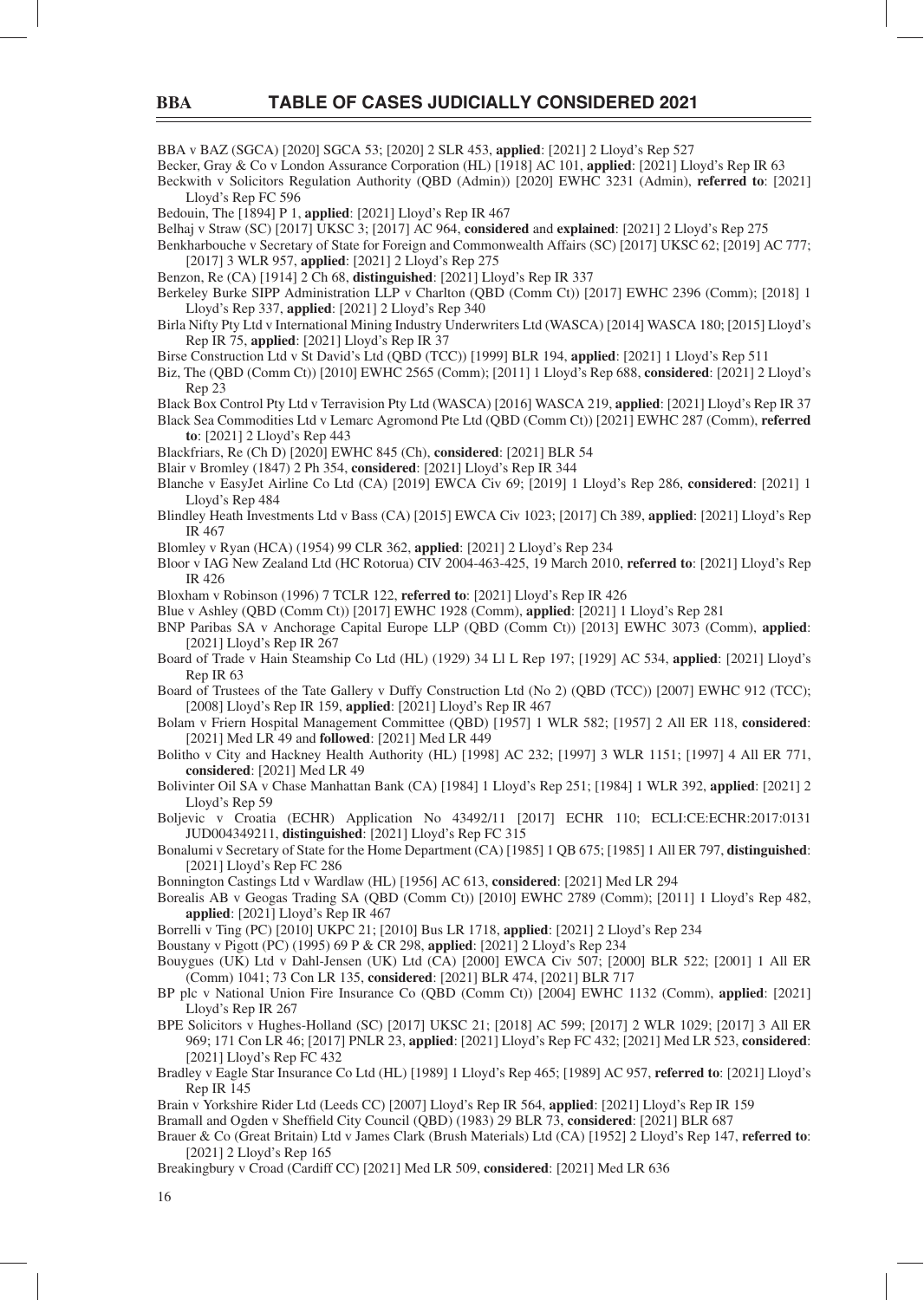BBA v BAZ (SGCA) [2020] SGCA 53; [2020] 2 SLR 453, **applied**: [2021] 2 Lloyd's Rep 527

Becker, Gray & Co v London Assurance Corporation (HL) [1918] AC 101, **applied**: [2021] Lloyd's Rep IR 63

Beckwith v Solicitors Regulation Authority (QBD (Admin)) [2020] EWHC 3231 (Admin), **referred to**: [2021] Lloyd's Rep FC 596

Bedouin, The [1894] P 1, **applied**: [2021] Lloyd's Rep IR 467

Belhaj v Straw (SC) [2017] UKSC 3; [2017] AC 964, **considered** and **explained**: [2021] 2 Lloyd's Rep 275

Benkharbouche v Secretary of State for Foreign and Commonwealth Affairs (SC) [2017] UKSC 62; [2019] AC 777; [2017] 3 WLR 957, **applied**: [2021] 2 Lloyd's Rep 275

Benzon, Re (CA) [1914] 2 Ch 68, **distinguished**: [2021] Lloyd's Rep IR 337

Berkeley Burke SIPP Administration LLP v Charlton (QBD (Comm Ct)) [2017] EWHC 2396 (Comm); [2018] 1 Lloyd's Rep 337, **applied**: [2021] 2 Lloyd's Rep 340

Birla Nifty Pty Ltd v International Mining Industry Underwriters Ltd (WASCA) [2014] WASCA 180; [2015] Lloyd's Rep IR 75, **applied**: [2021] Lloyd's Rep IR 37

Birse Construction Ltd v St David's Ltd (QBD (TCC)) [1999] BLR 194, **applied**: [2021] 1 Lloyd's Rep 511

Biz, The (QBD (Comm Ct)) [2010] EWHC 2565 (Comm); [2011] 1 Lloyd's Rep 688, **considered**: [2021] 2 Lloyd's Rep 23

Black Box Control Pty Ltd v Terravision Pty Ltd (WASCA) [2016] WASCA 219, **applied**: [2021] Lloyd's Rep IR 37

Black Sea Commodities Ltd v Lemarc Agromond Pte Ltd (QBD (Comm Ct)) [2021] EWHC 287 (Comm), **referred to**: [2021] 2 Lloyd's Rep 443

Blackfriars, Re (Ch D) [2020] EWHC 845 (Ch), **considered**: [2021] BLR 54

Blair v Bromley (1847) 2 Ph 354, **considered**: [2021] Lloyd's Rep IR 344

Blanche v EasyJet Airline Co Ltd (CA) [2019] EWCA Civ 69; [2019] 1 Lloyd's Rep 286, **considered**: [2021] 1 Lloyd's Rep 484

Blindley Heath Investments Ltd v Bass (CA) [2015] EWCA Civ 1023; [2017] Ch 389, **applied**: [2021] Lloyd's Rep IR 467

Blomley v Ryan (HCA) (1954) 99 CLR 362, **applied**: [2021] 2 Lloyd's Rep 234

Bloor v IAG New Zealand Ltd (HC Rotorua) CIV 2004-463-425, 19 March 2010, **referred to**: [2021] Lloyd's Rep IR 426

Bloxham v Robinson (1996) 7 TCLR 122, **referred to**: [2021] Lloyd's Rep IR 426

Blue v Ashley (QBD (Comm Ct)) [2017] EWHC 1928 (Comm), **applied**: [2021] 1 Lloyd's Rep 281

BNP Paribas SA v Anchorage Capital Europe LLP (QBD (Comm Ct)) [2013] EWHC 3073 (Comm), **applied**: [2021] Lloyd's Rep IR 267

Board of Trade v Hain Steamship Co Ltd (HL) (1929) 34 Ll L Rep 197; [1929] AC 534, **applied**: [2021] Lloyd's Rep IR 63

Board of Trustees of the Tate Gallery v Duffy Construction Ltd (No 2) (QBD (TCC)) [2007] EWHC 912 (TCC); [2008] Lloyd's Rep IR 159, **applied**: [2021] Lloyd's Rep IR 467

Bolam v Friern Hospital Management Committee (QBD) [1957] 1 WLR 582; [1957] 2 All ER 118, **considered**: [2021] Med LR 49 and **followed**: [2021] Med LR 449

Bolitho v City and Hackney Health Authority (HL) [1998] AC 232; [1997] 3 WLR 1151; [1997] 4 All ER 771, **considered**: [2021] Med LR 49

Bolivinter Oil SA v Chase Manhattan Bank (CA) [1984] 1 Lloyd's Rep 251; [1984] 1 WLR 392, **applied**: [2021] 2 Lloyd's Rep 59

Boljevic v Croatia (ECHR) Application No 43492/11 [2017] ECHR 110; ECLI:CE:ECHR:2017:0131 JUD004349211, **distinguished**: [2021] Lloyd's Rep FC 315

Bonalumi v Secretary of State for the Home Department (CA) [1985] 1 QB 675; [1985] 1 All ER 797, **distinguished**: [2021] Lloyd's Rep FC 286

Bonnington Castings Ltd v Wardlaw (HL) [1956] AC 613, **considered**: [2021] Med LR 294

Borealis AB v Geogas Trading SA (QBD (Comm Ct)) [2010] EWHC 2789 (Comm); [2011] 1 Lloyd's Rep 482, **applied**: [2021] Lloyd's Rep IR 467

Borrelli v Ting (PC) [2010] UKPC 21; [2010] Bus LR 1718, **applied**: [2021] 2 Lloyd's Rep 234

Boustany v Pigott (PC) (1995) 69 P & CR 298, **applied**: [2021] 2 Lloyd's Rep 234

Bouygues (UK) Ltd v Dahl-Jensen (UK) Ltd (CA) [2000] EWCA Civ 507; [2000] BLR 522; [2001] 1 All ER (Comm) 1041; 73 Con LR 135, **considered**: [2021] BLR 474, [2021] BLR 717

BP plc v National Union Fire Insurance Co (QBD (Comm Ct)) [2004] EWHC 1132 (Comm), **applied**: [2021] Lloyd's Rep IR 267

BPE Solicitors v Hughes-Holland (SC) [2017] UKSC 21; [2018] AC 599; [2017] 2 WLR 1029; [2017] 3 All ER 969; 171 Con LR 46; [2017] PNLR 23, **applied**: [2021] Lloyd's Rep FC 432; [2021] Med LR 523, **considered**: [2021] Lloyd's Rep FC 432

Bradley v Eagle Star Insurance Co Ltd (HL) [1989] 1 Lloyd's Rep 465; [1989] AC 957, **referred to**: [2021] Lloyd's Rep IR 145

Brain v Yorkshire Rider Ltd (Leeds CC) [2007] Lloyd's Rep IR 564, **applied**: [2021] Lloyd's Rep IR 159

Bramall and Ogden v Sheffield City Council (QBD) (1983) 29 BLR 73, **considered**: [2021] BLR 687

Brauer & Co (Great Britain) Ltd v James Clark (Brush Materials) Ltd (CA) [1952] 2 Lloyd's Rep 147, **referred to**: [2021] 2 Lloyd's Rep 165

Breakingbury v Croad (Cardiff CC) [2021] Med LR 509, **considered**: [2021] Med LR 636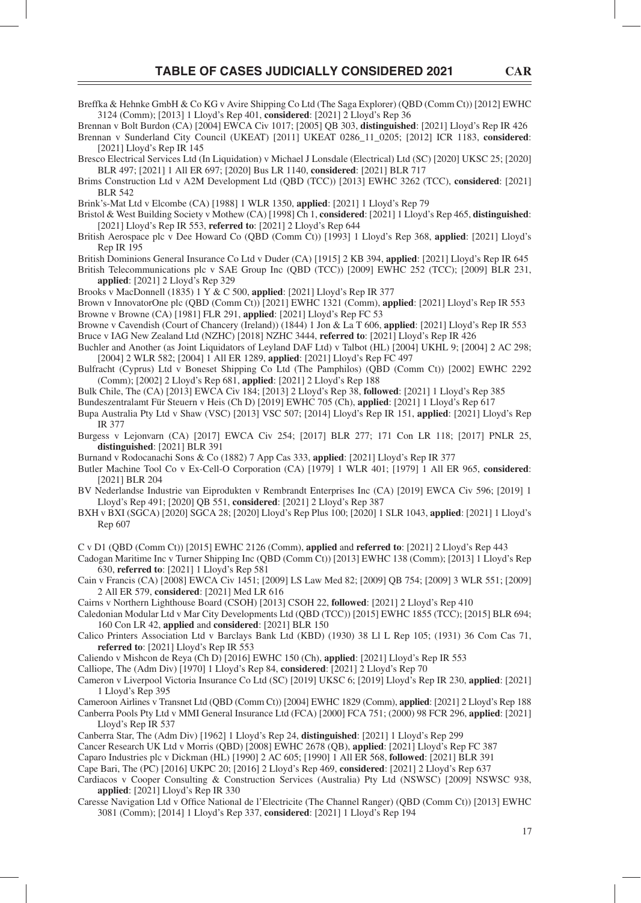Breffka & Hehnke GmbH & Co KG v Avire Shipping Co Ltd (The Saga Explorer) (QBD (Comm Ct)) [2012] EWHC 3124 (Comm); [2013] 1 Lloyd's Rep 401, **considered**: [2021] 2 Lloyd's Rep 36

Brennan v Bolt Burdon (CA) [2004] EWCA Civ 1017; [2005] QB 303, **distinguished**: [2021] Lloyd's Rep IR 426

Brennan v Sunderland City Council (UKEAT) [2011] UKEAT 0286_11_0205; [2012] ICR 1183, **considered**: [2021] Lloyd's Rep IR 145

Bresco Electrical Services Ltd (In Liquidation) v Michael J Lonsdale (Electrical) Ltd (SC) [2020] UKSC 25; [2020] BLR 497; [2021] 1 All ER 697; [2020] Bus LR 1140, **considered**: [2021] BLR 717

Brims Construction Ltd v A2M Development Ltd (QBD (TCC)) [2013] EWHC 3262 (TCC), **considered**: [2021] BLR 542

Brink's-Mat Ltd v Elcombe (CA) [1988] 1 WLR 1350, **applied**: [2021] 1 Lloyd's Rep 79

Bristol & West Building Society v Mothew (CA) [1998] Ch 1, **considered**: [2021] 1 Lloyd's Rep 465, **distinguished**: [2021] Lloyd's Rep IR 553, **referred to**: [2021] 2 Lloyd's Rep 644

British Aerospace plc v Dee Howard Co (QBD (Comm Ct)) [1993] 1 Lloyd's Rep 368, **applied**: [2021] Lloyd's Rep IR 195

British Dominions General Insurance Co Ltd v Duder (CA) [1915] 2 KB 394, **applied**: [2021] Lloyd's Rep IR 645

British Telecommunications plc v SAE Group Inc (QBD (TCC)) [2009] EWHC 252 (TCC); [2009] BLR 231, **applied**: [2021] 2 Lloyd's Rep 329

Brooks v MacDonnell (1835) 1 Y & C 500, **applied**: [2021] Lloyd's Rep IR 377

Brown v InnovatorOne plc (QBD (Comm Ct)) [2021] EWHC 1321 (Comm), **applied**: [2021] Lloyd's Rep IR 553

Browne v Browne (CA) [1981] FLR 291, **applied**: [2021] Lloyd's Rep FC 53

Browne v Cavendish (Court of Chancery (Ireland)) (1844) 1 Jon & La T 606, **applied**: [2021] Lloyd's Rep IR 553

Bruce v IAG New Zealand Ltd (NZHC) [2018] NZHC 3444, **referred to**: [2021] Lloyd's Rep IR 426

Buchler and Another (as Joint Liquidators of Leyland DAF Ltd) v Talbot (HL) [2004] UKHL 9; [2004] 2 AC 298; [2004] 2 WLR 582; [2004] 1 All ER 1289, **applied**: [2021] Lloyd's Rep FC 497

Bulfracht (Cyprus) Ltd v Boneset Shipping Co Ltd (The Pamphilos) (QBD (Comm Ct)) [2002] EWHC 2292 (Comm); [2002] 2 Lloyd's Rep 681, **applied**: [2021] 2 Lloyd's Rep 188

Bulk Chile, The (CA) [2013] EWCA Civ 184; [2013] 2 Lloyd's Rep 38, **followed**: [2021] 1 Lloyd's Rep 385

Bundeszentralamt Für Steuern v Heis (Ch D) [2019] EWHC 705 (Ch), **applied**: [2021] 1 Lloyd's Rep 617

Bupa Australia Pty Ltd v Shaw (VSC) [2013] VSC 507; [2014] Lloyd's Rep IR 151, **applied**: [2021] Lloyd's Rep IR 377

Burgess v Lejonvarn (CA) [2017] EWCA Civ 254; [2017] BLR 277; 171 Con LR 118; [2017] PNLR 25, **distinguished**: [2021] BLR 391

Burnand v Rodocanachi Sons & Co (1882) 7 App Cas 333, **applied**: [2021] Lloyd's Rep IR 377

Butler Machine Tool Co v Ex-Cell-O Corporation (CA) [1979] 1 WLR 401; [1979] 1 All ER 965, **considered**: [2021] BLR 204

BV Nederlandse Industrie van Eiprodukten v Rembrandt Enterprises Inc (CA) [2019] EWCA Civ 596; [2019] 1 Lloyd's Rep 491; [2020] QB 551, **considered**: [2021] 2 Lloyd's Rep 387

BXH v BXI (SGCA) [2020] SGCA 28; [2020] Lloyd's Rep Plus 100; [2020] 1 SLR 1043, **applied**: [2021] 1 Lloyd's Rep 607

C v D1 (QBD (Comm Ct)) [2015] EWHC 2126 (Comm), **applied** and **referred to**: [2021] 2 Lloyd's Rep 443

Cadogan Maritime Inc v Turner Shipping Inc (QBD (Comm Ct)) [2013] EWHC 138 (Comm); [2013] 1 Lloyd's Rep 630, **referred to**: [2021] 1 Lloyd's Rep 581

Cain v Francis (CA) [2008] EWCA Civ 1451; [2009] LS Law Med 82; [2009] QB 754; [2009] 3 WLR 551; [2009] 2 All ER 579, **considered**: [2021] Med LR 616

Cairns v Northern Lighthouse Board (CSOH) [2013] CSOH 22, **followed**: [2021] 2 Lloyd's Rep 410

Caledonian Modular Ltd v Mar City Developments Ltd (QBD (TCC)) [2015] EWHC 1855 (TCC); [2015] BLR 694; 160 Con LR 42, **applied** and **considered**: [2021] BLR 150

Calico Printers Association Ltd v Barclays Bank Ltd (KBD) (1930) 38 Ll L Rep 105; (1931) 36 Com Cas 71, **referred to**: [2021] Lloyd's Rep IR 553

Caliendo v Mishcon de Reya (Ch D) [2016] EWHC 150 (Ch), **applied**: [2021] Lloyd's Rep IR 553

Calliope, The (Adm Div) [1970] 1 Lloyd's Rep 84, **considered**: [2021] 2 Lloyd's Rep 70

Cameron v Liverpool Victoria Insurance Co Ltd (SC) [2019] UKSC 6; [2019] Lloyd's Rep IR 230, **applied**: [2021] 1 Lloyd's Rep 395

Cameroon Airlines v Transnet Ltd (QBD (Comm Ct)) [2004] EWHC 1829 (Comm), **applied**: [2021] 2 Lloyd's Rep 188

Canberra Pools Pty Ltd v MMI General Insurance Ltd (FCA) [2000] FCA 751; (2000) 98 FCR 296, **applied**: [2021] Lloyd's Rep IR 537

Canberra Star, The (Adm Div) [1962] 1 Lloyd's Rep 24, **distinguished**: [2021] 1 Lloyd's Rep 299

Cancer Research UK Ltd v Morris (QBD) [2008] EWHC 2678 (QB), **applied**: [2021] Lloyd's Rep FC 387

Caparo Industries plc v Dickman (HL) [1990] 2 AC 605; [1990] 1 All ER 568, **followed**: [2021] BLR 391

Cape Bari, The (PC) [2016] UKPC 20; [2016] 2 Lloyd's Rep 469, **considered**: [2021] 2 Lloyd's Rep 637

Cardiacos v Cooper Consulting & Construction Services (Australia) Pty Ltd (NSWSC) [2009] NSWSC 938, **applied**: [2021] Lloyd's Rep IR 330

Caresse Navigation Ltd v Office National de l'Electricite (The Channel Ranger) (QBD (Comm Ct)) [2013] EWHC 3081 (Comm); [2014] 1 Lloyd's Rep 337, **considered**: [2021] 1 Lloyd's Rep 194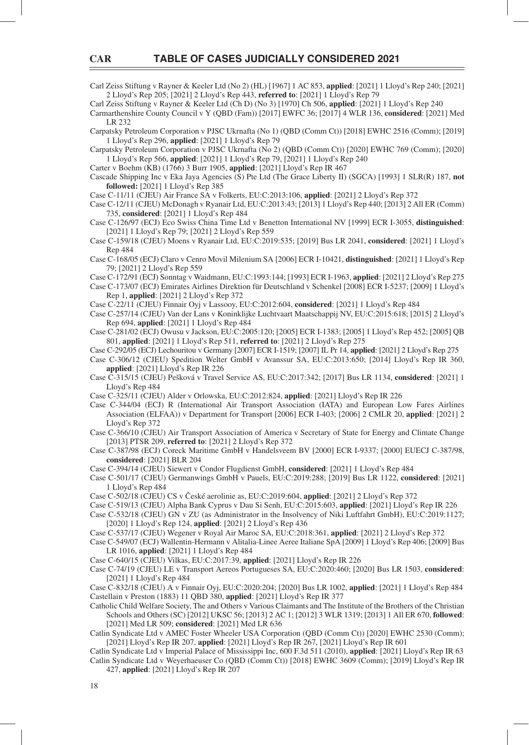Carl Zeiss Stiftung v Rayner & Keeler Ltd (No 2) (HL) [1967] 1 AC 853, **applied**: [2021] 1 Lloyd's Rep 240; [2021] 2 Lloyd's Rep 205; [2021] 2 Lloyd's Rep 443, **referred to**: [2021] 1 Lloyd's Rep 79

Carl Zeiss Stiftung v Rayner & Keeler Ltd (Ch D) (No 3) [1970] Ch 506, **applied**: [2021] 1 Lloyd's Rep 240

Carmarthenshire County Council v Y (QBD (Fam)) [2017] EWFC 36; [2017] 4 WLR 136, **considered**: [2021] Med LR 232

Carpatsky Petroleum Corporation v PJSC Ukrnafta (No 1) (QBD (Comm Ct)) [2018] EWHC 2516 (Comm); [2019] 1 Lloyd's Rep 296, **applied**: [2021] 1 Lloyd's Rep 79

Carpatsky Petroleum Corporation v PJSC Ukrnafta (No 2) (QBD (Comm Ct)) [2020] EWHC 769 (Comm); [2020] 1 Lloyd's Rep 566, **applied**: [2021] 1 Lloyd's Rep 79, [2021] 1 Lloyd's Rep 240

Carter v Boehm (KB) (1766) 3 Burr 1905, **applied**: [2021] Lloyd's Rep IR 467

Cascade Shipping Inc v Eka Jaya Agencies (S) Pte Ltd (The Grace Liberty II) (SGCA) [1993] 1 SLR(R) 187, **not followed:** [2021] 1 Lloyd's Rep 385

Case C-11/11 (CJEU) Air France SA v Folkerts, EU:C:2013:106, **applied**: [2021] 2 Lloyd's Rep 372

Case C-12/11 (CJEU) McDonagh v Ryanair Ltd, EU:C:2013:43; [2013] 1 Lloyd's Rep 440; [2013] 2 All ER (Comm) 735, **considered**: [2021] 1 Lloyd's Rep 484

Case C-126/97 (ECJ) Eco Swiss China Time Ltd v Benetton International NV [1999] ECR I-3055, **distinguished**: [2021] 1 Lloyd's Rep 79; [2021] 2 Lloyd's Rep 559

Case C-159/18 (CJEU) Moens v Ryanair Ltd, EU:C:2019:535; [2019] Bus LR 2041, **considered**: [2021] 1 Lloyd's Rep 484

Case C-168/05 (ECJ) Claro v Cenro Movil Milenium SA [2006] ECR I-10421, **distinguished**: [2021] 1 Lloyd's Rep 79; [2021] 2 Lloyd's Rep 559

Case C-172/91 (ECJ) Sonntag v Waidmann, EU:C:1993:144; [1993] ECR I-1963, **applied**: [2021] 2 Lloyd's Rep 275

Case C-173/07 (ECJ) Emirates Airlines Direktion für Deutschland v Schenkel [2008] ECR I-5237; [2009] 1 Lloyd's Rep 1, **applied**: [2021] 2 Lloyd's Rep 372

Case C-22/11 (CJEU) Finnair Oyj v Lassooy, EU:C:2012:604, **considered**: [2021] 1 Lloyd's Rep 484

Case C-257/14 (CJEU) Van der Lans v Koninklijke Luchtvaart Maatschappij NV, EU:C:2015:618; [2015] 2 Lloyd's Rep 694, **applied**: [2021] 1 Lloyd's Rep 484

Case C-281/02 (ECJ) Owusu v Jackson, EU:C:2005:120; [2005] ECR I-1383; [2005] 1 Lloyd's Rep 452; [2005] QB 801, **applied**: [2021] 1 Lloyd's Rep 511, **referred to**: [2021] 2 Lloyd's Rep 275

Case C-292/05 (ECJ) Lechouritou v Germany [2007] ECR I-1519; [2007] IL Pr 14, **applied**: [2021] 2 Lloyd's Rep 275

Case C-306/12 (CJEU) Spedition Welter GmbH v Avanssur SA, EU:C:2013:650; [2014] Lloyd's Rep IR 360, **applied**: [2021] Lloyd's Rep IR 226

Case C-315/15 (CJEU) Pešková v Travel Service AS, EU:C:2017:342; [2017] Bus LR 1134, **considered**: [2021] 1 Lloyd's Rep 484

Case C-325/11 (CJEU) Alder v Orlowska, EU:C:2012:824, **applied**: [2021] Lloyd's Rep IR 226

Case C-344/04 (ECJ) R (International Air Transport Association (IATA) and European Low Fares Airlines Association (ELFAA)) v Department for Transport [2006] ECR I-403; [2006] 2 CMLR 20, **applied**: [2021] 2 Lloyd's Rep 372

Case C-366/10 (CJEU) Air Transport Association of America v Secretary of State for Energy and Climate Change [2013] PTSR 209, **referred to**: [2021] 2 Lloyd's Rep 372

Case C-387/98 (ECJ) Coreck Maritime GmbH v Handelsveem BV [2000] ECR I-9337; [2000] EUECJ C-387/98, **considered**: [2021] BLR 204

Case C-394/14 (CJEU) Siewert v Condor Flugdienst GmbH, **considered**: [2021] 1 Lloyd's Rep 484

Case C-501/17 (CJEU) Germanwings GmbH v Pauels, EU:C:2019:288; [2019] Bus LR 1122, **considered**: [2021] 1 Lloyd's Rep 484

Case C-502/18 (CJEU) CS v České aerolinie as, EU:C:2019:604, **applied**: [2021] 2 Lloyd's Rep 372

Case C-519/13 (CJEU) Alpha Bank Cyprus v Dau Si Senh, EU:C:2015:603, **applied**: [2021] Lloyd's Rep IR 226

Case C-532/18 (CJEU) GN v ZU (as Administrator in the Insolvency of Niki Luftfahrt GmbH), EU:C:2019:1127; [2020] 1 Lloyd's Rep 124, **applied**: [2021] 2 Lloyd's Rep 436

Case C-537/17 (CJEU) Wegener v Royal Air Maroc SA, EU:C:2018:361, **applied**: [2021] 2 Lloyd's Rep 372

Case C-549/07 (ECJ) Wallentin-Hermann v Alitalia-Linee Aeree Italiane SpA [2009] 1 Lloyd's Rep 406; [2009] Bus LR 1016, **applied**: [2021] 1 Lloyd's Rep 484

Case C-640/15 (CJEU) Vilkas, EU:C:2017:39, **applied**: [2021] Lloyd's Rep IR 226

Case C-74/19 (CJEU) LE v Transport Aereos Portugueses SA, EU:C:2020:460; [2020] Bus LR 1503, **considered**: [2021] 1 Lloyd's Rep 484

Case C-832/18 (CJEU) A v Finnair Oyj, EU:C:2020:204; [2020] Bus LR 1002, **applied**: [2021] 1 Lloyd's Rep 484

Castellain v Preston (1883) 11 QBD 380, **applied**: [2021] Lloyd's Rep IR 377

Catholic Child Welfare Society, The and Others v Various Claimants and The Institute of the Brothers of the Christian Schools and Others (SC) [2012] UKSC 56; [2013] 2 AC 1; [2012] 3 WLR 1319; [2013] 1 All ER 670, **followed**: [2021] Med LR 509; **considered**: [2021] Med LR 636

Catlin Syndicate Ltd v AMEC Foster Wheeler USA Corporation (QBD (Comm Ct)) [2020] EWHC 2530 (Comm); [2021] Lloyd's Rep IR 207, **applied**: [2021] Lloyd's Rep IR 267, [2021] Lloyd's Rep IR 601

Catlin Syndicate Ltd v Imperial Palace of Mississippi Inc, 600 F.3d 511 (2010), **applied**: [2021] Lloyd's Rep IR 63

Catlin Syndicate Ltd v Weyerhaeuser Co (QBD (Comm Ct)) [2018] EWHC 3609 (Comm); [2019] Lloyd's Rep IR 427, **applied**: [2021] Lloyd's Rep IR 207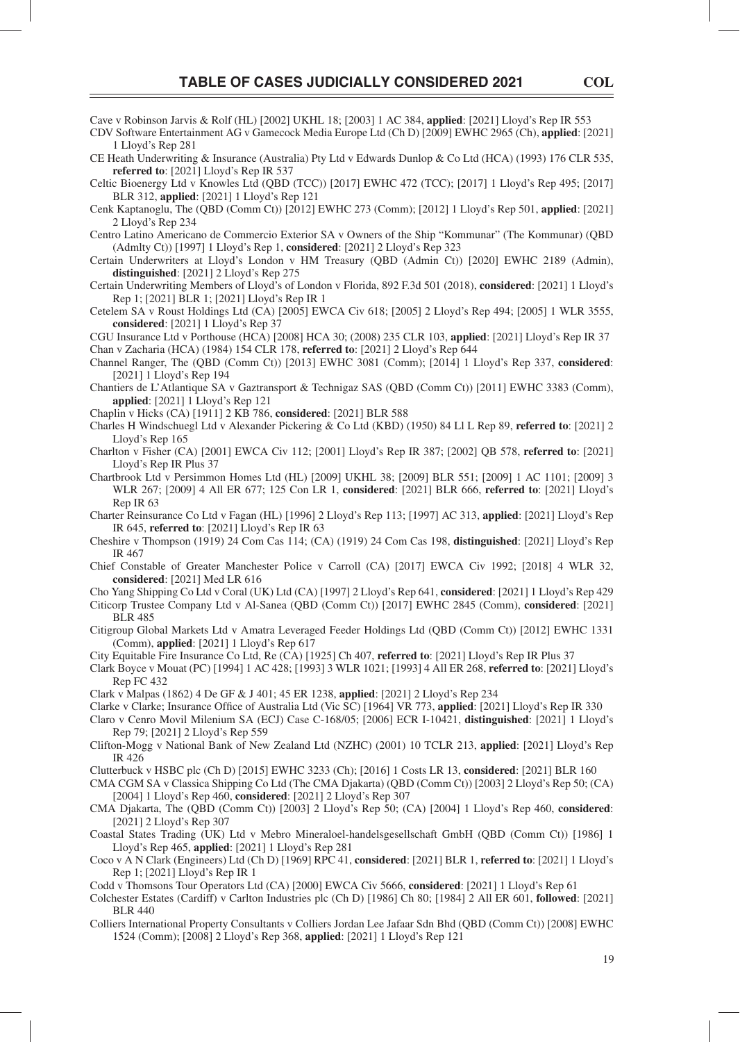Cave v Robinson Jarvis & Rolf (HL) [2002] UKHL 18; [2003] 1 AC 384, **applied**: [2021] Lloyd's Rep IR 553

CDV Software Entertainment AG v Gamecock Media Europe Ltd (Ch D) [2009] EWHC 2965 (Ch), **applied**: [2021] 1 Lloyd's Rep 281

CE Heath Underwriting & Insurance (Australia) Pty Ltd v Edwards Dunlop & Co Ltd (HCA) (1993) 176 CLR 535, **referred to**: [2021] Lloyd's Rep IR 537

Celtic Bioenergy Ltd v Knowles Ltd (QBD (TCC)) [2017] EWHC 472 (TCC); [2017] 1 Lloyd's Rep 495; [2017] BLR 312, **applied**: [2021] 1 Lloyd's Rep 121

Cenk Kaptanoglu, The (QBD (Comm Ct)) [2012] EWHC 273 (Comm); [2012] 1 Lloyd's Rep 501, **applied**: [2021] 2 Lloyd's Rep 234

Centro Latino Americano de Commercio Exterior SA v Owners of the Ship "Kommunar" (The Kommunar) (QBD (Admlty Ct)) [1997] 1 Lloyd's Rep 1, **considered**: [2021] 2 Lloyd's Rep 323

Certain Underwriters at Lloyd's London v HM Treasury (QBD (Admin Ct)) [2020] EWHC 2189 (Admin), **distinguished**: [2021] 2 Lloyd's Rep 275

Certain Underwriting Members of Lloyd's of London v Florida, 892 F.3d 501 (2018), **considered**: [2021] 1 Lloyd's Rep 1; [2021] BLR 1; [2021] Lloyd's Rep IR 1

Cetelem SA v Roust Holdings Ltd (CA) [2005] EWCA Civ 618; [2005] 2 Lloyd's Rep 494; [2005] 1 WLR 3555, **considered**: [2021] 1 Lloyd's Rep 37

CGU Insurance Ltd v Porthouse (HCA) [2008] HCA 30; (2008) 235 CLR 103, **applied**: [2021] Lloyd's Rep IR 37

Chan v Zacharia (HCA) (1984) 154 CLR 178, **referred to**: [2021] 2 Lloyd's Rep 644

Channel Ranger, The (QBD (Comm Ct)) [2013] EWHC 3081 (Comm); [2014] 1 Lloyd's Rep 337, **considered**: [2021] 1 Lloyd's Rep 194

Chantiers de L'Atlantique SA v Gaztransport & Technigaz SAS (QBD (Comm Ct)) [2011] EWHC 3383 (Comm), **applied**: [2021] 1 Lloyd's Rep 121

Chaplin v Hicks (CA) [1911] 2 KB 786, **considered**: [2021] BLR 588

Charles H Windschuegl Ltd v Alexander Pickering & Co Ltd (KBD) (1950) 84 Ll L Rep 89, **referred to**: [2021] 2 Lloyd's Rep 165

Charlton v Fisher (CA) [2001] EWCA Civ 112; [2001] Lloyd's Rep IR 387; [2002] QB 578, **referred to**: [2021] Lloyd's Rep IR Plus 37

Chartbrook Ltd v Persimmon Homes Ltd (HL) [2009] UKHL 38; [2009] BLR 551; [2009] 1 AC 1101; [2009] 3 WLR 267; [2009] 4 All ER 677; 125 Con LR 1, **considered**: [2021] BLR 666, **referred to**: [2021] Lloyd's Rep IR 63

Charter Reinsurance Co Ltd v Fagan (HL) [1996] 2 Lloyd's Rep 113; [1997] AC 313, **applied**: [2021] Lloyd's Rep IR 645, **referred to**: [2021] Lloyd's Rep IR 63

Cheshire v Thompson (1919) 24 Com Cas 114; (CA) (1919) 24 Com Cas 198, **distinguished**: [2021] Lloyd's Rep IR 467

Chief Constable of Greater Manchester Police v Carroll (CA) [2017] EWCA Civ 1992; [2018] 4 WLR 32, **considered**: [2021] Med LR 616

Cho Yang Shipping Co Ltd v Coral (UK) Ltd (CA) [1997] 2 Lloyd's Rep 641, **considered**: [2021] 1 Lloyd's Rep 429

Citicorp Trustee Company Ltd v Al-Sanea (QBD (Comm Ct)) [2017] EWHC 2845 (Comm), **considered**: [2021] BLR 485

Citigroup Global Markets Ltd v Amatra Leveraged Feeder Holdings Ltd (QBD (Comm Ct)) [2012] EWHC 1331 (Comm), **applied**: [2021] 1 Lloyd's Rep 617

City Equitable Fire Insurance Co Ltd, Re (CA) [1925] Ch 407, **referred to**: [2021] Lloyd's Rep IR Plus 37

Clark Boyce v Mouat (PC) [1994] 1 AC 428; [1993] 3 WLR 1021; [1993] 4 All ER 268, **referred to**: [2021] Lloyd's Rep FC 432

Clark v Malpas (1862) 4 De GF & J 401; 45 ER 1238, **applied**: [2021] 2 Lloyd's Rep 234

Clarke v Clarke; Insurance Office of Australia Ltd (Vic SC) [1964] VR 773, **applied**: [2021] Lloyd's Rep IR 330

Claro v Cenro Movil Milenium SA (ECJ) Case C-168/05; [2006] ECR I-10421, **distinguished**: [2021] 1 Lloyd's Rep 79; [2021] 2 Lloyd's Rep 559

Clifton-Mogg v National Bank of New Zealand Ltd (NZHC) (2001) 10 TCLR 213, **applied**: [2021] Lloyd's Rep IR 426

Clutterbuck v HSBC plc (Ch D) [2015] EWHC 3233 (Ch); [2016] 1 Costs LR 13, **considered**: [2021] BLR 160

CMA CGM SA v Classica Shipping Co Ltd (The CMA Djakarta) (QBD (Comm Ct)) [2003] 2 Lloyd's Rep 50; (CA) [2004] 1 Lloyd's Rep 460, **considered**: [2021] 2 Lloyd's Rep 307

CMA Djakarta, The (QBD (Comm Ct)) [2003] 2 Lloyd's Rep 50; (CA) [2004] 1 Lloyd's Rep 460, **considered**: [2021] 2 Lloyd's Rep 307

Coastal States Trading (UK) Ltd v Mebro Mineraloel-handelsgesellschaft GmbH (QBD (Comm Ct)) [1986] 1 Lloyd's Rep 465, **applied**: [2021] 1 Lloyd's Rep 281

Coco v A N Clark (Engineers) Ltd (Ch D) [1969] RPC 41, **considered**: [2021] BLR 1, **referred to**: [2021] 1 Lloyd's Rep 1; [2021] Lloyd's Rep IR 1

Codd v Thomsons Tour Operators Ltd (CA) [2000] EWCA Civ 5666, **considered**: [2021] 1 Lloyd's Rep 61

Colchester Estates (Cardiff) v Carlton Industries plc (Ch D) [1986] Ch 80; [1984] 2 All ER 601, **followed**: [2021] BLR 440

Colliers International Property Consultants v Colliers Jordan Lee Jafaar Sdn Bhd (QBD (Comm Ct)) [2008] EWHC 1524 (Comm); [2008] 2 Lloyd's Rep 368, **applied**: [2021] 1 Lloyd's Rep 121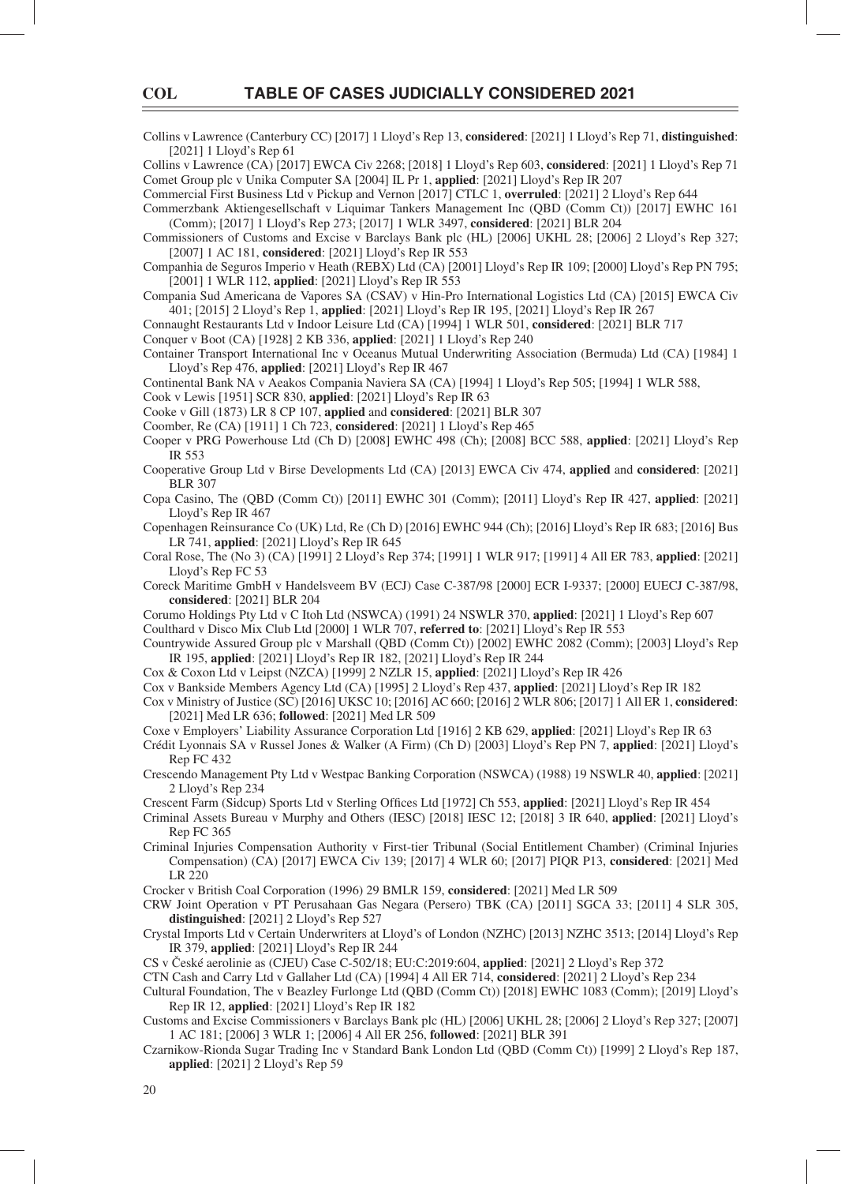Collins v Lawrence (Canterbury CC) [2017] 1 Lloyd's Rep 13, **considered**: [2021] 1 Lloyd's Rep 71, **distinguished**: [2021] 1 Lloyd's Rep 61

Collins v Lawrence (CA) [2017] EWCA Civ 2268; [2018] 1 Lloyd's Rep 603, **considered**: [2021] 1 Lloyd's Rep 71

Comet Group plc v Unika Computer SA [2004] IL Pr 1, **applied**: [2021] Lloyd's Rep IR 207

Commercial First Business Ltd v Pickup and Vernon [2017] CTLC 1, **overruled**: [2021] 2 Lloyd's Rep 644

Commerzbank Aktiengesellschaft v Liquimar Tankers Management Inc (QBD (Comm Ct)) [2017] EWHC 161 (Comm); [2017] 1 Lloyd's Rep 273; [2017] 1 WLR 3497, **considered**: [2021] BLR 204

Commissioners of Customs and Excise v Barclays Bank plc (HL) [2006] UKHL 28; [2006] 2 Lloyd's Rep 327; [2007] 1 AC 181, **considered**: [2021] Lloyd's Rep IR 553

Companhia de Seguros Imperio v Heath (REBX) Ltd (CA) [2001] Lloyd's Rep IR 109; [2000] Lloyd's Rep PN 795; [2001] 1 WLR 112, **applied**: [2021] Lloyd's Rep IR 553

Compania Sud Americana de Vapores SA (CSAV) v Hin-Pro International Logistics Ltd (CA) [2015] EWCA Civ 401; [2015] 2 Lloyd's Rep 1, **applied**: [2021] Lloyd's Rep IR 195, [2021] Lloyd's Rep IR 267

Connaught Restaurants Ltd v Indoor Leisure Ltd (CA) [1994] 1 WLR 501, **considered**: [2021] BLR 717

Conquer v Boot (CA) [1928] 2 KB 336, **applied**: [2021] 1 Lloyd's Rep 240

Container Transport International Inc v Oceanus Mutual Underwriting Association (Bermuda) Ltd (CA) [1984] 1 Lloyd's Rep 476, **applied**: [2021] Lloyd's Rep IR 467

Continental Bank NA v Aeakos Compania Naviera SA (CA) [1994] 1 Lloyd's Rep 505; [1994] 1 WLR 588,

Cook v Lewis [1951] SCR 830, **applied**: [2021] Lloyd's Rep IR 63

Cooke v Gill (1873) LR 8 CP 107, **applied** and **considered**: [2021] BLR 307

Coomber, Re (CA) [1911] 1 Ch 723, **considered**: [2021] 1 Lloyd's Rep 465

Cooper v PRG Powerhouse Ltd (Ch D) [2008] EWHC 498 (Ch); [2008] BCC 588, **applied**: [2021] Lloyd's Rep IR 553

Cooperative Group Ltd v Birse Developments Ltd (CA) [2013] EWCA Civ 474, **applied** and **considered**: [2021] BLR 307

Copa Casino, The (QBD (Comm Ct)) [2011] EWHC 301 (Comm); [2011] Lloyd's Rep IR 427, **applied**: [2021] Lloyd's Rep IR 467

Copenhagen Reinsurance Co (UK) Ltd, Re (Ch D) [2016] EWHC 944 (Ch); [2016] Lloyd's Rep IR 683; [2016] Bus LR 741, **applied**: [2021] Lloyd's Rep IR 645

Coral Rose, The (No 3) (CA) [1991] 2 Lloyd's Rep 374; [1991] 1 WLR 917; [1991] 4 All ER 783, **applied**: [2021] Lloyd's Rep FC 53

Coreck Maritime GmbH v Handelsveem BV (ECJ) Case C-387/98 [2000] ECR I-9337; [2000] EUECJ C-387/98, **considered**: [2021] BLR 204

Corumo Holdings Pty Ltd v C Itoh Ltd (NSWCA) (1991) 24 NSWLR 370, **applied**: [2021] 1 Lloyd's Rep 607

Coulthard v Disco Mix Club Ltd [2000] 1 WLR 707, **referred to**: [2021] Lloyd's Rep IR 553

Countrywide Assured Group plc v Marshall (QBD (Comm Ct)) [2002] EWHC 2082 (Comm); [2003] Lloyd's Rep IR 195, **applied**: [2021] Lloyd's Rep IR 182, [2021] Lloyd's Rep IR 244

Cox & Coxon Ltd v Leipst (NZCA) [1999] 2 NZLR 15, **applied**: [2021] Lloyd's Rep IR 426

Cox v Bankside Members Agency Ltd (CA) [1995] 2 Lloyd's Rep 437, **applied**: [2021] Lloyd's Rep IR 182

Cox v Ministry of Justice (SC) [2016] UKSC 10; [2016] AC 660; [2016] 2 WLR 806; [2017] 1 All ER 1, **considered**: [2021] Med LR 636; **followed**: [2021] Med LR 509

Coxe v Employers' Liability Assurance Corporation Ltd [1916] 2 KB 629, **applied**: [2021] Lloyd's Rep IR 63

Crédit Lyonnais SA v Russel Jones & Walker (A Firm) (Ch D) [2003] Lloyd's Rep PN 7, **applied**: [2021] Lloyd's Rep FC 432

Crescendo Management Pty Ltd v Westpac Banking Corporation (NSWCA) (1988) 19 NSWLR 40, **applied**: [2021] 2 Lloyd's Rep 234

Crescent Farm (Sidcup) Sports Ltd v Sterling Offices Ltd [1972] Ch 553, **applied**: [2021] Lloyd's Rep IR 454

Criminal Assets Bureau v Murphy and Others (IESC) [2018] IESC 12; [2018] 3 IR 640, **applied**: [2021] Lloyd's Rep FC 365

Criminal Injuries Compensation Authority v First-tier Tribunal (Social Entitlement Chamber) (Criminal Injuries Compensation) (CA) [2017] EWCA Civ 139; [2017] 4 WLR 60; [2017] PIQR P13, **considered**: [2021] Med LR 220

Crocker v British Coal Corporation (1996) 29 BMLR 159, **considered**: [2021] Med LR 509

CRW Joint Operation v PT Perusahaan Gas Negara (Persero) TBK (CA) [2011] SGCA 33; [2011] 4 SLR 305, **distinguished**: [2021] 2 Lloyd's Rep 527

Crystal Imports Ltd v Certain Underwriters at Lloyd's of London (NZHC) [2013] NZHC 3513; [2014] Lloyd's Rep IR 379, **applied**: [2021] Lloyd's Rep IR 244

CS v České aerolinie as (CJEU) Case C-502/18; EU:C:2019:604, **applied**: [2021] 2 Lloyd's Rep 372

CTN Cash and Carry Ltd v Gallaher Ltd (CA) [1994] 4 All ER 714, **considered**: [2021] 2 Lloyd's Rep 234

Cultural Foundation, The v Beazley Furlonge Ltd (QBD (Comm Ct)) [2018] EWHC 1083 (Comm); [2019] Lloyd's Rep IR 12, **applied**: [2021] Lloyd's Rep IR 182

Customs and Excise Commissioners v Barclays Bank plc (HL) [2006] UKHL 28; [2006] 2 Lloyd's Rep 327; [2007] 1 AC 181; [2006] 3 WLR 1; [2006] 4 All ER 256, **followed**: [2021] BLR 391

Czarnikow-Rionda Sugar Trading Inc v Standard Bank London Ltd (QBD (Comm Ct)) [1999] 2 Lloyd's Rep 187, **applied**: [2021] 2 Lloyd's Rep 59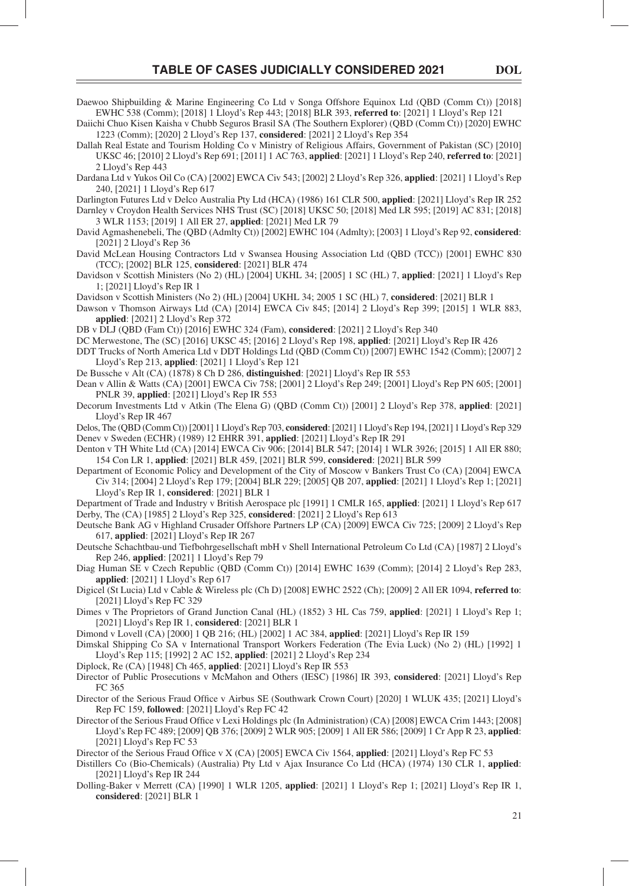Daewoo Shipbuilding & Marine Engineering Co Ltd v Songa Offshore Equinox Ltd (QBD (Comm Ct)) [2018] EWHC 538 (Comm); [2018] 1 Lloyd's Rep 443; [2018] BLR 393, **referred to**: [2021] 1 Lloyd's Rep 121

Daiichi Chuo Kisen Kaisha v Chubb Seguros Brasil SA (The Southern Explorer) (QBD (Comm Ct)) [2020] EWHC 1223 (Comm); [2020] 2 Lloyd's Rep 137, **considered**: [2021] 2 Lloyd's Rep 354

Dallah Real Estate and Tourism Holding Co v Ministry of Religious Affairs, Government of Pakistan (SC) [2010] UKSC 46; [2010] 2 Lloyd's Rep 691; [2011] 1 AC 763, **applied**: [2021] 1 Lloyd's Rep 240, **referred to**: [2021] 2 Lloyd's Rep 443

Dardana Ltd v Yukos Oil Co (CA) [2002] EWCA Civ 543; [2002] 2 Lloyd's Rep 326, **applied**: [2021] 1 Lloyd's Rep 240, [2021] 1 Lloyd's Rep 617

Darlington Futures Ltd v Delco Australia Pty Ltd (HCA) (1986) 161 CLR 500, **applied**: [2021] Lloyd's Rep IR 252

Darnley v Croydon Health Services NHS Trust (SC) [2018] UKSC 50; [2018] Med LR 595; [2019] AC 831; [2018] 3 WLR 1153; [2019] 1 All ER 27, **applied**: [2021] Med LR 79

David Agmashenebeli, The (QBD (Admlty Ct)) [2002] EWHC 104 (Admlty); [2003] 1 Lloyd's Rep 92, **considered**: [2021] 2 Lloyd's Rep 36

David McLean Housing Contractors Ltd v Swansea Housing Association Ltd (QBD (TCC)) [2001] EWHC 830 (TCC); [2002] BLR 125, **considered**: [2021] BLR 474

Davidson v Scottish Ministers (No 2) (HL) [2004] UKHL 34; [2005] 1 SC (HL) 7, **applied**: [2021] 1 Lloyd's Rep 1; [2021] Lloyd's Rep IR 1

Davidson v Scottish Ministers (No 2) (HL) [2004] UKHL 34; 2005 1 SC (HL) 7, **considered**: [2021] BLR 1

Dawson v Thomson Airways Ltd (CA) [2014] EWCA Civ 845; [2014] 2 Lloyd's Rep 399; [2015] 1 WLR 883, **applied**: [2021] 2 Lloyd's Rep 372

DB v DLJ (QBD (Fam Ct)) [2016] EWHC 324 (Fam), **considered**: [2021] 2 Lloyd's Rep 340

DC Merwestone, The (SC) [2016] UKSC 45; [2016] 2 Lloyd's Rep 198, **applied**: [2021] Lloyd's Rep IR 426

DDT Trucks of North America Ltd v DDT Holdings Ltd (QBD (Comm Ct)) [2007] EWHC 1542 (Comm); [2007] 2 Lloyd's Rep 213, **applied**: [2021] 1 Lloyd's Rep 121

De Bussche v Alt (CA) (1878) 8 Ch D 286, **distinguished**: [2021] Lloyd's Rep IR 553

Dean v Allin & Watts (CA) [2001] EWCA Civ 758; [2001] 2 Lloyd's Rep 249; [2001] Lloyd's Rep PN 605; [2001] PNLR 39, **applied**: [2021] Lloyd's Rep IR 553

Decorum Investments Ltd v Atkin (The Elena G) (QBD (Comm Ct)) [2001] 2 Lloyd's Rep 378, **applied**: [2021] Lloyd's Rep IR 467

Delos, The (QBD (Comm Ct)) [2001] 1 Lloyd's Rep 703, **considered**: [2021] 1 Lloyd's Rep 194, [2021] 1 Lloyd's Rep 329

Denev v Sweden (ECHR) (1989) 12 EHRR 391, **applied**: [2021] Lloyd's Rep IR 291

Denton v TH White Ltd (CA) [2014] EWCA Civ 906; [2014] BLR 547; [2014] 1 WLR 3926; [2015] 1 All ER 880; 154 Con LR 1, **applied**: [2021] BLR 459, [2021] BLR 599, **considered**: [2021] BLR 599

Department of Economic Policy and Development of the City of Moscow v Bankers Trust Co (CA) [2004] EWCA Civ 314; [2004] 2 Lloyd's Rep 179; [2004] BLR 229; [2005] QB 207, **applied**: [2021] 1 Lloyd's Rep 1; [2021] Lloyd's Rep IR 1, **considered**: [2021] BLR 1

Department of Trade and Industry v British Aerospace plc [1991] 1 CMLR 165, **applied**: [2021] 1 Lloyd's Rep 617

Derby, The (CA) [1985] 2 Lloyd's Rep 325, **considered**: [2021] 2 Lloyd's Rep 613

Deutsche Bank AG v Highland Crusader Offshore Partners LP (CA) [2009] EWCA Civ 725; [2009] 2 Lloyd's Rep 617, **applied**: [2021] Lloyd's Rep IR 267

Deutsche Schachtbau-und Tiefbohrgesellschaft mbH v Shell International Petroleum Co Ltd (CA) [1987] 2 Lloyd's Rep 246, **applied**: [2021] 1 Lloyd's Rep 79

Diag Human SE v Czech Republic (QBD (Comm Ct)) [2014] EWHC 1639 (Comm); [2014] 2 Lloyd's Rep 283, **applied**: [2021] 1 Lloyd's Rep 617

Digicel (St Lucia) Ltd v Cable & Wireless plc (Ch D) [2008] EWHC 2522 (Ch); [2009] 2 All ER 1094, **referred to**: [2021] Lloyd's Rep FC 329

Dimes v The Proprietors of Grand Junction Canal (HL) (1852) 3 HL Cas 759, **applied**: [2021] 1 Lloyd's Rep 1; [2021] Lloyd's Rep IR 1, **considered**: [2021] BLR 1

Dimond v Lovell (CA) [2000] 1 QB 216; (HL) [2002] 1 AC 384, **applied**: [2021] Lloyd's Rep IR 159

Dimskal Shipping Co SA v International Transport Workers Federation (The Evia Luck) (No 2) (HL) [1992] 1 Lloyd's Rep 115; [1992] 2 AC 152, **applied**: [2021] 2 Lloyd's Rep 234

Diplock, Re (CA) [1948] Ch 465, **applied**: [2021] Lloyd's Rep IR 553

Director of Public Prosecutions v McMahon and Others (IESC) [1986] IR 393, **considered**: [2021] Lloyd's Rep FC 365

Director of the Serious Fraud Office v Airbus SE (Southwark Crown Court) [2020] 1 WLUK 435; [2021] Lloyd's Rep FC 159, **followed**: [2021] Lloyd's Rep FC 42

Director of the Serious Fraud Office v Lexi Holdings plc (In Administration) (CA) [2008] EWCA Crim 1443; [2008] Lloyd's Rep FC 489; [2009] QB 376; [2009] 2 WLR 905; [2009] 1 All ER 586; [2009] 1 Cr App R 23, **applied**: [2021] Lloyd's Rep FC 53

Director of the Serious Fraud Office v X (CA) [2005] EWCA Civ 1564, **applied**: [2021] Lloyd's Rep FC 53

Distillers Co (Bio-Chemicals) (Australia) Pty Ltd v Ajax Insurance Co Ltd (HCA) (1974) 130 CLR 1, **applied**: [2021] Lloyd's Rep IR 244

Dolling-Baker v Merrett (CA) [1990] 1 WLR 1205, **applied**: [2021] 1 Lloyd's Rep 1; [2021] Lloyd's Rep IR 1, **considered**: [2021] BLR 1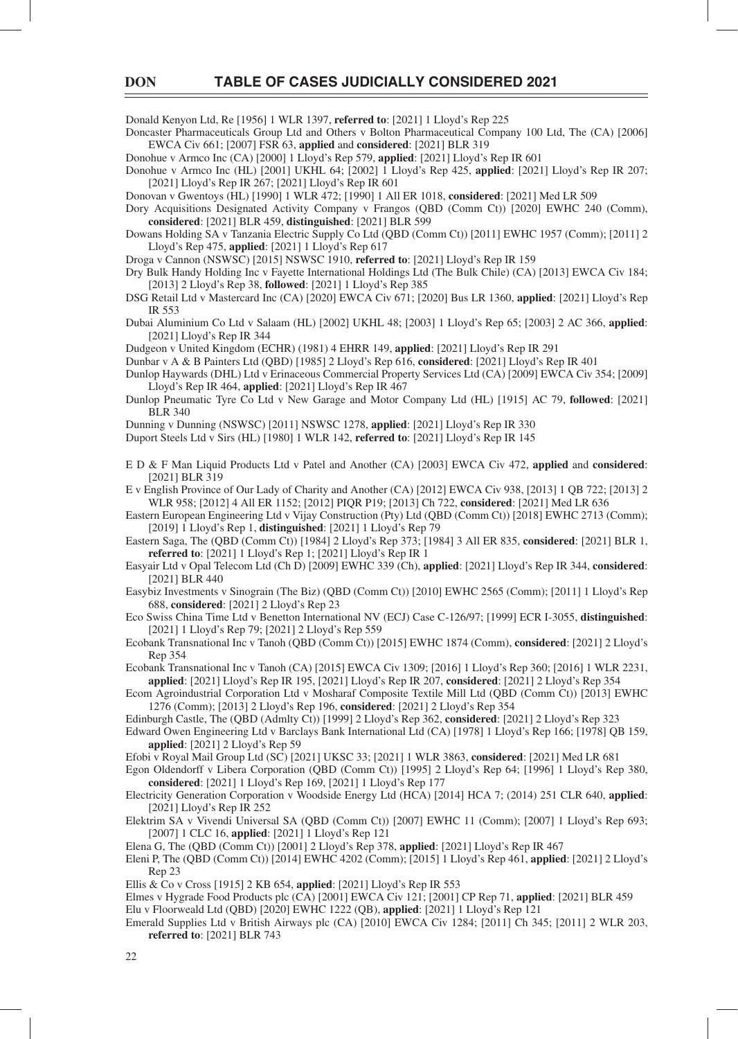Donald Kenyon Ltd, Re [1956] 1 WLR 1397, **referred to**: [2021] 1 Lloyd's Rep 225

Doncaster Pharmaceuticals Group Ltd and Others v Bolton Pharmaceutical Company 100 Ltd, The (CA) [2006] EWCA Civ 661; [2007] FSR 63, **applied** and **considered**: [2021] BLR 319

Donohue v Armco Inc (CA) [2000] 1 Lloyd's Rep 579, **applied**: [2021] Lloyd's Rep IR 601

Donohue v Armco Inc (HL) [2001] UKHL 64; [2002] 1 Lloyd's Rep 425, **applied**: [2021] Lloyd's Rep IR 207; [2021] Lloyd's Rep IR 267; [2021] Lloyd's Rep IR 601

Donovan v Gwentoys (HL) [1990] 1 WLR 472; [1990] 1 All ER 1018, **considered**: [2021] Med LR 509

Dory Acquisitions Designated Activity Company v Frangos (QBD (Comm Ct)) [2020] EWHC 240 (Comm), **considered**: [2021] BLR 459, **distinguished**: [2021] BLR 599

Dowans Holding SA v Tanzania Electric Supply Co Ltd (QBD (Comm Ct)) [2011] EWHC 1957 (Comm); [2011] 2 Lloyd's Rep 475, **applied**: [2021] 1 Lloyd's Rep 617

Droga v Cannon (NSWSC) [2015] NSWSC 1910, **referred to**: [2021] Lloyd's Rep IR 159

Dry Bulk Handy Holding Inc v Fayette International Holdings Ltd (The Bulk Chile) (CA) [2013] EWCA Civ 184; [2013] 2 Lloyd's Rep 38, **followed**: [2021] 1 Lloyd's Rep 385

DSG Retail Ltd v Mastercard Inc (CA) [2020] EWCA Civ 671; [2020] Bus LR 1360, **applied**: [2021] Lloyd's Rep IR 553

Dubai Aluminium Co Ltd v Salaam (HL) [2002] UKHL 48; [2003] 1 Lloyd's Rep 65; [2003] 2 AC 366, **applied**: [2021] Lloyd's Rep IR 344

Dudgeon v United Kingdom (ECHR) (1981) 4 EHRR 149, **applied**: [2021] Lloyd's Rep IR 291

Dunbar v A & B Painters Ltd (QBD) [1985] 2 Lloyd's Rep 616, **considered**: [2021] Lloyd's Rep IR 401

Dunlop Haywards (DHL) Ltd v Erinaceous Commercial Property Services Ltd (CA) [2009] EWCA Civ 354; [2009] Lloyd's Rep IR 464, **applied**: [2021] Lloyd's Rep IR 467

Dunlop Pneumatic Tyre Co Ltd v New Garage and Motor Company Ltd (HL) [1915] AC 79, **followed**: [2021] BLR 340

Dunning v Dunning (NSWSC) [2011] NSWSC 1278, **applied**: [2021] Lloyd's Rep IR 330

Duport Steels Ltd v Sirs (HL) [1980] 1 WLR 142, **referred to**: [2021] Lloyd's Rep IR 145

E D & F Man Liquid Products Ltd v Patel and Another (CA) [2003] EWCA Civ 472, **applied** and **considered**: [2021] BLR 319

E v English Province of Our Lady of Charity and Another (CA) [2012] EWCA Civ 938, [2013] 1 QB 722; [2013] 2 WLR 958; [2012] 4 All ER 1152; [2012] PIQR P19; [2013] Ch 722, **considered**: [2021] Med LR 636

Eastern European Engineering Ltd v Vijay Construction (Pty) Ltd (QBD (Comm Ct)) [2018] EWHC 2713 (Comm); [2019] 1 Lloyd's Rep 1, **distinguished**: [2021] 1 Lloyd's Rep 79

Eastern Saga, The (QBD (Comm Ct)) [1984] 2 Lloyd's Rep 373; [1984] 3 All ER 835, **considered**: [2021] BLR 1, **referred to**: [2021] 1 Lloyd's Rep 1; [2021] Lloyd's Rep IR 1

Easyair Ltd v Opal Telecom Ltd (Ch D) [2009] EWHC 339 (Ch), **applied**: [2021] Lloyd's Rep IR 344, **considered**: [2021] BLR 440

Easybiz Investments v Sinograin (The Biz) (QBD (Comm Ct)) [2010] EWHC 2565 (Comm); [2011] 1 Lloyd's Rep 688, **considered**: [2021] 2 Lloyd's Rep 23

Eco Swiss China Time Ltd v Benetton International NV (ECJ) Case C-126/97; [1999] ECR I-3055, **distinguished**: [2021] 1 Lloyd's Rep 79; [2021] 2 Lloyd's Rep 559

Ecobank Transnational Inc v Tanoh (QBD (Comm Ct)) [2015] EWHC 1874 (Comm), **considered**: [2021] 2 Lloyd's Rep 354

Ecobank Transnational Inc v Tanoh (CA) [2015] EWCA Civ 1309; [2016] 1 Lloyd's Rep 360; [2016] 1 WLR 2231, **applied**: [2021] Lloyd's Rep IR 195, [2021] Lloyd's Rep IR 207, **considered**: [2021] 2 Lloyd's Rep 354

Ecom Agroindustrial Corporation Ltd v Mosharaf Composite Textile Mill Ltd (QBD (Comm Ct)) [2013] EWHC 1276 (Comm); [2013] 2 Lloyd's Rep 196, **considered**: [2021] 2 Lloyd's Rep 354

Edinburgh Castle, The (QBD (Admlty Ct)) [1999] 2 Lloyd's Rep 362, **considered**: [2021] 2 Lloyd's Rep 323

Edward Owen Engineering Ltd v Barclays Bank International Ltd (CA) [1978] 1 Lloyd's Rep 166; [1978] QB 159, **applied**: [2021] 2 Lloyd's Rep 59

Efobi v Royal Mail Group Ltd (SC) [2021] UKSC 33; [2021] 1 WLR 3863, **considered**: [2021] Med LR 681

Egon Oldendorff v Libera Corporation (QBD (Comm Ct)) [1995] 2 Lloyd's Rep 64; [1996] 1 Lloyd's Rep 380, **considered**: [2021] 1 Lloyd's Rep 169, [2021] 1 Lloyd's Rep 177

Electricity Generation Corporation v Woodside Energy Ltd (HCA) [2014] HCA 7; (2014) 251 CLR 640, **applied**: [2021] Lloyd's Rep IR 252

Elektrim SA v Vivendi Universal SA (QBD (Comm Ct)) [2007] EWHC 11 (Comm); [2007] 1 Lloyd's Rep 693; [2007] 1 CLC 16, **applied**: [2021] 1 Lloyd's Rep 121

Elena G, The (QBD (Comm Ct)) [2001] 2 Lloyd's Rep 378, **applied**: [2021] Lloyd's Rep IR 467

Eleni P, The (QBD (Comm Ct)) [2014] EWHC 4202 (Comm); [2015] 1 Lloyd's Rep 461, **applied**: [2021] 2 Lloyd's Rep 23

Ellis & Co v Cross [1915] 2 KB 654, **applied**: [2021] Lloyd's Rep IR 553

Elmes v Hygrade Food Products plc (CA) [2001] EWCA Civ 121; [2001] CP Rep 71, **applied**: [2021] BLR 459

Elu v Floorweald Ltd (QBD) [2020] EWHC 1222 (QB), **applied**: [2021] 1 Lloyd's Rep 121

Emerald Supplies Ltd v British Airways plc (CA) [2010] EWCA Civ 1284; [2011] Ch 345; [2011] 2 WLR 203, **referred to**: [2021] BLR 743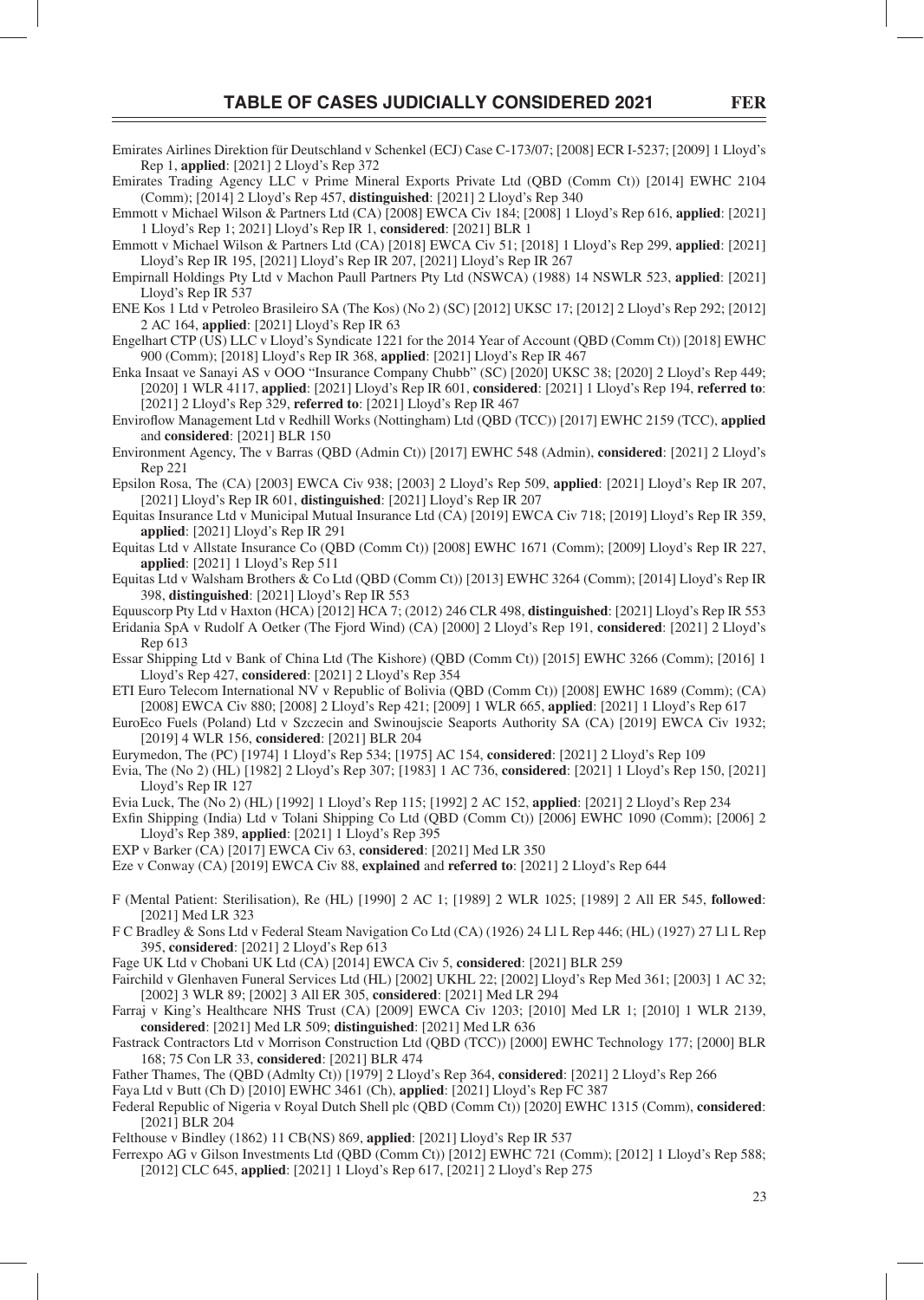Emirates Airlines Direktion für Deutschland v Schenkel (ECJ) Case C-173/07; [2008] ECR I-5237; [2009] 1 Lloyd's Rep 1, **applied**: [2021] 2 Lloyd's Rep 372

Emirates Trading Agency LLC v Prime Mineral Exports Private Ltd (QBD (Comm Ct)) [2014] EWHC 2104 (Comm); [2014] 2 Lloyd's Rep 457, **distinguished**: [2021] 2 Lloyd's Rep 340

Emmott v Michael Wilson & Partners Ltd (CA) [2008] EWCA Civ 184; [2008] 1 Lloyd's Rep 616, **applied**: [2021] 1 Lloyd's Rep 1; 2021] Lloyd's Rep IR 1, **considered**: [2021] BLR 1

Emmott v Michael Wilson & Partners Ltd (CA) [2018] EWCA Civ 51; [2018] 1 Lloyd's Rep 299, **applied**: [2021] Lloyd's Rep IR 195, [2021] Lloyd's Rep IR 207, [2021] Lloyd's Rep IR 267

Empirnall Holdings Pty Ltd v Machon Paull Partners Pty Ltd (NSWCA) (1988) 14 NSWLR 523, **applied**: [2021] Lloyd's Rep IR 537

ENE Kos 1 Ltd v Petroleo Brasileiro SA (The Kos) (No 2) (SC) [2012] UKSC 17; [2012] 2 Lloyd's Rep 292; [2012] 2 AC 164, **applied**: [2021] Lloyd's Rep IR 63

Engelhart CTP (US) LLC v Lloyd's Syndicate 1221 for the 2014 Year of Account (QBD (Comm Ct)) [2018] EWHC 900 (Comm); [2018] Lloyd's Rep IR 368, **applied**: [2021] Lloyd's Rep IR 467

Enka Insaat ve Sanayi AS v OOO "Insurance Company Chubb" (SC) [2020] UKSC 38; [2020] 2 Lloyd's Rep 449; [2020] 1 WLR 4117, **applied**: [2021] Lloyd's Rep IR 601, **considered**: [2021] 1 Lloyd's Rep 194, **referred to**: [2021] 2 Lloyd's Rep 329, **referred to**: [2021] Lloyd's Rep IR 467

Enviroflow Management Ltd v Redhill Works (Nottingham) Ltd (QBD (TCC)) [2017] EWHC 2159 (TCC), **applied** and **considered**: [2021] BLR 150

Environment Agency, The v Barras (QBD (Admin Ct)) [2017] EWHC 548 (Admin), **considered**: [2021] 2 Lloyd's Rep 221

Epsilon Rosa, The (CA) [2003] EWCA Civ 938; [2003] 2 Lloyd's Rep 509, **applied**: [2021] Lloyd's Rep IR 207, [2021] Lloyd's Rep IR 601, **distinguished**: [2021] Lloyd's Rep IR 207

Equitas Insurance Ltd v Municipal Mutual Insurance Ltd (CA) [2019] EWCA Civ 718; [2019] Lloyd's Rep IR 359, **applied**: [2021] Lloyd's Rep IR 291

Equitas Ltd v Allstate Insurance Co (QBD (Comm Ct)) [2008] EWHC 1671 (Comm); [2009] Lloyd's Rep IR 227, **applied**: [2021] 1 Lloyd's Rep 511

Equitas Ltd v Walsham Brothers & Co Ltd (QBD (Comm Ct)) [2013] EWHC 3264 (Comm); [2014] Lloyd's Rep IR 398, **distinguished**: [2021] Lloyd's Rep IR 553

Equuscorp Pty Ltd v Haxton (HCA) [2012] HCA 7; (2012) 246 CLR 498, **distinguished**: [2021] Lloyd's Rep IR 553

Eridania SpA v Rudolf A Oetker (The Fjord Wind) (CA) [2000] 2 Lloyd's Rep 191, **considered**: [2021] 2 Lloyd's Rep 613

Essar Shipping Ltd v Bank of China Ltd (The Kishore) (QBD (Comm Ct)) [2015] EWHC 3266 (Comm); [2016] 1 Lloyd's Rep 427, **considered**: [2021] 2 Lloyd's Rep 354

ETI Euro Telecom International NV v Republic of Bolivia (QBD (Comm Ct)) [2008] EWHC 1689 (Comm); (CA) [2008] EWCA Civ 880; [2008] 2 Lloyd's Rep 421; [2009] 1 WLR 665, **applied**: [2021] 1 Lloyd's Rep 617

EuroEco Fuels (Poland) Ltd v Szczecin and Swinoujscie Seaports Authority SA (CA) [2019] EWCA Civ 1932; [2019] 4 WLR 156, **considered**: [2021] BLR 204

Eurymedon, The (PC) [1974] 1 Lloyd's Rep 534; [1975] AC 154, **considered**: [2021] 2 Lloyd's Rep 109

Evia, The (No 2) (HL) [1982] 2 Lloyd's Rep 307; [1983] 1 AC 736, **considered**: [2021] 1 Lloyd's Rep 150, [2021] Lloyd's Rep IR 127

Evia Luck, The (No 2) (HL) [1992] 1 Lloyd's Rep 115; [1992] 2 AC 152, **applied**: [2021] 2 Lloyd's Rep 234

Exfin Shipping (India) Ltd v Tolani Shipping Co Ltd (QBD (Comm Ct)) [2006] EWHC 1090 (Comm); [2006] 2 Lloyd's Rep 389, **applied**: [2021] 1 Lloyd's Rep 395

EXP v Barker (CA) [2017] EWCA Civ 63, **considered**: [2021] Med LR 350

Eze v Conway (CA) [2019] EWCA Civ 88, **explained** and **referred to**: [2021] 2 Lloyd's Rep 644

F (Mental Patient: Sterilisation), Re (HL) [1990] 2 AC 1; [1989] 2 WLR 1025; [1989] 2 All ER 545, **followed**: [2021] Med LR 323

F C Bradley & Sons Ltd v Federal Steam Navigation Co Ltd (CA) (1926) 24 Ll L Rep 446; (HL) (1927) 27 Ll L Rep 395, **considered**: [2021] 2 Lloyd's Rep 613

Fage UK Ltd v Chobani UK Ltd (CA) [2014] EWCA Civ 5, **considered**: [2021] BLR 259

Fairchild v Glenhaven Funeral Services Ltd (HL) [2002] UKHL 22; [2002] Lloyd's Rep Med 361; [2003] 1 AC 32; [2002] 3 WLR 89; [2002] 3 All ER 305, **considered**: [2021] Med LR 294

Farraj v King's Healthcare NHS Trust (CA) [2009] EWCA Civ 1203; [2010] Med LR 1; [2010] 1 WLR 2139, **considered**: [2021] Med LR 509; **distinguished**: [2021] Med LR 636

Fastrack Contractors Ltd v Morrison Construction Ltd (QBD (TCC)) [2000] EWHC Technology 177; [2000] BLR 168; 75 Con LR 33, **considered**: [2021] BLR 474

Father Thames, The (QBD (Admlty Ct)) [1979] 2 Lloyd's Rep 364, **considered**: [2021] 2 Lloyd's Rep 266

Faya Ltd v Butt (Ch D) [2010] EWHC 3461 (Ch), **applied**: [2021] Lloyd's Rep FC 387

Federal Republic of Nigeria v Royal Dutch Shell plc (QBD (Comm Ct)) [2020] EWHC 1315 (Comm), **considered**: [2021] BLR 204

Felthouse v Bindley (1862) 11 CB(NS) 869, **applied**: [2021] Lloyd's Rep IR 537

Ferrexpo AG v Gilson Investments Ltd (QBD (Comm Ct)) [2012] EWHC 721 (Comm); [2012] 1 Lloyd's Rep 588; [2012] CLC 645, **applied**: [2021] 1 Lloyd's Rep 617, [2021] 2 Lloyd's Rep 275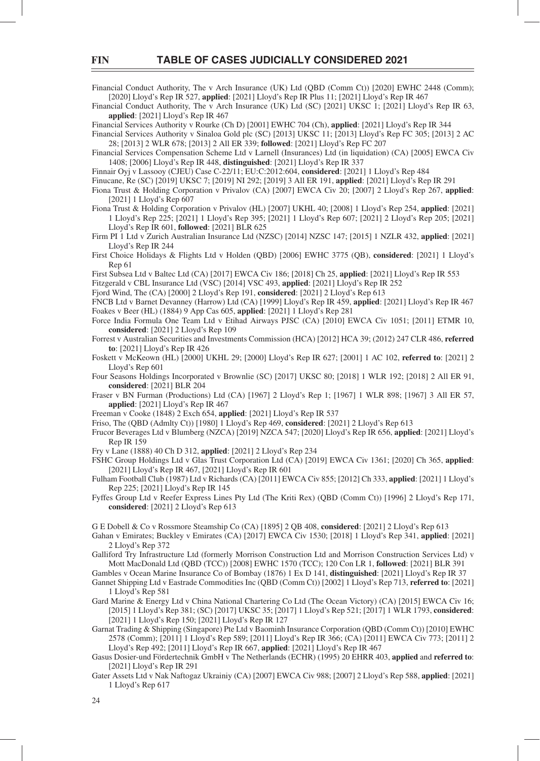Financial Conduct Authority, The v Arch Insurance (UK) Ltd (QBD (Comm Ct)) [2020] EWHC 2448 (Comm); [2020] Lloyd's Rep IR 527, **applied**: [2021] Lloyd's Rep IR Plus 11; [2021] Lloyd's Rep IR 467

Financial Conduct Authority, The v Arch Insurance (UK) Ltd (SC) [2021] UKSC 1; [2021] Lloyd's Rep IR 63, **applied**: [2021] Lloyd's Rep IR 467

Financial Services Authority v Rourke (Ch D) [2001] EWHC 704 (Ch), **applied**: [2021] Lloyd's Rep IR 344

Financial Services Authority v Sinaloa Gold plc (SC) [2013] UKSC 11; [2013] Lloyd's Rep FC 305; [2013] 2 AC 28; [2013] 2 WLR 678; [2013] 2 All ER 339; **followed**: [2021] Lloyd's Rep FC 207

Financial Services Compensation Scheme Ltd v Larnell (Insurances) Ltd (in liquidation) (CA) [2005] EWCA Civ 1408; [2006] Lloyd's Rep IR 448, **distinguished**: [2021] Lloyd's Rep IR 337

Finnair Oyj v Lassooy (CJEU) Case C-22/11; EU:C:2012:604, **considered**: [2021] 1 Lloyd's Rep 484

Finucane, Re (SC) [2019] UKSC 7; [2019] NI 292; [2019] 3 All ER 191, **applied**: [2021] Lloyd's Rep IR 291

Fiona Trust & Holding Corporation v Privalov (CA) [2007] EWCA Civ 20; [2007] 2 Lloyd's Rep 267, **applied**: [2021] 1 Lloyd's Rep 607

Fiona Trust & Holding Corporation v Privalov (HL) [2007] UKHL 40; [2008] 1 Lloyd's Rep 254, **applied**: [2021] 1 Lloyd's Rep 225; [2021] 1 Lloyd's Rep 395; [2021] 1 Lloyd's Rep 607; [2021] 2 Lloyd's Rep 205; [2021] Lloyd's Rep IR 601, **followed**: [2021] BLR 625

Firm PI 1 Ltd v Zurich Australian Insurance Ltd (NZSC) [2014] NZSC 147; [2015] 1 NZLR 432, **applied**: [2021] Lloyd's Rep IR 244

First Choice Holidays & Flights Ltd v Holden (QBD) [2006] EWHC 3775 (QB), **considered**: [2021] 1 Lloyd's Rep 61

First Subsea Ltd v Baltec Ltd (CA) [2017] EWCA Civ 186; [2018] Ch 25, **applied**: [2021] Lloyd's Rep IR 553

Fitzgerald v CBL Insurance Ltd (VSC) [2014] VSC 493, **applied**: [2021] Lloyd's Rep IR 252

Fjord Wind, The (CA) [2000] 2 Lloyd's Rep 191, **considered**: [2021] 2 Lloyd's Rep 613

FNCB Ltd v Barnet Devanney (Harrow) Ltd (CA) [1999] Lloyd's Rep IR 459, **applied**: [2021] Lloyd's Rep IR 467

Foakes v Beer (HL) (1884) 9 App Cas 605, **applied**: [2021] 1 Lloyd's Rep 281

Force India Formula One Team Ltd v Etihad Airways PJSC (CA) [2010] EWCA Civ 1051; [2011] ETMR 10, **considered**: [2021] 2 Lloyd's Rep 109

Forrest v Australian Securities and Investments Commission (HCA) [2012] HCA 39; (2012) 247 CLR 486, **referred to**: [2021] Lloyd's Rep IR 426

Foskett v McKeown (HL) [2000] UKHL 29; [2000] Lloyd's Rep IR 627; [2001] 1 AC 102, **referred to**: [2021] 2 Lloyd's Rep 601

Four Seasons Holdings Incorporated v Brownlie (SC) [2017] UKSC 80; [2018] 1 WLR 192; [2018] 2 All ER 91, **considered**: [2021] BLR 204

Fraser v BN Furman (Productions) Ltd (CA) [1967] 2 Lloyd's Rep 1; [1967] 1 WLR 898; [1967] 3 All ER 57, **applied**: [2021] Lloyd's Rep IR 467

Freeman v Cooke (1848) 2 Exch 654, **applied**: [2021] Lloyd's Rep IR 537

Friso, The (QBD (Admlty Ct)) [1980] 1 Lloyd's Rep 469, **considered**: [2021] 2 Lloyd's Rep 613

Frucor Beverages Ltd v Blumberg (NZCA) [2019] NZCA 547; [2020] Lloyd's Rep IR 656, **applied**: [2021] Lloyd's Rep IR 159

Fry v Lane (1888) 40 Ch D 312, **applied**: [2021] 2 Lloyd's Rep 234

FSHC Group Holdings Ltd v Glas Trust Corporation Ltd (CA) [2019] EWCA Civ 1361; [2020] Ch 365, **applied**: [2021] Lloyd's Rep IR 467, [2021] Lloyd's Rep IR 601

Fulham Football Club (1987) Ltd v Richards (CA) [2011] EWCA Civ 855; [2012] Ch 333, **applied**: [2021] 1 Lloyd's Rep 225; [2021] Lloyd's Rep IR 145

Fyffes Group Ltd v Reefer Express Lines Pty Ltd (The Kriti Rex) (QBD (Comm Ct)) [1996] 2 Lloyd's Rep 171, **considered**: [2021] 2 Lloyd's Rep 613

G E Dobell & Co v Rossmore Steamship Co (CA) [1895] 2 QB 408, **considered**: [2021] 2 Lloyd's Rep 613

Gahan v Emirates; Buckley v Emirates (CA) [2017] EWCA Civ 1530; [2018] 1 Lloyd's Rep 341, **applied**: [2021] 2 Lloyd's Rep 372

Galliford Try Infrastructure Ltd (formerly Morrison Construction Ltd and Morrison Construction Services Ltd) v Mott MacDonald Ltd (QBD (TCC)) [2008] EWHC 1570 (TCC); 120 Con LR 1, **followed**: [2021] BLR 391

Gambles v Ocean Marine Insurance Co of Bombay (1876) 1 Ex D 141, **distinguished**: [2021] Lloyd's Rep IR 37

Gannet Shipping Ltd v Eastrade Commodities Inc (QBD (Comm Ct)) [2002] 1 Lloyd's Rep 713, **referred to**: [2021] 1 Lloyd's Rep 581

Gard Marine & Energy Ltd v China National Chartering Co Ltd (The Ocean Victory) (CA) [2015] EWCA Civ 16; [2015] 1 Lloyd's Rep 381; (SC) [2017] UKSC 35; [2017] 1 Lloyd's Rep 521; [2017] 1 WLR 1793, **considered**: [2021] 1 Lloyd's Rep 150; [2021] Lloyd's Rep IR 127

Garnat Trading & Shipping (Singapore) Pte Ltd v Baominh Insurance Corporation (QBD (Comm Ct)) [2010] EWHC 2578 (Comm); [2011] 1 Lloyd's Rep 589; [2011] Lloyd's Rep IR 366; (CA) [2011] EWCA Civ 773; [2011] 2 Lloyd's Rep 492; [2011] Lloyd's Rep IR 667, **applied**: [2021] Lloyd's Rep IR 467

Gasus Dosier-und Fördertechnik GmbH v The Netherlands (ECHR) (1995) 20 EHRR 403, **applied** and **referred to**: [2021] Lloyd's Rep IR 291

Gater Assets Ltd v Nak Naftogaz Ukrainiy (CA) [2007] EWCA Civ 988; [2007] 2 Lloyd's Rep 588, **applied**: [2021] 1 Lloyd's Rep 617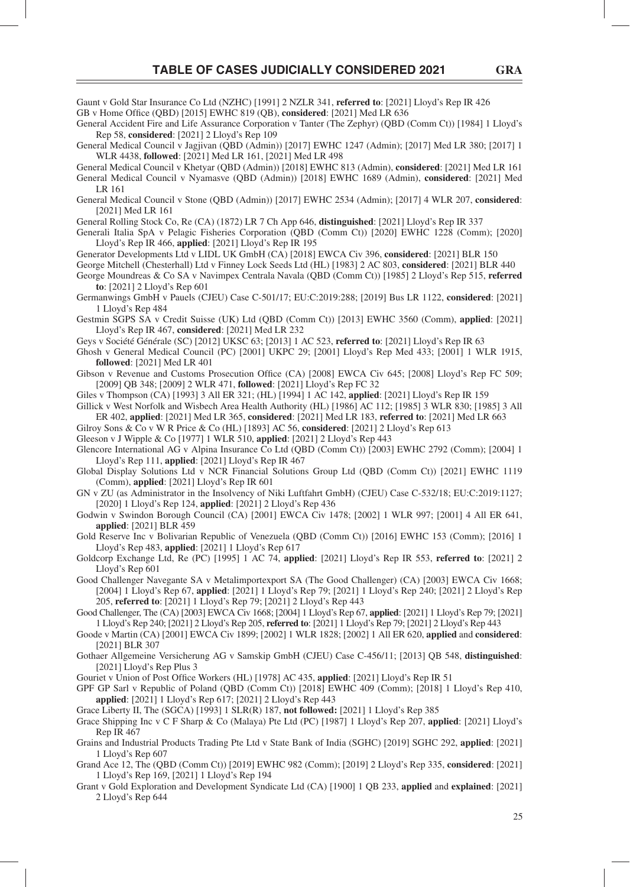Gaunt v Gold Star Insurance Co Ltd (NZHC) [1991] 2 NZLR 341, **referred to**: [2021] Lloyd's Rep IR 426

GB v Home Office (QBD) [2015] EWHC 819 (QB), **considered**: [2021] Med LR 636

General Accident Fire and Life Assurance Corporation v Tanter (The Zephyr) (QBD (Comm Ct)) [1984] 1 Lloyd's Rep 58, **considered**: [2021] 2 Lloyd's Rep 109

General Medical Council v Jagjivan (QBD (Admin)) [2017] EWHC 1247 (Admin); [2017] Med LR 380; [2017] 1 WLR 4438, **followed**: [2021] Med LR 161, [2021] Med LR 498

General Medical Council v Khetyar (QBD (Admin)) [2018] EWHC 813 (Admin), **considered**: [2021] Med LR 161

General Medical Council v Nyamasve (QBD (Admin)) [2018] EWHC 1689 (Admin), **considered**: [2021] Med LR 161

General Medical Council v Stone (QBD (Admin)) [2017] EWHC 2534 (Admin); [2017] 4 WLR 207, **considered**: [2021] Med LR 161

General Rolling Stock Co, Re (CA) (1872) LR 7 Ch App 646, **distinguished**: [2021] Lloyd's Rep IR 337

Generali Italia SpA v Pelagic Fisheries Corporation (QBD (Comm Ct)) [2020] EWHC 1228 (Comm); [2020] Lloyd's Rep IR 466, **applied**: [2021] Lloyd's Rep IR 195

Generator Developments Ltd v LIDL UK GmbH (CA) [2018] EWCA Civ 396, **considered**: [2021] BLR 150

George Mitchell (Chesterhall) Ltd v Finney Lock Seeds Ltd (HL) [1983] 2 AC 803, **considered**: [2021] BLR 440

George Moundreas & Co SA v Navimpex Centrala Navala (QBD (Comm Ct)) [1985] 2 Lloyd's Rep 515, **referred to**: [2021] 2 Lloyd's Rep 601

Germanwings GmbH v Pauels (CJEU) Case C-501/17; EU:C:2019:288; [2019] Bus LR 1122, **considered**: [2021] 1 Lloyd's Rep 484

Gestmin SGPS SA v Credit Suisse (UK) Ltd (QBD (Comm Ct)) [2013] EWHC 3560 (Comm), **applied**: [2021] Lloyd's Rep IR 467, **considered**: [2021] Med LR 232

Geys v Société Générale (SC) [2012] UKSC 63; [2013] 1 AC 523, **referred to**: [2021] Lloyd's Rep IR 63

Ghosh v General Medical Council (PC) [2001] UKPC 29; [2001] Lloyd's Rep Med 433; [2001] 1 WLR 1915, **followed**: [2021] Med LR 401

Gibson v Revenue and Customs Prosecution Office (CA) [2008] EWCA Civ 645; [2008] Lloyd's Rep FC 509; [2009] QB 348; [2009] 2 WLR 471, **followed**: [2021] Lloyd's Rep FC 32

Giles v Thompson (CA) [1993] 3 All ER 321; (HL) [1994] 1 AC 142, **applied**: [2021] Lloyd's Rep IR 159

Gillick v West Norfolk and Wisbech Area Health Authority (HL) [1986] AC 112; [1985] 3 WLR 830; [1985] 3 All ER 402, **applied**: [2021] Med LR 365, **considered**: [2021] Med LR 183, **referred to**: [2021] Med LR 663

Gilroy Sons & Co v W R Price & Co (HL) [1893] AC 56, **considered**: [2021] 2 Lloyd's Rep 613

Gleeson v J Wipple & Co [1977] 1 WLR 510, **applied**: [2021] 2 Lloyd's Rep 443

Glencore International AG v Alpina Insurance Co Ltd (QBD (Comm Ct)) [2003] EWHC 2792 (Comm); [2004] 1 Lloyd's Rep 111, **applied**: [2021] Lloyd's Rep IR 467

Global Display Solutions Ltd v NCR Financial Solutions Group Ltd (QBD (Comm Ct)) [2021] EWHC 1119 (Comm), **applied**: [2021] Lloyd's Rep IR 601

GN v ZU (as Administrator in the Insolvency of Niki Luftfahrt GmbH) (CJEU) Case C-532/18; EU:C:2019:1127; [2020] 1 Lloyd's Rep 124, **applied**: [2021] 2 Lloyd's Rep 436

Godwin v Swindon Borough Council (CA) [2001] EWCA Civ 1478; [2002] 1 WLR 997; [2001] 4 All ER 641, **applied**: [2021] BLR 459

Gold Reserve Inc v Bolivarian Republic of Venezuela (QBD (Comm Ct)) [2016] EWHC 153 (Comm); [2016] 1 Lloyd's Rep 483, **applied**: [2021] 1 Lloyd's Rep 617

Goldcorp Exchange Ltd, Re (PC) [1995] 1 AC 74, **applied**: [2021] Lloyd's Rep IR 553, **referred to**: [2021] 2 Lloyd's Rep 601

Good Challenger Navegante SA v Metalimportexport SA (The Good Challenger) (CA) [2003] EWCA Civ 1668; [2004] 1 Lloyd's Rep 67, **applied**: [2021] 1 Lloyd's Rep 79; [2021] 1 Lloyd's Rep 240; [2021] 2 Lloyd's Rep 205, **referred to**: [2021] 1 Lloyd's Rep 79; [2021] 2 Lloyd's Rep 443

Good Challenger, The (CA) [2003] EWCA Civ 1668; [2004] 1 Lloyd's Rep 67, **applied**: [2021] 1 Lloyd's Rep 79; [2021] 1 Lloyd's Rep 240; [2021] 2 Lloyd's Rep 205, **referred to**: [2021] 1 Lloyd's Rep 79; [2021] 2 Lloyd's Rep 443

Goode v Martin (CA) [2001] EWCA Civ 1899; [2002] 1 WLR 1828; [2002] 1 All ER 620, **applied** and **considered**: [2021] BLR 307

Gothaer Allgemeine Versicherung AG v Samskip GmbH (CJEU) Case C-456/11; [2013] QB 548, **distinguished**: [2021] Lloyd's Rep Plus 3

Gouriet v Union of Post Office Workers (HL) [1978] AC 435, **applied**: [2021] Lloyd's Rep IR 51

GPF GP Sarl v Republic of Poland (QBD (Comm Ct)) [2018] EWHC 409 (Comm); [2018] 1 Lloyd's Rep 410, **applied**: [2021] 1 Lloyd's Rep 617; [2021] 2 Lloyd's Rep 443

Grace Liberty II, The (SGCA) [1993] 1 SLR(R) 187, **not followed:** [2021] 1 Lloyd's Rep 385

Grace Shipping Inc v C F Sharp & Co (Malaya) Pte Ltd (PC) [1987] 1 Lloyd's Rep 207, **applied**: [2021] Lloyd's Rep IR 467

Grains and Industrial Products Trading Pte Ltd v State Bank of India (SGHC) [2019] SGHC 292, **applied**: [2021] 1 Lloyd's Rep 607

Grand Ace 12, The (QBD (Comm Ct)) [2019] EWHC 982 (Comm); [2019] 2 Lloyd's Rep 335, **considered**: [2021] 1 Lloyd's Rep 169, [2021] 1 Lloyd's Rep 194

Grant v Gold Exploration and Development Syndicate Ltd (CA) [1900] 1 QB 233, **applied** and **explained**: [2021] 2 Lloyd's Rep 644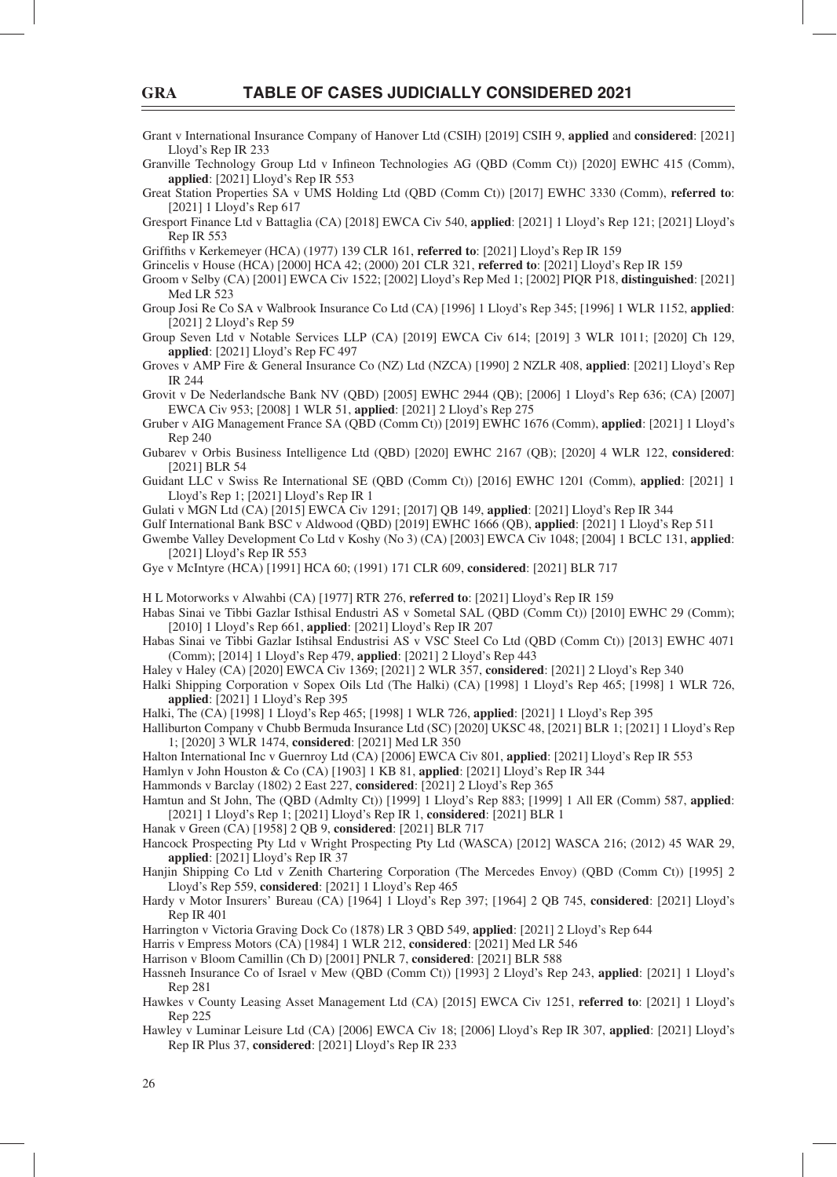Grant v International Insurance Company of Hanover Ltd (CSIH) [2019] CSIH 9, **applied** and **considered**: [2021] Lloyd's Rep IR 233

Granville Technology Group Ltd v Infineon Technologies AG (QBD (Comm Ct)) [2020] EWHC 415 (Comm), **applied**: [2021] Lloyd's Rep IR 553

Great Station Properties SA v UMS Holding Ltd (QBD (Comm Ct)) [2017] EWHC 3330 (Comm), **referred to**: [2021] 1 Lloyd's Rep 617

Gresport Finance Ltd v Battaglia (CA) [2018] EWCA Civ 540, **applied**: [2021] 1 Lloyd's Rep 121; [2021] Lloyd's Rep IR 553

Griffiths v Kerkemeyer (HCA) (1977) 139 CLR 161, **referred to**: [2021] Lloyd's Rep IR 159

Grincelis v House (HCA) [2000] HCA 42; (2000) 201 CLR 321, **referred to**: [2021] Lloyd's Rep IR 159

Groom v Selby (CA) [2001] EWCA Civ 1522; [2002] Lloyd's Rep Med 1; [2002] PIQR P18, **distinguished**: [2021] Med LR 523

Group Josi Re Co SA v Walbrook Insurance Co Ltd (CA) [1996] 1 Lloyd's Rep 345; [1996] 1 WLR 1152, **applied**: [2021] 2 Lloyd's Rep 59

Group Seven Ltd v Notable Services LLP (CA) [2019] EWCA Civ 614; [2019] 3 WLR 1011; [2020] Ch 129, **applied**: [2021] Lloyd's Rep FC 497

Groves v AMP Fire & General Insurance Co (NZ) Ltd (NZCA) [1990] 2 NZLR 408, **applied**: [2021] Lloyd's Rep IR 244

Grovit v De Nederlandsche Bank NV (QBD) [2005] EWHC 2944 (QB); [2006] 1 Lloyd's Rep 636; (CA) [2007] EWCA Civ 953; [2008] 1 WLR 51, **applied**: [2021] 2 Lloyd's Rep 275

Gruber v AIG Management France SA (QBD (Comm Ct)) [2019] EWHC 1676 (Comm), **applied**: [2021] 1 Lloyd's Rep 240

Gubarev v Orbis Business Intelligence Ltd (QBD) [2020] EWHC 2167 (QB); [2020] 4 WLR 122, **considered**: [2021] BLR 54

Guidant LLC v Swiss Re International SE (QBD (Comm Ct)) [2016] EWHC 1201 (Comm), **applied**: [2021] 1 Lloyd's Rep 1; [2021] Lloyd's Rep IR 1

Gulati v MGN Ltd (CA) [2015] EWCA Civ 1291; [2017] QB 149, **applied**: [2021] Lloyd's Rep IR 344

Gulf International Bank BSC v Aldwood (QBD) [2019] EWHC 1666 (QB), **applied**: [2021] 1 Lloyd's Rep 511

Gwembe Valley Development Co Ltd v Koshy (No 3) (CA) [2003] EWCA Civ 1048; [2004] 1 BCLC 131, **applied**: [2021] Lloyd's Rep IR 553

Gye v McIntyre (HCA) [1991] HCA 60; (1991) 171 CLR 609, **considered**: [2021] BLR 717

H L Motorworks v Alwahbi (CA) [1977] RTR 276, **referred to**: [2021] Lloyd's Rep IR 159

Habas Sinai ve Tibbi Gazlar Isthisal Endustri AS v Sometal SAL (QBD (Comm Ct)) [2010] EWHC 29 (Comm); [2010] 1 Lloyd's Rep 661, **applied**: [2021] Lloyd's Rep IR 207

Habas Sinai ve Tibbi Gazlar Istihsal Endustrisi AS v VSC Steel Co Ltd (QBD (Comm Ct)) [2013] EWHC 4071 (Comm); [2014] 1 Lloyd's Rep 479, **applied**: [2021] 2 Lloyd's Rep 443

Haley v Haley (CA) [2020] EWCA Civ 1369; [2021] 2 WLR 357, **considered**: [2021] 2 Lloyd's Rep 340

Halki Shipping Corporation v Sopex Oils Ltd (The Halki) (CA) [1998] 1 Lloyd's Rep 465; [1998] 1 WLR 726, **applied**: [2021] 1 Lloyd's Rep 395

Halki, The (CA) [1998] 1 Lloyd's Rep 465; [1998] 1 WLR 726, **applied**: [2021] 1 Lloyd's Rep 395

Halliburton Company v Chubb Bermuda Insurance Ltd (SC) [2020] UKSC 48, [2021] BLR 1; [2021] 1 Lloyd's Rep 1; [2020] 3 WLR 1474, **considered**: [2021] Med LR 350

Halton International Inc v Guernroy Ltd (CA) [2006] EWCA Civ 801, **applied**: [2021] Lloyd's Rep IR 553

Hamlyn v John Houston & Co (CA) [1903] 1 KB 81, **applied**: [2021] Lloyd's Rep IR 344

Hammonds v Barclay (1802) 2 East 227, **considered**: [2021] 2 Lloyd's Rep 365

Hamtun and St John, The (QBD (Admlty Ct)) [1999] 1 Lloyd's Rep 883; [1999] 1 All ER (Comm) 587, **applied**: [2021] 1 Lloyd's Rep 1; [2021] Lloyd's Rep IR 1, **considered**: [2021] BLR 1

Hanak v Green (CA) [1958] 2 QB 9, **considered**: [2021] BLR 717

Hancock Prospecting Pty Ltd v Wright Prospecting Pty Ltd (WASCA) [2012] WASCA 216; (2012) 45 WAR 29, **applied**: [2021] Lloyd's Rep IR 37

Hanjin Shipping Co Ltd v Zenith Chartering Corporation (The Mercedes Envoy) (QBD (Comm Ct)) [1995] 2 Lloyd's Rep 559, **considered**: [2021] 1 Lloyd's Rep 465

Hardy v Motor Insurers' Bureau (CA) [1964] 1 Lloyd's Rep 397; [1964] 2 QB 745, **considered**: [2021] Lloyd's Rep IR 401

Harrington v Victoria Graving Dock Co (1878) LR 3 QBD 549, **applied**: [2021] 2 Lloyd's Rep 644

Harris v Empress Motors (CA) [1984] 1 WLR 212, **considered**: [2021] Med LR 546

Harrison v Bloom Camillin (Ch D) [2001] PNLR 7, **considered**: [2021] BLR 588

Hassneh Insurance Co of Israel v Mew (QBD (Comm Ct)) [1993] 2 Lloyd's Rep 243, **applied**: [2021] 1 Lloyd's Rep 281

Hawkes v County Leasing Asset Management Ltd (CA) [2015] EWCA Civ 1251, **referred to**: [2021] 1 Lloyd's Rep 225

Hawley v Luminar Leisure Ltd (CA) [2006] EWCA Civ 18; [2006] Lloyd's Rep IR 307, **applied**: [2021] Lloyd's Rep IR Plus 37, **considered**: [2021] Lloyd's Rep IR 233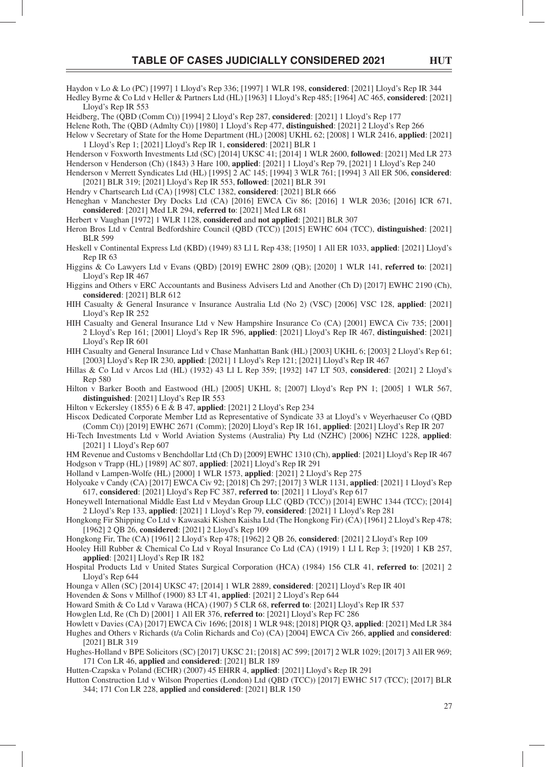Haydon v Lo & Lo (PC) [1997] 1 Lloyd's Rep 336; [1997] 1 WLR 198, **considered**: [2021] Lloyd's Rep IR 344

Hedley Byrne & Co Ltd v Heller & Partners Ltd (HL) [1963] 1 Lloyd's Rep 485; [1964] AC 465, **considered**: [2021] Lloyd's Rep IR 553

Heidberg, The (QBD (Comm Ct)) [1994] 2 Lloyd's Rep 287, **considered**: [2021] 1 Lloyd's Rep 177

Helene Roth, The (QBD (Admlty Ct)) [1980] 1 Lloyd's Rep 477, **distinguished**: [2021] 2 Lloyd's Rep 266

Helow v Secretary of State for the Home Department (HL) [2008] UKHL 62; [2008] 1 WLR 2416, **applied**: [2021] 1 Lloyd's Rep 1; [2021] Lloyd's Rep IR 1, **considered**: [2021] BLR 1

Henderson v Foxworth Investments Ltd (SC) [2014] UKSC 41; [2014] 1 WLR 2600, **followed**: [2021] Med LR 273

Henderson v Henderson (Ch) (1843) 3 Hare 100, **applied**: [2021] 1 Lloyd's Rep 79, [2021] 1 Lloyd's Rep 240

Henderson v Merrett Syndicates Ltd (HL) [1995] 2 AC 145; [1994] 3 WLR 761; [1994] 3 All ER 506, **considered**: [2021] BLR 319; [2021] Lloyd's Rep IR 553, **followed**: [2021] BLR 391

Hendry v Chartsearch Ltd (CA) [1998] CLC 1382, **considered**: [2021] BLR 666

Heneghan v Manchester Dry Docks Ltd (CA) [2016] EWCA Civ 86; [2016] 1 WLR 2036; [2016] ICR 671, **considered**: [2021] Med LR 294, **referred to**: [2021] Med LR 681

Herbert v Vaughan [1972] 1 WLR 1128, **considered** and **not applied**: [2021] BLR 307

Heron Bros Ltd v Central Bedfordshire Council (QBD (TCC)) [2015] EWHC 604 (TCC), **distinguished**: [2021] BLR 599

Heskell v Continental Express Ltd (KBD) (1949) 83 Ll L Rep 438; [1950] 1 All ER 1033, **applied**: [2021] Lloyd's Rep IR 63

Higgins & Co Lawyers Ltd v Evans (QBD) [2019] EWHC 2809 (QB); [2020] 1 WLR 141, **referred to**: [2021] Lloyd's Rep IR 467

Higgins and Others v ERC Accountants and Business Advisers Ltd and Another (Ch D) [2017] EWHC 2190 (Ch), **considered**: [2021] BLR 612

HIH Casualty & General Insurance v Insurance Australia Ltd (No 2) (VSC) [2006] VSC 128, **applied**: [2021] Lloyd's Rep IR 252

HIH Casualty and General Insurance Ltd v New Hampshire Insurance Co (CA) [2001] EWCA Civ 735; [2001] 2 Lloyd's Rep 161; [2001] Lloyd's Rep IR 596, **applied**: [2021] Lloyd's Rep IR 467, **distinguished**: [2021] Lloyd's Rep IR 601

HIH Casualty and General Insurance Ltd v Chase Manhattan Bank (HL) [2003] UKHL 6; [2003] 2 Lloyd's Rep 61; [2003] Lloyd's Rep IR 230, **applied**: [2021] 1 Lloyd's Rep 121; [2021] Lloyd's Rep IR 467

Hillas & Co Ltd v Arcos Ltd (HL) (1932) 43 Ll L Rep 359; [1932] 147 LT 503, **considered**: [2021] 2 Lloyd's Rep 580

Hilton v Barker Booth and Eastwood (HL) [2005] UKHL 8; [2007] Lloyd's Rep PN 1; [2005] 1 WLR 567, **distinguished**: [2021] Lloyd's Rep IR 553

Hilton v Eckersley (1855) 6 E & B 47, **applied**: [2021] 2 Lloyd's Rep 234

Hiscox Dedicated Corporate Member Ltd as Representative of Syndicate 33 at Lloyd's v Weyerhaeuser Co (QBD (Comm Ct)) [2019] EWHC 2671 (Comm); [2020] Lloyd's Rep IR 161, **applied**: [2021] Lloyd's Rep IR 207

Hi-Tech Investments Ltd v World Aviation Systems (Australia) Pty Ltd (NZHC) [2006] NZHC 1228, **applied**: [2021] 1 Lloyd's Rep 607

HM Revenue and Customs v Benchdollar Ltd (Ch D) [2009] EWHC 1310 (Ch), **applied**: [2021] Lloyd's Rep IR 467

Hodgson v Trapp (HL) [1989] AC 807, **applied**: [2021] Lloyd's Rep IR 291

Holland v Lampen-Wolfe (HL) [2000] 1 WLR 1573, **applied**: [2021] 2 Lloyd's Rep 275

Holyoake v Candy (CA) [2017] EWCA Civ 92; [2018] Ch 297; [2017] 3 WLR 1131, **applied**: [2021] 1 Lloyd's Rep 617, **considered**: [2021] Lloyd's Rep FC 387, **referred to**: [2021] 1 Lloyd's Rep 617

Honeywell International Middle East Ltd v Meydan Group LLC (QBD (TCC)) [2014] EWHC 1344 (TCC); [2014] 2 Lloyd's Rep 133, **applied**: [2021] 1 Lloyd's Rep 79, **considered**: [2021] 1 Lloyd's Rep 281

Hongkong Fir Shipping Co Ltd v Kawasaki Kishen Kaisha Ltd (The Hongkong Fir) (CA) [1961] 2 Lloyd's Rep 478; [1962] 2 QB 26, **considered**: [2021] 2 Lloyd's Rep 109

Hongkong Fir, The (CA) [1961] 2 Lloyd's Rep 478; [1962] 2 QB 26, **considered**: [2021] 2 Lloyd's Rep 109

Hooley Hill Rubber & Chemical Co Ltd v Royal Insurance Co Ltd (CA) (1919) 1 Ll L Rep 3; [1920] 1 KB 257, **applied**: [2021] Lloyd's Rep IR 182

Hospital Products Ltd v United States Surgical Corporation (HCA) (1984) 156 CLR 41, **referred to**: [2021] 2 Lloyd's Rep 644

Hounga v Allen (SC) [2014] UKSC 47; [2014] 1 WLR 2889, **considered**: [2021] Lloyd's Rep IR 401

Hovenden & Sons v Millhof (1900) 83 LT 41, **applied**: [2021] 2 Lloyd's Rep 644

Howard Smith & Co Ltd v Varawa (HCA) (1907) 5 CLR 68, **referred to**: [2021] Lloyd's Rep IR 537

Howglen Ltd, Re (Ch D) [2001] 1 All ER 376, **referred to**: [2021] Lloyd's Rep FC 286

Howlett v Davies (CA) [2017] EWCA Civ 1696; [2018] 1 WLR 948; [2018] PIQR Q3, **applied**: [2021] Med LR 384

Hughes and Others v Richards (t/a Colin Richards and Co) (CA) [2004] EWCA Civ 266, **applied** and **considered**: [2021] BLR 319

Hughes-Holland v BPE Solicitors (SC) [2017] UKSC 21; [2018] AC 599; [2017] 2 WLR 1029; [2017] 3 All ER 969; 171 Con LR 46, **applied** and **considered**: [2021] BLR 189

Hutten-Czapska v Poland (ECHR) (2007) 45 EHRR 4, **applied**: [2021] Lloyd's Rep IR 291

Hutton Construction Ltd v Wilson Properties (London) Ltd (QBD (TCC)) [2017] EWHC 517 (TCC); [2017] BLR 344; 171 Con LR 228, **applied** and **considered**: [2021] BLR 150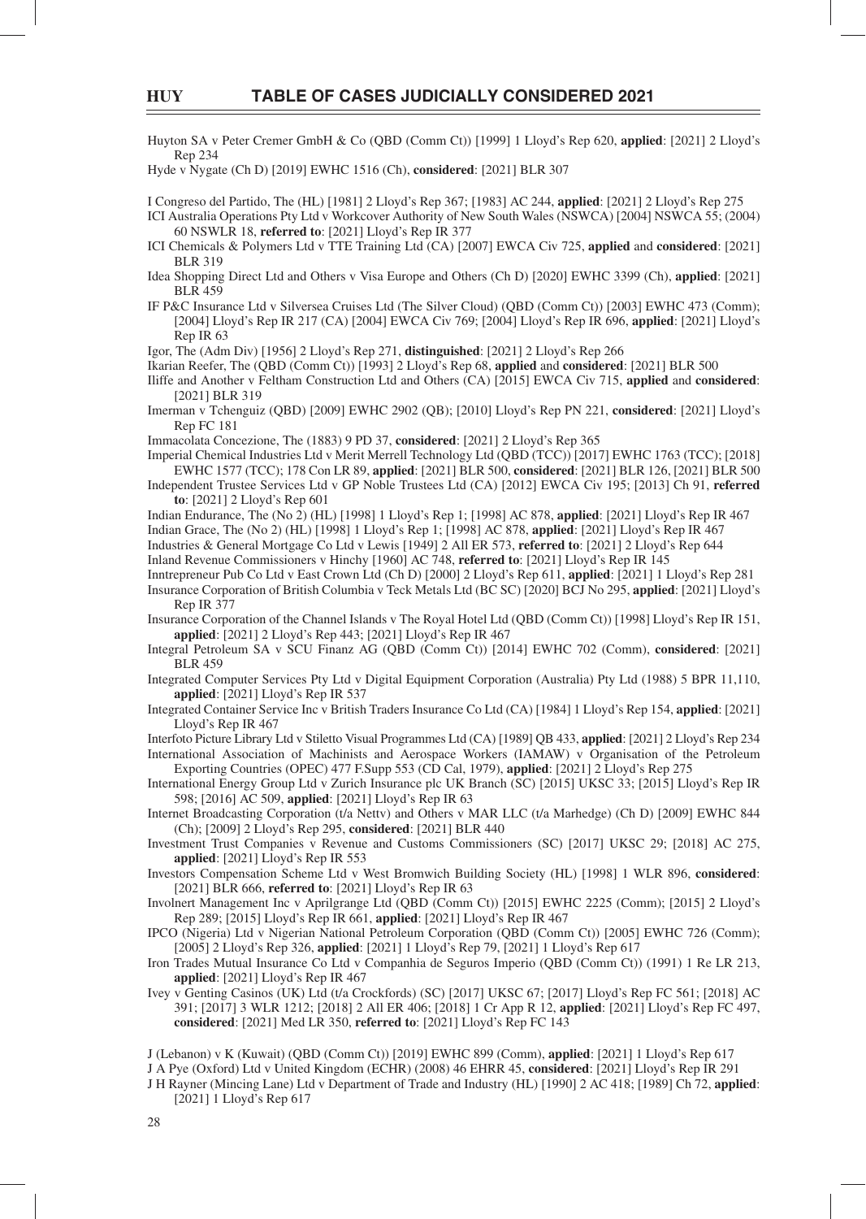Huyton SA v Peter Cremer GmbH & Co (QBD (Comm Ct)) [1999] 1 Lloyd's Rep 620, **applied**: [2021] 2 Lloyd's Rep 234

Hyde v Nygate (Ch D) [2019] EWHC 1516 (Ch), **considered**: [2021] BLR 307

I Congreso del Partido, The (HL) [1981] 2 Lloyd's Rep 367; [1983] AC 244, **applied**: [2021] 2 Lloyd's Rep 275

ICI Australia Operations Pty Ltd v Workcover Authority of New South Wales (NSWCA) [2004] NSWCA 55; (2004) 60 NSWLR 18, **referred to**: [2021] Lloyd's Rep IR 377

ICI Chemicals & Polymers Ltd v TTE Training Ltd (CA) [2007] EWCA Civ 725, **applied** and **considered**: [2021] BLR 319

Idea Shopping Direct Ltd and Others v Visa Europe and Others (Ch D) [2020] EWHC 3399 (Ch), **applied**: [2021] BLR 459

IF P&C Insurance Ltd v Silversea Cruises Ltd (The Silver Cloud) (QBD (Comm Ct)) [2003] EWHC 473 (Comm); [2004] Lloyd's Rep IR 217 (CA) [2004] EWCA Civ 769; [2004] Lloyd's Rep IR 696, **applied**: [2021] Lloyd's Rep IR 63

Igor, The (Adm Div) [1956] 2 Lloyd's Rep 271, **distinguished**: [2021] 2 Lloyd's Rep 266

Ikarian Reefer, The (QBD (Comm Ct)) [1993] 2 Lloyd's Rep 68, **applied** and **considered**: [2021] BLR 500

Iliffe and Another v Feltham Construction Ltd and Others (CA) [2015] EWCA Civ 715, **applied** and **considered**: [2021] BLR 319

Imerman v Tchenguiz (QBD) [2009] EWHC 2902 (QB); [2010] Lloyd's Rep PN 221, **considered**: [2021] Lloyd's Rep FC 181

Immacolata Concezione, The (1883) 9 PD 37, **considered**: [2021] 2 Lloyd's Rep 365

Imperial Chemical Industries Ltd v Merit Merrell Technology Ltd (QBD (TCC)) [2017] EWHC 1763 (TCC); [2018] EWHC 1577 (TCC); 178 Con LR 89, **applied**: [2021] BLR 500, **considered**: [2021] BLR 126, [2021] BLR 500

Independent Trustee Services Ltd v GP Noble Trustees Ltd (CA) [2012] EWCA Civ 195; [2013] Ch 91, **referred to**: [2021] 2 Lloyd's Rep 601

Indian Endurance, The (No 2) (HL) [1998] 1 Lloyd's Rep 1; [1998] AC 878, **applied**: [2021] Lloyd's Rep IR 467

Indian Grace, The (No 2) (HL) [1998] 1 Lloyd's Rep 1; [1998] AC 878, **applied**: [2021] Lloyd's Rep IR 467

Industries & General Mortgage Co Ltd v Lewis [1949] 2 All ER 573, **referred to**: [2021] 2 Lloyd's Rep 644

Inland Revenue Commissioners v Hinchy [1960] AC 748, **referred to**: [2021] Lloyd's Rep IR 145

Inntrepreneur Pub Co Ltd v East Crown Ltd (Ch D) [2000] 2 Lloyd's Rep 611, **applied**: [2021] 1 Lloyd's Rep 281

Insurance Corporation of British Columbia v Teck Metals Ltd (BC SC) [2020] BCJ No 295, **applied**: [2021] Lloyd's Rep IR 377

Insurance Corporation of the Channel Islands v The Royal Hotel Ltd (QBD (Comm Ct)) [1998] Lloyd's Rep IR 151, **applied**: [2021] 2 Lloyd's Rep 443; [2021] Lloyd's Rep IR 467

Integral Petroleum SA v SCU Finanz AG (QBD (Comm Ct)) [2014] EWHC 702 (Comm), **considered**: [2021] BLR 459

Integrated Computer Services Pty Ltd v Digital Equipment Corporation (Australia) Pty Ltd (1988) 5 BPR 11,110, **applied**: [2021] Lloyd's Rep IR 537

Integrated Container Service Inc v British Traders Insurance Co Ltd (CA) [1984] 1 Lloyd's Rep 154, **applied**: [2021] Lloyd's Rep IR 467

Interfoto Picture Library Ltd v Stiletto Visual Programmes Ltd (CA) [1989] QB 433, **applied**: [2021] 2 Lloyd's Rep 234

International Association of Machinists and Aerospace Workers (IAMAW) v Organisation of the Petroleum Exporting Countries (OPEC) 477 F.Supp 553 (CD Cal, 1979), **applied**: [2021] 2 Lloyd's Rep 275

International Energy Group Ltd v Zurich Insurance plc UK Branch (SC) [2015] UKSC 33; [2015] Lloyd's Rep IR 598; [2016] AC 509, **applied**: [2021] Lloyd's Rep IR 63

Internet Broadcasting Corporation (t/a Nettv) and Others v MAR LLC (t/a Marhedge) (Ch D) [2009] EWHC 844 (Ch); [2009] 2 Lloyd's Rep 295, **considered**: [2021] BLR 440

Investment Trust Companies v Revenue and Customs Commissioners (SC) [2017] UKSC 29; [2018] AC 275, **applied**: [2021] Lloyd's Rep IR 553

Investors Compensation Scheme Ltd v West Bromwich Building Society (HL) [1998] 1 WLR 896, **considered**: [2021] BLR 666, **referred to**: [2021] Lloyd's Rep IR 63

Involnert Management Inc v Aprilgrange Ltd (QBD (Comm Ct)) [2015] EWHC 2225 (Comm); [2015] 2 Lloyd's Rep 289; [2015] Lloyd's Rep IR 661, **applied**: [2021] Lloyd's Rep IR 467

IPCO (Nigeria) Ltd v Nigerian National Petroleum Corporation (QBD (Comm Ct)) [2005] EWHC 726 (Comm); [2005] 2 Lloyd's Rep 326, **applied**: [2021] 1 Lloyd's Rep 79, [2021] 1 Lloyd's Rep 617

Iron Trades Mutual Insurance Co Ltd v Companhia de Seguros Imperio (QBD (Comm Ct)) (1991) 1 Re LR 213, **applied**: [2021] Lloyd's Rep IR 467

Ivey v Genting Casinos (UK) Ltd (t/a Crockfords) (SC) [2017] UKSC 67; [2017] Lloyd's Rep FC 561; [2018] AC 391; [2017] 3 WLR 1212; [2018] 2 All ER 406; [2018] 1 Cr App R 12, **applied**: [2021] Lloyd's Rep FC 497, **considered**: [2021] Med LR 350, **referred to**: [2021] Lloyd's Rep FC 143

J (Lebanon) v K (Kuwait) (QBD (Comm Ct)) [2019] EWHC 899 (Comm), **applied**: [2021] 1 Lloyd's Rep 617

J A Pye (Oxford) Ltd v United Kingdom (ECHR) (2008) 46 EHRR 45, **considered**: [2021] Lloyd's Rep IR 291

J H Rayner (Mincing Lane) Ltd v Department of Trade and Industry (HL) [1990] 2 AC 418; [1989] Ch 72, **applied**: [2021] 1 Lloyd's Rep 617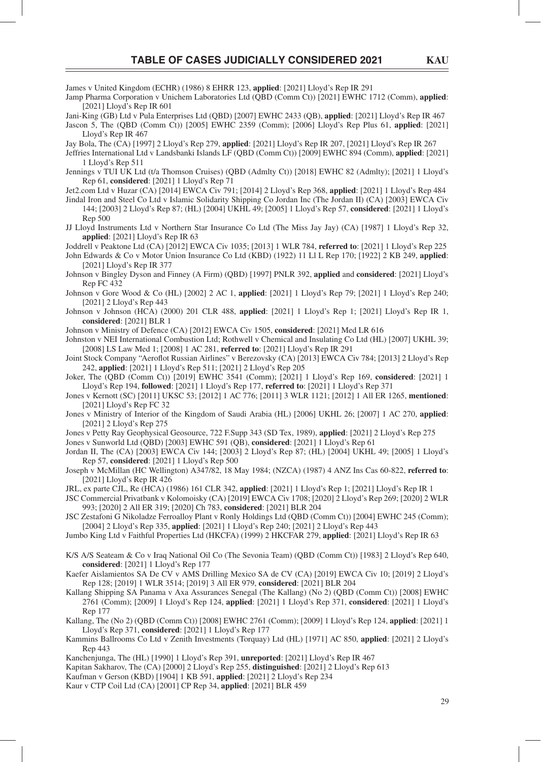James v United Kingdom (ECHR) (1986) 8 EHRR 123, **applied**: [2021] Lloyd's Rep IR 291

Jamp Pharma Corporation v Unichem Laboratories Ltd (QBD (Comm Ct)) [2021] EWHC 1712 (Comm), **applied**: [2021] Lloyd's Rep IR 601

Jani-King (GB) Ltd v Pula Enterprises Ltd (QBD) [2007] EWHC 2433 (QB), **applied**: [2021] Lloyd's Rep IR 467

Jascon 5, The (QBD (Comm Ct)) [2005] EWHC 2359 (Comm); [2006] Lloyd's Rep Plus 61, **applied**: [2021] Lloyd's Rep IR 467

Jay Bola, The (CA) [1997] 2 Lloyd's Rep 279, **applied**: [2021] Lloyd's Rep IR 207, [2021] Lloyd's Rep IR 267

Jeffries International Ltd v Landsbanki Islands LF (QBD (Comm Ct)) [2009] EWHC 894 (Comm), **applied**: [2021] 1 Lloyd's Rep 511

Jennings v TUI UK Ltd (t/a Thomson Cruises) (QBD (Admlty Ct)) [2018] EWHC 82 (Admlty); [2021] 1 Lloyd's Rep 61, **considered**: [2021] 1 Lloyd's Rep 71

Jet2.com Ltd v Huzar (CA) [2014] EWCA Civ 791; [2014] 2 Lloyd's Rep 368, **applied**: [2021] 1 Lloyd's Rep 484

Jindal Iron and Steel Co Ltd v Islamic Solidarity Shipping Co Jordan Inc (The Jordan II) (CA) [2003] EWCA Civ 144; [2003] 2 Lloyd's Rep 87; (HL) [2004] UKHL 49; [2005] 1 Lloyd's Rep 57, **considered**: [2021] 1 Lloyd's Rep 500

JJ Lloyd Instruments Ltd v Northern Star Insurance Co Ltd (The Miss Jay Jay) (CA) [1987] 1 Lloyd's Rep 32, **applied**: [2021] Lloyd's Rep IR 63

Joddrell v Peaktone Ltd (CA) [2012] EWCA Civ 1035; [2013] 1 WLR 784, **referred to**: [2021] 1 Lloyd's Rep 225

John Edwards & Co v Motor Union Insurance Co Ltd (KBD) (1922) 11 Ll L Rep 170; [1922] 2 KB 249, **applied**: [2021] Lloyd's Rep IR 377

Johnson v Bingley Dyson and Finney (A Firm) (QBD) [1997] PNLR 392, **applied** and **considered**: [2021] Lloyd's Rep FC 432

Johnson v Gore Wood & Co (HL) [2002] 2 AC 1, **applied**: [2021] 1 Lloyd's Rep 79; [2021] 1 Lloyd's Rep 240; [2021] 2 Lloyd's Rep 443

Johnson v Johnson (HCA) (2000) 201 CLR 488, **applied**: [2021] 1 Lloyd's Rep 1; [2021] Lloyd's Rep IR 1, **considered**: [2021] BLR 1

Johnson v Ministry of Defence (CA) [2012] EWCA Civ 1505, **considered**: [2021] Med LR 616

Johnston v NEI International Combustion Ltd; Rothwell v Chemical and Insulating Co Ltd (HL) [2007] UKHL 39; [2008] LS Law Med 1; [2008] 1 AC 281, **referred to**: [2021] Lloyd's Rep IR 291

Joint Stock Company "Aeroflot Russian Airlines" v Berezovsky (CA) [2013] EWCA Civ 784; [2013] 2 Lloyd's Rep 242, **applied**: [2021] 1 Lloyd's Rep 511; [2021] 2 Lloyd's Rep 205

Joker, The (QBD (Comm Ct)) [2019] EWHC 3541 (Comm); [2021] 1 Lloyd's Rep 169, **considered**: [2021] 1 Lloyd's Rep 194, **followed**: [2021] 1 Lloyd's Rep 177, **referred to**: [2021] 1 Lloyd's Rep 371

Jones v Kernott (SC) [2011] UKSC 53; [2012] 1 AC 776; [2011] 3 WLR 1121; [2012] 1 All ER 1265, **mentioned**: [2021] Lloyd's Rep FC 32

Jones v Ministry of Interior of the Kingdom of Saudi Arabia (HL) [2006] UKHL 26; [2007] 1 AC 270, **applied**: [2021] 2 Lloyd's Rep 275

Jones v Petty Ray Geophysical Geosource, 722 F.Supp 343 (SD Tex, 1989), **applied**: [2021] 2 Lloyd's Rep 275

Jones v Sunworld Ltd (QBD) [2003] EWHC 591 (QB), **considered**: [2021] 1 Lloyd's Rep 61

Jordan II, The (CA) [2003] EWCA Civ 144; [2003] 2 Lloyd's Rep 87; (HL) [2004] UKHL 49; [2005] 1 Lloyd's Rep 57, **considered**: [2021] 1 Lloyd's Rep 500

Joseph v McMillan (HC Wellington) A347/82, 18 May 1984; (NZCA) (1987) 4 ANZ Ins Cas 60-822, **referred to**: [2021] Lloyd's Rep IR 426

JRL, ex parte CJL, Re (HCA) (1986) 161 CLR 342, **applied**: [2021] 1 Lloyd's Rep 1; [2021] Lloyd's Rep IR 1

JSC Commercial Privatbank v Kolomoisky (CA) [2019] EWCA Civ 1708; [2020] 2 Lloyd's Rep 269; [2020] 2 WLR 993; [2020] 2 All ER 319; [2020] Ch 783, **considered**: [2021] BLR 204

JSC Zestafoni G Nikoladze Ferroalloy Plant v Ronly Holdings Ltd (QBD (Comm Ct)) [2004] EWHC 245 (Comm); [2004] 2 Lloyd's Rep 335, **applied**: [2021] 1 Lloyd's Rep 240; [2021] 2 Lloyd's Rep 443

Jumbo King Ltd v Faithful Properties Ltd (HKCFA) (1999) 2 HKCFAR 279, **applied**: [2021] Lloyd's Rep IR 63

K/S A/S Seateam & Co v Iraq National Oil Co (The Sevonia Team) (QBD (Comm Ct)) [1983] 2 Lloyd's Rep 640, **considered**: [2021] 1 Lloyd's Rep 177

Kaefer Aislamientos SA De CV v AMS Drilling Mexico SA de CV (CA) [2019] EWCA Civ 10; [2019] 2 Lloyd's Rep 128; [2019] 1 WLR 3514; [2019] 3 All ER 979, **considered**: [2021] BLR 204

Kallang Shipping SA Panama v Axa Assurances Senegal (The Kallang) (No 2) (QBD (Comm Ct)) [2008] EWHC 2761 (Comm); [2009] 1 Lloyd's Rep 124, **applied**: [2021] 1 Lloyd's Rep 371, **considered**: [2021] 1 Lloyd's Rep 177

Kallang, The (No 2) (QBD (Comm Ct)) [2008] EWHC 2761 (Comm); [2009] 1 Lloyd's Rep 124, **applied**: [2021] 1 Lloyd's Rep 371, **considered**: [2021] 1 Lloyd's Rep 177

Kammins Ballrooms Co Ltd v Zenith Investments (Torquay) Ltd (HL) [1971] AC 850, **applied**: [2021] 2 Lloyd's Rep 443

Kanchenjunga, The (HL) [1990] 1 Lloyd's Rep 391, **unreported**: [2021] Lloyd's Rep IR 467

Kapitan Sakharov, The (CA) [2000] 2 Lloyd's Rep 255, **distinguished**: [2021] 2 Lloyd's Rep 613

Kaufman v Gerson (KBD) [1904] 1 KB 591, **applied**: [2021] 2 Lloyd's Rep 234

Kaur v CTP Coil Ltd (CA) [2001] CP Rep 34, **applied**: [2021] BLR 459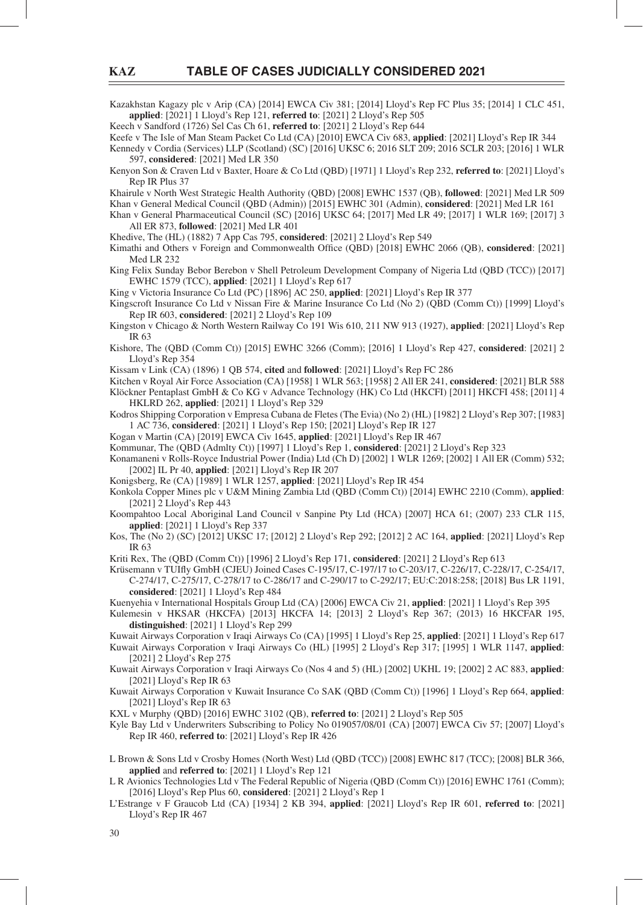Kazakhstan Kagazy plc v Arip (CA) [2014] EWCA Civ 381; [2014] Lloyd's Rep FC Plus 35; [2014] 1 CLC 451, **applied**: [2021] 1 Lloyd's Rep 121, **referred to**: [2021] 2 Lloyd's Rep 505

Keech v Sandford (1726) Sel Cas Ch 61, **referred to**: [2021] 2 Lloyd's Rep 644

Keefe v The Isle of Man Steam Packet Co Ltd (CA) [2010] EWCA Civ 683, **applied**: [2021] Lloyd's Rep IR 344

Kennedy v Cordia (Services) LLP (Scotland) (SC) [2016] UKSC 6; 2016 SLT 209; 2016 SCLR 203; [2016] 1 WLR 597, **considered**: [2021] Med LR 350

Kenyon Son & Craven Ltd v Baxter, Hoare & Co Ltd (QBD) [1971] 1 Lloyd's Rep 232, **referred to**: [2021] Lloyd's Rep IR Plus 37

Khairule v North West Strategic Health Authority (QBD) [2008] EWHC 1537 (QB), **followed**: [2021] Med LR 509

Khan v General Medical Council (QBD (Admin)) [2015] EWHC 301 (Admin), **considered**: [2021] Med LR 161

Khan v General Pharmaceutical Council (SC) [2016] UKSC 64; [2017] Med LR 49; [2017] 1 WLR 169; [2017] 3 All ER 873, **followed**: [2021] Med LR 401

Khedive, The (HL) (1882) 7 App Cas 795, **considered**: [2021] 2 Lloyd's Rep 549

Kimathi and Others v Foreign and Commonwealth Office (QBD) [2018] EWHC 2066 (QB), **considered**: [2021] Med LR 232

King Felix Sunday Bebor Berebon v Shell Petroleum Development Company of Nigeria Ltd (QBD (TCC)) [2017] EWHC 1579 (TCC), **applied**: [2021] 1 Lloyd's Rep 617

King v Victoria Insurance Co Ltd (PC) [1896] AC 250, **applied**: [2021] Lloyd's Rep IR 377

Kingscroft Insurance Co Ltd v Nissan Fire & Marine Insurance Co Ltd (No 2) (QBD (Comm Ct)) [1999] Lloyd's Rep IR 603, **considered**: [2021] 2 Lloyd's Rep 109

Kingston v Chicago & North Western Railway Co 191 Wis 610, 211 NW 913 (1927), **applied**: [2021] Lloyd's Rep IR 63

Kishore, The (QBD (Comm Ct)) [2015] EWHC 3266 (Comm); [2016] 1 Lloyd's Rep 427, **considered**: [2021] 2 Lloyd's Rep 354

Kissam v Link (CA) (1896) 1 QB 574, **cited** and **followed**: [2021] Lloyd's Rep FC 286

Kitchen v Royal Air Force Association (CA) [1958] 1 WLR 563; [1958] 2 All ER 241, **considered**: [2021] BLR 588

Klöckner Pentaplast GmbH & Co KG v Advance Technology (HK) Co Ltd (HKCFI) [2011] HKCFI 458; [2011] 4 HKLRD 262, **applied**: [2021] 1 Lloyd's Rep 329

Kodros Shipping Corporation v Empresa Cubana de Fletes (The Evia) (No 2) (HL) [1982] 2 Lloyd's Rep 307; [1983] 1 AC 736, **considered**: [2021] 1 Lloyd's Rep 150; [2021] Lloyd's Rep IR 127

Kogan v Martin (CA) [2019] EWCA Civ 1645, **applied**: [2021] Lloyd's Rep IR 467

Kommunar, The (QBD (Admlty Ct)) [1997] 1 Lloyd's Rep 1, **considered**: [2021] 2 Lloyd's Rep 323

Konamaneni v Rolls-Royce Industrial Power (India) Ltd (Ch D) [2002] 1 WLR 1269; [2002] 1 All ER (Comm) 532; [2002] IL Pr 40, **applied**: [2021] Lloyd's Rep IR 207

Konigsberg, Re (CA) [1989] 1 WLR 1257, **applied**: [2021] Lloyd's Rep IR 454

Konkola Copper Mines plc v U&M Mining Zambia Ltd (QBD (Comm Ct)) [2014] EWHC 2210 (Comm), **applied**: [2021] 2 Lloyd's Rep 443

Koompahtoo Local Aboriginal Land Council v Sanpine Pty Ltd (HCA) [2007] HCA 61; (2007) 233 CLR 115, **applied**: [2021] 1 Lloyd's Rep 337

Kos, The (No 2) (SC) [2012] UKSC 17; [2012] 2 Lloyd's Rep 292; [2012] 2 AC 164, **applied**: [2021] Lloyd's Rep IR 63

Kriti Rex, The (QBD (Comm Ct)) [1996] 2 Lloyd's Rep 171, **considered**: [2021] 2 Lloyd's Rep 613

Krüsemann v TUIfly GmbH (CJEU) Joined Cases C-195/17, C-197/17 to C-203/17, C-226/17, C-228/17, C-254/17, C-274/17, C-275/17, C-278/17 to C-286/17 and C-290/17 to C-292/17; EU:C:2018:258; [2018] Bus LR 1191, **considered**: [2021] 1 Lloyd's Rep 484

Kuenyehia v International Hospitals Group Ltd (CA) [2006] EWCA Civ 21, **applied**: [2021] 1 Lloyd's Rep 395

Kulemesin v HKSAR (HKCFA) [2013] HKCFA 14; [2013] 2 Lloyd's Rep 367; (2013) 16 HKCFAR 195, **distinguished**: [2021] 1 Lloyd's Rep 299

Kuwait Airways Corporation v Iraqi Airways Co (CA) [1995] 1 Lloyd's Rep 25, **applied**: [2021] 1 Lloyd's Rep 617

Kuwait Airways Corporation v Iraqi Airways Co (HL) [1995] 2 Lloyd's Rep 317; [1995] 1 WLR 1147, **applied**: [2021] 2 Lloyd's Rep 275

Kuwait Airways Corporation v Iraqi Airways Co (Nos 4 and 5) (HL) [2002] UKHL 19; [2002] 2 AC 883, **applied**: [2021] Lloyd's Rep IR 63

Kuwait Airways Corporation v Kuwait Insurance Co SAK (QBD (Comm Ct)) [1996] 1 Lloyd's Rep 664, **applied**: [2021] Lloyd's Rep IR 63

KXL v Murphy (QBD) [2016] EWHC 3102 (QB), **referred to**: [2021] 2 Lloyd's Rep 505

Kyle Bay Ltd v Underwriters Subscribing to Policy No 019057/08/01 (CA) [2007] EWCA Civ 57; [2007] Lloyd's Rep IR 460, **referred to**: [2021] Lloyd's Rep IR 426

L Brown & Sons Ltd v Crosby Homes (North West) Ltd (QBD (TCC)) [2008] EWHC 817 (TCC); [2008] BLR 366, **applied** and **referred to**: [2021] 1 Lloyd's Rep 121

L R Avionics Technologies Ltd v The Federal Republic of Nigeria (QBD (Comm Ct)) [2016] EWHC 1761 (Comm); [2016] Lloyd's Rep Plus 60, **considered**: [2021] 2 Lloyd's Rep 1

L'Estrange v F Graucob Ltd (CA) [1934] 2 KB 394, **applied**: [2021] Lloyd's Rep IR 601, **referred to**: [2021] Lloyd's Rep IR 467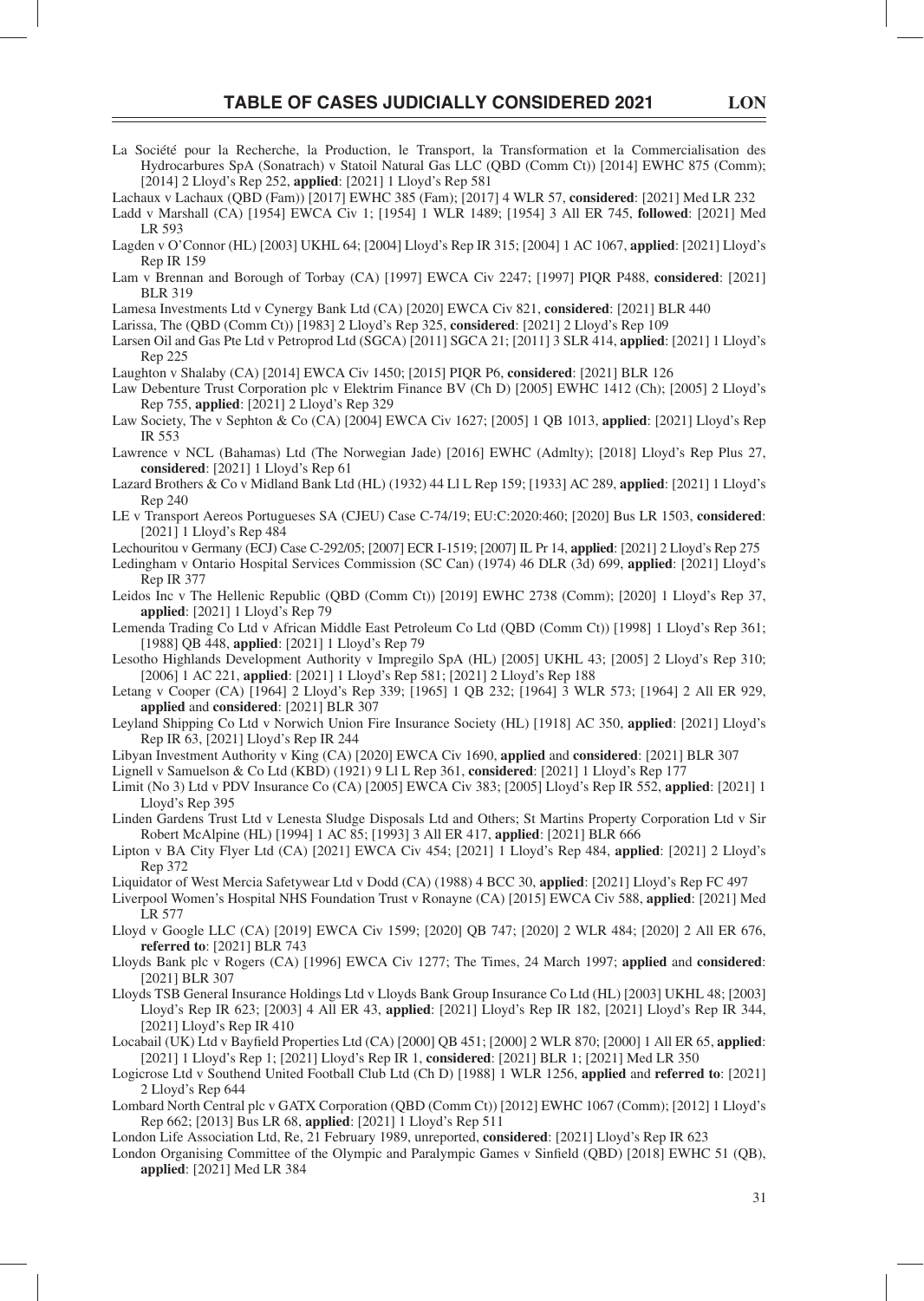La Société pour la Recherche, la Production, le Transport, la Transformation et la Commercialisation des Hydrocarbures SpA (Sonatrach) v Statoil Natural Gas LLC (QBD (Comm Ct)) [2014] EWHC 875 (Comm); [2014] 2 Lloyd's Rep 252, **applied**: [2021] 1 Lloyd's Rep 581

Lachaux v Lachaux (QBD (Fam)) [2017] EWHC 385 (Fam); [2017] 4 WLR 57, **considered**: [2021] Med LR 232

Ladd v Marshall (CA) [1954] EWCA Civ 1; [1954] 1 WLR 1489; [1954] 3 All ER 745, **followed**: [2021] Med LR 593

Lagden v O'Connor (HL) [2003] UKHL 64; [2004] Lloyd's Rep IR 315; [2004] 1 AC 1067, **applied**: [2021] Lloyd's Rep IR 159

Lam v Brennan and Borough of Torbay (CA) [1997] EWCA Civ 2247; [1997] PIQR P488, **considered**: [2021] BLR 319

Lamesa Investments Ltd v Cynergy Bank Ltd (CA) [2020] EWCA Civ 821, **considered**: [2021] BLR 440

Larissa, The (QBD (Comm Ct)) [1983] 2 Lloyd's Rep 325, **considered**: [2021] 2 Lloyd's Rep 109

Larsen Oil and Gas Pte Ltd v Petroprod Ltd (SGCA) [2011] SGCA 21; [2011] 3 SLR 414, **applied**: [2021] 1 Lloyd's Rep 225

Laughton v Shalaby (CA) [2014] EWCA Civ 1450; [2015] PIQR P6, **considered**: [2021] BLR 126

Law Debenture Trust Corporation plc v Elektrim Finance BV (Ch D) [2005] EWHC 1412 (Ch); [2005] 2 Lloyd's Rep 755, **applied**: [2021] 2 Lloyd's Rep 329

Law Society, The v Sephton & Co (CA) [2004] EWCA Civ 1627; [2005] 1 QB 1013, **applied**: [2021] Lloyd's Rep IR 553

Lawrence v NCL (Bahamas) Ltd (The Norwegian Jade) [2016] EWHC (Admlty); [2018] Lloyd's Rep Plus 27, **considered**: [2021] 1 Lloyd's Rep 61

Lazard Brothers & Co v Midland Bank Ltd (HL) (1932) 44 Ll L Rep 159; [1933] AC 289, **applied**: [2021] 1 Lloyd's Rep 240

LE v Transport Aereos Portugueses SA (CJEU) Case C-74/19; EU:C:2020:460; [2020] Bus LR 1503, **considered**: [2021] 1 Lloyd's Rep 484

Lechouritou v Germany (ECJ) Case C-292/05; [2007] ECR I-1519; [2007] IL Pr 14, **applied**: [2021] 2 Lloyd's Rep 275

Ledingham v Ontario Hospital Services Commission (SC Can) (1974) 46 DLR (3d) 699, **applied**: [2021] Lloyd's Rep IR 377

Leidos Inc v The Hellenic Republic (QBD (Comm Ct)) [2019] EWHC 2738 (Comm); [2020] 1 Lloyd's Rep 37, **applied**: [2021] 1 Lloyd's Rep 79

Lemenda Trading Co Ltd v African Middle East Petroleum Co Ltd (QBD (Comm Ct)) [1998] 1 Lloyd's Rep 361; [1988] QB 448, **applied**: [2021] 1 Lloyd's Rep 79

Lesotho Highlands Development Authority v Impregilo SpA (HL) [2005] UKHL 43; [2005] 2 Lloyd's Rep 310; [2006] 1 AC 221, **applied**: [2021] 1 Lloyd's Rep 581; [2021] 2 Lloyd's Rep 188

Letang v Cooper (CA) [1964] 2 Lloyd's Rep 339; [1965] 1 QB 232; [1964] 3 WLR 573; [1964] 2 All ER 929, **applied** and **considered**: [2021] BLR 307

Leyland Shipping Co Ltd v Norwich Union Fire Insurance Society (HL) [1918] AC 350, **applied**: [2021] Lloyd's Rep IR 63, [2021] Lloyd's Rep IR 244

Libyan Investment Authority v King (CA) [2020] EWCA Civ 1690, **applied** and **considered**: [2021] BLR 307

Lignell v Samuelson & Co Ltd (KBD) (1921) 9 Ll L Rep 361, **considered**: [2021] 1 Lloyd's Rep 177

Limit (No 3) Ltd v PDV Insurance Co (CA) [2005] EWCA Civ 383; [2005] Lloyd's Rep IR 552, **applied**: [2021] 1 Lloyd's Rep 395

Linden Gardens Trust Ltd v Lenesta Sludge Disposals Ltd and Others; St Martins Property Corporation Ltd v Sir Robert McAlpine (HL) [1994] 1 AC 85; [1993] 3 All ER 417, **applied**: [2021] BLR 666

Lipton v BA City Flyer Ltd (CA) [2021] EWCA Civ 454; [2021] 1 Lloyd's Rep 484, **applied**: [2021] 2 Lloyd's Rep 372

Liquidator of West Mercia Safetywear Ltd v Dodd (CA) (1988) 4 BCC 30, **applied**: [2021] Lloyd's Rep FC 497

Liverpool Women's Hospital NHS Foundation Trust v Ronayne (CA) [2015] EWCA Civ 588, **applied**: [2021] Med LR 577

Lloyd v Google LLC (CA) [2019] EWCA Civ 1599; [2020] QB 747; [2020] 2 WLR 484; [2020] 2 All ER 676, **referred to**: [2021] BLR 743

Lloyds Bank plc v Rogers (CA) [1996] EWCA Civ 1277; The Times, 24 March 1997; **applied** and **considered**: [2021] BLR 307

Lloyds TSB General Insurance Holdings Ltd v Lloyds Bank Group Insurance Co Ltd (HL) [2003] UKHL 48; [2003] Lloyd's Rep IR 623; [2003] 4 All ER 43, **applied**: [2021] Lloyd's Rep IR 182, [2021] Lloyd's Rep IR 344, [2021] Lloyd's Rep IR 410

Locabail (UK) Ltd v Bayfield Properties Ltd (CA) [2000] QB 451; [2000] 2 WLR 870; [2000] 1 All ER 65, **applied**: [2021] 1 Lloyd's Rep 1; [2021] Lloyd's Rep IR 1, **considered**: [2021] BLR 1; [2021] Med LR 350

Logicrose Ltd v Southend United Football Club Ltd (Ch D) [1988] 1 WLR 1256, **applied** and **referred to**: [2021] 2 Lloyd's Rep 644

Lombard North Central plc v GATX Corporation (QBD (Comm Ct)) [2012] EWHC 1067 (Comm); [2012] 1 Lloyd's Rep 662; [2013] Bus LR 68, **applied**: [2021] 1 Lloyd's Rep 511

London Life Association Ltd, Re, 21 February 1989, unreported, **considered**: [2021] Lloyd's Rep IR 623

London Organising Committee of the Olympic and Paralympic Games v Sinfield (QBD) [2018] EWHC 51 (QB), **applied**: [2021] Med LR 384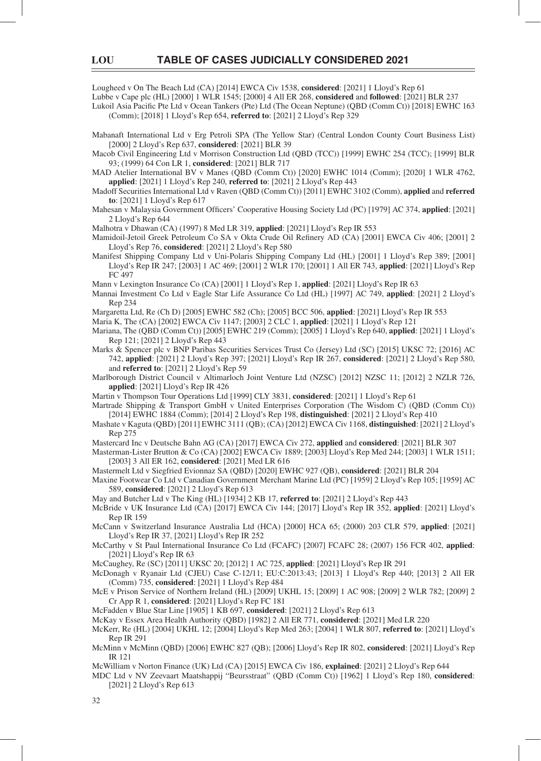Lougheed v On The Beach Ltd (CA) [2014] EWCA Civ 1538, **considered**: [2021] 1 Lloyd's Rep 61

Lubbe v Cape plc (HL) [2000] 1 WLR 1545; [2000] 4 All ER 268, **considered** and **followed**: [2021] BLR 237

Lukoil Asia Pacific Pte Ltd v Ocean Tankers (Pte) Ltd (The Ocean Neptune) (QBD (Comm Ct)) [2018] EWHC 163 (Comm); [2018] 1 Lloyd's Rep 654, **referred to**: [2021] 2 Lloyd's Rep 329

Mabanaft International Ltd v Erg Petroli SPA (The Yellow Star) (Central London County Court Business List) [2000] 2 Lloyd's Rep 637, **considered**: [2021] BLR 39

Macob Civil Engineering Ltd v Morrison Construction Ltd (QBD (TCC)) [1999] EWHC 254 (TCC); [1999] BLR 93; (1999) 64 Con LR 1, **considered**: [2021] BLR 717

MAD Atelier International BV v Manes (QBD (Comm Ct)) [2020] EWHC 1014 (Comm); [2020] 1 WLR 4762, **applied**: [2021] 1 Lloyd's Rep 240, **referred to**: [2021] 2 Lloyd's Rep 443

Madoff Securities International Ltd v Raven (QBD (Comm Ct)) [2011] EWHC 3102 (Comm), **applied** and **referred to**: [2021] 1 Lloyd's Rep 617

Mahesan v Malaysia Government Officers' Cooperative Housing Society Ltd (PC) [1979] AC 374, **applied**: [2021] 2 Lloyd's Rep 644

Malhotra v Dhawan (CA) (1997) 8 Med LR 319, **applied**: [2021] Lloyd's Rep IR 553

Mamidoil-Jetoil Greek Petroleum Co SA v Okta Crude Oil Refinery AD (CA) [2001] EWCA Civ 406; [2001] 2 Lloyd's Rep 76, **considered**: [2021] 2 Lloyd's Rep 580

Manifest Shipping Company Ltd v Uni-Polaris Shipping Company Ltd (HL) [2001] 1 Lloyd's Rep 389; [2001] Lloyd's Rep IR 247; [2003] 1 AC 469; [2001] 2 WLR 170; [2001] 1 All ER 743, **applied**: [2021] Lloyd's Rep FC 497

Mann v Lexington Insurance Co (CA) [2001] 1 Lloyd's Rep 1, **applied**: [2021] Lloyd's Rep IR 63

Mannai Investment Co Ltd v Eagle Star Life Assurance Co Ltd (HL) [1997] AC 749, **applied**: [2021] 2 Lloyd's Rep 234

Margaretta Ltd, Re (Ch D) [2005] EWHC 582 (Ch); [2005] BCC 506, **applied**: [2021] Lloyd's Rep IR 553

Maria K, The (CA) [2002] EWCA Civ 1147; [2003] 2 CLC 1, **applied**: [2021] 1 Lloyd's Rep 121

Mariana, The (QBD (Comm Ct)) [2005] EWHC 219 (Comm); [2005] 1 Lloyd's Rep 640, **applied**: [2021] 1 Lloyd's Rep 121; [2021] 2 Lloyd's Rep 443

Marks & Spencer plc v BNP Paribas Securities Services Trust Co (Jersey) Ltd (SC) [2015] UKSC 72; [2016] AC 742, **applied**: [2021] 2 Lloyd's Rep 397; [2021] Lloyd's Rep IR 267, **considered**: [2021] 2 Lloyd's Rep 580, and **referred to**: [2021] 2 Lloyd's Rep 59

Marlborough District Council v Altimarloch Joint Venture Ltd (NZSC) [2012] NZSC 11; [2012] 2 NZLR 726, **applied**: [2021] Lloyd's Rep IR 426

Martin v Thompson Tour Operations Ltd [1999] CLY 3831, **considered**: [2021] 1 Lloyd's Rep 61

Martrade Shipping & Transport GmbH v United Enterprises Corporation (The Wisdom C) (QBD (Comm Ct)) [2014] EWHC 1884 (Comm); [2014] 2 Lloyd's Rep 198, **distinguished**: [2021] 2 Lloyd's Rep 410

Mashate v Kaguta (QBD) [2011] EWHC 3111 (QB); (CA) [2012] EWCA Civ 1168, **distinguished**: [2021] 2 Lloyd's Rep 275

Mastercard Inc v Deutsche Bahn AG (CA) [2017] EWCA Civ 272, **applied** and **considered**: [2021] BLR 307

Masterman-Lister Brutton & Co (CA) [2002] EWCA Civ 1889; [2003] Lloyd's Rep Med 244; [2003] 1 WLR 1511; [2003] 3 All ER 162, **considered**: [2021] Med LR 616

Mastermelt Ltd v Siegfried Evionnaz SA (QBD) [2020] EWHC 927 (QB), **considered**: [2021] BLR 204

Maxine Footwear Co Ltd v Canadian Government Merchant Marine Ltd (PC) [1959] 2 Lloyd's Rep 105; [1959] AC 589, **considered**: [2021] 2 Lloyd's Rep 613

May and Butcher Ltd v The King (HL) [1934] 2 KB 17, **referred to**: [2021] 2 Lloyd's Rep 443

McBride v UK Insurance Ltd (CA) [2017] EWCA Civ 144; [2017] Lloyd's Rep IR 352, **applied**: [2021] Lloyd's Rep IR 159

McCann v Switzerland Insurance Australia Ltd (HCA) [2000] HCA 65; (2000) 203 CLR 579, **applied**: [2021] Lloyd's Rep IR 37, [2021] Lloyd's Rep IR 252

McCarthy v St Paul International Insurance Co Ltd (FCAFC) [2007] FCAFC 28; (2007) 156 FCR 402, **applied**: [2021] Lloyd's Rep IR 63

McCaughey, Re (SC) [2011] UKSC 20; [2012] 1 AC 725, **applied**: [2021] Lloyd's Rep IR 291

McDonagh v Ryanair Ltd (CJEU) Case C-12/11; EU:C:2013:43; [2013] 1 Lloyd's Rep 440; [2013] 2 All ER (Comm) 735, **considered**: [2021] 1 Lloyd's Rep 484

McE v Prison Service of Northern Ireland (HL) [2009] UKHL 15; [2009] 1 AC 908; [2009] 2 WLR 782; [2009] 2 Cr App R 1, **considered**: [2021] Lloyd's Rep FC 181

McFadden v Blue Star Line [1905] 1 KB 697, **considered**: [2021] 2 Lloyd's Rep 613

McKay v Essex Area Health Authority (QBD) [1982] 2 All ER 771, **considered**: [2021] Med LR 220

McKerr, Re (HL) [2004] UKHL 12; [2004] Lloyd's Rep Med 263; [2004] 1 WLR 807, **referred to**: [2021] Lloyd's Rep IR 291

McMinn v McMinn (QBD) [2006] EWHC 827 (QB); [2006] Lloyd's Rep IR 802, **considered**: [2021] Lloyd's Rep IR 121

McWilliam v Norton Finance (UK) Ltd (CA) [2015] EWCA Civ 186, **explained**: [2021] 2 Lloyd's Rep 644

MDC Ltd v NV Zeevaart Maatshappij "Beursstraat" (QBD (Comm Ct)) [1962] 1 Lloyd's Rep 180, **considered**: [2021] 2 Lloyd's Rep 613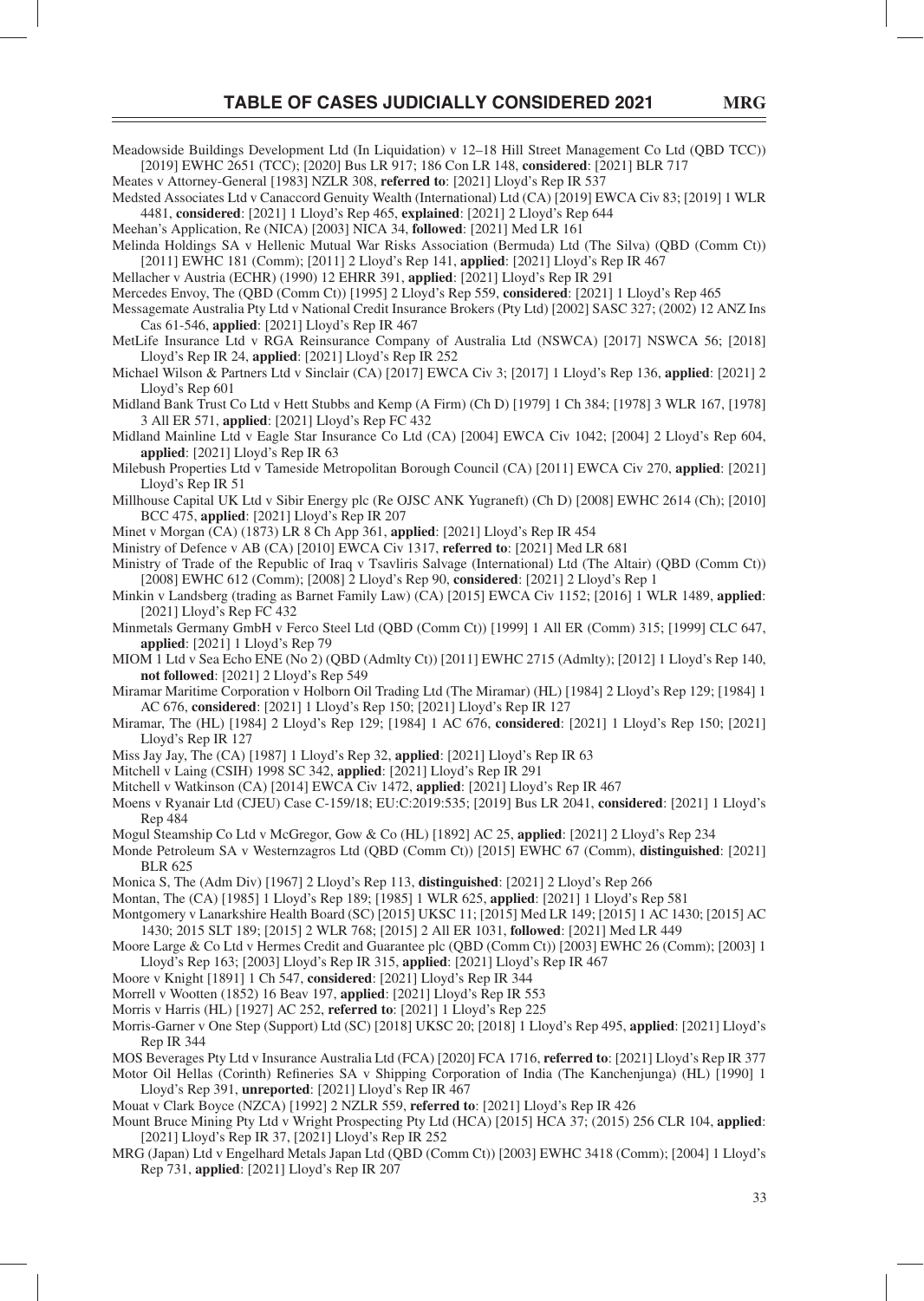Meadowside Buildings Development Ltd (In Liquidation) v 12–18 Hill Street Management Co Ltd (QBD TCC)) [2019] EWHC 2651 (TCC); [2020] Bus LR 917; 186 Con LR 148, **considered**: [2021] BLR 717

Meates v Attorney-General [1983] NZLR 308, **referred to**: [2021] Lloyd's Rep IR 537

Medsted Associates Ltd v Canaccord Genuity Wealth (International) Ltd (CA) [2019] EWCA Civ 83; [2019] 1 WLR 4481, **considered**: [2021] 1 Lloyd's Rep 465, **explained**: [2021] 2 Lloyd's Rep 644

Meehan's Application, Re (NICA) [2003] NICA 34, **followed**: [2021] Med LR 161

Melinda Holdings SA v Hellenic Mutual War Risks Association (Bermuda) Ltd (The Silva) (QBD (Comm Ct)) [2011] EWHC 181 (Comm); [2011] 2 Lloyd's Rep 141, **applied**: [2021] Lloyd's Rep IR 467

Mellacher v Austria (ECHR) (1990) 12 EHRR 391, **applied**: [2021] Lloyd's Rep IR 291

Mercedes Envoy, The (QBD (Comm Ct)) [1995] 2 Lloyd's Rep 559, **considered**: [2021] 1 Lloyd's Rep 465

Messagemate Australia Pty Ltd v National Credit Insurance Brokers (Pty Ltd) [2002] SASC 327; (2002) 12 ANZ Ins Cas 61-546, **applied**: [2021] Lloyd's Rep IR 467

MetLife Insurance Ltd v RGA Reinsurance Company of Australia Ltd (NSWCA) [2017] NSWCA 56; [2018] Lloyd's Rep IR 24, **applied**: [2021] Lloyd's Rep IR 252

Michael Wilson & Partners Ltd v Sinclair (CA) [2017] EWCA Civ 3; [2017] 1 Lloyd's Rep 136, **applied**: [2021] 2 Lloyd's Rep 601

Midland Bank Trust Co Ltd v Hett Stubbs and Kemp (A Firm) (Ch D) [1979] 1 Ch 384; [1978] 3 WLR 167, [1978] 3 All ER 571, **applied**: [2021] Lloyd's Rep FC 432

Midland Mainline Ltd v Eagle Star Insurance Co Ltd (CA) [2004] EWCA Civ 1042; [2004] 2 Lloyd's Rep 604, **applied**: [2021] Lloyd's Rep IR 63

Milebush Properties Ltd v Tameside Metropolitan Borough Council (CA) [2011] EWCA Civ 270, **applied**: [2021] Lloyd's Rep IR 51

Millhouse Capital UK Ltd v Sibir Energy plc (Re OJSC ANK Yugraneft) (Ch D) [2008] EWHC 2614 (Ch); [2010] BCC 475, **applied**: [2021] Lloyd's Rep IR 207

Minet v Morgan (CA) (1873) LR 8 Ch App 361, **applied**: [2021] Lloyd's Rep IR 454

Ministry of Defence v AB (CA) [2010] EWCA Civ 1317, **referred to**: [2021] Med LR 681

Ministry of Trade of the Republic of Iraq v Tsavliris Salvage (International) Ltd (The Altair) (QBD (Comm Ct)) [2008] EWHC 612 (Comm); [2008] 2 Lloyd's Rep 90, **considered**: [2021] 2 Lloyd's Rep 1

Minkin v Landsberg (trading as Barnet Family Law) (CA) [2015] EWCA Civ 1152; [2016] 1 WLR 1489, **applied**: [2021] Lloyd's Rep FC 432

Minmetals Germany GmbH v Ferco Steel Ltd (QBD (Comm Ct)) [1999] 1 All ER (Comm) 315; [1999] CLC 647, **applied**: [2021] 1 Lloyd's Rep 79

MIOM 1 Ltd v Sea Echo ENE (No 2) (QBD (Admlty Ct)) [2011] EWHC 2715 (Admlty); [2012] 1 Lloyd's Rep 140, **not followed**: [2021] 2 Lloyd's Rep 549

Miramar Maritime Corporation v Holborn Oil Trading Ltd (The Miramar) (HL) [1984] 2 Lloyd's Rep 129; [1984] 1 AC 676, **considered**: [2021] 1 Lloyd's Rep 150; [2021] Lloyd's Rep IR 127

Miramar, The (HL) [1984] 2 Lloyd's Rep 129; [1984] 1 AC 676, **considered**: [2021] 1 Lloyd's Rep 150; [2021] Lloyd's Rep IR 127

Miss Jay Jay, The (CA) [1987] 1 Lloyd's Rep 32, **applied**: [2021] Lloyd's Rep IR 63

Mitchell v Laing (CSIH) 1998 SC 342, **applied**: [2021] Lloyd's Rep IR 291

Mitchell v Watkinson (CA) [2014] EWCA Civ 1472, **applied**: [2021] Lloyd's Rep IR 467

Moens v Ryanair Ltd (CJEU) Case C-159/18; EU:C:2019:535; [2019] Bus LR 2041, **considered**: [2021] 1 Lloyd's Rep 484

Mogul Steamship Co Ltd v McGregor, Gow & Co (HL) [1892] AC 25, **applied**: [2021] 2 Lloyd's Rep 234

Monde Petroleum SA v Westernzagros Ltd (QBD (Comm Ct)) [2015] EWHC 67 (Comm), **distinguished**: [2021] BLR 625

Monica S, The (Adm Div) [1967] 2 Lloyd's Rep 113, **distinguished**: [2021] 2 Lloyd's Rep 266

Montan, The (CA) [1985] 1 Lloyd's Rep 189; [1985] 1 WLR 625, **applied**: [2021] 1 Lloyd's Rep 581

Montgomery v Lanarkshire Health Board (SC) [2015] UKSC 11; [2015] Med LR 149; [2015] 1 AC 1430; [2015] AC 1430; 2015 SLT 189; [2015] 2 WLR 768; [2015] 2 All ER 1031, **followed**: [2021] Med LR 449

Moore Large & Co Ltd v Hermes Credit and Guarantee plc (QBD (Comm Ct)) [2003] EWHC 26 (Comm); [2003] 1 Lloyd's Rep 163; [2003] Lloyd's Rep IR 315, **applied**: [2021] Lloyd's Rep IR 467

Moore v Knight [1891] 1 Ch 547, **considered**: [2021] Lloyd's Rep IR 344

Morrell v Wootten (1852) 16 Beav 197, **applied**: [2021] Lloyd's Rep IR 553

Morris v Harris (HL) [1927] AC 252, **referred to**: [2021] 1 Lloyd's Rep 225

Morris-Garner v One Step (Support) Ltd (SC) [2018] UKSC 20; [2018] 1 Lloyd's Rep 495, **applied**: [2021] Lloyd's Rep IR 344

MOS Beverages Pty Ltd v Insurance Australia Ltd (FCA) [2020] FCA 1716, **referred to**: [2021] Lloyd's Rep IR 377

Motor Oil Hellas (Corinth) Refineries SA v Shipping Corporation of India (The Kanchenjunga) (HL) [1990] 1 Lloyd's Rep 391, **unreported**: [2021] Lloyd's Rep IR 467

Mouat v Clark Boyce (NZCA) [1992] 2 NZLR 559, **referred to**: [2021] Lloyd's Rep IR 426

Mount Bruce Mining Pty Ltd v Wright Prospecting Pty Ltd (HCA) [2015] HCA 37; (2015) 256 CLR 104, **applied**: [2021] Lloyd's Rep IR 37, [2021] Lloyd's Rep IR 252

MRG (Japan) Ltd v Engelhard Metals Japan Ltd (QBD (Comm Ct)) [2003] EWHC 3418 (Comm); [2004] 1 Lloyd's Rep 731, **applied**: [2021] Lloyd's Rep IR 207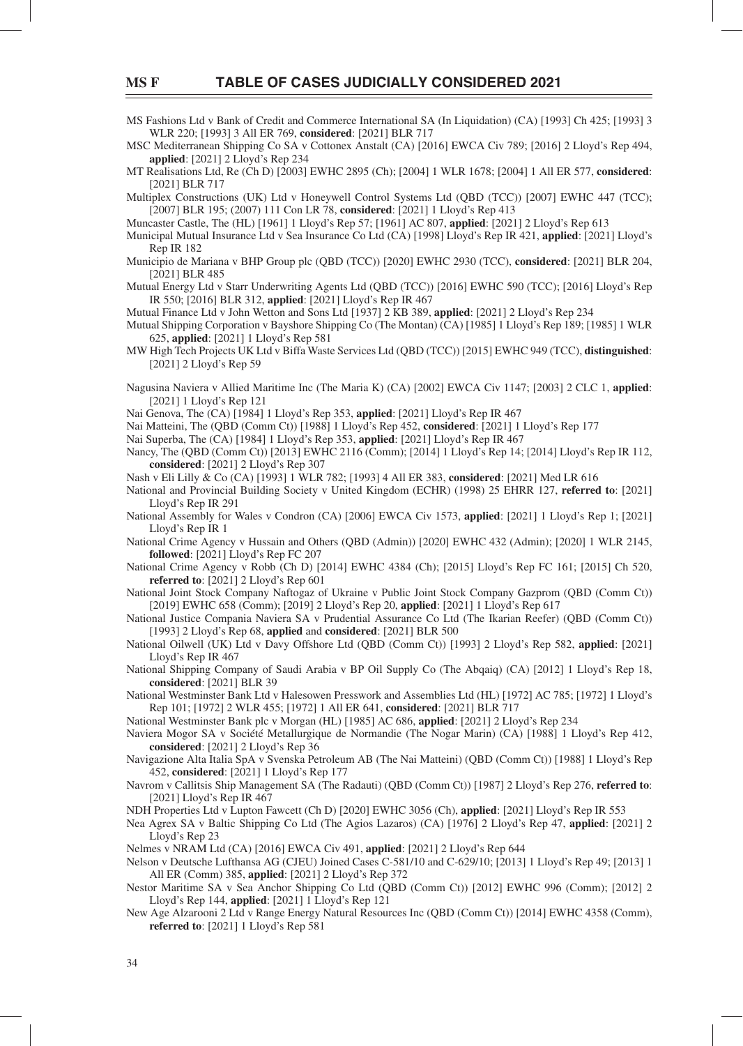MS Fashions Ltd v Bank of Credit and Commerce International SA (In Liquidation) (CA) [1993] Ch 425; [1993] 3 WLR 220; [1993] 3 All ER 769, **considered**: [2021] BLR 717

MSC Mediterranean Shipping Co SA v Cottonex Anstalt (CA) [2016] EWCA Civ 789; [2016] 2 Lloyd's Rep 494, **applied**: [2021] 2 Lloyd's Rep 234

MT Realisations Ltd, Re (Ch D) [2003] EWHC 2895 (Ch); [2004] 1 WLR 1678; [2004] 1 All ER 577, **considered**: [2021] BLR 717

Multiplex Constructions (UK) Ltd v Honeywell Control Systems Ltd (QBD (TCC)) [2007] EWHC 447 (TCC); [2007] BLR 195; (2007) 111 Con LR 78, **considered**: [2021] 1 Lloyd's Rep 413

Muncaster Castle, The (HL) [1961] 1 Lloyd's Rep 57; [1961] AC 807, **applied**: [2021] 2 Lloyd's Rep 613

Municipal Mutual Insurance Ltd v Sea Insurance Co Ltd (CA) [1998] Lloyd's Rep IR 421, **applied**: [2021] Lloyd's Rep IR 182

Municipio de Mariana v BHP Group plc (QBD (TCC)) [2020] EWHC 2930 (TCC), **considered**: [2021] BLR 204, [2021] BLR 485

Mutual Energy Ltd v Starr Underwriting Agents Ltd (QBD (TCC)) [2016] EWHC 590 (TCC); [2016] Lloyd's Rep IR 550; [2016] BLR 312, **applied**: [2021] Lloyd's Rep IR 467

Mutual Finance Ltd v John Wetton and Sons Ltd [1937] 2 KB 389, **applied**: [2021] 2 Lloyd's Rep 234

Mutual Shipping Corporation v Bayshore Shipping Co (The Montan) (CA) [1985] 1 Lloyd's Rep 189; [1985] 1 WLR 625, **applied**: [2021] 1 Lloyd's Rep 581

MW High Tech Projects UK Ltd v Biffa Waste Services Ltd (QBD (TCC)) [2015] EWHC 949 (TCC), **distinguished**: [2021] 2 Lloyd's Rep 59

Nagusina Naviera v Allied Maritime Inc (The Maria K) (CA) [2002] EWCA Civ 1147; [2003] 2 CLC 1, **applied**: [2021] 1 Lloyd's Rep 121

Nai Genova, The (CA) [1984] 1 Lloyd's Rep 353, **applied**: [2021] Lloyd's Rep IR 467

Nai Matteini, The (QBD (Comm Ct)) [1988] 1 Lloyd's Rep 452, **considered**: [2021] 1 Lloyd's Rep 177

Nai Superba, The (CA) [1984] 1 Lloyd's Rep 353, **applied**: [2021] Lloyd's Rep IR 467

Nancy, The (QBD (Comm Ct)) [2013] EWHC 2116 (Comm); [2014] 1 Lloyd's Rep 14; [2014] Lloyd's Rep IR 112, **considered**: [2021] 2 Lloyd's Rep 307

Nash v Eli Lilly & Co (CA) [1993] 1 WLR 782; [1993] 4 All ER 383, **considered**: [2021] Med LR 616

National and Provincial Building Society v United Kingdom (ECHR) (1998) 25 EHRR 127, **referred to**: [2021] Lloyd's Rep IR 291

National Assembly for Wales v Condron (CA) [2006] EWCA Civ 1573, **applied**: [2021] 1 Lloyd's Rep 1; [2021] Lloyd's Rep IR 1

National Crime Agency v Hussain and Others (QBD (Admin)) [2020] EWHC 432 (Admin); [2020] 1 WLR 2145, **followed**: [2021] Lloyd's Rep FC 207

National Crime Agency v Robb (Ch D) [2014] EWHC 4384 (Ch); [2015] Lloyd's Rep FC 161; [2015] Ch 520, **referred to**: [2021] 2 Lloyd's Rep 601

National Joint Stock Company Naftogaz of Ukraine v Public Joint Stock Company Gazprom (QBD (Comm Ct)) [2019] EWHC 658 (Comm); [2019] 2 Lloyd's Rep 20, **applied**: [2021] 1 Lloyd's Rep 617

National Justice Compania Naviera SA v Prudential Assurance Co Ltd (The Ikarian Reefer) (QBD (Comm Ct)) [1993] 2 Lloyd's Rep 68, **applied** and **considered**: [2021] BLR 500

National Oilwell (UK) Ltd v Davy Offshore Ltd (QBD (Comm Ct)) [1993] 2 Lloyd's Rep 582, **applied**: [2021] Lloyd's Rep IR 467

National Shipping Company of Saudi Arabia v BP Oil Supply Co (The Abqaiq) (CA) [2012] 1 Lloyd's Rep 18, **considered**: [2021] BLR 39

National Westminster Bank Ltd v Halesowen Presswork and Assemblies Ltd (HL) [1972] AC 785; [1972] 1 Lloyd's Rep 101; [1972] 2 WLR 455; [1972] 1 All ER 641, **considered**: [2021] BLR 717

National Westminster Bank plc v Morgan (HL) [1985] AC 686, **applied**: [2021] 2 Lloyd's Rep 234

Naviera Mogor SA v Société Metallurgique de Normandie (The Nogar Marin) (CA) [1988] 1 Lloyd's Rep 412, **considered**: [2021] 2 Lloyd's Rep 36

Navigazione Alta Italia SpA v Svenska Petroleum AB (The Nai Matteini) (QBD (Comm Ct)) [1988] 1 Lloyd's Rep 452, **considered**: [2021] 1 Lloyd's Rep 177

Navrom v Callitsis Ship Management SA (The Radauti) (QBD (Comm Ct)) [1987] 2 Lloyd's Rep 276, **referred to**: [2021] Lloyd's Rep IR 467

NDH Properties Ltd v Lupton Fawcett (Ch D) [2020] EWHC 3056 (Ch), **applied**: [2021] Lloyd's Rep IR 553

Nea Agrex SA v Baltic Shipping Co Ltd (The Agios Lazaros) (CA) [1976] 2 Lloyd's Rep 47, **applied**: [2021] 2 Lloyd's Rep 23

Nelmes v NRAM Ltd (CA) [2016] EWCA Civ 491, **applied**: [2021] 2 Lloyd's Rep 644

Nelson v Deutsche Lufthansa AG (CJEU) Joined Cases C-581/10 and C-629/10; [2013] 1 Lloyd's Rep 49; [2013] 1 All ER (Comm) 385, **applied**: [2021] 2 Lloyd's Rep 372

Nestor Maritime SA v Sea Anchor Shipping Co Ltd (QBD (Comm Ct)) [2012] EWHC 996 (Comm); [2012] 2 Lloyd's Rep 144, **applied**: [2021] 1 Lloyd's Rep 121

New Age Alzarooni 2 Ltd v Range Energy Natural Resources Inc (QBD (Comm Ct)) [2014] EWHC 4358 (Comm), **referred to**: [2021] 1 Lloyd's Rep 581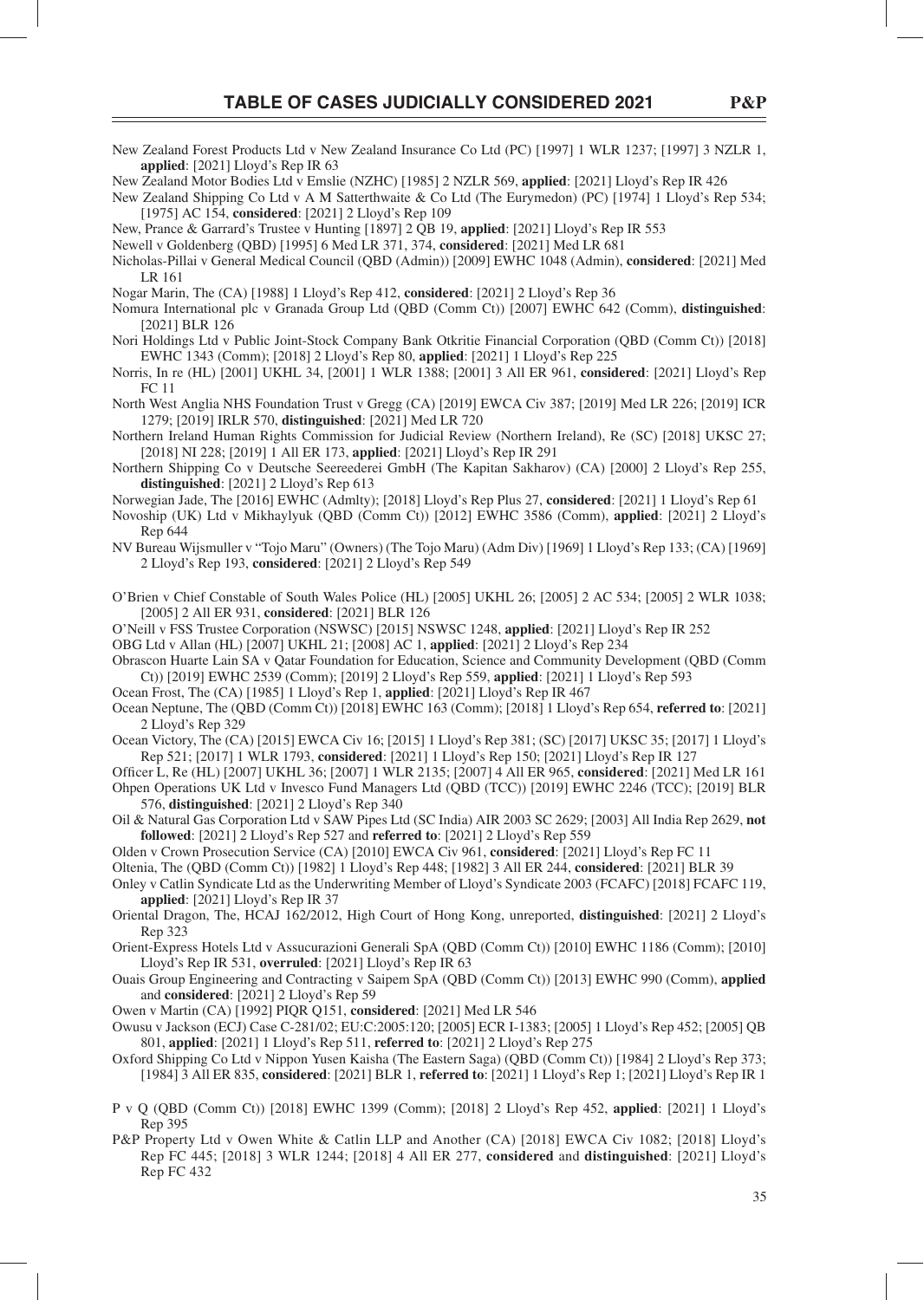New Zealand Forest Products Ltd v New Zealand Insurance Co Ltd (PC) [1997] 1 WLR 1237; [1997] 3 NZLR 1, **applied**: [2021] Lloyd's Rep IR 63

New Zealand Motor Bodies Ltd v Emslie (NZHC) [1985] 2 NZLR 569, **applied**: [2021] Lloyd's Rep IR 426

New Zealand Shipping Co Ltd v A M Satterthwaite & Co Ltd (The Eurymedon) (PC) [1974] 1 Lloyd's Rep 534; [1975] AC 154, **considered**: [2021] 2 Lloyd's Rep 109

New, Prance & Garrard's Trustee v Hunting [1897] 2 QB 19, **applied**: [2021] Lloyd's Rep IR 553

Newell v Goldenberg (QBD) [1995] 6 Med LR 371, 374, **considered**: [2021] Med LR 681

Nicholas-Pillai v General Medical Council (QBD (Admin)) [2009] EWHC 1048 (Admin), **considered**: [2021] Med LR 161

Nogar Marin, The (CA) [1988] 1 Lloyd's Rep 412, **considered**: [2021] 2 Lloyd's Rep 36

Nomura International plc v Granada Group Ltd (QBD (Comm Ct)) [2007] EWHC 642 (Comm), **distinguished**: [2021] BLR 126

Nori Holdings Ltd v Public Joint-Stock Company Bank Otkritie Financial Corporation (QBD (Comm Ct)) [2018] EWHC 1343 (Comm); [2018] 2 Lloyd's Rep 80, **applied**: [2021] 1 Lloyd's Rep 225

Norris, In re (HL) [2001] UKHL 34, [2001] 1 WLR 1388; [2001] 3 All ER 961, **considered**: [2021] Lloyd's Rep FC 11

North West Anglia NHS Foundation Trust v Gregg (CA) [2019] EWCA Civ 387; [2019] Med LR 226; [2019] ICR 1279; [2019] IRLR 570, **distinguished**: [2021] Med LR 720

Northern Ireland Human Rights Commission for Judicial Review (Northern Ireland), Re (SC) [2018] UKSC 27; [2018] NI 228; [2019] 1 All ER 173, **applied**: [2021] Lloyd's Rep IR 291

Northern Shipping Co v Deutsche Seereederei GmbH (The Kapitan Sakharov) (CA) [2000] 2 Lloyd's Rep 255, **distinguished**: [2021] 2 Lloyd's Rep 613

Norwegian Jade, The [2016] EWHC (Admlty); [2018] Lloyd's Rep Plus 27, **considered**: [2021] 1 Lloyd's Rep 61

Novoship (UK) Ltd v Mikhaylyuk (QBD (Comm Ct)) [2012] EWHC 3586 (Comm), **applied**: [2021] 2 Lloyd's Rep 644

NV Bureau Wijsmuller v "Tojo Maru" (Owners) (The Tojo Maru) (Adm Div) [1969] 1 Lloyd's Rep 133; (CA) [1969] 2 Lloyd's Rep 193, **considered**: [2021] 2 Lloyd's Rep 549

O'Brien v Chief Constable of South Wales Police (HL) [2005] UKHL 26; [2005] 2 AC 534; [2005] 2 WLR 1038; [2005] 2 All ER 931, **considered**: [2021] BLR 126

O'Neill v FSS Trustee Corporation (NSWSC) [2015] NSWSC 1248, **applied**: [2021] Lloyd's Rep IR 252

OBG Ltd v Allan (HL) [2007] UKHL 21; [2008] AC 1, **applied**: [2021] 2 Lloyd's Rep 234

Obrascon Huarte Lain SA v Qatar Foundation for Education, Science and Community Development (QBD (Comm Ct)) [2019] EWHC 2539 (Comm); [2019] 2 Lloyd's Rep 559, **applied**: [2021] 1 Lloyd's Rep 593

Ocean Frost, The (CA) [1985] 1 Lloyd's Rep 1, **applied**: [2021] Lloyd's Rep IR 467

Ocean Neptune, The (QBD (Comm Ct)) [2018] EWHC 163 (Comm); [2018] 1 Lloyd's Rep 654, **referred to**: [2021] 2 Lloyd's Rep 329

Ocean Victory, The (CA) [2015] EWCA Civ 16; [2015] 1 Lloyd's Rep 381; (SC) [2017] UKSC 35; [2017] 1 Lloyd's Rep 521; [2017] 1 WLR 1793, **considered**: [2021] 1 Lloyd's Rep 150; [2021] Lloyd's Rep IR 127

Officer L, Re (HL) [2007] UKHL 36; [2007] 1 WLR 2135; [2007] 4 All ER 965, **considered**: [2021] Med LR 161

Ohpen Operations UK Ltd v Invesco Fund Managers Ltd (QBD (TCC)) [2019] EWHC 2246 (TCC); [2019] BLR 576, **distinguished**: [2021] 2 Lloyd's Rep 340

Oil & Natural Gas Corporation Ltd v SAW Pipes Ltd (SC India) AIR 2003 SC 2629; [2003] All India Rep 2629, **not followed**: [2021] 2 Lloyd's Rep 527 and **referred to**: [2021] 2 Lloyd's Rep 559

Olden v Crown Prosecution Service (CA) [2010] EWCA Civ 961, **considered**: [2021] Lloyd's Rep FC 11

Oltenia, The (QBD (Comm Ct)) [1982] 1 Lloyd's Rep 448; [1982] 3 All ER 244, **considered**: [2021] BLR 39

Onley v Catlin Syndicate Ltd as the Underwriting Member of Lloyd's Syndicate 2003 (FCAFC) [2018] FCAFC 119, **applied**: [2021] Lloyd's Rep IR 37

Oriental Dragon, The, HCAJ 162/2012, High Court of Hong Kong, unreported, **distinguished**: [2021] 2 Lloyd's Rep 323

Orient-Express Hotels Ltd v Assucurazioni Generali SpA (QBD (Comm Ct)) [2010] EWHC 1186 (Comm); [2010] Lloyd's Rep IR 531, **overruled**: [2021] Lloyd's Rep IR 63

Ouais Group Engineering and Contracting v Saipem SpA (QBD (Comm Ct)) [2013] EWHC 990 (Comm), **applied** and **considered**: [2021] 2 Lloyd's Rep 59

Owen v Martin (CA) [1992] PIQR Q151, **considered**: [2021] Med LR 546

Owusu v Jackson (ECJ) Case C-281/02; EU:C:2005:120; [2005] ECR I-1383; [2005] 1 Lloyd's Rep 452; [2005] QB 801, **applied**: [2021] 1 Lloyd's Rep 511, **referred to**: [2021] 2 Lloyd's Rep 275

Oxford Shipping Co Ltd v Nippon Yusen Kaisha (The Eastern Saga) (QBD (Comm Ct)) [1984] 2 Lloyd's Rep 373; [1984] 3 All ER 835, **considered**: [2021] BLR 1, **referred to**: [2021] 1 Lloyd's Rep 1; [2021] Lloyd's Rep IR 1

P v Q (QBD (Comm Ct)) [2018] EWHC 1399 (Comm); [2018] 2 Lloyd's Rep 452, **applied**: [2021] 1 Lloyd's Rep 395

P&P Property Ltd v Owen White & Catlin LLP and Another (CA) [2018] EWCA Civ 1082; [2018] Lloyd's Rep FC 445; [2018] 3 WLR 1244; [2018] 4 All ER 277, **considered** and **distinguished**: [2021] Lloyd's Rep FC 432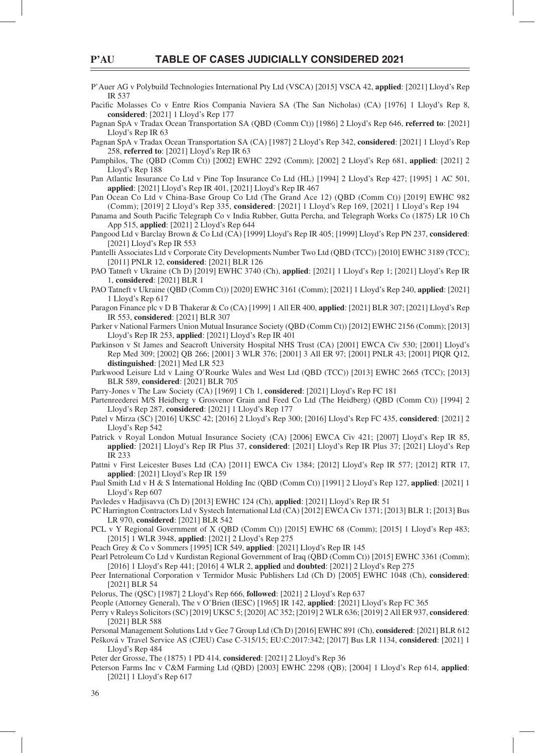P'Auer AG v Polybuild Technologies International Pty Ltd (VSCA) [2015] VSCA 42, **applied**: [2021] Lloyd's Rep IR 537

Pacific Molasses Co v Entre Rios Compania Naviera SA (The San Nicholas) (CA) [1976] 1 Lloyd's Rep 8, **considered**: [2021] 1 Lloyd's Rep 177

Pagnan SpA v Tradax Ocean Transportation SA (QBD (Comm Ct)) [1986] 2 Lloyd's Rep 646, **referred to**: [2021] Lloyd's Rep IR 63

Pagnan SpA v Tradax Ocean Transportation SA (CA) [1987] 2 Lloyd's Rep 342, **considered**: [2021] 1 Lloyd's Rep 258, **referred to**: [2021] Lloyd's Rep IR 63

Pamphilos, The (QBD (Comm Ct)) [2002] EWHC 2292 (Comm); [2002] 2 Lloyd's Rep 681, **applied**: [2021] 2 Lloyd's Rep 188

Pan Atlantic Insurance Co Ltd v Pine Top Insurance Co Ltd (HL) [1994] 2 Lloyd's Rep 427; [1995] 1 AC 501, **applied**: [2021] Lloyd's Rep IR 401, [2021] Lloyd's Rep IR 467

Pan Ocean Co Ltd v China-Base Group Co Ltd (The Grand Ace 12) (QBD (Comm Ct)) [2019] EWHC 982 (Comm); [2019] 2 Lloyd's Rep 335, **considered**: [2021] 1 Lloyd's Rep 169, [2021] 1 Lloyd's Rep 194

Panama and South Pacific Telegraph Co v India Rubber, Gutta Percha, and Telegraph Works Co (1875) LR 10 Ch App 515, **applied**: [2021] 2 Lloyd's Rep 644

Pangood Ltd v Barclay Brown & Co Ltd (CA) [1999] Lloyd's Rep IR 405; [1999] Lloyd's Rep PN 237, **considered**: [2021] Lloyd's Rep IR 553

Pantelli Associates Ltd v Corporate City Developments Number Two Ltd (QBD (TCC)) [2010] EWHC 3189 (TCC); [2011] PNLR 12, **considered**: [2021] BLR 126

PAO Tatneft v Ukraine (Ch D) [2019] EWHC 3740 (Ch), **applied**: [2021] 1 Lloyd's Rep 1; [2021] Lloyd's Rep IR 1, **considered**: [2021] BLR 1

PAO Tatneft v Ukraine (QBD (Comm Ct)) [2020] EWHC 3161 (Comm); [2021] 1 Lloyd's Rep 240, **applied**: [2021] 1 Lloyd's Rep 617

Paragon Finance plc v D B Thakerar & Co (CA) [1999] 1 All ER 400, **applied**: [2021] BLR 307; [2021] Lloyd's Rep IR 553, **considered**: [2021] BLR 307

Parker v National Farmers Union Mutual Insurance Society (QBD (Comm Ct)) [2012] EWHC 2156 (Comm); [2013] Lloyd's Rep IR 253, **applied**: [2021] Lloyd's Rep IR 401

Parkinson v St James and Seacroft University Hospital NHS Trust (CA) [2001] EWCA Civ 530; [2001] Lloyd's Rep Med 309; [2002] QB 266; [2001] 3 WLR 376; [2001] 3 All ER 97; [2001] PNLR 43; [2001] PIQR Q12, **distinguished**: [2021] Med LR 523

Parkwood Leisure Ltd v Laing O'Rourke Wales and West Ltd (QBD (TCC)) [2013] EWHC 2665 (TCC); [2013] BLR 589, **considered**: [2021] BLR 705

Parry-Jones v The Law Society (CA) [1969] 1 Ch 1, **considered**: [2021] Lloyd's Rep FC 181

Partenreederei M/S Heidberg v Grosvenor Grain and Feed Co Ltd (The Heidberg) (QBD (Comm Ct)) [1994] 2 Lloyd's Rep 287, **considered**: [2021] 1 Lloyd's Rep 177

Patel v Mirza (SC) [2016] UKSC 42; [2016] 2 Lloyd's Rep 300; [2016] Lloyd's Rep FC 435, **considered**: [2021] 2 Lloyd's Rep 542

Patrick v Royal London Mutual Insurance Society (CA) [2006] EWCA Civ 421; [2007] Lloyd's Rep IR 85, **applied**: [2021] Lloyd's Rep IR Plus 37, **considered**: [2021] Lloyd's Rep IR Plus 37; [2021] Lloyd's Rep IR 233

Pattni v First Leicester Buses Ltd (CA) [2011] EWCA Civ 1384; [2012] Lloyd's Rep IR 577; [2012] RTR 17, **applied**: [2021] Lloyd's Rep IR 159

Paul Smith Ltd v H & S International Holding Inc (QBD (Comm Ct)) [1991] 2 Lloyd's Rep 127, **applied**: [2021] 1 Lloyd's Rep 607

Pavledes v Hadjisavva (Ch D) [2013] EWHC 124 (Ch), **applied**: [2021] Lloyd's Rep IR 51

PC Harrington Contractors Ltd v Systech International Ltd (CA) [2012] EWCA Civ 1371; [2013] BLR 1; [2013] Bus LR 970, **considered**: [2021] BLR 542

PCL v Y Regional Government of X (QBD (Comm Ct)) [2015] EWHC 68 (Comm); [2015] 1 Lloyd's Rep 483; [2015] 1 WLR 3948, **applied**: [2021] 2 Lloyd's Rep 275

Peach Grey & Co v Sommers [1995] ICR 549, **applied**: [2021] Lloyd's Rep IR 145

Pearl Petroleum Co Ltd v Kurdistan Regional Government of Iraq (QBD (Comm Ct)) [2015] EWHC 3361 (Comm); [2016] 1 Lloyd's Rep 441; [2016] 4 WLR 2, **applied** and **doubted**: [2021] 2 Lloyd's Rep 275

Peer International Corporation v Termidor Music Publishers Ltd (Ch D) [2005] EWHC 1048 (Ch), **considered**: [2021] BLR 54

Pelorus, The (QSC) [1987] 2 Lloyd's Rep 666, **followed**: [2021] 2 Lloyd's Rep 637

People (Attorney General), The v O'Brien (IESC) [1965] IR 142, **applied**: [2021] Lloyd's Rep FC 365

Perry v Raleys Solicitors (SC) [2019] UKSC 5; [2020] AC 352; [2019] 2 WLR 636; [2019] 2 All ER 937, **considered**: [2021] BLR 588

Personal Management Solutions Ltd v Gee 7 Group Ltd (Ch D) [2016] EWHC 891 (Ch), **considered**: [2021] BLR 612

Pešková v Travel Service AS (CJEU) Case C-315/15; EU:C:2017:342; [2017] Bus LR 1134, **considered**: [2021] 1 Lloyd's Rep 484

Peter der Grosse, The (1875) 1 PD 414, **considered**: [2021] 2 Lloyd's Rep 36

Peterson Farms Inc v C&M Farming Ltd (QBD) [2003] EWHC 2298 (QB); [2004] 1 Lloyd's Rep 614, **applied**: [2021] 1 Lloyd's Rep 617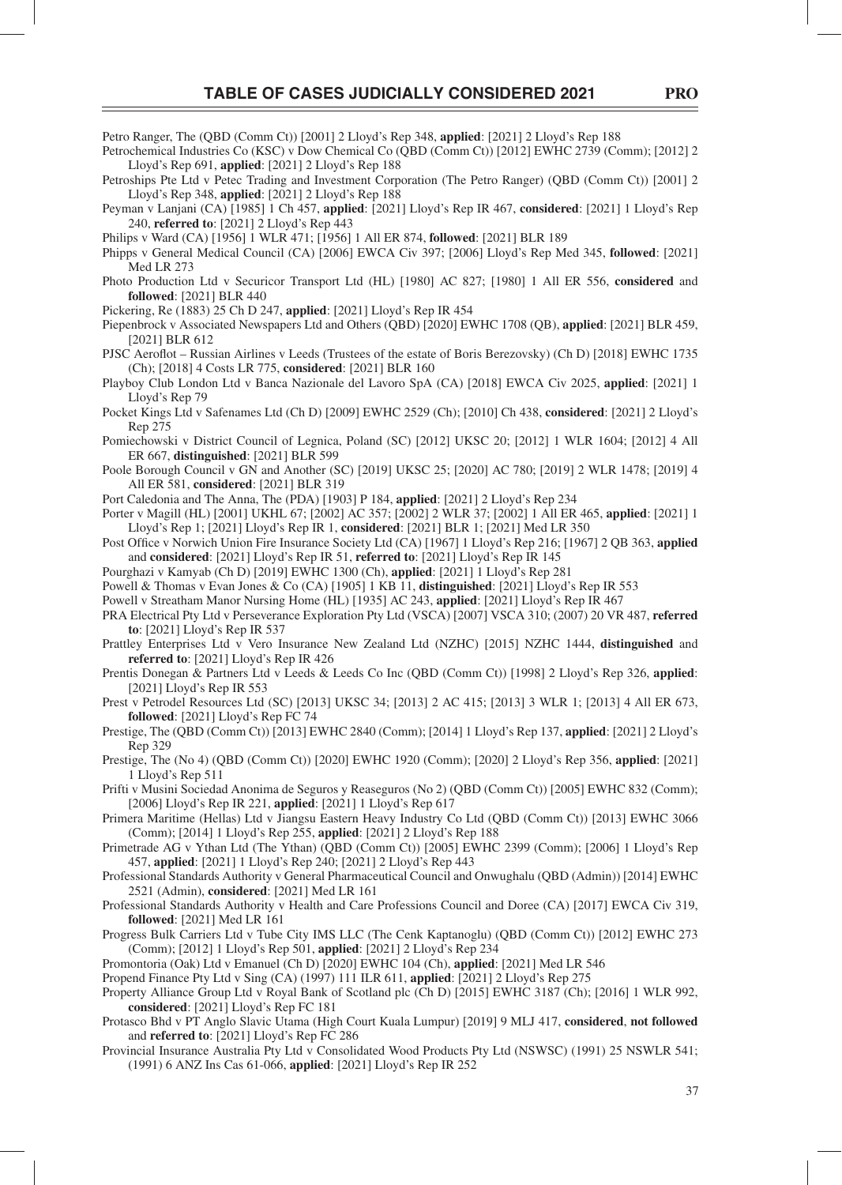Petro Ranger, The (QBD (Comm Ct)) [2001] 2 Lloyd's Rep 348, **applied**: [2021] 2 Lloyd's Rep 188

Petrochemical Industries Co (KSC) v Dow Chemical Co (QBD (Comm Ct)) [2012] EWHC 2739 (Comm); [2012] 2 Lloyd's Rep 691, **applied**: [2021] 2 Lloyd's Rep 188

Petroships Pte Ltd v Petec Trading and Investment Corporation (The Petro Ranger) (QBD (Comm Ct)) [2001] 2 Lloyd's Rep 348, **applied**: [2021] 2 Lloyd's Rep 188

Peyman v Lanjani (CA) [1985] 1 Ch 457, **applied**: [2021] Lloyd's Rep IR 467, **considered**: [2021] 1 Lloyd's Rep 240, **referred to**: [2021] 2 Lloyd's Rep 443

Philips v Ward (CA) [1956] 1 WLR 471; [1956] 1 All ER 874, **followed**: [2021] BLR 189

Phipps v General Medical Council (CA) [2006] EWCA Civ 397; [2006] Lloyd's Rep Med 345, **followed**: [2021] Med LR 273

Photo Production Ltd v Securicor Transport Ltd (HL) [1980] AC 827; [1980] 1 All ER 556, **considered** and **followed**: [2021] BLR 440

Pickering, Re (1883) 25 Ch D 247, **applied**: [2021] Lloyd's Rep IR 454

Piepenbrock v Associated Newspapers Ltd and Others (QBD) [2020] EWHC 1708 (QB), **applied**: [2021] BLR 459, [2021] BLR 612

PJSC Aeroflot – Russian Airlines v Leeds (Trustees of the estate of Boris Berezovsky) (Ch D) [2018] EWHC 1735 (Ch); [2018] 4 Costs LR 775, **considered**: [2021] BLR 160

Playboy Club London Ltd v Banca Nazionale del Lavoro SpA (CA) [2018] EWCA Civ 2025, **applied**: [2021] 1 Lloyd's Rep 79

Pocket Kings Ltd v Safenames Ltd (Ch D) [2009] EWHC 2529 (Ch); [2010] Ch 438, **considered**: [2021] 2 Lloyd's Rep 275

Pomiechowski v District Council of Legnica, Poland (SC) [2012] UKSC 20; [2012] 1 WLR 1604; [2012] 4 All ER 667, **distinguished**: [2021] BLR 599

Poole Borough Council v GN and Another (SC) [2019] UKSC 25; [2020] AC 780; [2019] 2 WLR 1478; [2019] 4 All ER 581, **considered**: [2021] BLR 319

Port Caledonia and The Anna, The (PDA) [1903] P 184, **applied**: [2021] 2 Lloyd's Rep 234

Porter v Magill (HL) [2001] UKHL 67; [2002] AC 357; [2002] 2 WLR 37; [2002] 1 All ER 465, **applied**: [2021] 1 Lloyd's Rep 1; [2021] Lloyd's Rep IR 1, **considered**: [2021] BLR 1; [2021] Med LR 350

Post Office v Norwich Union Fire Insurance Society Ltd (CA) [1967] 1 Lloyd's Rep 216; [1967] 2 QB 363, **applied** and **considered**: [2021] Lloyd's Rep IR 145

Pourghazi v Kamyab (Ch D) [2019] EWHC 1300 (Ch), **applied**: [2021] 1 Lloyd's Rep 281

Powell & Thomas v Evan Jones & Co (CA) [1905] 1 KB 11, **distinguished**: [2021] Lloyd's Rep IR 553

Powell v Streatham Manor Nursing Home (HL) [1935] AC 243, **applied**: [2021] Lloyd's Rep IR 467

PRA Electrical Pty Ltd v Perseverance Exploration Pty Ltd (VSCA) [2007] VSCA 310; (2007) 20 VR 487, **referred to**: [2021] Lloyd's Rep IR 537

Prattley Enterprises Ltd v Vero Insurance New Zealand Ltd (NZHC) [2015] NZHC 1444, **distinguished** and **referred to**: [2021] Lloyd's Rep IR 426

Prentis Donegan & Partners Ltd v Leeds & Leeds Co Inc (QBD (Comm Ct)) [1998] 2 Lloyd's Rep 326, **applied**: [2021] Lloyd's Rep IR 51, **referred to**: [2021] Lloyd's Rep IR 553

Prest v Petrodel Resources Ltd (SC) [2013] UKSC 34; [2013] 2 AC 415; [2013] 3 WLR 1; [2013] 4 All ER 673, **followed**: [2021] Lloyd's Rep FC 74

Prestige, The (QBD (Comm Ct)) [2013] EWHC 2840 (Comm); [2014] 1 Lloyd's Rep 137, **applied**: [2021] 2 Lloyd's Rep 329

Prestige, The (No 4) (QBD (Comm Ct)) [2020] EWHC 1920 (Comm); [2020] 2 Lloyd's Rep 356, **applied**: [2021] 1 Lloyd's Rep 511

Prifti v Musini Sociedad Anonima de Seguros y Reaseguros (No 2) (QBD (Comm Ct)) [2005] EWHC 832 (Comm); [2006] Lloyd's Rep IR 221, **applied**: [2021] 1 Lloyd's Rep 617

Primera Maritime (Hellas) Ltd v Jiangsu Eastern Heavy Industry Co Ltd (QBD (Comm Ct)) [2013] EWHC 3066 (Comm); [2014] 1 Lloyd's Rep 255, **applied**: [2021] 2 Lloyd's Rep 188

Primetrade AG v Ythan Ltd (The Ythan) (QBD (Comm Ct)) [2005] EWHC 2399 (Comm); [2006] 1 Lloyd's Rep 457, **applied**: [2021] 1 Lloyd's Rep 240; [2021] 2 Lloyd's Rep 443

Professional Standards Authority v General Pharmaceutical Council and Onwughalu (QBD (Admin)) [2014] EWHC 2521 (Admin), **considered**: [2021] Med LR 161

Professional Standards Authority v Health and Care Professions Council and Doree (CA) [2017] EWCA Civ 319, **followed**: [2021] Med LR 161

Progress Bulk Carriers Ltd v Tube City IMS LLC (The Cenk Kaptanoglu) (QBD (Comm Ct)) [2012] EWHC 273 (Comm); [2012] 1 Lloyd's Rep 501, **applied**: [2021] 2 Lloyd's Rep 234

Promontoria (Oak) Ltd v Emanuel (Ch D) [2020] EWHC 104 (Ch), **applied**: [2021] Med LR 546

Propend Finance Pty Ltd v Sing (CA) (1997) 111 ILR 611, **applied**: [2021] 2 Lloyd's Rep 275

Property Alliance Group Ltd v Royal Bank of Scotland plc (Ch D) [2015] EWHC 3187 (Ch); [2016] 1 WLR 992, **considered**: [2021] Lloyd's Rep FC 181

Protasco Bhd v PT Anglo Slavic Utama (High Court Kuala Lumpur) [2019] 9 MLJ 417, **considered**, **not followed** and **referred to**: [2021] Lloyd's Rep FC 286

Provincial Insurance Australia Pty Ltd v Consolidated Wood Products Pty Ltd (NSWSC) (1991) 25 NSWLR 541; (1991) 6 ANZ Ins Cas 61-066, **applied**: [2021] Lloyd's Rep IR 252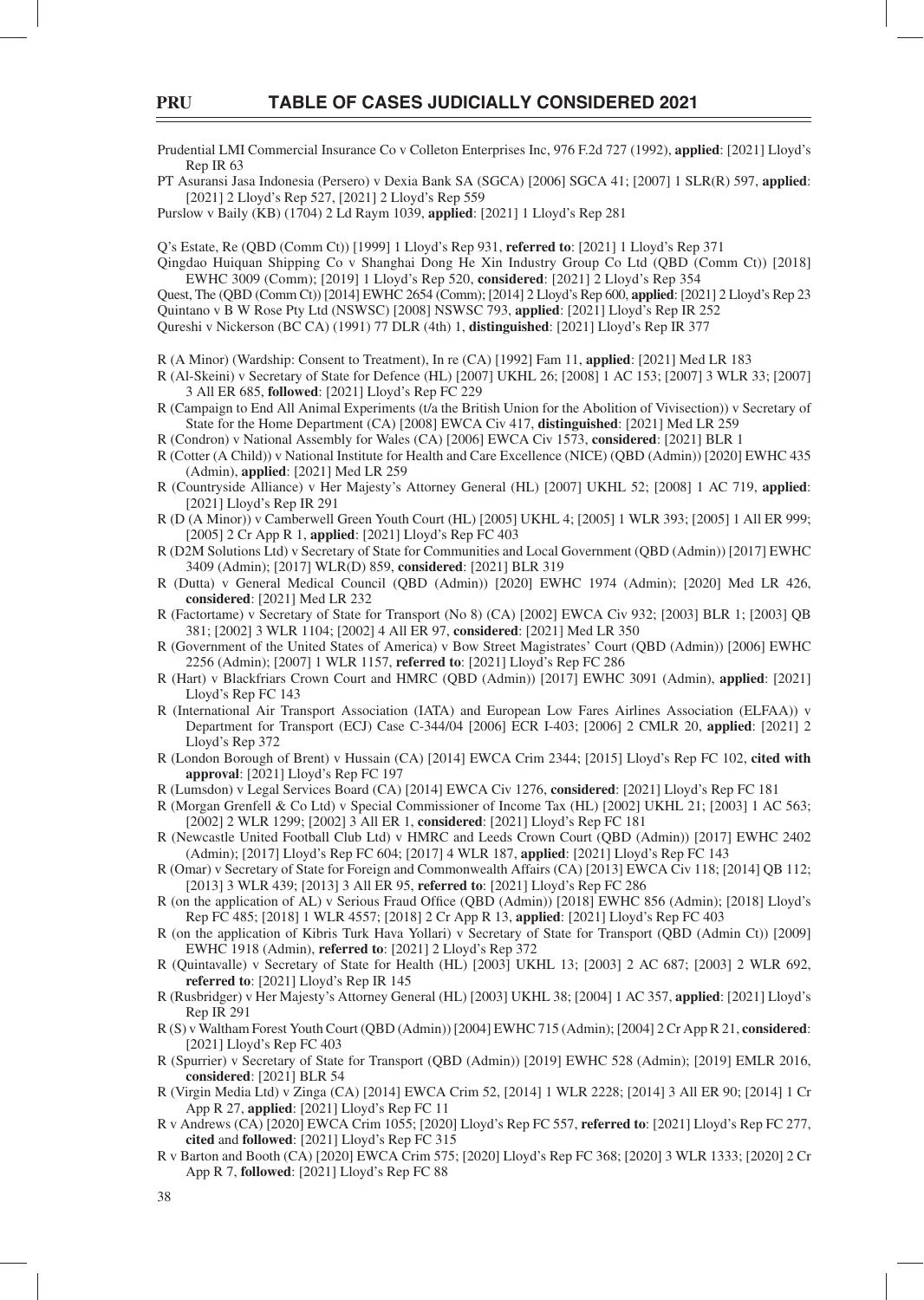Prudential LMI Commercial Insurance Co v Colleton Enterprises Inc, 976 F.2d 727 (1992), **applied**: [2021] Lloyd's Rep IR 63

PT Asuransi Jasa Indonesia (Persero) v Dexia Bank SA (SGCA) [2006] SGCA 41; [2007] 1 SLR(R) 597, **applied**: [2021] 2 Lloyd's Rep 527, [2021] 2 Lloyd's Rep 559

Purslow v Baily (KB) (1704) 2 Ld Raym 1039, **applied**: [2021] 1 Lloyd's Rep 281

Q's Estate, Re (QBD (Comm Ct)) [1999] 1 Lloyd's Rep 931, **referred to**: [2021] 1 Lloyd's Rep 371

Qingdao Huiquan Shipping Co v Shanghai Dong He Xin Industry Group Co Ltd (QBD (Comm Ct)) [2018] EWHC 3009 (Comm); [2019] 1 Lloyd's Rep 520, **considered**: [2021] 2 Lloyd's Rep 354

Quest, The (QBD (Comm Ct)) [2014] EWHC 2654 (Comm); [2014] 2 Lloyd's Rep 600, **applied**: [2021] 2 Lloyd's Rep 23

Quintano v B W Rose Pty Ltd (NSWSC) [2008] NSWSC 793, **applied**: [2021] Lloyd's Rep IR 252

Qureshi v Nickerson (BC CA) (1991) 77 DLR (4th) 1, **distinguished**: [2021] Lloyd's Rep IR 377

R (A Minor) (Wardship: Consent to Treatment), In re (CA) [1992] Fam 11, **applied**: [2021] Med LR 183

R (Al-Skeini) v Secretary of State for Defence (HL) [2007] UKHL 26; [2008] 1 AC 153; [2007] 3 WLR 33; [2007] 3 All ER 685, **followed**: [2021] Lloyd's Rep FC 229

R (Campaign to End All Animal Experiments (t/a the British Union for the Abolition of Vivisection)) v Secretary of State for the Home Department (CA) [2008] EWCA Civ 417, **distinguished**: [2021] Med LR 259

R (Condron) v National Assembly for Wales (CA) [2006] EWCA Civ 1573, **considered**: [2021] BLR 1

R (Cotter (A Child)) v National Institute for Health and Care Excellence (NICE) (QBD (Admin)) [2020] EWHC 435 (Admin), **applied**: [2021] Med LR 259

R (Countryside Alliance) v Her Majesty's Attorney General (HL) [2007] UKHL 52; [2008] 1 AC 719, **applied**: [2021] Lloyd's Rep IR 291

R (D (A Minor)) v Camberwell Green Youth Court (HL) [2005] UKHL 4; [2005] 1 WLR 393; [2005] 1 All ER 999; [2005] 2 Cr App R 1, **applied**: [2021] Lloyd's Rep FC 403

R (D2M Solutions Ltd) v Secretary of State for Communities and Local Government (QBD (Admin)) [2017] EWHC 3409 (Admin); [2017] WLR(D) 859, **considered**: [2021] BLR 319

R (Dutta) v General Medical Council (QBD (Admin)) [2020] EWHC 1974 (Admin); [2020] Med LR 426, **considered**: [2021] Med LR 232

R (Factortame) v Secretary of State for Transport (No 8) (CA) [2002] EWCA Civ 932; [2003] BLR 1; [2003] QB 381; [2002] 3 WLR 1104; [2002] 4 All ER 97, **considered**: [2021] Med LR 350

R (Government of the United States of America) v Bow Street Magistrates' Court (QBD (Admin)) [2006] EWHC 2256 (Admin); [2007] 1 WLR 1157, **referred to**: [2021] Lloyd's Rep FC 286

R (Hart) v Blackfriars Crown Court and HMRC (QBD (Admin)) [2017] EWHC 3091 (Admin), **applied**: [2021] Lloyd's Rep FC 143

R (International Air Transport Association (IATA) and European Low Fares Airlines Association (ELFAA)) v Department for Transport (ECJ) Case C-344/04 [2006] ECR I-403; [2006] 2 CMLR 20, **applied**: [2021] 2 Lloyd's Rep 372

R (London Borough of Brent) v Hussain (CA) [2014] EWCA Crim 2344; [2015] Lloyd's Rep FC 102, **cited with approval**: [2021] Lloyd's Rep FC 197

R (Lumsdon) v Legal Services Board (CA) [2014] EWCA Civ 1276, **considered**: [2021] Lloyd's Rep FC 181

R (Morgan Grenfell & Co Ltd) v Special Commissioner of Income Tax (HL) [2002] UKHL 21; [2003] 1 AC 563; [2002] 2 WLR 1299; [2002] 3 All ER 1, **considered**: [2021] Lloyd's Rep FC 181

R (Newcastle United Football Club Ltd) v HMRC and Leeds Crown Court (QBD (Admin)) [2017] EWHC 2402 (Admin); [2017] Lloyd's Rep FC 604; [2017] 4 WLR 187, **applied**: [2021] Lloyd's Rep FC 143

R (Omar) v Secretary of State for Foreign and Commonwealth Affairs (CA) [2013] EWCA Civ 118; [2014] QB 112; [2013] 3 WLR 439; [2013] 3 All ER 95, **referred to**: [2021] Lloyd's Rep FC 286

R (on the application of AL) v Serious Fraud Office (QBD (Admin)) [2018] EWHC 856 (Admin); [2018] Lloyd's Rep FC 485; [2018] 1 WLR 4557; [2018] 2 Cr App R 13, **applied**: [2021] Lloyd's Rep FC 403

R (on the application of Kibris Turk Hava Yollari) v Secretary of State for Transport (QBD (Admin Ct)) [2009] EWHC 1918 (Admin), **referred to**: [2021] 2 Lloyd's Rep 372

R (Quintavalle) v Secretary of State for Health (HL) [2003] UKHL 13; [2003] 2 AC 687; [2003] 2 WLR 692, **referred to**: [2021] Lloyd's Rep IR 145

R (Rusbridger) v Her Majesty's Attorney General (HL) [2003] UKHL 38; [2004] 1 AC 357, **applied**: [2021] Lloyd's Rep IR 291

R (S) v Waltham Forest Youth Court (QBD (Admin)) [2004] EWHC 715 (Admin); [2004] 2 Cr App R 21, **considered**: [2021] Lloyd's Rep FC 403

R (Spurrier) v Secretary of State for Transport (QBD (Admin)) [2019] EWHC 528 (Admin); [2019] EMLR 2016, **considered**: [2021] BLR 54

R (Virgin Media Ltd) v Zinga (CA) [2014] EWCA Crim 52, [2014] 1 WLR 2228; [2014] 3 All ER 90; [2014] 1 Cr App R 27, **applied**: [2021] Lloyd's Rep FC 11

R v Andrews (CA) [2020] EWCA Crim 1055; [2020] Lloyd's Rep FC 557, **referred to**: [2021] Lloyd's Rep FC 277, **cited** and **followed**: [2021] Lloyd's Rep FC 315

R v Barton and Booth (CA) [2020] EWCA Crim 575; [2020] Lloyd's Rep FC 368; [2020] 3 WLR 1333; [2020] 2 Cr App R 7, **followed**: [2021] Lloyd's Rep FC 88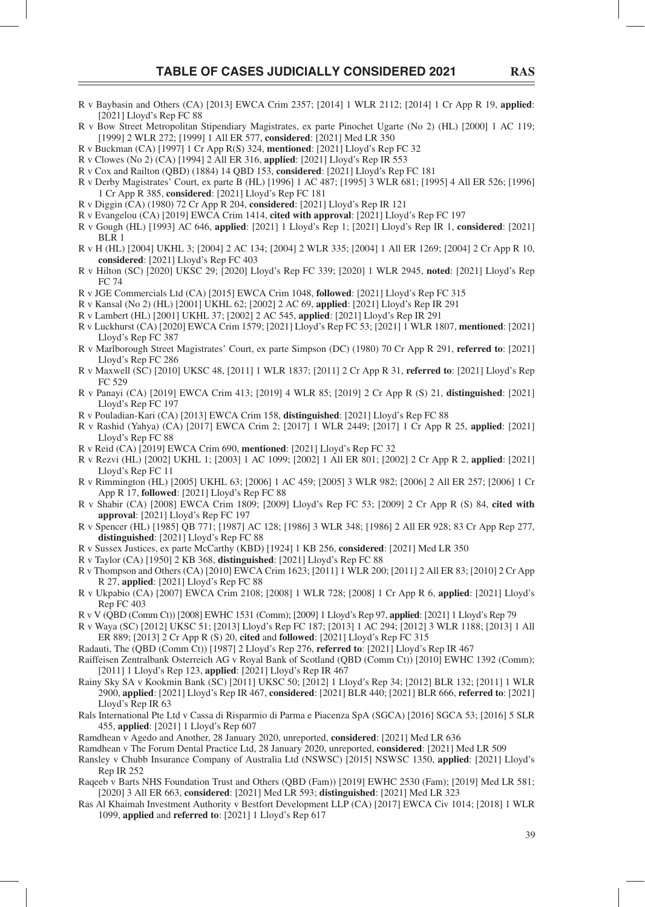R v Baybasin and Others (CA) [2013] EWCA Crim 2357; [2014] 1 WLR 2112; [2014] 1 Cr App R 19, **applied**: [2021] Lloyd's Rep FC 88

R v Bow Street Metropolitan Stipendiary Magistrates, ex parte Pinochet Ugarte (No 2) (HL) [2000] 1 AC 119; [1999] 2 WLR 272; [1999] 1 All ER 577, **considered**: [2021] Med LR 350

R v Buckman (CA) [1997] 1 Cr App R(S) 324, **mentioned**: [2021] Lloyd's Rep FC 32

R v Clowes (No 2) (CA) [1994] 2 All ER 316, **applied**: [2021] Lloyd's Rep IR 553

R v Cox and Railton (QBD) (1884) 14 QBD 153, **considered**: [2021] Lloyd's Rep FC 181

R v Derby Magistrates' Court, ex parte B (HL) [1996] 1 AC 487; [1995] 3 WLR 681; [1995] 4 All ER 526; [1996] 1 Cr App R 385, **considered**: [2021] Lloyd's Rep FC 181

R v Diggin (CA) (1980) 72 Cr App R 204, **considered**: [2021] Lloyd's Rep IR 121

R v Evangelou (CA) [2019] EWCA Crim 1414, **cited with approval**: [2021] Lloyd's Rep FC 197

R v Gough (HL) [1993] AC 646, **applied**: [2021] 1 Lloyd's Rep 1; [2021] Lloyd's Rep IR 1, **considered**: [2021] BLR 1

R v H (HL) [2004] UKHL 3; [2004] 2 AC 134; [2004] 2 WLR 335; [2004] 1 All ER 1269; [2004] 2 Cr App R 10, **considered**: [2021] Lloyd's Rep FC 403

R v Hilton (SC) [2020] UKSC 29; [2020] Lloyd's Rep FC 339; [2020] 1 WLR 2945, **noted**: [2021] Lloyd's Rep FC 74

R v JGE Commercials Ltd (CA) [2015] EWCA Crim 1048, **followed**: [2021] Lloyd's Rep FC 315

R v Kansal (No 2) (HL) [2001] UKHL 62; [2002] 2 AC 69, **applied**: [2021] Lloyd's Rep IR 291

R v Lambert (HL) [2001] UKHL 37; [2002] 2 AC 545, **applied**: [2021] Lloyd's Rep IR 291

R v Luckhurst (CA) [2020] EWCA Crim 1579; [2021] Lloyd's Rep FC 53; [2021] 1 WLR 1807, **mentioned**: [2021] Lloyd's Rep FC 387

R v Marlborough Street Magistrates' Court, ex parte Simpson (DC) (1980) 70 Cr App R 291, **referred to**: [2021] Lloyd's Rep FC 286

R v Maxwell (SC) [2010] UKSC 48, [2011] 1 WLR 1837; [2011] 2 Cr App R 31, **referred to**: [2021] Lloyd's Rep FC 529

R v Panayi (CA) [2019] EWCA Crim 413; [2019] 4 WLR 85; [2019] 2 Cr App R (S) 21, **distinguished**: [2021] Lloyd's Rep FC 197

R v Pouladian-Kari (CA) [2013] EWCA Crim 158, **distinguished**: [2021] Lloyd's Rep FC 88

R v Rashid (Yahya) (CA) [2017] EWCA Crim 2; [2017] 1 WLR 2449; [2017] 1 Cr App R 25, **applied**: [2021] Lloyd's Rep FC 88

R v Reid (CA) [2019] EWCA Crim 690, **mentioned**: [2021] Lloyd's Rep FC 32

R v Rezvi (HL) [2002] UKHL 1; [2003] 1 AC 1099; [2002] 1 All ER 801; [2002] 2 Cr App R 2, **applied**: [2021] Lloyd's Rep FC 11

R v Rimmington (HL) [2005] UKHL 63; [2006] 1 AC 459; [2005] 3 WLR 982; [2006] 2 All ER 257; [2006] 1 Cr App R 17, **followed**: [2021] Lloyd's Rep FC 88

R v Shabir (CA) [2008] EWCA Crim 1809; [2009] Lloyd's Rep FC 53; [2009] 2 Cr App R (S) 84, **cited with approval**: [2021] Lloyd's Rep FC 197

R v Spencer (HL) [1985] QB 771; [1987] AC 128; [1986] 3 WLR 348; [1986] 2 All ER 928; 83 Cr App Rep 277, **distinguished**: [2021] Lloyd's Rep FC 88

R v Sussex Justices, ex parte McCarthy (KBD) [1924] 1 KB 256, **considered**: [2021] Med LR 350

R v Taylor (CA) [1950] 2 KB 368, **distinguished**: [2021] Lloyd's Rep FC 88

R v Thompson and Others (CA) [2010] EWCA Crim 1623; [2011] 1 WLR 200; [2011] 2 All ER 83; [2010] 2 Cr App R 27, **applied**: [2021] Lloyd's Rep FC 88

R v Ukpabio (CA) [2007] EWCA Crim 2108; [2008] 1 WLR 728; [2008] 1 Cr App R 6, **applied**: [2021] Lloyd's Rep FC 403

R v V (QBD (Comm Ct)) [2008] EWHC 1531 (Comm); [2009] 1 Lloyd's Rep 97, **applied**: [2021] 1 Lloyd's Rep 79

R v Waya (SC) [2012] UKSC 51; [2013] Lloyd's Rep FC 187; [2013] 1 AC 294; [2012] 3 WLR 1188; [2013] 1 All ER 889; [2013] 2 Cr App R (S) 20, **cited** and **followed**: [2021] Lloyd's Rep FC 315

Radauti, The (QBD (Comm Ct)) [1987] 2 Lloyd's Rep 276, **referred to**: [2021] Lloyd's Rep IR 467

Raiffeisen Zentralbank Osterreich AG v Royal Bank of Scotland (QBD (Comm Ct)) [2010] EWHC 1392 (Comm); [2011] 1 Lloyd's Rep 123, **applied**: [2021] Lloyd's Rep IR 467

Rainy Sky SA v Kookmin Bank (SC) [2011] UKSC 50; [2012] 1 Lloyd's Rep 34; [2012] BLR 132; [2011] 1 WLR 2900, **applied**: [2021] Lloyd's Rep IR 467, **considered**: [2021] BLR 440; [2021] BLR 666, **referred to**: [2021] Lloyd's Rep IR 63

Rals International Pte Ltd v Cassa di Risparmio di Parma e Piacenza SpA (SGCA) [2016] SGCA 53; [2016] 5 SLR 455, **applied**: [2021] 1 Lloyd's Rep 607

Ramdhean v Agedo and Another, 28 January 2020, unreported, **considered**: [2021] Med LR 636

Ramdhean v The Forum Dental Practice Ltd, 28 January 2020, unreported, **considered**: [2021] Med LR 509

Ransley v Chubb Insurance Company of Australia Ltd (NSWSC) [2015] NSWSC 1350, **applied**: [2021] Lloyd's Rep IR 252

Raqeeb v Barts NHS Foundation Trust and Others (QBD (Fam)) [2019] EWHC 2530 (Fam); [2019] Med LR 581; [2020] 3 All ER 663, **considered**: [2021] Med LR 593; **distinguished**: [2021] Med LR 323

Ras Al Khaimah Investment Authority v Bestfort Development LLP (CA) [2017] EWCA Civ 1014; [2018] 1 WLR 1099, **applied** and **referred to**: [2021] 1 Lloyd's Rep 617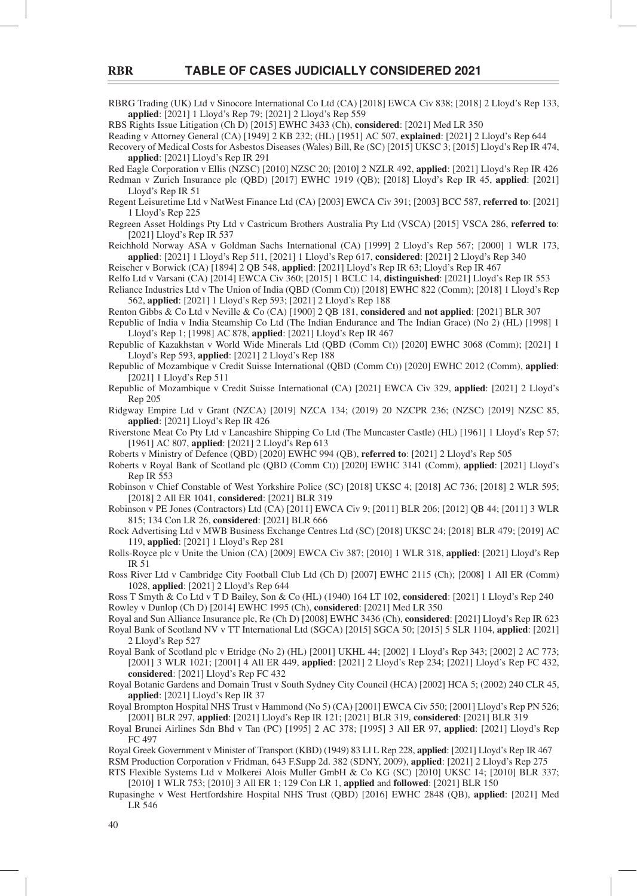RBRG Trading (UK) Ltd v Sinocore International Co Ltd (CA) [2018] EWCA Civ 838; [2018] 2 Lloyd's Rep 133, **applied**: [2021] 1 Lloyd's Rep 79; [2021] 2 Lloyd's Rep 559

RBS Rights Issue Litigation (Ch D) [2015] EWHC 3433 (Ch), **considered**: [2021] Med LR 350

Reading v Attorney General (CA) [1949] 2 KB 232; (HL) [1951] AC 507, **explained**: [2021] 2 Lloyd's Rep 644

Recovery of Medical Costs for Asbestos Diseases (Wales) Bill, Re (SC) [2015] UKSC 3; [2015] Lloyd's Rep IR 474, **applied**: [2021] Lloyd's Rep IR 291

Red Eagle Corporation v Ellis (NZSC) [2010] NZSC 20; [2010] 2 NZLR 492, **applied**: [2021] Lloyd's Rep IR 426

Redman v Zurich Insurance plc (QBD) [2017] EWHC 1919 (QB); [2018] Lloyd's Rep IR 45, **applied**: [2021] Lloyd's Rep IR 51

Regent Leisuretime Ltd v NatWest Finance Ltd (CA) [2003] EWCA Civ 391; [2003] BCC 587, **referred to**: [2021] 1 Lloyd's Rep 225

Regreen Asset Holdings Pty Ltd v Castricum Brothers Australia Pty Ltd (VSCA) [2015] VSCA 286, **referred to**: [2021] Lloyd's Rep IR 537

Reichhold Norway ASA v Goldman Sachs International (CA) [1999] 2 Lloyd's Rep 567; [2000] 1 WLR 173, **applied**: [2021] 1 Lloyd's Rep 511, [2021] 1 Lloyd's Rep 617, **considered**: [2021] 2 Lloyd's Rep 340

Reischer v Borwick (CA) [1894] 2 QB 548, **applied**: [2021] Lloyd's Rep IR 63; Lloyd's Rep IR 467

Relfo Ltd v Varsani (CA) [2014] EWCA Civ 360; [2015] 1 BCLC 14, **distinguished**: [2021] Lloyd's Rep IR 553

Reliance Industries Ltd v The Union of India (QBD (Comm Ct)) [2018] EWHC 822 (Comm); [2018] 1 Lloyd's Rep 562, **applied**: [2021] 1 Lloyd's Rep 593; [2021] 2 Lloyd's Rep 188

Renton Gibbs & Co Ltd v Neville & Co (CA) [1900] 2 QB 181, **considered** and **not applied**: [2021] BLR 307

Republic of India v India Steamship Co Ltd (The Indian Endurance and The Indian Grace) (No 2) (HL) [1998] 1 Lloyd's Rep 1; [1998] AC 878, **applied**: [2021] Lloyd's Rep IR 467

Republic of Kazakhstan v World Wide Minerals Ltd (QBD (Comm Ct)) [2020] EWHC 3068 (Comm); [2021] 1 Lloyd's Rep 593, **applied**: [2021] 2 Lloyd's Rep 188

Republic of Mozambique v Credit Suisse International (QBD (Comm Ct)) [2020] EWHC 2012 (Comm), **applied**: [2021] 1 Lloyd's Rep 511

Republic of Mozambique v Credit Suisse International (CA) [2021] EWCA Civ 329, **applied**: [2021] 2 Lloyd's Rep 205

Ridgway Empire Ltd v Grant (NZCA) [2019] NZCA 134; (2019) 20 NZCPR 236; (NZSC) [2019] NZSC 85, **applied**: [2021] Lloyd's Rep IR 426

Riverstone Meat Co Pty Ltd v Lancashire Shipping Co Ltd (The Muncaster Castle) (HL) [1961] 1 Lloyd's Rep 57; [1961] AC 807, **applied**: [2021] 2 Lloyd's Rep 613

Roberts v Ministry of Defence (QBD) [2020] EWHC 994 (QB), **referred to**: [2021] 2 Lloyd's Rep 505

Roberts v Royal Bank of Scotland plc (QBD (Comm Ct)) [2020] EWHC 3141 (Comm), **applied**: [2021] Lloyd's Rep IR 553

Robinson v Chief Constable of West Yorkshire Police (SC) [2018] UKSC 4; [2018] AC 736; [2018] 2 WLR 595; [2018] 2 All ER 1041, **considered**: [2021] BLR 319

Robinson v PE Jones (Contractors) Ltd (CA) [2011] EWCA Civ 9; [2011] BLR 206; [2012] QB 44; [2011] 3 WLR 815; 134 Con LR 26, **considered**: [2021] BLR 666

Rock Advertising Ltd v MWB Business Exchange Centres Ltd (SC) [2018] UKSC 24; [2018] BLR 479; [2019] AC 119, **applied**: [2021] 1 Lloyd's Rep 281

Rolls-Royce plc v Unite the Union (CA) [2009] EWCA Civ 387; [2010] 1 WLR 318, **applied**: [2021] Lloyd's Rep IR 51

Ross River Ltd v Cambridge City Football Club Ltd (Ch D) [2007] EWHC 2115 (Ch); [2008] 1 All ER (Comm) 1028, **applied**: [2021] 2 Lloyd's Rep 644

Ross T Smyth & Co Ltd v T D Bailey, Son & Co (HL) (1940) 164 LT 102, **considered**: [2021] 1 Lloyd's Rep 240

Rowley v Dunlop (Ch D) [2014] EWHC 1995 (Ch), **considered**: [2021] Med LR 350

Royal and Sun Alliance Insurance plc, Re (Ch D) [2008] EWHC 3436 (Ch), **considered**: [2021] Lloyd's Rep IR 623

Royal Bank of Scotland NV v TT International Ltd (SGCA) [2015] SGCA 50; [2015] 5 SLR 1104, **applied**: [2021] 2 Lloyd's Rep 527

Royal Bank of Scotland plc v Etridge (No 2) (HL) [2001] UKHL 44; [2002] 1 Lloyd's Rep 343; [2002] 2 AC 773; [2001] 3 WLR 1021; [2001] 4 All ER 449, **applied**: [2021] 2 Lloyd's Rep 234; [2021] Lloyd's Rep FC 432, **considered**: [2021] Lloyd's Rep FC 432

Royal Botanic Gardens and Domain Trust v South Sydney City Council (HCA) [2002] HCA 5; (2002) 240 CLR 45, **applied**: [2021] Lloyd's Rep IR 37

Royal Brompton Hospital NHS Trust v Hammond (No 5) (CA) [2001] EWCA Civ 550; [2001] Lloyd's Rep PN 526; [2001] BLR 297, **applied**: [2021] Lloyd's Rep IR 121; [2021] BLR 319, **considered**: [2021] BLR 319

Royal Brunei Airlines Sdn Bhd v Tan (PC) [1995] 2 AC 378; [1995] 3 All ER 97, **applied**: [2021] Lloyd's Rep FC 497

Royal Greek Government v Minister of Transport (KBD) (1949) 83 Ll L Rep 228, **applied**: [2021] Lloyd's Rep IR 467

RSM Production Corporation v Fridman, 643 F.Supp 2d. 382 (SDNY, 2009), **applied**: [2021] 2 Lloyd's Rep 275

RTS Flexible Systems Ltd v Molkerei Alois Muller GmbH & Co KG (SC) [2010] UKSC 14; [2010] BLR 337; [2010] 1 WLR 753; [2010] 3 All ER 1; 129 Con LR 1, **applied** and **followed**: [2021] BLR 150

Rupasinghe v West Hertfordshire Hospital NHS Trust (QBD) [2016] EWHC 2848 (QB), **applied**: [2021] Med LR 546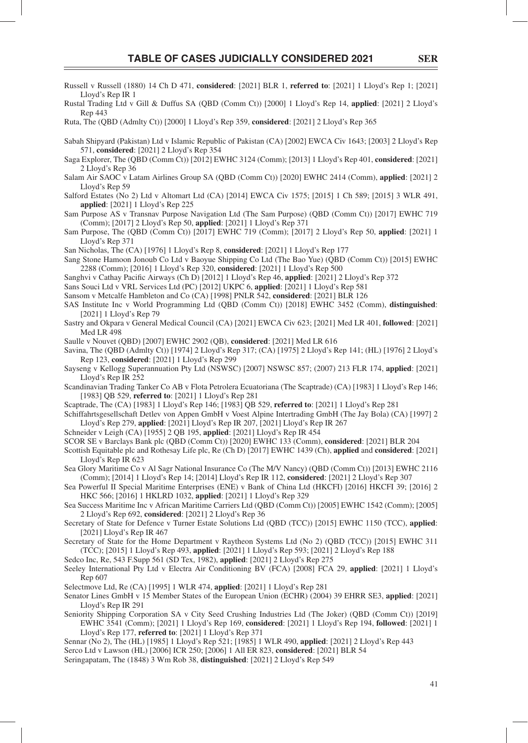Russell v Russell (1880) 14 Ch D 471, **considered**: [2021] BLR 1, **referred to**: [2021] 1 Lloyd's Rep 1; [2021] Lloyd's Rep IR 1

Rustal Trading Ltd v Gill & Duffus SA (QBD (Comm Ct)) [2000] 1 Lloyd's Rep 14, **applied**: [2021] 2 Lloyd's Rep 443

Ruta, The (QBD (Admlty Ct)) [2000] 1 Lloyd's Rep 359, **considered**: [2021] 2 Lloyd's Rep 365

Sabah Shipyard (Pakistan) Ltd v Islamic Republic of Pakistan (CA) [2002] EWCA Civ 1643; [2003] 2 Lloyd's Rep 571, **considered**: [2021] 2 Lloyd's Rep 354

Saga Explorer, The (QBD (Comm Ct)) [2012] EWHC 3124 (Comm); [2013] 1 Lloyd's Rep 401, **considered**: [2021] 2 Lloyd's Rep 36

Salam Air SAOC v Latam Airlines Group SA (QBD (Comm Ct)) [2020] EWHC 2414 (Comm), **applied**: [2021] 2 Lloyd's Rep 59

Salford Estates (No 2) Ltd v Altomart Ltd (CA) [2014] EWCA Civ 1575; [2015] 1 Ch 589; [2015] 3 WLR 491, **applied**: [2021] 1 Lloyd's Rep 225

Sam Purpose AS v Transnav Purpose Navigation Ltd (The Sam Purpose) (QBD (Comm Ct)) [2017] EWHC 719 (Comm); [2017] 2 Lloyd's Rep 50, **applied**: [2021] 1 Lloyd's Rep 371

Sam Purpose, The (QBD (Comm Ct)) [2017] EWHC 719 (Comm); [2017] 2 Lloyd's Rep 50, **applied**: [2021] 1 Lloyd's Rep 371

San Nicholas, The (CA) [1976] 1 Lloyd's Rep 8, **considered**: [2021] 1 Lloyd's Rep 177

Sang Stone Hamoon Jonoub Co Ltd v Baoyue Shipping Co Ltd (The Bao Yue) (QBD (Comm Ct)) [2015] EWHC 2288 (Comm); [2016] 1 Lloyd's Rep 320, **considered**: [2021] 1 Lloyd's Rep 500

Sanghvi v Cathay Pacific Airways (Ch D) [2012] 1 Lloyd's Rep 46, **applied**: [2021] 2 Lloyd's Rep 372

Sans Souci Ltd v VRL Services Ltd (PC) [2012] UKPC 6, **applied**: [2021] 1 Lloyd's Rep 581

Sansom v Metcalfe Hambleton and Co (CA) [1998] PNLR 542, **considered**: [2021] BLR 126

SAS Institute Inc v World Programming Ltd (QBD (Comm Ct)) [2018] EWHC 3452 (Comm), **distinguished**: [2021] 1 Lloyd's Rep 79

Sastry and Okpara v General Medical Council (CA) [2021] EWCA Civ 623; [2021] Med LR 401, **followed**: [2021] Med LR 498

Saulle v Nouvet (QBD) [2007] EWHC 2902 (QB), **considered**: [2021] Med LR 616

Savina, The (QBD (Admlty Ct)) [1974] 2 Lloyd's Rep 317; (CA) [1975] 2 Lloyd's Rep 141; (HL) [1976] 2 Lloyd's Rep 123, **considered**: [2021] 1 Lloyd's Rep 299

Sayseng v Kellogg Superannuation Pty Ltd (NSWSC) [2007] NSWSC 857; (2007) 213 FLR 174, **applied**: [2021] Lloyd's Rep IR 252

Scandinavian Trading Tanker Co AB v Flota Petrolera Ecuatoriana (The Scaptrade) (CA) [1983] 1 Lloyd's Rep 146; [1983] QB 529, **referred to**: [2021] 1 Lloyd's Rep 281

Scaptrade, The (CA) [1983] 1 Lloyd's Rep 146; [1983] QB 529, **referred to**: [2021] 1 Lloyd's Rep 281

Schiffahrtsgesellschaft Detlev von Appen GmbH v Voest Alpine Intertrading GmbH (The Jay Bola) (CA) [1997] 2 Lloyd's Rep 279, **applied**: [2021] Lloyd's Rep IR 207, [2021] Lloyd's Rep IR 267

Schneider v Leigh (CA) [1955] 2 QB 195, **applied**: [2021] Lloyd's Rep IR 454

SCOR SE v Barclays Bank plc (QBD (Comm Ct)) [2020] EWHC 133 (Comm), **considered**: [2021] BLR 204

Scottish Equitable plc and Rothesay Life plc, Re (Ch D) [2017] EWHC 1439 (Ch), **applied** and **considered**: [2021] Lloyd's Rep IR 623

Sea Glory Maritime Co v Al Sagr National Insurance Co (The M/V Nancy) (QBD (Comm Ct)) [2013] EWHC 2116 (Comm); [2014] 1 Lloyd's Rep 14; [2014] Lloyd's Rep IR 112, **considered**: [2021] 2 Lloyd's Rep 307

Sea Powerful II Special Maritime Enterprises (ENE) v Bank of China Ltd (HKCFI) [2016] HKCFI 39; [2016] 2 HKC 566; [2016] 1 HKLRD 1032, **applied**: [2021] 1 Lloyd's Rep 329

Sea Success Maritime Inc v African Maritime Carriers Ltd (QBD (Comm Ct)) [2005] EWHC 1542 (Comm); [2005] 2 Lloyd's Rep 692, **considered**: [2021] 2 Lloyd's Rep 36

Secretary of State for Defence v Turner Estate Solutions Ltd (QBD (TCC)) [2015] EWHC 1150 (TCC), **applied**: [2021] Lloyd's Rep IR 467

Secretary of State for the Home Department v Raytheon Systems Ltd (No 2) (QBD (TCC)) [2015] EWHC 311 (TCC); [2015] 1 Lloyd's Rep 493, **applied**: [2021] 1 Lloyd's Rep 593; [2021] 2 Lloyd's Rep 188

Sedco Inc, Re, 543 F.Supp 561 (SD Tex, 1982), **applied**: [2021] 2 Lloyd's Rep 275

Seeley International Pty Ltd v Electra Air Conditioning BV (FCA) [2008] FCA 29, **applied**: [2021] 1 Lloyd's Rep 607

Selectmove Ltd, Re (CA) [1995] 1 WLR 474, **applied**: [2021] 1 Lloyd's Rep 281

Senator Lines GmbH v 15 Member States of the European Union (ECHR) (2004) 39 EHRR SE3, **applied**: [2021] Lloyd's Rep IR 291

Seniority Shipping Corporation SA v City Seed Crushing Industries Ltd (The Joker) (QBD (Comm Ct)) [2019] EWHC 3541 (Comm); [2021] 1 Lloyd's Rep 169, **considered**: [2021] 1 Lloyd's Rep 194, **followed**: [2021] 1 Lloyd's Rep 177, **referred to**: [2021] 1 Lloyd's Rep 371

Sennar (No 2), The (HL) [1985] 1 Lloyd's Rep 521; [1985] 1 WLR 490, **applied**: [2021] 2 Lloyd's Rep 443

Serco Ltd v Lawson (HL) [2006] ICR 250; [2006] 1 All ER 823, **considered**: [2021] BLR 54

Seringapatam, The (1848) 3 Wm Rob 38, **distinguished**: [2021] 2 Lloyd's Rep 549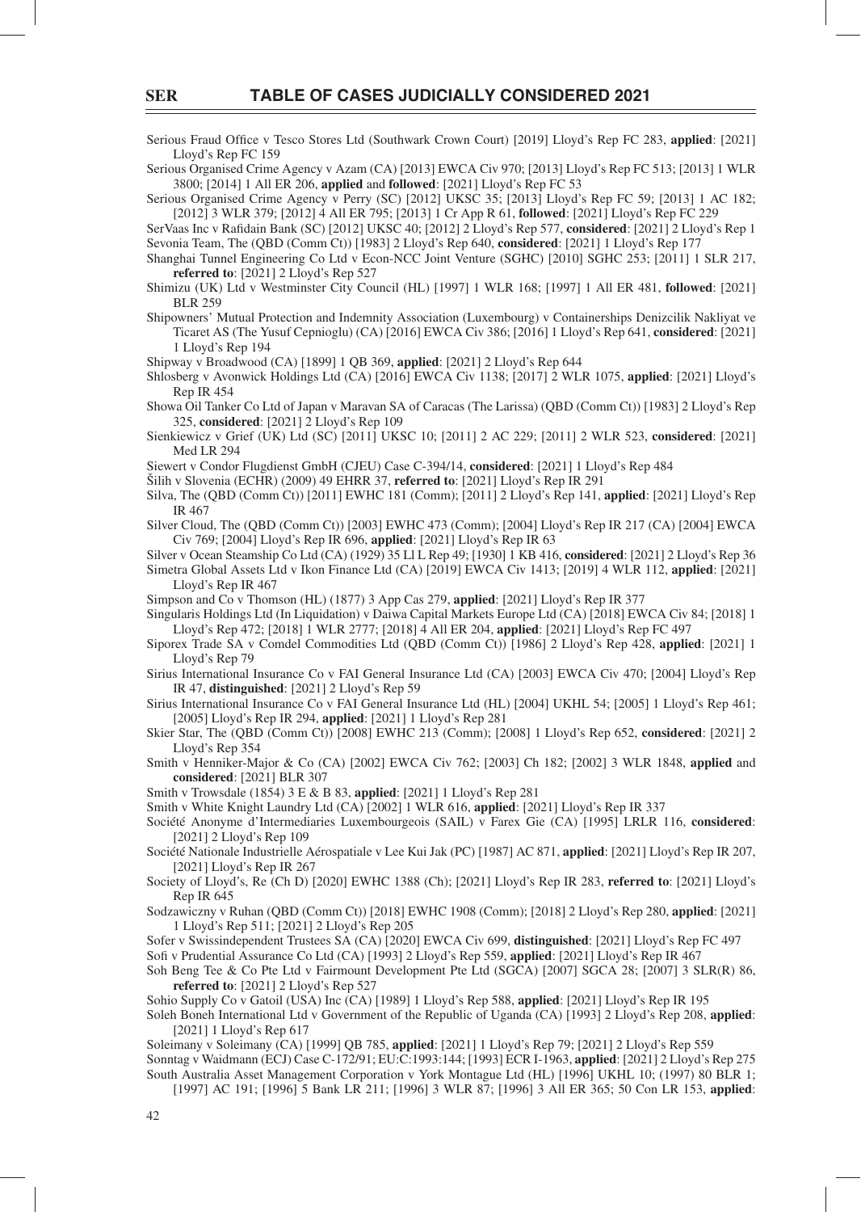Serious Fraud Office v Tesco Stores Ltd (Southwark Crown Court) [2019] Lloyd's Rep FC 283, **applied**: [2021] Lloyd's Rep FC 159

Serious Organised Crime Agency v Azam (CA) [2013] EWCA Civ 970; [2013] Lloyd's Rep FC 513; [2013] 1 WLR 3800; [2014] 1 All ER 206, **applied** and **followed**: [2021] Lloyd's Rep FC 53

Serious Organised Crime Agency v Perry (SC) [2012] UKSC 35; [2013] Lloyd's Rep FC 59; [2013] 1 AC 182; [2012] 3 WLR 379; [2012] 4 All ER 795; [2013] 1 Cr App R 61, **followed**: [2021] Lloyd's Rep FC 229

SerVaas Inc v Rafidain Bank (SC) [2012] UKSC 40; [2012] 2 Lloyd's Rep 577, **considered**: [2021] 2 Lloyd's Rep 1

Sevonia Team, The (QBD (Comm Ct)) [1983] 2 Lloyd's Rep 640, **considered**: [2021] 1 Lloyd's Rep 177

Shanghai Tunnel Engineering Co Ltd v Econ-NCC Joint Venture (SGHC) [2010] SGHC 253; [2011] 1 SLR 217, **referred to**: [2021] 2 Lloyd's Rep 527

Shimizu (UK) Ltd v Westminster City Council (HL) [1997] 1 WLR 168; [1997] 1 All ER 481, **followed**: [2021] BLR 259

Shipowners' Mutual Protection and Indemnity Association (Luxembourg) v Containerships Denizcilik Nakliyat ve Ticaret AS (The Yusuf Cepnioglu) (CA) [2016] EWCA Civ 386; [2016] 1 Lloyd's Rep 641, **considered**: [2021] 1 Lloyd's Rep 194

Shipway v Broadwood (CA) [1899] 1 QB 369, **applied**: [2021] 2 Lloyd's Rep 644

Shlosberg v Avonwick Holdings Ltd (CA) [2016] EWCA Civ 1138; [2017] 2 WLR 1075, **applied**: [2021] Lloyd's Rep IR 454

Showa Oil Tanker Co Ltd of Japan v Maravan SA of Caracas (The Larissa) (QBD (Comm Ct)) [1983] 2 Lloyd's Rep 325, **considered**: [2021] 2 Lloyd's Rep 109

Sienkiewicz v Grief (UK) Ltd (SC) [2011] UKSC 10; [2011] 2 AC 229; [2011] 2 WLR 523, **considered**: [2021] Med LR 294

Siewert v Condor Flugdienst GmbH (CJEU) Case C-394/14, **considered**: [2021] 1 Lloyd's Rep 484

Šilih v Slovenia (ECHR) (2009) 49 EHRR 37, **referred to**: [2021] Lloyd's Rep IR 291

Silva, The (QBD (Comm Ct)) [2011] EWHC 181 (Comm); [2011] 2 Lloyd's Rep 141, **applied**: [2021] Lloyd's Rep IR 467

Silver Cloud, The (QBD (Comm Ct)) [2003] EWHC 473 (Comm); [2004] Lloyd's Rep IR 217 (CA) [2004] EWCA Civ 769; [2004] Lloyd's Rep IR 696, **applied**: [2021] Lloyd's Rep IR 63

Silver v Ocean Steamship Co Ltd (CA) (1929) 35 Ll L Rep 49; [1930] 1 KB 416, **considered**: [2021] 2 Lloyd's Rep 36

Simetra Global Assets Ltd v Ikon Finance Ltd (CA) [2019] EWCA Civ 1413; [2019] 4 WLR 112, **applied**: [2021] Lloyd's Rep IR 467

Simpson and Co v Thomson (HL) (1877) 3 App Cas 279, **applied**: [2021] Lloyd's Rep IR 377

Singularis Holdings Ltd (In Liquidation) v Daiwa Capital Markets Europe Ltd (CA) [2018] EWCA Civ 84; [2018] 1 Lloyd's Rep 472; [2018] 1 WLR 2777; [2018] 4 All ER 204, **applied**: [2021] Lloyd's Rep FC 497

Siporex Trade SA v Comdel Commodities Ltd (QBD (Comm Ct)) [1986] 2 Lloyd's Rep 428, **applied**: [2021] 1 Lloyd's Rep 79

Sirius International Insurance Co v FAI General Insurance Ltd (CA) [2003] EWCA Civ 470; [2004] Lloyd's Rep IR 47, **distinguished**: [2021] 2 Lloyd's Rep 59

Sirius International Insurance Co v FAI General Insurance Ltd (HL) [2004] UKHL 54; [2005] 1 Lloyd's Rep 461; [2005] Lloyd's Rep IR 294, **applied**: [2021] 1 Lloyd's Rep 281

Skier Star, The (QBD (Comm Ct)) [2008] EWHC 213 (Comm); [2008] 1 Lloyd's Rep 652, **considered**: [2021] 2 Lloyd's Rep 354

Smith v Henniker-Major & Co (CA) [2002] EWCA Civ 762; [2003] Ch 182; [2002] 3 WLR 1848, **applied** and **considered**: [2021] BLR 307

Smith v Trowsdale (1854) 3 E & B 83, **applied**: [2021] 1 Lloyd's Rep 281

Smith v White Knight Laundry Ltd (CA) [2002] 1 WLR 616, **applied**: [2021] Lloyd's Rep IR 337

Société Anonyme d'Intermediaries Luxembourgeois (SAIL) v Farex Gie (CA) [1995] LRLR 116, **considered**: [2021] 2 Lloyd's Rep 109

Société Nationale Industrielle Aérospatiale v Lee Kui Jak (PC) [1987] AC 871, **applied**: [2021] Lloyd's Rep IR 207, [2021] Lloyd's Rep IR 267

Society of Lloyd's, Re (Ch D) [2020] EWHC 1388 (Ch); [2021] Lloyd's Rep IR 283, **referred to**: [2021] Lloyd's Rep IR 645

Sodzawiczny v Ruhan (QBD (Comm Ct)) [2018] EWHC 1908 (Comm); [2018] 2 Lloyd's Rep 280, **applied**: [2021] 1 Lloyd's Rep 511; [2021] 2 Lloyd's Rep 205

Sofer v Swissindependent Trustees SA (CA) [2020] EWCA Civ 699, **distinguished**: [2021] Lloyd's Rep FC 497

Sofi v Prudential Assurance Co Ltd (CA) [1993] 2 Lloyd's Rep 559, **applied**: [2021] Lloyd's Rep IR 467

Soh Beng Tee & Co Pte Ltd v Fairmount Development Pte Ltd (SGCA) [2007] SGCA 28; [2007] 3 SLR(R) 86, **referred to**: [2021] 2 Lloyd's Rep 527

Sohio Supply Co v Gatoil (USA) Inc (CA) [1989] 1 Lloyd's Rep 588, **applied**: [2021] Lloyd's Rep IR 195

Soleh Boneh International Ltd v Government of the Republic of Uganda (CA) [1993] 2 Lloyd's Rep 208, **applied**: [2021] 1 Lloyd's Rep 617

Soleimany v Soleimany (CA) [1999] QB 785, **applied**: [2021] 1 Lloyd's Rep 79; [2021] 2 Lloyd's Rep 559

Sonntag v Waidmann (ECJ) Case C-172/91; EU:C:1993:144; [1993] ECR I-1963, **applied**: [2021] 2 Lloyd's Rep 275

South Australia Asset Management Corporation v York Montague Ltd (HL) [1996] UKHL 10; (1997) 80 BLR 1; [1997] AC 191; [1996] 5 Bank LR 211; [1996] 3 WLR 87; [1996] 3 All ER 365; 50 Con LR 153, **applied**: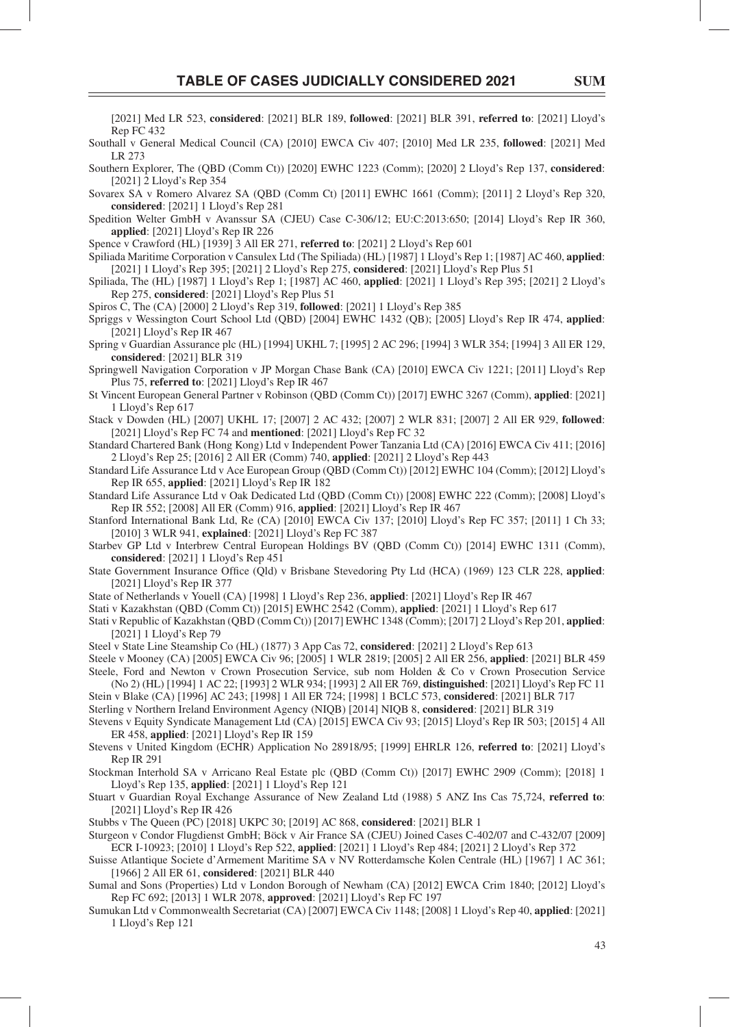[2021] Med LR 523, **considered**: [2021] BLR 189, **followed**: [2021] BLR 391, **referred to**: [2021] Lloyd's Rep FC 432

Southall v General Medical Council (CA) [2010] EWCA Civ 407; [2010] Med LR 235, **followed**: [2021] Med LR 273

Southern Explorer, The (QBD (Comm Ct)) [2020] EWHC 1223 (Comm); [2020] 2 Lloyd's Rep 137, **considered**: [2021] 2 Lloyd's Rep 354

Sovarex SA v Romero Alvarez SA (QBD (Comm Ct) [2011] EWHC 1661 (Comm); [2011] 2 Lloyd's Rep 320, **considered**: [2021] 1 Lloyd's Rep 281

Spedition Welter GmbH v Avanssur SA (CJEU) Case C-306/12; EU:C:2013:650; [2014] Lloyd's Rep IR 360, **applied**: [2021] Lloyd's Rep IR 226

Spence v Crawford (HL) [1939] 3 All ER 271, **referred to**: [2021] 2 Lloyd's Rep 601

Spiliada Maritime Corporation v Cansulex Ltd (The Spiliada) (HL) [1987] 1 Lloyd's Rep 1; [1987] AC 460, **applied**: [2021] 1 Lloyd's Rep 395; [2021] 2 Lloyd's Rep 275, **considered**: [2021] Lloyd's Rep Plus 51

Spiliada, The (HL) [1987] 1 Lloyd's Rep 1; [1987] AC 460, **applied**: [2021] 1 Lloyd's Rep 395; [2021] 2 Lloyd's Rep 275, **considered**: [2021] Lloyd's Rep Plus 51

Spiros C, The (CA) [2000] 2 Lloyd's Rep 319, **followed**: [2021] 1 Lloyd's Rep 385

Spriggs v Wessington Court School Ltd (QBD) [2004] EWHC 1432 (QB); [2005] Lloyd's Rep IR 474, **applied**: [2021] Lloyd's Rep IR 467

Spring v Guardian Assurance plc (HL) [1994] UKHL 7; [1995] 2 AC 296; [1994] 3 WLR 354; [1994] 3 All ER 129, **considered**: [2021] BLR 319

Springwell Navigation Corporation v JP Morgan Chase Bank (CA) [2010] EWCA Civ 1221; [2011] Lloyd's Rep Plus 75, **referred to**: [2021] Lloyd's Rep IR 467

St Vincent European General Partner v Robinson (QBD (Comm Ct)) [2017] EWHC 3267 (Comm), **applied**: [2021] 1 Lloyd's Rep 617

Stack v Dowden (HL) [2007] UKHL 17; [2007] 2 AC 432; [2007] 2 WLR 831; [2007] 2 All ER 929, **followed**: [2021] Lloyd's Rep FC 74 and **mentioned**: [2021] Lloyd's Rep FC 32

Standard Chartered Bank (Hong Kong) Ltd v Independent Power Tanzania Ltd (CA) [2016] EWCA Civ 411; [2016] 2 Lloyd's Rep 25; [2016] 2 All ER (Comm) 740, **applied**: [2021] 2 Lloyd's Rep 443

Standard Life Assurance Ltd v Ace European Group (QBD (Comm Ct)) [2012] EWHC 104 (Comm); [2012] Lloyd's Rep IR 655, **applied**: [2021] Lloyd's Rep IR 182

Standard Life Assurance Ltd v Oak Dedicated Ltd (QBD (Comm Ct)) [2008] EWHC 222 (Comm); [2008] Lloyd's Rep IR 552; [2008] All ER (Comm) 916, **applied**: [2021] Lloyd's Rep IR 467

Stanford International Bank Ltd, Re (CA) [2010] EWCA Civ 137; [2010] Lloyd's Rep FC 357; [2011] 1 Ch 33; [2010] 3 WLR 941, **explained**: [2021] Lloyd's Rep FC 387

Starbev GP Ltd v Interbrew Central European Holdings BV (QBD (Comm Ct)) [2014] EWHC 1311 (Comm), **considered**: [2021] 1 Lloyd's Rep 451

State Government Insurance Office (Qld) v Brisbane Stevedoring Pty Ltd (HCA) (1969) 123 CLR 228, **applied**: [2021] Lloyd's Rep IR 377

State of Netherlands v Youell (CA) [1998] 1 Lloyd's Rep 236, **applied**: [2021] Lloyd's Rep IR 467

Stati v Kazakhstan (QBD (Comm Ct)) [2015] EWHC 2542 (Comm), **applied**: [2021] 1 Lloyd's Rep 617

Stati v Republic of Kazakhstan (QBD (Comm Ct)) [2017] EWHC 1348 (Comm); [2017] 2 Lloyd's Rep 201, **applied**: [2021] 1 Lloyd's Rep 79

Steel v State Line Steamship Co (HL) (1877) 3 App Cas 72, **considered**: [2021] 2 Lloyd's Rep 613

Steele v Mooney (CA) [2005] EWCA Civ 96; [2005] 1 WLR 2819; [2005] 2 All ER 256, **applied**: [2021] BLR 459

Steele, Ford and Newton v Crown Prosecution Service, sub nom Holden & Co v Crown Prosecution Service (No 2) (HL) [1994] 1 AC 22; [1993] 2 WLR 934; [1993] 2 All ER 769, **distinguished**: [2021] Lloyd's Rep FC 11

Stein v Blake (CA) [1996] AC 243; [1998] 1 All ER 724; [1998] 1 BCLC 573, **considered**: [2021] BLR 717

Sterling v Northern Ireland Environment Agency (NIQB) [2014] NIQB 8, **considered**: [2021] BLR 319

Stevens v Equity Syndicate Management Ltd (CA) [2015] EWCA Civ 93; [2015] Lloyd's Rep IR 503; [2015] 4 All ER 458, **applied**: [2021] Lloyd's Rep IR 159

Stevens v United Kingdom (ECHR) Application No 28918/95; [1999] EHRLR 126, **referred to**: [2021] Lloyd's Rep IR 291

Stockman Interhold SA v Arricano Real Estate plc (QBD (Comm Ct)) [2017] EWHC 2909 (Comm); [2018] 1 Lloyd's Rep 135, **applied**: [2021] 1 Lloyd's Rep 121

Stuart v Guardian Royal Exchange Assurance of New Zealand Ltd (1988) 5 ANZ Ins Cas 75,724, **referred to**: [2021] Lloyd's Rep IR 426

Stubbs v The Queen (PC) [2018] UKPC 30; [2019] AC 868, **considered**: [2021] BLR 1

Sturgeon v Condor Flugdienst GmbH; Böck v Air France SA (CJEU) Joined Cases C-402/07 and C-432/07 [2009] ECR I-10923; [2010] 1 Lloyd's Rep 522, **applied**: [2021] 1 Lloyd's Rep 484; [2021] 2 Lloyd's Rep 372

Suisse Atlantique Societe d'Armement Maritime SA v NV Rotterdamsche Kolen Centrale (HL) [1967] 1 AC 361; [1966] 2 All ER 61, **considered**: [2021] BLR 440

Sumal and Sons (Properties) Ltd v London Borough of Newham (CA) [2012] EWCA Crim 1840; [2012] Lloyd's Rep FC 692; [2013] 1 WLR 2078, **approved**: [2021] Lloyd's Rep FC 197

Sumukan Ltd v Commonwealth Secretariat (CA) [2007] EWCA Civ 1148; [2008] 1 Lloyd's Rep 40, **applied**: [2021] 1 Lloyd's Rep 121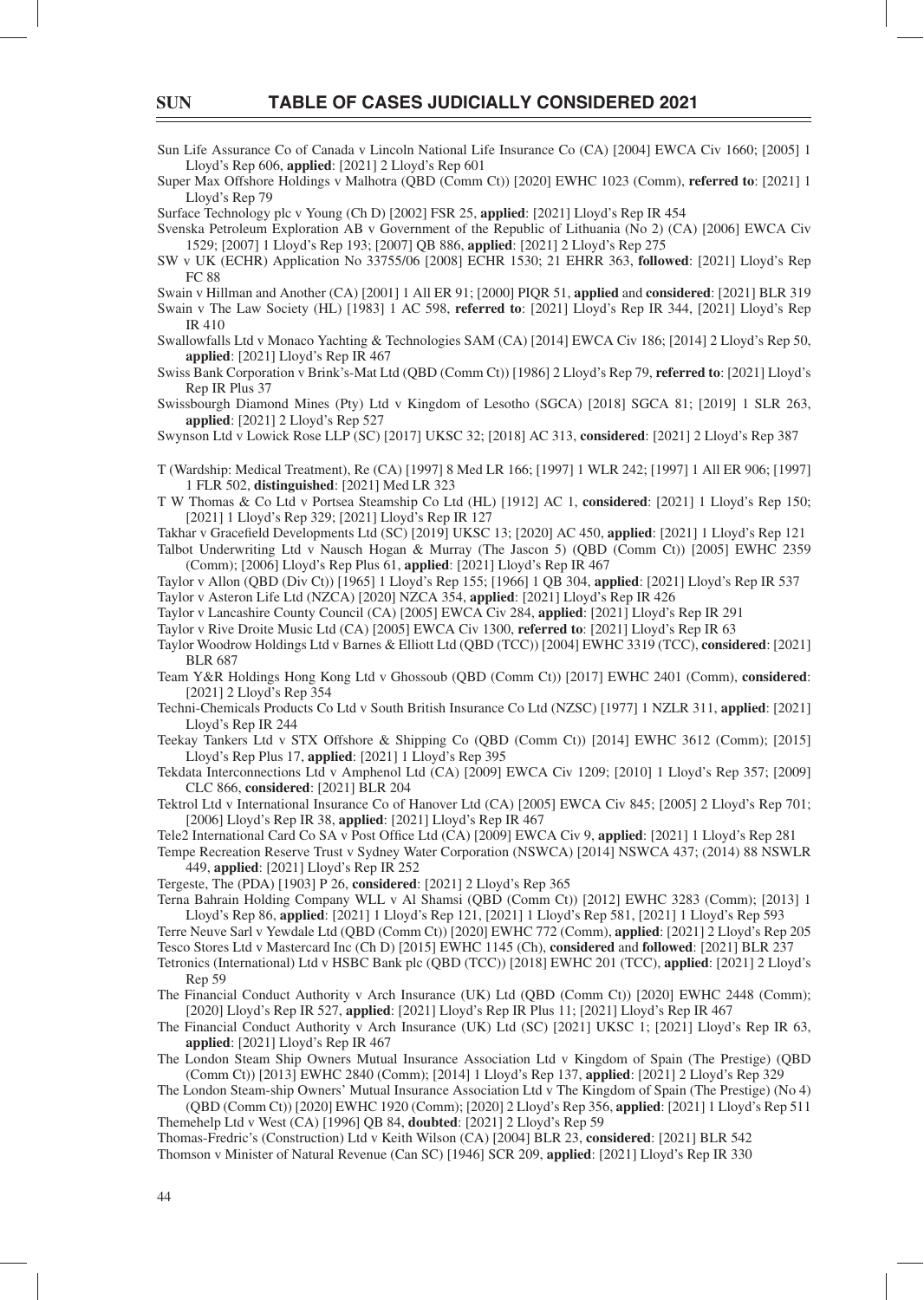Sun Life Assurance Co of Canada v Lincoln National Life Insurance Co (CA) [2004] EWCA Civ 1660; [2005] 1 Lloyd's Rep 606, **applied**: [2021] 2 Lloyd's Rep 601

Super Max Offshore Holdings v Malhotra (QBD (Comm Ct)) [2020] EWHC 1023 (Comm), **referred to**: [2021] 1 Lloyd's Rep 79

Surface Technology plc v Young (Ch D) [2002] FSR 25, **applied**: [2021] Lloyd's Rep IR 454

Svenska Petroleum Exploration AB v Government of the Republic of Lithuania (No 2) (CA) [2006] EWCA Civ 1529; [2007] 1 Lloyd's Rep 193; [2007] QB 886, **applied**: [2021] 2 Lloyd's Rep 275

SW v UK (ECHR) Application No 33755/06 [2008] ECHR 1530; 21 EHRR 363, **followed**: [2021] Lloyd's Rep FC 88

Swain v Hillman and Another (CA) [2001] 1 All ER 91; [2000] PIQR 51, **applied** and **considered**: [2021] BLR 319

Swain v The Law Society (HL) [1983] 1 AC 598, **referred to**: [2021] Lloyd's Rep IR 344, [2021] Lloyd's Rep IR 410

Swallowfalls Ltd v Monaco Yachting & Technologies SAM (CA) [2014] EWCA Civ 186; [2014] 2 Lloyd's Rep 50, **applied**: [2021] Lloyd's Rep IR 467

Swiss Bank Corporation v Brink's-Mat Ltd (QBD (Comm Ct)) [1986] 2 Lloyd's Rep 79, **referred to**: [2021] Lloyd's Rep IR Plus 37

Swissbourgh Diamond Mines (Pty) Ltd v Kingdom of Lesotho (SGCA) [2018] SGCA 81; [2019] 1 SLR 263, **applied**: [2021] 2 Lloyd's Rep 527

Swynson Ltd v Lowick Rose LLP (SC) [2017] UKSC 32; [2018] AC 313, **considered**: [2021] 2 Lloyd's Rep 387

T (Wardship: Medical Treatment), Re (CA) [1997] 8 Med LR 166; [1997] 1 WLR 242; [1997] 1 All ER 906; [1997] 1 FLR 502, **distinguished**: [2021] Med LR 323

T W Thomas & Co Ltd v Portsea Steamship Co Ltd (HL) [1912] AC 1, **considered**: [2021] 1 Lloyd's Rep 150; [2021] 1 Lloyd's Rep 329; [2021] Lloyd's Rep IR 127

Takhar v Gracefield Developments Ltd (SC) [2019] UKSC 13; [2020] AC 450, **applied**: [2021] 1 Lloyd's Rep 121

Talbot Underwriting Ltd v Nausch Hogan & Murray (The Jascon 5) (QBD (Comm Ct)) [2005] EWHC 2359 (Comm); [2006] Lloyd's Rep Plus 61, **applied**: [2021] Lloyd's Rep IR 467

Taylor v Allon (QBD (Div Ct)) [1965] 1 Lloyd's Rep 155; [1966] 1 QB 304, **applied**: [2021] Lloyd's Rep IR 537

Taylor v Asteron Life Ltd (NZCA) [2020] NZCA 354, **applied**: [2021] Lloyd's Rep IR 426

Taylor v Lancashire County Council (CA) [2005] EWCA Civ 284, **applied**: [2021] Lloyd's Rep IR 291

Taylor v Rive Droite Music Ltd (CA) [2005] EWCA Civ 1300, **referred to**: [2021] Lloyd's Rep IR 63

Taylor Woodrow Holdings Ltd v Barnes & Elliott Ltd (QBD (TCC)) [2004] EWHC 3319 (TCC), **considered**: [2021] BLR 687

Team Y&R Holdings Hong Kong Ltd v Ghossoub (QBD (Comm Ct)) [2017] EWHC 2401 (Comm), **considered**: [2021] 2 Lloyd's Rep 354

Techni-Chemicals Products Co Ltd v South British Insurance Co Ltd (NZSC) [1977] 1 NZLR 311, **applied**: [2021] Lloyd's Rep IR 244

Teekay Tankers Ltd v STX Offshore & Shipping Co (QBD (Comm Ct)) [2014] EWHC 3612 (Comm); [2015] Lloyd's Rep Plus 17, **applied**: [2021] 1 Lloyd's Rep 395

Tekdata Interconnections Ltd v Amphenol Ltd (CA) [2009] EWCA Civ 1209; [2010] 1 Lloyd's Rep 357; [2009] CLC 866, **considered**: [2021] BLR 204

Tektrol Ltd v International Insurance Co of Hanover Ltd (CA) [2005] EWCA Civ 845; [2005] 2 Lloyd's Rep 701; [2006] Lloyd's Rep IR 38, **applied**: [2021] Lloyd's Rep IR 467

Tele2 International Card Co SA v Post Office Ltd (CA) [2009] EWCA Civ 9, **applied**: [2021] 1 Lloyd's Rep 281

Tempe Recreation Reserve Trust v Sydney Water Corporation (NSWCA) [2014] NSWCA 437; (2014) 88 NSWLR 449, **applied**: [2021] Lloyd's Rep IR 252

Tergeste, The (PDA) [1903] P 26, **considered**: [2021] 2 Lloyd's Rep 365

Terna Bahrain Holding Company WLL v Al Shamsi (QBD (Comm Ct)) [2012] EWHC 3283 (Comm); [2013] 1 Lloyd's Rep 86, **applied**: [2021] 1 Lloyd's Rep 121, [2021] 1 Lloyd's Rep 581, [2021] 1 Lloyd's Rep 593

Terre Neuve Sarl v Yewdale Ltd (QBD (Comm Ct)) [2020] EWHC 772 (Comm), **applied**: [2021] 2 Lloyd's Rep 205

Tesco Stores Ltd v Mastercard Inc (Ch D) [2015] EWHC 1145 (Ch), **considered** and **followed**: [2021] BLR 237

Tetronics (International) Ltd v HSBC Bank plc (QBD (TCC)) [2018] EWHC 201 (TCC), **applied**: [2021] 2 Lloyd's Rep 59

The Financial Conduct Authority v Arch Insurance (UK) Ltd (QBD (Comm Ct)) [2020] EWHC 2448 (Comm); [2020] Lloyd's Rep IR 527, **applied**: [2021] Lloyd's Rep IR Plus 11; [2021] Lloyd's Rep IR 467

The Financial Conduct Authority v Arch Insurance (UK) Ltd (SC) [2021] UKSC 1; [2021] Lloyd's Rep IR 63, **applied**: [2021] Lloyd's Rep IR 467

The London Steam Ship Owners Mutual Insurance Association Ltd v Kingdom of Spain (The Prestige) (QBD (Comm Ct)) [2013] EWHC 2840 (Comm); [2014] 1 Lloyd's Rep 137, **applied**: [2021] 2 Lloyd's Rep 329

The London Steam-ship Owners' Mutual Insurance Association Ltd v The Kingdom of Spain (The Prestige) (No 4) (QBD (Comm Ct)) [2020] EWHC 1920 (Comm); [2020] 2 Lloyd's Rep 356, **applied**: [2021] 1 Lloyd's Rep 511

Themehelp Ltd v West (CA) [1996] QB 84, **doubted**: [2021] 2 Lloyd's Rep 59

Thomas-Fredric's (Construction) Ltd v Keith Wilson (CA) [2004] BLR 23, **considered**: [2021] BLR 542

Thomson v Minister of Natural Revenue (Can SC) [1946] SCR 209, **applied**: [2021] Lloyd's Rep IR 330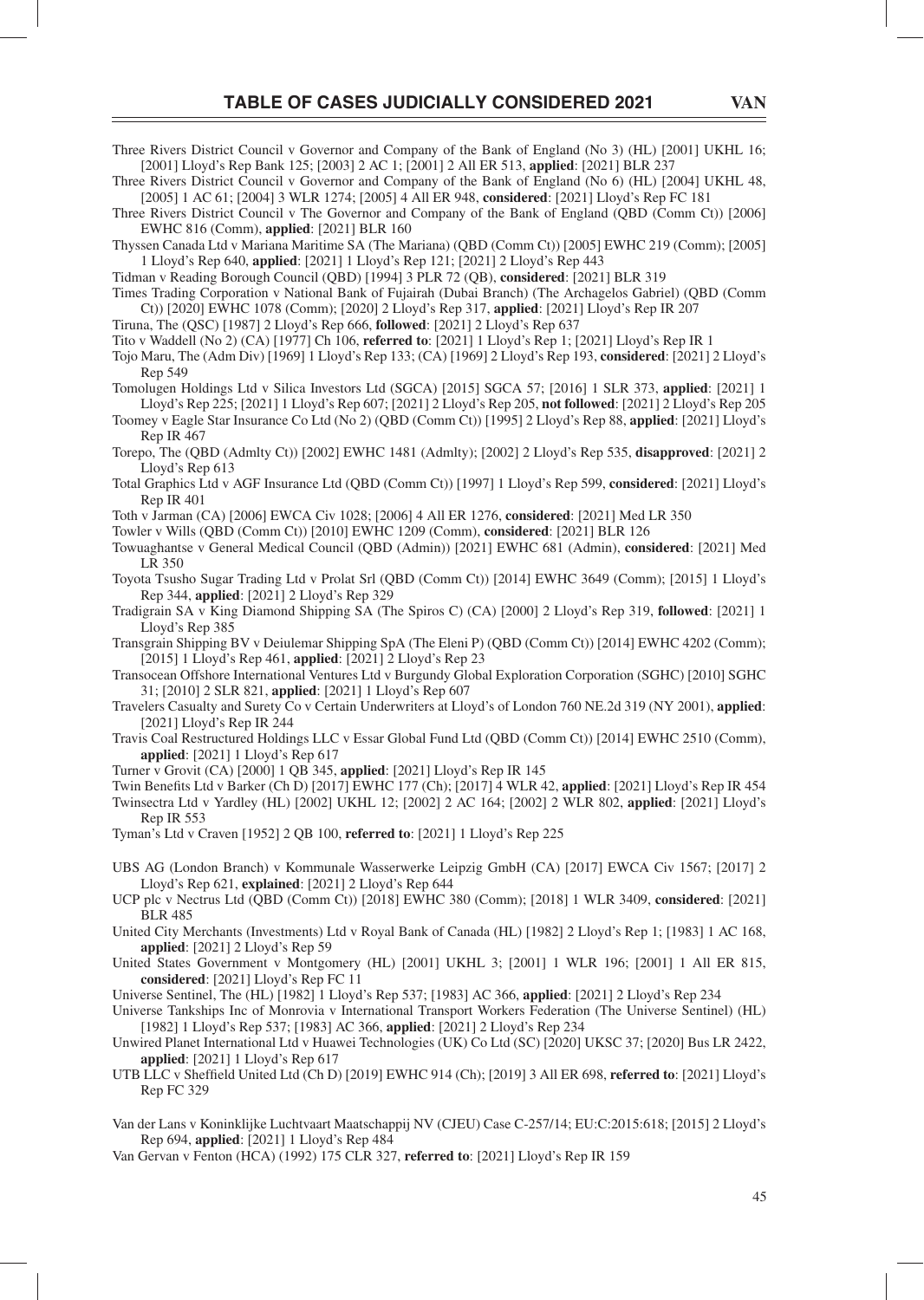Three Rivers District Council v Governor and Company of the Bank of England (No 3) (HL) [2001] UKHL 16; [2001] Lloyd's Rep Bank 125; [2003] 2 AC 1; [2001] 2 All ER 513, **applied**: [2021] BLR 237

Three Rivers District Council v Governor and Company of the Bank of England (No 6) (HL) [2004] UKHL 48, [2005] 1 AC 61; [2004] 3 WLR 1274; [2005] 4 All ER 948, **considered**: [2021] Lloyd's Rep FC 181

Three Rivers District Council v The Governor and Company of the Bank of England (QBD (Comm Ct)) [2006] EWHC 816 (Comm), **applied**: [2021] BLR 160

Thyssen Canada Ltd v Mariana Maritime SA (The Mariana) (QBD (Comm Ct)) [2005] EWHC 219 (Comm); [2005] 1 Lloyd's Rep 640, **applied**: [2021] 1 Lloyd's Rep 121; [2021] 2 Lloyd's Rep 443

Tidman v Reading Borough Council (QBD) [1994] 3 PLR 72 (QB), **considered**: [2021] BLR 319

Times Trading Corporation v National Bank of Fujairah (Dubai Branch) (The Archagelos Gabriel) (QBD (Comm Ct)) [2020] EWHC 1078 (Comm); [2020] 2 Lloyd's Rep 317, **applied**: [2021] Lloyd's Rep IR 207

Tiruna, The (QSC) [1987] 2 Lloyd's Rep 666, **followed**: [2021] 2 Lloyd's Rep 637

Tito v Waddell (No 2) (CA) [1977] Ch 106, **referred to**: [2021] 1 Lloyd's Rep 1; [2021] Lloyd's Rep IR 1

Tojo Maru, The (Adm Div) [1969] 1 Lloyd's Rep 133; (CA) [1969] 2 Lloyd's Rep 193, **considered**: [2021] 2 Lloyd's Rep 549

Tomolugen Holdings Ltd v Silica Investors Ltd (SGCA) [2015] SGCA 57; [2016] 1 SLR 373, **applied**: [2021] 1 Lloyd's Rep 225; [2021] 1 Lloyd's Rep 607; [2021] 2 Lloyd's Rep 205, **not followed**: [2021] 2 Lloyd's Rep 205

Toomey v Eagle Star Insurance Co Ltd (No 2) (QBD (Comm Ct)) [1995] 2 Lloyd's Rep 88, **applied**: [2021] Lloyd's Rep IR 467

Torepo, The (QBD (Admlty Ct)) [2002] EWHC 1481 (Admlty); [2002] 2 Lloyd's Rep 535, **disapproved**: [2021] 2 Lloyd's Rep 613

Total Graphics Ltd v AGF Insurance Ltd (QBD (Comm Ct)) [1997] 1 Lloyd's Rep 599, **considered**: [2021] Lloyd's Rep IR 401

Toth v Jarman (CA) [2006] EWCA Civ 1028; [2006] 4 All ER 1276, **considered**: [2021] Med LR 350

Towler v Wills (QBD (Comm Ct)) [2010] EWHC 1209 (Comm), **considered**: [2021] BLR 126

Towuaghantse v General Medical Council (QBD (Admin)) [2021] EWHC 681 (Admin), **considered**: [2021] Med LR 350

Toyota Tsusho Sugar Trading Ltd v Prolat Srl (QBD (Comm Ct)) [2014] EWHC 3649 (Comm); [2015] 1 Lloyd's Rep 344, **applied**: [2021] 2 Lloyd's Rep 329

Tradigrain SA v King Diamond Shipping SA (The Spiros C) (CA) [2000] 2 Lloyd's Rep 319, **followed**: [2021] 1 Lloyd's Rep 385

Transgrain Shipping BV v Deiulemar Shipping SpA (The Eleni P) (QBD (Comm Ct)) [2014] EWHC 4202 (Comm); [2015] 1 Lloyd's Rep 461, **applied**: [2021] 2 Lloyd's Rep 23

Transocean Offshore International Ventures Ltd v Burgundy Global Exploration Corporation (SGHC) [2010] SGHC 31; [2010] 2 SLR 821, **applied**: [2021] 1 Lloyd's Rep 607

Travelers Casualty and Surety Co v Certain Underwriters at Lloyd's of London 760 NE.2d 319 (NY 2001), **applied**: [2021] Lloyd's Rep IR 244

Travis Coal Restructured Holdings LLC v Essar Global Fund Ltd (QBD (Comm Ct)) [2014] EWHC 2510 (Comm), **applied**: [2021] 1 Lloyd's Rep 617

Turner v Grovit (CA) [2000] 1 QB 345, **applied**: [2021] Lloyd's Rep IR 145

Twin Benefits Ltd v Barker (Ch D) [2017] EWHC 177 (Ch); [2017] 4 WLR 42, **applied**: [2021] Lloyd's Rep IR 454

Twinsectra Ltd v Yardley (HL) [2002] UKHL 12; [2002] 2 AC 164; [2002] 2 WLR 802, **applied**: [2021] Lloyd's Rep IR 553

Tyman's Ltd v Craven [1952] 2 QB 100, **referred to**: [2021] 1 Lloyd's Rep 225

UBS AG (London Branch) v Kommunale Wasserwerke Leipzig GmbH (CA) [2017] EWCA Civ 1567; [2017] 2 Lloyd's Rep 621, **explained**: [2021] 2 Lloyd's Rep 644

UCP plc v Nectrus Ltd (QBD (Comm Ct)) [2018] EWHC 380 (Comm); [2018] 1 WLR 3409, **considered**: [2021] BLR 485

United City Merchants (Investments) Ltd v Royal Bank of Canada (HL) [1982] 2 Lloyd's Rep 1; [1983] 1 AC 168, **applied**: [2021] 2 Lloyd's Rep 59

United States Government v Montgomery (HL) [2001] UKHL 3; [2001] 1 WLR 196; [2001] 1 All ER 815, **considered**: [2021] Lloyd's Rep FC 11

Universe Sentinel, The (HL) [1982] 1 Lloyd's Rep 537; [1983] AC 366, **applied**: [2021] 2 Lloyd's Rep 234

Universe Tankships Inc of Monrovia v International Transport Workers Federation (The Universe Sentinel) (HL) [1982] 1 Lloyd's Rep 537; [1983] AC 366, **applied**: [2021] 2 Lloyd's Rep 234

Unwired Planet International Ltd v Huawei Technologies (UK) Co Ltd (SC) [2020] UKSC 37; [2020] Bus LR 2422, **applied**: [2021] 1 Lloyd's Rep 617

UTB LLC v Sheffield United Ltd (Ch D) [2019] EWHC 914 (Ch); [2019] 3 All ER 698, **referred to**: [2021] Lloyd's Rep FC 329

Van der Lans v Koninklijke Luchtvaart Maatschappij NV (CJEU) Case C-257/14; EU:C:2015:618; [2015] 2 Lloyd's Rep 694, **applied**: [2021] 1 Lloyd's Rep 484

Van Gervan v Fenton (HCA) (1992) 175 CLR 327, **referred to**: [2021] Lloyd's Rep IR 159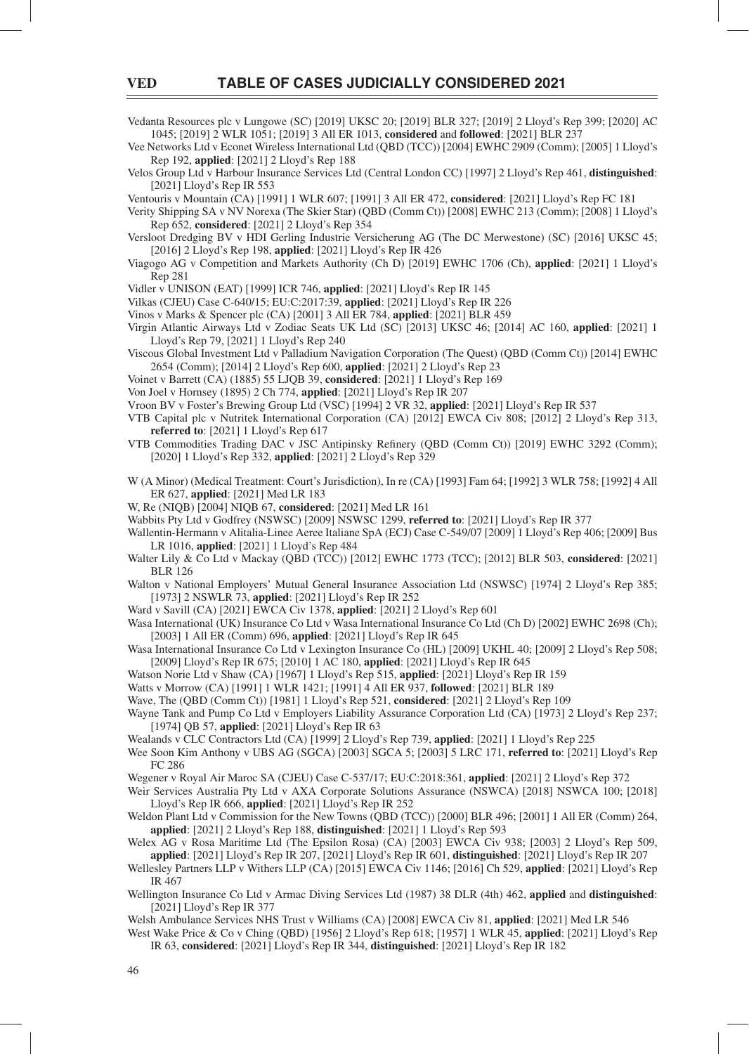Vedanta Resources plc v Lungowe (SC) [2019] UKSC 20; [2019] BLR 327; [2019] 2 Lloyd's Rep 399; [2020] AC 1045; [2019] 2 WLR 1051; [2019] 3 All ER 1013, **considered** and **followed**: [2021] BLR 237

Vee Networks Ltd v Econet Wireless International Ltd (QBD (TCC)) [2004] EWHC 2909 (Comm); [2005] 1 Lloyd's Rep 192, **applied**: [2021] 2 Lloyd's Rep 188

Velos Group Ltd v Harbour Insurance Services Ltd (Central London CC) [1997] 2 Lloyd's Rep 461, **distinguished**: [2021] Lloyd's Rep IR 553

Ventouris v Mountain (CA) [1991] 1 WLR 607; [1991] 3 All ER 472, **considered**: [2021] Lloyd's Rep FC 181

Verity Shipping SA v NV Norexa (The Skier Star) (QBD (Comm Ct)) [2008] EWHC 213 (Comm); [2008] 1 Lloyd's Rep 652, **considered**: [2021] 2 Lloyd's Rep 354

Versloot Dredging BV v HDI Gerling Industrie Versicherung AG (The DC Merwestone) (SC) [2016] UKSC 45; [2016] 2 Lloyd's Rep 198, **applied**: [2021] Lloyd's Rep IR 426

Viagogo AG v Competition and Markets Authority (Ch D) [2019] EWHC 1706 (Ch), **applied**: [2021] 1 Lloyd's Rep 281

Vidler v UNISON (EAT) [1999] ICR 746, **applied**: [2021] Lloyd's Rep IR 145

Vilkas (CJEU) Case C-640/15; EU:C:2017:39, **applied**: [2021] Lloyd's Rep IR 226

Vinos v Marks & Spencer plc (CA) [2001] 3 All ER 784, **applied**: [2021] BLR 459

Virgin Atlantic Airways Ltd v Zodiac Seats UK Ltd (SC) [2013] UKSC 46; [2014] AC 160, **applied**: [2021] 1 Lloyd's Rep 79, [2021] 1 Lloyd's Rep 240

Viscous Global Investment Ltd v Palladium Navigation Corporation (The Quest) (QBD (Comm Ct)) [2014] EWHC 2654 (Comm); [2014] 2 Lloyd's Rep 600, **applied**: [2021] 2 Lloyd's Rep 23

Voinet v Barrett (CA) (1885) 55 LJQB 39, **considered**: [2021] 1 Lloyd's Rep 169

Von Joel v Hornsey (1895) 2 Ch 774, **applied**: [2021] Lloyd's Rep IR 207

Vroon BV v Foster's Brewing Group Ltd (VSC) [1994] 2 VR 32, **applied**: [2021] Lloyd's Rep IR 537

VTB Capital plc v Nutritek International Corporation (CA) [2012] EWCA Civ 808; [2012] 2 Lloyd's Rep 313, **referred to**: [2021] 1 Lloyd's Rep 617

VTB Commodities Trading DAC v JSC Antipinsky Refinery (QBD (Comm Ct)) [2019] EWHC 3292 (Comm); [2020] 1 Lloyd's Rep 332, **applied**: [2021] 2 Lloyd's Rep 329

W (A Minor) (Medical Treatment: Court's Jurisdiction), In re (CA) [1993] Fam 64; [1992] 3 WLR 758; [1992] 4 All ER 627, **applied**: [2021] Med LR 183

W, Re (NIQB) [2004] NIQB 67, **considered**: [2021] Med LR 161

Wabbits Pty Ltd v Godfrey (NSWSC) [2009] NSWSC 1299, **referred to**: [2021] Lloyd's Rep IR 377

Wallentin-Hermann v Alitalia-Linee Aeree Italiane SpA (ECJ) Case C-549/07 [2009] 1 Lloyd's Rep 406; [2009] Bus LR 1016, **applied**: [2021] 1 Lloyd's Rep 484

Walter Lily & Co Ltd v Mackay (QBD (TCC)) [2012] EWHC 1773 (TCC); [2012] BLR 503, **considered**: [2021] BLR 126

Walton v National Employers' Mutual General Insurance Association Ltd (NSWSC) [1974] 2 Lloyd's Rep 385; [1973] 2 NSWLR 73, **applied**: [2021] Lloyd's Rep IR 252

Ward v Savill (CA) [2021] EWCA Civ 1378, **applied**: [2021] 2 Lloyd's Rep 601

Wasa International (UK) Insurance Co Ltd v Wasa International Insurance Co Ltd (Ch D) [2002] EWHC 2698 (Ch); [2003] 1 All ER (Comm) 696, **applied**: [2021] Lloyd's Rep IR 645

Wasa International Insurance Co Ltd v Lexington Insurance Co (HL) [2009] UKHL 40; [2009] 2 Lloyd's Rep 508; [2009] Lloyd's Rep IR 675; [2010] 1 AC 180, **applied**: [2021] Lloyd's Rep IR 645

Watson Norie Ltd v Shaw (CA) [1967] 1 Lloyd's Rep 515, **applied**: [2021] Lloyd's Rep IR 159

Watts v Morrow (CA) [1991] 1 WLR 1421; [1991] 4 All ER 937, **followed**: [2021] BLR 189

Wave, The (QBD (Comm Ct)) [1981] 1 Lloyd's Rep 521, **considered**: [2021] 2 Lloyd's Rep 109

Wayne Tank and Pump Co Ltd v Employers Liability Assurance Corporation Ltd (CA) [1973] 2 Lloyd's Rep 237; [1974] QB 57, **applied**: [2021] Lloyd's Rep IR 63

Wealands v CLC Contractors Ltd (CA) [1999] 2 Lloyd's Rep 739, **applied**: [2021] 1 Lloyd's Rep 225

Wee Soon Kim Anthony v UBS AG (SGCA) [2003] SGCA 5; [2003] 5 LRC 171, **referred to**: [2021] Lloyd's Rep FC 286

Wegener v Royal Air Maroc SA (CJEU) Case C-537/17; EU:C:2018:361, **applied**: [2021] 2 Lloyd's Rep 372

Weir Services Australia Pty Ltd v AXA Corporate Solutions Assurance (NSWCA) [2018] NSWCA 100; [2018] Lloyd's Rep IR 666, **applied**: [2021] Lloyd's Rep IR 252

Weldon Plant Ltd v Commission for the New Towns (QBD (TCC)) [2000] BLR 496; [2001] 1 All ER (Comm) 264, **applied**: [2021] 2 Lloyd's Rep 188, **distinguished**: [2021] 1 Lloyd's Rep 593

Welex AG v Rosa Maritime Ltd (The Epsilon Rosa) (CA) [2003] EWCA Civ 938; [2003] 2 Lloyd's Rep 509, **applied**: [2021] Lloyd's Rep IR 207, [2021] Lloyd's Rep IR 601, **distinguished**: [2021] Lloyd's Rep IR 207

Wellesley Partners LLP v Withers LLP (CA) [2015] EWCA Civ 1146; [2016] Ch 529, **applied**: [2021] Lloyd's Rep IR 467

Wellington Insurance Co Ltd v Armac Diving Services Ltd (1987) 38 DLR (4th) 462, **applied** and **distinguished**: [2021] Lloyd's Rep IR 377

Welsh Ambulance Services NHS Trust v Williams (CA) [2008] EWCA Civ 81, **applied**: [2021] Med LR 546

West Wake Price & Co v Ching (QBD) [1956] 2 Lloyd's Rep 618; [1957] 1 WLR 45, **applied**: [2021] Lloyd's Rep IR 63, **considered**: [2021] Lloyd's Rep IR 344, **distinguished**: [2021] Lloyd's Rep IR 182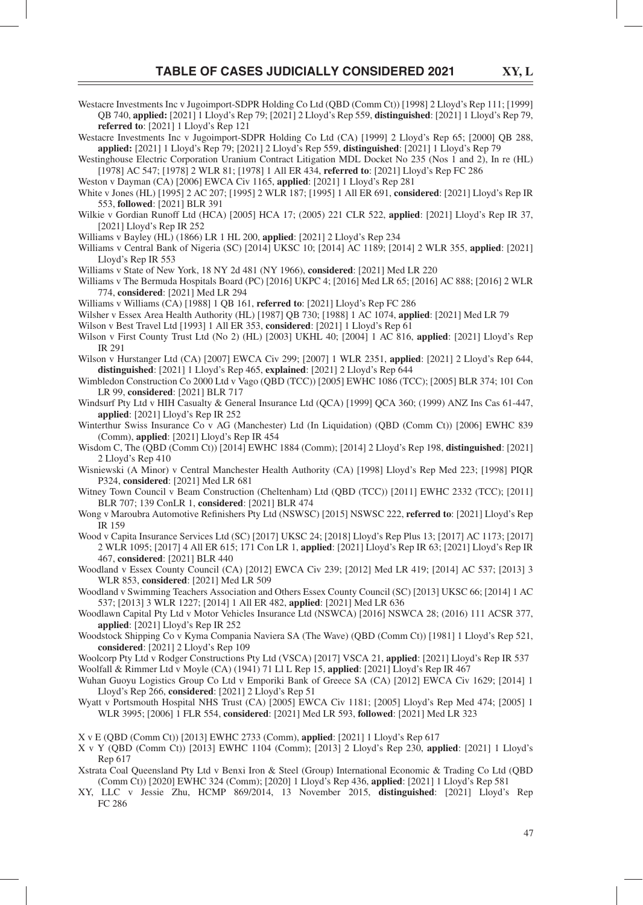Westacre Investments Inc v Jugoimport-SDPR Holding Co Ltd (QBD (Comm Ct)) [1998] 2 Lloyd's Rep 111; [1999] QB 740, **applied:** [2021] 1 Lloyd's Rep 79; [2021] 2 Lloyd's Rep 559, **distinguished**: [2021] 1 Lloyd's Rep 79, **referred to**: [2021] 1 Lloyd's Rep 121

Westacre Investments Inc v Jugoimport-SDPR Holding Co Ltd (CA) [1999] 2 Lloyd's Rep 65; [2000] QB 288, **applied:** [2021] 1 Lloyd's Rep 79; [2021] 2 Lloyd's Rep 559, **distinguished**: [2021] 1 Lloyd's Rep 79

Westinghouse Electric Corporation Uranium Contract Litigation MDL Docket No 235 (Nos 1 and 2), In re (HL) [1978] AC 547; [1978] 2 WLR 81; [1978] 1 All ER 434, **referred to**: [2021] Lloyd's Rep FC 286

Weston v Dayman (CA) [2006] EWCA Civ 1165, **applied**: [2021] 1 Lloyd's Rep 281

White v Jones (HL) [1995] 2 AC 207; [1995] 2 WLR 187; [1995] 1 All ER 691, **considered**: [2021] Lloyd's Rep IR 553, **followed**: [2021] BLR 391

Wilkie v Gordian Runoff Ltd (HCA) [2005] HCA 17; (2005) 221 CLR 522, **applied**: [2021] Lloyd's Rep IR 37, [2021] Lloyd's Rep IR 252

Williams v Bayley (HL) (1866) LR 1 HL 200, **applied**: [2021] 2 Lloyd's Rep 234

Williams v Central Bank of Nigeria (SC) [2014] UKSC 10; [2014] AC 1189; [2014] 2 WLR 355, **applied**: [2021] Lloyd's Rep IR 553

Williams v State of New York, 18 NY 2d 481 (NY 1966), **considered**: [2021] Med LR 220

Williams v The Bermuda Hospitals Board (PC) [2016] UKPC 4; [2016] Med LR 65; [2016] AC 888; [2016] 2 WLR 774, **considered**: [2021] Med LR 294

Williams v Williams (CA) [1988] 1 QB 161, **referred to**: [2021] Lloyd's Rep FC 286

Wilsher v Essex Area Health Authority (HL) [1987] QB 730; [1988] 1 AC 1074, **applied**: [2021] Med LR 79

Wilson v Best Travel Ltd [1993] 1 All ER 353, **considered**: [2021] 1 Lloyd's Rep 61

Wilson v First County Trust Ltd (No 2) (HL) [2003] UKHL 40; [2004] 1 AC 816, **applied**: [2021] Lloyd's Rep IR 291

Wilson v Hurstanger Ltd (CA) [2007] EWCA Civ 299; [2007] 1 WLR 2351, **applied**: [2021] 2 Lloyd's Rep 644, **distinguished**: [2021] 1 Lloyd's Rep 465, **explained**: [2021] 2 Lloyd's Rep 644

Wimbledon Construction Co 2000 Ltd v Vago (QBD (TCC)) [2005] EWHC 1086 (TCC); [2005] BLR 374; 101 Con LR 99, **considered**: [2021] BLR 717

Windsurf Pty Ltd v HIH Casualty & General Insurance Ltd (QCA) [1999] QCA 360; (1999) ANZ Ins Cas 61-447, **applied**: [2021] Lloyd's Rep IR 252

Winterthur Swiss Insurance Co v AG (Manchester) Ltd (In Liquidation) (QBD (Comm Ct)) [2006] EWHC 839 (Comm), **applied**: [2021] Lloyd's Rep IR 454

Wisdom C, The (QBD (Comm Ct)) [2014] EWHC 1884 (Comm); [2014] 2 Lloyd's Rep 198, **distinguished**: [2021] 2 Lloyd's Rep 410

Wisniewski (A Minor) v Central Manchester Health Authority (CA) [1998] Lloyd's Rep Med 223; [1998] PIQR P324, **considered**: [2021] Med LR 681

Witney Town Council v Beam Construction (Cheltenham) Ltd (QBD (TCC)) [2011] EWHC 2332 (TCC); [2011] BLR 707; 139 ConLR 1, **considered**: [2021] BLR 474

Wong v Maroubra Automotive Refinishers Pty Ltd (NSWSC) [2015] NSWSC 222, **referred to**: [2021] Lloyd's Rep IR 159

Wood v Capita Insurance Services Ltd (SC) [2017] UKSC 24; [2018] Lloyd's Rep Plus 13; [2017] AC 1173; [2017] 2 WLR 1095; [2017] 4 All ER 615; 171 Con LR 1, **applied**: [2021] Lloyd's Rep IR 63; [2021] Lloyd's Rep IR 467, **considered**: [2021] BLR 440

Woodland v Essex County Council (CA) [2012] EWCA Civ 239; [2012] Med LR 419; [2014] AC 537; [2013] 3 WLR 853, **considered**: [2021] Med LR 509

Woodland v Swimming Teachers Association and Others Essex County Council (SC) [2013] UKSC 66; [2014] 1 AC 537; [2013] 3 WLR 1227; [2014] 1 All ER 482, **applied**: [2021] Med LR 636

Woodlawn Capital Pty Ltd v Motor Vehicles Insurance Ltd (NSWCA) [2016] NSWCA 28; (2016) 111 ACSR 377, **applied**: [2021] Lloyd's Rep IR 252

Woodstock Shipping Co v Kyma Compania Naviera SA (The Wave) (QBD (Comm Ct)) [1981] 1 Lloyd's Rep 521, **considered**: [2021] 2 Lloyd's Rep 109

Woolcorp Pty Ltd v Rodger Constructions Pty Ltd (VSCA) [2017] VSCA 21, **applied**: [2021] Lloyd's Rep IR 537

Woolfall & Rimmer Ltd v Moyle (CA) (1941) 71 Ll L Rep 15, **applied**: [2021] Lloyd's Rep IR 467

Wuhan Guoyu Logistics Group Co Ltd v Emporiki Bank of Greece SA (CA) [2012] EWCA Civ 1629; [2014] 1 Lloyd's Rep 266, **considered**: [2021] 2 Lloyd's Rep 51

Wyatt v Portsmouth Hospital NHS Trust (CA) [2005] EWCA Civ 1181; [2005] Lloyd's Rep Med 474; [2005] 1 WLR 3995; [2006] 1 FLR 554, **considered**: [2021] Med LR 593, **followed**: [2021] Med LR 323

X v E (QBD (Comm Ct)) [2013] EWHC 2733 (Comm), **applied**: [2021] 1 Lloyd's Rep 617

X v Y (QBD (Comm Ct)) [2013] EWHC 1104 (Comm); [2013] 2 Lloyd's Rep 230, **applied**: [2021] 1 Lloyd's Rep 617

Xstrata Coal Queensland Pty Ltd v Benxi Iron & Steel (Group) International Economic & Trading Co Ltd (QBD (Comm Ct)) [2020] EWHC 324 (Comm); [2020] 1 Lloyd's Rep 436, **applied**: [2021] 1 Lloyd's Rep 581

XY, LLC v Jessie Zhu, HCMP 869/2014, 13 November 2015, **distinguished**: [2021] Lloyd's Rep FC 286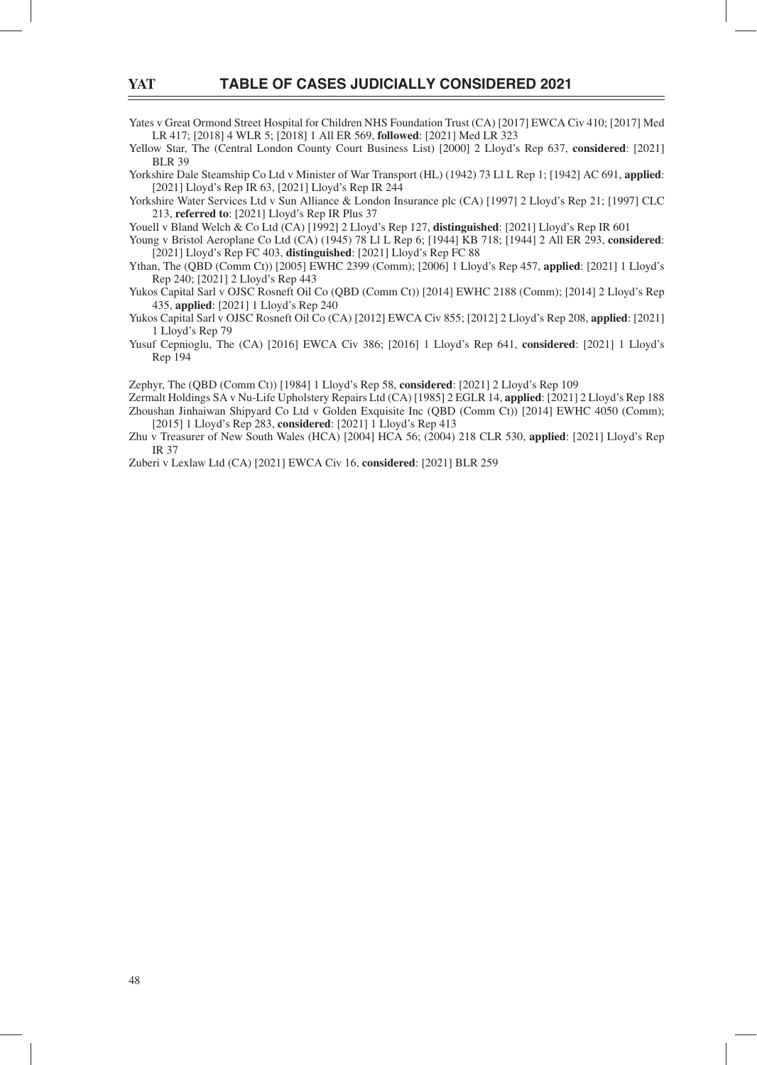Yates v Great Ormond Street Hospital for Children NHS Foundation Trust (CA) [2017] EWCA Civ 410; [2017] Med LR 417; [2018] 4 WLR 5; [2018] 1 All ER 569, **followed**: [2021] Med LR 323

Yellow Star, The (Central London County Court Business List) [2000] 2 Lloyd's Rep 637, **considered**: [2021] BLR 39

Yorkshire Dale Steamship Co Ltd v Minister of War Transport (HL) (1942) 73 Ll L Rep 1; [1942] AC 691, **applied**: [2021] Lloyd's Rep IR 63, [2021] Lloyd's Rep IR 244

Yorkshire Water Services Ltd v Sun Alliance & London Insurance plc (CA) [1997] 2 Lloyd's Rep 21; [1997] CLC 213, **referred to**: [2021] Lloyd's Rep IR Plus 37

Youell v Bland Welch & Co Ltd (CA) [1992] 2 Lloyd's Rep 127, **distinguished**: [2021] Lloyd's Rep IR 601

Young v Bristol Aeroplane Co Ltd (CA) (1945) 78 Ll L Rep 6; [1944] KB 718; [1944] 2 All ER 293, **considered**: [2021] Lloyd's Rep FC 403, **distinguished**: [2021] Lloyd's Rep FC 88

Ythan, The (QBD (Comm Ct)) [2005] EWHC 2399 (Comm); [2006] 1 Lloyd's Rep 457, **applied**: [2021] 1 Lloyd's Rep 240; [2021] 2 Lloyd's Rep 443

Yukos Capital Sarl v OJSC Rosneft Oil Co (QBD (Comm Ct)) [2014] EWHC 2188 (Comm); [2014] 2 Lloyd's Rep 435, **applied**: [2021] 1 Lloyd's Rep 240

Yukos Capital Sarl v OJSC Rosneft Oil Co (CA) [2012] EWCA Civ 855; [2012] 2 Lloyd's Rep 208, **applied**: [2021] 1 Lloyd's Rep 79

Yusuf Cepnioglu, The (CA) [2016] EWCA Civ 386; [2016] 1 Lloyd's Rep 641, **considered**: [2021] 1 Lloyd's Rep 194

Zephyr, The (QBD (Comm Ct)) [1984] 1 Lloyd's Rep 58, **considered**: [2021] 2 Lloyd's Rep 109

Zermalt Holdings SA v Nu-Life Upholstery Repairs Ltd (CA) [1985] 2 EGLR 14, **applied**: [2021] 2 Lloyd's Rep 188

Zhoushan Jinhaiwan Shipyard Co Ltd v Golden Exquisite Inc (QBD (Comm Ct)) [2014] EWHC 4050 (Comm); [2015] 1 Lloyd's Rep 283, **considered**: [2021] 1 Lloyd's Rep 413

Zhu v Treasurer of New South Wales (HCA) [2004] HCA 56; (2004) 218 CLR 530, **applied**: [2021] Lloyd's Rep IR 37

Zuberi v Lexlaw Ltd (CA) [2021] EWCA Civ 16, **considered**: [2021] BLR 259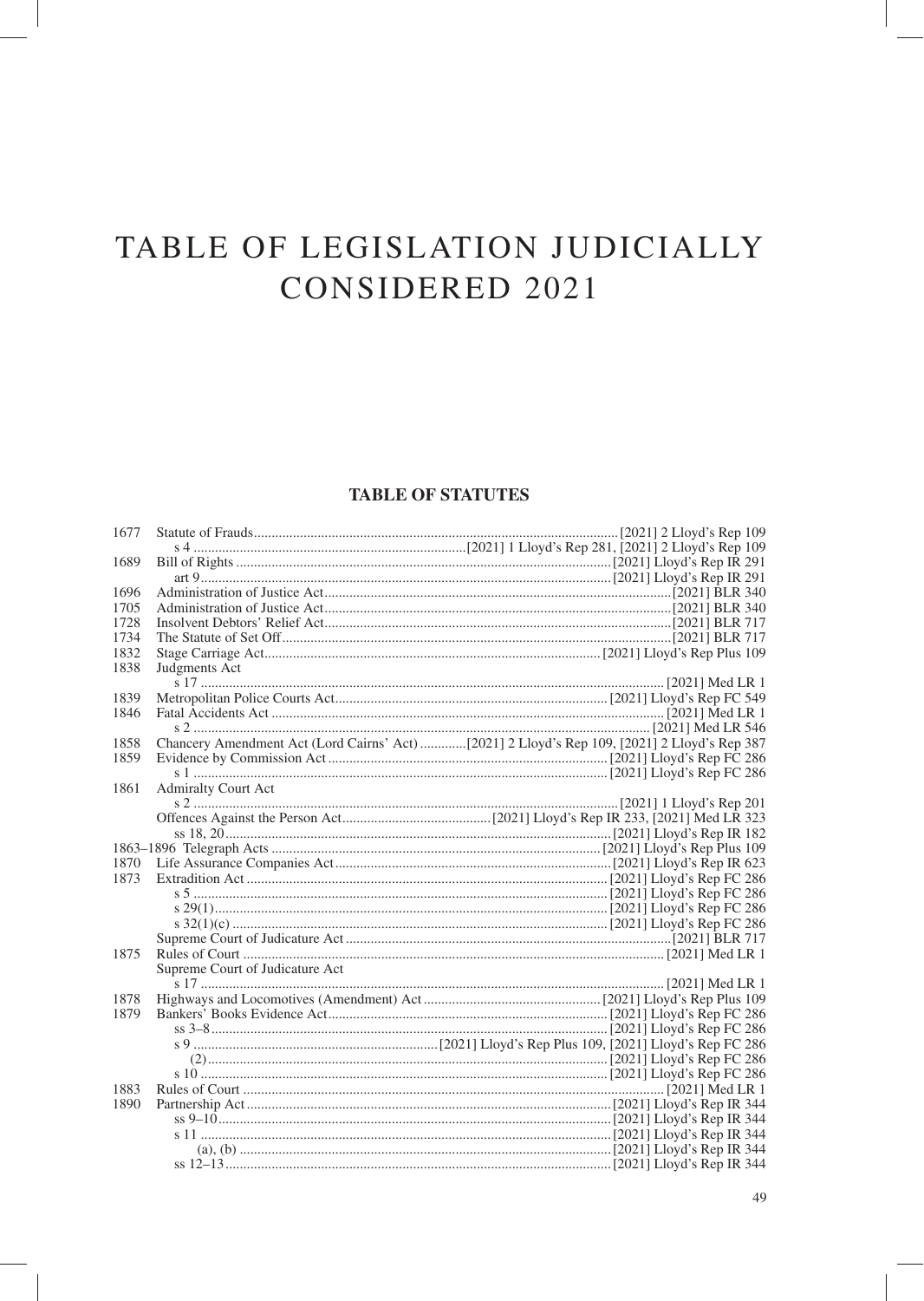# TABLE OF LEGISLATION JUDICIALLY CONSIDERED 2021

## TABLE OF STATUTES

| Year | Statute | Citation |
|---|---|---|
| 1677 | Statute of Frauds | [2021] 2 Lloyd's Rep 109 |
| | s 4 | [2021] 1 Lloyd's Rep 281, [2021] 2 Lloyd's Rep 109 |
| 1689 | Bill of Rights | [2021] Lloyd's Rep IR 291 |
| | art 9 | [2021] Lloyd's Rep IR 291 |
| 1696 | Administration of Justice Act | [2021] BLR 340 |
| 1705 | Administration of Justice Act | [2021] BLR 340 |
| 1728 | Insolvent Debtors' Relief Act | [2021] BLR 717 |
| 1734 | The Statute of Set Off | [2021] BLR 717 |
| 1832 | Stage Carriage Act | [2021] Lloyd's Rep Plus 109 |
| 1838 | Judgments Act | |
| | s 17 | [2021] Med LR 1 |
| 1839 | Metropolitan Police Courts Act | [2021] Lloyd's Rep FC 549 |
| 1846 | Fatal Accidents Act | [2021] Med LR 1 |
| | s 2 | [2021] Med LR 546 |
| 1858 | Chancery Amendment Act (Lord Cairns' Act) | [2021] 2 Lloyd's Rep 109, [2021] 2 Lloyd's Rep 387 |
| 1859 | Evidence by Commission Act | [2021] Lloyd's Rep FC 286 |
| | s 1 | [2021] Lloyd's Rep FC 286 |
| 1861 | Admiralty Court Act | |
| | s 2 | [2021] 1 Lloyd's Rep 201 |
| | Offences Against the Person Act | [2021] Lloyd's Rep IR 233, [2021] Med LR 323 |
| | ss 18, 20 | [2021] Lloyd's Rep IR 182 |
| 1863–1896 | Telegraph Acts | [2021] Lloyd's Rep Plus 109 |
| 1870 | Life Assurance Companies Act | [2021] Lloyd's Rep IR 623 |
| 1873 | Extradition Act | [2021] Lloyd's Rep FC 286 |
| | s 5 | [2021] Lloyd's Rep FC 286 |
| | s 29(1) | [2021] Lloyd's Rep FC 286 |
| | s 32(1)(c) | [2021] Lloyd's Rep FC 286 |
| | Supreme Court of Judicature Act | [2021] BLR 717 |
| 1875 | Rules of Court | [2021] Med LR 1 |
| | Supreme Court of Judicature Act | |
| | s 17 | [2021] Med LR 1 |
| 1878 | Highways and Locomotives (Amendment) Act | [2021] Lloyd's Rep Plus 109 |
| 1879 | Bankers' Books Evidence Act | [2021] Lloyd's Rep FC 286 |
| | ss 3–8 | [2021] Lloyd's Rep FC 286 |
| | s 9 | [2021] Lloyd's Rep Plus 109, [2021] Lloyd's Rep FC 286 |
| | (2) | [2021] Lloyd's Rep FC 286 |
| | s 10 | [2021] Lloyd's Rep FC 286 |
| 1883 | Rules of Court | [2021] Med LR 1 |
| 1890 | Partnership Act | [2021] Lloyd's Rep IR 344 |
| | ss 9–10 | [2021] Lloyd's Rep IR 344 |
| | s 11 | [2021] Lloyd's Rep IR 344 |
| | (a), (b) | [2021] Lloyd's Rep IR 344 |
| | ss 12–13 | [2021] Lloyd's Rep IR 344 |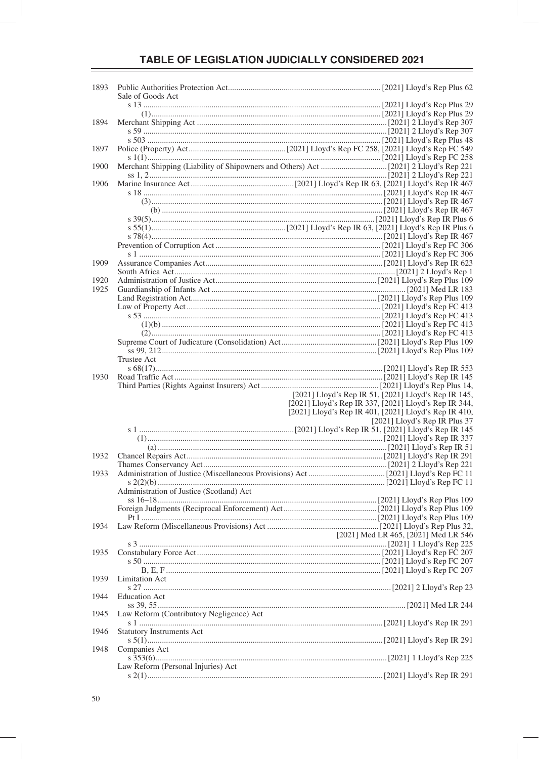# TABLE OF LEGISLATION JUDICIALLY CONSIDERED 2021

| Year | Legislation | Report |
|---|---|---|
| 1893 | Public Authorities Protection Act | [2021] Lloyd's Rep Plus 62 |
| | Sale of Goods Act | |
| | s 13 | [2021] Lloyd's Rep Plus 29 |
| | (1) | [2021] Lloyd's Rep Plus 29 |
| 1894 | Merchant Shipping Act | [2021] 2 Lloyd's Rep 307 |
| | s 59 | [2021] 2 Lloyd's Rep 307 |
| | s 503 | [2021] Lloyd's Rep Plus 48 |
| 1897 | Police (Property) Act | [2021] Lloyd's Rep FC 258, [2021] Lloyd's Rep FC 549 |
| | s 1(1) | [2021] Lloyd's Rep FC 258 |
| 1900 | Merchant Shipping (Liability of Shipowners and Others) Act | [2021] 2 Lloyd's Rep 221 |
| | ss 1, 2 | [2021] 2 Lloyd's Rep 221 |
| 1906 | Marine Insurance Act | [2021] Lloyd's Rep IR 63, [2021] Lloyd's Rep IR 467 |
| | s 18 | [2021] Lloyd's Rep IR 467 |
| | (3) | [2021] Lloyd's Rep IR 467 |
| | (b) | [2021] Lloyd's Rep IR 467 |
| | s 39(5) | [2021] Lloyd's Rep IR Plus 6 |
| | s 55(1) | [2021] Lloyd's Rep IR 63, [2021] Lloyd's Rep IR Plus 6 |
| | s 78(4) | [2021] Lloyd's Rep IR 467 |
| | Prevention of Corruption Act | [2021] Lloyd's Rep FC 306 |
| | s 1 | [2021] Lloyd's Rep FC 306 |
| 1909 | Assurance Companies Act | [2021] Lloyd's Rep IR 623 |
| | South Africa Act | [2021] 2 Lloyd's Rep 1 |
| 1920 | Administration of Justice Act | [2021] Lloyd's Rep Plus 109 |
| 1925 | Guardianship of Infants Act | [2021] Med LR 183 |
| | Land Registration Act | [2021] Lloyd's Rep Plus 109 |
| | Law of Property Act | [2021] Lloyd's Rep FC 413 |
| | s 53 | [2021] Lloyd's Rep FC 413 |
| | (1)(b) | [2021] Lloyd's Rep FC 413 |
| | (2) | [2021] Lloyd's Rep FC 413 |
| | Supreme Court of Judicature (Consolidation) Act | [2021] Lloyd's Rep Plus 109 |
| | ss 99, 212 | [2021] Lloyd's Rep Plus 109 |
| | Trustee Act | |
| | s 68(17) | [2021] Lloyd's Rep IR 553 |
| 1930 | Road Traffic Act | [2021] Lloyd's Rep IR 145 |
| | Third Parties (Rights Against Insurers) Act | [2021] Lloyd's Rep Plus 14, [2021] Lloyd's Rep IR 51, [2021] Lloyd's Rep IR 145, [2021] Lloyd's Rep IR 337, [2021] Lloyd's Rep IR 344, [2021] Lloyd's Rep IR 401, [2021] Lloyd's Rep IR 410, [2021] Lloyd's Rep IR Plus 37 |
| | s 1 | [2021] Lloyd's Rep IR 51, [2021] Lloyd's Rep IR 145 |
| | (1) | [2021] Lloyd's Rep IR 337 |
| | (a) | [2021] Lloyd's Rep IR 51 |
| 1932 | Chancel Repairs Act | [2021] Lloyd's Rep IR 291 |
| | Thames Conservancy Act | [2021] 2 Lloyd's Rep 221 |
| 1933 | Administration of Justice (Miscellaneous Provisions) Act | [2021] Lloyd's Rep FC 11 |
| | s 2(2)(b) | [2021] Lloyd's Rep FC 11 |
| | Administration of Justice (Scotland) Act | |
| | ss 16–18 | [2021] Lloyd's Rep Plus 109 |
| | Foreign Judgments (Reciprocal Enforcement) Act | [2021] Lloyd's Rep Plus 109 |
| | Pt I | [2021] Lloyd's Rep Plus 109 |
| 1934 | Law Reform (Miscellaneous Provisions) Act | [2021] Lloyd's Rep Plus 32, [2021] Med LR 465, [2021] Med LR 546 |
| | s 3 | [2021] 1 Lloyd's Rep 225 |
| 1935 | Constabulary Force Act | [2021] Lloyd's Rep FC 207 |
| | s 50 | [2021] Lloyd's Rep FC 207 |
| | B, E, F | [2021] Lloyd's Rep FC 207 |
| 1939 | Limitation Act | |
| | s 27 | [2021] 2 Lloyd's Rep 23 |
| 1944 | Education Act | |
| | ss 39, 55 | [2021] Med LR 244 |
| 1945 | Law Reform (Contributory Negligence) Act | |
| | s 1 | [2021] Lloyd's Rep IR 291 |
| 1946 | Statutory Instruments Act | |
| | s 5(1) | [2021] Lloyd's Rep IR 291 |
| 1948 | Companies Act | |
| | s 353(6) | [2021] 1 Lloyd's Rep 225 |
| | Law Reform (Personal Injuries) Act | |
| | s 2(1) | [2021] Lloyd's Rep IR 291 |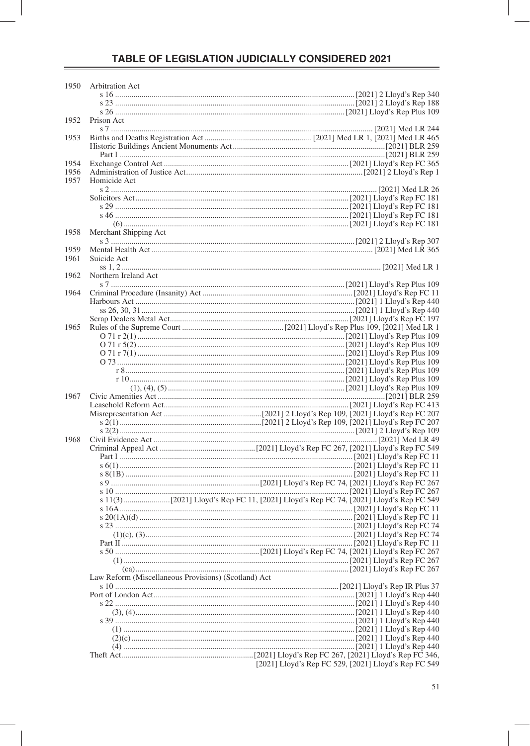# TABLE OF LEGISLATION JUDICIALLY CONSIDERED 2021

| Year | Legislation | Citation |
|---|---|---|
| 1950 | Arbitration Act | |
| | s 16 | [2021] 2 Lloyd's Rep 340 |
| | s 23 | [2021] 2 Lloyd's Rep 188 |
| | s 26 | [2021] Lloyd's Rep Plus 109 |
| 1952 | Prison Act | |
| | s 7 | [2021] Med LR 244 |
| 1953 | Births and Deaths Registration Act | [2021] Med LR 1, [2021] Med LR 465 |
| | Historic Buildings Ancient Monuments Act | [2021] BLR 259 |
| | Part I | [2021] BLR 259 |
| 1954 | Exchange Control Act | [2021] Lloyd's Rep FC 365 |
| 1956 | Administration of Justice Act | [2021] 2 Lloyd's Rep 1 |
| 1957 | Homicide Act | |
| | s 2 | [2021] Med LR 26 |
| | Solicitors Act | [2021] Lloyd's Rep FC 181 |
| | s 29 | [2021] Lloyd's Rep FC 181 |
| | s 46 | [2021] Lloyd's Rep FC 181 |
| | (6) | [2021] Lloyd's Rep FC 181 |
| 1958 | Merchant Shipping Act | |
| | s 3 | [2021] 2 Lloyd's Rep 307 |
| 1959 | Mental Health Act | [2021] Med LR 365 |
| 1961 | Suicide Act | |
| | ss 1, 2 | [2021] Med LR 1 |
| 1962 | Northern Ireland Act | |
| | s 7 | [2021] Lloyd's Rep Plus 109 |
| 1964 | Criminal Procedure (Insanity) Act | [2021] Lloyd's Rep FC 11 |
| | Harbours Act | [2021] 1 Lloyd's Rep 440 |
| | ss 26, 30, 31 | [2021] 1 Lloyd's Rep 440 |
| | Scrap Dealers Metal Act | [2021] Lloyd's Rep FC 197 |
| 1965 | Rules of the Supreme Court | [2021] Lloyd's Rep Plus 109, [2021] Med LR 1 |
| | O 71 r 2(1) | [2021] Lloyd's Rep Plus 109 |
| | O 71 r 5(2) | [2021] Lloyd's Rep Plus 109 |
| | O 71 r 7(1) | [2021] Lloyd's Rep Plus 109 |
| | O 73 | [2021] Lloyd's Rep Plus 109 |
| | r 8 | [2021] Lloyd's Rep Plus 109 |
| | r 10 | [2021] Lloyd's Rep Plus 109 |
| | (1), (4), (5) | [2021] Lloyd's Rep Plus 109 |
| 1967 | Civic Amenities Act | [2021] BLR 259 |
| | Leasehold Reform Act | [2021] Lloyd's Rep FC 413 |
| | Misrepresentation Act | [2021] 2 Lloyd's Rep 109, [2021] Lloyd's Rep FC 207 |
| | s 2(1) | [2021] 2 Lloyd's Rep 109, [2021] Lloyd's Rep FC 207 |
| | s 2(2) | [2021] 2 Lloyd's Rep 109 |
| 1968 | Civil Evidence Act | [2021] Med LR 49 |
| | Criminal Appeal Act | [2021] Lloyd's Rep FC 267, [2021] Lloyd's Rep FC 549 |
| | Part I | [2021] Lloyd's Rep FC 11 |
| | s 6(1) | [2021] Lloyd's Rep FC 11 |
| | s 8(1B) | [2021] Lloyd's Rep FC 11 |
| | s 9 | [2021] Lloyd's Rep FC 74, [2021] Lloyd's Rep FC 267 |
| | s 10 | [2021] Lloyd's Rep FC 267 |
| | s 11(3) | [2021] Lloyd's Rep FC 11, [2021] Lloyd's Rep FC 74, [2021] Lloyd's Rep FC 549 |
| | s 16A | [2021] Lloyd's Rep FC 11 |
| | s 20(1A)(d) | [2021] Lloyd's Rep FC 11 |
| | s 23 | [2021] Lloyd's Rep FC 74 |
| | (1)(c), (3) | [2021] Lloyd's Rep FC 74 |
| | Part II | [2021] Lloyd's Rep FC 11 |
| | s 50 | [2021] Lloyd's Rep FC 74, [2021] Lloyd's Rep FC 267 |
| | (1) | [2021] Lloyd's Rep FC 267 |
| | (ca) | [2021] Lloyd's Rep FC 267 |
| | Law Reform (Miscellaneous Provisions) (Scotland) Act | |
| | s 10 | [2021] Lloyd's Rep IR Plus 37 |
| | Port of London Act | [2021] 1 Lloyd's Rep 440 |
| | s 22 | [2021] 1 Lloyd's Rep 440 |
| | (3), (4) | [2021] 1 Lloyd's Rep 440 |
| | s 39 | [2021] 1 Lloyd's Rep 440 |
| | (1) | [2021] 1 Lloyd's Rep 440 |
| | (2)(c) | [2021] 1 Lloyd's Rep 440 |
| | (4) | [2021] 1 Lloyd's Rep 440 |
| | Theft Act | [2021] Lloyd's Rep FC 267, [2021] Lloyd's Rep FC 346, [2021] Lloyd's Rep FC 529, [2021] Lloyd's Rep FC 549 |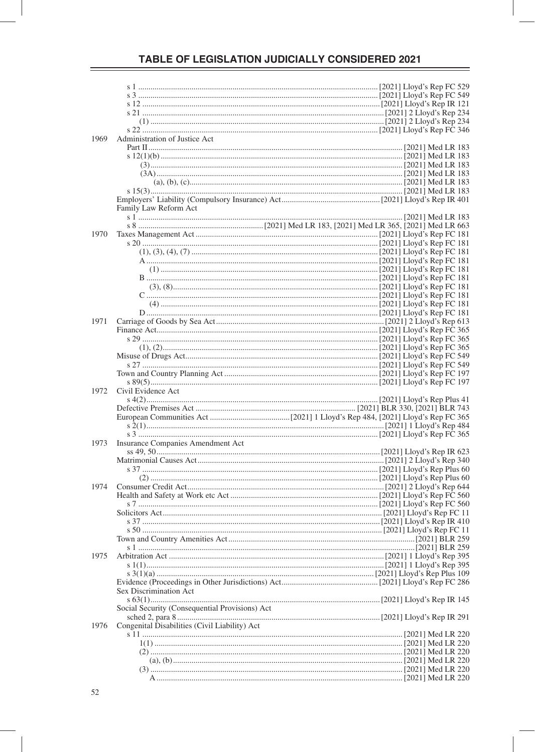# TABLE OF LEGISLATION JUDICIALLY CONSIDERED 2021

| Year | Legislation | Citation |
|---|---|---|
| | s 1 | [2021] Lloyd's Rep FC 529 |
| | s 3 | [2021] Lloyd's Rep FC 549 |
| | s 12 | [2021] Lloyd's Rep IR 121 |
| | s 21 | [2021] 2 Lloyd's Rep 234 |
| | (1) | [2021] 2 Lloyd's Rep 234 |
| | s 22 | [2021] Lloyd's Rep FC 346 |
| 1969 | Administration of Justice Act | |
| | Part II | [2021] Med LR 183 |
| | s 12(1)(b) | [2021] Med LR 183 |
| | (3) | [2021] Med LR 183 |
| | (3A) | [2021] Med LR 183 |
| | (a), (b), (c) | [2021] Med LR 183 |
| | s 15(3) | [2021] Med LR 183 |
| | Employers' Liability (Compulsory Insurance) Act | [2021] Lloyd's Rep IR 401 |
| | Family Law Reform Act | |
| | s 1 | [2021] Med LR 183 |
| | s 8 | [2021] Med LR 183, [2021] Med LR 365, [2021] Med LR 663 |
| 1970 | Taxes Management Act | [2021] Lloyd's Rep FC 181 |
| | s 20 | [2021] Lloyd's Rep FC 181 |
| | (1), (3), (4), (7) | [2021] Lloyd's Rep FC 181 |
| | A | [2021] Lloyd's Rep FC 181 |
| | (1) | [2021] Lloyd's Rep FC 181 |
| | B | [2021] Lloyd's Rep FC 181 |
| | (3), (8) | [2021] Lloyd's Rep FC 181 |
| | C | [2021] Lloyd's Rep FC 181 |
| | (4) | [2021] Lloyd's Rep FC 181 |
| | D | [2021] Lloyd's Rep FC 181 |
| 1971 | Carriage of Goods by Sea Act | [2021] 2 Lloyd's Rep 613 |
| | Finance Act | [2021] Lloyd's Rep FC 365 |
| | s 29 | [2021] Lloyd's Rep FC 365 |
| | (1), (2) | [2021] Lloyd's Rep FC 365 |
| | Misuse of Drugs Act | [2021] Lloyd's Rep FC 549 |
| | s 27 | [2021] Lloyd's Rep FC 549 |
| | Town and Country Planning Act | [2021] Lloyd's Rep FC 197 |
| | s 89(5) | [2021] Lloyd's Rep FC 197 |
| 1972 | Civil Evidence Act | |
| | s 4(2) | [2021] Lloyd's Rep Plus 41 |
| | Defective Premises Act | [2021] BLR 330, [2021] BLR 743 |
| | European Communities Act | [2021] 1 Lloyd's Rep 484, [2021] Lloyd's Rep FC 365 |
| | s 2(1) | [2021] 1 Lloyd's Rep 484 |
| | s 3 | [2021] Lloyd's Rep FC 365 |
| 1973 | Insurance Companies Amendment Act | |
| | ss 49, 50 | [2021] Lloyd's Rep IR 623 |
| | Matrimonial Causes Act | [2021] 2 Lloyd's Rep 340 |
| | s 37 | [2021] Lloyd's Rep Plus 60 |
| | (2) | [2021] Lloyd's Rep Plus 60 |
| 1974 | Consumer Credit Act | [2021] 2 Lloyd's Rep 644 |
| | Health and Safety at Work etc Act | [2021] Lloyd's Rep FC 560 |
| | s 7 | [2021] Lloyd's Rep FC 560 |
| | Solicitors Act | [2021] Lloyd's Rep FC 11 |
| | s 37 | [2021] Lloyd's Rep IR 410 |
| | s 50 | [2021] Lloyd's Rep FC 11 |
| | Town and Country Amenities Act | [2021] BLR 259 |
| | s 1 | [2021] BLR 259 |
| 1975 | Arbitration Act | [2021] 1 Lloyd's Rep 395 |
| | s 1(1) | [2021] 1 Lloyd's Rep 395 |
| | s 3(1)(a) | [2021] Lloyd's Rep Plus 109 |
| | Evidence (Proceedings in Other Jurisdictions) Act | [2021] Lloyd's Rep FC 286 |
| | Sex Discrimination Act | |
| | s 63(1) | [2021] Lloyd's Rep IR 145 |
| | Social Security (Consequential Provisions) Act | |
| | sched 2, para 8 | [2021] Lloyd's Rep IR 291 |
| 1976 | Congenital Disabilities (Civil Liability) Act | |
| | s 11 | [2021] Med LR 220 |
| | 1(1) | [2021] Med LR 220 |
| | (2) | [2021] Med LR 220 |
| | (a), (b) | [2021] Med LR 220 |
| | (3) | [2021] Med LR 220 |
| | A | [2021] Med LR 220 |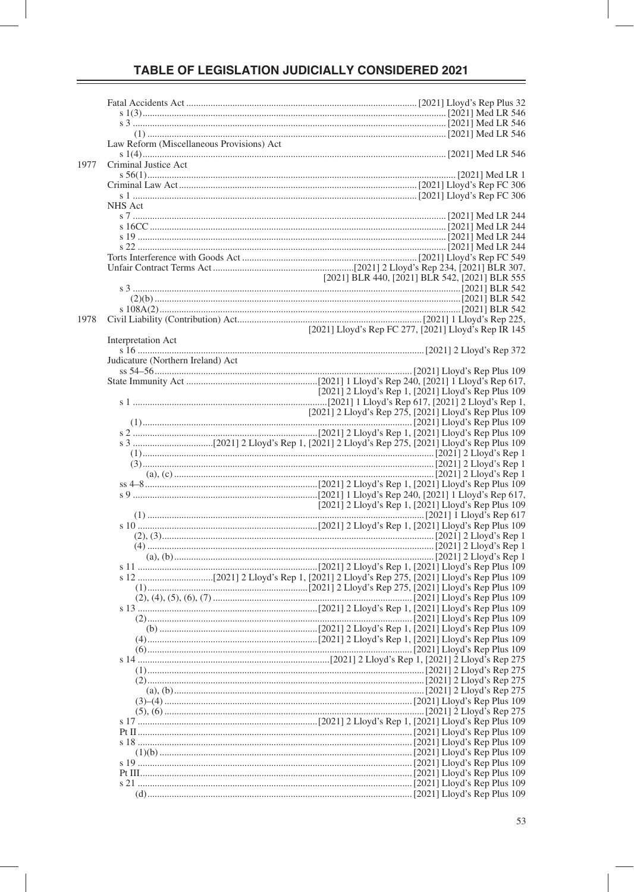## TABLE OF LEGISLATION JUDICIALLY CONSIDERED 2021

| Year | Legislation | Reports |
|---|---|---|
| | Fatal Accidents Act | [2021] Lloyd's Rep Plus 32 |
| | s 1(3) | [2021] Med LR 546 |
| | s 3 | [2021] Med LR 546 |
| | (1) | [2021] Med LR 546 |
| | Law Reform (Miscellaneous Provisions) Act | |
| | s 1(4) | [2021] Med LR 546 |
| 1977 | Criminal Justice Act | |
| | s 56(1) | [2021] Med LR 1 |
| | Criminal Law Act | [2021] Lloyd's Rep FC 306 |
| | s 1 | [2021] Lloyd's Rep FC 306 |
| | NHS Act | |
| | s 7 | [2021] Med LR 244 |
| | s 16CC | [2021] Med LR 244 |
| | s 19 | [2021] Med LR 244 |
| | s 22 | [2021] Med LR 244 |
| | Torts Interference with Goods Act | [2021] Lloyd's Rep FC 549 |
| | Unfair Contract Terms Act | [2021] 2 Lloyd's Rep 234, [2021] BLR 307, [2021] BLR 440, [2021] BLR 542, [2021] BLR 555 |
| | s 3 | [2021] BLR 542 |
| | (2)(b) | [2021] BLR 542 |
| | s 108A(2) | [2021] BLR 542 |
| 1978 | Civil Liability (Contribution) Act | [2021] 1 Lloyd's Rep 225, [2021] Lloyd's Rep FC 277, [2021] Lloyd's Rep IR 145 |
| | Interpretation Act | |
| | s 16 | [2021] 2 Lloyd's Rep 372 |
| | Judicature (Northern Ireland) Act | |
| | ss 54–56 | [2021] Lloyd's Rep Plus 109 |
| | State Immunity Act | [2021] 1 Lloyd's Rep 240, [2021] 1 Lloyd's Rep 617, [2021] 2 Lloyd's Rep 1, [2021] Lloyd's Rep Plus 109 |
| | s 1 | [2021] 1 Lloyd's Rep 617, [2021] 2 Lloyd's Rep 1, [2021] 2 Lloyd's Rep 275, [2021] Lloyd's Rep Plus 109 |
| | (1) | [2021] Lloyd's Rep Plus 109 |
| | s 2 | [2021] 2 Lloyd's Rep 1, [2021] Lloyd's Rep Plus 109 |
| | s 3 | [2021] 2 Lloyd's Rep 1, [2021] 2 Lloyd's Rep 275, [2021] Lloyd's Rep Plus 109 |
| | (1) | [2021] 2 Lloyd's Rep 1 |
| | (3) | [2021] 2 Lloyd's Rep 1 |
| | (a), (c) | [2021] 2 Lloyd's Rep 1 |
| | ss 4–8 | [2021] 2 Lloyd's Rep 1, [2021] Lloyd's Rep Plus 109 |
| | s 9 | [2021] 1 Lloyd's Rep 240, [2021] 1 Lloyd's Rep 617, [2021] 2 Lloyd's Rep 1, [2021] Lloyd's Rep Plus 109 |
| | (1) | [2021] 1 Lloyd's Rep 617 |
| | s 10 | [2021] 2 Lloyd's Rep 1, [2021] Lloyd's Rep Plus 109 |
| | (2), (3) | [2021] 2 Lloyd's Rep 1 |
| | (4) | [2021] 2 Lloyd's Rep 1 |
| | (a), (b) | [2021] 2 Lloyd's Rep 1 |
| | s 11 | [2021] 2 Lloyd's Rep 1, [2021] Lloyd's Rep Plus 109 |
| | s 12 | [2021] 2 Lloyd's Rep 1, [2021] 2 Lloyd's Rep 275, [2021] Lloyd's Rep Plus 109 |
| | (1) | [2021] 2 Lloyd's Rep 275, [2021] Lloyd's Rep Plus 109 |
| | (2), (4), (5), (6), (7) | [2021] Lloyd's Rep Plus 109 |
| | s 13 | [2021] 2 Lloyd's Rep 1, [2021] Lloyd's Rep Plus 109 |
| | (2) | [2021] Lloyd's Rep Plus 109 |
| | (b) | [2021] 2 Lloyd's Rep 1, [2021] Lloyd's Rep Plus 109 |
| | (4) | [2021] 2 Lloyd's Rep 1, [2021] Lloyd's Rep Plus 109 |
| | (6) | [2021] Lloyd's Rep Plus 109 |
| | s 14 | [2021] 2 Lloyd's Rep 1, [2021] 2 Lloyd's Rep 275 |
| | (1) | [2021] 2 Lloyd's Rep 275 |
| | (2) | [2021] 2 Lloyd's Rep 275 |
| | (a), (b) | [2021] 2 Lloyd's Rep 275 |
| | (3)–(4) | [2021] Lloyd's Rep Plus 109 |
| | (5), (6) | [2021] 2 Lloyd's Rep 275 |
| | s 17 | [2021] 2 Lloyd's Rep 1, [2021] Lloyd's Rep Plus 109 |
| | Pt II | [2021] Lloyd's Rep Plus 109 |
| | s 18 | [2021] Lloyd's Rep Plus 109 |
| | (1)(b) | [2021] Lloyd's Rep Plus 109 |
| | s 19 | [2021] Lloyd's Rep Plus 109 |
| | Pt III | [2021] Lloyd's Rep Plus 109 |
| | s 21 | [2021] Lloyd's Rep Plus 109 |
| | (d) | [2021] Lloyd's Rep Plus 109 |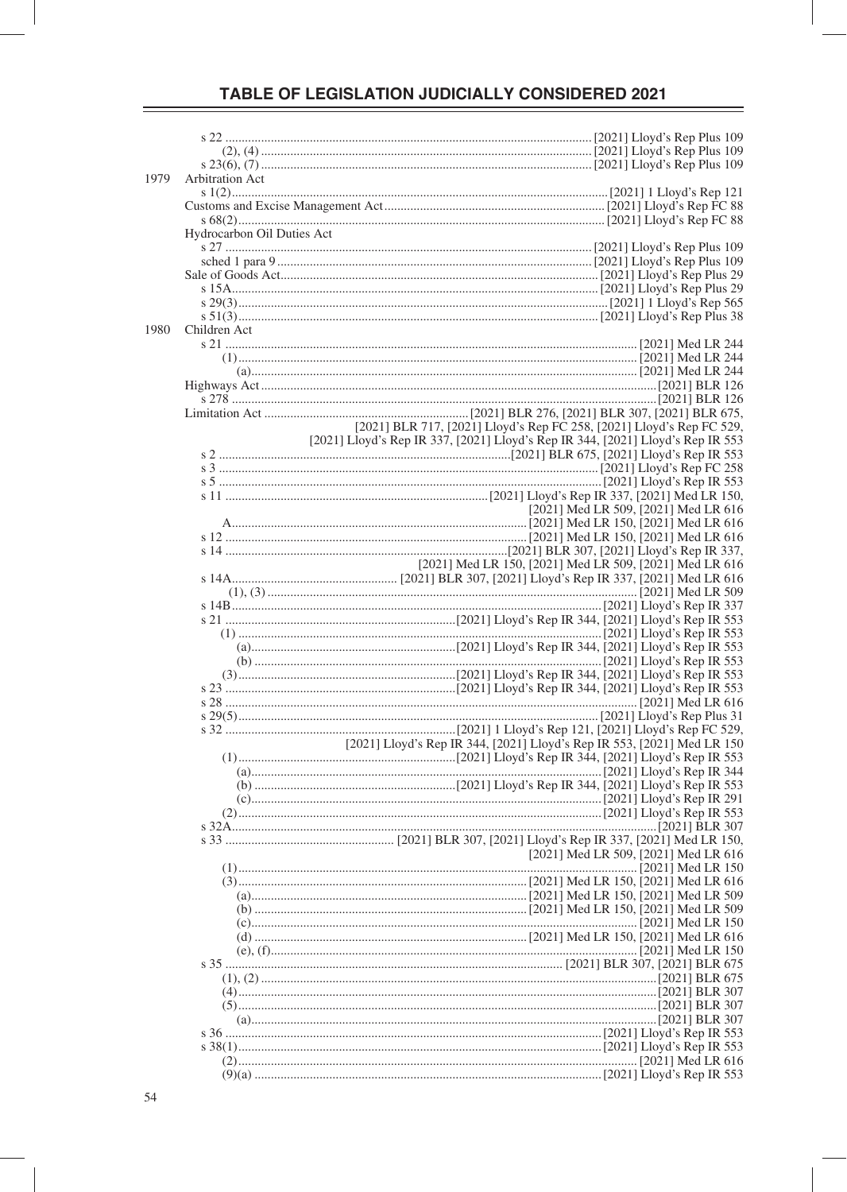## TABLE OF LEGISLATION JUDICIALLY CONSIDERED 2021

| | | |
|---|---|---|
| | s 22 | [2021] Lloyd's Rep Plus 109 |
| | (2), (4) | [2021] Lloyd's Rep Plus 109 |
| | s 23(6), (7) | [2021] Lloyd's Rep Plus 109 |
| 1979 | Arbitration Act | |
| | s 1(2) | [2021] 1 Lloyd's Rep 121 |
| | Customs and Excise Management Act | [2021] Lloyd's Rep FC 88 |
| | s 68(2) | [2021] Lloyd's Rep FC 88 |
| | Hydrocarbon Oil Duties Act | |
| | s 27 | [2021] Lloyd's Rep Plus 109 |
| | sched 1 para 9 | [2021] Lloyd's Rep Plus 109 |
| | Sale of Goods Act | [2021] Lloyd's Rep Plus 29 |
| | s 15A | [2021] Lloyd's Rep Plus 29 |
| | s 29(3) | [2021] 1 Lloyd's Rep 565 |
| | s 51(3) | [2021] Lloyd's Rep Plus 38 |
| 1980 | Children Act | |
| | s 21 | [2021] Med LR 244 |
| | (1) | [2021] Med LR 244 |
| | (a) | [2021] Med LR 244 |
| | Highways Act | [2021] BLR 126 |
| | s 278 | [2021] BLR 126 |
| | Limitation Act | [2021] BLR 276, [2021] BLR 307, [2021] BLR 675, [2021] BLR 717, [2021] Lloyd's Rep FC 258, [2021] Lloyd's Rep FC 529, [2021] Lloyd's Rep IR 337, [2021] Lloyd's Rep IR 344, [2021] Lloyd's Rep IR 553 |
| | s 2 | [2021] BLR 675, [2021] Lloyd's Rep IR 553 |
| | s 3 | [2021] Lloyd's Rep FC 258 |
| | s 5 | [2021] Lloyd's Rep IR 553 |
| | s 11 | [2021] Lloyd's Rep IR 337, [2021] Med LR 150, [2021] Med LR 509, [2021] Med LR 616 |
| | A | [2021] Med LR 150, [2021] Med LR 616 |
| | s 12 | [2021] Med LR 150, [2021] Med LR 616 |
| | s 14 | [2021] BLR 307, [2021] Lloyd's Rep IR 337, [2021] Med LR 150, [2021] Med LR 509, [2021] Med LR 616 |
| | s 14A | [2021] BLR 307, [2021] Lloyd's Rep IR 337, [2021] Med LR 616 |
| | (1), (3) | [2021] Med LR 509 |
| | s 14B | [2021] Lloyd's Rep IR 337 |
| | s 21 | [2021] Lloyd's Rep IR 344, [2021] Lloyd's Rep IR 553 |
| | (1) | [2021] Lloyd's Rep IR 553 |
| | (a) | [2021] Lloyd's Rep IR 344, [2021] Lloyd's Rep IR 553 |
| | (b) | [2021] Lloyd's Rep IR 553 |
| | (3) | [2021] Lloyd's Rep IR 344, [2021] Lloyd's Rep IR 553 |
| | s 23 | [2021] Lloyd's Rep IR 344, [2021] Lloyd's Rep IR 553 |
| | s 28 | [2021] Med LR 616 |
| | s 29(5) | [2021] Lloyd's Rep Plus 31 |
| | s 32 | [2021] 1 Lloyd's Rep 121, [2021] Lloyd's Rep FC 529, [2021] Lloyd's Rep IR 344, [2021] Lloyd's Rep IR 553, [2021] Med LR 150 |
| | (1) | [2021] Lloyd's Rep IR 344, [2021] Lloyd's Rep IR 553 |
| | (a) | [2021] Lloyd's Rep IR 344 |
| | (b) | [2021] Lloyd's Rep IR 344, [2021] Lloyd's Rep IR 553 |
| | (c) | [2021] Lloyd's Rep IR 291 |
| | (2) | [2021] Lloyd's Rep IR 553 |
| | s 32A | [2021] BLR 307 |
| | s 33 | [2021] BLR 307, [2021] Lloyd's Rep IR 337, [2021] Med LR 150, [2021] Med LR 509, [2021] Med LR 616 |
| | (1) | [2021] Med LR 150 |
| | (3) | [2021] Med LR 150, [2021] Med LR 616 |
| | (a) | [2021] Med LR 150, [2021] Med LR 509 |
| | (b) | [2021] Med LR 150, [2021] Med LR 509 |
| | (c) | [2021] Med LR 150 |
| | (d) | [2021] Med LR 150, [2021] Med LR 616 |
| | (e), (f) | [2021] Med LR 150 |
| | s 35 | [2021] BLR 307, [2021] BLR 675 |
| | (1), (2) | [2021] BLR 675 |
| | (4) | [2021] BLR 307 |
| | (5) | [2021] BLR 307 |
| | (a) | [2021] BLR 307 |
| | s 36 | [2021] Lloyd's Rep IR 553 |
| | s 38(1) | [2021] Lloyd's Rep IR 553 |
| | (2) | [2021] Med LR 616 |
| | (9)(a) | [2021] Lloyd's Rep IR 553 |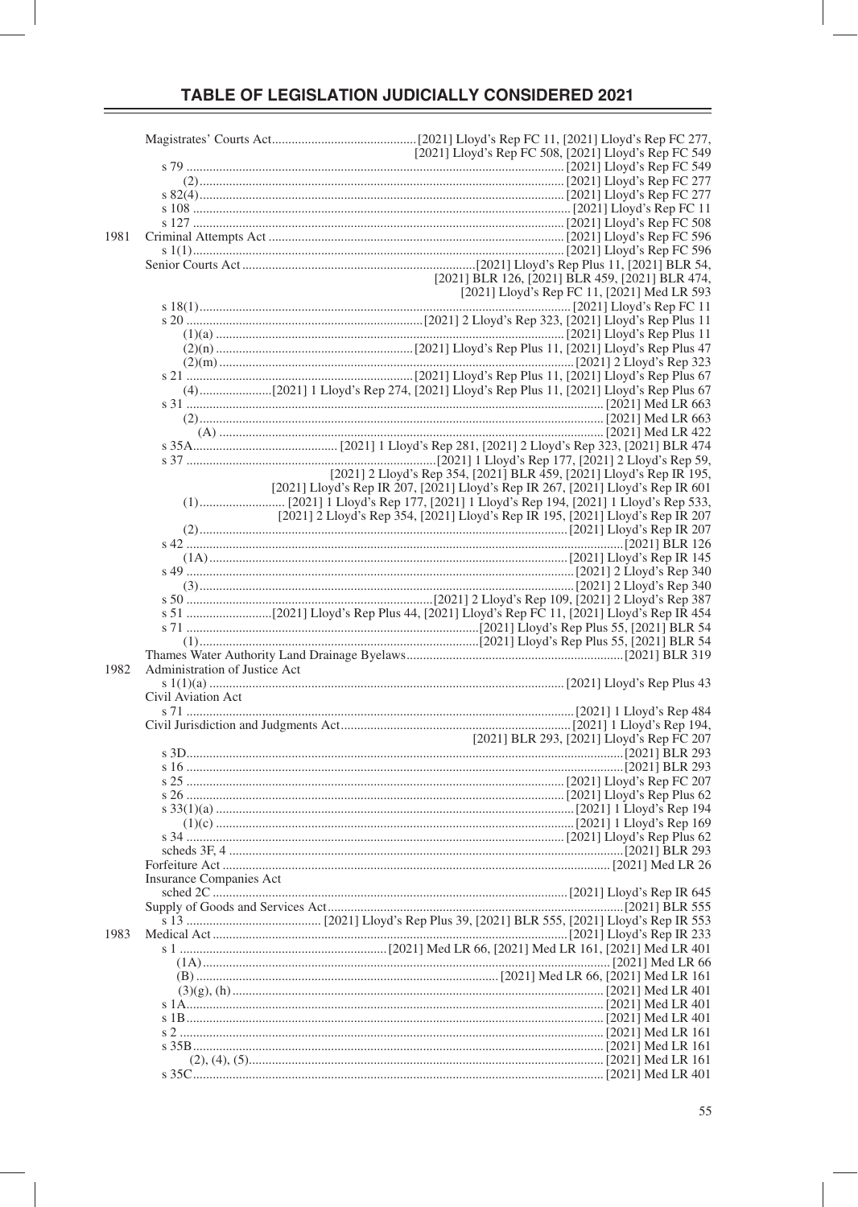# TABLE OF LEGISLATION JUDICIALLY CONSIDERED 2021

| Year | Legislation | Citation |
|---|---|---|
| | Magistrates' Courts Act | [2021] Lloyd's Rep FC 11, [2021] Lloyd's Rep FC 277, [2021] Lloyd's Rep FC 508, [2021] Lloyd's Rep FC 549 |
| | s 79 | [2021] Lloyd's Rep FC 549 |
| | (2) | [2021] Lloyd's Rep FC 277 |
| | s 82(4) | [2021] Lloyd's Rep FC 277 |
| | s 108 | [2021] Lloyd's Rep FC 11 |
| | s 127 | [2021] Lloyd's Rep FC 508 |
| 1981 | Criminal Attempts Act | [2021] Lloyd's Rep FC 596 |
| | s 1(1) | [2021] Lloyd's Rep FC 596 |
| | Senior Courts Act | [2021] Lloyd's Rep Plus 11, [2021] BLR 54, [2021] BLR 126, [2021] BLR 459, [2021] BLR 474, [2021] Lloyd's Rep FC 11, [2021] Med LR 593 |
| | s 18(1) | [2021] Lloyd's Rep FC 11 |
| | s 20 | [2021] 2 Lloyd's Rep 323, [2021] Lloyd's Rep Plus 11 |
| | (1)(a) | [2021] Lloyd's Rep Plus 11 |
| | (2)(n) | [2021] Lloyd's Rep Plus 11, [2021] Lloyd's Rep Plus 47 |
| | (2)(m) | [2021] 2 Lloyd's Rep 323 |
| | s 21 | [2021] Lloyd's Rep Plus 11, [2021] Lloyd's Rep Plus 67 |
| | (4) | [2021] 1 Lloyd's Rep 274, [2021] Lloyd's Rep Plus 11, [2021] Lloyd's Rep Plus 67 |
| | s 31 | [2021] Med LR 663 |
| | (2) | [2021] Med LR 663 |
| | (A) | [2021] Med LR 422 |
| | s 35A | [2021] 1 Lloyd's Rep 281, [2021] 2 Lloyd's Rep 323, [2021] BLR 474 |
| | s 37 | [2021] 1 Lloyd's Rep 177, [2021] 2 Lloyd's Rep 59, [2021] 2 Lloyd's Rep 354, [2021] BLR 459, [2021] Lloyd's Rep IR 195, [2021] Lloyd's Rep IR 207, [2021] Lloyd's Rep IR 267, [2021] Lloyd's Rep IR 601 |
| | (1) | [2021] 1 Lloyd's Rep 177, [2021] 1 Lloyd's Rep 194, [2021] 1 Lloyd's Rep 533, [2021] 2 Lloyd's Rep 354, [2021] Lloyd's Rep IR 195, [2021] Lloyd's Rep IR 207 |
| | (2) | [2021] Lloyd's Rep IR 207 |
| | s 42 | [2021] BLR 126 |
| | (1A) | [2021] Lloyd's Rep IR 145 |
| | s 49 | [2021] 2 Lloyd's Rep 340 |
| | (3) | [2021] 2 Lloyd's Rep 340 |
| | s 50 | [2021] 2 Lloyd's Rep 109, [2021] 2 Lloyd's Rep 387 |
| | s 51 | [2021] Lloyd's Rep Plus 44, [2021] Lloyd's Rep FC 11, [2021] Lloyd's Rep IR 454 |
| | s 71 | [2021] Lloyd's Rep Plus 55, [2021] BLR 54 |
| | (1) | [2021] Lloyd's Rep Plus 55, [2021] BLR 54 |
| | Thames Water Authority Land Drainage Byelaws | [2021] BLR 319 |
| 1982 | Administration of Justice Act | |
| | s 1(1)(a) | [2021] Lloyd's Rep Plus 43 |
| | Civil Aviation Act | |
| | s 71 | [2021] 1 Lloyd's Rep 484 |
| | Civil Jurisdiction and Judgments Act | [2021] 1 Lloyd's Rep 194, [2021] BLR 293, [2021] Lloyd's Rep FC 207 |
| | s 3D | [2021] BLR 293 |
| | s 16 | [2021] BLR 293 |
| | s 25 | [2021] Lloyd's Rep FC 207 |
| | s 26 | [2021] Lloyd's Rep Plus 62 |
| | s 33(1)(a) | [2021] 1 Lloyd's Rep 194 |
| | (1)(c) | [2021] 1 Lloyd's Rep 169 |
| | s 34 | [2021] Lloyd's Rep Plus 62 |
| | scheds 3F, 4 | [2021] BLR 293 |
| | Forfeiture Act | [2021] Med LR 26 |
| | Insurance Companies Act | |
| | sched 2C | [2021] Lloyd's Rep IR 645 |
| | Supply of Goods and Services Act | [2021] BLR 555 |
| | s 13 | [2021] Lloyd's Rep Plus 39, [2021] BLR 555, [2021] Lloyd's Rep IR 553 |
| 1983 | Medical Act | [2021] Lloyd's Rep IR 233 |
| | s 1 | [2021] Med LR 66, [2021] Med LR 161, [2021] Med LR 401 |
| | (1A) | [2021] Med LR 66 |
| | (B) | [2021] Med LR 66, [2021] Med LR 161 |
| | (3)(g), (h) | [2021] Med LR 401 |
| | s 1A | [2021] Med LR 401 |
| | s 1B | [2021] Med LR 401 |
| | s 2 | [2021] Med LR 161 |
| | s 35B | [2021] Med LR 161 |
| | (2), (4), (5) | [2021] Med LR 161 |
| | s 35C | [2021] Med LR 401 |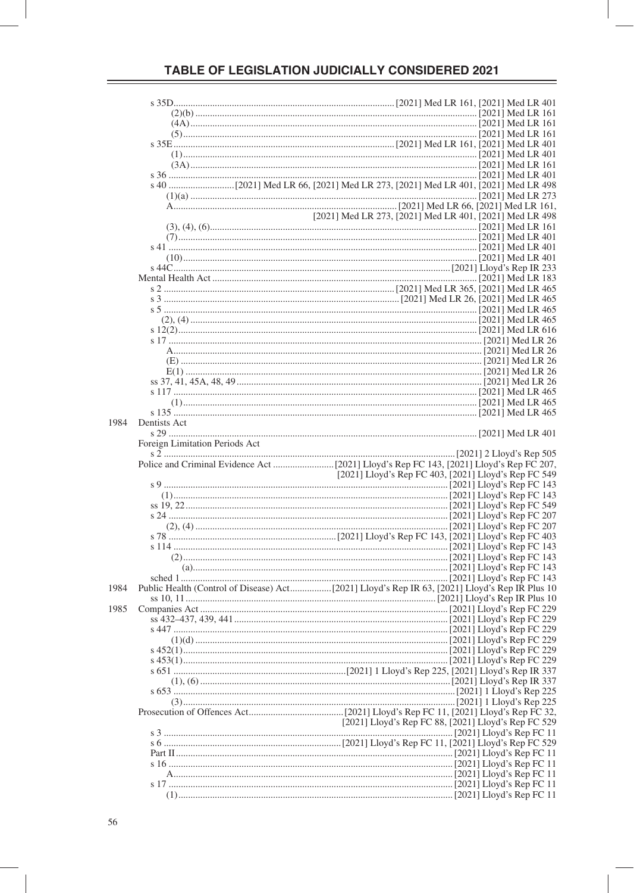# TABLE OF LEGISLATION JUDICIALLY CONSIDERED 2021

| Year | Legislation | Reports |
|---|---|---|
| | s 35D | [2021] Med LR 161, [2021] Med LR 401 |
| | (2)(b) | [2021] Med LR 161 |
| | (4A) | [2021] Med LR 161 |
| | (5) | [2021] Med LR 161 |
| | s 35E | [2021] Med LR 161, [2021] Med LR 401 |
| | (1) | [2021] Med LR 401 |
| | (3A) | [2021] Med LR 161 |
| | s 36 | [2021] Med LR 401 |
| | s 40 | [2021] Med LR 66, [2021] Med LR 273, [2021] Med LR 401, [2021] Med LR 498 |
| | (1)(a) | [2021] Med LR 273 |
| | A | [2021] Med LR 66, [2021] Med LR 161, [2021] Med LR 273, [2021] Med LR 401, [2021] Med LR 498 |
| | (3), (4), (6) | [2021] Med LR 161 |
| | (7) | [2021] Med LR 401 |
| | s 41 | [2021] Med LR 401 |
| | (10) | [2021] Med LR 401 |
| | s 44C | [2021] Lloyd's Rep IR 233 |
| | Mental Health Act | [2021] Med LR 183 |
| | s 2 | [2021] Med LR 365, [2021] Med LR 465 |
| | s 3 | [2021] Med LR 26, [2021] Med LR 465 |
| | s 5 | [2021] Med LR 465 |
| | (2), (4) | [2021] Med LR 465 |
| | s 12(2) | [2021] Med LR 616 |
| | s 17 | [2021] Med LR 26 |
| | A | [2021] Med LR 26 |
| | (E) | [2021] Med LR 26 |
| | E(1) | [2021] Med LR 26 |
| | ss 37, 41, 45A, 48, 49 | [2021] Med LR 26 |
| | s 117 | [2021] Med LR 465 |
| | (1) | [2021] Med LR 465 |
| | s 135 | [2021] Med LR 465 |
| 1984 | Dentists Act | |
| | s 29 | [2021] Med LR 401 |
| | Foreign Limitation Periods Act | |
| | s 2 | [2021] 2 Lloyd's Rep 505 |
| | Police and Criminal Evidence Act | [2021] Lloyd's Rep FC 143, [2021] Lloyd's Rep FC 207, [2021] Lloyd's Rep FC 403, [2021] Lloyd's Rep FC 549 |
| | s 9 | [2021] Lloyd's Rep FC 143 |
| | (1) | [2021] Lloyd's Rep FC 143 |
| | ss 19, 22 | [2021] Lloyd's Rep FC 549 |
| | s 24 | [2021] Lloyd's Rep FC 207 |
| | (2), (4) | [2021] Lloyd's Rep FC 207 |
| | s 78 | [2021] Lloyd's Rep FC 143, [2021] Lloyd's Rep FC 403 |
| | s 114 | [2021] Lloyd's Rep FC 143 |
| | (2) | [2021] Lloyd's Rep FC 143 |
| | (a) | [2021] Lloyd's Rep FC 143 |
| | sched 1 | [2021] Lloyd's Rep FC 143 |
| 1984 | Public Health (Control of Disease) Act | [2021] Lloyd's Rep IR 63, [2021] Lloyd's Rep IR Plus 10 |
| | ss 10, 11 | [2021] Lloyd's Rep IR Plus 10 |
| 1985 | Companies Act | [2021] Lloyd's Rep FC 229 |
| | ss 432–437, 439, 441 | [2021] Lloyd's Rep FC 229 |
| | s 447 | [2021] Lloyd's Rep FC 229 |
| | (1)(d) | [2021] Lloyd's Rep FC 229 |
| | s 452(1) | [2021] Lloyd's Rep FC 229 |
| | s 453(1) | [2021] Lloyd's Rep FC 229 |
| | s 651 | [2021] 1 Lloyd's Rep 225, [2021] Lloyd's Rep IR 337 |
| | (1), (6) | [2021] Lloyd's Rep IR 337 |
| | s 653 | [2021] 1 Lloyd's Rep 225 |
| | (3) | [2021] 1 Lloyd's Rep 225 |
| | Prosecution of Offences Act | [2021] Lloyd's Rep FC 11, [2021] Lloyd's Rep FC 32, [2021] Lloyd's Rep FC 88, [2021] Lloyd's Rep FC 529 |
| | s 3 | [2021] Lloyd's Rep FC 11 |
| | s 6 | [2021] Lloyd's Rep FC 11, [2021] Lloyd's Rep FC 529 |
| | Part II | [2021] Lloyd's Rep FC 11 |
| | s 16 | [2021] Lloyd's Rep FC 11 |
| | A | [2021] Lloyd's Rep FC 11 |
| | s 17 | [2021] Lloyd's Rep FC 11 |
| | (1) | [2021] Lloyd's Rep FC 11 |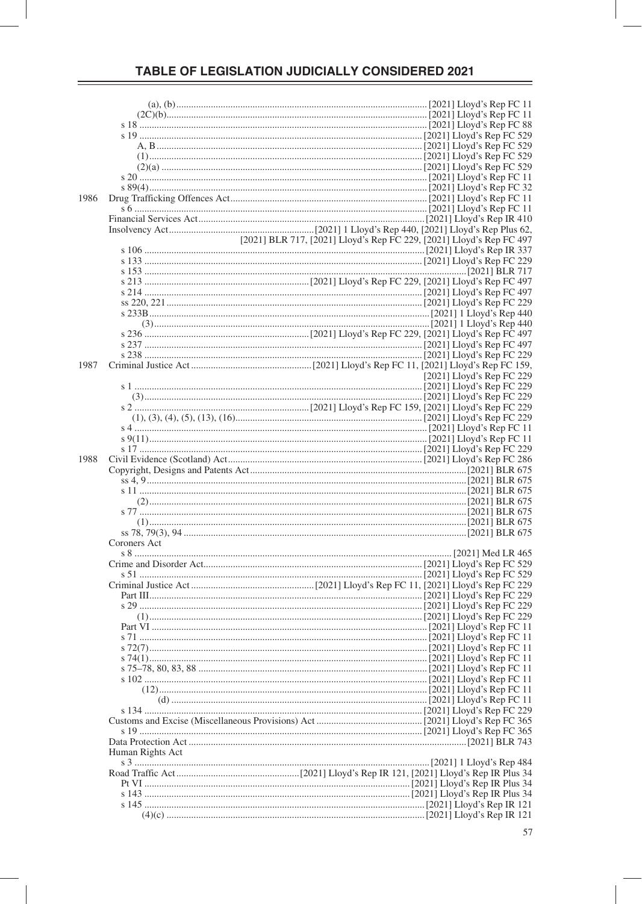## TABLE OF LEGISLATION JUDICIALLY CONSIDERED 2021

| Year | Legislation | Citation |
|---|---|---|
| | (a), (b) | [2021] Lloyd's Rep FC 11 |
| | (2C)(b) | [2021] Lloyd's Rep FC 11 |
| | s 18 | [2021] Lloyd's Rep FC 88 |
| | s 19 | [2021] Lloyd's Rep FC 529 |
| | A, B | [2021] Lloyd's Rep FC 529 |
| | (1) | [2021] Lloyd's Rep FC 529 |
| | (2)(a) | [2021] Lloyd's Rep FC 529 |
| | s 20 | [2021] Lloyd's Rep FC 11 |
| | s 89(4) | [2021] Lloyd's Rep FC 32 |
| 1986 | Drug Trafficking Offences Act | [2021] Lloyd's Rep FC 11 |
| | s 6 | [2021] Lloyd's Rep FC 11 |
| | Financial Services Act | [2021] Lloyd's Rep IR 410 |
| | Insolvency Act | [2021] 1 Lloyd's Rep 440, [2021] Lloyd's Rep Plus 62, [2021] BLR 717, [2021] Lloyd's Rep FC 229, [2021] Lloyd's Rep FC 497 |
| | s 106 | [2021] Lloyd's Rep IR 337 |
| | s 133 | [2021] Lloyd's Rep FC 229 |
| | s 153 | [2021] BLR 717 |
| | s 213 | [2021] Lloyd's Rep FC 229, [2021] Lloyd's Rep FC 497 |
| | s 214 | [2021] Lloyd's Rep FC 497 |
| | ss 220, 221 | [2021] Lloyd's Rep FC 229 |
| | s 233B | [2021] 1 Lloyd's Rep 440 |
| | (3) | [2021] 1 Lloyd's Rep 440 |
| | s 236 | [2021] Lloyd's Rep FC 229, [2021] Lloyd's Rep FC 497 |
| | s 237 | [2021] Lloyd's Rep FC 497 |
| | s 238 | [2021] Lloyd's Rep FC 229 |
| 1987 | Criminal Justice Act | [2021] Lloyd's Rep FC 11, [2021] Lloyd's Rep FC 159, [2021] Lloyd's Rep FC 229 |
| | s 1 | [2021] Lloyd's Rep FC 229 |
| | (3) | [2021] Lloyd's Rep FC 229 |
| | s 2 | [2021] Lloyd's Rep FC 159, [2021] Lloyd's Rep FC 229 |
| | (1), (3), (4), (5), (13), (16) | [2021] Lloyd's Rep FC 229 |
| | s 4 | [2021] Lloyd's Rep FC 11 |
| | s 9(11) | [2021] Lloyd's Rep FC 11 |
| | s 17 | [2021] Lloyd's Rep FC 229 |
| 1988 | Civil Evidence (Scotland) Act | [2021] Lloyd's Rep FC 286 |
| | Copyright, Designs and Patents Act | [2021] BLR 675 |
| | ss 4, 9 | [2021] BLR 675 |
| | s 11 | [2021] BLR 675 |
| | (2) | [2021] BLR 675 |
| | s 77 | [2021] BLR 675 |
| | (1) | [2021] BLR 675 |
| | ss 78, 79(3), 94 | [2021] BLR 675 |
| | Coroners Act | |
| | s 8 | [2021] Med LR 465 |
| | Crime and Disorder Act | [2021] Lloyd's Rep FC 529 |
| | s 51 | [2021] Lloyd's Rep FC 529 |
| | Criminal Justice Act | [2021] Lloyd's Rep FC 11, [2021] Lloyd's Rep FC 229 |
| | Part III | [2021] Lloyd's Rep FC 229 |
| | s 29 | [2021] Lloyd's Rep FC 229 |
| | (1) | [2021] Lloyd's Rep FC 229 |
| | Part VI | [2021] Lloyd's Rep FC 11 |
| | s 71 | [2021] Lloyd's Rep FC 11 |
| | s 72(7) | [2021] Lloyd's Rep FC 11 |
| | s 74(1) | [2021] Lloyd's Rep FC 11 |
| | s 75–78, 80, 83, 88 | [2021] Lloyd's Rep FC 11 |
| | s 102 | [2021] Lloyd's Rep FC 11 |
| | (12) | [2021] Lloyd's Rep FC 11 |
| | (d) | [2021] Lloyd's Rep FC 11 |
| | s 134 | [2021] Lloyd's Rep FC 229 |
| | Customs and Excise (Miscellaneous Provisions) Act | [2021] Lloyd's Rep FC 365 |
| | s 19 | [2021] Lloyd's Rep FC 365 |
| | Data Protection Act | [2021] BLR 743 |
| | Human Rights Act | |
| | s 3 | [2021] 1 Lloyd's Rep 484 |
| | Road Traffic Act | [2021] Lloyd's Rep IR 121, [2021] Lloyd's Rep IR Plus 34 |
| | Pt VI | [2021] Lloyd's Rep IR Plus 34 |
| | s 143 | [2021] Lloyd's Rep IR Plus 34 |
| | s 145 | [2021] Lloyd's Rep IR 121 |
| | (4)(c) | [2021] Lloyd's Rep IR 121 |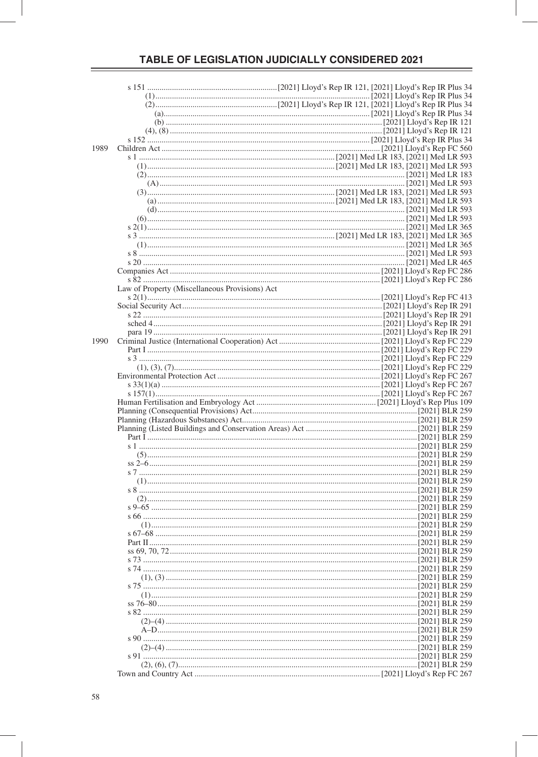## TABLE OF LEGISLATION JUDICIALLY CONSIDERED 2021

| Year | Legislation | Citation |
|---|---|---|
| | s 151 | [2021] Lloyd's Rep IR 121, [2021] Lloyd's Rep IR Plus 34 |
| | (1) | [2021] Lloyd's Rep IR Plus 34 |
| | (2) | [2021] Lloyd's Rep IR 121, [2021] Lloyd's Rep IR Plus 34 |
| | (a) | [2021] Lloyd's Rep IR Plus 34 |
| | (b) | [2021] Lloyd's Rep IR 121 |
| | (4), (8) | [2021] Lloyd's Rep IR 121 |
| | s 152 | [2021] Lloyd's Rep IR Plus 34 |
| 1989 | Children Act | [2021] Lloyd's Rep FC 560 |
| | s 1 | [2021] Med LR 183, [2021] Med LR 593 |
| | (1) | [2021] Med LR 183, [2021] Med LR 593 |
| | (2) | [2021] Med LR 183 |
| | (A) | [2021] Med LR 593 |
| | (3) | [2021] Med LR 183, [2021] Med LR 593 |
| | (a) | [2021] Med LR 183, [2021] Med LR 593 |
| | (d) | [2021] Med LR 593 |
| | (6) | [2021] Med LR 593 |
| | s 2(1) | [2021] Med LR 365 |
| | s 3 | [2021] Med LR 183, [2021] Med LR 365 |
| | (1) | [2021] Med LR 365 |
| | s 8 | [2021] Med LR 593 |
| | s 20 | [2021] Med LR 465 |
| | Companies Act | [2021] Lloyd's Rep FC 286 |
| | s 82 | [2021] Lloyd's Rep FC 286 |
| | Law of Property (Miscellaneous Provisions) Act | |
| | s 2(1) | [2021] Lloyd's Rep FC 413 |
| | Social Security Act | [2021] Lloyd's Rep IR 291 |
| | s 22 | [2021] Lloyd's Rep IR 291 |
| | sched 4 | [2021] Lloyd's Rep IR 291 |
| | para 19 | [2021] Lloyd's Rep IR 291 |
| 1990 | Criminal Justice (International Cooperation) Act | [2021] Lloyd's Rep FC 229 |
| | Part I | [2021] Lloyd's Rep FC 229 |
| | s 3 | [2021] Lloyd's Rep FC 229 |
| | (1), (3), (7) | [2021] Lloyd's Rep FC 229 |
| | Environmental Protection Act | [2021] Lloyd's Rep FC 267 |
| | s 33(1)(a) | [2021] Lloyd's Rep FC 267 |
| | s 157(1) | [2021] Lloyd's Rep FC 267 |
| | Human Fertilisation and Embryology Act | [2021] Lloyd's Rep Plus 109 |
| | Planning (Consequential Provisions) Act | [2021] BLR 259 |
| | Planning (Hazardous Substances) Act | [2021] BLR 259 |
| | Planning (Listed Buildings and Conservation Areas) Act | [2021] BLR 259 |
| | Part I | [2021] BLR 259 |
| | s 1 | [2021] BLR 259 |
| | (5) | [2021] BLR 259 |
| | ss 2–6 | [2021] BLR 259 |
| | s 7 | [2021] BLR 259 |
| | (1) | [2021] BLR 259 |
| | s 8 | [2021] BLR 259 |
| | (2) | [2021] BLR 259 |
| | s 9–65 | [2021] BLR 259 |
| | s 66 | [2021] BLR 259 |
| | (1) | [2021] BLR 259 |
| | s 67–68 | [2021] BLR 259 |
| | Part II | [2021] BLR 259 |
| | ss 69, 70, 72 | [2021] BLR 259 |
| | s 73 | [2021] BLR 259 |
| | s 74 | [2021] BLR 259 |
| | (1), (3) | [2021] BLR 259 |
| | s 75 | [2021] BLR 259 |
| | (1) | [2021] BLR 259 |
| | ss 76–80 | [2021] BLR 259 |
| | s 82 | [2021] BLR 259 |
| | (2)–(4) | [2021] BLR 259 |
| | A–D | [2021] BLR 259 |
| | s 90 | [2021] BLR 259 |
| | (2)–(4) | [2021] BLR 259 |
| | s 91 | [2021] BLR 259 |
| | (2), (6), (7) | [2021] BLR 259 |
| | Town and Country Act | [2021] Lloyd's Rep FC 267 |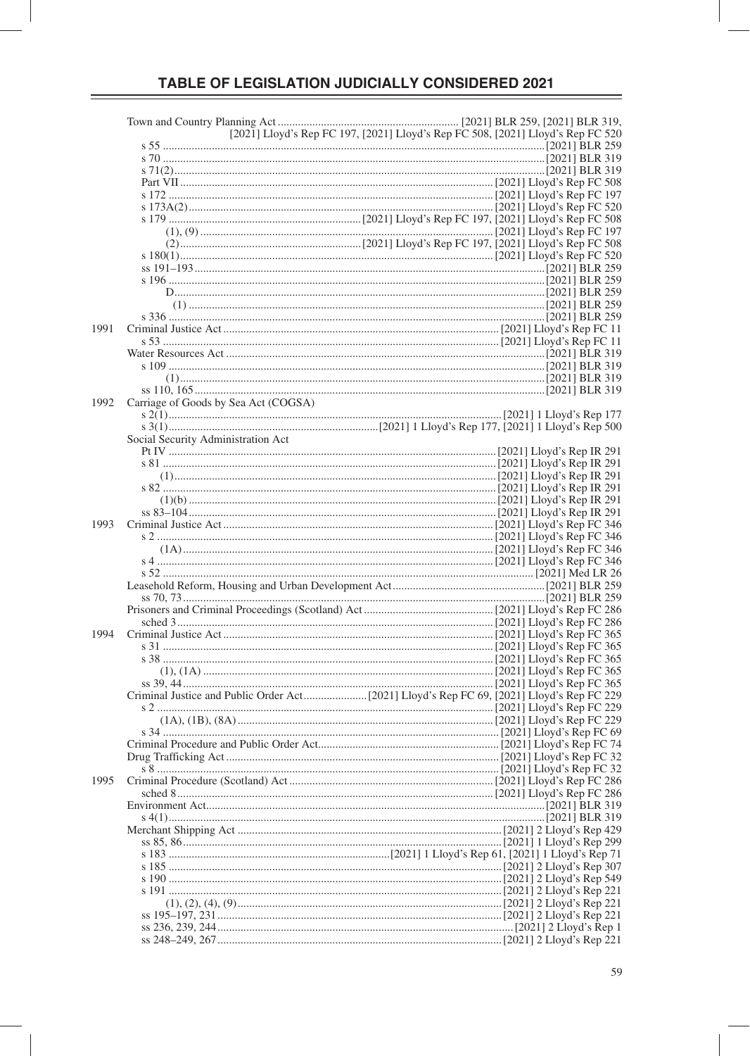## TABLE OF LEGISLATION JUDICIALLY CONSIDERED 2021

| Year | Legislation | Reports |
|---|---|---|
| | Town and Country Planning Act | [2021] BLR 259, [2021] BLR 319, [2021] Lloyd's Rep FC 197, [2021] Lloyd's Rep FC 508, [2021] Lloyd's Rep FC 520 |
| | s 55 | [2021] BLR 259 |
| | s 70 | [2021] BLR 319 |
| | s 71(2) | [2021] BLR 319 |
| | Part VII | [2021] Lloyd's Rep FC 508 |
| | s 172 | [2021] Lloyd's Rep FC 197 |
| | s 173A(2) | [2021] Lloyd's Rep FC 520 |
| | s 179 | [2021] Lloyd's Rep FC 197, [2021] Lloyd's Rep FC 508 |
| | (1), (9) | [2021] Lloyd's Rep FC 197 |
| | (2) | [2021] Lloyd's Rep FC 197, [2021] Lloyd's Rep FC 508 |
| | s 180(1) | [2021] Lloyd's Rep FC 520 |
| | ss 191–193 | [2021] BLR 259 |
| | s 196 | [2021] BLR 259 |
| | D | [2021] BLR 259 |
| | (1) | [2021] BLR 259 |
| | s 336 | [2021] BLR 259 |
| 1991 | Criminal Justice Act | [2021] Lloyd's Rep FC 11 |
| | s 53 | [2021] Lloyd's Rep FC 11 |
| | Water Resources Act | [2021] BLR 319 |
| | s 109 | [2021] BLR 319 |
| | (1) | [2021] BLR 319 |
| | ss 110, 165 | [2021] BLR 319 |
| 1992 | Carriage of Goods by Sea Act (COGSA) | |
| | s 2(1) | [2021] 1 Lloyd's Rep 177 |
| | s 3(1) | [2021] 1 Lloyd's Rep 177, [2021] 1 Lloyd's Rep 500 |
| | Social Security Administration Act | |
| | Pt IV | [2021] Lloyd's Rep IR 291 |
| | s 81 | [2021] Lloyd's Rep IR 291 |
| | (1) | [2021] Lloyd's Rep IR 291 |
| | s 82 | [2021] Lloyd's Rep IR 291 |
| | (1)(b) | [2021] Lloyd's Rep IR 291 |
| | ss 83–104 | [2021] Lloyd's Rep IR 291 |
| 1993 | Criminal Justice Act | [2021] Lloyd's Rep FC 346 |
| | s 2 | [2021] Lloyd's Rep FC 346 |
| | (1A) | [2021] Lloyd's Rep FC 346 |
| | s 4 | [2021] Lloyd's Rep FC 346 |
| | s 52 | [2021] Med LR 26 |
| | Leasehold Reform, Housing and Urban Development Act | [2021] BLR 259 |
| | ss 70, 73 | [2021] BLR 259 |
| | Prisoners and Criminal Proceedings (Scotland) Act | [2021] Lloyd's Rep FC 286 |
| | sched 3 | [2021] Lloyd's Rep FC 286 |
| 1994 | Criminal Justice Act | [2021] Lloyd's Rep FC 365 |
| | s 31 | [2021] Lloyd's Rep FC 365 |
| | s 38 | [2021] Lloyd's Rep FC 365 |
| | (1), (1A) | [2021] Lloyd's Rep FC 365 |
| | ss 39, 44 | [2021] Lloyd's Rep FC 365 |
| | Criminal Justice and Public Order Act | [2021] Lloyd's Rep FC 69, [2021] Lloyd's Rep FC 229 |
| | s 2 | [2021] Lloyd's Rep FC 229 |
| | (1A), (1B), (8A) | [2021] Lloyd's Rep FC 229 |
| | s 34 | [2021] Lloyd's Rep FC 69 |
| | Criminal Procedure and Public Order Act | [2021] Lloyd's Rep FC 74 |
| | Drug Trafficking Act | [2021] Lloyd's Rep FC 32 |
| | s 8 | [2021] Lloyd's Rep FC 32 |
| 1995 | Criminal Procedure (Scotland) Act | [2021] Lloyd's Rep FC 286 |
| | sched 8 | [2021] Lloyd's Rep FC 286 |
| | Environment Act | [2021] BLR 319 |
| | s 4(1) | [2021] BLR 319 |
| | Merchant Shipping Act | [2021] 2 Lloyd's Rep 429 |
| | ss 85, 86 | [2021] 1 Lloyd's Rep 299 |
| | s 183 | [2021] 1 Lloyd's Rep 61, [2021] 1 Lloyd's Rep 71 |
| | s 185 | [2021] 2 Lloyd's Rep 307 |
| | s 190 | [2021] 2 Lloyd's Rep 549 |
| | s 191 | [2021] 2 Lloyd's Rep 221 |
| | (1), (2), (4), (9) | [2021] 2 Lloyd's Rep 221 |
| | ss 195–197, 231 | [2021] 2 Lloyd's Rep 221 |
| | ss 236, 239, 244 | [2021] 2 Lloyd's Rep 1 |
| | ss 248–249, 267 | [2021] 2 Lloyd's Rep 221 |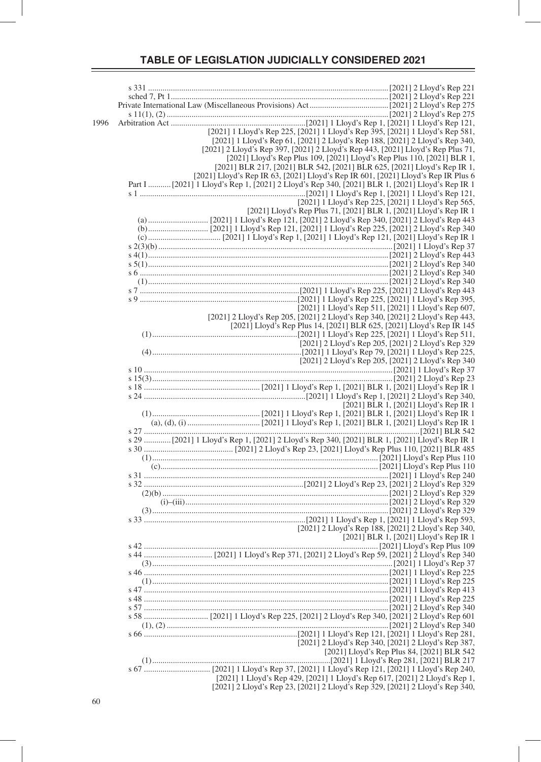## TABLE OF LEGISLATION JUDICIALLY CONSIDERED 2021

s 331 .......... [2021] 2 Lloyd's Rep 221
sched 7, Pt 1 .......... [2021] 2 Lloyd's Rep 221
Private International Law (Miscellaneous Provisions) Act .......... [2021] 2 Lloyd's Rep 275
s 11(1), (2) .......... [2021] 2 Lloyd's Rep 275

1996 Arbitration Act .......... [2021] 1 Lloyd's Rep 1, [2021] 1 Lloyd's Rep 121, [2021] 1 Lloyd's Rep 225, [2021] 1 Lloyd's Rep 395, [2021] 1 Lloyd's Rep 581, [2021] 1 Lloyd's Rep 61, [2021] 2 Lloyd's Rep 188, [2021] 2 Lloyd's Rep 340, [2021] 2 Lloyd's Rep 397, [2021] 2 Lloyd's Rep 443, [2021] Lloyd's Rep Plus 71, [2021] Lloyd's Rep Plus 109, [2021] Lloyd's Rep Plus 110, [2021] BLR 1, [2021] BLR 217, [2021] BLR 542, [2021] BLR 625, [2021] Lloyd's Rep IR 1, [2021] Lloyd's Rep IR 63, [2021] Lloyd's Rep IR 601, [2021] Lloyd's Rep IR Plus 6

Part I .......... [2021] 1 Lloyd's Rep 1, [2021] 2 Lloyd's Rep 340, [2021] BLR 1, [2021] Lloyd's Rep IR 1
s 1 .......... [2021] 1 Lloyd's Rep 1, [2021] 1 Lloyd's Rep 121, [2021] 1 Lloyd's Rep 225, [2021] 1 Lloyd's Rep 565, [2021] Lloyd's Rep Plus 71, [2021] BLR 1, [2021] Lloyd's Rep IR 1
(a) .......... [2021] 1 Lloyd's Rep 121, [2021] 2 Lloyd's Rep 340, [2021] 2 Lloyd's Rep 443
(b) .......... [2021] 1 Lloyd's Rep 121, [2021] 1 Lloyd's Rep 225, [2021] 2 Lloyd's Rep 340
(c) .......... [2021] 1 Lloyd's Rep 1, [2021] 1 Lloyd's Rep 121, [2021] Lloyd's Rep IR 1
s 2(3)(b) .......... [2021] 1 Lloyd's Rep 37
s 4(1) .......... [2021] 2 Lloyd's Rep 443
s 5(1) .......... [2021] 2 Lloyd's Rep 340
s 6 .......... [2021] 2 Lloyd's Rep 340
(1) .......... [2021] 2 Lloyd's Rep 340
s 7 .......... [2021] 1 Lloyd's Rep 225, [2021] 2 Lloyd's Rep 443
s 9 .......... [2021] 1 Lloyd's Rep 225, [2021] 1 Lloyd's Rep 395, [2021] 1 Lloyd's Rep 511, [2021] 1 Lloyd's Rep 607, [2021] 2 Lloyd's Rep 205, [2021] 2 Lloyd's Rep 340, [2021] 2 Lloyd's Rep 443, [2021] Lloyd's Rep Plus 14, [2021] BLR 625, [2021] Lloyd's Rep IR 145
(1) .......... [2021] 1 Lloyd's Rep 225, [2021] 1 Lloyd's Rep 511, [2021] 2 Lloyd's Rep 205, [2021] 2 Lloyd's Rep 329
(4) .......... [2021] 1 Lloyd's Rep 79, [2021] 1 Lloyd's Rep 225, [2021] 2 Lloyd's Rep 205, [2021] 2 Lloyd's Rep 340
s 10 .......... [2021] 1 Lloyd's Rep 37
s 15(3) .......... [2021] 2 Lloyd's Rep 23
s 18 .......... [2021] 1 Lloyd's Rep 1, [2021] BLR 1, [2021] Lloyd's Rep IR 1
s 24 .......... [2021] 1 Lloyd's Rep 1, [2021] 2 Lloyd's Rep 340, [2021] BLR 1, [2021] Lloyd's Rep IR 1
(1) .......... [2021] 1 Lloyd's Rep 1, [2021] BLR 1, [2021] Lloyd's Rep IR 1
(a), (d), (i) .......... [2021] 1 Lloyd's Rep 1, [2021] BLR 1, [2021] Lloyd's Rep IR 1
s 27 .......... [2021] BLR 542
s 29 .......... [2021] 1 Lloyd's Rep 1, [2021] 2 Lloyd's Rep 340, [2021] BLR 1, [2021] Lloyd's Rep IR 1
s 30 .......... [2021] 2 Lloyd's Rep 23, [2021] Lloyd's Rep Plus 110, [2021] BLR 485
(1) .......... [2021] Lloyd's Rep Plus 110
(c) .......... [2021] Lloyd's Rep Plus 110
s 31 .......... [2021] 1 Lloyd's Rep 240
s 32 .......... [2021] 2 Lloyd's Rep 23, [2021] 2 Lloyd's Rep 329
(2)(b) .......... [2021] 2 Lloyd's Rep 329
(i)–(iii) .......... [2021] 2 Lloyd's Rep 329
(3) .......... [2021] 2 Lloyd's Rep 329
s 33 .......... [2021] 1 Lloyd's Rep 1, [2021] 1 Lloyd's Rep 593, [2021] 2 Lloyd's Rep 188, [2021] 2 Lloyd's Rep 340, [2021] BLR 1, [2021] Lloyd's Rep IR 1
s 42 .......... [2021] Lloyd's Rep Plus 109
s 44 .......... [2021] 1 Lloyd's Rep 371, [2021] 2 Lloyd's Rep 59, [2021] 2 Lloyd's Rep 340
(3) .......... [2021] 1 Lloyd's Rep 37
s 46 .......... [2021] 1 Lloyd's Rep 225
(1) .......... [2021] 1 Lloyd's Rep 225
s 47 .......... [2021] 1 Lloyd's Rep 413
s 48 .......... [2021] 1 Lloyd's Rep 225
s 57 .......... [2021] 2 Lloyd's Rep 340
s 58 .......... [2021] 1 Lloyd's Rep 225, [2021] 2 Lloyd's Rep 340, [2021] 2 Lloyd's Rep 601
(1), (2) .......... [2021] 2 Lloyd's Rep 340
s 66 .......... [2021] 1 Lloyd's Rep 121, [2021] 1 Lloyd's Rep 281, [2021] 2 Lloyd's Rep 340, [2021] 2 Lloyd's Rep 387, [2021] Lloyd's Rep Plus 84, [2021] BLR 542
(1) .......... [2021] 1 Lloyd's Rep 281, [2021] BLR 217
s 67 .......... [2021] 1 Lloyd's Rep 37, [2021] 1 Lloyd's Rep 121, [2021] 1 Lloyd's Rep 240, [2021] 1 Lloyd's Rep 429, [2021] 1 Lloyd's Rep 617, [2021] 2 Lloyd's Rep 1, [2021] 2 Lloyd's Rep 23, [2021] 2 Lloyd's Rep 329, [2021] 2 Lloyd's Rep 340,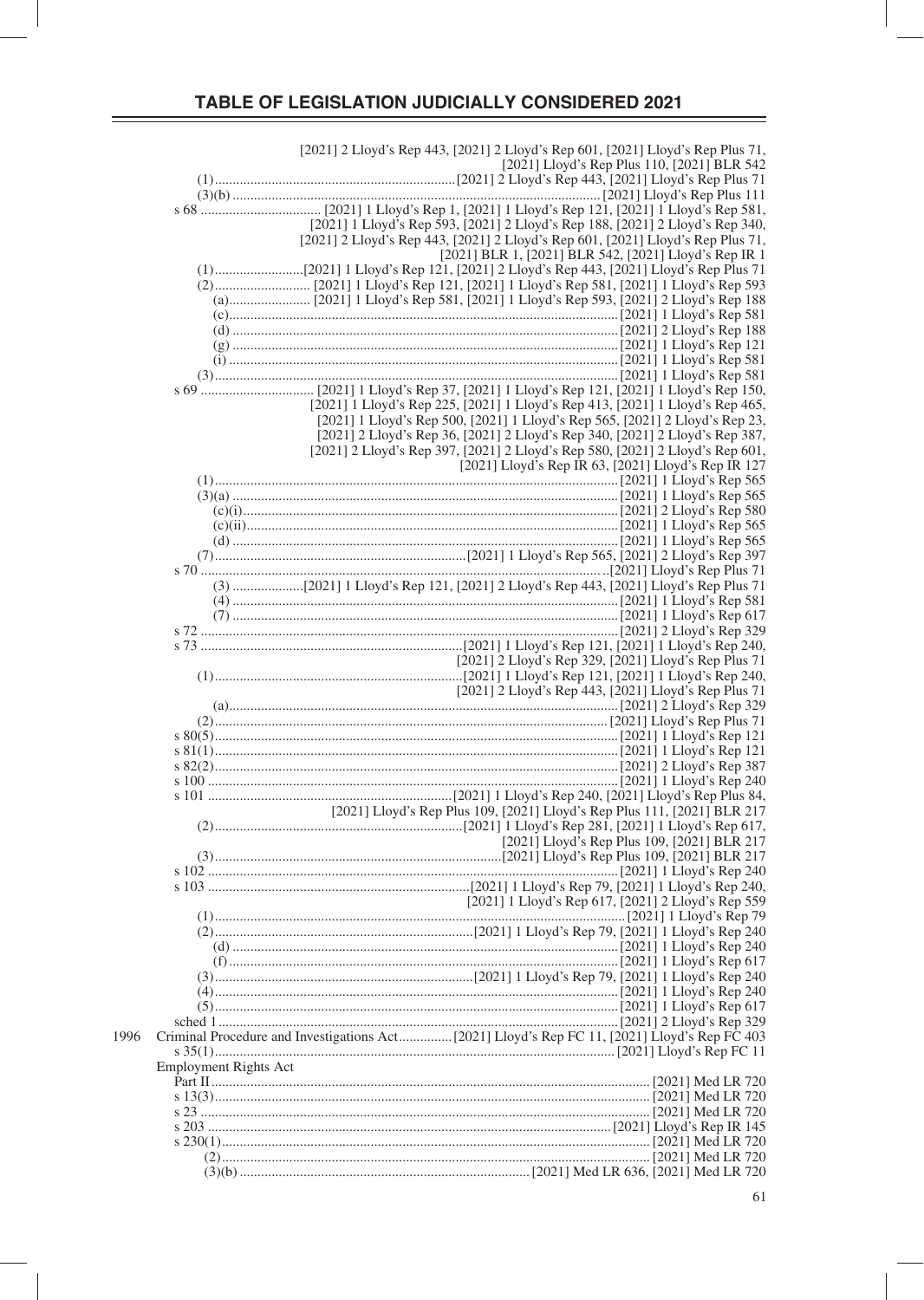# TABLE OF LEGISLATION JUDICIALLY CONSIDERED 2021

[2021] 2 Lloyd's Rep 443, [2021] 2 Lloyd's Rep 601, [2021] Lloyd's Rep Plus 71, [2021] Lloyd's Rep Plus 110, [2021] BLR 542

- (1) ... [2021] 2 Lloyd's Rep 443, [2021] Lloyd's Rep Plus 71
- (3)(b) ... [2021] Lloyd's Rep Plus 111

s 68 ... [2021] 1 Lloyd's Rep 1, [2021] 1 Lloyd's Rep 121, [2021] 1 Lloyd's Rep 581, [2021] 1 Lloyd's Rep 593, [2021] 2 Lloyd's Rep 188, [2021] 2 Lloyd's Rep 340, [2021] 2 Lloyd's Rep 443, [2021] 2 Lloyd's Rep 601, [2021] Lloyd's Rep Plus 71, [2021] BLR 1, [2021] BLR 542, [2021] Lloyd's Rep IR 1

- (1) ... [2021] 1 Lloyd's Rep 121, [2021] 2 Lloyd's Rep 443, [2021] Lloyd's Rep Plus 71
- (2) ... [2021] 1 Lloyd's Rep 121, [2021] 1 Lloyd's Rep 581, [2021] 1 Lloyd's Rep 593
  - (a) ... [2021] 1 Lloyd's Rep 581, [2021] 1 Lloyd's Rep 593, [2021] 2 Lloyd's Rep 188
  - (c) ... [2021] 1 Lloyd's Rep 581
  - (d) ... [2021] 2 Lloyd's Rep 188
  - (g) ... [2021] 1 Lloyd's Rep 121
  - (i) ... [2021] 1 Lloyd's Rep 581
- (3) ... [2021] 1 Lloyd's Rep 581

s 69 ... [2021] 1 Lloyd's Rep 37, [2021] 1 Lloyd's Rep 121, [2021] 1 Lloyd's Rep 150, [2021] 1 Lloyd's Rep 225, [2021] 1 Lloyd's Rep 413, [2021] 1 Lloyd's Rep 465, [2021] 1 Lloyd's Rep 500, [2021] 1 Lloyd's Rep 565, [2021] 2 Lloyd's Rep 23, [2021] 2 Lloyd's Rep 36, [2021] 2 Lloyd's Rep 340, [2021] 2 Lloyd's Rep 387, [2021] 2 Lloyd's Rep 397, [2021] 2 Lloyd's Rep 580, [2021] 2 Lloyd's Rep 601, [2021] Lloyd's Rep IR 63, [2021] Lloyd's Rep IR 127

- (1) ... [2021] 1 Lloyd's Rep 565
- (3)(a) ... [2021] 1 Lloyd's Rep 565
  - (c)(i) ... [2021] 2 Lloyd's Rep 580
  - (c)(ii) ... [2021] 1 Lloyd's Rep 565
  - (d) ... [2021] 1 Lloyd's Rep 565
- (7) ... [2021] 1 Lloyd's Rep 565, [2021] 2 Lloyd's Rep 397

s 70 ... [2021] Lloyd's Rep Plus 71

- (3) ... [2021] 1 Lloyd's Rep 121, [2021] 2 Lloyd's Rep 443, [2021] Lloyd's Rep Plus 71
- (4) ... [2021] 1 Lloyd's Rep 581
- (7) ... [2021] 1 Lloyd's Rep 617

s 72 ... [2021] 2 Lloyd's Rep 329

s 73 ... [2021] 1 Lloyd's Rep 121, [2021] 1 Lloyd's Rep 240, [2021] 2 Lloyd's Rep 329, [2021] Lloyd's Rep Plus 71

- (1) ... [2021] 1 Lloyd's Rep 121, [2021] 1 Lloyd's Rep 240, [2021] 2 Lloyd's Rep 443, [2021] Lloyd's Rep Plus 71
  - (a) ... [2021] 2 Lloyd's Rep 329
- (2) ... [2021] Lloyd's Rep Plus 71

s 80(5) ... [2021] 1 Lloyd's Rep 121

s 81(1) ... [2021] 1 Lloyd's Rep 121

s 82(2) ... [2021] 2 Lloyd's Rep 387

s 100 ... [2021] 1 Lloyd's Rep 240

s 101 ... [2021] 1 Lloyd's Rep 240, [2021] Lloyd's Rep Plus 84, [2021] Lloyd's Rep Plus 109, [2021] Lloyd's Rep Plus 111, [2021] BLR 217

- (2) ... [2021] 1 Lloyd's Rep 281, [2021] 1 Lloyd's Rep 617, [2021] Lloyd's Rep Plus 109, [2021] BLR 217
- (3) ... [2021] Lloyd's Rep Plus 109, [2021] BLR 217

s 102 ... [2021] 1 Lloyd's Rep 240

s 103 ... [2021] 1 Lloyd's Rep 79, [2021] 1 Lloyd's Rep 240, [2021] 1 Lloyd's Rep 617, [2021] 2 Lloyd's Rep 559

- (1) ... [2021] 1 Lloyd's Rep 79
- (2) ... [2021] 1 Lloyd's Rep 79, [2021] 1 Lloyd's Rep 240
  - (d) ... [2021] 1 Lloyd's Rep 240
  - (f) ... [2021] 1 Lloyd's Rep 617
- (3) ... [2021] 1 Lloyd's Rep 79, [2021] 1 Lloyd's Rep 240
- (4) ... [2021] 1 Lloyd's Rep 240
- (5) ... [2021] 1 Lloyd's Rep 617

sched 1 ... [2021] 2 Lloyd's Rep 329

**1996** Criminal Procedure and Investigations Act ... [2021] Lloyd's Rep FC 11, [2021] Lloyd's Rep FC 403

s 35(1) ... [2021] Lloyd's Rep FC 11

Employment Rights Act

Part II ... [2021] Med LR 720

s 13(3) ... [2021] Med LR 720

s 23 ... [2021] Med LR 720

s 203 ... [2021] Lloyd's Rep IR 145

s 230(1) ... [2021] Med LR 720

- (2) ... [2021] Med LR 720
- (3)(b) ... [2021] Med LR 636, [2021] Med LR 720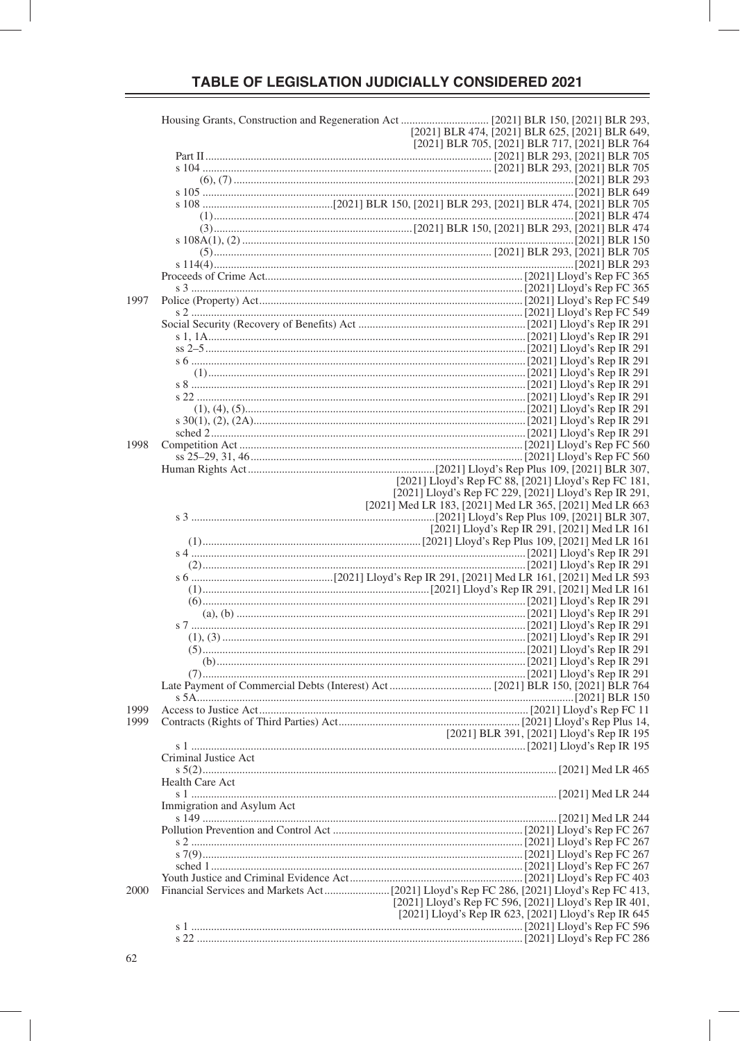# TABLE OF LEGISLATION JUDICIALLY CONSIDERED 2021

| Year | Legislation | Citation |
|---|---|---|
| | Housing Grants, Construction and Regeneration Act | [2021] BLR 150, [2021] BLR 293, [2021] BLR 474, [2021] BLR 625, [2021] BLR 649, [2021] BLR 705, [2021] BLR 717, [2021] BLR 764 |
| | Part II | [2021] BLR 293, [2021] BLR 705 |
| | s 104 | [2021] BLR 293, [2021] BLR 705 |
| | (6), (7) | [2021] BLR 293 |
| | s 105 | [2021] BLR 649 |
| | s 108 | [2021] BLR 150, [2021] BLR 293, [2021] BLR 474, [2021] BLR 705 |
| | (1) | [2021] BLR 474 |
| | (3) | [2021] BLR 150, [2021] BLR 293, [2021] BLR 474 |
| | s 108A(1), (2) | [2021] BLR 150 |
| | (5) | [2021] BLR 293, [2021] BLR 705 |
| | s 114(4) | [2021] BLR 293 |
| | Proceeds of Crime Act | [2021] Lloyd's Rep FC 365 |
| | s 3 | [2021] Lloyd's Rep FC 365 |
| 1997 | Police (Property) Act | [2021] Lloyd's Rep FC 549 |
| | s 2 | [2021] Lloyd's Rep FC 549 |
| | Social Security (Recovery of Benefits) Act | [2021] Lloyd's Rep IR 291 |
| | s 1, 1A | [2021] Lloyd's Rep IR 291 |
| | ss 2–5 | [2021] Lloyd's Rep IR 291 |
| | s 6 | [2021] Lloyd's Rep IR 291 |
| | (1) | [2021] Lloyd's Rep IR 291 |
| | s 8 | [2021] Lloyd's Rep IR 291 |
| | s 22 | [2021] Lloyd's Rep IR 291 |
| | (1), (4), (5) | [2021] Lloyd's Rep IR 291 |
| | s 30(1), (2), (2A) | [2021] Lloyd's Rep IR 291 |
| | sched 2 | [2021] Lloyd's Rep IR 291 |
| 1998 | Competition Act | [2021] Lloyd's Rep FC 560 |
| | ss 25–29, 31, 46 | [2021] Lloyd's Rep FC 560 |
| | Human Rights Act | [2021] Lloyd's Rep Plus 109, [2021] BLR 307, [2021] Lloyd's Rep FC 88, [2021] Lloyd's Rep FC 181, [2021] Lloyd's Rep FC 229, [2021] Lloyd's Rep IR 291, [2021] Med LR 183, [2021] Med LR 365, [2021] Med LR 663 |
| | s 3 | [2021] Lloyd's Rep Plus 109, [2021] BLR 307, [2021] Lloyd's Rep IR 291, [2021] Med LR 161 |
| | (1) | [2021] Lloyd's Rep Plus 109, [2021] Med LR 161 |
| | s 4 | [2021] Lloyd's Rep IR 291 |
| | (2) | [2021] Lloyd's Rep IR 291 |
| | s 6 | [2021] Lloyd's Rep IR 291, [2021] Med LR 161, [2021] Med LR 593 |
| | (1) | [2021] Lloyd's Rep IR 291, [2021] Med LR 161 |
| | (6) | [2021] Lloyd's Rep IR 291 |
| | (a), (b) | [2021] Lloyd's Rep IR 291 |
| | s 7 | [2021] Lloyd's Rep IR 291 |
| | (1), (3) | [2021] Lloyd's Rep IR 291 |
| | (5) | [2021] Lloyd's Rep IR 291 |
| | (b) | [2021] Lloyd's Rep IR 291 |
| | (7) | [2021] Lloyd's Rep IR 291 |
| | Late Payment of Commercial Debts (Interest) Act | [2021] BLR 150, [2021] BLR 764 |
| | s 5A | [2021] BLR 150 |
| 1999 | Access to Justice Act | [2021] Lloyd's Rep FC 11 |
| 1999 | Contracts (Rights of Third Parties) Act | [2021] Lloyd's Rep Plus 14, [2021] BLR 391, [2021] Lloyd's Rep IR 195 |
| | s 1 | [2021] Lloyd's Rep IR 195 |
| | Criminal Justice Act | |
| | s 5(2) | [2021] Med LR 465 |
| | Health Care Act | |
| | s 1 | [2021] Med LR 244 |
| | Immigration and Asylum Act | |
| | s 149 | [2021] Med LR 244 |
| | Pollution Prevention and Control Act | [2021] Lloyd's Rep FC 267 |
| | s 2 | [2021] Lloyd's Rep FC 267 |
| | s 7(9) | [2021] Lloyd's Rep FC 267 |
| | sched 1 | [2021] Lloyd's Rep FC 267 |
| | Youth Justice and Criminal Evidence Act | [2021] Lloyd's Rep FC 403 |
| 2000 | Financial Services and Markets Act | [2021] Lloyd's Rep FC 286, [2021] Lloyd's Rep FC 413, [2021] Lloyd's Rep FC 596, [2021] Lloyd's Rep IR 401, [2021] Lloyd's Rep IR 623, [2021] Lloyd's Rep IR 645 |
| | s 1 | [2021] Lloyd's Rep FC 596 |
| | s 22 | [2021] Lloyd's Rep FC 286 |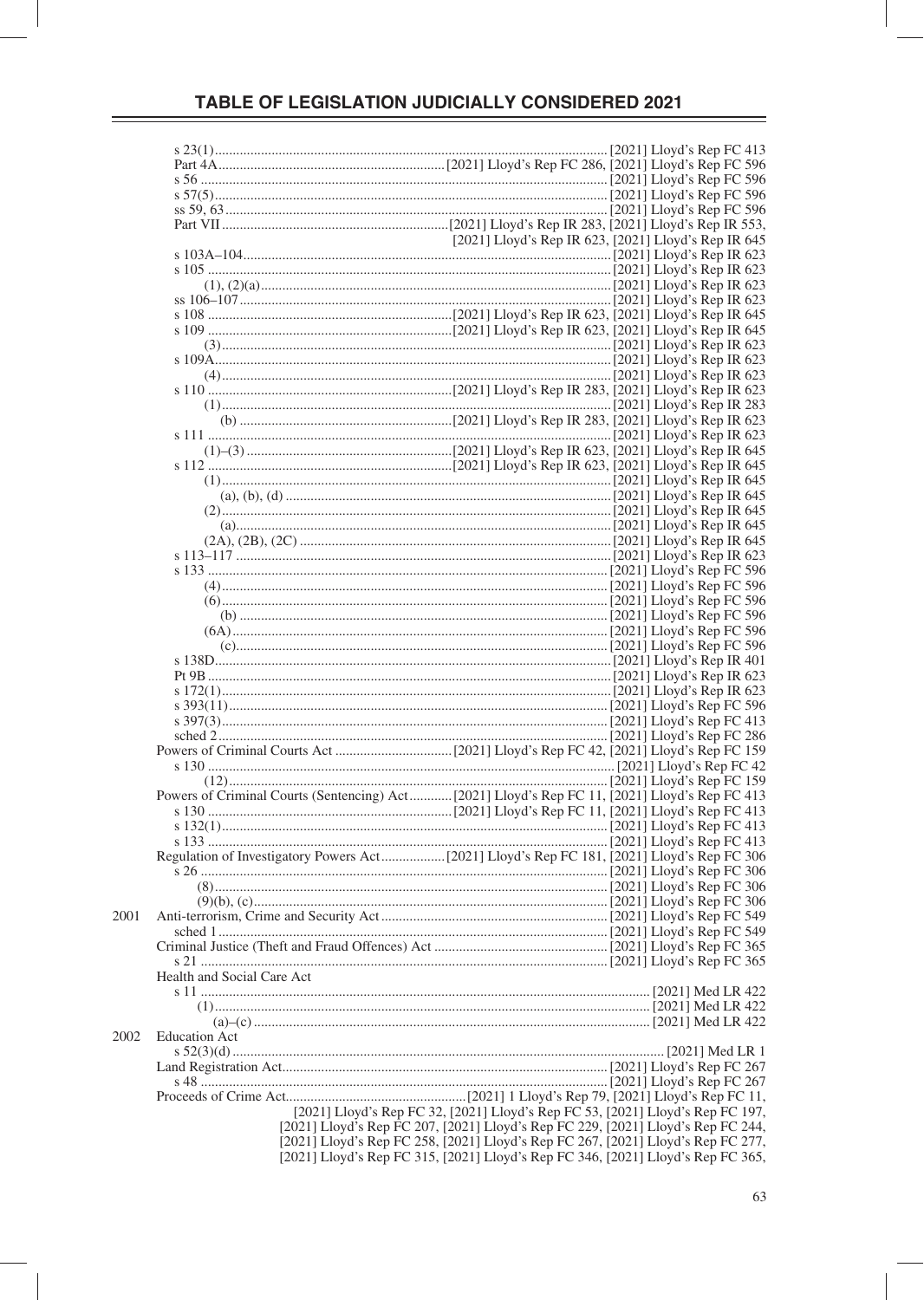# TABLE OF LEGISLATION JUDICIALLY CONSIDERED 2021

| Year | Legislation | Reports |
|---|---|---|
| | s 23(1) | [2021] Lloyd's Rep FC 413 |
| | Part 4A | [2021] Lloyd's Rep FC 286, [2021] Lloyd's Rep FC 596 |
| | s 56 | [2021] Lloyd's Rep FC 596 |
| | s 57(5) | [2021] Lloyd's Rep FC 596 |
| | ss 59, 63 | [2021] Lloyd's Rep FC 596 |
| | Part VII | [2021] Lloyd's Rep IR 283, [2021] Lloyd's Rep IR 553, [2021] Lloyd's Rep IR 623, [2021] Lloyd's Rep IR 645 |
| | s 103A–104 | [2021] Lloyd's Rep IR 623 |
| | s 105 | [2021] Lloyd's Rep IR 623 |
| | (1), (2)(a) | [2021] Lloyd's Rep IR 623 |
| | ss 106–107 | [2021] Lloyd's Rep IR 623 |
| | s 108 | [2021] Lloyd's Rep IR 623, [2021] Lloyd's Rep IR 645 |
| | s 109 | [2021] Lloyd's Rep IR 623, [2021] Lloyd's Rep IR 645 |
| | (3) | [2021] Lloyd's Rep IR 623 |
| | s 109A | [2021] Lloyd's Rep IR 623 |
| | (4) | [2021] Lloyd's Rep IR 623 |
| | s 110 | [2021] Lloyd's Rep IR 283, [2021] Lloyd's Rep IR 623 |
| | (1) | [2021] Lloyd's Rep IR 283 |
| | (b) | [2021] Lloyd's Rep IR 283, [2021] Lloyd's Rep IR 623 |
| | s 111 | [2021] Lloyd's Rep IR 623 |
| | (1)–(3) | [2021] Lloyd's Rep IR 623, [2021] Lloyd's Rep IR 645 |
| | s 112 | [2021] Lloyd's Rep IR 623, [2021] Lloyd's Rep IR 645 |
| | (1) | [2021] Lloyd's Rep IR 645 |
| | (a), (b), (d) | [2021] Lloyd's Rep IR 645 |
| | (2) | [2021] Lloyd's Rep IR 645 |
| | (a) | [2021] Lloyd's Rep IR 645 |
| | (2A), (2B), (2C) | [2021] Lloyd's Rep IR 645 |
| | s 113–117 | [2021] Lloyd's Rep IR 623 |
| | s 133 | [2021] Lloyd's Rep FC 596 |
| | (4) | [2021] Lloyd's Rep FC 596 |
| | (6) | [2021] Lloyd's Rep FC 596 |
| | (b) | [2021] Lloyd's Rep FC 596 |
| | (6A) | [2021] Lloyd's Rep FC 596 |
| | (c) | [2021] Lloyd's Rep FC 596 |
| | s 138D | [2021] Lloyd's Rep IR 401 |
| | Pt 9B | [2021] Lloyd's Rep IR 623 |
| | s 172(1) | [2021] Lloyd's Rep IR 623 |
| | s 393(11) | [2021] Lloyd's Rep FC 596 |
| | s 397(3) | [2021] Lloyd's Rep FC 413 |
| | sched 2 | [2021] Lloyd's Rep FC 286 |
| | Powers of Criminal Courts Act | [2021] Lloyd's Rep FC 42, [2021] Lloyd's Rep FC 159 |
| | s 130 | [2021] Lloyd's Rep FC 42 |
| | (12) | [2021] Lloyd's Rep FC 159 |
| | Powers of Criminal Courts (Sentencing) Act | [2021] Lloyd's Rep FC 11, [2021] Lloyd's Rep FC 413 |
| | s 130 | [2021] Lloyd's Rep FC 11, [2021] Lloyd's Rep FC 413 |
| | s 132(1) | [2021] Lloyd's Rep FC 413 |
| | s 133 | [2021] Lloyd's Rep FC 413 |
| | Regulation of Investigatory Powers Act | [2021] Lloyd's Rep FC 181, [2021] Lloyd's Rep FC 306 |
| | s 26 | [2021] Lloyd's Rep FC 306 |
| | (8) | [2021] Lloyd's Rep FC 306 |
| | (9)(b), (c) | [2021] Lloyd's Rep FC 306 |
| 2001 | Anti-terrorism, Crime and Security Act | [2021] Lloyd's Rep FC 549 |
| | sched 1 | [2021] Lloyd's Rep FC 549 |
| | Criminal Justice (Theft and Fraud Offences) Act | [2021] Lloyd's Rep FC 365 |
| | s 21 | [2021] Lloyd's Rep FC 365 |
| | Health and Social Care Act | |
| | s 11 | [2021] Med LR 422 |
| | (1) | [2021] Med LR 422 |
| | (a)–(c) | [2021] Med LR 422 |
| 2002 | Education Act | |
| | s 52(3)(d) | [2021] Med LR 1 |
| | Land Registration Act | [2021] Lloyd's Rep FC 267 |
| | s 48 | [2021] Lloyd's Rep FC 267 |
| | Proceeds of Crime Act | [2021] 1 Lloyd's Rep 79, [2021] Lloyd's Rep FC 11, [2021] Lloyd's Rep FC 32, [2021] Lloyd's Rep FC 53, [2021] Lloyd's Rep FC 197, [2021] Lloyd's Rep FC 207, [2021] Lloyd's Rep FC 229, [2021] Lloyd's Rep FC 244, [2021] Lloyd's Rep FC 258, [2021] Lloyd's Rep FC 267, [2021] Lloyd's Rep FC 277, [2021] Lloyd's Rep FC 315, [2021] Lloyd's Rep FC 346, [2021] Lloyd's Rep FC 365, |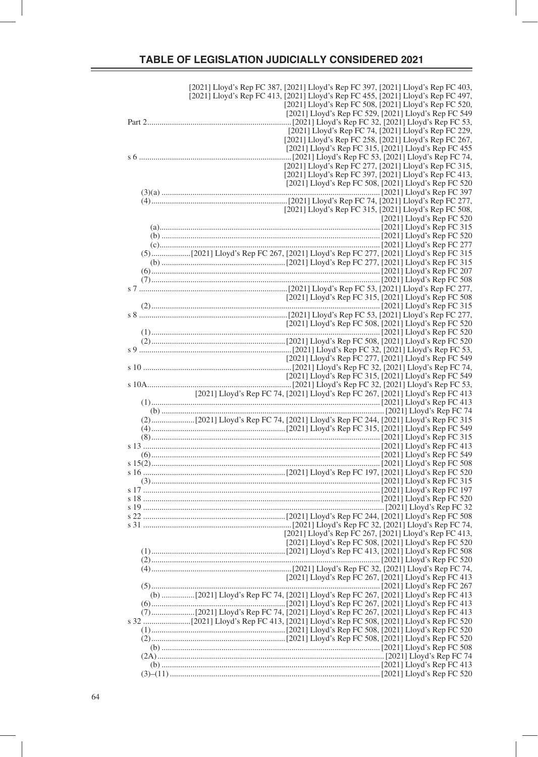## TABLE OF LEGISLATION JUDICIALLY CONSIDERED 2021

[2021] Lloyd's Rep FC 387, [2021] Lloyd's Rep FC 397, [2021] Lloyd's Rep FC 403, [2021] Lloyd's Rep FC 413, [2021] Lloyd's Rep FC 455, [2021] Lloyd's Rep FC 497, [2021] Lloyd's Rep FC 508, [2021] Lloyd's Rep FC 520, [2021] Lloyd's Rep FC 529, [2021] Lloyd's Rep FC 549

Part 2 .......... [2021] Lloyd's Rep FC 32, [2021] Lloyd's Rep FC 53, [2021] Lloyd's Rep FC 74, [2021] Lloyd's Rep FC 229, [2021] Lloyd's Rep FC 258, [2021] Lloyd's Rep FC 267, [2021] Lloyd's Rep FC 315, [2021] Lloyd's Rep FC 455

s 6 .......... [2021] Lloyd's Rep FC 53, [2021] Lloyd's Rep FC 74, [2021] Lloyd's Rep FC 277, [2021] Lloyd's Rep FC 315, [2021] Lloyd's Rep FC 397, [2021] Lloyd's Rep FC 413, [2021] Lloyd's Rep FC 508, [2021] Lloyd's Rep FC 520

(3)(a) .......... [2021] Lloyd's Rep FC 397

(4) .......... [2021] Lloyd's Rep FC 74, [2021] Lloyd's Rep FC 277, [2021] Lloyd's Rep FC 315, [2021] Lloyd's Rep FC 508, [2021] Lloyd's Rep FC 520

(a) .......... [2021] Lloyd's Rep FC 315

(b) .......... [2021] Lloyd's Rep FC 520

(c) .......... [2021] Lloyd's Rep FC 277

(5) .......... [2021] Lloyd's Rep FC 267, [2021] Lloyd's Rep FC 277, [2021] Lloyd's Rep FC 315

(b) .......... [2021] Lloyd's Rep FC 277, [2021] Lloyd's Rep FC 315

(6) .......... [2021] Lloyd's Rep FC 207

(7) .......... [2021] Lloyd's Rep FC 508

s 7 .......... [2021] Lloyd's Rep FC 53, [2021] Lloyd's Rep FC 277, [2021] Lloyd's Rep FC 315, [2021] Lloyd's Rep FC 508

(2) .......... [2021] Lloyd's Rep FC 315

s 8 .......... [2021] Lloyd's Rep FC 53, [2021] Lloyd's Rep FC 277, [2021] Lloyd's Rep FC 508, [2021] Lloyd's Rep FC 520

(1) .......... [2021] Lloyd's Rep FC 520

(2) .......... [2021] Lloyd's Rep FC 508, [2021] Lloyd's Rep FC 520

s 9 .......... [2021] Lloyd's Rep FC 32, [2021] Lloyd's Rep FC 53, [2021] Lloyd's Rep FC 277, [2021] Lloyd's Rep FC 549

s 10 .......... [2021] Lloyd's Rep FC 32, [2021] Lloyd's Rep FC 74, [2021] Lloyd's Rep FC 315, [2021] Lloyd's Rep FC 549

s 10A .......... [2021] Lloyd's Rep FC 32, [2021] Lloyd's Rep FC 53, [2021] Lloyd's Rep FC 74, [2021] Lloyd's Rep FC 267, [2021] Lloyd's Rep FC 413

(1) .......... [2021] Lloyd's Rep FC 413

(b) .......... [2021] Lloyd's Rep FC 74

(2) .......... [2021] Lloyd's Rep FC 74, [2021] Lloyd's Rep FC 244, [2021] Lloyd's Rep FC 315

(4) .......... [2021] Lloyd's Rep FC 315, [2021] Lloyd's Rep FC 549

(8) .......... [2021] Lloyd's Rep FC 315

s 13 .......... [2021] Lloyd's Rep FC 413

(6) .......... [2021] Lloyd's Rep FC 549

s 15(2) .......... [2021] Lloyd's Rep FC 508

s 16 .......... [2021] Lloyd's Rep FC 197, [2021] Lloyd's Rep FC 520

(3) .......... [2021] Lloyd's Rep FC 315

s 17 .......... [2021] Lloyd's Rep FC 197

s 18 .......... [2021] Lloyd's Rep FC 520

s 19 .......... [2021] Lloyd's Rep FC 32

s 22 .......... [2021] Lloyd's Rep FC 244, [2021] Lloyd's Rep FC 508

s 31 .......... [2021] Lloyd's Rep FC 32, [2021] Lloyd's Rep FC 74, [2021] Lloyd's Rep FC 267, [2021] Lloyd's Rep FC 413, [2021] Lloyd's Rep FC 508, [2021] Lloyd's Rep FC 520

(1) .......... [2021] Lloyd's Rep FC 413, [2021] Lloyd's Rep FC 508

(2) .......... [2021] Lloyd's Rep FC 520

(4) .......... [2021] Lloyd's Rep FC 32, [2021] Lloyd's Rep FC 74, [2021] Lloyd's Rep FC 267, [2021] Lloyd's Rep FC 413

(5) .......... [2021] Lloyd's Rep FC 267

(b) .......... [2021] Lloyd's Rep FC 74, [2021] Lloyd's Rep FC 267, [2021] Lloyd's Rep FC 413

(6) .......... [2021] Lloyd's Rep FC 267, [2021] Lloyd's Rep FC 413

(7) .......... [2021] Lloyd's Rep FC 74, [2021] Lloyd's Rep FC 267, [2021] Lloyd's Rep FC 413

s 32 .......... [2021] Lloyd's Rep FC 413, [2021] Lloyd's Rep FC 508, [2021] Lloyd's Rep FC 520

(1) .......... [2021] Lloyd's Rep FC 508, [2021] Lloyd's Rep FC 520

(2) .......... [2021] Lloyd's Rep FC 508, [2021] Lloyd's Rep FC 520

(b) .......... [2021] Lloyd's Rep FC 508

(2A) .......... [2021] Lloyd's Rep FC 74

(b) .......... [2021] Lloyd's Rep FC 413

(3)–(11) .......... [2021] Lloyd's Rep FC 520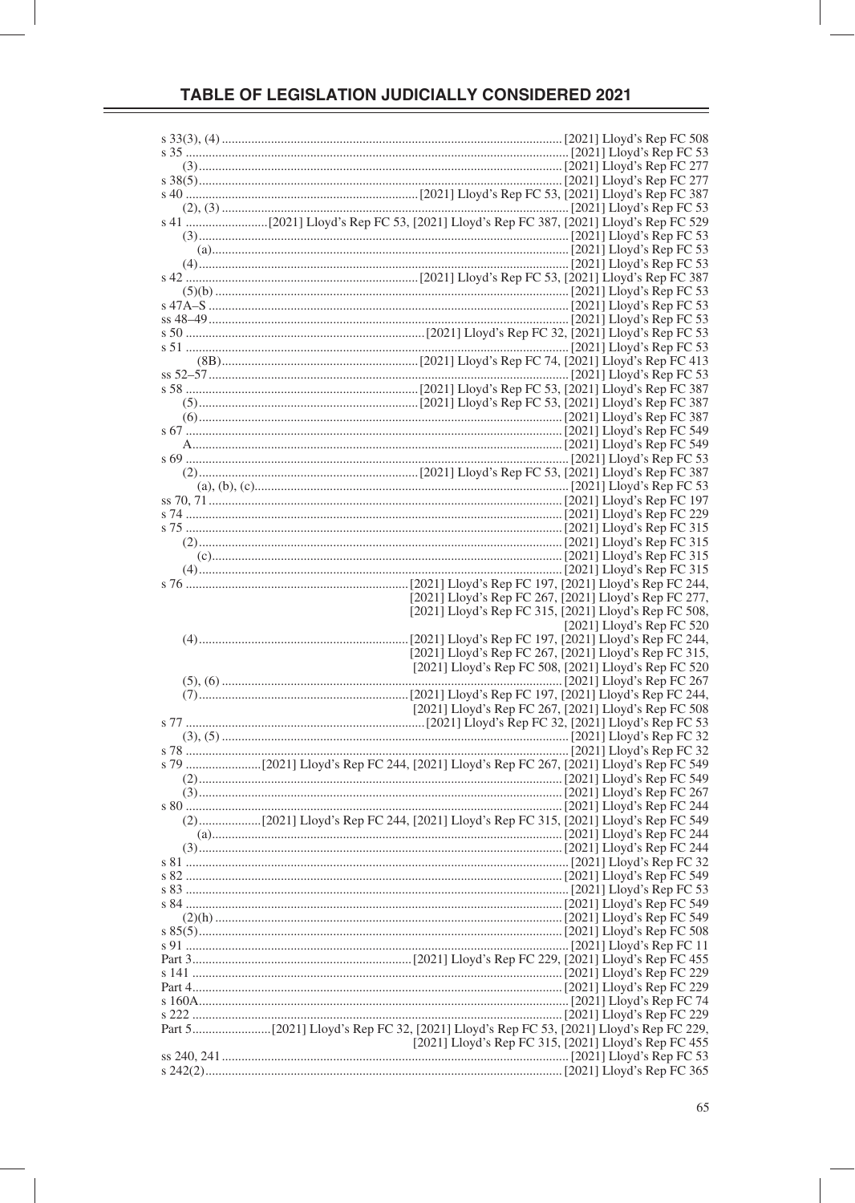## TABLE OF LEGISLATION JUDICIALLY CONSIDERED 2021

s 33(3), (4) ....... [2021] Lloyd's Rep FC 508
s 35 ....... [2021] Lloyd's Rep FC 53
(3)....... [2021] Lloyd's Rep FC 277
s 38(5)....... [2021] Lloyd's Rep FC 277
s 40 ....... [2021] Lloyd's Rep FC 53, [2021] Lloyd's Rep FC 387
(2), (3) ....... [2021] Lloyd's Rep FC 53
s 41 ....... [2021] Lloyd's Rep FC 53, [2021] Lloyd's Rep FC 387, [2021] Lloyd's Rep FC 529
(3)....... [2021] Lloyd's Rep FC 53
(a)....... [2021] Lloyd's Rep FC 53
(4)....... [2021] Lloyd's Rep FC 53
s 42 ....... [2021] Lloyd's Rep FC 53, [2021] Lloyd's Rep FC 387
(5)(b) ....... [2021] Lloyd's Rep FC 53
s 47A–S ....... [2021] Lloyd's Rep FC 53
ss 48–49....... [2021] Lloyd's Rep FC 53
s 50 ....... [2021] Lloyd's Rep FC 32, [2021] Lloyd's Rep FC 53
s 51 ....... [2021] Lloyd's Rep FC 53
(8B)....... [2021] Lloyd's Rep FC 74, [2021] Lloyd's Rep FC 413
ss 52–57....... [2021] Lloyd's Rep FC 53
s 58 ....... [2021] Lloyd's Rep FC 53, [2021] Lloyd's Rep FC 387
(5)....... [2021] Lloyd's Rep FC 53, [2021] Lloyd's Rep FC 387
(6)....... [2021] Lloyd's Rep FC 387
s 67 ....... [2021] Lloyd's Rep FC 549
A....... [2021] Lloyd's Rep FC 549
s 69 ....... [2021] Lloyd's Rep FC 53
(2)....... [2021] Lloyd's Rep FC 53, [2021] Lloyd's Rep FC 387
(a), (b), (c)....... [2021] Lloyd's Rep FC 53
ss 70, 71....... [2021] Lloyd's Rep FC 197
s 74 ....... [2021] Lloyd's Rep FC 229
s 75 ....... [2021] Lloyd's Rep FC 315
(2)....... [2021] Lloyd's Rep FC 315
(c)....... [2021] Lloyd's Rep FC 315
(4)....... [2021] Lloyd's Rep FC 315
s 76 ....... [2021] Lloyd's Rep FC 197, [2021] Lloyd's Rep FC 244, [2021] Lloyd's Rep FC 267, [2021] Lloyd's Rep FC 277, [2021] Lloyd's Rep FC 315, [2021] Lloyd's Rep FC 508, [2021] Lloyd's Rep FC 520
(4)....... [2021] Lloyd's Rep FC 197, [2021] Lloyd's Rep FC 244, [2021] Lloyd's Rep FC 267, [2021] Lloyd's Rep FC 315, [2021] Lloyd's Rep FC 508, [2021] Lloyd's Rep FC 520
(5), (6) ....... [2021] Lloyd's Rep FC 267
(7)....... [2021] Lloyd's Rep FC 197, [2021] Lloyd's Rep FC 244, [2021] Lloyd's Rep FC 267, [2021] Lloyd's Rep FC 508
s 77 ....... [2021] Lloyd's Rep FC 32, [2021] Lloyd's Rep FC 53
(3), (5) ....... [2021] Lloyd's Rep FC 32
s 78 ....... [2021] Lloyd's Rep FC 32
s 79 ....... [2021] Lloyd's Rep FC 244, [2021] Lloyd's Rep FC 267, [2021] Lloyd's Rep FC 549
(2)....... [2021] Lloyd's Rep FC 549
(3)....... [2021] Lloyd's Rep FC 267
s 80 ....... [2021] Lloyd's Rep FC 244
(2)....... [2021] Lloyd's Rep FC 244, [2021] Lloyd's Rep FC 315, [2021] Lloyd's Rep FC 549
(a)....... [2021] Lloyd's Rep FC 244
(3)....... [2021] Lloyd's Rep FC 244
s 81 ....... [2021] Lloyd's Rep FC 32
s 82 ....... [2021] Lloyd's Rep FC 549
s 83 ....... [2021] Lloyd's Rep FC 53
s 84 ....... [2021] Lloyd's Rep FC 549
(2)(h) ....... [2021] Lloyd's Rep FC 549
s 85(5)....... [2021] Lloyd's Rep FC 508
s 91 ....... [2021] Lloyd's Rep FC 11
Part 3....... [2021] Lloyd's Rep FC 229, [2021] Lloyd's Rep FC 455
s 141 ....... [2021] Lloyd's Rep FC 229
Part 4....... [2021] Lloyd's Rep FC 229
s 160A....... [2021] Lloyd's Rep FC 74
s 222 ....... [2021] Lloyd's Rep FC 229
Part 5....... [2021] Lloyd's Rep FC 32, [2021] Lloyd's Rep FC 53, [2021] Lloyd's Rep FC 229, [2021] Lloyd's Rep FC 315, [2021] Lloyd's Rep FC 455
ss 240, 241....... [2021] Lloyd's Rep FC 53
s 242(2)....... [2021] Lloyd's Rep FC 365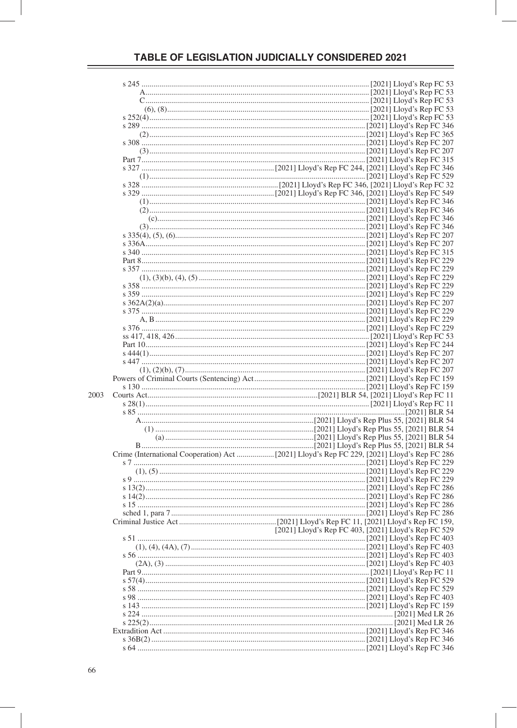# TABLE OF LEGISLATION JUDICIALLY CONSIDERED 2021

| | | |
|---|---|---|
| | s 245 | [2021] Lloyd's Rep FC 53 |
| | A | [2021] Lloyd's Rep FC 53 |
| | C | [2021] Lloyd's Rep FC 53 |
| | (6), (8) | [2021] Lloyd's Rep FC 53 |
| | s 252(4) | [2021] Lloyd's Rep FC 53 |
| | s 289 | [2021] Lloyd's Rep FC 346 |
| | (2) | [2021] Lloyd's Rep FC 365 |
| | s 308 | [2021] Lloyd's Rep FC 207 |
| | (3) | [2021] Lloyd's Rep FC 207 |
| | Part 7 | [2021] Lloyd's Rep FC 315 |
| | s 327 | [2021] Lloyd's Rep FC 244, [2021] Lloyd's Rep FC 346 |
| | (1) | [2021] Lloyd's Rep FC 529 |
| | s 328 | [2021] Lloyd's Rep FC 346, [2021] Lloyd's Rep FC 32 |
| | s 329 | [2021] Lloyd's Rep FC 346, [2021] Lloyd's Rep FC 549 |
| | (1) | [2021] Lloyd's Rep FC 346 |
| | (2) | [2021] Lloyd's Rep FC 346 |
| | (c) | [2021] Lloyd's Rep FC 346 |
| | (3) | [2021] Lloyd's Rep FC 346 |
| | s 335(4), (5), (6) | [2021] Lloyd's Rep FC 207 |
| | s 336A | [2021] Lloyd's Rep FC 207 |
| | s 340 | [2021] Lloyd's Rep FC 315 |
| | Part 8 | [2021] Lloyd's Rep FC 229 |
| | s 357 | [2021] Lloyd's Rep FC 229 |
| | (1), (3)(b), (4), (5) | [2021] Lloyd's Rep FC 229 |
| | s 358 | [2021] Lloyd's Rep FC 229 |
| | s 359 | [2021] Lloyd's Rep FC 229 |
| | s 362A(2)(a) | [2021] Lloyd's Rep FC 207 |
| | s 375 | [2021] Lloyd's Rep FC 229 |
| | A, B | [2021] Lloyd's Rep FC 229 |
| | s 376 | [2021] Lloyd's Rep FC 229 |
| | ss 417, 418, 426 | [2021] Lloyd's Rep FC 53 |
| | Part 10 | [2021] Lloyd's Rep FC 244 |
| | s 444(1) | [2021] Lloyd's Rep FC 207 |
| | s 447 | [2021] Lloyd's Rep FC 207 |
| | (1), (2)(b), (7) | [2021] Lloyd's Rep FC 207 |
| | Powers of Criminal Courts (Sentencing) Act | [2021] Lloyd's Rep FC 159 |
| | s 130 | [2021] Lloyd's Rep FC 159 |
| 2003 | Courts Act | [2021] BLR 54, [2021] Lloyd's Rep FC 11 |
| | s 28(1) | [2021] Lloyd's Rep FC 11 |
| | s 85 | [2021] BLR 54 |
| | A | [2021] Lloyd's Rep Plus 55, [2021] BLR 54 |
| | (1) | [2021] Lloyd's Rep Plus 55, [2021] BLR 54 |
| | (a) | [2021] Lloyd's Rep Plus 55, [2021] BLR 54 |
| | B | [2021] Lloyd's Rep Plus 55, [2021] BLR 54 |
| | Crime (International Cooperation) Act | [2021] Lloyd's Rep FC 229, [2021] Lloyd's Rep FC 286 |
| | s 7 | [2021] Lloyd's Rep FC 229 |
| | (1), (5) | [2021] Lloyd's Rep FC 229 |
| | s 9 | [2021] Lloyd's Rep FC 229 |
| | s 13(2) | [2021] Lloyd's Rep FC 286 |
| | s 14(2) | [2021] Lloyd's Rep FC 286 |
| | s 15 | [2021] Lloyd's Rep FC 286 |
| | sched 1, para 7 | [2021] Lloyd's Rep FC 286 |
| | Criminal Justice Act | [2021] Lloyd's Rep FC 11, [2021] Lloyd's Rep FC 159, [2021] Lloyd's Rep FC 403, [2021] Lloyd's Rep FC 529 |
| | s 51 | [2021] Lloyd's Rep FC 403 |
| | (1), (4), (4A), (7) | [2021] Lloyd's Rep FC 403 |
| | s 56 | [2021] Lloyd's Rep FC 403 |
| | (2A), (3) | [2021] Lloyd's Rep FC 403 |
| | Part 9 | [2021] Lloyd's Rep FC 11 |
| | s 57(4) | [2021] Lloyd's Rep FC 529 |
| | s 58 | [2021] Lloyd's Rep FC 529 |
| | s 98 | [2021] Lloyd's Rep FC 403 |
| | s 143 | [2021] Lloyd's Rep FC 159 |
| | s 224 | [2021] Med LR 26 |
| | s 225(2) | [2021] Med LR 26 |
| | Extradition Act | [2021] Lloyd's Rep FC 346 |
| | s 36B(2) | [2021] Lloyd's Rep FC 346 |
| | s 64 | [2021] Lloyd's Rep FC 346 |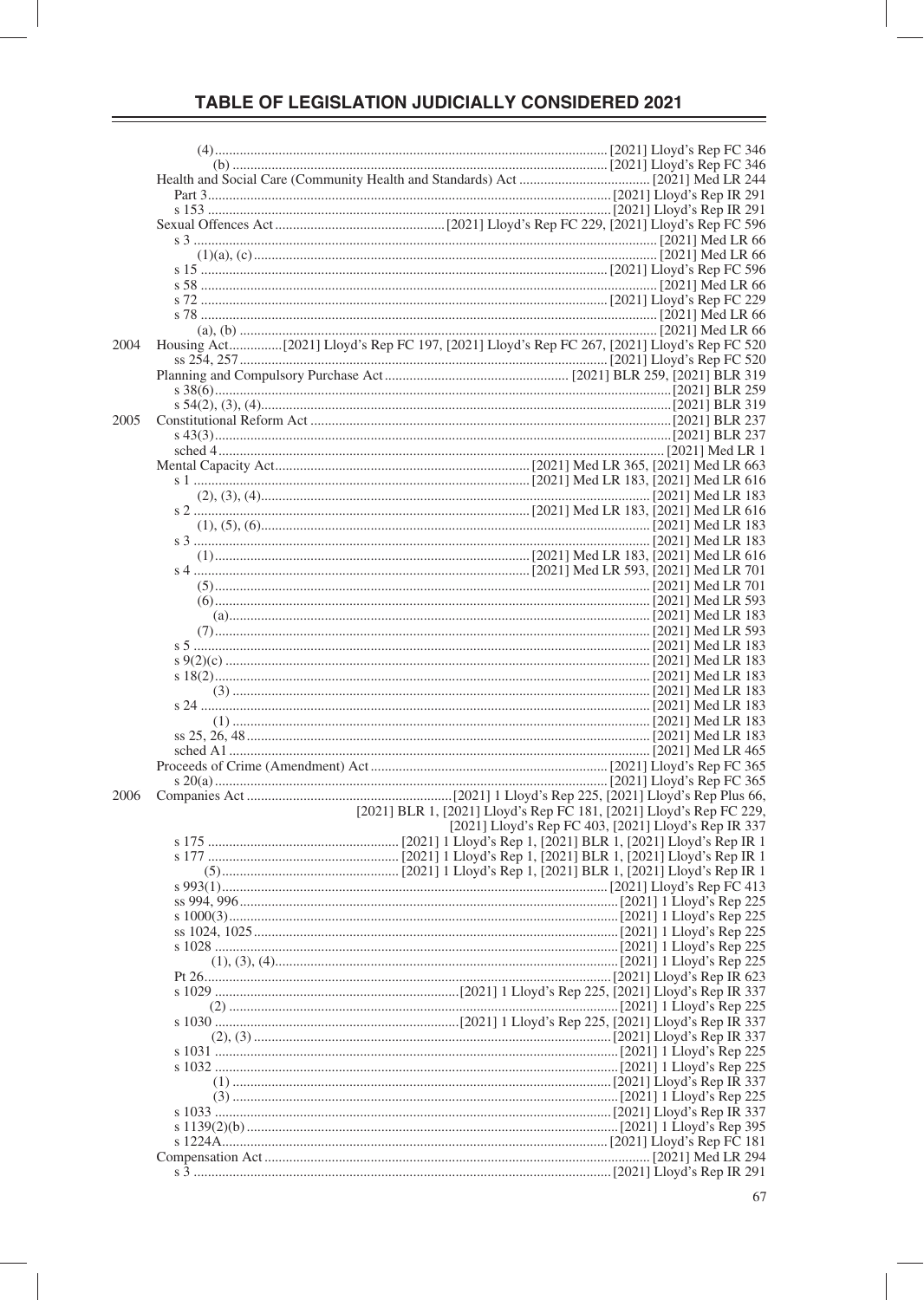## TABLE OF LEGISLATION JUDICIALLY CONSIDERED 2021

| Year | Legislation | Citation |
|---|---|---|
| | (4) | [2021] Lloyd's Rep FC 346 |
| | (b) | [2021] Lloyd's Rep FC 346 |
| | Health and Social Care (Community Health and Standards) Act | [2021] Med LR 244 |
| | Part 3 | [2021] Lloyd's Rep IR 291 |
| | s 153 | [2021] Lloyd's Rep IR 291 |
| | Sexual Offences Act | [2021] Lloyd's Rep FC 229, [2021] Lloyd's Rep FC 596 |
| | s 3 | [2021] Med LR 66 |
| | (1)(a), (c) | [2021] Med LR 66 |
| | s 15 | [2021] Lloyd's Rep FC 596 |
| | s 58 | [2021] Med LR 66 |
| | s 72 | [2021] Lloyd's Rep FC 229 |
| | s 78 | [2021] Med LR 66 |
| | (a), (b) | [2021] Med LR 66 |
| 2004 | Housing Act | [2021] Lloyd's Rep FC 197, [2021] Lloyd's Rep FC 267, [2021] Lloyd's Rep FC 520 |
| | ss 254, 257 | [2021] Lloyd's Rep FC 520 |
| | Planning and Compulsory Purchase Act | [2021] BLR 259, [2021] BLR 319 |
| | s 38(6) | [2021] BLR 259 |
| | s 54(2), (3), (4) | [2021] BLR 319 |
| 2005 | Constitutional Reform Act | [2021] BLR 237 |
| | s 43(3) | [2021] BLR 237 |
| | sched 4 | [2021] Med LR 1 |
| | Mental Capacity Act | [2021] Med LR 365, [2021] Med LR 663 |
| | s 1 | [2021] Med LR 183, [2021] Med LR 616 |
| | (2), (3), (4) | [2021] Med LR 183 |
| | s 2 | [2021] Med LR 183, [2021] Med LR 616 |
| | (1), (5), (6) | [2021] Med LR 183 |
| | s 3 | [2021] Med LR 183 |
| | (1) | [2021] Med LR 183, [2021] Med LR 616 |
| | s 4 | [2021] Med LR 593, [2021] Med LR 701 |
| | (5) | [2021] Med LR 701 |
| | (6) | [2021] Med LR 593 |
| | (a) | [2021] Med LR 183 |
| | (7) | [2021] Med LR 593 |
| | s 5 | [2021] Med LR 183 |
| | s 9(2)(c) | [2021] Med LR 183 |
| | s 18(2) | [2021] Med LR 183 |
| | (3) | [2021] Med LR 183 |
| | s 24 | [2021] Med LR 183 |
| | (1) | [2021] Med LR 183 |
| | ss 25, 26, 48 | [2021] Med LR 183 |
| | sched A1 | [2021] Med LR 465 |
| | Proceeds of Crime (Amendment) Act | [2021] Lloyd's Rep FC 365 |
| | s 20(a) | [2021] Lloyd's Rep FC 365 |
| 2006 | Companies Act | [2021] 1 Lloyd's Rep 225, [2021] Lloyd's Rep Plus 66, [2021] BLR 1, [2021] Lloyd's Rep FC 181, [2021] Lloyd's Rep FC 229, [2021] Lloyd's Rep FC 403, [2021] Lloyd's Rep IR 337 |
| | s 175 | [2021] 1 Lloyd's Rep 1, [2021] BLR 1, [2021] Lloyd's Rep IR 1 |
| | s 177 | [2021] 1 Lloyd's Rep 1, [2021] BLR 1, [2021] Lloyd's Rep IR 1 |
| | (5) | [2021] 1 Lloyd's Rep 1, [2021] BLR 1, [2021] Lloyd's Rep IR 1 |
| | s 993(1) | [2021] Lloyd's Rep FC 413 |
| | ss 994, 996 | [2021] 1 Lloyd's Rep 225 |
| | s 1000(3) | [2021] 1 Lloyd's Rep 225 |
| | ss 1024, 1025 | [2021] 1 Lloyd's Rep 225 |
| | s 1028 | [2021] 1 Lloyd's Rep 225 |
| | (1), (3), (4) | [2021] 1 Lloyd's Rep 225 |
| | Pt 26 | [2021] Lloyd's Rep IR 623 |
| | s 1029 | [2021] 1 Lloyd's Rep 225, [2021] Lloyd's Rep IR 337 |
| | (2) | [2021] 1 Lloyd's Rep 225 |
| | s 1030 | [2021] 1 Lloyd's Rep 225, [2021] Lloyd's Rep IR 337 |
| | (2), (3) | [2021] Lloyd's Rep IR 337 |
| | s 1031 | [2021] 1 Lloyd's Rep 225 |
| | s 1032 | [2021] 1 Lloyd's Rep 225 |
| | (1) | [2021] Lloyd's Rep IR 337 |
| | (3) | [2021] 1 Lloyd's Rep 225 |
| | s 1033 | [2021] Lloyd's Rep IR 337 |
| | s 1139(2)(b) | [2021] 1 Lloyd's Rep 395 |
| | s 1224A | [2021] Lloyd's Rep FC 181 |
| | Compensation Act | [2021] Med LR 294 |
| | s 3 | [2021] Lloyd's Rep IR 291 |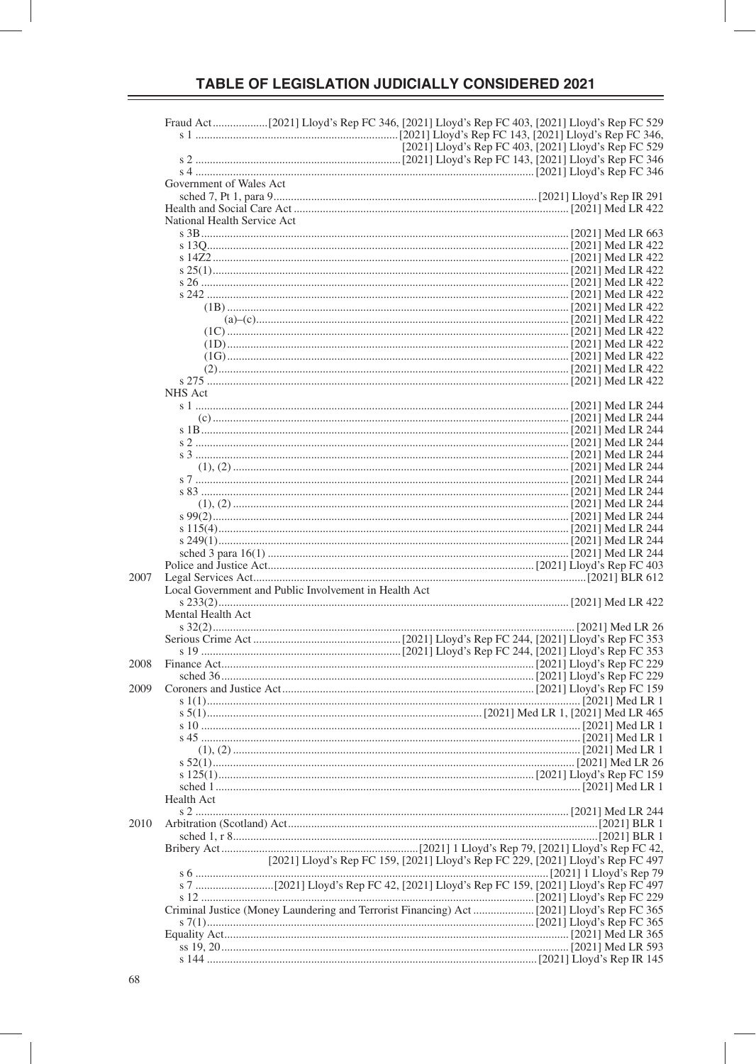Fraud Act ... [2021] Lloyd's Rep FC 346, [2021] Lloyd's Rep FC 403, [2021] Lloyd's Rep FC 529
- s 1 ... [2021] Lloyd's Rep FC 143, [2021] Lloyd's Rep FC 346, [2021] Lloyd's Rep FC 403, [2021] Lloyd's Rep FC 529
- s 2 ... [2021] Lloyd's Rep FC 143, [2021] Lloyd's Rep FC 346
- s 4 ... [2021] Lloyd's Rep FC 346

Government of Wales Act
- sched 7, Pt 1, para 9 ... [2021] Lloyd's Rep IR 291

Health and Social Care Act ... [2021] Med LR 422

National Health Service Act
- s 3B ... [2021] Med LR 663
- s 13Q ... [2021] Med LR 422
- s 14Z2 ... [2021] Med LR 422
- s 25(1) ... [2021] Med LR 422
- s 26 ... [2021] Med LR 422
- s 242 ... [2021] Med LR 422
  - (1B) ... [2021] Med LR 422
    - (a)–(c) ... [2021] Med LR 422
  - (1C) ... [2021] Med LR 422
  - (1D) ... [2021] Med LR 422
  - (1G) ... [2021] Med LR 422
  - (2) ... [2021] Med LR 422
- s 275 ... [2021] Med LR 422

NHS Act
- s 1 ... [2021] Med LR 244
  - (c) ... [2021] Med LR 244
- s 1B ... [2021] Med LR 244
- s 2 ... [2021] Med LR 244
- s 3 ... [2021] Med LR 244
  - (1), (2) ... [2021] Med LR 244
- s 7 ... [2021] Med LR 244
- s 83 ... [2021] Med LR 244
  - (1), (2) ... [2021] Med LR 244
- s 99(2) ... [2021] Med LR 244
- s 115(4) ... [2021] Med LR 244
- s 249(1) ... [2021] Med LR 244
- sched 3 para 16(1) ... [2021] Med LR 244

Police and Justice Act ... [2021] Lloyd's Rep FC 403

**2007**

Legal Services Act ... [2021] BLR 612

Local Government and Public Involvement in Health Act
- s 233(2) ... [2021] Med LR 422

Mental Health Act
- s 32(2) ... [2021] Med LR 26

Serious Crime Act ... [2021] Lloyd's Rep FC 244, [2021] Lloyd's Rep FC 353
- s 19 ... [2021] Lloyd's Rep FC 244, [2021] Lloyd's Rep FC 353

**2008**

Finance Act ... [2021] Lloyd's Rep FC 229
- sched 36 ... [2021] Lloyd's Rep FC 229

**2009**

Coroners and Justice Act ... [2021] Lloyd's Rep FC 159
- s 1(1) ... [2021] Med LR 1
- s 5(1) ... [2021] Med LR 1, [2021] Med LR 465
- s 10 ... [2021] Med LR 1
- s 45 ... [2021] Med LR 1
  - (1), (2) ... [2021] Med LR 1
- s 52(1) ... [2021] Med LR 26
- s 125(1) ... [2021] Lloyd's Rep FC 159
- sched 1 ... [2021] Med LR 1

Health Act
- s 2 ... [2021] Med LR 244

**2010**

Arbitration (Scotland) Act ... [2021] BLR 1
- sched 1, r 8 ... [2021] BLR 1

Bribery Act ... [2021] 1 Lloyd's Rep 79, [2021] Lloyd's Rep FC 42, [2021] Lloyd's Rep FC 159, [2021] Lloyd's Rep FC 229, [2021] Lloyd's Rep FC 497
- s 6 ... [2021] 1 Lloyd's Rep 79
- s 7 ... [2021] Lloyd's Rep FC 42, [2021] Lloyd's Rep FC 159, [2021] Lloyd's Rep FC 497
- s 12 ... [2021] Lloyd's Rep FC 229

Criminal Justice (Money Laundering and Terrorist Financing) Act ... [2021] Lloyd's Rep FC 365
- s 7(1) ... [2021] Lloyd's Rep FC 365

Equality Act ... [2021] Med LR 365
- ss 19, 20 ... [2021] Med LR 593
- s 144 ... [2021] Lloyd's Rep IR 145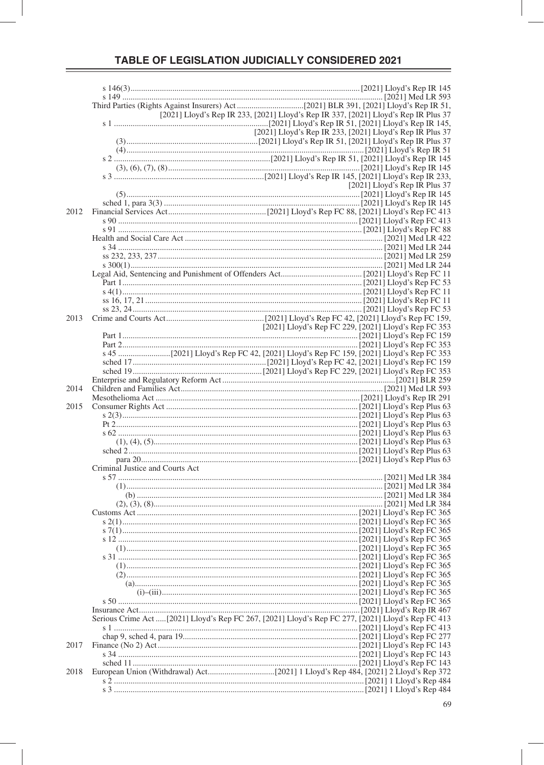# TABLE OF LEGISLATION JUDICIALLY CONSIDERED 2021

| Year | Legislation | Citation |
|---|---|---|
| | s 146(3) | [2021] Lloyd's Rep IR 145 |
| | s 149 | [2021] Med LR 593 |
| | Third Parties (Rights Against Insurers) Act | [2021] BLR 391, [2021] Lloyd's Rep IR 51, [2021] Lloyd's Rep IR 233, [2021] Lloyd's Rep IR 337, [2021] Lloyd's Rep IR Plus 37 |
| | s 1 | [2021] Lloyd's Rep IR 51, [2021] Lloyd's Rep IR 145, [2021] Lloyd's Rep IR 233, [2021] Lloyd's Rep IR Plus 37 |
| | (3) | [2021] Lloyd's Rep IR 51, [2021] Lloyd's Rep IR Plus 37 |
| | (4) | [2021] Lloyd's Rep IR 51 |
| | s 2 | [2021] Lloyd's Rep IR 51, [2021] Lloyd's Rep IR 145 |
| | (3), (6), (7), (8) | [2021] Lloyd's Rep IR 145 |
| | s 3 | [2021] Lloyd's Rep IR 145, [2021] Lloyd's Rep IR 233, [2021] Lloyd's Rep IR Plus 37 |
| | (5) | [2021] Lloyd's Rep IR 145 |
| | sched 1, para 3(3) | [2021] Lloyd's Rep IR 145 |
| 2012 | Financial Services Act | [2021] Lloyd's Rep FC 88, [2021] Lloyd's Rep FC 413 |
| | s 90 | [2021] Lloyd's Rep FC 413 |
| | s 91 | [2021] Lloyd's Rep FC 88 |
| | Health and Social Care Act | [2021] Med LR 422 |
| | s 34 | [2021] Med LR 244 |
| | ss 232, 233, 237 | [2021] Med LR 259 |
| | s 300(1) | [2021] Med LR 244 |
| | Legal Aid, Sentencing and Punishment of Offenders Act | [2021] Lloyd's Rep FC 11 |
| | Part 1 | [2021] Lloyd's Rep FC 53 |
| | s 4(1) | [2021] Lloyd's Rep FC 11 |
| | ss 16, 17, 21 | [2021] Lloyd's Rep FC 11 |
| | ss 23, 24 | [2021] Lloyd's Rep FC 53 |
| 2013 | Crime and Courts Act | [2021] Lloyd's Rep FC 42, [2021] Lloyd's Rep FC 159, [2021] Lloyd's Rep FC 229, [2021] Lloyd's Rep FC 353 |
| | Part 1 | [2021] Lloyd's Rep FC 159 |
| | Part 2 | [2021] Lloyd's Rep FC 353 |
| | s 45 | [2021] Lloyd's Rep FC 42, [2021] Lloyd's Rep FC 159, [2021] Lloyd's Rep FC 353 |
| | sched 17 | [2021] Lloyd's Rep FC 42, [2021] Lloyd's Rep FC 159 |
| | sched 19 | [2021] Lloyd's Rep FC 229, [2021] Lloyd's Rep FC 353 |
| | Enterprise and Regulatory Reform Act | [2021] BLR 259 |
| 2014 | Children and Families Act | [2021] Med LR 593 |
| | Mesothelioma Act | [2021] Lloyd's Rep IR 291 |
| 2015 | Consumer Rights Act | [2021] Lloyd's Rep Plus 63 |
| | s 2(3) | [2021] Lloyd's Rep Plus 63 |
| | Pt 2 | [2021] Lloyd's Rep Plus 63 |
| | s 62 | [2021] Lloyd's Rep Plus 63 |
| | (1), (4), (5) | [2021] Lloyd's Rep Plus 63 |
| | sched 2 | [2021] Lloyd's Rep Plus 63 |
| | para 20 | [2021] Lloyd's Rep Plus 63 |
| | Criminal Justice and Courts Act | |
| | s 57 | [2021] Med LR 384 |
| | (1) | [2021] Med LR 384 |
| | (b) | [2021] Med LR 384 |
| | (2), (3), (8) | [2021] Med LR 384 |
| | Customs Act | [2021] Lloyd's Rep FC 365 |
| | s 2(1) | [2021] Lloyd's Rep FC 365 |
| | s 7(1) | [2021] Lloyd's Rep FC 365 |
| | s 12 | [2021] Lloyd's Rep FC 365 |
| | (1) | [2021] Lloyd's Rep FC 365 |
| | s 31 | [2021] Lloyd's Rep FC 365 |
| | (1) | [2021] Lloyd's Rep FC 365 |
| | (2) | [2021] Lloyd's Rep FC 365 |
| | (a) | [2021] Lloyd's Rep FC 365 |
| | (i)–(iii) | [2021] Lloyd's Rep FC 365 |
| | s 50 | [2021] Lloyd's Rep FC 365 |
| | Insurance Act | [2021] Lloyd's Rep IR 467 |
| | Serious Crime Act | [2021] Lloyd's Rep FC 267, [2021] Lloyd's Rep FC 277, [2021] Lloyd's Rep FC 413 |
| | s 1 | [2021] Lloyd's Rep FC 413 |
| | chap 9, sched 4, para 19 | [2021] Lloyd's Rep FC 277 |
| 2017 | Finance (No 2) Act | [2021] Lloyd's Rep FC 143 |
| | s 34 | [2021] Lloyd's Rep FC 143 |
| | sched 11 | [2021] Lloyd's Rep FC 143 |
| 2018 | European Union (Withdrawal) Act | [2021] 1 Lloyd's Rep 484, [2021] 2 Lloyd's Rep 372 |
| | s 2 | [2021] 1 Lloyd's Rep 484 |
| | s 3 | [2021] 1 Lloyd's Rep 484 |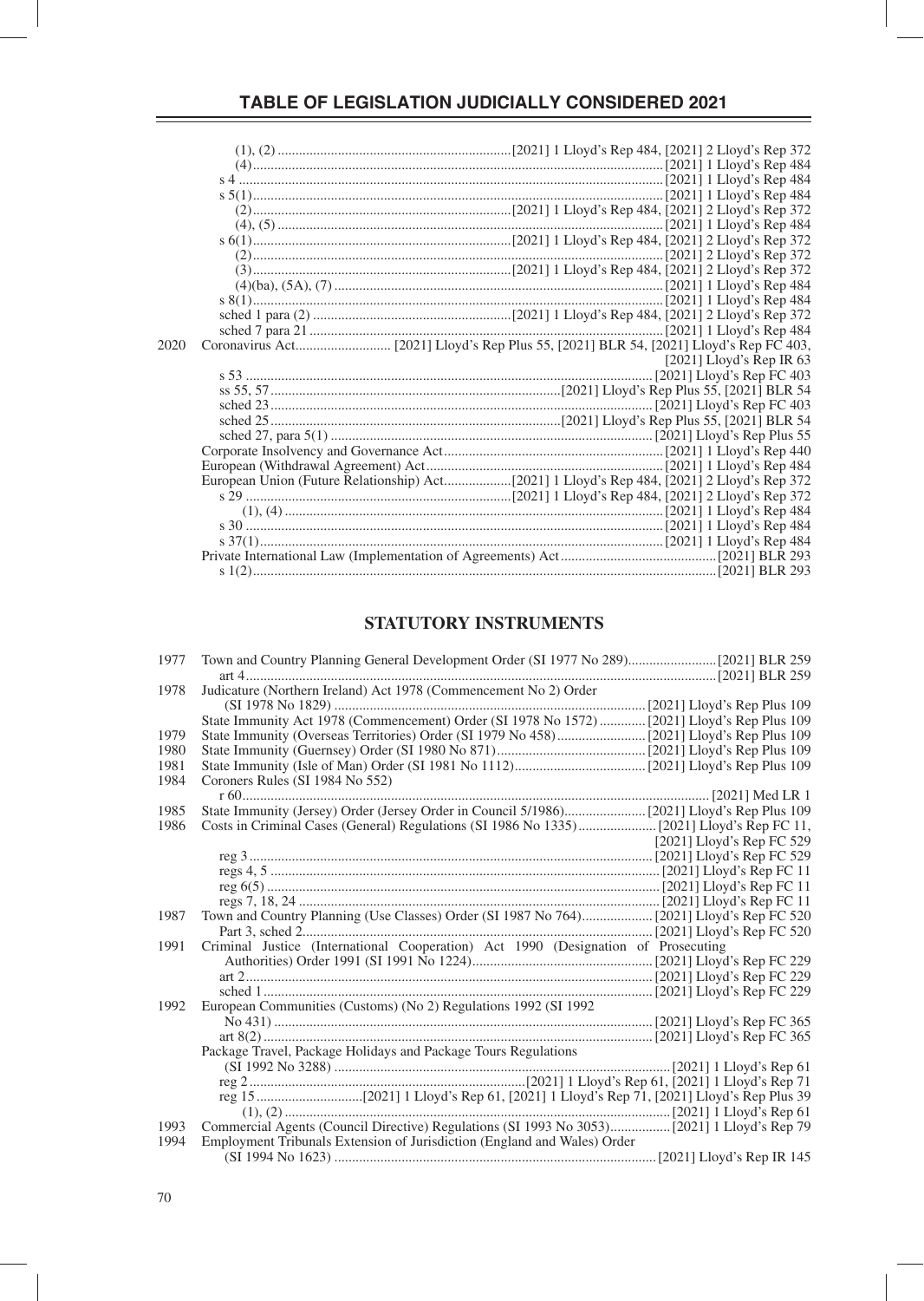| | | |
|---|---|---|
| | (1), (2) | [2021] 1 Lloyd's Rep 484, [2021] 2 Lloyd's Rep 372 |
| | (4) | [2021] 1 Lloyd's Rep 484 |
| | s 4 | [2021] 1 Lloyd's Rep 484 |
| | s 5(1) | [2021] 1 Lloyd's Rep 484 |
| | (2) | [2021] 1 Lloyd's Rep 484, [2021] 2 Lloyd's Rep 372 |
| | (4), (5) | [2021] 1 Lloyd's Rep 484 |
| | s 6(1) | [2021] 1 Lloyd's Rep 484, [2021] 2 Lloyd's Rep 372 |
| | (2) | [2021] 2 Lloyd's Rep 372 |
| | (3) | [2021] 1 Lloyd's Rep 484, [2021] 2 Lloyd's Rep 372 |
| | (4)(ba), (5A), (7) | [2021] 1 Lloyd's Rep 484 |
| | s 8(1) | [2021] 1 Lloyd's Rep 484 |
| | sched 1 para (2) | [2021] 1 Lloyd's Rep 484, [2021] 2 Lloyd's Rep 372 |
| | sched 7 para 21 | [2021] 1 Lloyd's Rep 484 |
| 2020 | Coronavirus Act | [2021] Lloyd's Rep Plus 55, [2021] BLR 54, [2021] Lloyd's Rep FC 403, [2021] Lloyd's Rep IR 63 |
| | s 53 | [2021] Lloyd's Rep FC 403 |
| | ss 55, 57 | [2021] Lloyd's Rep Plus 55, [2021] BLR 54 |
| | sched 23 | [2021] Lloyd's Rep FC 403 |
| | sched 25 | [2021] Lloyd's Rep Plus 55, [2021] BLR 54 |
| | sched 27, para 5(1) | [2021] Lloyd's Rep Plus 55 |
| | Corporate Insolvency and Governance Act | [2021] 1 Lloyd's Rep 440 |
| | European (Withdrawal Agreement) Act | [2021] 1 Lloyd's Rep 484 |
| | European Union (Future Relationship) Act | [2021] 1 Lloyd's Rep 484, [2021] 2 Lloyd's Rep 372 |
| | s 29 | [2021] 1 Lloyd's Rep 484, [2021] 2 Lloyd's Rep 372 |
| | (1), (4) | [2021] 1 Lloyd's Rep 484 |
| | s 30 | [2021] 1 Lloyd's Rep 484 |
| | s 37(1) | [2021] 1 Lloyd's Rep 484 |
| | Private International Law (Implementation of Agreements) Act | [2021] BLR 293 |
| | s 1(2) | [2021] BLR 293 |

## STATUTORY INSTRUMENTS

| | | |
|---|---|---|
| 1977 | Town and Country Planning General Development Order (SI 1977 No 289) | [2021] BLR 259 |
| | art 4 | [2021] BLR 259 |
| 1978 | Judicature (Northern Ireland) Act 1978 (Commencement No 2) Order (SI 1978 No 1829) | [2021] Lloyd's Rep Plus 109 |
| | State Immunity Act 1978 (Commencement) Order (SI 1978 No 1572) | [2021] Lloyd's Rep Plus 109 |
| 1979 | State Immunity (Overseas Territories) Order (SI 1979 No 458) | [2021] Lloyd's Rep Plus 109 |
| 1980 | State Immunity (Guernsey) Order (SI 1980 No 871) | [2021] Lloyd's Rep Plus 109 |
| 1981 | State Immunity (Isle of Man) Order (SI 1981 No 1112) | [2021] Lloyd's Rep Plus 109 |
| 1984 | Coroners Rules (SI 1984 No 552) | |
| | r 60 | [2021] Med LR 1 |
| 1985 | State Immunity (Jersey) Order (Jersey Order in Council 5/1986) | [2021] Lloyd's Rep Plus 109 |
| 1986 | Costs in Criminal Cases (General) Regulations (SI 1986 No 1335) | [2021] Lloyd's Rep FC 11, [2021] Lloyd's Rep FC 529 |
| | reg 3 | [2021] Lloyd's Rep FC 529 |
| | regs 4, 5 | [2021] Lloyd's Rep FC 11 |
| | reg 6(5) | [2021] Lloyd's Rep FC 11 |
| | regs 7, 18, 24 | [2021] Lloyd's Rep FC 11 |
| 1987 | Town and Country Planning (Use Classes) Order (SI 1987 No 764) | [2021] Lloyd's Rep FC 520 |
| | Part 3, sched 2 | [2021] Lloyd's Rep FC 520 |
| 1991 | Criminal Justice (International Cooperation) Act 1990 (Designation of Prosecuting Authorities) Order 1991 (SI 1991 No 1224) | [2021] Lloyd's Rep FC 229 |
| | art 2 | [2021] Lloyd's Rep FC 229 |
| | sched 1 | [2021] Lloyd's Rep FC 229 |
| 1992 | European Communities (Customs) (No 2) Regulations 1992 (SI 1992 No 431) | [2021] Lloyd's Rep FC 365 |
| | art 8(2) | [2021] Lloyd's Rep FC 365 |
| | Package Travel, Package Holidays and Package Tours Regulations (SI 1992 No 3288) | [2021] 1 Lloyd's Rep 61 |
| | reg 2 | [2021] 1 Lloyd's Rep 61, [2021] 1 Lloyd's Rep 71 |
| | reg 15 | [2021] 1 Lloyd's Rep 61, [2021] 1 Lloyd's Rep 71, [2021] Lloyd's Rep Plus 39 |
| | (1), (2) | [2021] 1 Lloyd's Rep 61 |
| 1993 | Commercial Agents (Council Directive) Regulations (SI 1993 No 3053) | [2021] 1 Lloyd's Rep 79 |
| 1994 | Employment Tribunals Extension of Jurisdiction (England and Wales) Order (SI 1994 No 1623) | [2021] Lloyd's Rep IR 145 |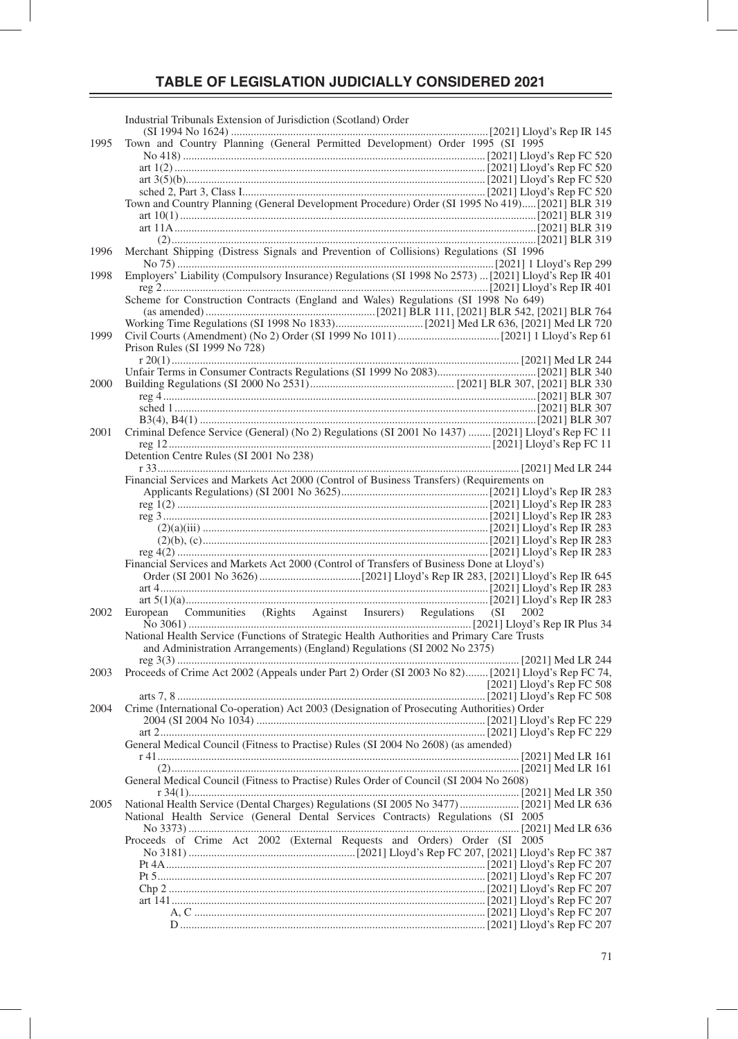# TABLE OF LEGISLATION JUDICIALLY CONSIDERED 2021

| Year | Legislation | Report |
|---|---|---|
| | Industrial Tribunals Extension of Jurisdiction (Scotland) Order (SI 1994 No 1624) | [2021] Lloyd's Rep IR 145 |
| 1995 | Town and Country Planning (General Permitted Development) Order 1995 (SI 1995 No 418) | [2021] Lloyd's Rep FC 520 |
| | art 1(2) | [2021] Lloyd's Rep FC 520 |
| | art 3(5)(b) | [2021] Lloyd's Rep FC 520 |
| | sched 2, Part 3, Class I | [2021] Lloyd's Rep FC 520 |
| | Town and Country Planning (General Development Procedure) Order (SI 1995 No 419) | [2021] BLR 319 |
| | art 10(1) | [2021] BLR 319 |
| | art 11A | [2021] BLR 319 |
| | (2) | [2021] BLR 319 |
| 1996 | Merchant Shipping (Distress Signals and Prevention of Collisions) Regulations (SI 1996 No 75) | [2021] 1 Lloyd's Rep 299 |
| 1998 | Employers' Liability (Compulsory Insurance) Regulations (SI 1998 No 2573) | [2021] Lloyd's Rep IR 401 |
| | reg 2 | [2021] Lloyd's Rep IR 401 |
| | Scheme for Construction Contracts (England and Wales) Regulations (SI 1998 No 649) (as amended) | [2021] BLR 111, [2021] BLR 542, [2021] BLR 764 |
| | Working Time Regulations (SI 1998 No 1833) | [2021] Med LR 636, [2021] Med LR 720 |
| 1999 | Civil Courts (Amendment) (No 2) Order (SI 1999 No 1011) | [2021] 1 Lloyd's Rep 61 |
| | Prison Rules (SI 1999 No 728) | |
| | r 20(1) | [2021] Med LR 244 |
| | Unfair Terms in Consumer Contracts Regulations (SI 1999 No 2083) | [2021] BLR 340 |
| 2000 | Building Regulations (SI 2000 No 2531) | [2021] BLR 307, [2021] BLR 330 |
| | reg 4 | [2021] BLR 307 |
| | sched 1 | [2021] BLR 307 |
| | B3(4), B4(1) | [2021] BLR 307 |
| 2001 | Criminal Defence Service (General) (No 2) Regulations (SI 2001 No 1437) | [2021] Lloyd's Rep FC 11 |
| | reg 12 | [2021] Lloyd's Rep FC 11 |
| | Detention Centre Rules (SI 2001 No 238) | |
| | r 33 | [2021] Med LR 244 |
| | Financial Services and Markets Act 2000 (Control of Business Transfers) (Requirements on Applicants Regulations) (SI 2001 No 3625) | [2021] Lloyd's Rep IR 283 |
| | reg 1(2) | [2021] Lloyd's Rep IR 283 |
| | reg 3 | [2021] Lloyd's Rep IR 283 |
| | (2)(a)(iii) | [2021] Lloyd's Rep IR 283 |
| | (2)(b), (c) | [2021] Lloyd's Rep IR 283 |
| | reg 4(2) | [2021] Lloyd's Rep IR 283 |
| | Financial Services and Markets Act 2000 (Control of Transfers of Business Done at Lloyd's) Order (SI 2001 No 3626) | [2021] Lloyd's Rep IR 283, [2021] Lloyd's Rep IR 645 |
| | art 4 | [2021] Lloyd's Rep IR 283 |
| | art 5(1)(a) | [2021] Lloyd's Rep IR 283 |
| 2002 | European Communities (Rights Against Insurers) Regulations (SI 2002 No 3061) | [2021] Lloyd's Rep IR Plus 34 |
| | National Health Service (Functions of Strategic Health Authorities and Primary Care Trusts and Administration Arrangements) (England) Regulations (SI 2002 No 2375) | |
| | reg 3(3) | [2021] Med LR 244 |
| 2003 | Proceeds of Crime Act 2002 (Appeals under Part 2) Order (SI 2003 No 82) | [2021] Lloyd's Rep FC 74, [2021] Lloyd's Rep FC 508 |
| | arts 7, 8 | [2021] Lloyd's Rep FC 508 |
| 2004 | Crime (International Co-operation) Act 2003 (Designation of Prosecuting Authorities) Order 2004 (SI 2004 No 1034) | [2021] Lloyd's Rep FC 229 |
| | art 2 | [2021] Lloyd's Rep FC 229 |
| | General Medical Council (Fitness to Practise) Rules (SI 2004 No 2608) (as amended) | |
| | r 41 | [2021] Med LR 161 |
| | (2) | [2021] Med LR 161 |
| | General Medical Council (Fitness to Practise) Rules Order of Council (SI 2004 No 2608) | |
| | r 34(1) | [2021] Med LR 350 |
| 2005 | National Health Service (Dental Charges) Regulations (SI 2005 No 3477) | [2021] Med LR 636 |
| | National Health Service (General Dental Services Contracts) Regulations (SI 2005 No 3373) | [2021] Med LR 636 |
| | Proceeds of Crime Act 2002 (External Requests and Orders) Order (SI 2005 No 3181) | [2021] Lloyd's Rep FC 207, [2021] Lloyd's Rep FC 387 |
| | Pt 4A | [2021] Lloyd's Rep FC 207 |
| | Pt 5 | [2021] Lloyd's Rep FC 207 |
| | Chp 2 | [2021] Lloyd's Rep FC 207 |
| | art 141 | [2021] Lloyd's Rep FC 207 |
| | A, C | [2021] Lloyd's Rep FC 207 |
| | D | [2021] Lloyd's Rep FC 207 |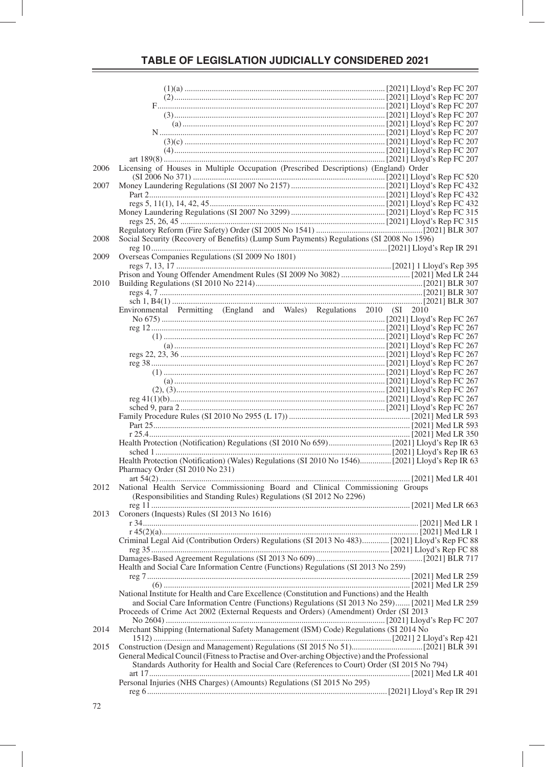# TABLE OF LEGISLATION JUDICIALLY CONSIDERED 2021

| Year | Legislation | Citation |
|---|---|---|
| | (1)(a) | [2021] Lloyd's Rep FC 207 |
| | (2) | [2021] Lloyd's Rep FC 207 |
| | F | [2021] Lloyd's Rep FC 207 |
| | (3) | [2021] Lloyd's Rep FC 207 |
| | (a) | [2021] Lloyd's Rep FC 207 |
| | N | [2021] Lloyd's Rep FC 207 |
| | (3)(c) | [2021] Lloyd's Rep FC 207 |
| | (4) | [2021] Lloyd's Rep FC 207 |
| | art 189(8) | [2021] Lloyd's Rep FC 207 |
| 2006 | Licensing of Houses in Multiple Occupation (Prescribed Descriptions) (England) Order (SI 2006 No 371) | [2021] Lloyd's Rep FC 520 |
| 2007 | Money Laundering Regulations (SI 2007 No 2157) | [2021] Lloyd's Rep FC 432 |
| | Part 2 | [2021] Lloyd's Rep FC 432 |
| | regs 5, 11(1), 14, 42, 45 | [2021] Lloyd's Rep FC 432 |
| | Money Laundering Regulations (SI 2007 No 3299) | [2021] Lloyd's Rep FC 315 |
| | regs 25, 26, 45 | [2021] Lloyd's Rep FC 315 |
| | Regulatory Reform (Fire Safety) Order (SI 2005 No 1541) | [2021] BLR 307 |
| 2008 | Social Security (Recovery of Benefits) (Lump Sum Payments) Regulations (SI 2008 No 1596) | |
| | reg 10 | [2021] Lloyd's Rep IR 291 |
| 2009 | Overseas Companies Regulations (SI 2009 No 1801) | |
| | regs 7, 13, 17 | [2021] 1 Lloyd's Rep 395 |
| | Prison and Young Offender Amendment Rules (SI 2009 No 3082) | [2021] Med LR 244 |
| 2010 | Building Regulations (SI 2010 No 2214) | [2021] BLR 307 |
| | regs 4, 7 | [2021] BLR 307 |
| | sch 1, B4(1) | [2021] BLR 307 |
| | Environmental Permitting (England and Wales) Regulations 2010 (SI 2010 No 675) | [2021] Lloyd's Rep FC 267 |
| | reg 12 | [2021] Lloyd's Rep FC 267 |
| | (1) | [2021] Lloyd's Rep FC 267 |
| | (a) | [2021] Lloyd's Rep FC 267 |
| | regs 22, 23, 36 | [2021] Lloyd's Rep FC 267 |
| | reg 38 | [2021] Lloyd's Rep FC 267 |
| | (1) | [2021] Lloyd's Rep FC 267 |
| | (a) | [2021] Lloyd's Rep FC 267 |
| | (2), (3) | [2021] Lloyd's Rep FC 267 |
| | reg 41(1)(b) | [2021] Lloyd's Rep FC 267 |
| | sched 9, para 2 | [2021] Lloyd's Rep FC 267 |
| | Family Procedure Rules (SI 2010 No 2955 (L 17)) | [2021] Med LR 593 |
| | Part 25 | [2021] Med LR 593 |
| | r 25.4 | [2021] Med LR 350 |
| | Health Protection (Notification) Regulations (SI 2010 No 659) | [2021] Lloyd's Rep IR 63 |
| | sched 1 | [2021] Lloyd's Rep IR 63 |
| | Health Protection (Notification) (Wales) Regulations (SI 2010 No 1546) | [2021] Lloyd's Rep IR 63 |
| | Pharmacy Order (SI 2010 No 231) | |
| | art 54(2) | [2021] Med LR 401 |
| 2012 | National Health Service Commissioning Board and Clinical Commissioning Groups (Responsibilities and Standing Rules) Regulations (SI 2012 No 2296) | |
| | reg 11 | [2021] Med LR 663 |
| 2013 | Coroners (Inquests) Rules (SI 2013 No 1616) | |
| | r 34 | [2021] Med LR 1 |
| | r 45(2)(a) | [2021] Med LR 1 |
| | Criminal Legal Aid (Contribution Orders) Regulations (SI 2013 No 483) | [2021] Lloyd's Rep FC 88 |
| | reg 35 | [2021] Lloyd's Rep FC 88 |
| | Damages-Based Agreement Regulations (SI 2013 No 609) | [2021] BLR 717 |
| | Health and Social Care Information Centre (Functions) Regulations (SI 2013 No 259) | |
| | reg 7 | [2021] Med LR 259 |
| | (6) | [2021] Med LR 259 |
| | National Institute for Health and Care Excellence (Constitution and Functions) and the Health and Social Care Information Centre (Functions) Regulations (SI 2013 No 259) | [2021] Med LR 259 |
| | Proceeds of Crime Act 2002 (External Requests and Orders) (Amendment) Order (SI 2013 No 2604) | [2021] Lloyd's Rep FC 207 |
| 2014 | Merchant Shipping (International Safety Management (ISM) Code) Regulations (SI 2014 No 1512) | [2021] 2 Lloyd's Rep 421 |
| 2015 | Construction (Design and Management) Regulations (SI 2015 No 51) | [2021] BLR 391 |
| | General Medical Council (Fitness to Practise and Over-arching Objective) and the Professional Standards Authority for Health and Social Care (References to Court) Order (SI 2015 No 794) | |
| | art 17 | [2021] Med LR 401 |
| | Personal Injuries (NHS Charges) (Amounts) Regulations (SI 2015 No 295) | |
| | reg 6 | [2021] Lloyd's Rep IR 291 |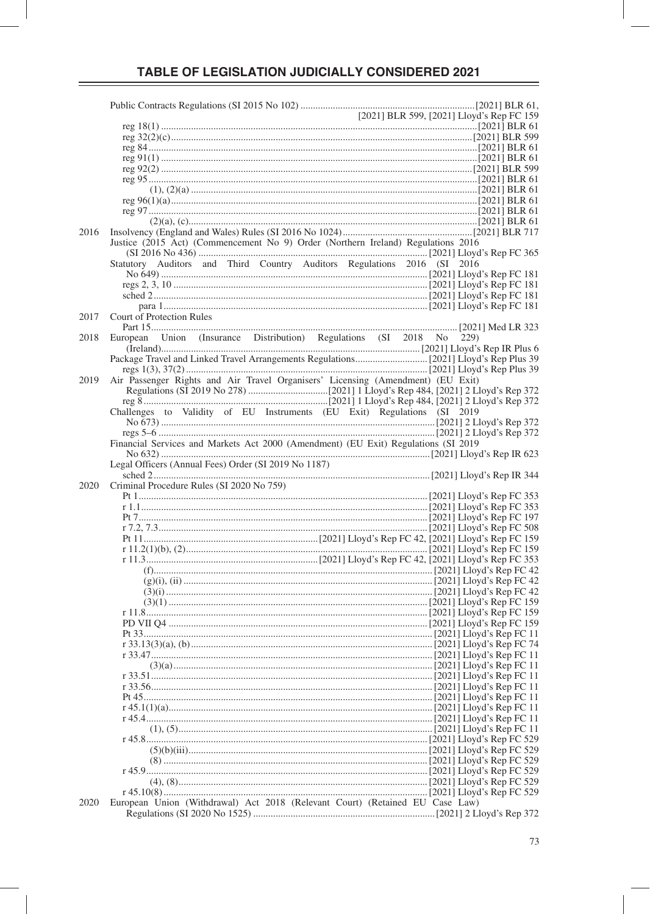# TABLE OF LEGISLATION JUDICIALLY CONSIDERED 2021

| Year | Legislation | Citation |
|---|---|---|
| | Public Contracts Regulations (SI 2015 No 102) | [2021] BLR 61, [2021] BLR 599, [2021] Lloyd's Rep FC 159 |
| | reg 18(1) | [2021] BLR 61 |
| | reg 32(2)(c) | [2021] BLR 599 |
| | reg 84 | [2021] BLR 61 |
| | reg 91(1) | [2021] BLR 61 |
| | reg 92(2) | [2021] BLR 599 |
| | reg 95 | [2021] BLR 61 |
| | (1), (2)(a) | [2021] BLR 61 |
| | reg 96(1)(a) | [2021] BLR 61 |
| | reg 97 | [2021] BLR 61 |
| | (2)(a), (c) | [2021] BLR 61 |
| 2016 | Insolvency (England and Wales) Rules (SI 2016 No 1024) | [2021] BLR 717 |
| | Justice (2015 Act) (Commencement No 9) Order (Northern Ireland) Regulations 2016 (SI 2016 No 436) | [2021] Lloyd's Rep FC 365 |
| | Statutory Auditors and Third Country Auditors Regulations 2016 (SI 2016 No 649) | [2021] Lloyd's Rep FC 181 |
| | regs 2, 3, 10 | [2021] Lloyd's Rep FC 181 |
| | sched 2 | [2021] Lloyd's Rep FC 181 |
| | para 1 | [2021] Lloyd's Rep FC 181 |
| 2017 | Court of Protection Rules | |
| | Part 15 | [2021] Med LR 323 |
| 2018 | European Union (Insurance Distribution) Regulations (SI 2018 No 229) (Ireland) | [2021] Lloyd's Rep IR Plus 6 |
| | Package Travel and Linked Travel Arrangements Regulations | [2021] Lloyd's Rep Plus 39 |
| | regs 1(3), 37(2) | [2021] Lloyd's Rep Plus 39 |
| 2019 | Air Passenger Rights and Air Travel Organisers' Licensing (Amendment) (EU Exit) Regulations (SI 2019 No 278) | [2021] 1 Lloyd's Rep 484, [2021] 2 Lloyd's Rep 372 |
| | reg 8 | [2021] 1 Lloyd's Rep 484, [2021] 2 Lloyd's Rep 372 |
| | Challenges to Validity of EU Instruments (EU Exit) Regulations (SI 2019 No 673) | [2021] 2 Lloyd's Rep 372 |
| | regs 5–6 | [2021] 2 Lloyd's Rep 372 |
| | Financial Services and Markets Act 2000 (Amendment) (EU Exit) Regulations (SI 2019 No 632) | [2021] Lloyd's Rep IR 623 |
| | Legal Officers (Annual Fees) Order (SI 2019 No 1187) | |
| | sched 2 | [2021] Lloyd's Rep IR 344 |
| 2020 | Criminal Procedure Rules (SI 2020 No 759) | |
| | Pt 1 | [2021] Lloyd's Rep FC 353 |
| | r 1.1 | [2021] Lloyd's Rep FC 353 |
| | Pt 7 | [2021] Lloyd's Rep FC 197 |
| | r 7.2, 7.3 | [2021] Lloyd's Rep FC 508 |
| | Pt 11 | [2021] Lloyd's Rep FC 42, [2021] Lloyd's Rep FC 159 |
| | r 11.2(1)(b), (2) | [2021] Lloyd's Rep FC 159 |
| | r 11.3 | [2021] Lloyd's Rep FC 42, [2021] Lloyd's Rep FC 353 |
| | (f) | [2021] Lloyd's Rep FC 42 |
| | (g)(i), (ii) | [2021] Lloyd's Rep FC 42 |
| | (3)(i) | [2021] Lloyd's Rep FC 42 |
| | (3)(1) | [2021] Lloyd's Rep FC 159 |
| | r 11.8 | [2021] Lloyd's Rep FC 159 |
| | PD VII Q4 | [2021] Lloyd's Rep FC 159 |
| | Pt 33 | [2021] Lloyd's Rep FC 11 |
| | r 33.13(3)(a), (b) | [2021] Lloyd's Rep FC 74 |
| | r 33.47 | [2021] Lloyd's Rep FC 11 |
| | (3)(a) | [2021] Lloyd's Rep FC 11 |
| | r 33.51 | [2021] Lloyd's Rep FC 11 |
| | r 33.56 | [2021] Lloyd's Rep FC 11 |
| | Pt 45 | [2021] Lloyd's Rep FC 11 |
| | r 45.1(1)(a) | [2021] Lloyd's Rep FC 11 |
| | r 45.4 | [2021] Lloyd's Rep FC 11 |
| | (1), (5) | [2021] Lloyd's Rep FC 11 |
| | r 45.8 | [2021] Lloyd's Rep FC 529 |
| | (5)(b)(iii) | [2021] Lloyd's Rep FC 529 |
| | (8) | [2021] Lloyd's Rep FC 529 |
| | r 45.9 | [2021] Lloyd's Rep FC 529 |
| | (4), (8) | [2021] Lloyd's Rep FC 529 |
| | r 45.10(8) | [2021] Lloyd's Rep FC 529 |
| 2020 | European Union (Withdrawal) Act 2018 (Relevant Court) (Retained EU Case Law) Regulations (SI 2020 No 1525) | [2021] 2 Lloyd's Rep 372 |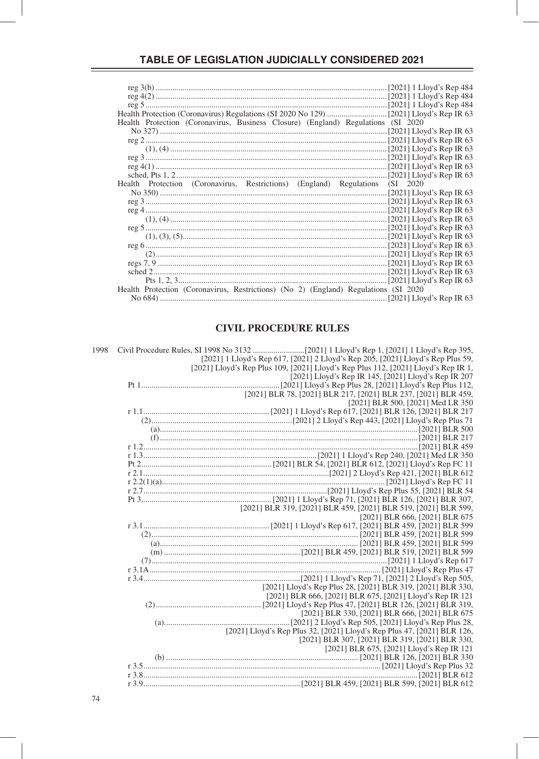reg 3(b) .............................................................................................................. [2021] 1 Lloyd's Rep 484
reg 4(2) .............................................................................................................. [2021] 1 Lloyd's Rep 484
reg 5 .................................................................................................................. [2021] 1 Lloyd's Rep 484
Health Protection (Coronavirus) Regulations (SI 2020 No 129) ............................ [2021] Lloyd's Rep IR 63
Health Protection (Coronavirus, Business Closure) (England) Regulations (SI 2020 No 327) ............................................................................................................. [2021] Lloyd's Rep IR 63
reg 2 .................................................................................................................. [2021] Lloyd's Rep IR 63
(1), (4) ....................................................................................................... [2021] Lloyd's Rep IR 63
reg 3 .................................................................................................................. [2021] Lloyd's Rep IR 63
reg 4(1) .............................................................................................................. [2021] Lloyd's Rep IR 63
sched, Pts 1, 2 ..................................................................................................... [2021] Lloyd's Rep IR 63
Health Protection (Coronavirus, Restrictions) (England) Regulations (SI 2020 No 350) ............................................................................................................. [2021] Lloyd's Rep IR 63
reg 3 .................................................................................................................. [2021] Lloyd's Rep IR 63
reg 4 .................................................................................................................. [2021] Lloyd's Rep IR 63
(1), (4) ....................................................................................................... [2021] Lloyd's Rep IR 63
reg 5 .................................................................................................................. [2021] Lloyd's Rep IR 63
(1), (3), (5) ................................................................................................. [2021] Lloyd's Rep IR 63
reg 6 .................................................................................................................. [2021] Lloyd's Rep IR 63
(2) .............................................................................................................. [2021] Lloyd's Rep IR 63
regs 7, 9 ............................................................................................................. [2021] Lloyd's Rep IR 63
sched 2 ............................................................................................................... [2021] Lloyd's Rep IR 63
Pts 1, 2, 3 .................................................................................................... [2021] Lloyd's Rep IR 63
Health Protection (Coronavirus, Restrictions) (No 2) (England) Regulations (SI 2020 No 684) ............................................................................................................. [2021] Lloyd's Rep IR 63

## CIVIL PROCEDURE RULES

1998 Civil Procedure Rules, SI 1998 No 3132 ......................... [2021] 1 Lloyd's Rep 1, [2021] 1 Lloyd's Rep 395, [2021] 1 Lloyd's Rep 617, [2021] 2 Lloyd's Rep 205, [2021] Lloyd's Rep Plus 59, [2021] Lloyd's Rep Plus 109, [2021] Lloyd's Rep Plus 112, [2021] Lloyd's Rep IR 1, [2021] Lloyd's Rep IR 145, [2021] Lloyd's Rep IR 207
Pt 1 ............................................................... [2021] Lloyd's Rep Plus 28, [2021] Lloyd's Rep Plus 112, [2021] BLR 78, [2021] BLR 217, [2021] BLR 237, [2021] BLR 459, [2021] BLR 500, [2021] Med LR 350
r 1.1 ............................................................ [2021] 1 Lloyd's Rep 617, [2021] BLR 126, [2021] BLR 217
(2) .................................................................. [2021] 2 Lloyd's Rep 443, [2021] Lloyd's Rep Plus 71
(a) ........................................................................................................................... [2021] BLR 500
(f) ........................................................................................................................... [2021] BLR 217
r 1.2 ................................................................................................................................. [2021] BLR 459
r 1.3 .................................................................................... [2021] 1 Lloyd's Rep 240, [2021] Med LR 350
Pt 2 ............................................................ [2021] BLR 54, [2021] BLR 612, [2021] Lloyd's Rep FC 11
r 2.1 ........................................................................................ [2021] 2 Lloyd's Rep 421, [2021] BLR 612
r 2.2(1)(a) ............................................................................................................ [2021] Lloyd's Rep FC 11
r 2.7 .......................................................................................... [2021] Lloyd's Rep Plus 55, [2021] BLR 54
Pt 3 ............................................................. [2021] 1 Lloyd's Rep 71, [2021] BLR 126, [2021] BLR 307, [2021] BLR 319, [2021] BLR 459, [2021] BLR 519, [2021] BLR 599, [2021] BLR 666, [2021] BLR 675
r 3.1 ............................................................ [2021] 1 Lloyd's Rep 617, [2021] BLR 459, [2021] BLR 599
(2) ...................................................................................................... [2021] BLR 459, [2021] BLR 599
(a) ................................................................................................... [2021] BLR 459, [2021] BLR 599
(m) ................................................................... [2021] BLR 459, [2021] BLR 519, [2021] BLR 599
(7) ................................................................................................................... [2021] 1 Lloyd's Rep 617
r 3.1A ................................................................................................................. [2021] Lloyd's Rep Plus 47
r 3.4 .......................................................................... [2021] 1 Lloyd's Rep 71, [2021] 2 Lloyd's Rep 505, [2021] Lloyd's Rep Plus 28, [2021] BLR 319, [2021] BLR 330, [2021] BLR 666, [2021] BLR 675, [2021] Lloyd's Rep IR 121
(2) ................................................... [2021] Lloyd's Rep Plus 47, [2021] BLR 126, [2021] BLR 319, [2021] BLR 330, [2021] BLR 666, [2021] BLR 675
(a) ............................................................. [2021] 2 Lloyd's Rep 505, [2021] Lloyd's Rep Plus 28, [2021] Lloyd's Rep Plus 32, [2021] Lloyd's Rep Plus 47, [2021] BLR 126, [2021] BLR 307, [2021] BLR 319, [2021] BLR 330, [2021] BLR 675, [2021] Lloyd's Rep IR 121
(b) ........................................................................................... [2021] BLR 126, [2021] BLR 330
r 3.5 ................................................................................................................. [2021] Lloyd's Rep Plus 32
r 3.8 ................................................................................................................................. [2021] BLR 612
r 3.9 ........................................................................... [2021] BLR 459, [2021] BLR 599, [2021] BLR 612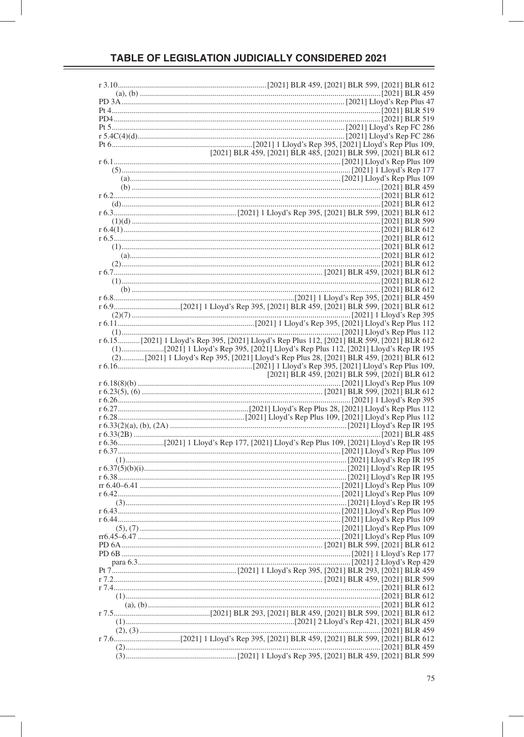r 3.10 ... [2021] BLR 459, [2021] BLR 599, [2021] BLR 612
(a), (b) ... [2021] BLR 459
PD 3A ... [2021] Lloyd's Rep Plus 47
Pt 4 ... [2021] BLR 519
PD4 ... [2021] BLR 519
Pt 5 ... [2021] Lloyd's Rep FC 286
r 5.4C(4)(d) ... [2021] Lloyd's Rep FC 286
Pt 6 ... [2021] 1 Lloyd's Rep 395, [2021] Lloyd's Rep Plus 109, [2021] BLR 459, [2021] BLR 485, [2021] BLR 599, [2021] BLR 612
r 6.1 ... [2021] Lloyd's Rep Plus 109
(5) ... [2021] 1 Lloyd's Rep 177
(a) ... [2021] Lloyd's Rep Plus 109
(b) ... [2021] BLR 459
r 6.2 ... [2021] BLR 612
(d) ... [2021] BLR 612
r 6.3 ... [2021] 1 Lloyd's Rep 395, [2021] BLR 599, [2021] BLR 612
(1)(d) ... [2021] BLR 599
r 6.4(1) ... [2021] BLR 612
r 6.5 ... [2021] BLR 612
(1) ... [2021] BLR 612
(a) ... [2021] BLR 612
(2) ... [2021] BLR 612
r 6.7 ... [2021] BLR 459, [2021] BLR 612
(1) ... [2021] BLR 612
(b) ... [2021] BLR 612
r 6.8 ... [2021] 1 Lloyd's Rep 395, [2021] BLR 459
r 6.9 ... [2021] 1 Lloyd's Rep 395, [2021] BLR 459, [2021] BLR 599, [2021] BLR 612
(2)(7) ... [2021] 1 Lloyd's Rep 395
r 6.11 ... [2021] 1 Lloyd's Rep 395, [2021] Lloyd's Rep Plus 112
(1) ... [2021] Lloyd's Rep Plus 112
r 6.15 ... [2021] 1 Lloyd's Rep 395, [2021] Lloyd's Rep Plus 112, [2021] BLR 599, [2021] BLR 612
(1) ... [2021] 1 Lloyd's Rep 395, [2021] Lloyd's Rep Plus 112, [2021] Lloyd's Rep IR 195
(2) ... [2021] 1 Lloyd's Rep 395, [2021] Lloyd's Rep Plus 28, [2021] BLR 459, [2021] BLR 612
r 6.16 ... [2021] 1 Lloyd's Rep 395, [2021] Lloyd's Rep Plus 109, [2021] BLR 459, [2021] BLR 599, [2021] BLR 612
r 6.18(8)(b) ... [2021] Lloyd's Rep Plus 109
r 6.23(5), (6) ... [2021] BLR 599, [2021] BLR 612
r 6.26 ... [2021] 1 Lloyd's Rep 395
r 6.27 ... [2021] Lloyd's Rep Plus 28, [2021] Lloyd's Rep Plus 112
r 6.28 ... [2021] Lloyd's Rep Plus 109, [2021] Lloyd's Rep Plus 112
r 6.33(2)(a), (b), (2A) ... [2021] Lloyd's Rep IR 195
r 6.33(2B) ... [2021] BLR 485
r 6.36 ... [2021] 1 Lloyd's Rep 177, [2021] Lloyd's Rep Plus 109, [2021] Lloyd's Rep IR 195
r 6.37 ... [2021] Lloyd's Rep Plus 109
(1) ... [2021] Lloyd's Rep IR 195
r 6.37(5)(b)(i) ... [2021] Lloyd's Rep IR 195
r 6.38 ... [2021] Lloyd's Rep IR 195
rr 6.40–6.41 ... [2021] Lloyd's Rep Plus 109
r 6.42 ... [2021] Lloyd's Rep Plus 109
(3) ... [2021] Lloyd's Rep IR 195
r 6.43 ... [2021] Lloyd's Rep Plus 109
r 6.44 ... [2021] Lloyd's Rep Plus 109
(5), (7) ... [2021] Lloyd's Rep Plus 109
rr6.45–6.47 ... [2021] Lloyd's Rep Plus 109
PD 6A ... [2021] BLR 599, [2021] BLR 612
PD 6B ... [2021] 1 Lloyd's Rep 177
para 6.3 ... [2021] 2 Lloyd's Rep 429
Pt 7 ... [2021] 1 Lloyd's Rep 395, [2021] BLR 293, [2021] BLR 459
r 7.2 ... [2021] BLR 459, [2021] BLR 599
r 7.4 ... [2021] BLR 612
(1) ... [2021] BLR 612
(a), (b) ... [2021] BLR 612
r 7.5 ... [2021] BLR 293, [2021] BLR 459, [2021] BLR 599, [2021] BLR 612
(1) ... [2021] 2 Lloyd's Rep 421, [2021] BLR 459
(2), (3) ... [2021] BLR 459
r 7.6 ... [2021] 1 Lloyd's Rep 395, [2021] BLR 459, [2021] BLR 599, [2021] BLR 612
(2) ... [2021] BLR 459
(3) ... [2021] 1 Lloyd's Rep 395, [2021] BLR 459, [2021] BLR 599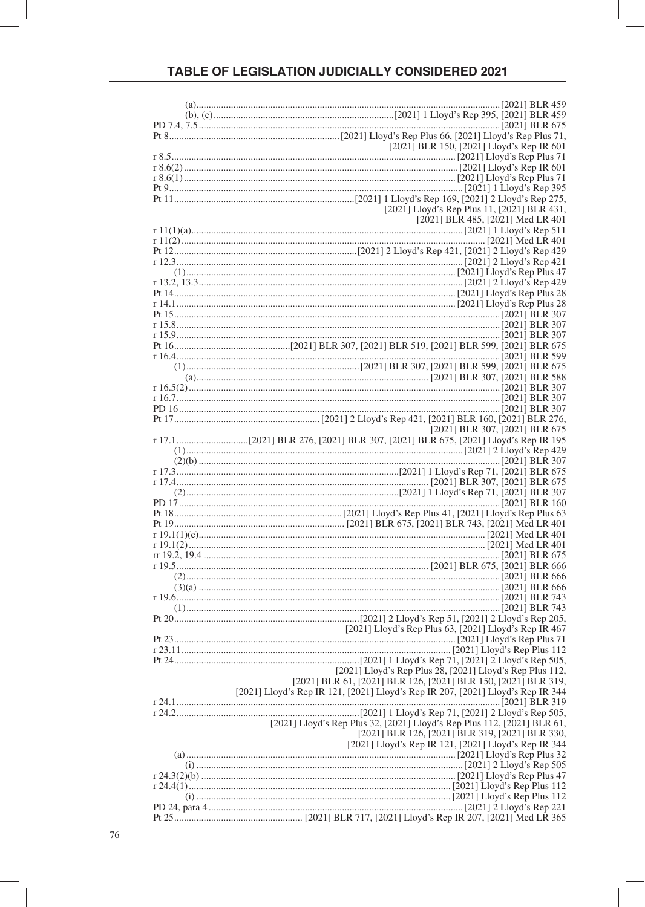# TABLE OF LEGISLATION JUDICIALLY CONSIDERED 2021

| Provision | Reports |
|---|---|
| (a) | [2021] BLR 459 |
| (b), (c) | [2021] 1 Lloyd's Rep 395, [2021] BLR 459 |
| PD 7.4, 7.5 | [2021] BLR 675 |
| Pt 8 | [2021] Lloyd's Rep Plus 66, [2021] Lloyd's Rep Plus 71, [2021] BLR 150, [2021] Lloyd's Rep IR 601 |
| r 8.5 | [2021] Lloyd's Rep Plus 71 |
| r 8.6(2) | [2021] Lloyd's Rep IR 601 |
| r 8.6(1) | [2021] Lloyd's Rep Plus 71 |
| Pt 9 | [2021] 1 Lloyd's Rep 395 |
| Pt 11 | [2021] 1 Lloyd's Rep 169, [2021] 2 Lloyd's Rep 275, [2021] Lloyd's Rep Plus 11, [2021] BLR 431, [2021] BLR 485, [2021] Med LR 401 |
| r 11(1)(a) | [2021] 1 Lloyd's Rep 511 |
| r 11(2) | [2021] Med LR 401 |
| Pt 12 | [2021] 2 Lloyd's Rep 421, [2021] 2 Lloyd's Rep 429 |
| r 12.3 | [2021] 2 Lloyd's Rep 421 |
| (1) | [2021] Lloyd's Rep Plus 47 |
| r 13.2, 13.3 | [2021] 2 Lloyd's Rep 429 |
| Pt 14 | [2021] Lloyd's Rep Plus 28 |
| r 14.1 | [2021] Lloyd's Rep Plus 28 |
| Pt 15 | [2021] BLR 307 |
| r 15.8 | [2021] BLR 307 |
| r 15.9 | [2021] BLR 307 |
| Pt 16 | [2021] BLR 307, [2021] BLR 519, [2021] BLR 599, [2021] BLR 675 |
| r 16.4 | [2021] BLR 599 |
| (1) | [2021] BLR 307, [2021] BLR 599, [2021] BLR 675 |
| (a) | [2021] BLR 307, [2021] BLR 588 |
| r 16.5(2) | [2021] BLR 307 |
| r 16.7 | [2021] BLR 307 |
| PD 16 | [2021] BLR 307 |
| Pt 17 | [2021] 2 Lloyd's Rep 421, [2021] BLR 160, [2021] BLR 276, [2021] BLR 307, [2021] BLR 675 |
| r 17.1 | [2021] BLR 276, [2021] BLR 307, [2021] BLR 675, [2021] Lloyd's Rep IR 195 |
| (1) | [2021] 2 Lloyd's Rep 429 |
| (2)(b) | [2021] BLR 307 |
| r 17.3 | [2021] 1 Lloyd's Rep 71, [2021] BLR 675 |
| r 17.4 | [2021] BLR 307, [2021] BLR 675 |
| (2) | [2021] 1 Lloyd's Rep 71, [2021] BLR 307 |
| PD 17 | [2021] BLR 160 |
| Pt 18 | [2021] Lloyd's Rep Plus 41, [2021] Lloyd's Rep Plus 63 |
| Pt 19 | [2021] BLR 675, [2021] BLR 743, [2021] Med LR 401 |
| r 19.1(1)(e) | [2021] Med LR 401 |
| r 19.1(2) | [2021] Med LR 401 |
| rr 19.2, 19.4 | [2021] BLR 675 |
| r 19.5 | [2021] BLR 675, [2021] BLR 666 |
| (2) | [2021] BLR 666 |
| (3)(a) | [2021] BLR 666 |
| r 19.6 | [2021] BLR 743 |
| (1) | [2021] BLR 743 |
| Pt 20 | [2021] 2 Lloyd's Rep 51, [2021] 2 Lloyd's Rep 205, [2021] Lloyd's Rep Plus 63, [2021] Lloyd's Rep IR 467 |
| Pt 23 | [2021] Lloyd's Rep Plus 71 |
| r 23.11 | [2021] Lloyd's Rep Plus 112 |
| Pt 24 | [2021] 1 Lloyd's Rep 71, [2021] 2 Lloyd's Rep 505, [2021] Lloyd's Rep Plus 28, [2021] Lloyd's Rep Plus 112, [2021] BLR 61, [2021] BLR 126, [2021] BLR 150, [2021] BLR 319, [2021] Lloyd's Rep IR 121, [2021] Lloyd's Rep IR 207, [2021] Lloyd's Rep IR 344 |
| r 24.1 | [2021] BLR 319 |
| r 24.2 | [2021] 1 Lloyd's Rep 71, [2021] 2 Lloyd's Rep 505, [2021] Lloyd's Rep Plus 32, [2021] Lloyd's Rep Plus 112, [2021] BLR 61, [2021] BLR 126, [2021] BLR 319, [2021] BLR 330, [2021] Lloyd's Rep IR 121, [2021] Lloyd's Rep IR 344 |
| (a) | [2021] Lloyd's Rep Plus 32 |
| (i) | [2021] 2 Lloyd's Rep 505 |
| r 24.3(2)(b) | [2021] Lloyd's Rep Plus 47 |
| r 24.4(1) | [2021] Lloyd's Rep Plus 112 |
| (i) | [2021] Lloyd's Rep Plus 112 |
| PD 24, para 4 | [2021] 2 Lloyd's Rep 221 |
| Pt 25 | [2021] BLR 717, [2021] Lloyd's Rep IR 207, [2021] Med LR 365 |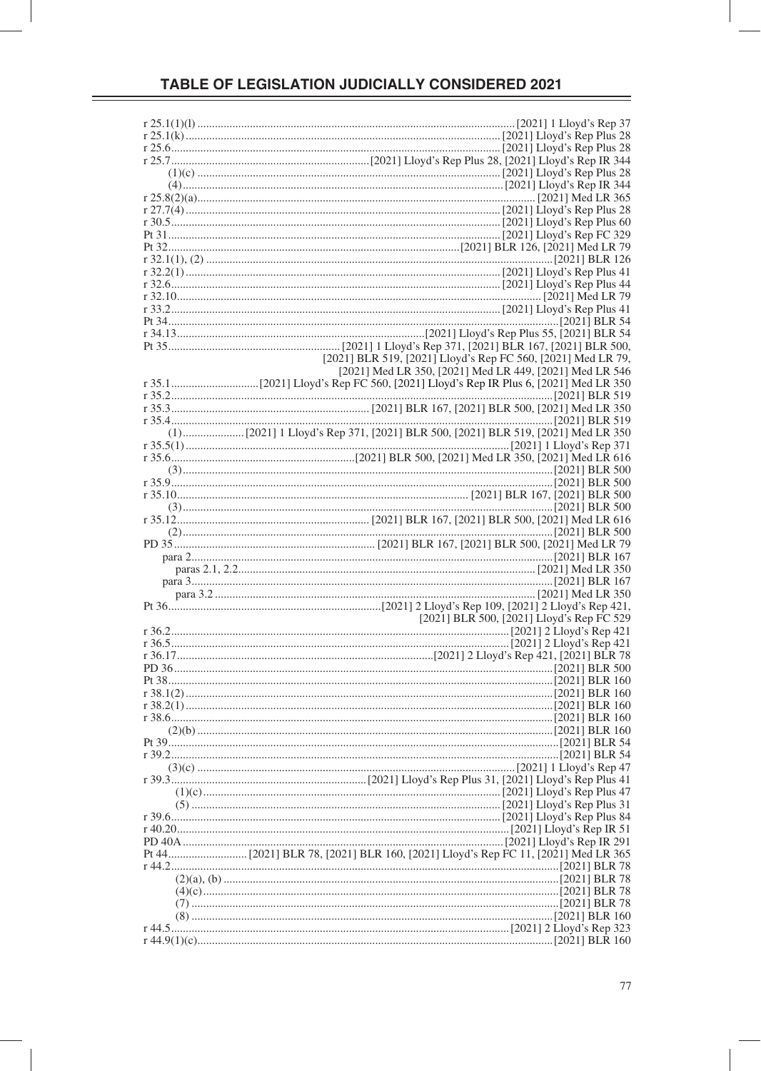r 25.1(1)(l) ........................................................ [2021] 1 Lloyd's Rep 37
r 25.1(k) ........................................................ [2021] Lloyd's Rep Plus 28
r 25.6 ........................................................ [2021] Lloyd's Rep Plus 28
r 25.7 ........................................................ [2021] Lloyd's Rep Plus 28, [2021] Lloyd's Rep IR 344
(1)(c) ........................................................ [2021] Lloyd's Rep Plus 28
(4) ........................................................ [2021] Lloyd's Rep IR 344
r 25.8(2)(a) ........................................................ [2021] Med LR 365
r 27.7(4) ........................................................ [2021] Lloyd's Rep Plus 28
r 30.5 ........................................................ [2021] Lloyd's Rep Plus 60
Pt 31 ........................................................ [2021] Lloyd's Rep FC 329
Pt 32 ........................................................ [2021] BLR 126, [2021] Med LR 79
r 32.1(1), (2) ........................................................ [2021] BLR 126
r 32.2(1) ........................................................ [2021] Lloyd's Rep Plus 41
r 32.6 ........................................................ [2021] Lloyd's Rep Plus 44
r 32.10 ........................................................ [2021] Med LR 79
r 33.2 ........................................................ [2021] Lloyd's Rep Plus 41
Pt 34 ........................................................ [2021] BLR 54
r 34.13 ........................................................ [2021] Lloyd's Rep Plus 55, [2021] BLR 54
Pt 35 ........................................................ [2021] 1 Lloyd's Rep 371, [2021] BLR 167, [2021] BLR 500, [2021] BLR 519, [2021] Lloyd's Rep FC 560, [2021] Med LR 79, [2021] Med LR 350, [2021] Med LR 449, [2021] Med LR 546
r 35.1 ........................................................ [2021] Lloyd's Rep FC 560, [2021] Lloyd's Rep IR Plus 6, [2021] Med LR 350
r 35.2 ........................................................ [2021] BLR 519
r 35.3 ........................................................ [2021] BLR 167, [2021] BLR 500, [2021] Med LR 350
r 35.4 ........................................................ [2021] BLR 519
(1) ........................................................ [2021] 1 Lloyd's Rep 371, [2021] BLR 500, [2021] BLR 519, [2021] Med LR 350
r 35.5(1) ........................................................ [2021] 1 Lloyd's Rep 371
r 35.6 ........................................................ [2021] BLR 500, [2021] Med LR 350, [2021] Med LR 616
(3) ........................................................ [2021] BLR 500
r 35.9 ........................................................ [2021] BLR 500
r 35.10 ........................................................ [2021] BLR 167, [2021] BLR 500
(3) ........................................................ [2021] BLR 500
r 35.12 ........................................................ [2021] BLR 167, [2021] BLR 500, [2021] Med LR 616
(2) ........................................................ [2021] BLR 500
PD 35 ........................................................ [2021] BLR 167, [2021] BLR 500, [2021] Med LR 79
para 2 ........................................................ [2021] BLR 167
paras 2.1, 2.2 ........................................................ [2021] Med LR 350
para 3 ........................................................ [2021] BLR 167
para 3.2 ........................................................ [2021] Med LR 350
Pt 36 ........................................................ [2021] 2 Lloyd's Rep 109, [2021] 2 Lloyd's Rep 421, [2021] BLR 500, [2021] Lloyd's Rep FC 529
r 36.2 ........................................................ [2021] 2 Lloyd's Rep 421
r 36.5 ........................................................ [2021] 2 Lloyd's Rep 421
r 36.17 ........................................................ [2021] 2 Lloyd's Rep 421, [2021] BLR 78
PD 36 ........................................................ [2021] BLR 500
Pt 38 ........................................................ [2021] BLR 160
r 38.1(2) ........................................................ [2021] BLR 160
r 38.2(1) ........................................................ [2021] BLR 160
r 38.6 ........................................................ [2021] BLR 160
(2)(b) ........................................................ [2021] BLR 160
Pt 39 ........................................................ [2021] BLR 54
r 39.2 ........................................................ [2021] BLR 54
(3)(c) ........................................................ [2021] 1 Lloyd's Rep 47
r 39.3 ........................................................ [2021] Lloyd's Rep Plus 31, [2021] Lloyd's Rep Plus 41
(1)(c) ........................................................ [2021] Lloyd's Rep Plus 47
(5) ........................................................ [2021] Lloyd's Rep Plus 31
r 39.6 ........................................................ [2021] Lloyd's Rep Plus 84
r 40.20 ........................................................ [2021] Lloyd's Rep IR 51
PD 40A ........................................................ [2021] Lloyd's Rep IR 291
Pt 44 ........................................................ [2021] BLR 78, [2021] BLR 160, [2021] Lloyd's Rep FC 11, [2021] Med LR 365
r 44.2 ........................................................ [2021] BLR 78
(2)(a), (b) ........................................................ [2021] BLR 78
(4)(c) ........................................................ [2021] BLR 78
(7) ........................................................ [2021] BLR 78
(8) ........................................................ [2021] BLR 160
r 44.5 ........................................................ [2021] 2 Lloyd's Rep 323
r 44.9(1)(c) ........................................................ [2021] BLR 160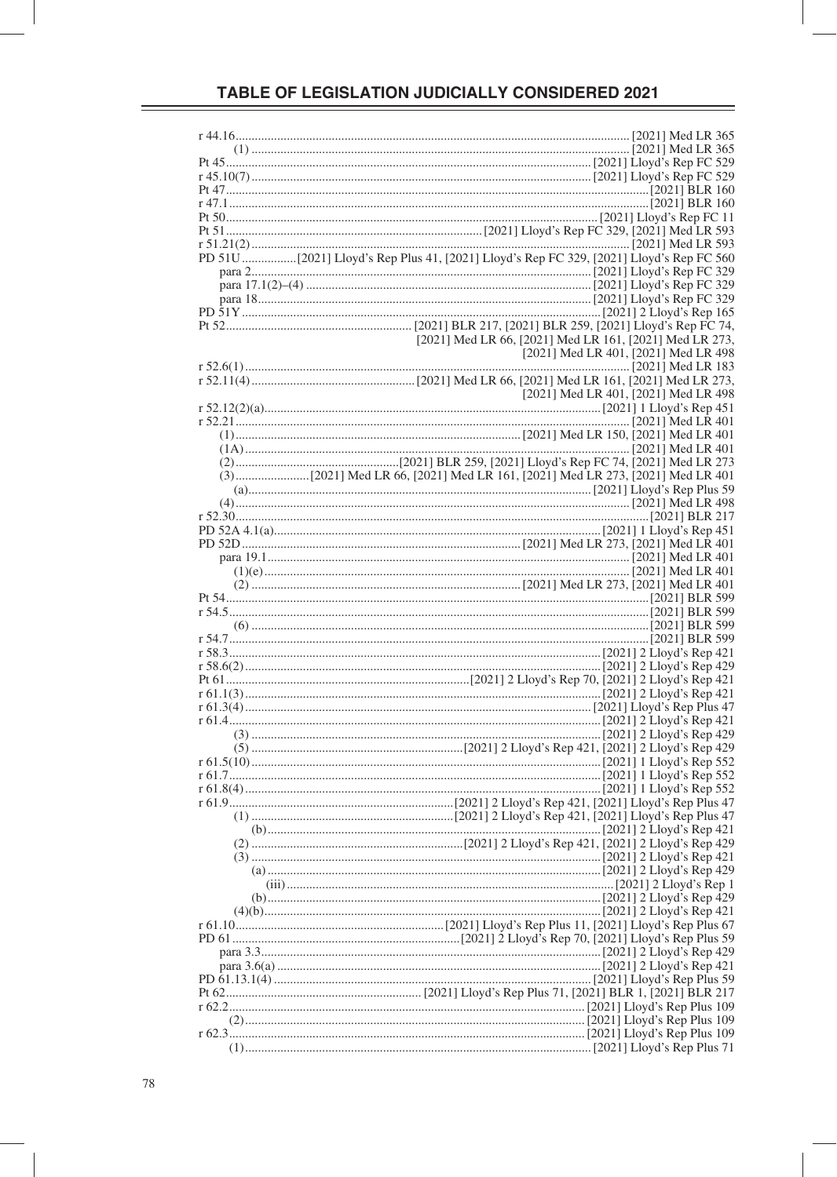## TABLE OF LEGISLATION JUDICIALLY CONSIDERED 2021

r 44.16 .... [2021] Med LR 365
  (1) .... [2021] Med LR 365
Pt 45 .... [2021] Lloyd's Rep FC 529
r 45.10(7) .... [2021] Lloyd's Rep FC 529
Pt 47 .... [2021] BLR 160
r 47.1 .... [2021] BLR 160
Pt 50 .... [2021] Lloyd's Rep FC 11
Pt 51 .... [2021] Lloyd's Rep FC 329, [2021] Med LR 593
r 51.21(2) .... [2021] Med LR 593
PD 51U .... [2021] Lloyd's Rep Plus 41, [2021] Lloyd's Rep FC 329, [2021] Lloyd's Rep FC 560
  para 2 .... [2021] Lloyd's Rep FC 329
  para 17.1(2)–(4) .... [2021] Lloyd's Rep FC 329
  para 18 .... [2021] Lloyd's Rep FC 329
PD 51Y .... [2021] 2 Lloyd's Rep 165
Pt 52 .... [2021] BLR 217, [2021] BLR 259, [2021] Lloyd's Rep FC 74, [2021] Med LR 66, [2021] Med LR 161, [2021] Med LR 273, [2021] Med LR 401, [2021] Med LR 498
r 52.6(1) .... [2021] Med LR 183
r 52.11(4) .... [2021] Med LR 66, [2021] Med LR 161, [2021] Med LR 273, [2021] Med LR 401, [2021] Med LR 498
r 52.12(2)(a) .... [2021] 1 Lloyd's Rep 451
r 52.21 .... [2021] Med LR 401
  (1) .... [2021] Med LR 150, [2021] Med LR 401
  (1A) .... [2021] Med LR 401
  (2) .... [2021] BLR 259, [2021] Lloyd's Rep FC 74, [2021] Med LR 273
  (3) .... [2021] Med LR 66, [2021] Med LR 161, [2021] Med LR 273, [2021] Med LR 401
    (a) .... [2021] Lloyd's Rep Plus 59
  (4) .... [2021] Med LR 498
r 52.30 .... [2021] BLR 217
PD 52A 4.1(a) .... [2021] 1 Lloyd's Rep 451
PD 52D .... [2021] Med LR 273, [2021] Med LR 401
  para 19.1 .... [2021] Med LR 401
    (1)(e) .... [2021] Med LR 401
    (2) .... [2021] Med LR 273, [2021] Med LR 401
Pt 54 .... [2021] BLR 599
r 54.5 .... [2021] BLR 599
  (6) .... [2021] BLR 599
r 54.7 .... [2021] BLR 599
r 58.3 .... [2021] 2 Lloyd's Rep 421
r 58.6(2) .... [2021] 2 Lloyd's Rep 429
Pt 61 .... [2021] 2 Lloyd's Rep 70, [2021] 2 Lloyd's Rep 421
r 61.1(3) .... [2021] 2 Lloyd's Rep 421
r 61.3(4) .... [2021] Lloyd's Rep Plus 47
r 61.4 .... [2021] 2 Lloyd's Rep 421
  (3) .... [2021] 2 Lloyd's Rep 429
  (5) .... [2021] 2 Lloyd's Rep 421, [2021] 2 Lloyd's Rep 429
r 61.5(10) .... [2021] 1 Lloyd's Rep 552
r 61.7 .... [2021] 1 Lloyd's Rep 552
r 61.8(4) .... [2021] 1 Lloyd's Rep 552
r 61.9 .... [2021] 2 Lloyd's Rep 421, [2021] Lloyd's Rep Plus 47
  (1) .... [2021] 2 Lloyd's Rep 421, [2021] Lloyd's Rep Plus 47
    (b) .... [2021] 2 Lloyd's Rep 421
  (2) .... [2021] 2 Lloyd's Rep 421, [2021] 2 Lloyd's Rep 429
  (3) .... [2021] 2 Lloyd's Rep 421
    (a) .... [2021] 2 Lloyd's Rep 429
      (iii) .... [2021] 2 Lloyd's Rep 1
    (b) .... [2021] 2 Lloyd's Rep 429
  (4)(b) .... [2021] 2 Lloyd's Rep 421
r 61.10 .... [2021] Lloyd's Rep Plus 11, [2021] Lloyd's Rep Plus 67
PD 61 .... [2021] 2 Lloyd's Rep 70, [2021] Lloyd's Rep Plus 59
  para 3.3 .... [2021] 2 Lloyd's Rep 429
  para 3.6(a) .... [2021] 2 Lloyd's Rep 421
PD 61.13.1(4) .... [2021] Lloyd's Rep Plus 59
Pt 62 .... [2021] Lloyd's Rep Plus 71, [2021] BLR 1, [2021] BLR 217
r 62.2 .... [2021] Lloyd's Rep Plus 109
  (2) .... [2021] Lloyd's Rep Plus 109
r 62.3 .... [2021] Lloyd's Rep Plus 109
  (1) .... [2021] Lloyd's Rep Plus 71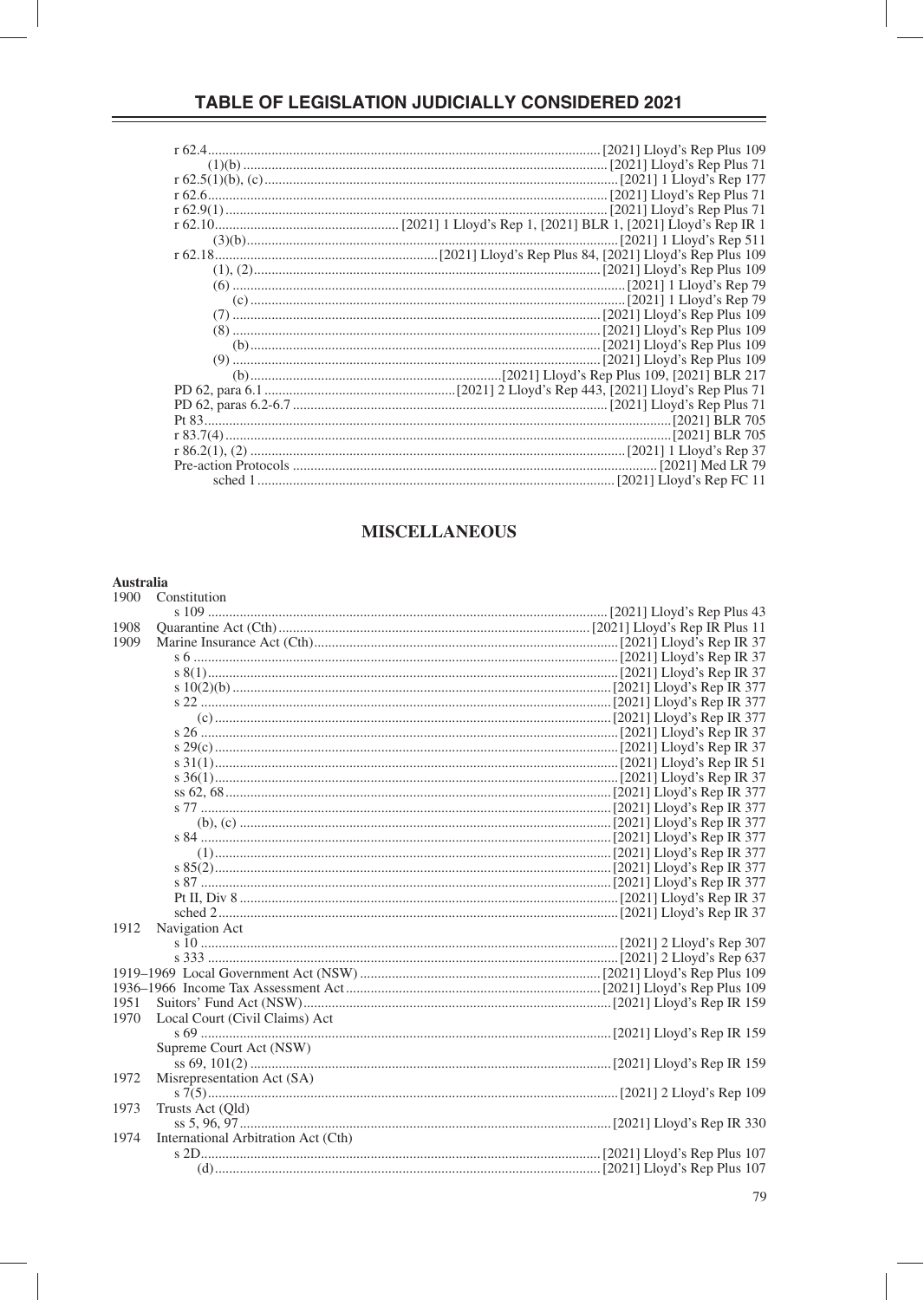| | |
|---|---|
| r 62.4 | [2021] Lloyd's Rep Plus 109 |
| (1)(b) | [2021] Lloyd's Rep Plus 71 |
| r 62.5(1)(b), (c) | [2021] 1 Lloyd's Rep 177 |
| r 62.6 | [2021] Lloyd's Rep Plus 71 |
| r 62.9(1) | [2021] Lloyd's Rep Plus 71 |
| r 62.10 | [2021] 1 Lloyd's Rep 1, [2021] BLR 1, [2021] Lloyd's Rep IR 1 |
| (3)(b) | [2021] 1 Lloyd's Rep 511 |
| r 62.18 | [2021] Lloyd's Rep Plus 84, [2021] Lloyd's Rep Plus 109 |
| (1), (2) | [2021] Lloyd's Rep Plus 109 |
| (6) | [2021] 1 Lloyd's Rep 79 |
| (c) | [2021] 1 Lloyd's Rep 79 |
| (7) | [2021] Lloyd's Rep Plus 109 |
| (8) | [2021] Lloyd's Rep Plus 109 |
| (b) | [2021] Lloyd's Rep Plus 109 |
| (9) | [2021] Lloyd's Rep Plus 109 |
| (b) | [2021] Lloyd's Rep Plus 109, [2021] BLR 217 |
| PD 62, para 6.1 | [2021] 2 Lloyd's Rep 443, [2021] Lloyd's Rep Plus 71 |
| PD 62, paras 6.2-6.7 | [2021] Lloyd's Rep Plus 71 |
| Pt 83 | [2021] BLR 705 |
| r 83.7(4) | [2021] BLR 705 |
| r 86.2(1), (2) | [2021] 1 Lloyd's Rep 37 |
| Pre-action Protocols | [2021] Med LR 79 |
| sched 1 | [2021] Lloyd's Rep FC 11 |

## MISCELLANEOUS

**Australia**

| Year | Legislation | Citation |
|---|---|---|
| 1900 | Constitution | |
| | s 109 | [2021] Lloyd's Rep Plus 43 |
| 1908 | Quarantine Act (Cth) | [2021] Lloyd's Rep IR Plus 11 |
| 1909 | Marine Insurance Act (Cth) | [2021] Lloyd's Rep IR 37 |
| | s 6 | [2021] Lloyd's Rep IR 37 |
| | s 8(1) | [2021] Lloyd's Rep IR 37 |
| | s 10(2)(b) | [2021] Lloyd's Rep IR 377 |
| | s 22 | [2021] Lloyd's Rep IR 377 |
| | (c) | [2021] Lloyd's Rep IR 377 |
| | s 26 | [2021] Lloyd's Rep IR 37 |
| | s 29(c) | [2021] Lloyd's Rep IR 37 |
| | s 31(1) | [2021] Lloyd's Rep IR 51 |
| | s 36(1) | [2021] Lloyd's Rep IR 37 |
| | ss 62, 68 | [2021] Lloyd's Rep IR 377 |
| | s 77 | [2021] Lloyd's Rep IR 377 |
| | (b), (c) | [2021] Lloyd's Rep IR 377 |
| | s 84 | [2021] Lloyd's Rep IR 377 |
| | (1) | [2021] Lloyd's Rep IR 377 |
| | s 85(2) | [2021] Lloyd's Rep IR 377 |
| | s 87 | [2021] Lloyd's Rep IR 377 |
| | Pt II, Div 8 | [2021] Lloyd's Rep IR 37 |
| | sched 2 | [2021] Lloyd's Rep IR 37 |
| 1912 | Navigation Act | |
| | s 10 | [2021] 2 Lloyd's Rep 307 |
| | s 333 | [2021] 2 Lloyd's Rep 637 |
| 1919–1969 | Local Government Act (NSW) | [2021] Lloyd's Rep Plus 109 |
| 1936–1966 | Income Tax Assessment Act | [2021] Lloyd's Rep Plus 109 |
| 1951 | Suitors' Fund Act (NSW) | [2021] Lloyd's Rep IR 159 |
| 1970 | Local Court (Civil Claims) Act | |
| | s 69 | [2021] Lloyd's Rep IR 159 |
| | Supreme Court Act (NSW) | |
| | ss 69, 101(2) | [2021] Lloyd's Rep IR 159 |
| 1972 | Misrepresentation Act (SA) | |
| | s 7(5) | [2021] 2 Lloyd's Rep 109 |
| 1973 | Trusts Act (Qld) | |
| | ss 5, 96, 97 | [2021] Lloyd's Rep IR 330 |
| 1974 | International Arbitration Act (Cth) | |
| | s 2D | [2021] Lloyd's Rep Plus 107 |
| | (d) | [2021] Lloyd's Rep Plus 107 |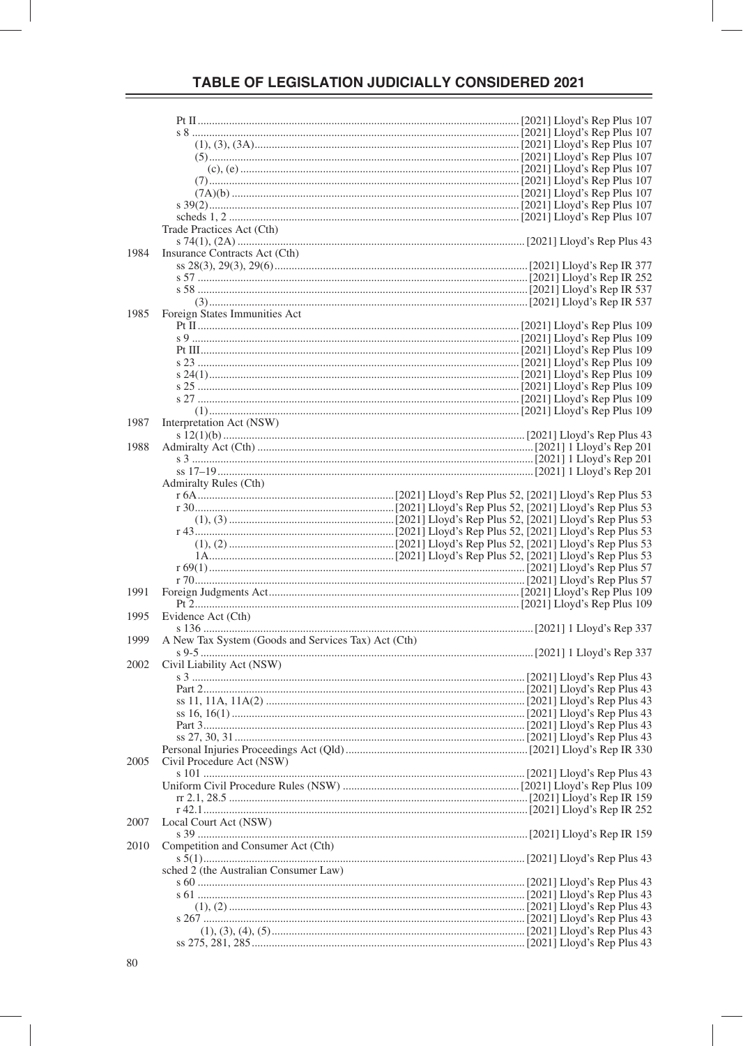# TABLE OF LEGISLATION JUDICIALLY CONSIDERED 2021

| Year | Legislation | Citation |
|---|---|---|
| | Pt II | [2021] Lloyd's Rep Plus 107 |
| | s 8 | [2021] Lloyd's Rep Plus 107 |
| | (1), (3), (3A) | [2021] Lloyd's Rep Plus 107 |
| | (5) | [2021] Lloyd's Rep Plus 107 |
| | (c), (e) | [2021] Lloyd's Rep Plus 107 |
| | (7) | [2021] Lloyd's Rep Plus 107 |
| | (7A)(b) | [2021] Lloyd's Rep Plus 107 |
| | s 39(2) | [2021] Lloyd's Rep Plus 107 |
| | scheds 1, 2 | [2021] Lloyd's Rep Plus 107 |
| | Trade Practices Act (Cth) | |
| | s 74(1), (2A) | [2021] Lloyd's Rep Plus 43 |
| 1984 | Insurance Contracts Act (Cth) | |
| | ss 28(3), 29(3), 29(6) | [2021] Lloyd's Rep IR 377 |
| | s 57 | [2021] Lloyd's Rep IR 252 |
| | s 58 | [2021] Lloyd's Rep IR 537 |
| | (3) | [2021] Lloyd's Rep IR 537 |
| 1985 | Foreign States Immunities Act | |
| | Pt II | [2021] Lloyd's Rep Plus 109 |
| | s 9 | [2021] Lloyd's Rep Plus 109 |
| | Pt III | [2021] Lloyd's Rep Plus 109 |
| | s 23 | [2021] Lloyd's Rep Plus 109 |
| | s 24(1) | [2021] Lloyd's Rep Plus 109 |
| | s 25 | [2021] Lloyd's Rep Plus 109 |
| | s 27 | [2021] Lloyd's Rep Plus 109 |
| | (1) | [2021] Lloyd's Rep Plus 109 |
| 1987 | Interpretation Act (NSW) | |
| | s 12(1)(b) | [2021] Lloyd's Rep Plus 43 |
| 1988 | Admiralty Act (Cth) | [2021] 1 Lloyd's Rep 201 |
| | s 3 | [2021] 1 Lloyd's Rep 201 |
| | ss 17–19 | [2021] 1 Lloyd's Rep 201 |
| | Admiralty Rules (Cth) | |
| | r 6A | [2021] Lloyd's Rep Plus 52, [2021] Lloyd's Rep Plus 53 |
| | r 30 | [2021] Lloyd's Rep Plus 52, [2021] Lloyd's Rep Plus 53 |
| | (1), (3) | [2021] Lloyd's Rep Plus 52, [2021] Lloyd's Rep Plus 53 |
| | r 43 | [2021] Lloyd's Rep Plus 52, [2021] Lloyd's Rep Plus 53 |
| | (1), (2) | [2021] Lloyd's Rep Plus 52, [2021] Lloyd's Rep Plus 53 |
| | 1A | [2021] Lloyd's Rep Plus 52, [2021] Lloyd's Rep Plus 53 |
| | r 69(1) | [2021] Lloyd's Rep Plus 57 |
| | r 70 | [2021] Lloyd's Rep Plus 57 |
| 1991 | Foreign Judgments Act | [2021] Lloyd's Rep Plus 109 |
| | Pt 2 | [2021] Lloyd's Rep Plus 109 |
| 1995 | Evidence Act (Cth) | |
| | s 136 | [2021] 1 Lloyd's Rep 337 |
| 1999 | A New Tax System (Goods and Services Tax) Act (Cth) | |
| | s 9-5 | [2021] 1 Lloyd's Rep 337 |
| 2002 | Civil Liability Act (NSW) | |
| | s 3 | [2021] Lloyd's Rep Plus 43 |
| | Part 2 | [2021] Lloyd's Rep Plus 43 |
| | ss 11, 11A, 11A(2) | [2021] Lloyd's Rep Plus 43 |
| | ss 16, 16(1) | [2021] Lloyd's Rep Plus 43 |
| | Part 3 | [2021] Lloyd's Rep Plus 43 |
| | ss 27, 30, 31 | [2021] Lloyd's Rep Plus 43 |
| | Personal Injuries Proceedings Act (Qld) | [2021] Lloyd's Rep IR 330 |
| 2005 | Civil Procedure Act (NSW) | |
| | s 101 | [2021] Lloyd's Rep Plus 43 |
| | Uniform Civil Procedure Rules (NSW) | [2021] Lloyd's Rep Plus 109 |
| | rr 2.1, 28.5 | [2021] Lloyd's Rep IR 159 |
| | r 42.1 | [2021] Lloyd's Rep IR 252 |
| 2007 | Local Court Act (NSW) | |
| | s 39 | [2021] Lloyd's Rep IR 159 |
| 2010 | Competition and Consumer Act (Cth) | |
| | s 5(1) | [2021] Lloyd's Rep Plus 43 |
| | sched 2 (the Australian Consumer Law) | |
| | s 60 | [2021] Lloyd's Rep Plus 43 |
| | s 61 | [2021] Lloyd's Rep Plus 43 |
| | (1), (2) | [2021] Lloyd's Rep Plus 43 |
| | s 267 | [2021] Lloyd's Rep Plus 43 |
| | (1), (3), (4), (5) | [2021] Lloyd's Rep Plus 43 |
| | ss 275, 281, 285 | [2021] Lloyd's Rep Plus 43 |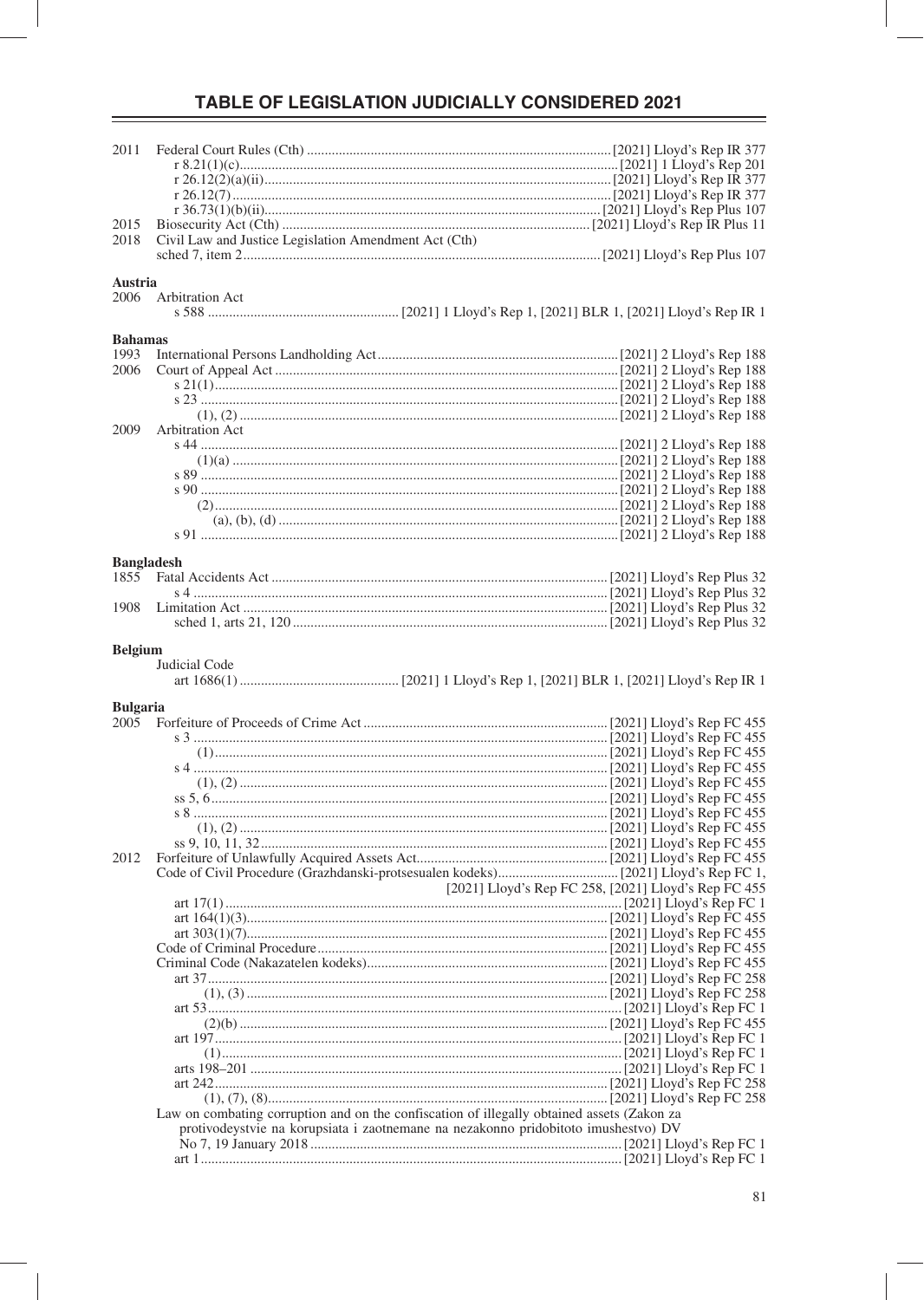# TABLE OF LEGISLATION JUDICIALLY CONSIDERED 2021

2011 Federal Court Rules (Cth) .................... [2021] Lloyd's Rep IR 377
- r 8.21(1)(c) .................... [2021] 1 Lloyd's Rep 201
- r 26.12(2)(a)(ii) .................... [2021] Lloyd's Rep IR 377
- r 26.12(7) .................... [2021] Lloyd's Rep IR 377
- r 36.73(1)(b)(ii) .................... [2021] Lloyd's Rep Plus 107

2015 Biosecurity Act (Cth) .................... [2021] Lloyd's Rep IR Plus 11

2018 Civil Law and Justice Legislation Amendment Act (Cth)
- sched 7, item 2 .................... [2021] Lloyd's Rep Plus 107

**Austria**

2006 Arbitration Act
- s 588 .................... [2021] 1 Lloyd's Rep 1, [2021] BLR 1, [2021] Lloyd's Rep IR 1

**Bahamas**

1993 International Persons Landholding Act .................... [2021] 2 Lloyd's Rep 188

2006 Court of Appeal Act .................... [2021] 2 Lloyd's Rep 188
- s 21(1) .................... [2021] 2 Lloyd's Rep 188
- s 23 .................... [2021] 2 Lloyd's Rep 188
  - (1), (2) .................... [2021] 2 Lloyd's Rep 188

2009 Arbitration Act
- s 44 .................... [2021] 2 Lloyd's Rep 188
  - (1)(a) .................... [2021] 2 Lloyd's Rep 188
- s 89 .................... [2021] 2 Lloyd's Rep 188
- s 90 .................... [2021] 2 Lloyd's Rep 188
  - (2) .................... [2021] 2 Lloyd's Rep 188
    - (a), (b), (d) .................... [2021] 2 Lloyd's Rep 188
- s 91 .................... [2021] 2 Lloyd's Rep 188

**Bangladesh**

1855 Fatal Accidents Act .................... [2021] Lloyd's Rep Plus 32
- s 4 .................... [2021] Lloyd's Rep Plus 32

1908 Limitation Act .................... [2021] Lloyd's Rep Plus 32
- sched 1, arts 21, 120 .................... [2021] Lloyd's Rep Plus 32

**Belgium**

Judicial Code
- art 1686(1) .................... [2021] 1 Lloyd's Rep 1, [2021] BLR 1, [2021] Lloyd's Rep IR 1

**Bulgaria**

2005 Forfeiture of Proceeds of Crime Act .................... [2021] Lloyd's Rep FC 455
- s 3 .................... [2021] Lloyd's Rep FC 455
  - (1) .................... [2021] Lloyd's Rep FC 455
- s 4 .................... [2021] Lloyd's Rep FC 455
  - (1), (2) .................... [2021] Lloyd's Rep FC 455
- ss 5, 6 .................... [2021] Lloyd's Rep FC 455
- s 8 .................... [2021] Lloyd's Rep FC 455
  - (1), (2) .................... [2021] Lloyd's Rep FC 455
- ss 9, 10, 11, 32 .................... [2021] Lloyd's Rep FC 455

2012 Forfeiture of Unlawfully Acquired Assets Act .................... [2021] Lloyd's Rep FC 455

Code of Civil Procedure (Grazhdanski-protsesualen kodeks) .................... [2021] Lloyd's Rep FC 1, [2021] Lloyd's Rep FC 258, [2021] Lloyd's Rep FC 455
- art 17(1) .................... [2021] Lloyd's Rep FC 1
- art 164(1)(3) .................... [2021] Lloyd's Rep FC 455
- art 303(1)(7) .................... [2021] Lloyd's Rep FC 455

Code of Criminal Procedure .................... [2021] Lloyd's Rep FC 455

Criminal Code (Nakazatelen kodeks) .................... [2021] Lloyd's Rep FC 455
- art 37 .................... [2021] Lloyd's Rep FC 258
  - (1), (3) .................... [2021] Lloyd's Rep FC 258
- art 53 .................... [2021] Lloyd's Rep FC 1
  - (2)(b) .................... [2021] Lloyd's Rep FC 455
- art 197 .................... [2021] Lloyd's Rep FC 1
  - (1) .................... [2021] Lloyd's Rep FC 1
- arts 198–201 .................... [2021] Lloyd's Rep FC 1
- art 242 .................... [2021] Lloyd's Rep FC 258
  - (1), (7), (8) .................... [2021] Lloyd's Rep FC 258

Law on combating corruption and on the confiscation of illegally obtained assets (Zakon za protivodeystvie na korupsiata i zaotnemane na nezakonno pridobitoto imushestvo) DV No 7, 19 January 2018 .................... [2021] Lloyd's Rep FC 1
- art 1 .................... [2021] Lloyd's Rep FC 1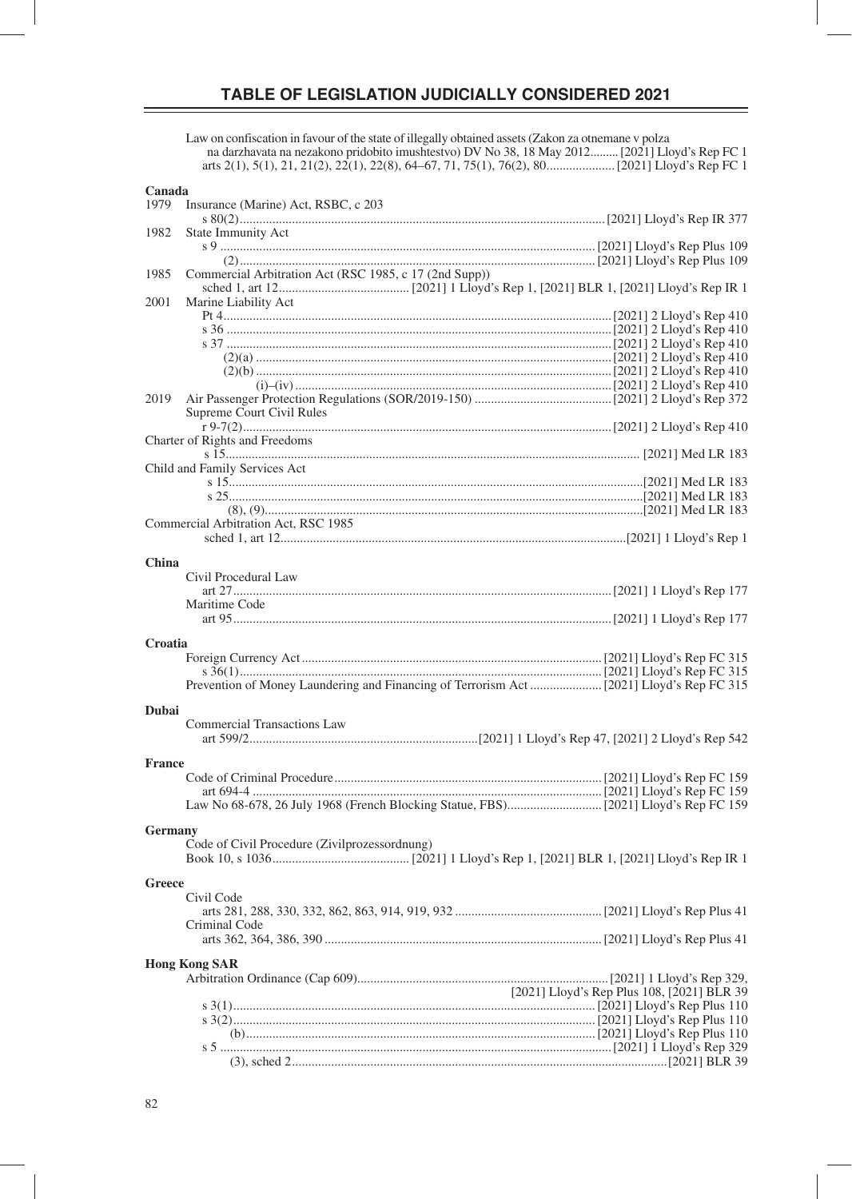## TABLE OF LEGISLATION JUDICIALLY CONSIDERED 2021

Law on confiscation in favour of the state of illegally obtained assets (Zakon za otnemane v polza na darzhavata na nezakono pridobito imushtestvo) DV No 38, 18 May 2012 ......... [2021] Lloyd's Rep FC 1
arts 2(1), 5(1), 21, 21(2), 22(1), 22(8), 64–67, 71, 75(1), 76(2), 80 ..................... [2021] Lloyd's Rep FC 1

### Canada

1979 Insurance (Marine) Act, RSBC, c 203
s 80(2) ..................... [2021] Lloyd's Rep IR 377

1982 State Immunity Act
s 9 ..................... [2021] Lloyd's Rep Plus 109
(2) ..................... [2021] Lloyd's Rep Plus 109

1985 Commercial Arbitration Act (RSC 1985, c 17 (2nd Supp))
sched 1, art 12 ..................... [2021] 1 Lloyd's Rep 1, [2021] BLR 1, [2021] Lloyd's Rep IR 1

2001 Marine Liability Act
Pt 4 ..................... [2021] 2 Lloyd's Rep 410
s 36 ..................... [2021] 2 Lloyd's Rep 410
s 37 ..................... [2021] 2 Lloyd's Rep 410
(2)(a) ..................... [2021] 2 Lloyd's Rep 410
(2)(b) ..................... [2021] 2 Lloyd's Rep 410
(i)–(iv) ..................... [2021] 2 Lloyd's Rep 410

2019 Air Passenger Protection Regulations (SOR/2019-150) ..................... [2021] 2 Lloyd's Rep 372

Supreme Court Civil Rules
r 9-7(2) ..................... [2021] 2 Lloyd's Rep 410

Charter of Rights and Freedoms
s 15 ..................... [2021] Med LR 183

Child and Family Services Act
s 15 ..................... [2021] Med LR 183
s 25 ..................... [2021] Med LR 183
(8), (9) ..................... [2021] Med LR 183

Commercial Arbitration Act, RSC 1985
sched 1, art 12 ..................... [2021] 1 Lloyd's Rep 1

### China

Civil Procedural Law
art 27 ..................... [2021] 1 Lloyd's Rep 177

Maritime Code
art 95 ..................... [2021] 1 Lloyd's Rep 177

### Croatia

Foreign Currency Act ..................... [2021] Lloyd's Rep FC 315
s 36(1) ..................... [2021] Lloyd's Rep FC 315
Prevention of Money Laundering and Financing of Terrorism Act ..................... [2021] Lloyd's Rep FC 315

### Dubai

Commercial Transactions Law
art 599/2 ..................... [2021] 1 Lloyd's Rep 47, [2021] 2 Lloyd's Rep 542

### France

Code of Criminal Procedure ..................... [2021] Lloyd's Rep FC 159
art 694-4 ..................... [2021] Lloyd's Rep FC 159
Law No 68-678, 26 July 1968 (French Blocking Statue, FBS) ..................... [2021] Lloyd's Rep FC 159

### Germany

Code of Civil Procedure (Zivilprozessordnung)
Book 10, s 1036 ..................... [2021] 1 Lloyd's Rep 1, [2021] BLR 1, [2021] Lloyd's Rep IR 1

### Greece

Civil Code
arts 281, 288, 330, 332, 862, 863, 914, 919, 932 ..................... [2021] Lloyd's Rep Plus 41

Criminal Code
arts 362, 364, 386, 390 ..................... [2021] Lloyd's Rep Plus 41

### Hong Kong SAR

Arbitration Ordinance (Cap 609) ..................... [2021] 1 Lloyd's Rep 329, [2021] Lloyd's Rep Plus 108, [2021] BLR 39
s 3(1) ..................... [2021] Lloyd's Rep Plus 110
s 3(2) ..................... [2021] Lloyd's Rep Plus 110
(b) ..................... [2021] Lloyd's Rep Plus 110
s 5 ..................... [2021] 1 Lloyd's Rep 329
(3), sched 2 ..................... [2021] BLR 39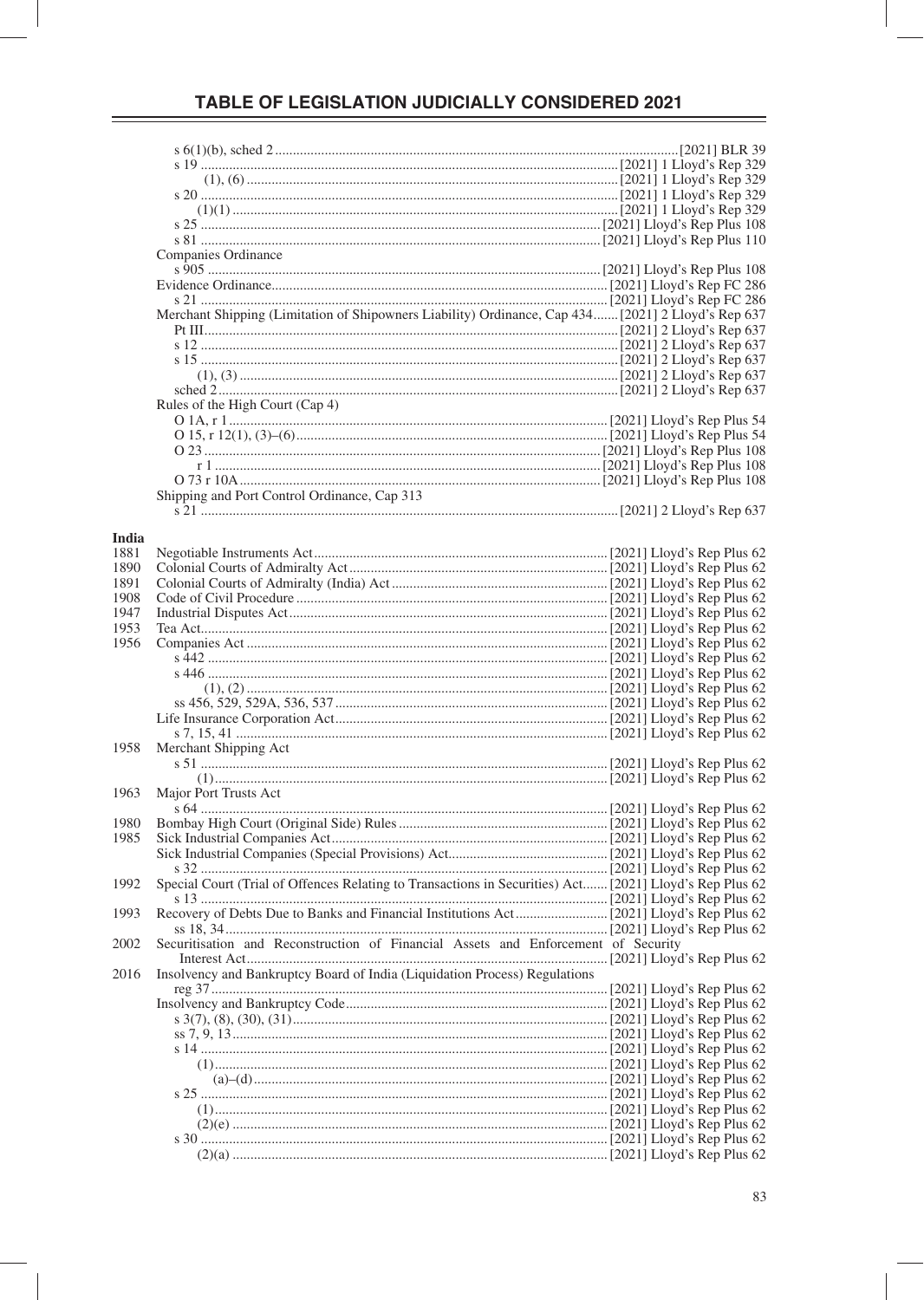| | | |
|---|---|---|
| | s 6(1)(b), sched 2 | [2021] BLR 39 |
| | s 19 | [2021] 1 Lloyd's Rep 329 |
| | (1), (6) | [2021] 1 Lloyd's Rep 329 |
| | s 20 | [2021] 1 Lloyd's Rep 329 |
| | (1)(1) | [2021] 1 Lloyd's Rep 329 |
| | s 25 | [2021] Lloyd's Rep Plus 108 |
| | s 81 | [2021] Lloyd's Rep Plus 110 |
| | Companies Ordinance | |
| | s 905 | [2021] Lloyd's Rep Plus 108 |
| | Evidence Ordinance | [2021] Lloyd's Rep FC 286 |
| | s 21 | [2021] Lloyd's Rep FC 286 |
| | Merchant Shipping (Limitation of Shipowners Liability) Ordinance, Cap 434 | [2021] 2 Lloyd's Rep 637 |
| | Pt III | [2021] 2 Lloyd's Rep 637 |
| | s 12 | [2021] 2 Lloyd's Rep 637 |
| | s 15 | [2021] 2 Lloyd's Rep 637 |
| | (1), (3) | [2021] 2 Lloyd's Rep 637 |
| | sched 2 | [2021] 2 Lloyd's Rep 637 |
| | Rules of the High Court (Cap 4) | |
| | O 1A, r 1 | [2021] Lloyd's Rep Plus 54 |
| | O 15, r 12(1), (3)–(6) | [2021] Lloyd's Rep Plus 54 |
| | O 23 | [2021] Lloyd's Rep Plus 108 |
| | r 1 | [2021] Lloyd's Rep Plus 108 |
| | O 73 r 10A | [2021] Lloyd's Rep Plus 108 |
| | Shipping and Port Control Ordinance, Cap 313 | |
| | s 21 | [2021] 2 Lloyd's Rep 637 |
| **India** | | |
| 1881 | Negotiable Instruments Act | [2021] Lloyd's Rep Plus 62 |
| 1890 | Colonial Courts of Admiralty Act | [2021] Lloyd's Rep Plus 62 |
| 1891 | Colonial Courts of Admiralty (India) Act | [2021] Lloyd's Rep Plus 62 |
| 1908 | Code of Civil Procedure | [2021] Lloyd's Rep Plus 62 |
| 1947 | Industrial Disputes Act | [2021] Lloyd's Rep Plus 62 |
| 1953 | Tea Act | [2021] Lloyd's Rep Plus 62 |
| 1956 | Companies Act | [2021] Lloyd's Rep Plus 62 |
| | s 442 | [2021] Lloyd's Rep Plus 62 |
| | s 446 | [2021] Lloyd's Rep Plus 62 |
| | (1), (2) | [2021] Lloyd's Rep Plus 62 |
| | ss 456, 529, 529A, 536, 537 | [2021] Lloyd's Rep Plus 62 |
| | Life Insurance Corporation Act | [2021] Lloyd's Rep Plus 62 |
| | s 7, 15, 41 | [2021] Lloyd's Rep Plus 62 |
| 1958 | Merchant Shipping Act | |
| | s 51 | [2021] Lloyd's Rep Plus 62 |
| | (1) | [2021] Lloyd's Rep Plus 62 |
| 1963 | Major Port Trusts Act | |
| | s 64 | [2021] Lloyd's Rep Plus 62 |
| 1980 | Bombay High Court (Original Side) Rules | [2021] Lloyd's Rep Plus 62 |
| 1985 | Sick Industrial Companies Act | [2021] Lloyd's Rep Plus 62 |
| | Sick Industrial Companies (Special Provisions) Act | [2021] Lloyd's Rep Plus 62 |
| | s 32 | [2021] Lloyd's Rep Plus 62 |
| 1992 | Special Court (Trial of Offences Relating to Transactions in Securities) Act | [2021] Lloyd's Rep Plus 62 |
| | s 13 | [2021] Lloyd's Rep Plus 62 |
| 1993 | Recovery of Debts Due to Banks and Financial Institutions Act | [2021] Lloyd's Rep Plus 62 |
| | ss 18, 34 | [2021] Lloyd's Rep Plus 62 |
| 2002 | Securitisation and Reconstruction of Financial Assets and Enforcement of Security Interest Act | [2021] Lloyd's Rep Plus 62 |
| 2016 | Insolvency and Bankruptcy Board of India (Liquidation Process) Regulations | |
| | reg 37 | [2021] Lloyd's Rep Plus 62 |
| | Insolvency and Bankruptcy Code | [2021] Lloyd's Rep Plus 62 |
| | s 3(7), (8), (30), (31) | [2021] Lloyd's Rep Plus 62 |
| | ss 7, 9, 13 | [2021] Lloyd's Rep Plus 62 |
| | s 14 | [2021] Lloyd's Rep Plus 62 |
| | (1) | [2021] Lloyd's Rep Plus 62 |
| | (a)–(d) | [2021] Lloyd's Rep Plus 62 |
| | s 25 | [2021] Lloyd's Rep Plus 62 |
| | (1) | [2021] Lloyd's Rep Plus 62 |
| | (2)(e) | [2021] Lloyd's Rep Plus 62 |
| | s 30 | [2021] Lloyd's Rep Plus 62 |
| | (2)(a) | [2021] Lloyd's Rep Plus 62 |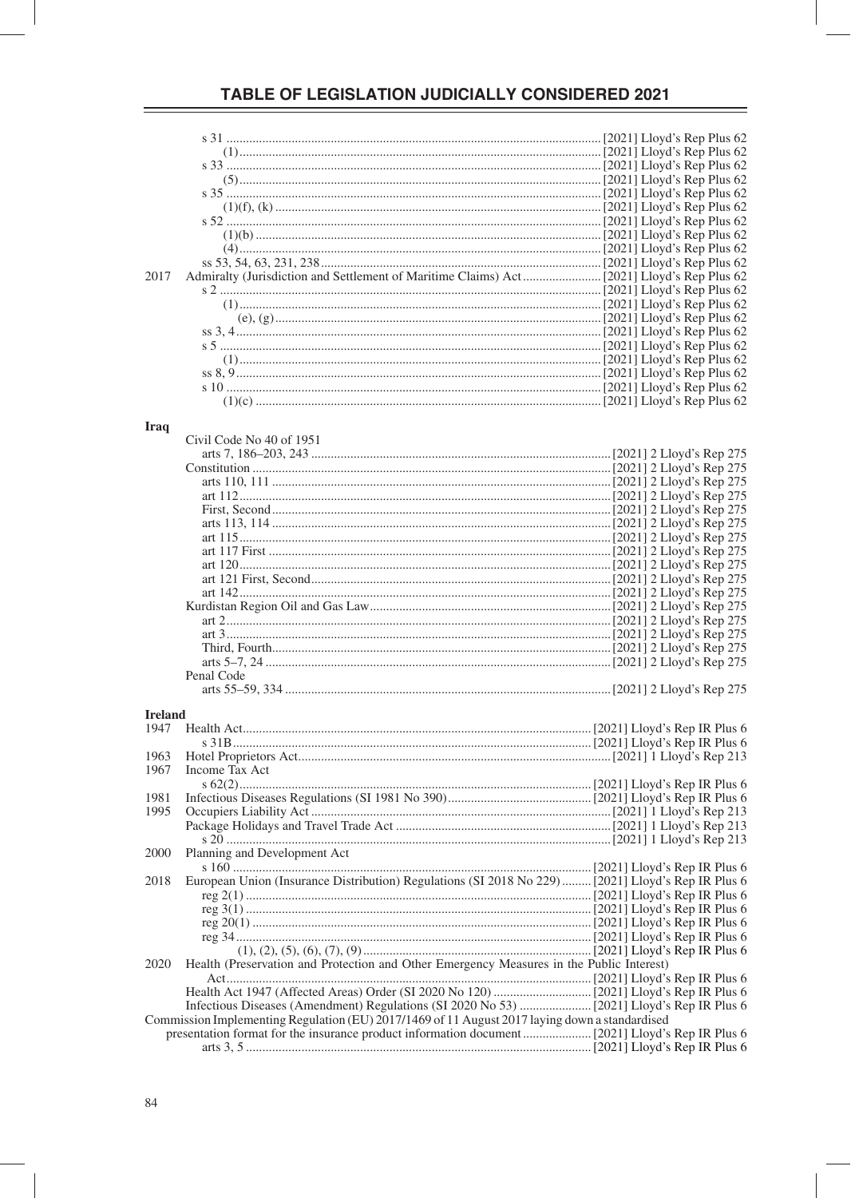# TABLE OF LEGISLATION JUDICIALLY CONSIDERED 2021

| Year | Legislation | Citation |
|---|---|---|
| | s 31 | [2021] Lloyd's Rep Plus 62 |
| | (1) | [2021] Lloyd's Rep Plus 62 |
| | s 33 | [2021] Lloyd's Rep Plus 62 |
| | (5) | [2021] Lloyd's Rep Plus 62 |
| | s 35 | [2021] Lloyd's Rep Plus 62 |
| | (1)(f), (k) | [2021] Lloyd's Rep Plus 62 |
| | s 52 | [2021] Lloyd's Rep Plus 62 |
| | (1)(b) | [2021] Lloyd's Rep Plus 62 |
| | (4) | [2021] Lloyd's Rep Plus 62 |
| | ss 53, 54, 63, 231, 238 | [2021] Lloyd's Rep Plus 62 |
| 2017 | Admiralty (Jurisdiction and Settlement of Maritime Claims) Act | [2021] Lloyd's Rep Plus 62 |
| | s 2 | [2021] Lloyd's Rep Plus 62 |
| | (1) | [2021] Lloyd's Rep Plus 62 |
| | (e), (g) | [2021] Lloyd's Rep Plus 62 |
| | ss 3, 4 | [2021] Lloyd's Rep Plus 62 |
| | s 5 | [2021] Lloyd's Rep Plus 62 |
| | (1) | [2021] Lloyd's Rep Plus 62 |
| | ss 8, 9 | [2021] Lloyd's Rep Plus 62 |
| | s 10 | [2021] Lloyd's Rep Plus 62 |
| | (1)(c) | [2021] Lloyd's Rep Plus 62 |

**Iraq**

| Year | Legislation | Citation |
|---|---|---|
| | Civil Code No 40 of 1951 | |
| | arts 7, 186–203, 243 | [2021] 2 Lloyd's Rep 275 |
| | Constitution | [2021] 2 Lloyd's Rep 275 |
| | arts 110, 111 | [2021] 2 Lloyd's Rep 275 |
| | art 112 | [2021] 2 Lloyd's Rep 275 |
| | First, Second | [2021] 2 Lloyd's Rep 275 |
| | arts 113, 114 | [2021] 2 Lloyd's Rep 275 |
| | art 115 | [2021] 2 Lloyd's Rep 275 |
| | art 117 First | [2021] 2 Lloyd's Rep 275 |
| | art 120 | [2021] 2 Lloyd's Rep 275 |
| | art 121 First, Second | [2021] 2 Lloyd's Rep 275 |
| | art 142 | [2021] 2 Lloyd's Rep 275 |
| | Kurdistan Region Oil and Gas Law | [2021] 2 Lloyd's Rep 275 |
| | art 2 | [2021] 2 Lloyd's Rep 275 |
| | art 3 | [2021] 2 Lloyd's Rep 275 |
| | Third, Fourth | [2021] 2 Lloyd's Rep 275 |
| | arts 5–7, 24 | [2021] 2 Lloyd's Rep 275 |
| | Penal Code | |
| | arts 55–59, 334 | [2021] 2 Lloyd's Rep 275 |

**Ireland**

| Year | Legislation | Citation |
|---|---|---|
| 1947 | Health Act | [2021] Lloyd's Rep IR Plus 6 |
| | s 31B | [2021] Lloyd's Rep IR Plus 6 |
| 1963 | Hotel Proprietors Act | [2021] 1 Lloyd's Rep 213 |
| 1967 | Income Tax Act | |
| | s 62(2) | [2021] Lloyd's Rep IR Plus 6 |
| 1981 | Infectious Diseases Regulations (SI 1981 No 390) | [2021] Lloyd's Rep IR Plus 6 |
| 1995 | Occupiers Liability Act | [2021] 1 Lloyd's Rep 213 |
| | Package Holidays and Travel Trade Act | [2021] 1 Lloyd's Rep 213 |
| | s 20 | [2021] 1 Lloyd's Rep 213 |
| 2000 | Planning and Development Act | |
| | s 160 | [2021] Lloyd's Rep IR Plus 6 |
| 2018 | European Union (Insurance Distribution) Regulations (SI 2018 No 229) | [2021] Lloyd's Rep IR Plus 6 |
| | reg 2(1) | [2021] Lloyd's Rep IR Plus 6 |
| | reg 3(1) | [2021] Lloyd's Rep IR Plus 6 |
| | reg 20(1) | [2021] Lloyd's Rep IR Plus 6 |
| | reg 34 | [2021] Lloyd's Rep IR Plus 6 |
| | (1), (2), (5), (6), (7), (9) | [2021] Lloyd's Rep IR Plus 6 |
| 2020 | Health (Preservation and Protection and Other Emergency Measures in the Public Interest) Act | [2021] Lloyd's Rep IR Plus 6 |
| | Health Act 1947 (Affected Areas) Order (SI 2020 No 120) | [2021] Lloyd's Rep IR Plus 6 |
| | Infectious Diseases (Amendment) Regulations (SI 2020 No 53) | [2021] Lloyd's Rep IR Plus 6 |
| | Commission Implementing Regulation (EU) 2017/1469 of 11 August 2017 laying down a standardised presentation format for the insurance product information document | [2021] Lloyd's Rep IR Plus 6 |
| | arts 3, 5 | [2021] Lloyd's Rep IR Plus 6 |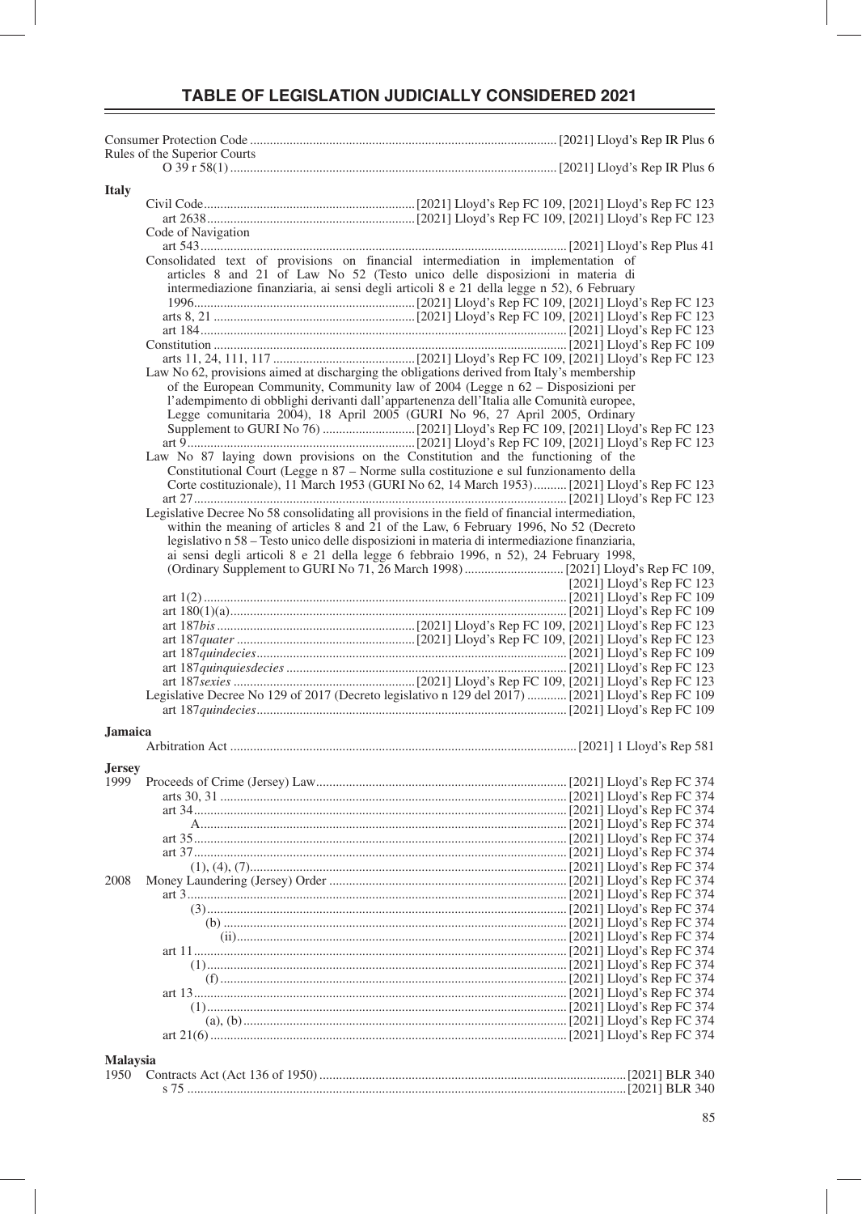## TABLE OF LEGISLATION JUDICIALLY CONSIDERED 2021

Consumer Protection Code ........ [2021] Lloyd's Rep IR Plus 6
Rules of the Superior Courts
  O 39 r 58(1) ........ [2021] Lloyd's Rep IR Plus 6

**Italy**

Civil Code ........ [2021] Lloyd's Rep FC 109, [2021] Lloyd's Rep FC 123
  art 2638 ........ [2021] Lloyd's Rep FC 109, [2021] Lloyd's Rep FC 123
Code of Navigation
  art 543 ........ [2021] Lloyd's Rep Plus 41
Consolidated text of provisions on financial intermediation in implementation of articles 8 and 21 of Law No 52 (Testo unico delle disposizioni in materia di intermediazione finanziaria, ai sensi degli articoli 8 e 21 della legge n 52), 6 February 1996 ........ [2021] Lloyd's Rep FC 109, [2021] Lloyd's Rep FC 123
  arts 8, 21 ........ [2021] Lloyd's Rep FC 109, [2021] Lloyd's Rep FC 123
  art 184 ........ [2021] Lloyd's Rep FC 123
Constitution ........ [2021] Lloyd's Rep FC 109
  arts 11, 24, 111, 117 ........ [2021] Lloyd's Rep FC 109, [2021] Lloyd's Rep FC 123
Law No 62, provisions aimed at discharging the obligations derived from Italy's membership of the European Community, Community law of 2004 (Legge n 62 – Disposizioni per l'adempimento di obblighi derivanti dall'appartenenza dell'Italia alle Comunità europee, Legge comunitaria 2004), 18 April 2005 (GURI No 96, 27 April 2005, Ordinary Supplement to GURI No 76) ........ [2021] Lloyd's Rep FC 109, [2021] Lloyd's Rep FC 123
  art 9 ........ [2021] Lloyd's Rep FC 109, [2021] Lloyd's Rep FC 123
Law No 87 laying down provisions on the Constitution and the functioning of the Constitutional Court (Legge n 87 – Norme sulla costituzione e sul funzionamento della Corte costituzionale), 11 March 1953 (GURI No 62, 14 March 1953) ........ [2021] Lloyd's Rep FC 123
  art 27 ........ [2021] Lloyd's Rep FC 123
Legislative Decree No 58 consolidating all provisions in the field of financial intermediation, within the meaning of articles 8 and 21 of the Law, 6 February 1996, No 52 (Decreto legislativo n 58 – Testo unico delle disposizioni in materia di intermediazione finanziaria, ai sensi degli articoli 8 e 21 della legge 6 febbraio 1996, n 52), 24 February 1998, (Ordinary Supplement to GURI No 71, 26 March 1998) ........ [2021] Lloyd's Rep FC 109, [2021] Lloyd's Rep FC 123
  art 1(2) ........ [2021] Lloyd's Rep FC 109
  art 180(1)(a) ........ [2021] Lloyd's Rep FC 109
  art 187*bis* ........ [2021] Lloyd's Rep FC 109, [2021] Lloyd's Rep FC 123
  art 187*quater* ........ [2021] Lloyd's Rep FC 109, [2021] Lloyd's Rep FC 123
  art 187*quindecies* ........ [2021] Lloyd's Rep FC 109
  art 187*quinquiesdecies* ........ [2021] Lloyd's Rep FC 123
  art 187*sexies* ........ [2021] Lloyd's Rep FC 109, [2021] Lloyd's Rep FC 123
Legislative Decree No 129 of 2017 (Decreto legislativo n 129 del 2017) ........ [2021] Lloyd's Rep FC 109
  art 187*quindecies* ........ [2021] Lloyd's Rep FC 109

**Jamaica**

Arbitration Act ........ [2021] 1 Lloyd's Rep 581

**Jersey**

1999 Proceeds of Crime (Jersey) Law ........ [2021] Lloyd's Rep FC 374
  arts 30, 31 ........ [2021] Lloyd's Rep FC 374
  art 34 ........ [2021] Lloyd's Rep FC 374
    A ........ [2021] Lloyd's Rep FC 374
  art 35 ........ [2021] Lloyd's Rep FC 374
  art 37 ........ [2021] Lloyd's Rep FC 374
    (1), (4), (7) ........ [2021] Lloyd's Rep FC 374
2008 Money Laundering (Jersey) Order ........ [2021] Lloyd's Rep FC 374
  art 3 ........ [2021] Lloyd's Rep FC 374
    (3) ........ [2021] Lloyd's Rep FC 374
      (b) ........ [2021] Lloyd's Rep FC 374
        (ii) ........ [2021] Lloyd's Rep FC 374
  art 11 ........ [2021] Lloyd's Rep FC 374
    (1) ........ [2021] Lloyd's Rep FC 374
      (f) ........ [2021] Lloyd's Rep FC 374
  art 13 ........ [2021] Lloyd's Rep FC 374
    (1) ........ [2021] Lloyd's Rep FC 374
      (a), (b) ........ [2021] Lloyd's Rep FC 374
  art 21(6) ........ [2021] Lloyd's Rep FC 374

**Malaysia**

1950 Contracts Act (Act 136 of 1950) ........ [2021] BLR 340
  s 75 ........ [2021] BLR 340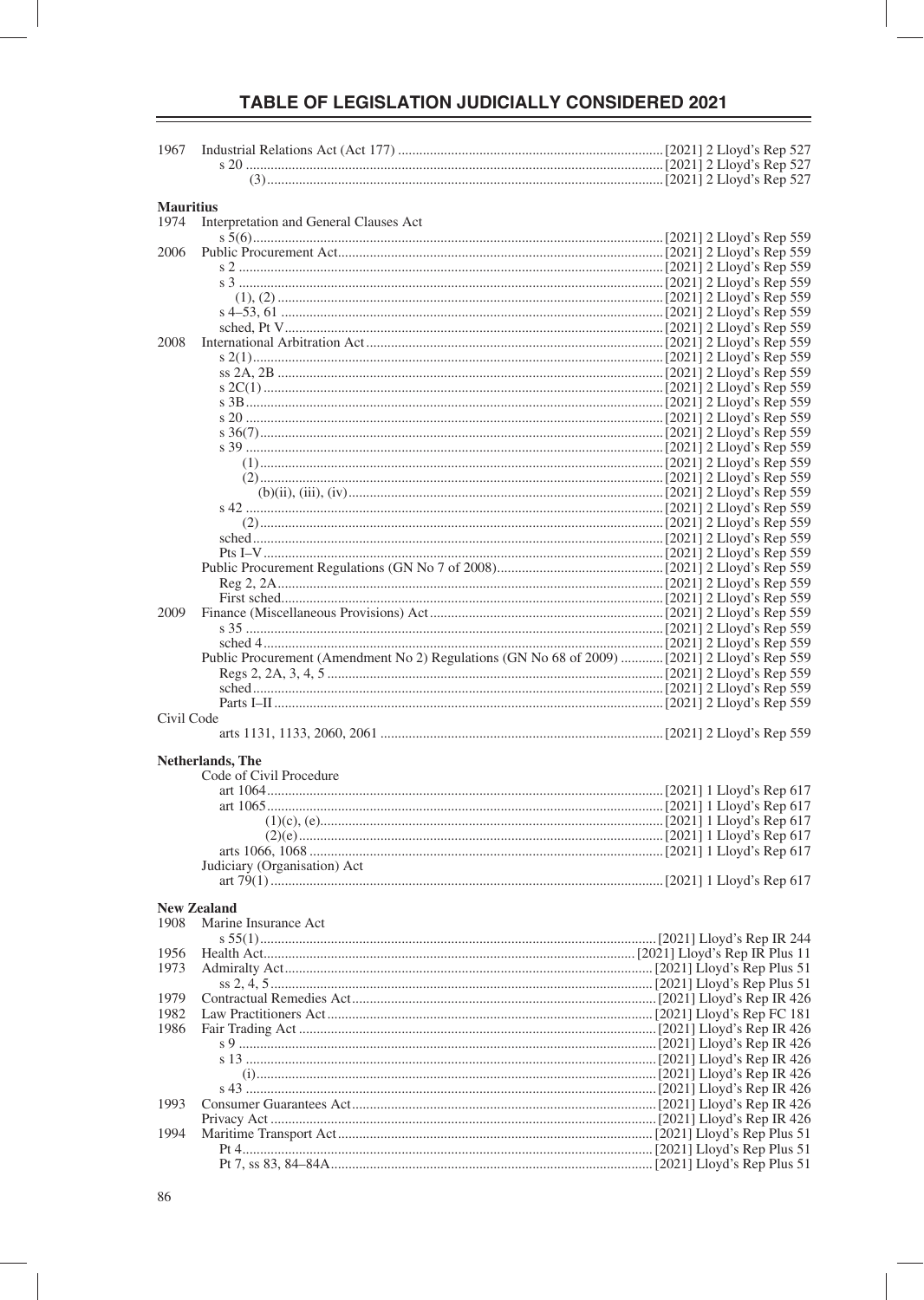| | | |
|---|---|---|
| 1967 | Industrial Relations Act (Act 177) | [2021] 2 Lloyd's Rep 527 |
| | s 20 | [2021] 2 Lloyd's Rep 527 |
| | (3) | [2021] 2 Lloyd's Rep 527 |

**Mauritius**

| | | |
|---|---|---|
| 1974 | Interpretation and General Clauses Act | |
| | s 5(6) | [2021] 2 Lloyd's Rep 559 |
| 2006 | Public Procurement Act | [2021] 2 Lloyd's Rep 559 |
| | s 2 | [2021] 2 Lloyd's Rep 559 |
| | s 3 | [2021] 2 Lloyd's Rep 559 |
| | (1), (2) | [2021] 2 Lloyd's Rep 559 |
| | s 4–53, 61 | [2021] 2 Lloyd's Rep 559 |
| | sched, Pt V | [2021] 2 Lloyd's Rep 559 |
| 2008 | International Arbitration Act | [2021] 2 Lloyd's Rep 559 |
| | s 2(1) | [2021] 2 Lloyd's Rep 559 |
| | ss 2A, 2B | [2021] 2 Lloyd's Rep 559 |
| | s 2C(1) | [2021] 2 Lloyd's Rep 559 |
| | s 3B | [2021] 2 Lloyd's Rep 559 |
| | s 20 | [2021] 2 Lloyd's Rep 559 |
| | s 36(7) | [2021] 2 Lloyd's Rep 559 |
| | s 39 | [2021] 2 Lloyd's Rep 559 |
| | (1) | [2021] 2 Lloyd's Rep 559 |
| | (2) | [2021] 2 Lloyd's Rep 559 |
| | (b)(ii), (iii), (iv) | [2021] 2 Lloyd's Rep 559 |
| | s 42 | [2021] 2 Lloyd's Rep 559 |
| | (2) | [2021] 2 Lloyd's Rep 559 |
| | sched | [2021] 2 Lloyd's Rep 559 |
| | Pts I–V | [2021] 2 Lloyd's Rep 559 |
| | Public Procurement Regulations (GN No 7 of 2008) | [2021] 2 Lloyd's Rep 559 |
| | Reg 2, 2A | [2021] 2 Lloyd's Rep 559 |
| | First sched | [2021] 2 Lloyd's Rep 559 |
| 2009 | Finance (Miscellaneous Provisions) Act | [2021] 2 Lloyd's Rep 559 |
| | s 35 | [2021] 2 Lloyd's Rep 559 |
| | sched 4 | [2021] 2 Lloyd's Rep 559 |
| | Public Procurement (Amendment No 2) Regulations (GN No 68 of 2009) | [2021] 2 Lloyd's Rep 559 |
| | Regs 2, 2A, 3, 4, 5 | [2021] 2 Lloyd's Rep 559 |
| | sched | [2021] 2 Lloyd's Rep 559 |
| | Parts I–II | [2021] 2 Lloyd's Rep 559 |
| Civil Code | | |
| | arts 1131, 1133, 2060, 2061 | [2021] 2 Lloyd's Rep 559 |

**Netherlands, The**

| | | |
|---|---|---|
| | Code of Civil Procedure | |
| | art 1064 | [2021] 1 Lloyd's Rep 617 |
| | art 1065 | [2021] 1 Lloyd's Rep 617 |
| | (1)(c), (e) | [2021] 1 Lloyd's Rep 617 |
| | (2)(e) | [2021] 1 Lloyd's Rep 617 |
| | arts 1066, 1068 | [2021] 1 Lloyd's Rep 617 |
| | Judiciary (Organisation) Act | |
| | art 79(1) | [2021] 1 Lloyd's Rep 617 |

**New Zealand**

| | | |
|---|---|---|
| 1908 | Marine Insurance Act | |
| | s 55(1) | [2021] Lloyd's Rep IR 244 |
| 1956 | Health Act | [2021] Lloyd's Rep IR Plus 11 |
| 1973 | Admiralty Act | [2021] Lloyd's Rep Plus 51 |
| | ss 2, 4, 5 | [2021] Lloyd's Rep Plus 51 |
| 1979 | Contractual Remedies Act | [2021] Lloyd's Rep IR 426 |
| 1982 | Law Practitioners Act | [2021] Lloyd's Rep FC 181 |
| 1986 | Fair Trading Act | [2021] Lloyd's Rep IR 426 |
| | s 9 | [2021] Lloyd's Rep IR 426 |
| | s 13 | [2021] Lloyd's Rep IR 426 |
| | (i) | [2021] Lloyd's Rep IR 426 |
| | s 43 | [2021] Lloyd's Rep IR 426 |
| 1993 | Consumer Guarantees Act | [2021] Lloyd's Rep IR 426 |
| | Privacy Act | [2021] Lloyd's Rep IR 426 |
| 1994 | Maritime Transport Act | [2021] Lloyd's Rep Plus 51 |
| | Pt 4 | [2021] Lloyd's Rep Plus 51 |
| | Pt 7, ss 83, 84–84A | [2021] Lloyd's Rep Plus 51 |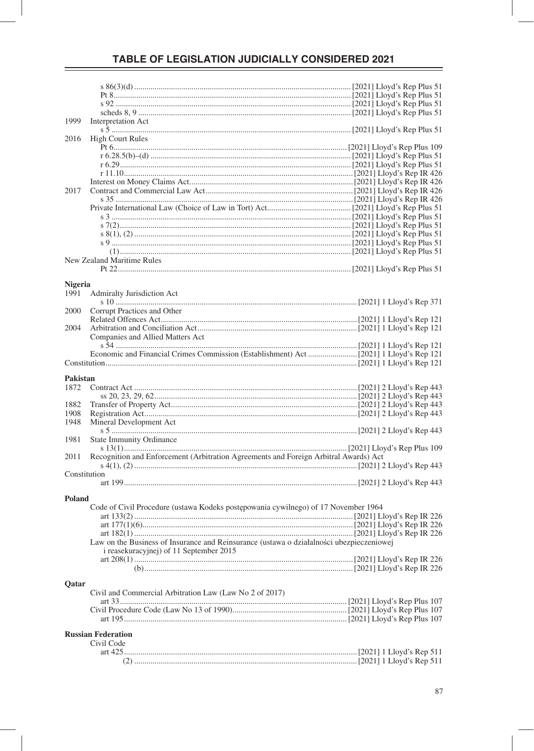# TABLE OF LEGISLATION JUDICIALLY CONSIDERED 2021

| | | |
|---|---|---|
| | s 86(3)(d) | [2021] Lloyd's Rep Plus 51 |
| | Pt 8 | [2021] Lloyd's Rep Plus 51 |
| | s 92 | [2021] Lloyd's Rep Plus 51 |
| | scheds 8, 9 | [2021] Lloyd's Rep Plus 51 |
| 1999 | Interpretation Act | |
| | s 5 | [2021] Lloyd's Rep Plus 51 |
| 2016 | High Court Rules | |
| | Pt 6 | [2021] Lloyd's Rep Plus 109 |
| | r 6.28.5(b)–(d) | [2021] Lloyd's Rep Plus 51 |
| | r 6.29 | [2021] Lloyd's Rep Plus 51 |
| | r 11.10 | [2021] Lloyd's Rep IR 426 |
| | Interest on Money Claims Act | [2021] Lloyd's Rep IR 426 |
| 2017 | Contract and Commercial Law Act | [2021] Lloyd's Rep IR 426 |
| | s 35 | [2021] Lloyd's Rep IR 426 |
| | Private International Law (Choice of Law in Tort) Act | [2021] Lloyd's Rep Plus 51 |
| | s 3 | [2021] Lloyd's Rep Plus 51 |
| | s 7(2) | [2021] Lloyd's Rep Plus 51 |
| | s 8(1), (2) | [2021] Lloyd's Rep Plus 51 |
| | s 9 | [2021] Lloyd's Rep Plus 51 |
| | (1) | [2021] Lloyd's Rep Plus 51 |
| | New Zealand Maritime Rules | |
| | Pt 22 | [2021] Lloyd's Rep Plus 51 |

**Nigeria**

| | | |
|---|---|---|
| 1991 | Admiralty Jurisdiction Act | |
| | s 10 | [2021] 1 Lloyd's Rep 371 |
| 2000 | Corrupt Practices and Other Related Offences Act | [2021] 1 Lloyd's Rep 121 |
| 2004 | Arbitration and Conciliation Act | [2021] 1 Lloyd's Rep 121 |
| | Companies and Allied Matters Act | |
| | s 54 | [2021] 1 Lloyd's Rep 121 |
| | Economic and Financial Crimes Commission (Establishment) Act | [2021] 1 Lloyd's Rep 121 |
| | Constitution | [2021] 1 Lloyd's Rep 121 |

**Pakistan**

| | | |
|---|---|---|
| 1872 | Contract Act | [2021] 2 Lloyd's Rep 443 |
| | ss 20, 23, 29, 62 | [2021] 2 Lloyd's Rep 443 |
| 1882 | Transfer of Property Act | [2021] 2 Lloyd's Rep 443 |
| 1908 | Registration Act | [2021] 2 Lloyd's Rep 443 |
| 1948 | Mineral Development Act | |
| | s 5 | [2021] 2 Lloyd's Rep 443 |
| 1981 | State Immunity Ordinance | |
| | s 13(1) | [2021] Lloyd's Rep Plus 109 |
| 2011 | Recognition and Enforcement (Arbitration Agreements and Foreign Arbitral Awards) Act | |
| | s 4(1), (2) | [2021] 2 Lloyd's Rep 443 |
| | Constitution | |
| | art 199 | [2021] 2 Lloyd's Rep 443 |

**Poland**

| | |
|---|---|
| Code of Civil Procedure (ustawa Kodeks postępowania cywilnego) of 17 November 1964 | |
| art 133(2) | [2021] Lloyd's Rep IR 226 |
| art 177(1)(6) | [2021] Lloyd's Rep IR 226 |
| art 182(1) | [2021] Lloyd's Rep IR 226 |
| Law on the Business of Insurance and Reinsurance (ustawa o działalności ubezpieczeniowej i reasekuracyjnej) of 11 September 2015 | |
| art 208(1) | [2021] Lloyd's Rep IR 226 |
| (b) | [2021] Lloyd's Rep IR 226 |

**Qatar**

| | |
|---|---|
| Civil and Commercial Arbitration Law (Law No 2 of 2017) | |
| art 33 | [2021] Lloyd's Rep Plus 107 |
| Civil Procedure Code (Law No 13 of 1990) | [2021] Lloyd's Rep Plus 107 |
| art 195 | [2021] Lloyd's Rep Plus 107 |

**Russian Federation**

| | |
|---|---|
| Civil Code | |
| art 425 | [2021] 1 Lloyd's Rep 511 |
| (2) | [2021] 1 Lloyd's Rep 511 |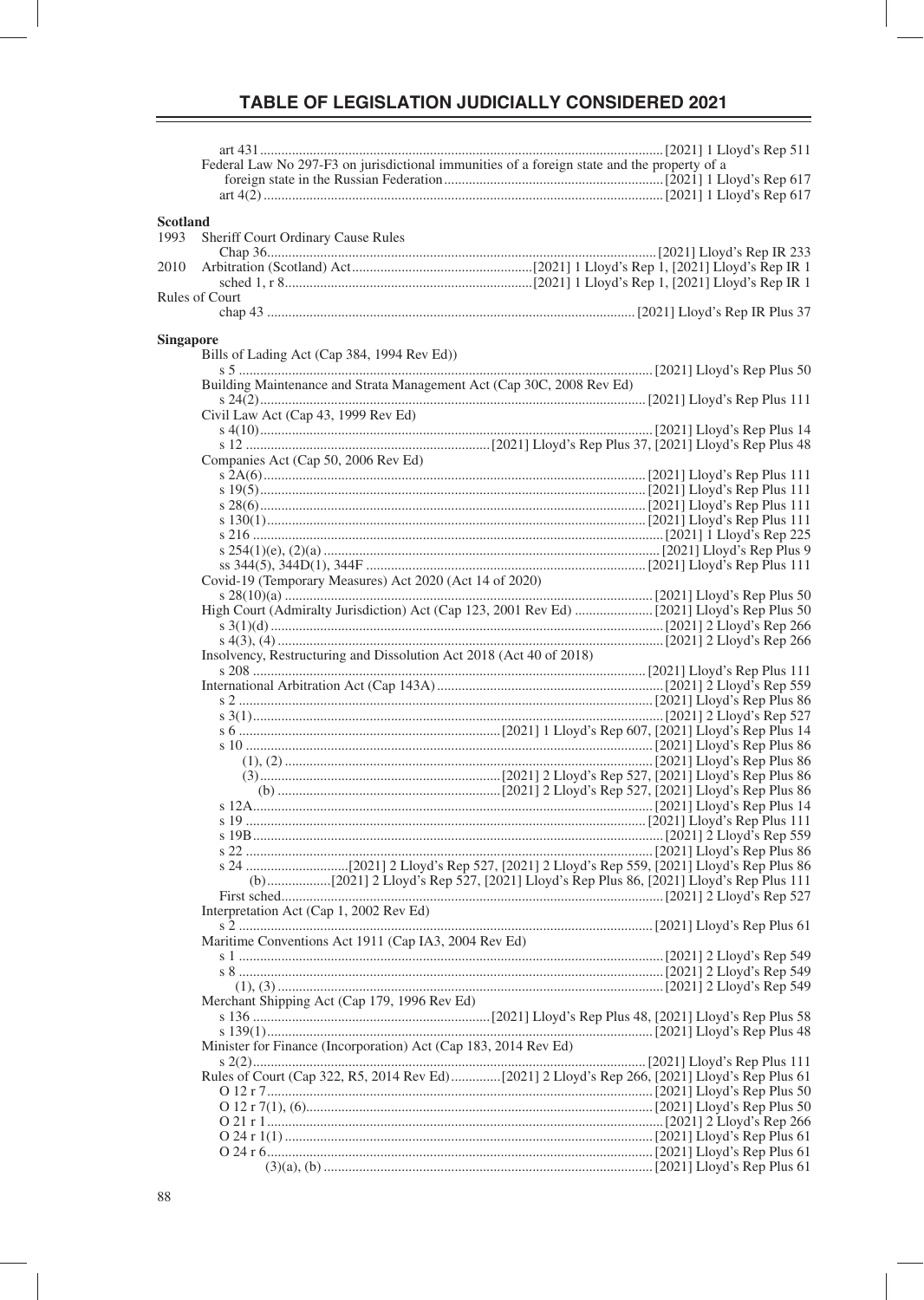art 431 .......... [2021] 1 Lloyd's Rep 511

Federal Law No 297-F3 on jurisdictional immunities of a foreign state and the property of a foreign state in the Russian Federation .......... [2021] 1 Lloyd's Rep 617

art 4(2) .......... [2021] 1 Lloyd's Rep 617

**Scotland**

1993 Sheriff Court Ordinary Cause Rules

Chap 36 .......... [2021] Lloyd's Rep IR 233

2010 Arbitration (Scotland) Act .......... [2021] 1 Lloyd's Rep 1, [2021] Lloyd's Rep IR 1

sched 1, r 8 .......... [2021] 1 Lloyd's Rep 1, [2021] Lloyd's Rep IR 1

Rules of Court

chap 43 .......... [2021] Lloyd's Rep IR Plus 37

**Singapore**

Bills of Lading Act (Cap 384, 1994 Rev Ed))

s 5 .......... [2021] Lloyd's Rep Plus 50

Building Maintenance and Strata Management Act (Cap 30C, 2008 Rev Ed)

s 24(2) .......... [2021] Lloyd's Rep Plus 111

Civil Law Act (Cap 43, 1999 Rev Ed)

s 4(10) .......... [2021] Lloyd's Rep Plus 14

s 12 .......... [2021] Lloyd's Rep Plus 37, [2021] Lloyd's Rep Plus 48

Companies Act (Cap 50, 2006 Rev Ed)

s 2A(6) .......... [2021] Lloyd's Rep Plus 111

s 19(5) .......... [2021] Lloyd's Rep Plus 111

s 28(6) .......... [2021] Lloyd's Rep Plus 111

s 130(1) .......... [2021] Lloyd's Rep Plus 111

s 216 .......... [2021] 1 Lloyd's Rep 225

s 254(1)(e), (2)(a) .......... [2021] Lloyd's Rep Plus 9

ss 344(5), 344D(1), 344F .......... [2021] Lloyd's Rep Plus 111

Covid-19 (Temporary Measures) Act 2020 (Act 14 of 2020)

s 28(10)(a) .......... [2021] Lloyd's Rep Plus 50

High Court (Admiralty Jurisdiction) Act (Cap 123, 2001 Rev Ed) .......... [2021] Lloyd's Rep Plus 50

s 3(1)(d) .......... [2021] 2 Lloyd's Rep 266

s 4(3), (4) .......... [2021] 2 Lloyd's Rep 266

Insolvency, Restructuring and Dissolution Act 2018 (Act 40 of 2018)

s 208 .......... [2021] Lloyd's Rep Plus 111

International Arbitration Act (Cap 143A) .......... [2021] 2 Lloyd's Rep 559

s 2 .......... [2021] Lloyd's Rep Plus 86

s 3(1) .......... [2021] 2 Lloyd's Rep 527

s 6 .......... [2021] 1 Lloyd's Rep 607, [2021] Lloyd's Rep Plus 14

s 10 .......... [2021] Lloyd's Rep Plus 86

(1), (2) .......... [2021] Lloyd's Rep Plus 86

(3) .......... [2021] 2 Lloyd's Rep 527, [2021] Lloyd's Rep Plus 86

(b) .......... [2021] 2 Lloyd's Rep 527, [2021] Lloyd's Rep Plus 86

s 12A .......... [2021] Lloyd's Rep Plus 14

s 19 .......... [2021] Lloyd's Rep Plus 111

s 19B .......... [2021] 2 Lloyd's Rep 559

s 22 .......... [2021] Lloyd's Rep Plus 86

s 24 .......... [2021] 2 Lloyd's Rep 527, [2021] 2 Lloyd's Rep 559, [2021] Lloyd's Rep Plus 86

(b) .......... [2021] 2 Lloyd's Rep 527, [2021] Lloyd's Rep Plus 86, [2021] Lloyd's Rep Plus 111

First sched .......... [2021] 2 Lloyd's Rep 527

Interpretation Act (Cap 1, 2002 Rev Ed)

s 2 .......... [2021] Lloyd's Rep Plus 61

Maritime Conventions Act 1911 (Cap IA3, 2004 Rev Ed)

s 1 .......... [2021] 2 Lloyd's Rep 549

s 8 .......... [2021] 2 Lloyd's Rep 549

(1), (3) .......... [2021] 2 Lloyd's Rep 549

Merchant Shipping Act (Cap 179, 1996 Rev Ed)

s 136 .......... [2021] Lloyd's Rep Plus 48, [2021] Lloyd's Rep Plus 58

s 139(1) .......... [2021] Lloyd's Rep Plus 48

Minister for Finance (Incorporation) Act (Cap 183, 2014 Rev Ed)

s 2(2) .......... [2021] Lloyd's Rep Plus 111

Rules of Court (Cap 322, R5, 2014 Rev Ed) .......... [2021] 2 Lloyd's Rep 266, [2021] Lloyd's Rep Plus 61

O 12 r 7 .......... [2021] Lloyd's Rep Plus 50

O 12 r 7(1), (6) .......... [2021] Lloyd's Rep Plus 50

O 21 r 1 .......... [2021] 2 Lloyd's Rep 266

O 24 r 1(1) .......... [2021] Lloyd's Rep Plus 61

O 24 r 6 .......... [2021] Lloyd's Rep Plus 61

(3)(a), (b) .......... [2021] Lloyd's Rep Plus 61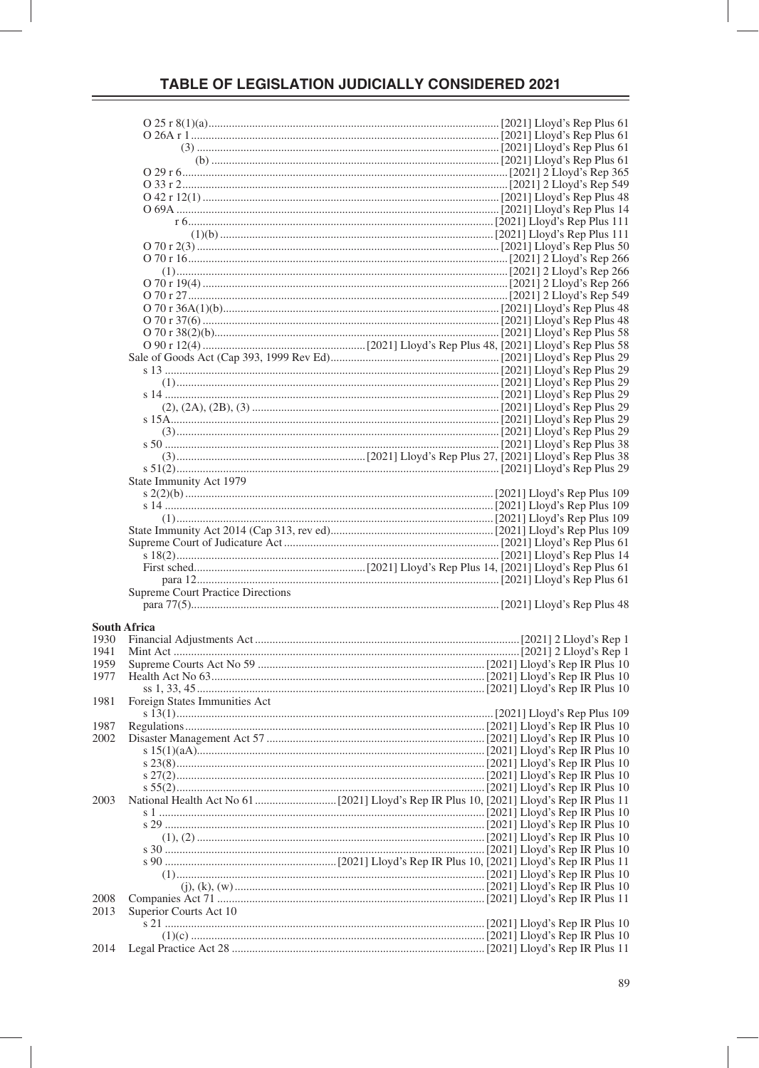O 25 r 8(1)(a) .......... [2021] Lloyd's Rep Plus 61
O 26A r 1 .......... [2021] Lloyd's Rep Plus 61
(3) .......... [2021] Lloyd's Rep Plus 61
(b) .......... [2021] Lloyd's Rep Plus 61
O 29 r 6 .......... [2021] 2 Lloyd's Rep 365
O 33 r 2 .......... [2021] 2 Lloyd's Rep 549
O 42 r 12(1) .......... [2021] Lloyd's Rep Plus 48
O 69A .......... [2021] Lloyd's Rep Plus 14
r 6 .......... [2021] Lloyd's Rep Plus 111
(1)(b) .......... [2021] Lloyd's Rep Plus 111
O 70 r 2(3) .......... [2021] Lloyd's Rep Plus 50
O 70 r 16 .......... [2021] 2 Lloyd's Rep 266
(1) .......... [2021] 2 Lloyd's Rep 266
O 70 r 19(4) .......... [2021] 2 Lloyd's Rep 266
O 70 r 27 .......... [2021] 2 Lloyd's Rep 549
O 70 r 36A(1)(b) .......... [2021] Lloyd's Rep Plus 48
O 70 r 37(6) .......... [2021] Lloyd's Rep Plus 48
O 70 r 38(2)(b) .......... [2021] Lloyd's Rep Plus 58
O 90 r 12(4) .......... [2021] Lloyd's Rep Plus 48, [2021] Lloyd's Rep Plus 58
Sale of Goods Act (Cap 393, 1999 Rev Ed) .......... [2021] Lloyd's Rep Plus 29
s 13 .......... [2021] Lloyd's Rep Plus 29
(1) .......... [2021] Lloyd's Rep Plus 29
s 14 .......... [2021] Lloyd's Rep Plus 29
(2), (2A), (2B), (3) .......... [2021] Lloyd's Rep Plus 29
s 15A .......... [2021] Lloyd's Rep Plus 29
(3) .......... [2021] Lloyd's Rep Plus 29
s 50 .......... [2021] Lloyd's Rep Plus 38
(3) .......... [2021] Lloyd's Rep Plus 27, [2021] Lloyd's Rep Plus 38
s 51(2) .......... [2021] Lloyd's Rep Plus 29
State Immunity Act 1979
s 2(2)(b) .......... [2021] Lloyd's Rep Plus 109
s 14 .......... [2021] Lloyd's Rep Plus 109
(1) .......... [2021] Lloyd's Rep Plus 109
State Immunity Act 2014 (Cap 313, rev ed) .......... [2021] Lloyd's Rep Plus 109
Supreme Court of Judicature Act .......... [2021] Lloyd's Rep Plus 61
s 18(2) .......... [2021] Lloyd's Rep Plus 14
First sched .......... [2021] Lloyd's Rep Plus 14, [2021] Lloyd's Rep Plus 61
para 12 .......... [2021] Lloyd's Rep Plus 61
Supreme Court Practice Directions
para 77(5) .......... [2021] Lloyd's Rep Plus 48

**South Africa**

1930 Financial Adjustments Act .......... [2021] 2 Lloyd's Rep 1
1941 Mint Act .......... [2021] 2 Lloyd's Rep 1
1959 Supreme Courts Act No 59 .......... [2021] Lloyd's Rep IR Plus 10
1977 Health Act No 63 .......... [2021] Lloyd's Rep IR Plus 10
ss 1, 33, 45 .......... [2021] Lloyd's Rep IR Plus 10
1981 Foreign States Immunities Act
s 13(1) .......... [2021] Lloyd's Rep Plus 109
1987 Regulations .......... [2021] Lloyd's Rep IR Plus 10
2002 Disaster Management Act 57 .......... [2021] Lloyd's Rep IR Plus 10
s 15(1)(aA) .......... [2021] Lloyd's Rep IR Plus 10
s 23(8) .......... [2021] Lloyd's Rep IR Plus 10
s 27(2) .......... [2021] Lloyd's Rep IR Plus 10
s 55(2) .......... [2021] Lloyd's Rep IR Plus 10
2003 National Health Act No 61 .......... [2021] Lloyd's Rep IR Plus 10, [2021] Lloyd's Rep IR Plus 11
s 1 .......... [2021] Lloyd's Rep IR Plus 10
s 29 .......... [2021] Lloyd's Rep IR Plus 10
(1), (2) .......... [2021] Lloyd's Rep IR Plus 10
s 30 .......... [2021] Lloyd's Rep IR Plus 10
s 90 .......... [2021] Lloyd's Rep IR Plus 10, [2021] Lloyd's Rep IR Plus 11
(1) .......... [2021] Lloyd's Rep IR Plus 10
(j), (k), (w) .......... [2021] Lloyd's Rep IR Plus 10
2008 Companies Act 71 .......... [2021] Lloyd's Rep IR Plus 11
2013 Superior Courts Act 10
s 21 .......... [2021] Lloyd's Rep IR Plus 10
(1)(c) .......... [2021] Lloyd's Rep IR Plus 10
2014 Legal Practice Act 28 .......... [2021] Lloyd's Rep IR Plus 11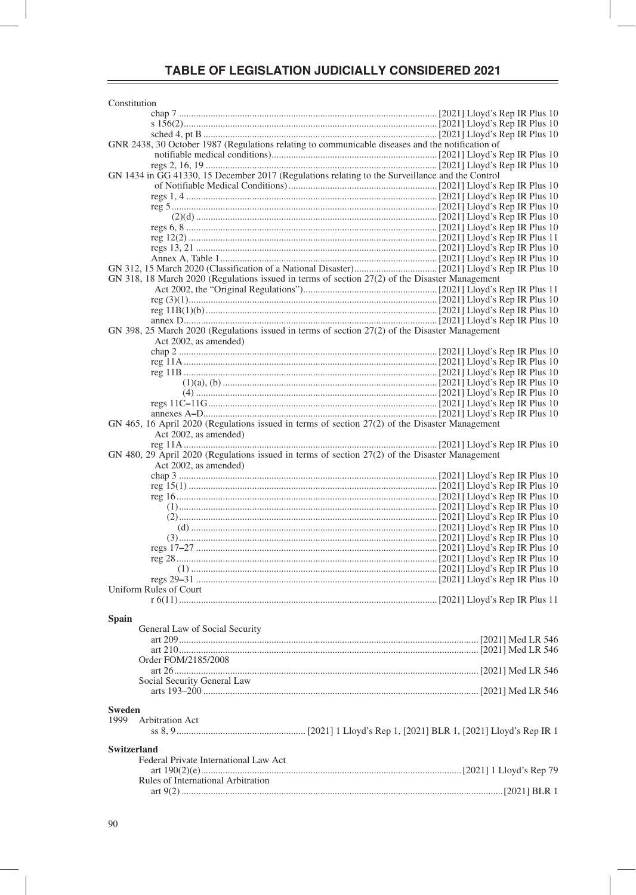# TABLE OF LEGISLATION JUDICIALLY CONSIDERED 2021

Constitution
- chap 7 .......... [2021] Lloyd's Rep IR Plus 10
- s 156(2) .......... [2021] Lloyd's Rep IR Plus 10
- sched 4, pt B .......... [2021] Lloyd's Rep IR Plus 10

GNR 2438, 30 October 1987 (Regulations relating to communicable diseases and the notification of notifiable medical conditions) .......... [2021] Lloyd's Rep IR Plus 10
- regs 2, 16, 19 .......... [2021] Lloyd's Rep IR Plus 10

GN 1434 in GG 41330, 15 December 2017 (Regulations relating to the Surveillance and the Control of Notifiable Medical Conditions) .......... [2021] Lloyd's Rep IR Plus 10
- regs 1, 4 .......... [2021] Lloyd's Rep IR Plus 10
- reg 5 .......... [2021] Lloyd's Rep IR Plus 10
  - (2)(d) .......... [2021] Lloyd's Rep IR Plus 10
- regs 6, 8 .......... [2021] Lloyd's Rep IR Plus 10
- reg 12(2) .......... [2021] Lloyd's Rep IR Plus 11
- regs 13, 21 .......... [2021] Lloyd's Rep IR Plus 10
- Annex A, Table 1 .......... [2021] Lloyd's Rep IR Plus 10

GN 312, 15 March 2020 (Classification of a National Disaster) .......... [2021] Lloyd's Rep IR Plus 10

GN 318, 18 March 2020 (Regulations issued in terms of section 27(2) of the Disaster Management Act 2002, the "Original Regulations") .......... [2021] Lloyd's Rep IR Plus 11
- reg (3)(1) .......... [2021] Lloyd's Rep IR Plus 10
- reg 11B(1)(b) .......... [2021] Lloyd's Rep IR Plus 10
- annex D .......... [2021] Lloyd's Rep IR Plus 10

GN 398, 25 March 2020 (Regulations issued in terms of section 27(2) of the Disaster Management Act 2002, as amended)
- chap 2 .......... [2021] Lloyd's Rep IR Plus 10
- reg 11A .......... [2021] Lloyd's Rep IR Plus 10
- reg 11B .......... [2021] Lloyd's Rep IR Plus 10
  - (1)(a), (b) .......... [2021] Lloyd's Rep IR Plus 10
  - (4) .......... [2021] Lloyd's Rep IR Plus 10
- regs 11C–11G .......... [2021] Lloyd's Rep IR Plus 10
- annexes A–D .......... [2021] Lloyd's Rep IR Plus 10

GN 465, 16 April 2020 (Regulations issued in terms of section 27(2) of the Disaster Management Act 2002, as amended)
- reg 11A .......... [2021] Lloyd's Rep IR Plus 10

GN 480, 29 April 2020 (Regulations issued in terms of section 27(2) of the Disaster Management Act 2002, as amended)
- chap 3 .......... [2021] Lloyd's Rep IR Plus 10
- reg 15(1) .......... [2021] Lloyd's Rep IR Plus 10
- reg 16 .......... [2021] Lloyd's Rep IR Plus 10
  - (1) .......... [2021] Lloyd's Rep IR Plus 10
  - (2) .......... [2021] Lloyd's Rep IR Plus 10
    - (d) .......... [2021] Lloyd's Rep IR Plus 10
  - (3) .......... [2021] Lloyd's Rep IR Plus 10
- regs 17–27 .......... [2021] Lloyd's Rep IR Plus 10
- reg 28 .......... [2021] Lloyd's Rep IR Plus 10
  - (1) .......... [2021] Lloyd's Rep IR Plus 10
- regs 29–31 .......... [2021] Lloyd's Rep IR Plus 10

Uniform Rules of Court
- r 6(11) .......... [2021] Lloyd's Rep IR Plus 11

## Spain

General Law of Social Security
- art 209 .......... [2021] Med LR 546
- art 210 .......... [2021] Med LR 546

Order FOM/2185/2008
- art 26 .......... [2021] Med LR 546

Social Security General Law
- arts 193–200 .......... [2021] Med LR 546

## Sweden

1999 Arbitration Act
- ss 8, 9 .......... [2021] 1 Lloyd's Rep 1, [2021] BLR 1, [2021] Lloyd's Rep IR 1

## Switzerland

Federal Private International Law Act
- art 190(2)(e) .......... [2021] 1 Lloyd's Rep 79

Rules of International Arbitration
- art 9(2) .......... [2021] BLR 1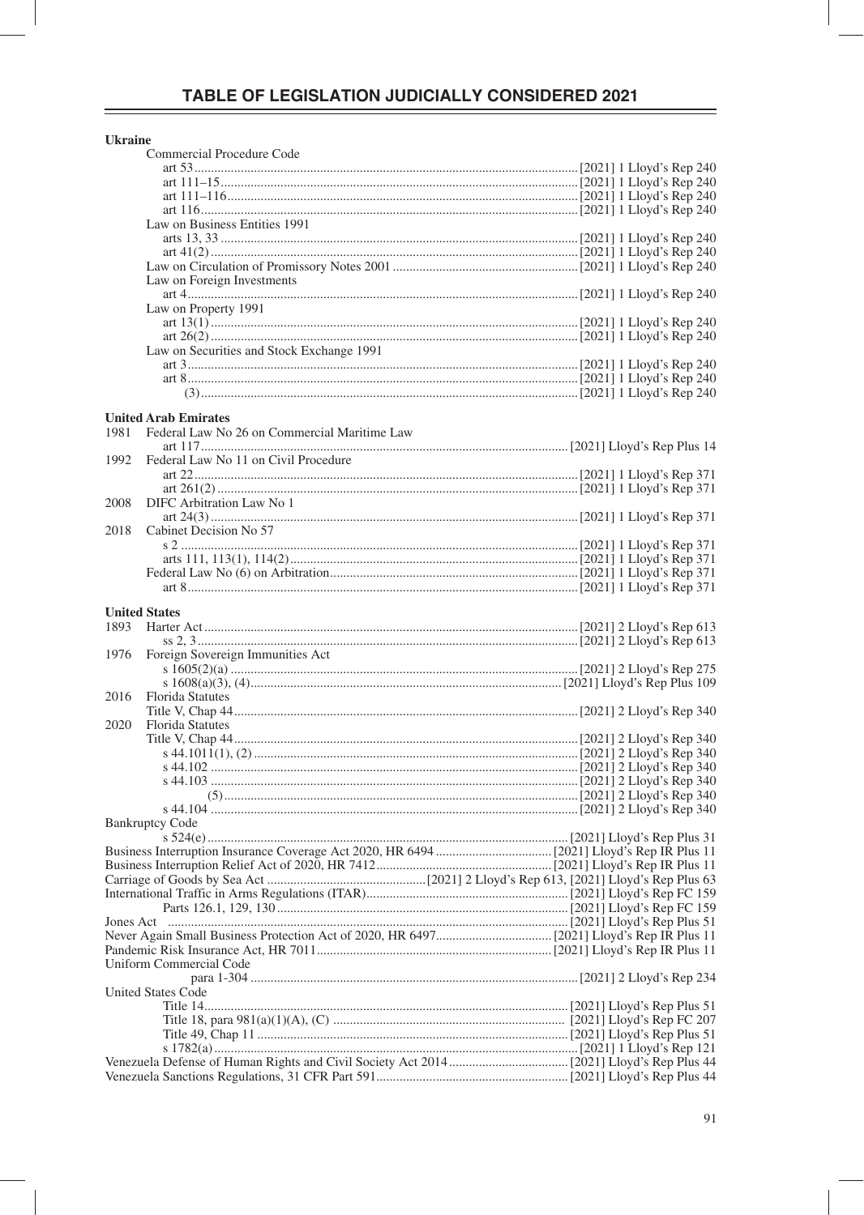# TABLE OF LEGISLATION JUDICIALLY CONSIDERED 2021

**Ukraine**

Commercial Procedure Code
- art 53 .......... [2021] 1 Lloyd's Rep 240
- art 111–15 .......... [2021] 1 Lloyd's Rep 240
- art 111–116 .......... [2021] 1 Lloyd's Rep 240
- art 116 .......... [2021] 1 Lloyd's Rep 240

Law on Business Entities 1991
- arts 13, 33 .......... [2021] 1 Lloyd's Rep 240
- art 41(2) .......... [2021] 1 Lloyd's Rep 240

Law on Circulation of Promissory Notes 2001 .......... [2021] 1 Lloyd's Rep 240

Law on Foreign Investments
- art 4 .......... [2021] 1 Lloyd's Rep 240

Law on Property 1991
- art 13(1) .......... [2021] 1 Lloyd's Rep 240
- art 26(2) .......... [2021] 1 Lloyd's Rep 240

Law on Securities and Stock Exchange 1991
- art 3 .......... [2021] 1 Lloyd's Rep 240
- art 8 .......... [2021] 1 Lloyd's Rep 240
  - (3) .......... [2021] 1 Lloyd's Rep 240

**United Arab Emirates**

1981 Federal Law No 26 on Commercial Maritime Law
- art 117 .......... [2021] Lloyd's Rep Plus 14

1992 Federal Law No 11 on Civil Procedure
- art 22 .......... [2021] 1 Lloyd's Rep 371
- art 261(2) .......... [2021] 1 Lloyd's Rep 371

2008 DIFC Arbitration Law No 1
- art 24(3) .......... [2021] 1 Lloyd's Rep 371

2018 Cabinet Decision No 57
- s 2 .......... [2021] 1 Lloyd's Rep 371
- arts 111, 113(1), 114(2) .......... [2021] 1 Lloyd's Rep 371

Federal Law No (6) on Arbitration .......... [2021] 1 Lloyd's Rep 371
- art 8 .......... [2021] 1 Lloyd's Rep 371

**United States**

1893 Harter Act .......... [2021] 2 Lloyd's Rep 613
- ss 2, 3 .......... [2021] 2 Lloyd's Rep 613

1976 Foreign Sovereign Immunities Act
- s 1605(2)(a) .......... [2021] 2 Lloyd's Rep 275
- s 1608(a)(3), (4) .......... [2021] Lloyd's Rep Plus 109

2016 Florida Statutes
- Title V, Chap 44 .......... [2021] 2 Lloyd's Rep 340

2020 Florida Statutes
- Title V, Chap 44 .......... [2021] 2 Lloyd's Rep 340
- s 44.1011(1), (2) .......... [2021] 2 Lloyd's Rep 340
- s 44.102 .......... [2021] 2 Lloyd's Rep 340
- s 44.103 .......... [2021] 2 Lloyd's Rep 340
  - (5) .......... [2021] 2 Lloyd's Rep 340
- s 44.104 .......... [2021] 2 Lloyd's Rep 340

Bankruptcy Code
- s 524(e) .......... [2021] Lloyd's Rep Plus 31

Business Interruption Insurance Coverage Act 2020, HR 6494 .......... [2021] Lloyd's Rep IR Plus 11

Business Interruption Relief Act of 2020, HR 7412 .......... [2021] Lloyd's Rep IR Plus 11

Carriage of Goods by Sea Act .......... [2021] 2 Lloyd's Rep 613, [2021] Lloyd's Rep Plus 63

International Traffic in Arms Regulations (ITAR) .......... [2021] Lloyd's Rep FC 159
- Parts 126.1, 129, 130 .......... [2021] Lloyd's Rep FC 159

Jones Act .......... [2021] Lloyd's Rep Plus 51

Never Again Small Business Protection Act of 2020, HR 6497 .......... [2021] Lloyd's Rep IR Plus 11

Pandemic Risk Insurance Act, HR 7011 .......... [2021] Lloyd's Rep IR Plus 11

Uniform Commercial Code
- para 1-304 .......... [2021] 2 Lloyd's Rep 234

United States Code
- Title 14 .......... [2021] Lloyd's Rep Plus 51
- Title 18, para 981(a)(1)(A), (C) .......... [2021] Lloyd's Rep FC 207
- Title 49, Chap 11 .......... [2021] Lloyd's Rep Plus 51
- s 1782(a) .......... [2021] 1 Lloyd's Rep 121

Venezuela Defense of Human Rights and Civil Society Act 2014 .......... [2021] Lloyd's Rep Plus 44

Venezuela Sanctions Regulations, 31 CFR Part 591 .......... [2021] Lloyd's Rep Plus 44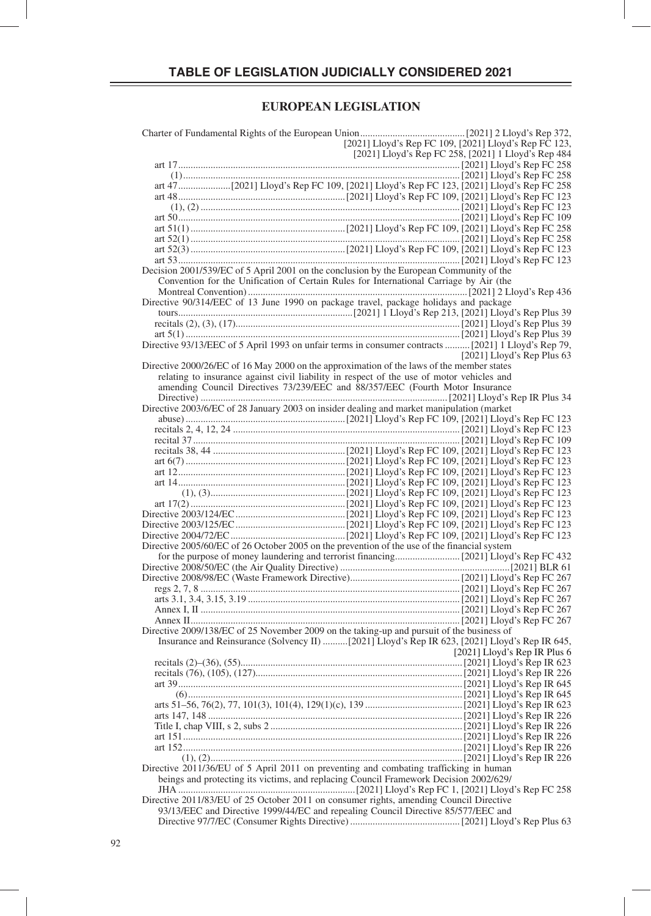# TABLE OF LEGISLATION JUDICIALLY CONSIDERED 2021

## EUROPEAN LEGISLATION

Charter of Fundamental Rights of the European Union ........ [2021] 2 Lloyd's Rep 372, [2021] Lloyd's Rep FC 109, [2021] Lloyd's Rep FC 123, [2021] Lloyd's Rep FC 258, [2021] 1 Lloyd's Rep 484

- art 17 ........ [2021] Lloyd's Rep FC 258
  - (1) ........ [2021] Lloyd's Rep FC 258
- art 47 ........ [2021] Lloyd's Rep FC 109, [2021] Lloyd's Rep FC 123, [2021] Lloyd's Rep FC 258
- art 48 ........ [2021] Lloyd's Rep FC 109, [2021] Lloyd's Rep FC 123
  - (1), (2) ........ [2021] Lloyd's Rep FC 123
- art 50 ........ [2021] Lloyd's Rep FC 109
- art 51(1) ........ [2021] Lloyd's Rep FC 109, [2021] Lloyd's Rep FC 258
- art 52(1) ........ [2021] Lloyd's Rep FC 258
- art 52(3) ........ [2021] Lloyd's Rep FC 109, [2021] Lloyd's Rep FC 123
- art 53 ........ [2021] Lloyd's Rep FC 123

Decision 2001/539/EC of 5 April 2001 on the conclusion by the European Community of the Convention for the Unification of Certain Rules for International Carriage by Air (the Montreal Convention) ........ [2021] 2 Lloyd's Rep 436

Directive 90/314/EEC of 13 June 1990 on package travel, package holidays and package tours ........ [2021] 1 Lloyd's Rep 213, [2021] Lloyd's Rep Plus 39

- recitals (2), (3), (17) ........ [2021] Lloyd's Rep Plus 39
- art 5(1) ........ [2021] Lloyd's Rep Plus 39

Directive 93/13/EEC of 5 April 1993 on unfair terms in consumer contracts ........ [2021] 1 Lloyd's Rep 79, [2021] Lloyd's Rep Plus 63

Directive 2000/26/EC of 16 May 2000 on the approximation of the laws of the member states relating to insurance against civil liability in respect of the use of motor vehicles and amending Council Directives 73/239/EEC and 88/357/EEC (Fourth Motor Insurance Directive) ........ [2021] Lloyd's Rep IR Plus 34

Directive 2003/6/EC of 28 January 2003 on insider dealing and market manipulation (market abuse) ........ [2021] Lloyd's Rep FC 109, [2021] Lloyd's Rep FC 123

- recitals 2, 4, 12, 24 ........ [2021] Lloyd's Rep FC 123
- recital 37 ........ [2021] Lloyd's Rep FC 109
- recitals 38, 44 ........ [2021] Lloyd's Rep FC 109, [2021] Lloyd's Rep FC 123
- art 6(7) ........ [2021] Lloyd's Rep FC 109, [2021] Lloyd's Rep FC 123
- art 12 ........ [2021] Lloyd's Rep FC 109, [2021] Lloyd's Rep FC 123
- art 14 ........ [2021] Lloyd's Rep FC 109, [2021] Lloyd's Rep FC 123
  - (1), (3) ........ [2021] Lloyd's Rep FC 109, [2021] Lloyd's Rep FC 123
- art 17(2) ........ [2021] Lloyd's Rep FC 109, [2021] Lloyd's Rep FC 123

Directive 2003/124/EC ........ [2021] Lloyd's Rep FC 109, [2021] Lloyd's Rep FC 123

Directive 2003/125/EC ........ [2021] Lloyd's Rep FC 109, [2021] Lloyd's Rep FC 123

Directive 2004/72/EC ........ [2021] Lloyd's Rep FC 109, [2021] Lloyd's Rep FC 123

Directive 2005/60/EC of 26 October 2005 on the prevention of the use of the financial system for the purpose of money laundering and terrorist financing ........ [2021] Lloyd's Rep FC 432

Directive 2008/50/EC (the Air Quality Directive) ........ [2021] BLR 61

Directive 2008/98/EC (Waste Framework Directive) ........ [2021] Lloyd's Rep FC 267

- regs 2, 7, 8 ........ [2021] Lloyd's Rep FC 267
- arts 3.1, 3.4, 3.15, 3.19 ........ [2021] Lloyd's Rep FC 267
- Annex I, II ........ [2021] Lloyd's Rep FC 267
- Annex II ........ [2021] Lloyd's Rep FC 267

Directive 2009/138/EC of 25 November 2009 on the taking-up and pursuit of the business of Insurance and Reinsurance (Solvency II) ........ [2021] Lloyd's Rep IR 623, [2021] Lloyd's Rep IR 645, [2021] Lloyd's Rep IR Plus 6

- recitals (2)–(36), (55) ........ [2021] Lloyd's Rep IR 623
- recitals (76), (105), (127) ........ [2021] Lloyd's Rep IR 226
- art 39 ........ [2021] Lloyd's Rep IR 645
  - (6) ........ [2021] Lloyd's Rep IR 645
- arts 51–56, 76(2), 77, 101(3), 101(4), 129(1)(c), 139 ........ [2021] Lloyd's Rep IR 623
- arts 147, 148 ........ [2021] Lloyd's Rep IR 226
- Title I, chap VIII, s 2, subs 2 ........ [2021] Lloyd's Rep IR 226
- art 151 ........ [2021] Lloyd's Rep IR 226
- art 152 ........ [2021] Lloyd's Rep IR 226
  - (1), (2) ........ [2021] Lloyd's Rep IR 226

Directive 2011/36/EU of 5 April 2011 on preventing and combating trafficking in human beings and protecting its victims, and replacing Council Framework Decision 2002/629/JHA ........ [2021] Lloyd's Rep FC 1, [2021] Lloyd's Rep FC 258

Directive 2011/83/EU of 25 October 2011 on consumer rights, amending Council Directive 93/13/EEC and Directive 1999/44/EC and repealing Council Directive 85/577/EEC and Directive 97/7/EC (Consumer Rights Directive) ........ [2021] Lloyd's Rep Plus 63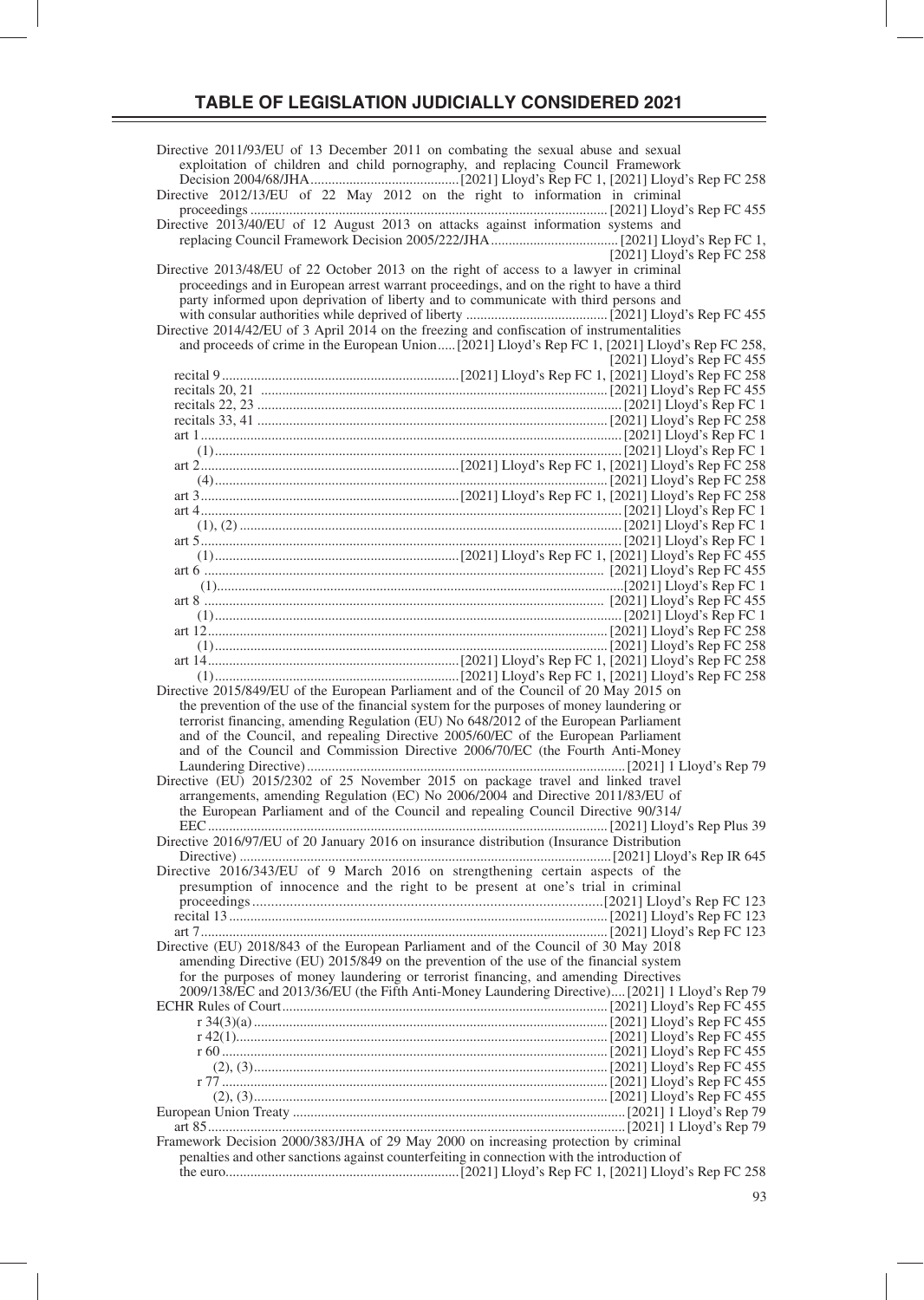# TABLE OF LEGISLATION JUDICIALLY CONSIDERED 2021

Directive 2011/93/EU of 13 December 2011 on combating the sexual abuse and sexual exploitation of children and child pornography, and replacing Council Framework Decision 2004/68/JHA .......... [2021] Lloyd's Rep FC 1, [2021] Lloyd's Rep FC 258

Directive 2012/13/EU of 22 May 2012 on the right to information in criminal proceedings .......... [2021] Lloyd's Rep FC 455

Directive 2013/40/EU of 12 August 2013 on attacks against information systems and replacing Council Framework Decision 2005/222/JHA .......... [2021] Lloyd's Rep FC 1, [2021] Lloyd's Rep FC 258

Directive 2013/48/EU of 22 October 2013 on the right of access to a lawyer in criminal proceedings and in European arrest warrant proceedings, and on the right to have a third party informed upon deprivation of liberty and to communicate with third persons and with consular authorities while deprived of liberty .......... [2021] Lloyd's Rep FC 455

Directive 2014/42/EU of 3 April 2014 on the freezing and confiscation of instrumentalities and proceeds of crime in the European Union .......... [2021] Lloyd's Rep FC 1, [2021] Lloyd's Rep FC 258, [2021] Lloyd's Rep FC 455

- recital 9 .......... [2021] Lloyd's Rep FC 1, [2021] Lloyd's Rep FC 258
- recitals 20, 21 .......... [2021] Lloyd's Rep FC 455
- recitals 22, 23 .......... [2021] Lloyd's Rep FC 1
- recitals 33, 41 .......... [2021] Lloyd's Rep FC 258
- art 1 .......... [2021] Lloyd's Rep FC 1
  - (1) .......... [2021] Lloyd's Rep FC 1
- art 2 .......... [2021] Lloyd's Rep FC 1, [2021] Lloyd's Rep FC 258
  - (4) .......... [2021] Lloyd's Rep FC 258
- art 3 .......... [2021] Lloyd's Rep FC 1, [2021] Lloyd's Rep FC 258
- art 4 .......... [2021] Lloyd's Rep FC 1
  - (1), (2) .......... [2021] Lloyd's Rep FC 1
- art 5 .......... [2021] Lloyd's Rep FC 1
  - (1) .......... [2021] Lloyd's Rep FC 1, [2021] Lloyd's Rep FC 455
- art 6 .......... [2021] Lloyd's Rep FC 455
  - (1) .......... [2021] Lloyd's Rep FC 1
- art 8 .......... [2021] Lloyd's Rep FC 455
  - (1) .......... [2021] Lloyd's Rep FC 1
- art 12 .......... [2021] Lloyd's Rep FC 258
  - (1) .......... [2021] Lloyd's Rep FC 258
- art 14 .......... [2021] Lloyd's Rep FC 1, [2021] Lloyd's Rep FC 258
  - (1) .......... [2021] Lloyd's Rep FC 1, [2021] Lloyd's Rep FC 258

Directive 2015/849/EU of the European Parliament and of the Council of 20 May 2015 on the prevention of the use of the financial system for the purposes of money laundering or terrorist financing, amending Regulation (EU) No 648/2012 of the European Parliament and of the Council, and repealing Directive 2005/60/EC of the European Parliament and of the Council and Commission Directive 2006/70/EC (the Fourth Anti-Money Laundering Directive) .......... [2021] 1 Lloyd's Rep 79

Directive (EU) 2015/2302 of 25 November 2015 on package travel and linked travel arrangements, amending Regulation (EC) No 2006/2004 and Directive 2011/83/EU of the European Parliament and of the Council and repealing Council Directive 90/314/EEC .......... [2021] Lloyd's Rep Plus 39

Directive 2016/97/EU of 20 January 2016 on insurance distribution (Insurance Distribution Directive) .......... [2021] Lloyd's Rep IR 645

Directive 2016/343/EU of 9 March 2016 on strengthening certain aspects of the presumption of innocence and the right to be present at one's trial in criminal proceedings .......... [2021] Lloyd's Rep FC 123

- recital 13 .......... [2021] Lloyd's Rep FC 123
- art 7 .......... [2021] Lloyd's Rep FC 123

Directive (EU) 2018/843 of the European Parliament and of the Council of 30 May 2018 amending Directive (EU) 2015/849 on the prevention of the use of the financial system for the purposes of money laundering or terrorist financing, and amending Directives 2009/138/EC and 2013/36/EU (the Fifth Anti-Money Laundering Directive) .......... [2021] 1 Lloyd's Rep 79

ECHR Rules of Court .......... [2021] Lloyd's Rep FC 455

- r 34(3)(a) .......... [2021] Lloyd's Rep FC 455
- r 42(1) .......... [2021] Lloyd's Rep FC 455
- r 60 .......... [2021] Lloyd's Rep FC 455
  - (2), (3) .......... [2021] Lloyd's Rep FC 455
- r 77 .......... [2021] Lloyd's Rep FC 455
  - (2), (3) .......... [2021] Lloyd's Rep FC 455

European Union Treaty .......... [2021] 1 Lloyd's Rep 79

- art 85 .......... [2021] 1 Lloyd's Rep 79

Framework Decision 2000/383/JHA of 29 May 2000 on increasing protection by criminal penalties and other sanctions against counterfeiting in connection with the introduction of the euro .......... [2021] Lloyd's Rep FC 1, [2021] Lloyd's Rep FC 258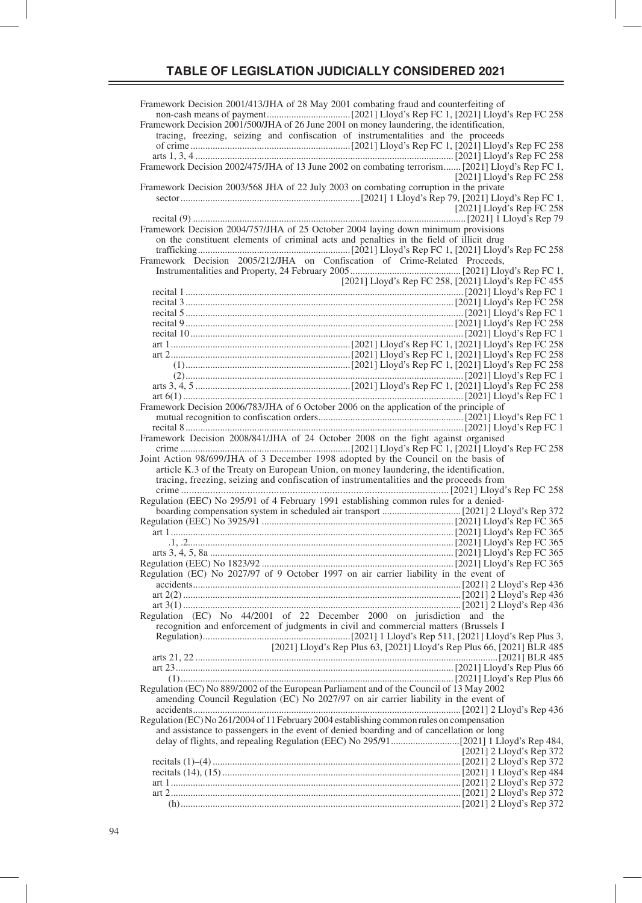# TABLE OF LEGISLATION JUDICIALLY CONSIDERED 2021

Framework Decision 2001/413/JHA of 28 May 2001 combating fraud and counterfeiting of non-cash means of payment .................................. [2021] Lloyd's Rep FC 1, [2021] Lloyd's Rep FC 258

Framework Decision 2001/500/JHA of 26 June 2001 on money laundering, the identification, tracing, freezing, seizing and confiscation of instrumentalities and the proceeds of crime ................................................................ [2021] Lloyd's Rep FC 1, [2021] Lloyd's Rep FC 258

- arts 1, 3, 4 .................................................................................................. [2021] Lloyd's Rep FC 258

Framework Decision 2002/475/JHA of 13 June 2002 on combating terrorism....... [2021] Lloyd's Rep FC 1, [2021] Lloyd's Rep FC 258

Framework Decision 2003/568 JHA of 22 July 2003 on combating corruption in the private sector ........................................................................ [2021] 1 Lloyd's Rep 79, [2021] Lloyd's Rep FC 1, [2021] Lloyd's Rep FC 258

- recital (9) ............................................................................................................ [2021] 1 Lloyd's Rep 79

Framework Decision 2004/757/JHA of 25 October 2004 laying down minimum provisions on the constituent elements of criminal acts and penalties in the field of illicit drug trafficking ............................................................ [2021] Lloyd's Rep FC 1, [2021] Lloyd's Rep FC 258

Framework Decision 2005/212/JHA on Confiscation of Crime-Related Proceeds, Instrumentalities and Property, 24 February 2005 ............................................ [2021] Lloyd's Rep FC 1, [2021] Lloyd's Rep FC 258, [2021] Lloyd's Rep FC 455

- recital 1 .............................................................................................................. [2021] Lloyd's Rep FC 1
- recital 3 .......................................................................................................... [2021] Lloyd's Rep FC 258
- recital 5 .............................................................................................................. [2021] Lloyd's Rep FC 1
- recital 9 .......................................................................................................... [2021] Lloyd's Rep FC 258
- recital 10 ............................................................................................................ [2021] Lloyd's Rep FC 1
- art 1 ....................................................................... [2021] Lloyd's Rep FC 1, [2021] Lloyd's Rep FC 258
- art 2 ....................................................................... [2021] Lloyd's Rep FC 1, [2021] Lloyd's Rep FC 258
  - (1) .................................................................. [2021] Lloyd's Rep FC 1, [2021] Lloyd's Rep FC 258
  - (2) ................................................................................................................ [2021] Lloyd's Rep FC 1
- arts 3, 4, 5 .............................................................. [2021] Lloyd's Rep FC 1, [2021] Lloyd's Rep FC 258
- art 6(1) .............................................................................................................. [2021] Lloyd's Rep FC 1

Framework Decision 2006/783/JHA of 6 October 2006 on the application of the principle of mutual recognition to confiscation orders .......................................................... [2021] Lloyd's Rep FC 1

- recital 8 .............................................................................................................. [2021] Lloyd's Rep FC 1

Framework Decision 2008/841/JHA of 24 October 2008 on the fight against organised crime ................................................................... [2021] Lloyd's Rep FC 1, [2021] Lloyd's Rep FC 258

Joint Action 98/699/JHA of 3 December 1998 adopted by the Council on the basis of article K.3 of the Treaty on European Union, on money laundering, the identification, tracing, freezing, seizing and confiscation of instrumentalities and the proceeds from crime ..................................................................................................... [2021] Lloyd's Rep FC 258

Regulation (EEC) No 295/91 of 4 February 1991 establishing common rules for a denied-boarding compensation system in scheduled air transport ................................ [2021] 2 Lloyd's Rep 372

Regulation (EEC) No 3925/91 ............................................................................ [2021] Lloyd's Rep FC 365

- art 1 ................................................................................................................ [2021] Lloyd's Rep FC 365
  - .1, .2 ........................................................................................................... [2021] Lloyd's Rep FC 365
- arts 3, 4, 5, 8a .................................................................................................. [2021] Lloyd's Rep FC 365

Regulation (EEC) No 1823/92 ............................................................................ [2021] Lloyd's Rep FC 365

Regulation (EC) No 2027/97 of 9 October 1997 on air carrier liability in the event of accidents ............................................................................................................ [2021] 2 Lloyd's Rep 436

- art 2(2) ............................................................................................................... [2021] 2 Lloyd's Rep 436
- art 3(1) ............................................................................................................... [2021] 2 Lloyd's Rep 436

Regulation (EC) No 44/2001 of 22 December 2000 on jurisdiction and the recognition and enforcement of judgments in civil and commercial matters (Brussels I Regulation) ........................................................... [2021] 1 Lloyd's Rep 511, [2021] Lloyd's Rep Plus 3, [2021] Lloyd's Rep Plus 63, [2021] Lloyd's Rep Plus 66, [2021] BLR 485

- arts 21, 22 .......................................................................................................................... [2021] BLR 485
- art 23 ................................................................................................................ [2021] Lloyd's Rep Plus 66
  - (1) .............................................................................................................. [2021] Lloyd's Rep Plus 66

Regulation (EC) No 889/2002 of the European Parliament and of the Council of 13 May 2002 amending Council Regulation (EC) No 2027/97 on air carrier liability in the event of accidents ............................................................................................................ [2021] 2 Lloyd's Rep 436

Regulation (EC) No 261/2004 of 11 February 2004 establishing common rules on compensation and assistance to passengers in the event of denied boarding and of cancellation or long delay of flights, and repealing Regulation (EEC) No 295/91 ........................... [2021] 1 Lloyd's Rep 484, [2021] 2 Lloyd's Rep 372

- recitals (1)–(4) ................................................................................................... [2021] 2 Lloyd's Rep 372
- recitals (14), (15) ................................................................................................ [2021] 1 Lloyd's Rep 484
- art 1 ................................................................................................................... [2021] 2 Lloyd's Rep 372
- art 2 ................................................................................................................... [2021] 2 Lloyd's Rep 372
  - (h) ................................................................................................................ [2021] 2 Lloyd's Rep 372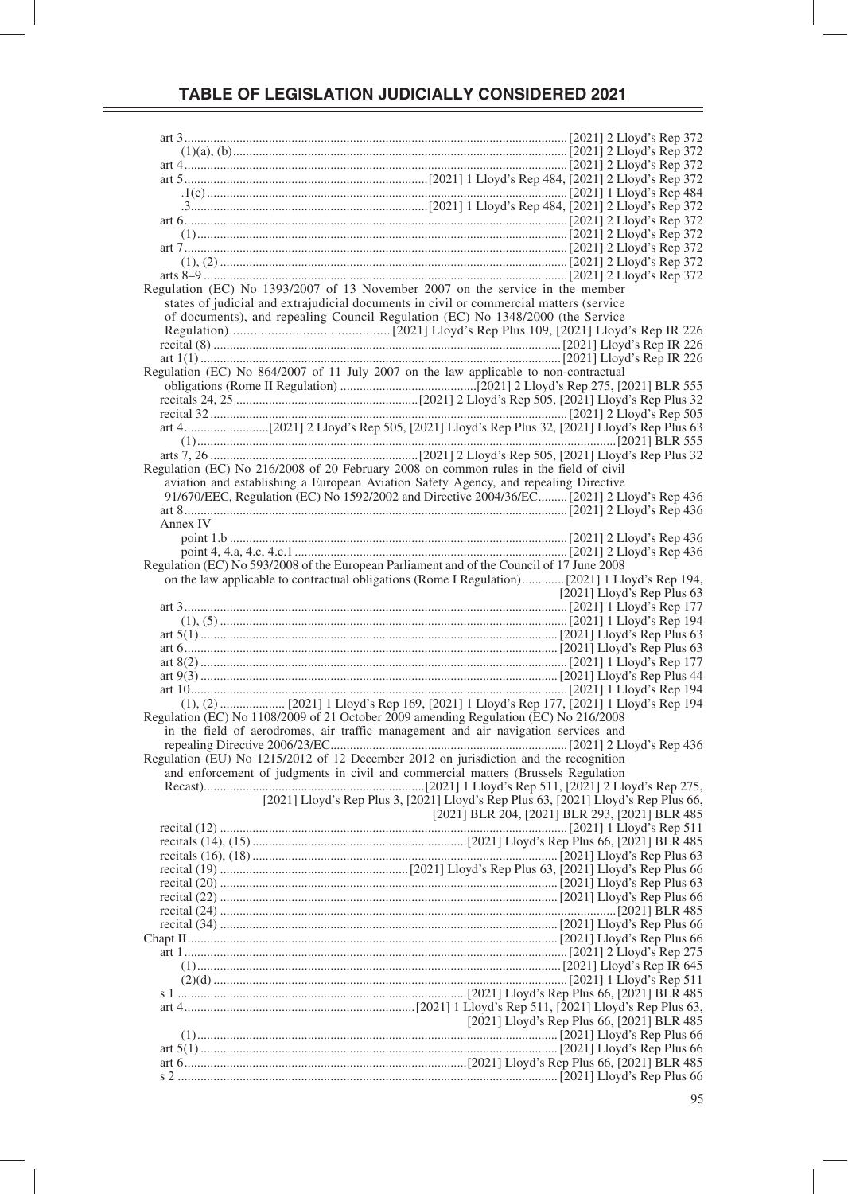art 3 ............ [2021] 2 Lloyd's Rep 372
(1)(a), (b) ............ [2021] 2 Lloyd's Rep 372
art 4 ............ [2021] 2 Lloyd's Rep 372
art 5 ............ [2021] 1 Lloyd's Rep 484, [2021] 2 Lloyd's Rep 372
.1(c) ............ [2021] 1 Lloyd's Rep 484
.3 ............ [2021] 1 Lloyd's Rep 484, [2021] 2 Lloyd's Rep 372
art 6 ............ [2021] 2 Lloyd's Rep 372
(1) ............ [2021] 2 Lloyd's Rep 372
art 7 ............ [2021] 2 Lloyd's Rep 372
(1), (2) ............ [2021] 2 Lloyd's Rep 372
arts 8–9 ............ [2021] 2 Lloyd's Rep 372

Regulation (EC) No 1393/2007 of 13 November 2007 on the service in the member states of judicial and extrajudicial documents in civil or commercial matters (service of documents), and repealing Council Regulation (EC) No 1348/2000 (the Service Regulation) ............ [2021] Lloyd's Rep Plus 109, [2021] Lloyd's Rep IR 226
recital (8) ............ [2021] Lloyd's Rep IR 226
art 1(1) ............ [2021] Lloyd's Rep IR 226

Regulation (EC) No 864/2007 of 11 July 2007 on the law applicable to non-contractual obligations (Rome II Regulation) ............ [2021] 2 Lloyd's Rep 275, [2021] BLR 555
recitals 24, 25 ............ [2021] 2 Lloyd's Rep 505, [2021] Lloyd's Rep Plus 32
recital 32 ............ [2021] 2 Lloyd's Rep 505
art 4 ............ [2021] 2 Lloyd's Rep 505, [2021] Lloyd's Rep Plus 32, [2021] Lloyd's Rep Plus 63
(1) ............ [2021] BLR 555
arts 7, 26 ............ [2021] 2 Lloyd's Rep 505, [2021] Lloyd's Rep Plus 32

Regulation (EC) No 216/2008 of 20 February 2008 on common rules in the field of civil aviation and establishing a European Aviation Safety Agency, and repealing Directive 91/670/EEC, Regulation (EC) No 1592/2002 and Directive 2004/36/EC ............ [2021] 2 Lloyd's Rep 436
art 8 ............ [2021] 2 Lloyd's Rep 436
Annex IV
point 1.b ............ [2021] 2 Lloyd's Rep 436
point 4, 4.a, 4.c, 4.c.1 ............ [2021] 2 Lloyd's Rep 436

Regulation (EC) No 593/2008 of the European Parliament and of the Council of 17 June 2008 on the law applicable to contractual obligations (Rome I Regulation) ............ [2021] 1 Lloyd's Rep 194, [2021] Lloyd's Rep Plus 63
art 3 ............ [2021] 1 Lloyd's Rep 177
(1), (5) ............ [2021] 1 Lloyd's Rep 194
art 5(1) ............ [2021] Lloyd's Rep Plus 63
art 6 ............ [2021] Lloyd's Rep Plus 63
art 8(2) ............ [2021] 1 Lloyd's Rep 177
art 9(3) ............ [2021] Lloyd's Rep Plus 44
art 10 ............ [2021] 1 Lloyd's Rep 194
(1), (2) ............ [2021] 1 Lloyd's Rep 169, [2021] 1 Lloyd's Rep 177, [2021] 1 Lloyd's Rep 194

Regulation (EC) No 1108/2009 of 21 October 2009 amending Regulation (EC) No 216/2008 in the field of aerodromes, air traffic management and air navigation services and repealing Directive 2006/23/EC ............ [2021] 2 Lloyd's Rep 436

Regulation (EU) No 1215/2012 of 12 December 2012 on jurisdiction and the recognition and enforcement of judgments in civil and commercial matters (Brussels Regulation Recast) ............ [2021] 1 Lloyd's Rep 511, [2021] 2 Lloyd's Rep 275, [2021] Lloyd's Rep Plus 3, [2021] Lloyd's Rep Plus 63, [2021] Lloyd's Rep Plus 66, [2021] BLR 204, [2021] BLR 293, [2021] BLR 485
recital (12) ............ [2021] 1 Lloyd's Rep 511
recitals (14), (15) ............ [2021] Lloyd's Rep Plus 66, [2021] BLR 485
recitals (16), (18) ............ [2021] Lloyd's Rep Plus 63
recital (19) ............ [2021] Lloyd's Rep Plus 63, [2021] Lloyd's Rep Plus 66
recital (20) ............ [2021] Lloyd's Rep Plus 63
recital (22) ............ [2021] Lloyd's Rep Plus 66
recital (24) ............ [2021] BLR 485
recital (34) ............ [2021] Lloyd's Rep Plus 66
Chapt II ............ [2021] Lloyd's Rep Plus 66
art 1 ............ [2021] 2 Lloyd's Rep 275
(1) ............ [2021] Lloyd's Rep IR 645
(2)(d) ............ [2021] 1 Lloyd's Rep 511
s 1 ............ [2021] Lloyd's Rep Plus 66, [2021] BLR 485
art 4 ............ [2021] 1 Lloyd's Rep 511, [2021] Lloyd's Rep Plus 63, [2021] Lloyd's Rep Plus 66, [2021] BLR 485
(1) ............ [2021] Lloyd's Rep Plus 66
art 5(1) ............ [2021] Lloyd's Rep Plus 66
art 6 ............ [2021] Lloyd's Rep Plus 66, [2021] BLR 485
s 2 ............ [2021] Lloyd's Rep Plus 66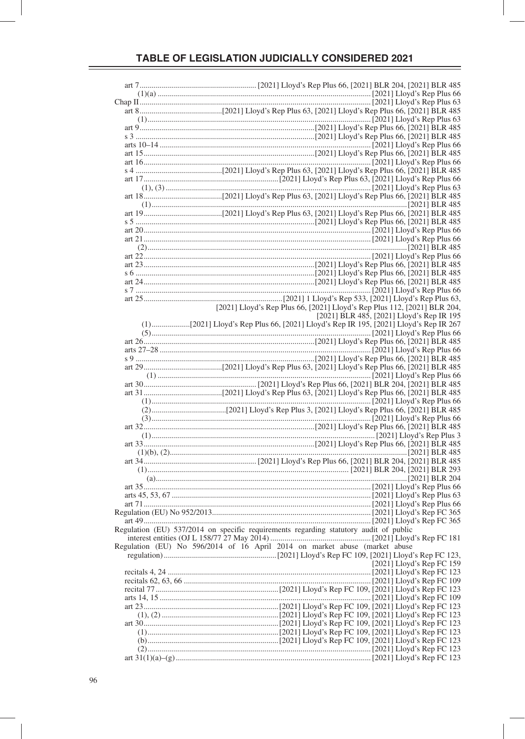# TABLE OF LEGISLATION JUDICIALLY CONSIDERED 2021

art 7 ... [2021] Lloyd's Rep Plus 66, [2021] BLR 204, [2021] BLR 485
(1)(a) ... [2021] Lloyd's Rep Plus 66
Chap II ... [2021] Lloyd's Rep Plus 63
art 8 ... [2021] Lloyd's Rep Plus 63, [2021] Lloyd's Rep Plus 66, [2021] BLR 485
(1) ... [2021] Lloyd's Rep Plus 63
art 9 ... [2021] Lloyd's Rep Plus 66, [2021] BLR 485
s 3 ... [2021] Lloyd's Rep Plus 66, [2021] BLR 485
arts 10–14 ... [2021] Lloyd's Rep Plus 66
art 15 ... [2021] Lloyd's Rep Plus 66, [2021] BLR 485
art 16 ... [2021] Lloyd's Rep Plus 66
s 4 ... [2021] Lloyd's Rep Plus 63, [2021] Lloyd's Rep Plus 66, [2021] BLR 485
art 17 ... [2021] Lloyd's Rep Plus 63, [2021] Lloyd's Rep Plus 66
(1), (3) ... [2021] Lloyd's Rep Plus 63
art 18 ... [2021] Lloyd's Rep Plus 63, [2021] Lloyd's Rep Plus 66, [2021] BLR 485
(1) ... [2021] BLR 485
art 19 ... [2021] Lloyd's Rep Plus 63, [2021] Lloyd's Rep Plus 66, [2021] BLR 485
s 5 ... [2021] Lloyd's Rep Plus 66, [2021] BLR 485
art 20 ... [2021] Lloyd's Rep Plus 66
art 21 ... [2021] Lloyd's Rep Plus 66
(2) ... [2021] BLR 485
art 22 ... [2021] Lloyd's Rep Plus 66
art 23 ... [2021] Lloyd's Rep Plus 66, [2021] BLR 485
s 6 ... [2021] Lloyd's Rep Plus 66, [2021] BLR 485
art 24 ... [2021] Lloyd's Rep Plus 66, [2021] BLR 485
s 7 ... [2021] Lloyd's Rep Plus 66
art 25 ... [2021] 1 Lloyd's Rep 533, [2021] Lloyd's Rep Plus 63, [2021] Lloyd's Rep Plus 66, [2021] Lloyd's Rep Plus 112, [2021] BLR 204, [2021] BLR 485, [2021] Lloyd's Rep IR 195
(1) ... [2021] Lloyd's Rep Plus 66, [2021] Lloyd's Rep IR 195, [2021] Lloyd's Rep IR 267
(5) ... [2021] Lloyd's Rep Plus 66
art 26 ... [2021] Lloyd's Rep Plus 66, [2021] BLR 485
arts 27–28 ... [2021] Lloyd's Rep Plus 66
s 9 ... [2021] Lloyd's Rep Plus 66, [2021] BLR 485
art 29 ... [2021] Lloyd's Rep Plus 63, [2021] Lloyd's Rep Plus 66, [2021] BLR 485
(1) ... [2021] Lloyd's Rep Plus 66
art 30 ... [2021] Lloyd's Rep Plus 66, [2021] BLR 204, [2021] BLR 485
art 31 ... [2021] Lloyd's Rep Plus 63, [2021] Lloyd's Rep Plus 66, [2021] BLR 485
(1) ... [2021] Lloyd's Rep Plus 66
(2) ... [2021] Lloyd's Rep Plus 3, [2021] Lloyd's Rep Plus 66, [2021] BLR 485
(3) ... [2021] Lloyd's Rep Plus 66
art 32 ... [2021] Lloyd's Rep Plus 66, [2021] BLR 485
(1) ... [2021] Lloyd's Rep Plus 3
art 33 ... [2021] Lloyd's Rep Plus 66, [2021] BLR 485
(1)(b), (2) ... [2021] BLR 485
art 34 ... [2021] Lloyd's Rep Plus 66, [2021] BLR 204, [2021] BLR 485
(1) ... [2021] BLR 204, [2021] BLR 293
(a) ... [2021] BLR 204
art 35 ... [2021] Lloyd's Rep Plus 66
arts 45, 53, 67 ... [2021] Lloyd's Rep Plus 63
art 71 ... [2021] Lloyd's Rep Plus 66

Regulation (EU) No 952/2013 ... [2021] Lloyd's Rep FC 365
art 49 ... [2021] Lloyd's Rep FC 365

Regulation (EU) 537/2014 on specific requirements regarding statutory audit of public interest entities (OJ L 158/77 27 May 2014) ... [2021] Lloyd's Rep FC 181

Regulation (EU) No 596/2014 of 16 April 2014 on market abuse (market abuse regulation) ... [2021] Lloyd's Rep FC 109, [2021] Lloyd's Rep FC 123, [2021] Lloyd's Rep FC 159
recitals 4, 24 ... [2021] Lloyd's Rep FC 123
recitals 62, 63, 66 ... [2021] Lloyd's Rep FC 109
recital 77 ... [2021] Lloyd's Rep FC 109, [2021] Lloyd's Rep FC 123
arts 14, 15 ... [2021] Lloyd's Rep FC 109
art 23 ... [2021] Lloyd's Rep FC 109, [2021] Lloyd's Rep FC 123
(1), (2) ... [2021] Lloyd's Rep FC 109, [2021] Lloyd's Rep FC 123
art 30 ... [2021] Lloyd's Rep FC 109, [2021] Lloyd's Rep FC 123
(1) ... [2021] Lloyd's Rep FC 109, [2021] Lloyd's Rep FC 123
(b) ... [2021] Lloyd's Rep FC 109, [2021] Lloyd's Rep FC 123
(2) ... [2021] Lloyd's Rep FC 123
art 31(1)(a)–(g) ... [2021] Lloyd's Rep FC 123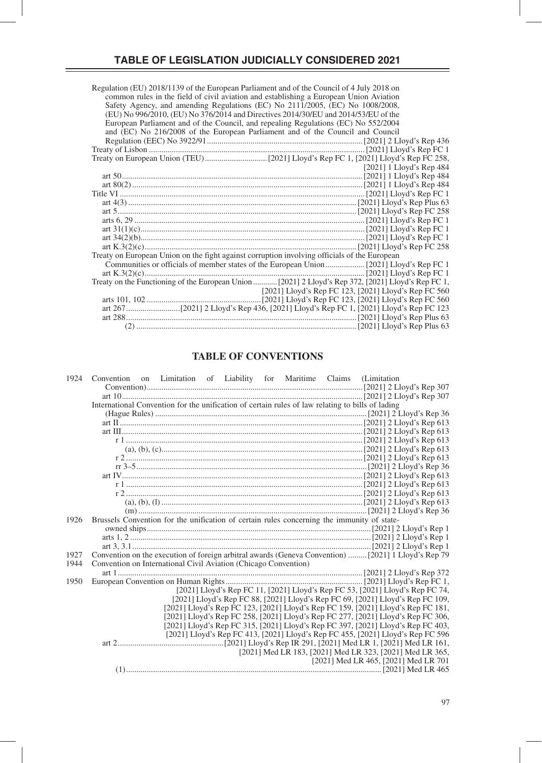## TABLE OF LEGISLATION JUDICIALLY CONSIDERED 2021

Regulation (EU) 2018/1139 of the European Parliament and of the Council of 4 July 2018 on common rules in the field of civil aviation and establishing a European Union Aviation Safety Agency, and amending Regulations (EC) No 2111/2005, (EC) No 1008/2008, (EU) No 996/2010, (EU) No 376/2014 and Directives 2014/30/EU and 2014/53/EU of the European Parliament and of the Council, and repealing Regulations (EC) No 552/2004 and (EC) No 216/2008 of the European Parliament and of the Council and Council Regulation (EEC) No 3922/91 .......... [2021] 2 Lloyd's Rep 436

Treaty of Lisbon .......... [2021] Lloyd's Rep FC 1

Treaty on European Union (TEU) .......... [2021] Lloyd's Rep FC 1, [2021] Lloyd's Rep FC 258, [2021] 1 Lloyd's Rep 484

- art 50 .......... [2021] 1 Lloyd's Rep 484
- art 80(2) .......... [2021] 1 Lloyd's Rep 484
- Title VI .......... [2021] Lloyd's Rep FC 1
- art 4(3) .......... [2021] Lloyd's Rep Plus 63
- art 5 .......... [2021] Lloyd's Rep FC 258
- arts 6, 29 .......... [2021] Lloyd's Rep FC 1
- art 31(1)(c) .......... [2021] Lloyd's Rep FC 1
- art 34(2)(b) .......... [2021] Lloyd's Rep FC 1
- art K.3(2)(c) .......... [2021] Lloyd's Rep FC 258

Treaty on European Union on the fight against corruption involving officials of the European Communities or officials of member states of the European Union .......... [2021] Lloyd's Rep FC 1

- art K.3(2)(c) .......... [2021] Lloyd's Rep FC 1

Treaty on the Functioning of the European Union .......... [2021] 2 Lloyd's Rep 372, [2021] Lloyd's Rep FC 1, [2021] Lloyd's Rep FC 123, [2021] Lloyd's Rep FC 560

- arts 101, 102 .......... [2021] Lloyd's Rep FC 123, [2021] Lloyd's Rep FC 560
- art 267 .......... [2021] 2 Lloyd's Rep 436, [2021] Lloyd's Rep FC 1, [2021] Lloyd's Rep FC 123
- art 288 .......... [2021] Lloyd's Rep Plus 63
  - (2) .......... [2021] Lloyd's Rep Plus 63

## TABLE OF CONVENTIONS

**1924** Convention on Limitation of Liability for Maritime Claims (Limitation Convention) .......... [2021] 2 Lloyd's Rep 307

- art 10 .......... [2021] 2 Lloyd's Rep 307

International Convention for the unification of certain rules of law relating to bills of lading (Hague Rules) .......... [2021] 2 Lloyd's Rep 36

- art II .......... [2021] 2 Lloyd's Rep 613
- art III .......... [2021] 2 Lloyd's Rep 613
  - r 1 .......... [2021] 2 Lloyd's Rep 613
    - (a), (b), (c) .......... [2021] 2 Lloyd's Rep 613
  - r 2 .......... [2021] 2 Lloyd's Rep 613
  - rr 3–5 .......... [2021] 2 Lloyd's Rep 36
- art IV .......... [2021] 2 Lloyd's Rep 613
  - r 1 .......... [2021] 2 Lloyd's Rep 613
  - r 2 .......... [2021] 2 Lloyd's Rep 613
    - (a), (b), (l) .......... [2021] 2 Lloyd's Rep 613
    - (m) .......... [2021] 2 Lloyd's Rep 36

**1926** Brussels Convention for the unification of certain rules concerning the immunity of state-owned ships .......... [2021] 2 Lloyd's Rep 1

- arts 1, 2 .......... [2021] 2 Lloyd's Rep 1
- art 3, 3.1 .......... [2021] 2 Lloyd's Rep 1

**1927** Convention on the execution of foreign arbitral awards (Geneva Convention) .......... [2021] 1 Lloyd's Rep 79

**1944** Convention on International Civil Aviation (Chicago Convention)

- art 1 .......... [2021] 2 Lloyd's Rep 372

**1950** European Convention on Human Rights .......... [2021] Lloyd's Rep FC 1, [2021] Lloyd's Rep FC 11, [2021] Lloyd's Rep FC 53, [2021] Lloyd's Rep FC 74, [2021] Lloyd's Rep FC 88, [2021] Lloyd's Rep FC 69, [2021] Lloyd's Rep FC 109, [2021] Lloyd's Rep FC 123, [2021] Lloyd's Rep FC 159, [2021] Lloyd's Rep FC 181, [2021] Lloyd's Rep FC 258, [2021] Lloyd's Rep FC 277, [2021] Lloyd's Rep FC 306, [2021] Lloyd's Rep FC 315, [2021] Lloyd's Rep FC 397, [2021] Lloyd's Rep FC 403, [2021] Lloyd's Rep FC 413, [2021] Lloyd's Rep FC 455, [2021] Lloyd's Rep FC 596

- art 2 .......... [2021] Lloyd's Rep IR 291, [2021] Med LR 1, [2021] Med LR 161, [2021] Med LR 183, [2021] Med LR 323, [2021] Med LR 365, [2021] Med LR 465, [2021] Med LR 701
  - (1) .......... [2021] Med LR 465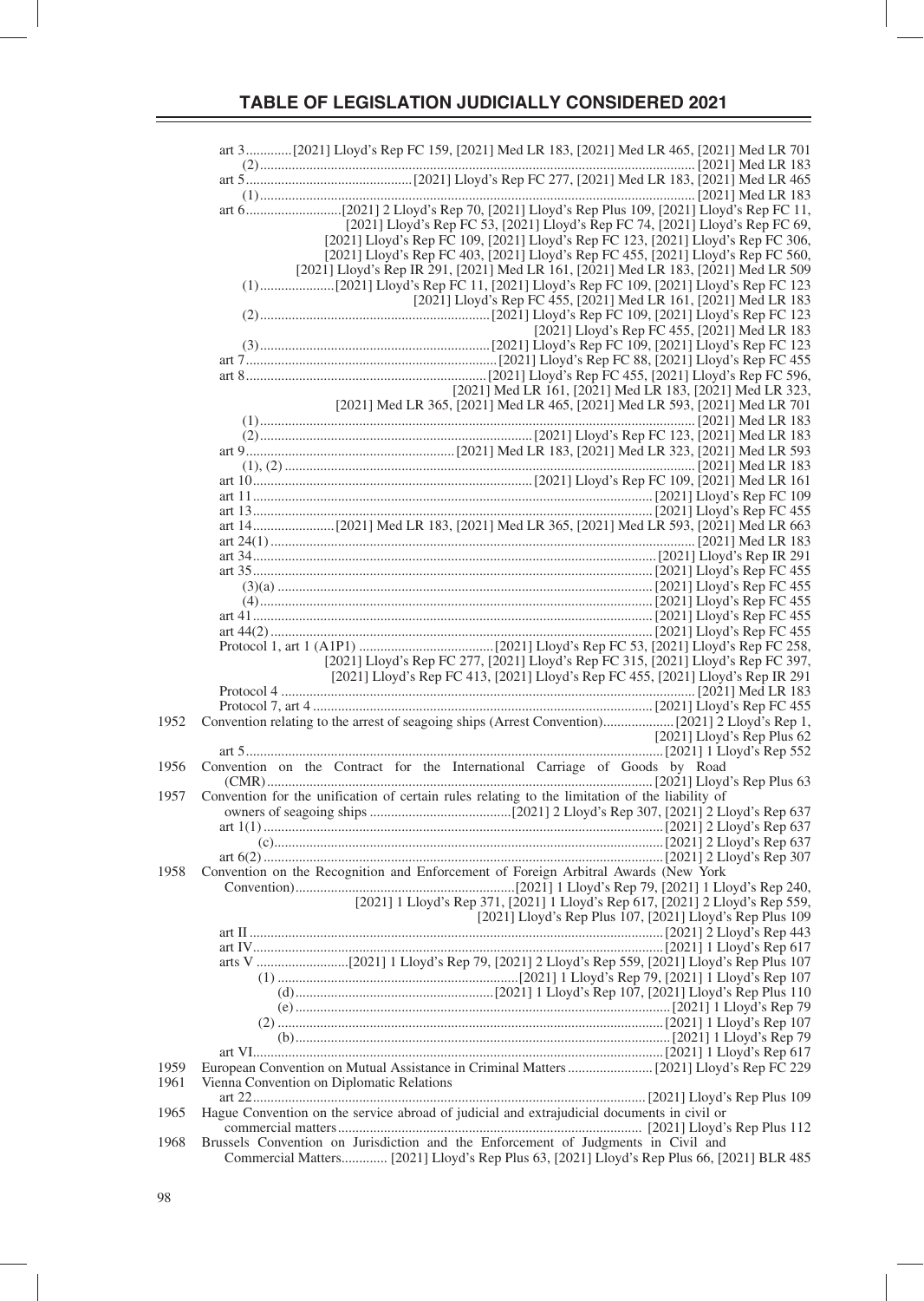# TABLE OF LEGISLATION JUDICIALLY CONSIDERED 2021

art 3 .............[2021] Lloyd's Rep FC 159, [2021] Med LR 183, [2021] Med LR 465, [2021] Med LR 701
(2) .............................................................................................................[2021] Med LR 183
art 5 ..............................................[2021] Lloyd's Rep FC 277, [2021] Med LR 183, [2021] Med LR 465
(1) .............................................................................................................[2021] Med LR 183
art 6 ..........................[2021] 2 Lloyd's Rep 70, [2021] Lloyd's Rep Plus 109, [2021] Lloyd's Rep FC 11, [2021] Lloyd's Rep FC 53, [2021] Lloyd's Rep FC 74, [2021] Lloyd's Rep FC 69, [2021] Lloyd's Rep FC 109, [2021] Lloyd's Rep FC 123, [2021] Lloyd's Rep FC 306, [2021] Lloyd's Rep FC 403, [2021] Lloyd's Rep FC 455, [2021] Lloyd's Rep FC 560, [2021] Lloyd's Rep IR 291, [2021] Med LR 161, [2021] Med LR 183, [2021] Med LR 509
(1) ....................[2021] Lloyd's Rep FC 11, [2021] Lloyd's Rep FC 109, [2021] Lloyd's Rep FC 123 [2021] Lloyd's Rep FC 455, [2021] Med LR 161, [2021] Med LR 183
(2) ................................................................[2021] Lloyd's Rep FC 109, [2021] Lloyd's Rep FC 123 [2021] Lloyd's Rep FC 455, [2021] Med LR 183
(3) ................................................................[2021] Lloyd's Rep FC 109, [2021] Lloyd's Rep FC 123
art 7 ......................................................................[2021] Lloyd's Rep FC 88, [2021] Lloyd's Rep FC 455
art 8 ......................................................................[2021] Lloyd's Rep FC 455, [2021] Lloyd's Rep FC 596, [2021] Med LR 161, [2021] Med LR 183, [2021] Med LR 323, [2021] Med LR 365, [2021] Med LR 465, [2021] Med LR 593, [2021] Med LR 701
(1) .............................................................................................................[2021] Med LR 183
(2) .............................................................................[2021] Lloyd's Rep FC 123, [2021] Med LR 183
art 9 ..........................................................[2021] Med LR 183, [2021] Med LR 323, [2021] Med LR 593
(1), (2) .......................................................................................................[2021] Med LR 183
art 10 ..............................................................................[2021] Lloyd's Rep FC 109, [2021] Med LR 161
art 11 ...............................................................................................[2021] Lloyd's Rep FC 109
art 13 ...............................................................................................[2021] Lloyd's Rep FC 455
art 14 .......................[2021] Med LR 183, [2021] Med LR 365, [2021] Med LR 593, [2021] Med LR 663
art 24(1) .......................................................................................................[2021] Med LR 183
art 34 ...............................................................................................[2021] Lloyd's Rep IR 291
art 35 ...............................................................................................[2021] Lloyd's Rep FC 455
(3)(a) ...............................................................................................[2021] Lloyd's Rep FC 455
(4) ...............................................................................................[2021] Lloyd's Rep FC 455
art 41 ...............................................................................................[2021] Lloyd's Rep FC 455
art 44(2) ...............................................................................................[2021] Lloyd's Rep FC 455
Protocol 1, art 1 (A1P1) ......................................[2021] Lloyd's Rep FC 53, [2021] Lloyd's Rep FC 258, [2021] Lloyd's Rep FC 277, [2021] Lloyd's Rep FC 315, [2021] Lloyd's Rep FC 397, [2021] Lloyd's Rep FC 413, [2021] Lloyd's Rep FC 455, [2021] Lloyd's Rep IR 291
Protocol 4 .......................................................................................................[2021] Med LR 183
Protocol 7, art 4 ...............................................................................................[2021] Lloyd's Rep FC 455

1952 Convention relating to the arrest of seagoing ships (Arrest Convention)....................[2021] 2 Lloyd's Rep 1, [2021] Lloyd's Rep Plus 62
art 5 ...............................................................................................[2021] 1 Lloyd's Rep 552

1956 Convention on the Contract for the International Carriage of Goods by Road (CMR) ...............................................................................................[2021] Lloyd's Rep Plus 63

1957 Convention for the unification of certain rules relating to the limitation of the liability of owners of seagoing ships ........................................[2021] 2 Lloyd's Rep 307, [2021] 2 Lloyd's Rep 637
art 1(1) ...............................................................................................[2021] 2 Lloyd's Rep 637
(c) ...............................................................................................[2021] 2 Lloyd's Rep 637
art 6(2) ...............................................................................................[2021] 2 Lloyd's Rep 307

1958 Convention on the Recognition and Enforcement of Foreign Arbitral Awards (New York Convention) .............................................................[2021] 1 Lloyd's Rep 79, [2021] 1 Lloyd's Rep 240, [2021] 1 Lloyd's Rep 371, [2021] 1 Lloyd's Rep 617, [2021] 2 Lloyd's Rep 559, [2021] Lloyd's Rep Plus 107, [2021] Lloyd's Rep Plus 109
art II ...............................................................................................[2021] 2 Lloyd's Rep 443
art IV ...............................................................................................[2021] 1 Lloyd's Rep 617
arts V ..........................[2021] 1 Lloyd's Rep 79, [2021] 2 Lloyd's Rep 559, [2021] Lloyd's Rep Plus 107
(1) ....................................................................[2021] 1 Lloyd's Rep 79, [2021] 1 Lloyd's Rep 107
(d) ........................................................[2021] 1 Lloyd's Rep 107, [2021] Lloyd's Rep Plus 110
(e) ...............................................................................................[2021] 1 Lloyd's Rep 79
(2) ...............................................................................................[2021] 1 Lloyd's Rep 107
(b) ...............................................................................................[2021] 1 Lloyd's Rep 79
art VI ...............................................................................................[2021] 1 Lloyd's Rep 617

1959 European Convention on Mutual Assistance in Criminal Matters ........................[2021] Lloyd's Rep FC 229

1961 Vienna Convention on Diplomatic Relations
art 22 ...............................................................................................[2021] Lloyd's Rep Plus 109

1965 Hague Convention on the service abroad of judicial and extrajudicial documents in civil or commercial matters ..................................................................................... [2021] Lloyd's Rep Plus 112

1968 Brussels Convention on Jurisdiction and the Enforcement of Judgments in Civil and Commercial Matters............. [2021] Lloyd's Rep Plus 63, [2021] Lloyd's Rep Plus 66, [2021] BLR 485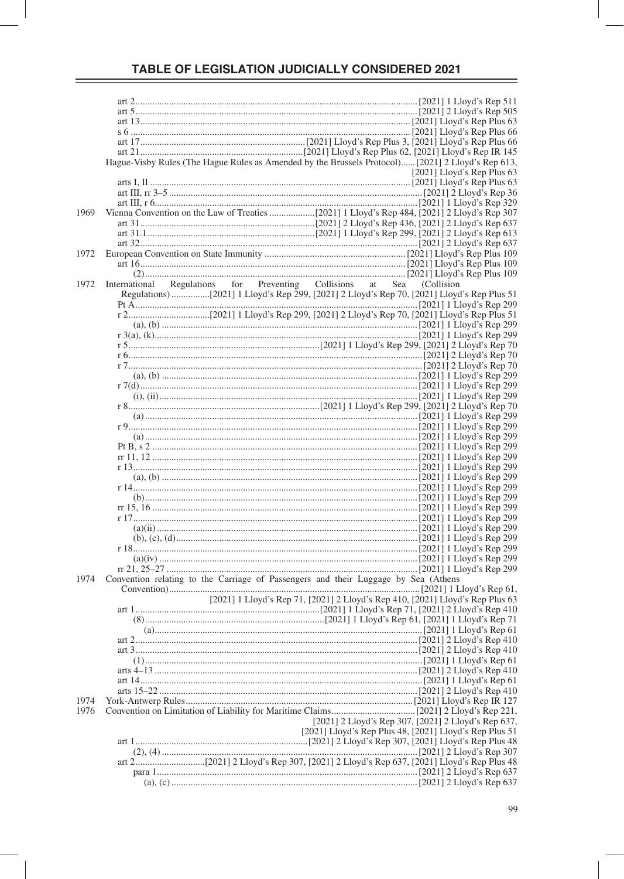# TABLE OF LEGISLATION JUDICIALLY CONSIDERED 2021

| | | |
|---|---|---|
| | art 2 | [2021] 1 Lloyd's Rep 511 |
| | art 5 | [2021] 2 Lloyd's Rep 505 |
| | art 13 | [2021] Lloyd's Rep Plus 63 |
| | s 6 | [2021] Lloyd's Rep Plus 66 |
| | art 17 | [2021] Lloyd's Rep Plus 3, [2021] Lloyd's Rep Plus 66 |
| | art 21 | [2021] Lloyd's Rep Plus 62, [2021] Lloyd's Rep IR 145 |
| | Hague-Visby Rules (The Hague Rules as Amended by the Brussels Protocol) | [2021] 2 Lloyd's Rep 613, [2021] Lloyd's Rep Plus 63 |
| | arts I, II | [2021] Lloyd's Rep Plus 63 |
| | art III, rr 3–5 | [2021] 2 Lloyd's Rep 36 |
| | art III, r 6 | [2021] 1 Lloyd's Rep 329 |
| 1969 | Vienna Convention on the Law of Treaties | [2021] 1 Lloyd's Rep 484, [2021] 2 Lloyd's Rep 307 |
| | art 31 | [2021] 2 Lloyd's Rep 436, [2021] 2 Lloyd's Rep 637 |
| | art 31.1 | [2021] 1 Lloyd's Rep 299, [2021] 2 Lloyd's Rep 613 |
| | art 32 | [2021] 2 Lloyd's Rep 637 |
| 1972 | European Convention on State Immunity | [2021] Lloyd's Rep Plus 109 |
| | art 16 | [2021] Lloyd's Rep Plus 109 |
| | (2) | [2021] Lloyd's Rep Plus 109 |
| 1972 | International Regulations for Preventing Collisions at Sea (Collision Regulations) | [2021] 1 Lloyd's Rep 299, [2021] 2 Lloyd's Rep 70, [2021] Lloyd's Rep Plus 51 |
| | Pt A | [2021] 1 Lloyd's Rep 299 |
| | r 2 | [2021] 1 Lloyd's Rep 299, [2021] 2 Lloyd's Rep 70, [2021] Lloyd's Rep Plus 51 |
| | (a), (b) | [2021] 1 Lloyd's Rep 299 |
| | r 3(a), (k) | [2021] 1 Lloyd's Rep 299 |
| | r 5 | [2021] 1 Lloyd's Rep 299, [2021] 2 Lloyd's Rep 70 |
| | r 6 | [2021] 2 Lloyd's Rep 70 |
| | r 7 | [2021] 2 Lloyd's Rep 70 |
| | (a), (b) | [2021] 1 Lloyd's Rep 299 |
| | r 7(d) | [2021] 1 Lloyd's Rep 299 |
| | (i), (ii) | [2021] 1 Lloyd's Rep 299 |
| | r 8 | [2021] 1 Lloyd's Rep 299, [2021] 2 Lloyd's Rep 70 |
| | (a) | [2021] 1 Lloyd's Rep 299 |
| | r 9 | [2021] 1 Lloyd's Rep 299 |
| | (a) | [2021] 1 Lloyd's Rep 299 |
| | Pt B, s 2 | [2021] 1 Lloyd's Rep 299 |
| | rr 11, 12 | [2021] 1 Lloyd's Rep 299 |
| | r 13 | [2021] 1 Lloyd's Rep 299 |
| | (a), (b) | [2021] 1 Lloyd's Rep 299 |
| | r 14 | [2021] 1 Lloyd's Rep 299 |
| | (b) | [2021] 1 Lloyd's Rep 299 |
| | rr 15, 16 | [2021] 1 Lloyd's Rep 299 |
| | r 17 | [2021] 1 Lloyd's Rep 299 |
| | (a)(ii) | [2021] 1 Lloyd's Rep 299 |
| | (b), (c), (d) | [2021] 1 Lloyd's Rep 299 |
| | r 18 | [2021] 1 Lloyd's Rep 299 |
| | (a)(iv) | [2021] 1 Lloyd's Rep 299 |
| | rr 21, 25–27 | [2021] 1 Lloyd's Rep 299 |
| 1974 | Convention relating to the Carriage of Passengers and their Luggage by Sea (Athens Convention) | [2021] 1 Lloyd's Rep 61, [2021] 1 Lloyd's Rep 71, [2021] 2 Lloyd's Rep 410, [2021] Lloyd's Rep Plus 63 |
| | art 1 | [2021] 1 Lloyd's Rep 71, [2021] 2 Lloyd's Rep 410 |
| | (8) | [2021] 1 Lloyd's Rep 61, [2021] 1 Lloyd's Rep 71 |
| | (a) | [2021] 1 Lloyd's Rep 61 |
| | art 2 | [2021] 2 Lloyd's Rep 410 |
| | art 3 | [2021] 2 Lloyd's Rep 410 |
| | (1) | [2021] 1 Lloyd's Rep 61 |
| | arts 4–13 | [2021] 2 Lloyd's Rep 410 |
| | art 14 | [2021] 1 Lloyd's Rep 61 |
| | arts 15–22 | [2021] 2 Lloyd's Rep 410 |
| 1974 | York-Antwerp Rules | [2021] Lloyd's Rep IR 127 |
| 1976 | Convention on Limitation of Liability for Maritime Claims | [2021] 2 Lloyd's Rep 221, [2021] 2 Lloyd's Rep 307, [2021] 2 Lloyd's Rep 637, [2021] Lloyd's Rep Plus 48, [2021] Lloyd's Rep Plus 51 |
| | art 1 | [2021] 2 Lloyd's Rep 307, [2021] Lloyd's Rep Plus 48 |
| | (2), (4) | [2021] 2 Lloyd's Rep 307 |
| | art 2 | [2021] 2 Lloyd's Rep 307, [2021] 2 Lloyd's Rep 637, [2021] Lloyd's Rep Plus 48 |
| | para 1 | [2021] 2 Lloyd's Rep 637 |
| | (a), (c) | [2021] 2 Lloyd's Rep 637 |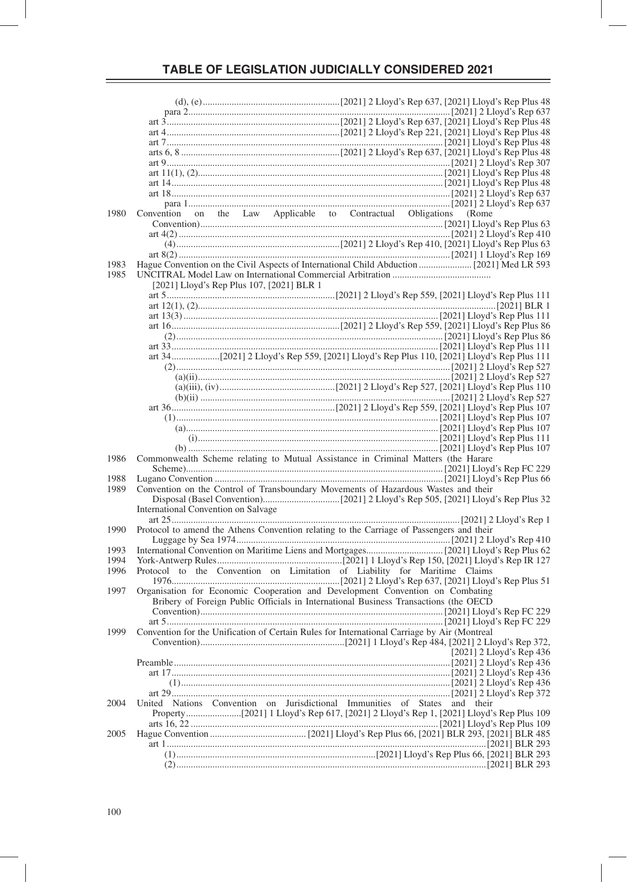# TABLE OF LEGISLATION JUDICIALLY CONSIDERED 2021

| | | |
|---|---|---|
| | (d), (e) | [2021] 2 Lloyd's Rep 637, [2021] Lloyd's Rep Plus 48 |
| | para 2 | [2021] 2 Lloyd's Rep 637 |
| | art 3 | [2021] 2 Lloyd's Rep 637, [2021] Lloyd's Rep Plus 48 |
| | art 4 | [2021] 2 Lloyd's Rep 221, [2021] Lloyd's Rep Plus 48 |
| | art 7 | [2021] Lloyd's Rep Plus 48 |
| | arts 6, 8 | [2021] 2 Lloyd's Rep 637, [2021] Lloyd's Rep Plus 48 |
| | art 9 | [2021] 2 Lloyd's Rep 307 |
| | art 11(1), (2) | [2021] Lloyd's Rep Plus 48 |
| | art 14 | [2021] Lloyd's Rep Plus 48 |
| | art 18 | [2021] 2 Lloyd's Rep 637 |
| | para 1 | [2021] 2 Lloyd's Rep 637 |
| 1980 | Convention on the Law Applicable to Contractual Obligations (Rome Convention) | [2021] Lloyd's Rep Plus 63 |
| | art 4(2) | [2021] 2 Lloyd's Rep 410 |
| | (4) | [2021] 2 Lloyd's Rep 410, [2021] Lloyd's Rep Plus 63 |
| | art 8(2) | [2021] 1 Lloyd's Rep 169 |
| 1983 | Hague Convention on the Civil Aspects of International Child Abduction | [2021] Med LR 593 |
| 1985 | UNCITRAL Model Law on International Commercial Arbitration | [2021] Lloyd's Rep Plus 107, [2021] BLR 1 |
| | art 5 | [2021] 2 Lloyd's Rep 559, [2021] Lloyd's Rep Plus 111 |
| | art 12(1), (2) | [2021] BLR 1 |
| | art 13(3) | [2021] Lloyd's Rep Plus 111 |
| | art 16 | [2021] 2 Lloyd's Rep 559, [2021] Lloyd's Rep Plus 86 |
| | (2) | [2021] Lloyd's Rep Plus 86 |
| | art 33 | [2021] Lloyd's Rep Plus 111 |
| | art 34 | [2021] 2 Lloyd's Rep 559, [2021] Lloyd's Rep Plus 110, [2021] Lloyd's Rep Plus 111 |
| | (2) | [2021] 2 Lloyd's Rep 527 |
| | (a)(ii) | [2021] 2 Lloyd's Rep 527 |
| | (a)(iii), (iv) | [2021] 2 Lloyd's Rep 527, [2021] Lloyd's Rep Plus 110 |
| | (b)(ii) | [2021] 2 Lloyd's Rep 527 |
| | art 36 | [2021] 2 Lloyd's Rep 559, [2021] Lloyd's Rep Plus 107 |
| | (1) | [2021] Lloyd's Rep Plus 107 |
| | (a) | [2021] Lloyd's Rep Plus 107 |
| | (i) | [2021] Lloyd's Rep Plus 111 |
| | (b) | [2021] Lloyd's Rep Plus 107 |
| 1986 | Commonwealth Scheme relating to Mutual Assistance in Criminal Matters (the Harare Scheme) | [2021] Lloyd's Rep FC 229 |
| 1988 | Lugano Convention | [2021] Lloyd's Rep Plus 66 |
| 1989 | Convention on the Control of Transboundary Movements of Hazardous Wastes and their Disposal (Basel Convention) | [2021] 2 Lloyd's Rep 505, [2021] Lloyd's Rep Plus 32 |
| | International Convention on Salvage | |
| | art 25 | [2021] 2 Lloyd's Rep 1 |
| 1990 | Protocol to amend the Athens Convention relating to the Carriage of Passengers and their Luggage by Sea 1974 | [2021] 2 Lloyd's Rep 410 |
| 1993 | International Convention on Maritime Liens and Mortgages | [2021] Lloyd's Rep Plus 62 |
| 1994 | York-Antwerp Rules | [2021] 1 Lloyd's Rep 150, [2021] Lloyd's Rep IR 127 |
| 1996 | Protocol to the Convention on Limitation of Liability for Maritime Claims 1976 | [2021] 2 Lloyd's Rep 637, [2021] Lloyd's Rep Plus 51 |
| 1997 | Organisation for Economic Cooperation and Development Convention on Combating Bribery of Foreign Public Officials in International Business Transactions (the OECD Convention) | [2021] Lloyd's Rep FC 229 |
| | art 5 | [2021] Lloyd's Rep FC 229 |
| 1999 | Convention for the Unification of Certain Rules for International Carriage by Air (Montreal Convention) | [2021] 1 Lloyd's Rep 484, [2021] 2 Lloyd's Rep 372, [2021] 2 Lloyd's Rep 436 |
| | Preamble | [2021] 2 Lloyd's Rep 436 |
| | art 17 | [2021] 2 Lloyd's Rep 436 |
| | (1) | [2021] 2 Lloyd's Rep 436 |
| | art 29 | [2021] 2 Lloyd's Rep 372 |
| 2004 | United Nations Convention on Jurisdictional Immunities of States and their Property | [2021] 1 Lloyd's Rep 617, [2021] 2 Lloyd's Rep 1, [2021] Lloyd's Rep Plus 109 |
| | arts 16, 22 | [2021] Lloyd's Rep Plus 109 |
| 2005 | Hague Convention | [2021] Lloyd's Rep Plus 66, [2021] BLR 293, [2021] BLR 485 |
| | art 1 | [2021] BLR 293 |
| | (1) | [2021] Lloyd's Rep Plus 66, [2021] BLR 293 |
| | (2) | [2021] BLR 293 |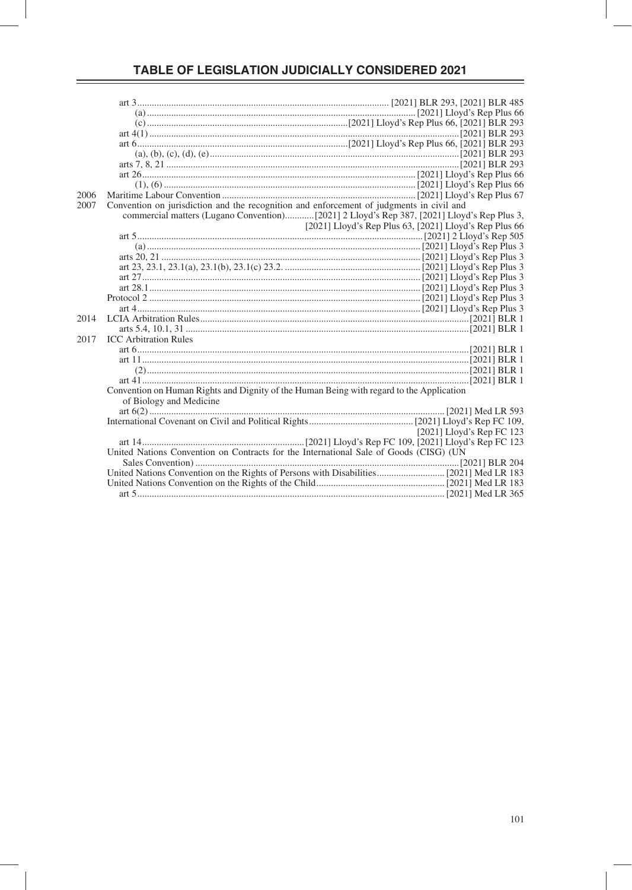## TABLE OF LEGISLATION JUDICIALLY CONSIDERED 2021

| | | |
|---|---|---|
| | art 3 | [2021] BLR 293, [2021] BLR 485 |
| | (a) | [2021] Lloyd's Rep Plus 66 |
| | (c) | [2021] Lloyd's Rep Plus 66, [2021] BLR 293 |
| | art 4(1) | [2021] BLR 293 |
| | art 6 | [2021] Lloyd's Rep Plus 66, [2021] BLR 293 |
| | (a), (b), (c), (d), (e) | [2021] BLR 293 |
| | arts 7, 8, 21 | [2021] BLR 293 |
| | art 26 | [2021] Lloyd's Rep Plus 66 |
| | (1), (6) | [2021] Lloyd's Rep Plus 66 |
| 2006 | Maritime Labour Convention | [2021] Lloyd's Rep Plus 67 |
| 2007 | Convention on jurisdiction and the recognition and enforcement of judgments in civil and commercial matters (Lugano Convention) | [2021] 2 Lloyd's Rep 387, [2021] Lloyd's Rep Plus 3, [2021] Lloyd's Rep Plus 63, [2021] Lloyd's Rep Plus 66 |
| | art 5 | [2021] 2 Lloyd's Rep 505 |
| | (a) | [2021] Lloyd's Rep Plus 3 |
| | arts 20, 21 | [2021] Lloyd's Rep Plus 3 |
| | art 23, 23.1, 23.1(a), 23.1(b), 23.1(c) 23.2. | [2021] Lloyd's Rep Plus 3 |
| | art 27 | [2021] Lloyd's Rep Plus 3 |
| | art 28.1 | [2021] Lloyd's Rep Plus 3 |
| | Protocol 2 | [2021] Lloyd's Rep Plus 3 |
| | art 4 | [2021] Lloyd's Rep Plus 3 |
| 2014 | LCIA Arbitration Rules | [2021] BLR 1 |
| | arts 5.4, 10.1, 31 | [2021] BLR 1 |
| 2017 | ICC Arbitration Rules | |
| | art 6 | [2021] BLR 1 |
| | art 11 | [2021] BLR 1 |
| | (2) | [2021] BLR 1 |
| | art 41 | [2021] BLR 1 |
| | Convention on Human Rights and Dignity of the Human Being with regard to the Application of Biology and Medicine | |
| | art 6(2) | [2021] Med LR 593 |
| | International Covenant on Civil and Political Rights | [2021] Lloyd's Rep FC 109, [2021] Lloyd's Rep FC 123 |
| | art 14 | [2021] Lloyd's Rep FC 109, [2021] Lloyd's Rep FC 123 |
| | United Nations Convention on Contracts for the International Sale of Goods (CISG) (UN Sales Convention) | [2021] BLR 204 |
| | United Nations Convention on the Rights of Persons with Disabilities | [2021] Med LR 183 |
| | United Nations Convention on the Rights of the Child | [2021] Med LR 183 |
| | art 5 | [2021] Med LR 365 |